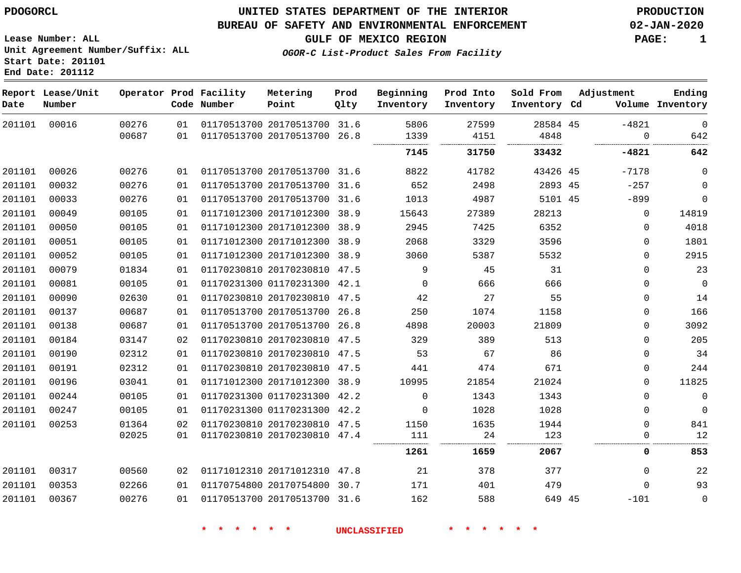PDOGORCL

# UNITED STATES DEPARTMENT OF THE INTERIOR
## BUREAU OF SAFETY AND ENVIRONMENTAL ENFORCEMENT
### GULF OF MEXICO REGION

*OGOR-C List-Product Sales From Facility*

PRODUCTION
02-JAN-2020

Lease Number: ALL
Unit Agreement Number/Suffix: ALL
Start Date: 201101
End Date: 201112

| Report Date | Lease/Unit Number | Operator | Prod Code | Facility Number | Metering Point | Prod Qlty | Beginning Inventory | Prod Into Inventory | Sold From Inventory | Adjustment Cd | Adjustment Volume | Ending Inventory |
|---|---|---|---|---|---|---|---|---|---|---|---|---|
| 201101 | 00016 | 00276 | 01 | 01170513700 | 20170513700 | 31.6 | 5806 | 27599 | 28584 | 45 | -4821 | 0 |
| | | 00687 | 01 | 01170513700 | 20170513700 | 26.8 | 1339 | 4151 | 4848 | | 0 | 642 |
| | | | | | | | **7145** | **31750** | **33432** | | **-4821** | **642** |
| 201101 | 00026 | 00276 | 01 | 01170513700 | 20170513700 | 31.6 | 8822 | 41782 | 43426 | 45 | -7178 | 0 |
| 201101 | 00032 | 00276 | 01 | 01170513700 | 20170513700 | 31.6 | 652 | 2498 | 2893 | 45 | -257 | 0 |
| 201101 | 00033 | 00276 | 01 | 01170513700 | 20170513700 | 31.6 | 1013 | 4987 | 5101 | 45 | -899 | 0 |
| 201101 | 00049 | 00105 | 01 | 01171012300 | 20171012300 | 38.9 | 15643 | 27389 | 28213 | | 0 | 14819 |
| 201101 | 00050 | 00105 | 01 | 01171012300 | 20171012300 | 38.9 | 2945 | 7425 | 6352 | | 0 | 4018 |
| 201101 | 00051 | 00105 | 01 | 01171012300 | 20171012300 | 38.9 | 2068 | 3329 | 3596 | | 0 | 1801 |
| 201101 | 00052 | 00105 | 01 | 01171012300 | 20171012300 | 38.9 | 3060 | 5387 | 5532 | | 0 | 2915 |
| 201101 | 00079 | 01834 | 01 | 01170230810 | 20170230810 | 47.5 | 9 | 45 | 31 | | 0 | 23 |
| 201101 | 00081 | 00105 | 01 | 01170231300 | 01170231300 | 42.1 | 0 | 666 | 666 | | 0 | 0 |
| 201101 | 00090 | 02630 | 01 | 01170230810 | 20170230810 | 47.5 | 42 | 27 | 55 | | 0 | 14 |
| 201101 | 00137 | 00687 | 01 | 01170513700 | 20170513700 | 26.8 | 250 | 1074 | 1158 | | 0 | 166 |
| 201101 | 00138 | 00687 | 01 | 01170513700 | 20170513700 | 26.8 | 4898 | 20003 | 21809 | | 0 | 3092 |
| 201101 | 00184 | 03147 | 02 | 01170230810 | 20170230810 | 47.5 | 329 | 389 | 513 | | 0 | 205 |
| 201101 | 00190 | 02312 | 01 | 01170230810 | 20170230810 | 47.5 | 53 | 67 | 86 | | 0 | 34 |
| 201101 | 00191 | 02312 | 01 | 01170230810 | 20170230810 | 47.5 | 441 | 474 | 671 | | 0 | 244 |
| 201101 | 00196 | 03041 | 01 | 01171012300 | 20171012300 | 38.9 | 10995 | 21854 | 21024 | | 0 | 11825 |
| 201101 | 00244 | 00105 | 01 | 01170231300 | 01170231300 | 42.2 | 0 | 1343 | 1343 | | 0 | 0 |
| 201101 | 00247 | 00105 | 01 | 01170231300 | 01170231300 | 42.2 | 0 | 1028 | 1028 | | 0 | 0 |
| 201101 | 00253 | 01364 | 02 | 01170230810 | 20170230810 | 47.5 | 1150 | 1635 | 1944 | | 0 | 841 |
| | | 02025 | 01 | 01170230810 | 20170230810 | 47.4 | 111 | 24 | 123 | | 0 | 12 |
| | | | | | | | **1261** | **1659** | **2067** | | **0** | **853** |
| 201101 | 00317 | 00560 | 02 | 01171012310 | 20171012310 | 47.8 | 21 | 378 | 377 | | 0 | 22 |
| 201101 | 00353 | 02266 | 01 | 01170754800 | 20170754800 | 30.7 | 171 | 401 | 479 | | 0 | 93 |
| 201101 | 00367 | 00276 | 01 | 01170513700 | 20170513700 | 31.6 | 162 | 588 | 649 | 45 | -101 | 0 |

* * * * * * UNCLASSIFIED * * * * * *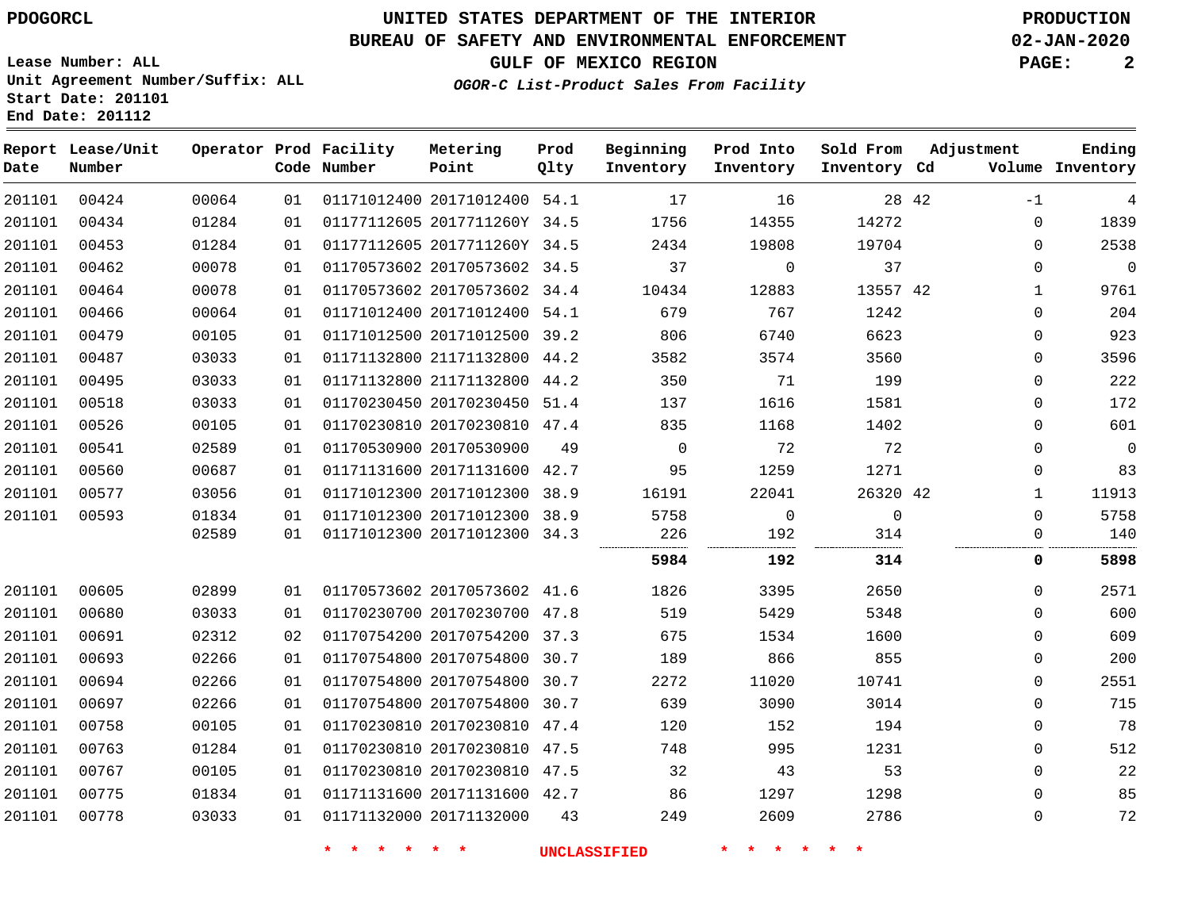PDOGORCL

# UNITED STATES DEPARTMENT OF THE INTERIOR
## BUREAU OF SAFETY AND ENVIRONMENTAL ENFORCEMENT
### GULF OF MEXICO REGION

*OGOR-C List-Product Sales From Facility*

PRODUCTION
02-JAN-2020

Lease Number: ALL
Unit Agreement Number/Suffix: ALL
Start Date: 201101
End Date: 201112

| Report Date | Lease/Unit Number | Operator | Prod Code | Facility Number | Metering Point | Prod Qlty | Beginning Inventory | Prod Into Inventory | Sold From Inventory | Adjustment Cd | Adjustment Volume | Ending Inventory |
|---|---|---|---|---|---|---|---|---|---|---|---|---|
| 201101 | 00424 | 00064 | 01 | 01171012400 | 20171012400 | 54.1 | 17 | 16 | 28 | 42 | -1 | 4 |
| 201101 | 00434 | 01284 | 01 | 01177112605 | 2017711260Y | 34.5 | 1756 | 14355 | 14272 | | 0 | 1839 |
| 201101 | 00453 | 01284 | 01 | 01177112605 | 2017711260Y | 34.5 | 2434 | 19808 | 19704 | | 0 | 2538 |
| 201101 | 00462 | 00078 | 01 | 01170573602 | 20170573602 | 34.5 | 37 | 0 | 37 | | 0 | 0 |
| 201101 | 00464 | 00078 | 01 | 01170573602 | 20170573602 | 34.4 | 10434 | 12883 | 13557 | 42 | 1 | 9761 |
| 201101 | 00466 | 00064 | 01 | 01171012400 | 20171012400 | 54.1 | 679 | 767 | 1242 | | 0 | 204 |
| 201101 | 00479 | 00105 | 01 | 01171012500 | 20171012500 | 39.2 | 806 | 6740 | 6623 | | 0 | 923 |
| 201101 | 00487 | 03033 | 01 | 01171132800 | 21171132800 | 44.2 | 3582 | 3574 | 3560 | | 0 | 3596 |
| 201101 | 00495 | 03033 | 01 | 01171132800 | 21171132800 | 44.2 | 350 | 71 | 199 | | 0 | 222 |
| 201101 | 00518 | 03033 | 01 | 01170230450 | 20170230450 | 51.4 | 137 | 1616 | 1581 | | 0 | 172 |
| 201101 | 00526 | 00105 | 01 | 01170230810 | 20170230810 | 47.4 | 835 | 1168 | 1402 | | 0 | 601 |
| 201101 | 00541 | 02589 | 01 | 01170530900 | 20170530900 | 49 | 0 | 72 | 72 | | 0 | 0 |
| 201101 | 00560 | 00687 | 01 | 01171131600 | 20171131600 | 42.7 | 95 | 1259 | 1271 | | 0 | 83 |
| 201101 | 00577 | 03056 | 01 | 01171012300 | 20171012300 | 38.9 | 16191 | 22041 | 26320 | 42 | 1 | 11913 |
| 201101 | 00593 | 01834 | 01 | 01171012300 | 20171012300 | 38.9 | 5758 | 0 | 0 | | 0 | 5758 |
| | | 02589 | 01 | 01171012300 | 20171012300 | 34.3 | 226 | 192 | 314 | | 0 | 140 |
| | | | | | | | **5984** | **192** | **314** | | **0** | **5898** |
| 201101 | 00605 | 02899 | 01 | 01170573602 | 20170573602 | 41.6 | 1826 | 3395 | 2650 | | 0 | 2571 |
| 201101 | 00680 | 03033 | 01 | 01170230700 | 20170230700 | 47.8 | 519 | 5429 | 5348 | | 0 | 600 |
| 201101 | 00691 | 02312 | 02 | 01170754200 | 20170754200 | 37.3 | 675 | 1534 | 1600 | | 0 | 609 |
| 201101 | 00693 | 02266 | 01 | 01170754800 | 20170754800 | 30.7 | 189 | 866 | 855 | | 0 | 200 |
| 201101 | 00694 | 02266 | 01 | 01170754800 | 20170754800 | 30.7 | 2272 | 11020 | 10741 | | 0 | 2551 |
| 201101 | 00697 | 02266 | 01 | 01170754800 | 20170754800 | 30.7 | 639 | 3090 | 3014 | | 0 | 715 |
| 201101 | 00758 | 00105 | 01 | 01170230810 | 20170230810 | 47.4 | 120 | 152 | 194 | | 0 | 78 |
| 201101 | 00763 | 01284 | 01 | 01170230810 | 20170230810 | 47.5 | 748 | 995 | 1231 | | 0 | 512 |
| 201101 | 00767 | 00105 | 01 | 01170230810 | 20170230810 | 47.5 | 32 | 43 | 53 | | 0 | 22 |
| 201101 | 00775 | 01834 | 01 | 01171131600 | 20171131600 | 42.7 | 86 | 1297 | 1298 | | 0 | 85 |
| 201101 | 00778 | 03033 | 01 | 01171132000 | 20171132000 | 43 | 249 | 2609 | 2786 | | 0 | 72 |

* * * * * * UNCLASSIFIED * * * * * *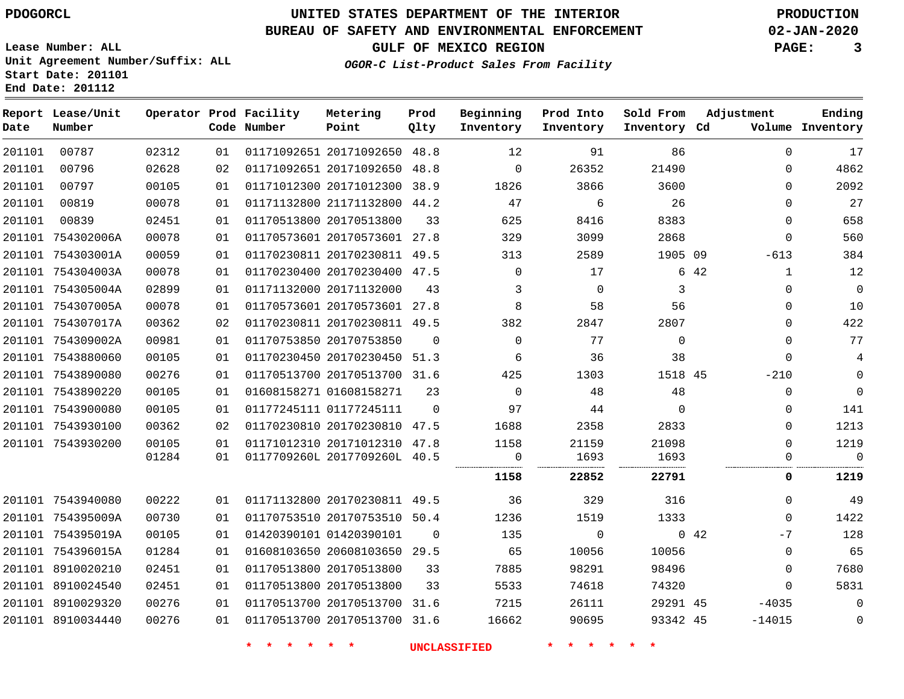PDOGORCL

# UNITED STATES DEPARTMENT OF THE INTERIOR
## BUREAU OF SAFETY AND ENVIRONMENTAL ENFORCEMENT
### GULF OF MEXICO REGION
*OGOR-C List-Product Sales From Facility*

PRODUCTION
02-JAN-2020

Lease Number: ALL
Unit Agreement Number/Suffix: ALL
Start Date: 201101
End Date: 201112

| Report Date | Lease/Unit Number | Operator | Prod Code | Facility Number | Metering Point | Prod Qlty | Beginning Inventory | Prod Into Inventory | Sold From Inventory | Adjustment Cd | Volume | Ending Inventory |
|---|---|---|---|---|---|---|---|---|---|---|---|---|
| 201101 | 00787 | 02312 | 01 | 01171092651 | 20171092650 | 48.8 | 12 | 91 | 86 | | 0 | 17 |
| 201101 | 00796 | 02628 | 02 | 01171092651 | 20171092650 | 48.8 | 0 | 26352 | 21490 | | 0 | 4862 |
| 201101 | 00797 | 00105 | 01 | 01171012300 | 20171012300 | 38.9 | 1826 | 3866 | 3600 | | 0 | 2092 |
| 201101 | 00819 | 00078 | 01 | 01171132800 | 21171132800 | 44.2 | 47 | 6 | 26 | | 0 | 27 |
| 201101 | 00839 | 02451 | 01 | 01170513800 | 20170513800 | 33 | 625 | 8416 | 8383 | | 0 | 658 |
| 201101 | 754302006A | 00078 | 01 | 01170573601 | 20170573601 | 27.8 | 329 | 3099 | 2868 | | 0 | 560 |
| 201101 | 754303001A | 00059 | 01 | 01170230811 | 20170230811 | 49.5 | 313 | 2589 | 1905 | 09 | -613 | 384 |
| 201101 | 754304003A | 00078 | 01 | 01170230400 | 20170230400 | 47.5 | 0 | 17 | 6 | 42 | 1 | 12 |
| 201101 | 754305004A | 02899 | 01 | 01171132000 | 20171132000 | 43 | 3 | 0 | 3 | | 0 | 0 |
| 201101 | 754307005A | 00078 | 01 | 01170573601 | 20170573601 | 27.8 | 8 | 58 | 56 | | 0 | 10 |
| 201101 | 754307017A | 00362 | 02 | 01170230811 | 20170230811 | 49.5 | 382 | 2847 | 2807 | | 0 | 422 |
| 201101 | 754309002A | 00981 | 01 | 01170753850 | 20170753850 | 0 | 0 | 77 | 0 | | 0 | 77 |
| 201101 | 7543880060 | 00105 | 01 | 01170230450 | 20170230450 | 51.3 | 6 | 36 | 38 | | 0 | 4 |
| 201101 | 7543890080 | 00276 | 01 | 01170513700 | 20170513700 | 31.6 | 425 | 1303 | 1518 | 45 | -210 | 0 |
| 201101 | 7543890220 | 00105 | 01 | 01608158271 | 01608158271 | 23 | 0 | 48 | 48 | | 0 | 0 |
| 201101 | 7543900080 | 00105 | 01 | 01177245111 | 01177245111 | 0 | 97 | 44 | 0 | | 0 | 141 |
| 201101 | 7543930100 | 00362 | 02 | 01170230810 | 20170230810 | 47.5 | 1688 | 2358 | 2833 | | 0 | 1213 |
| 201101 | 7543930200 | 00105 | 01 | 01171012310 | 20171012310 | 47.8 | 1158 | 21159 | 21098 | | 0 | 1219 |
| | | 01284 | 01 | 0117709260L | 2017709260L | 40.5 | 0 | 1693 | 1693 | | 0 | 0 |
| | | | | | | | **1158** | **22852** | **22791** | | **0** | **1219** |
| 201101 | 7543940080 | 00222 | 01 | 01171132800 | 20170230811 | 49.5 | 36 | 329 | 316 | | 0 | 49 |
| 201101 | 754395009A | 00730 | 01 | 01170753510 | 20170753510 | 50.4 | 1236 | 1519 | 1333 | | 0 | 1422 |
| 201101 | 754395019A | 00105 | 01 | 01420390101 | 01420390101 | 0 | 135 | 0 | 0 | 42 | -7 | 128 |
| 201101 | 754396015A | 01284 | 01 | 01608103650 | 20608103650 | 29.5 | 65 | 10056 | 10056 | | 0 | 65 |
| 201101 | 8910020210 | 02451 | 01 | 01170513800 | 20170513800 | 33 | 7885 | 98291 | 98496 | | 0 | 7680 |
| 201101 | 8910024540 | 02451 | 01 | 01170513800 | 20170513800 | 33 | 5533 | 74618 | 74320 | | 0 | 5831 |
| 201101 | 8910029320 | 00276 | 01 | 01170513700 | 20170513700 | 31.6 | 7215 | 26111 | 29291 | 45 | -4035 | 0 |
| 201101 | 8910034440 | 00276 | 01 | 01170513700 | 20170513700 | 31.6 | 16662 | 90695 | 93342 | 45 | -14015 | 0 |

* * * * * * UNCLASSIFIED * * * * * *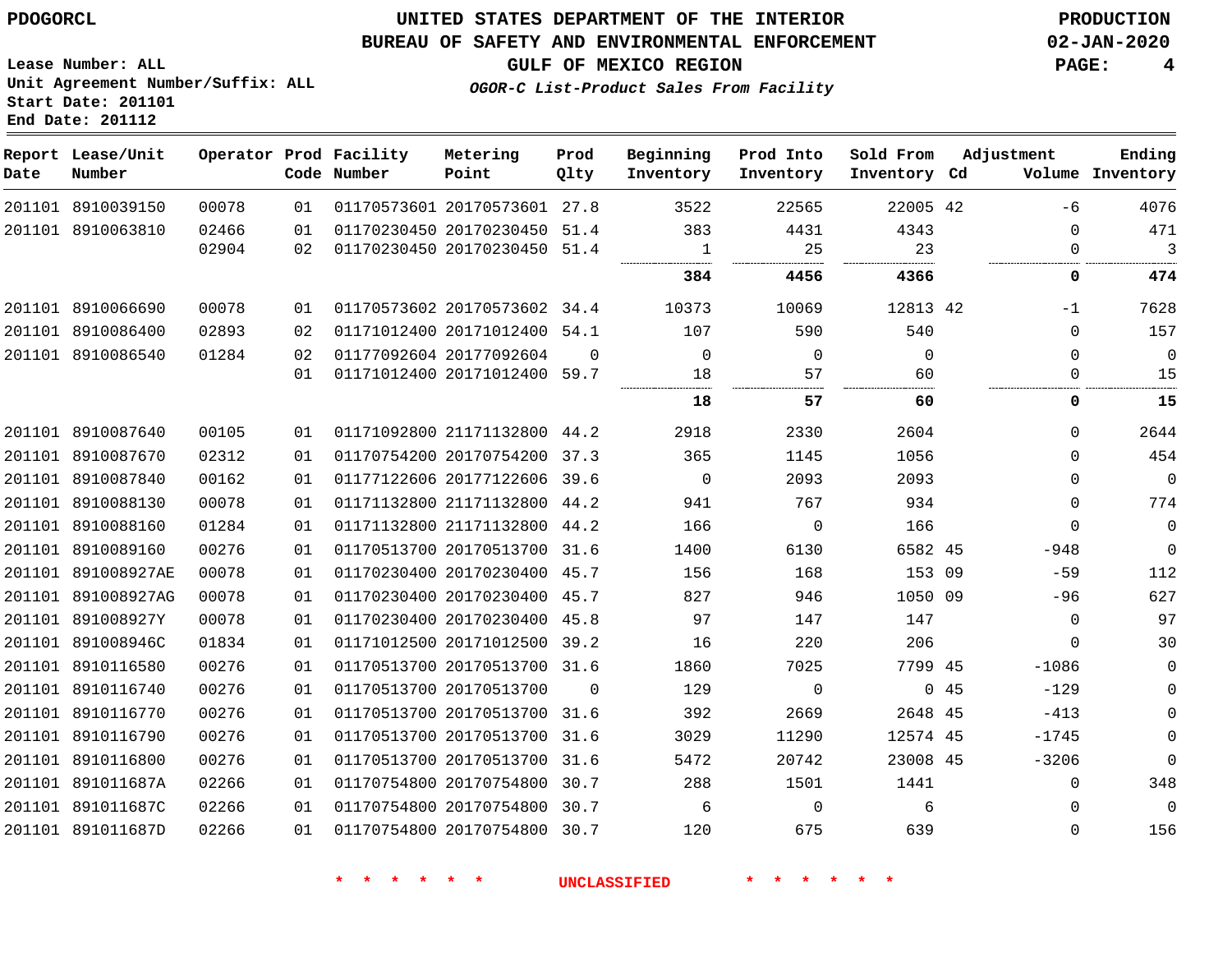PDOGORCL

# UNITED STATES DEPARTMENT OF THE INTERIOR
## BUREAU OF SAFETY AND ENVIRONMENTAL ENFORCEMENT
### GULF OF MEXICO REGION

*OGOR-C List-Product Sales From Facility*

PRODUCTION
02-JAN-2020

Lease Number: ALL
Unit Agreement Number/Suffix: ALL
Start Date: 201101
End Date: 201112

| Report Date | Lease/Unit Number | Operator | Prod Code | Facility Number | Metering Point | Prod Qlty | Beginning Inventory | Prod Into Inventory | Sold From Inventory | Adjustment Cd | Adjustment Volume | Ending Inventory |
|---|---|---|---|---|---|---|---|---|---|---|---|---|
| 201101 | 8910039150 | 00078 | 01 | 01170573601 | 20170573601 | 27.8 | 3522 | 22565 | 22005 | 42 | -6 | 4076 |
| 201101 | 8910063810 | 02466 | 01 | 01170230450 | 20170230450 | 51.4 | 383 | 4431 | 4343 | | 0 | 471 |
| | | 02904 | 02 | 01170230450 | 20170230450 | 51.4 | 1 | 25 | 23 | | 0 | 3 |
| | | | | | | | **384** | **4456** | **4366** | | **0** | **474** |
| 201101 | 8910066690 | 00078 | 01 | 01170573602 | 20170573602 | 34.4 | 10373 | 10069 | 12813 | 42 | -1 | 7628 |
| 201101 | 8910086400 | 02893 | 02 | 01171012400 | 20171012400 | 54.1 | 107 | 590 | 540 | | 0 | 157 |
| 201101 | 8910086540 | 01284 | 02 | 01177092604 | 20177092604 | 0 | 0 | 0 | 0 | | 0 | 0 |
| | | | 01 | 01171012400 | 20171012400 | 59.7 | 18 | 57 | 60 | | 0 | 15 |
| | | | | | | | **18** | **57** | **60** | | **0** | **15** |
| 201101 | 8910087640 | 00105 | 01 | 01171092800 | 21171132800 | 44.2 | 2918 | 2330 | 2604 | | 0 | 2644 |
| 201101 | 8910087670 | 02312 | 01 | 01170754200 | 20170754200 | 37.3 | 365 | 1145 | 1056 | | 0 | 454 |
| 201101 | 8910087840 | 00162 | 01 | 01177122606 | 20177122606 | 39.6 | 0 | 2093 | 2093 | | 0 | 0 |
| 201101 | 8910088130 | 00078 | 01 | 01171132800 | 21171132800 | 44.2 | 941 | 767 | 934 | | 0 | 774 |
| 201101 | 8910088160 | 01284 | 01 | 01171132800 | 21171132800 | 44.2 | 166 | 0 | 166 | | 0 | 0 |
| 201101 | 8910089160 | 00276 | 01 | 01170513700 | 20170513700 | 31.6 | 1400 | 6130 | 6582 | 45 | -948 | 0 |
| 201101 | 891008927AE | 00078 | 01 | 01170230400 | 20170230400 | 45.7 | 156 | 168 | 153 | 09 | -59 | 112 |
| 201101 | 891008927AG | 00078 | 01 | 01170230400 | 20170230400 | 45.7 | 827 | 946 | 1050 | 09 | -96 | 627 |
| 201101 | 891008927Y | 00078 | 01 | 01170230400 | 20170230400 | 45.8 | 97 | 147 | 147 | | 0 | 97 |
| 201101 | 891008946C | 01834 | 01 | 01171012500 | 20171012500 | 39.2 | 16 | 220 | 206 | | 0 | 30 |
| 201101 | 8910116580 | 00276 | 01 | 01170513700 | 20170513700 | 31.6 | 1860 | 7025 | 7799 | 45 | -1086 | 0 |
| 201101 | 8910116740 | 00276 | 01 | 01170513700 | 20170513700 | 0 | 129 | 0 | 0 | 45 | -129 | 0 |
| 201101 | 8910116770 | 00276 | 01 | 01170513700 | 20170513700 | 31.6 | 392 | 2669 | 2648 | 45 | -413 | 0 |
| 201101 | 8910116790 | 00276 | 01 | 01170513700 | 20170513700 | 31.6 | 3029 | 11290 | 12574 | 45 | -1745 | 0 |
| 201101 | 8910116800 | 00276 | 01 | 01170513700 | 20170513700 | 31.6 | 5472 | 20742 | 23008 | 45 | -3206 | 0 |
| 201101 | 891011687A | 02266 | 01 | 01170754800 | 20170754800 | 30.7 | 288 | 1501 | 1441 | | 0 | 348 |
| 201101 | 891011687C | 02266 | 01 | 01170754800 | 20170754800 | 30.7 | 6 | 0 | 6 | | 0 | 0 |
| 201101 | 891011687D | 02266 | 01 | 01170754800 | 20170754800 | 30.7 | 120 | 675 | 639 | | 0 | 156 |

* * * * * * UNCLASSIFIED * * * * * *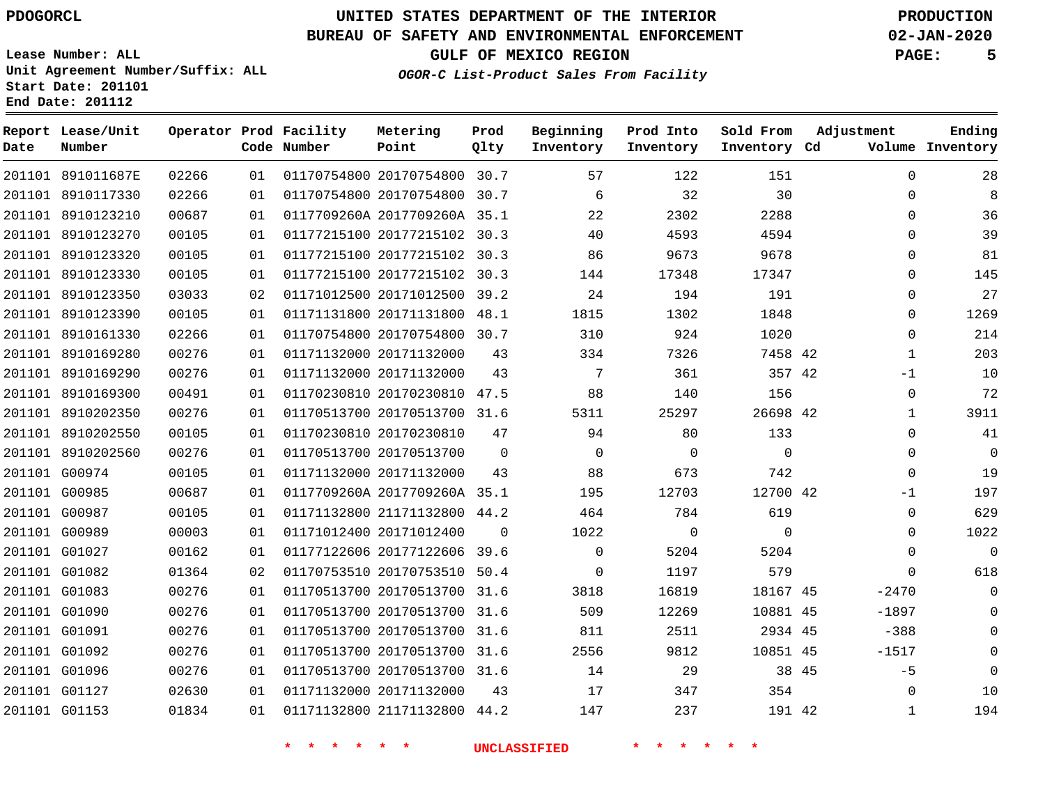PDOGORCL

# UNITED STATES DEPARTMENT OF THE INTERIOR
## BUREAU OF SAFETY AND ENVIRONMENTAL ENFORCEMENT
### GULF OF MEXICO REGION
*OGOR-C List-Product Sales From Facility*

PRODUCTION 02-JAN-2020

Lease Number: ALL
Unit Agreement Number/Suffix: ALL
Start Date: 201101
End Date: 201112

| Report Date | Lease/Unit Number | Operator | Prod Code | Facility Number | Metering Point | Prod Qlty | Beginning Inventory | Prod Into Inventory | Sold From Inventory | Adjustment Cd | Adjustment Volume | Ending Inventory |
|---|---|---|---|---|---|---|---|---|---|---|---|---|
| 201101 | 891011687E | 02266 | 01 | 01170754800 | 20170754800 | 30.7 | 57 | 122 | 151 | | 0 | 28 |
| 201101 | 8910117330 | 02266 | 01 | 01170754800 | 20170754800 | 30.7 | 6 | 32 | 30 | | 0 | 8 |
| 201101 | 8910123210 | 00687 | 01 | 0117709260A | 2017709260A | 35.1 | 22 | 2302 | 2288 | | 0 | 36 |
| 201101 | 8910123270 | 00105 | 01 | 01177215100 | 20177215102 | 30.3 | 40 | 4593 | 4594 | | 0 | 39 |
| 201101 | 8910123320 | 00105 | 01 | 01177215100 | 20177215102 | 30.3 | 86 | 9673 | 9678 | | 0 | 81 |
| 201101 | 8910123330 | 00105 | 01 | 01177215100 | 20177215102 | 30.3 | 144 | 17348 | 17347 | | 0 | 145 |
| 201101 | 8910123350 | 03033 | 02 | 01171012500 | 20171012500 | 39.2 | 24 | 194 | 191 | | 0 | 27 |
| 201101 | 8910123390 | 00105 | 01 | 01171131800 | 20171131800 | 48.1 | 1815 | 1302 | 1848 | | 0 | 1269 |
| 201101 | 8910161330 | 02266 | 01 | 01170754800 | 20170754800 | 30.7 | 310 | 924 | 1020 | | 0 | 214 |
| 201101 | 8910169280 | 00276 | 01 | 01171132000 | 20171132000 | 43 | 334 | 7326 | 7458 | 42 | 1 | 203 |
| 201101 | 8910169290 | 00276 | 01 | 01171132000 | 20171132000 | 43 | 7 | 361 | 357 | 42 | -1 | 10 |
| 201101 | 8910169300 | 00491 | 01 | 01170230810 | 20170230810 | 47.5 | 88 | 140 | 156 | | 0 | 72 |
| 201101 | 8910202350 | 00276 | 01 | 01170513700 | 20170513700 | 31.6 | 5311 | 25297 | 26698 | 42 | 1 | 3911 |
| 201101 | 8910202550 | 00105 | 01 | 01170230810 | 20170230810 | 47 | 94 | 80 | 133 | | 0 | 41 |
| 201101 | 8910202560 | 00276 | 01 | 01170513700 | 20170513700 | 0 | 0 | 0 | 0 | | 0 | 0 |
| 201101 | G00974 | 00105 | 01 | 01171132000 | 20171132000 | 43 | 88 | 673 | 742 | | 0 | 19 |
| 201101 | G00985 | 00687 | 01 | 0117709260A | 2017709260A | 35.1 | 195 | 12703 | 12700 | 42 | -1 | 197 |
| 201101 | G00987 | 00105 | 01 | 01171132800 | 21171132800 | 44.2 | 464 | 784 | 619 | | 0 | 629 |
| 201101 | G00989 | 00003 | 01 | 01171012400 | 20171012400 | 0 | 1022 | 0 | 0 | | 0 | 1022 |
| 201101 | G01027 | 00162 | 01 | 01177122606 | 20177122606 | 39.6 | 0 | 5204 | 5204 | | 0 | 0 |
| 201101 | G01082 | 01364 | 02 | 01170753510 | 20170753510 | 50.4 | 0 | 1197 | 579 | | 0 | 618 |
| 201101 | G01083 | 00276 | 01 | 01170513700 | 20170513700 | 31.6 | 3818 | 16819 | 18167 | 45 | -2470 | 0 |
| 201101 | G01090 | 00276 | 01 | 01170513700 | 20170513700 | 31.6 | 509 | 12269 | 10881 | 45 | -1897 | 0 |
| 201101 | G01091 | 00276 | 01 | 01170513700 | 20170513700 | 31.6 | 811 | 2511 | 2934 | 45 | -388 | 0 |
| 201101 | G01092 | 00276 | 01 | 01170513700 | 20170513700 | 31.6 | 2556 | 9812 | 10851 | 45 | -1517 | 0 |
| 201101 | G01096 | 00276 | 01 | 01170513700 | 20170513700 | 31.6 | 14 | 29 | 38 | 45 | -5 | 0 |
| 201101 | G01127 | 02630 | 01 | 01171132000 | 20171132000 | 43 | 17 | 347 | 354 | | 0 | 10 |
| 201101 | G01153 | 01834 | 01 | 01171132800 | 21171132800 | 44.2 | 147 | 237 | 191 | 42 | 1 | 194 |

\* \* \* \* \* \* UNCLASSIFIED \* \* \* \* \* \*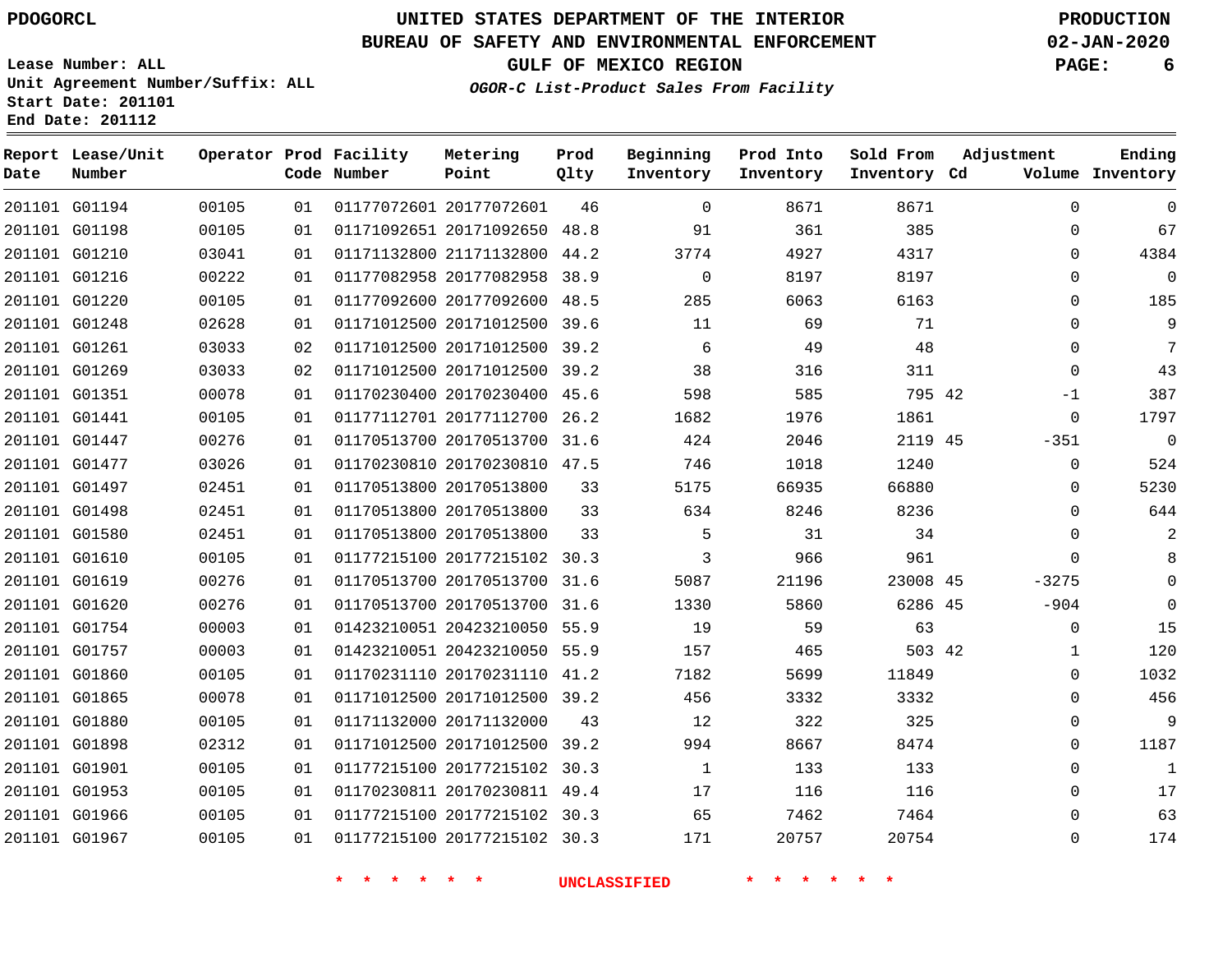PDOGORCL

# UNITED STATES DEPARTMENT OF THE INTERIOR
## BUREAU OF SAFETY AND ENVIRONMENTAL ENFORCEMENT
### GULF OF MEXICO REGION
*OGOR-C List-Product Sales From Facility*

PRODUCTION
02-JAN-2020

Lease Number: ALL
Unit Agreement Number/Suffix: ALL
Start Date: 201101
End Date: 201112

| Report Date | Lease/Unit Number | Operator | Prod Code | Facility Number | Metering Point | Prod Qlty | Beginning Inventory | Prod Into Inventory | Sold From Inventory | Adjustment Cd | Adjustment Volume | Ending Inventory |
|---|---|---|---|---|---|---|---|---|---|---|---|---|
| 201101 | G01194 | 00105 | 01 | 01177072601 | 20177072601 | 46 | 0 | 8671 | 8671 | | 0 | 0 |
| 201101 | G01198 | 00105 | 01 | 01171092651 | 20171092650 | 48.8 | 91 | 361 | 385 | | 0 | 67 |
| 201101 | G01210 | 03041 | 01 | 01171132800 | 21171132800 | 44.2 | 3774 | 4927 | 4317 | | 0 | 4384 |
| 201101 | G01216 | 00222 | 01 | 01177082958 | 20177082958 | 38.9 | 0 | 8197 | 8197 | | 0 | 0 |
| 201101 | G01220 | 00105 | 01 | 01177092600 | 20177092600 | 48.5 | 285 | 6063 | 6163 | | 0 | 185 |
| 201101 | G01248 | 02628 | 01 | 01171012500 | 20171012500 | 39.6 | 11 | 69 | 71 | | 0 | 9 |
| 201101 | G01261 | 03033 | 02 | 01171012500 | 20171012500 | 39.2 | 6 | 49 | 48 | | 0 | 7 |
| 201101 | G01269 | 03033 | 02 | 01171012500 | 20171012500 | 39.2 | 38 | 316 | 311 | | 0 | 43 |
| 201101 | G01351 | 00078 | 01 | 01170230400 | 20170230400 | 45.6 | 598 | 585 | 795 | 42 | -1 | 387 |
| 201101 | G01441 | 00105 | 01 | 01177112701 | 20177112700 | 26.2 | 1682 | 1976 | 1861 | | 0 | 1797 |
| 201101 | G01447 | 00276 | 01 | 01170513700 | 20170513700 | 31.6 | 424 | 2046 | 2119 | 45 | -351 | 0 |
| 201101 | G01477 | 03026 | 01 | 01170230810 | 20170230810 | 47.5 | 746 | 1018 | 1240 | | 0 | 524 |
| 201101 | G01497 | 02451 | 01 | 01170513800 | 20170513800 | 33 | 5175 | 66935 | 66880 | | 0 | 5230 |
| 201101 | G01498 | 02451 | 01 | 01170513800 | 20170513800 | 33 | 634 | 8246 | 8236 | | 0 | 644 |
| 201101 | G01580 | 02451 | 01 | 01170513800 | 20170513800 | 33 | 5 | 31 | 34 | | 0 | 2 |
| 201101 | G01610 | 00105 | 01 | 01177215100 | 20177215102 | 30.3 | 3 | 966 | 961 | | 0 | 8 |
| 201101 | G01619 | 00276 | 01 | 01170513700 | 20170513700 | 31.6 | 5087 | 21196 | 23008 | 45 | -3275 | 0 |
| 201101 | G01620 | 00276 | 01 | 01170513700 | 20170513700 | 31.6 | 1330 | 5860 | 6286 | 45 | -904 | 0 |
| 201101 | G01754 | 00003 | 01 | 01423210051 | 20423210050 | 55.9 | 19 | 59 | 63 | | 0 | 15 |
| 201101 | G01757 | 00003 | 01 | 01423210051 | 20423210050 | 55.9 | 157 | 465 | 503 | 42 | 1 | 120 |
| 201101 | G01860 | 00105 | 01 | 01170231110 | 20170231110 | 41.2 | 7182 | 5699 | 11849 | | 0 | 1032 |
| 201101 | G01865 | 00078 | 01 | 01171012500 | 20171012500 | 39.2 | 456 | 3332 | 3332 | | 0 | 456 |
| 201101 | G01880 | 00105 | 01 | 01171132000 | 20171132000 | 43 | 12 | 322 | 325 | | 0 | 9 |
| 201101 | G01898 | 02312 | 01 | 01171012500 | 20171012500 | 39.2 | 994 | 8667 | 8474 | | 0 | 1187 |
| 201101 | G01901 | 00105 | 01 | 01177215100 | 20177215102 | 30.3 | 1 | 133 | 133 | | 0 | 1 |
| 201101 | G01953 | 00105 | 01 | 01170230811 | 20170230811 | 49.4 | 17 | 116 | 116 | | 0 | 17 |
| 201101 | G01966 | 00105 | 01 | 01177215100 | 20177215102 | 30.3 | 65 | 7462 | 7464 | | 0 | 63 |
| 201101 | G01967 | 00105 | 01 | 01177215100 | 20177215102 | 30.3 | 171 | 20757 | 20754 | | 0 | 174 |

* * * * * * UNCLASSIFIED * * * * * *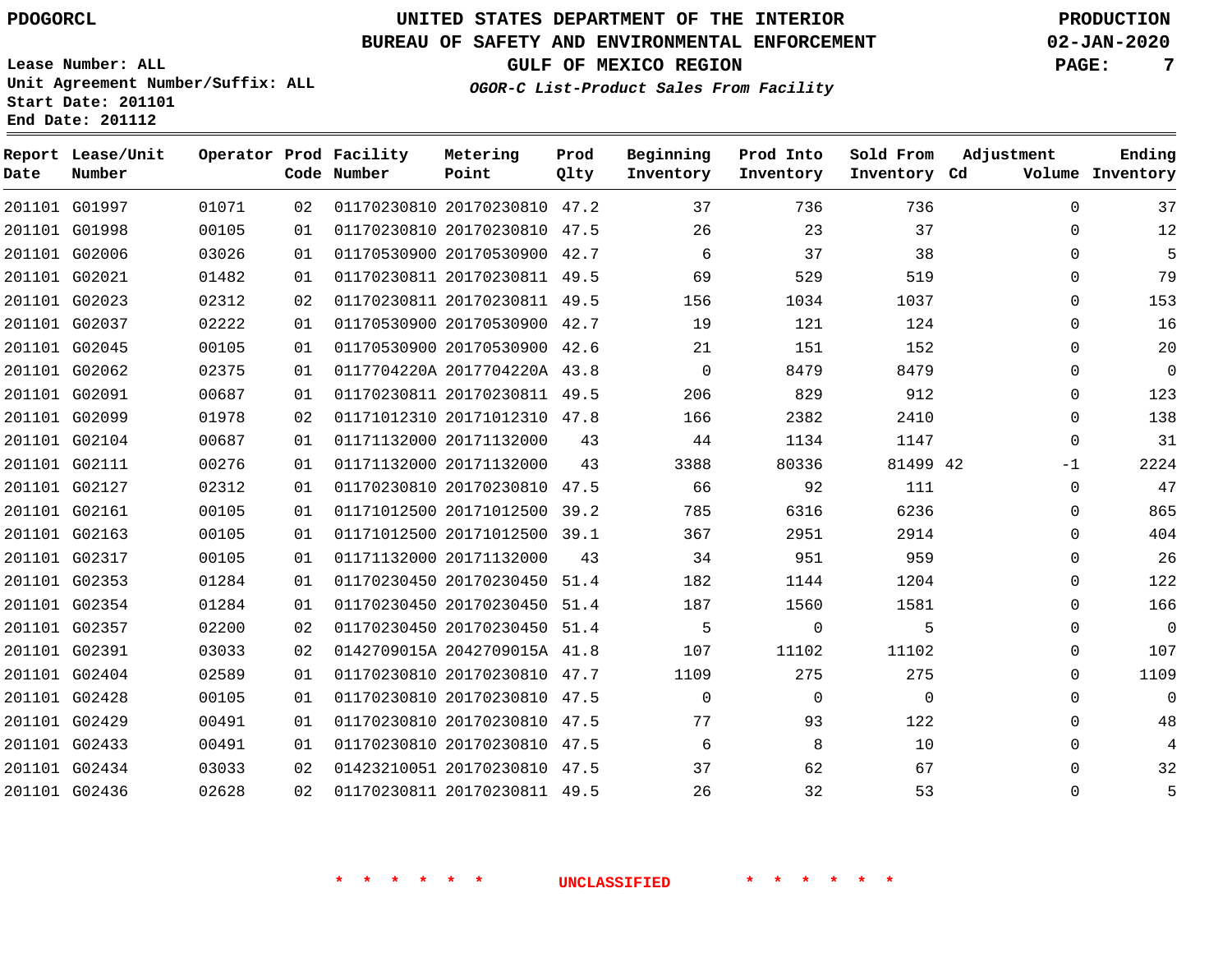PDOGORCL

# UNITED STATES DEPARTMENT OF THE INTERIOR
## BUREAU OF SAFETY AND ENVIRONMENTAL ENFORCEMENT
### GULF OF MEXICO REGION

PRODUCTION
02-JAN-2020

Lease Number: ALL
Unit Agreement Number/Suffix: ALL
Start Date: 201101
End Date: 201112

*OGOR-C List-Product Sales From Facility*

| Report Date | Lease/Unit Number | Operator | Prod Code | Facility Number | Metering Point | Prod Qlty | Beginning Inventory | Prod Into Inventory | Sold From Inventory | Adjustment Cd | Adjustment Volume | Ending Inventory |
|---|---|---|---|---|---|---|---|---|---|---|---|---|
| 201101 | G01997 | 01071 | 02 | 01170230810 | 20170230810 | 47.2 | 37 | 736 | 736 | | 0 | 37 |
| 201101 | G01998 | 00105 | 01 | 01170230810 | 20170230810 | 47.5 | 26 | 23 | 37 | | 0 | 12 |
| 201101 | G02006 | 03026 | 01 | 01170530900 | 20170530900 | 42.7 | 6 | 37 | 38 | | 0 | 5 |
| 201101 | G02021 | 01482 | 01 | 01170230811 | 20170230811 | 49.5 | 69 | 529 | 519 | | 0 | 79 |
| 201101 | G02023 | 02312 | 02 | 01170230811 | 20170230811 | 49.5 | 156 | 1034 | 1037 | | 0 | 153 |
| 201101 | G02037 | 02222 | 01 | 01170530900 | 20170530900 | 42.7 | 19 | 121 | 124 | | 0 | 16 |
| 201101 | G02045 | 00105 | 01 | 01170530900 | 20170530900 | 42.6 | 21 | 151 | 152 | | 0 | 20 |
| 201101 | G02062 | 02375 | 01 | 0117704220A | 2017704220A | 43.8 | 0 | 8479 | 8479 | | 0 | 0 |
| 201101 | G02091 | 00687 | 01 | 01170230811 | 20170230811 | 49.5 | 206 | 829 | 912 | | 0 | 123 |
| 201101 | G02099 | 01978 | 02 | 01171012310 | 20171012310 | 47.8 | 166 | 2382 | 2410 | | 0 | 138 |
| 201101 | G02104 | 00687 | 01 | 01171132000 | 20171132000 | 43 | 44 | 1134 | 1147 | | 0 | 31 |
| 201101 | G02111 | 00276 | 01 | 01171132000 | 20171132000 | 43 | 3388 | 80336 | 81499 | 42 | -1 | 2224 |
| 201101 | G02127 | 02312 | 01 | 01170230810 | 20170230810 | 47.5 | 66 | 92 | 111 | | 0 | 47 |
| 201101 | G02161 | 00105 | 01 | 01171012500 | 20171012500 | 39.2 | 785 | 6316 | 6236 | | 0 | 865 |
| 201101 | G02163 | 00105 | 01 | 01171012500 | 20171012500 | 39.1 | 367 | 2951 | 2914 | | 0 | 404 |
| 201101 | G02317 | 00105 | 01 | 01171132000 | 20171132000 | 43 | 34 | 951 | 959 | | 0 | 26 |
| 201101 | G02353 | 01284 | 01 | 01170230450 | 20170230450 | 51.4 | 182 | 1144 | 1204 | | 0 | 122 |
| 201101 | G02354 | 01284 | 01 | 01170230450 | 20170230450 | 51.4 | 187 | 1560 | 1581 | | 0 | 166 |
| 201101 | G02357 | 02200 | 02 | 01170230450 | 20170230450 | 51.4 | 5 | 0 | 5 | | 0 | 0 |
| 201101 | G02391 | 03033 | 02 | 0142709015A | 2042709015A | 41.8 | 107 | 11102 | 11102 | | 0 | 107 |
| 201101 | G02404 | 02589 | 01 | 01170230810 | 20170230810 | 47.7 | 1109 | 275 | 275 | | 0 | 1109 |
| 201101 | G02428 | 00105 | 01 | 01170230810 | 20170230810 | 47.5 | 0 | 0 | 0 | | 0 | 0 |
| 201101 | G02429 | 00491 | 01 | 01170230810 | 20170230810 | 47.5 | 77 | 93 | 122 | | 0 | 48 |
| 201101 | G02433 | 00491 | 01 | 01170230810 | 20170230810 | 47.5 | 6 | 8 | 10 | | 0 | 4 |
| 201101 | G02434 | 03033 | 02 | 01423210051 | 20170230810 | 47.5 | 37 | 62 | 67 | | 0 | 32 |
| 201101 | G02436 | 02628 | 02 | 01170230811 | 20170230811 | 49.5 | 26 | 32 | 53 | | 0 | 5 |

* * * * * * UNCLASSIFIED * * * * * *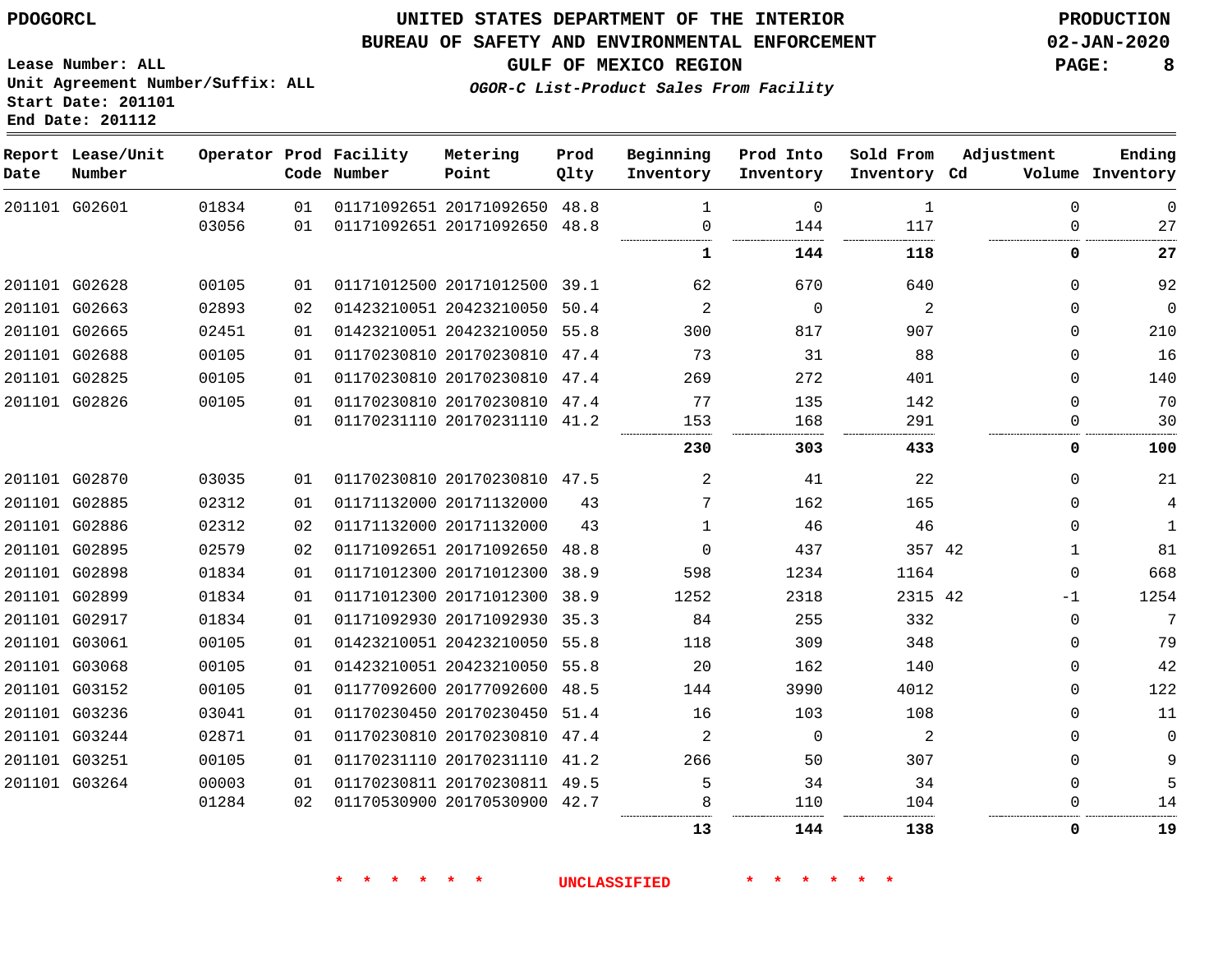PDOGORCL

# UNITED STATES DEPARTMENT OF THE INTERIOR
## BUREAU OF SAFETY AND ENVIRONMENTAL ENFORCEMENT
### GULF OF MEXICO REGION
*OGOR-C List-Product Sales From Facility*

PRODUCTION
02-JAN-2020

Lease Number: ALL
Unit Agreement Number/Suffix: ALL
Start Date: 201101
End Date: 201112

| Report Date | Lease/Unit Number | Operator | Prod Code | Facility Number | Metering Point | Prod Qlty | Beginning Inventory | Prod Into Inventory | Sold From Inventory | Adjustment Cd | Adjustment Volume | Ending Inventory |
|---|---|---|---|---|---|---|---|---|---|---|---|---|
| 201101 | G02601 | 01834 | 01 | 01171092651 | 20171092650 | 48.8 | 1 | 0 | 1 | | 0 | 0 |
| | | 03056 | 01 | 01171092651 | 20171092650 | 48.8 | 0 | 144 | 117 | | 0 | 27 |
| | | | | | | | **1** | **144** | **118** | | **0** | **27** |
| 201101 | G02628 | 00105 | 01 | 01171012500 | 20171012500 | 39.1 | 62 | 670 | 640 | | 0 | 92 |
| 201101 | G02663 | 02893 | 02 | 01423210051 | 20423210050 | 50.4 | 2 | 0 | 2 | | 0 | 0 |
| 201101 | G02665 | 02451 | 01 | 01423210051 | 20423210050 | 55.8 | 300 | 817 | 907 | | 0 | 210 |
| 201101 | G02688 | 00105 | 01 | 01170230810 | 20170230810 | 47.4 | 73 | 31 | 88 | | 0 | 16 |
| 201101 | G02825 | 00105 | 01 | 01170230810 | 20170230810 | 47.4 | 269 | 272 | 401 | | 0 | 140 |
| 201101 | G02826 | 00105 | 01 | 01170230810 | 20170230810 | 47.4 | 77 | 135 | 142 | | 0 | 70 |
| | | | 01 | 01170231110 | 20170231110 | 41.2 | 153 | 168 | 291 | | 0 | 30 |
| | | | | | | | **230** | **303** | **433** | | **0** | **100** |
| 201101 | G02870 | 03035 | 01 | 01170230810 | 20170230810 | 47.5 | 2 | 41 | 22 | | 0 | 21 |
| 201101 | G02885 | 02312 | 01 | 01171132000 | 20171132000 | 43 | 7 | 162 | 165 | | 0 | 4 |
| 201101 | G02886 | 02312 | 02 | 01171132000 | 20171132000 | 43 | 1 | 46 | 46 | | 0 | 1 |
| 201101 | G02895 | 02579 | 02 | 01171092651 | 20171092650 | 48.8 | 0 | 437 | 357 | 42 | 1 | 81 |
| 201101 | G02898 | 01834 | 01 | 01171012300 | 20171012300 | 38.9 | 598 | 1234 | 1164 | | 0 | 668 |
| 201101 | G02899 | 01834 | 01 | 01171012300 | 20171012300 | 38.9 | 1252 | 2318 | 2315 | 42 | -1 | 1254 |
| 201101 | G02917 | 01834 | 01 | 01171092930 | 20171092930 | 35.3 | 84 | 255 | 332 | | 0 | 7 |
| 201101 | G03061 | 00105 | 01 | 01423210051 | 20423210050 | 55.8 | 118 | 309 | 348 | | 0 | 79 |
| 201101 | G03068 | 00105 | 01 | 01423210051 | 20423210050 | 55.8 | 20 | 162 | 140 | | 0 | 42 |
| 201101 | G03152 | 00105 | 01 | 01177092600 | 20177092600 | 48.5 | 144 | 3990 | 4012 | | 0 | 122 |
| 201101 | G03236 | 03041 | 01 | 01170230450 | 20170230450 | 51.4 | 16 | 103 | 108 | | 0 | 11 |
| 201101 | G03244 | 02871 | 01 | 01170230810 | 20170230810 | 47.4 | 2 | 0 | 2 | | 0 | 0 |
| 201101 | G03251 | 00105 | 01 | 01170231110 | 20170231110 | 41.2 | 266 | 50 | 307 | | 0 | 9 |
| 201101 | G03264 | 00003 | 01 | 01170230811 | 20170230811 | 49.5 | 5 | 34 | 34 | | 0 | 5 |
| | | 01284 | 02 | 01170530900 | 20170530900 | 42.7 | 8 | 110 | 104 | | 0 | 14 |
| | | | | | | | **13** | **144** | **138** | | **0** | **19** |

* * * * * * UNCLASSIFIED * * * * * *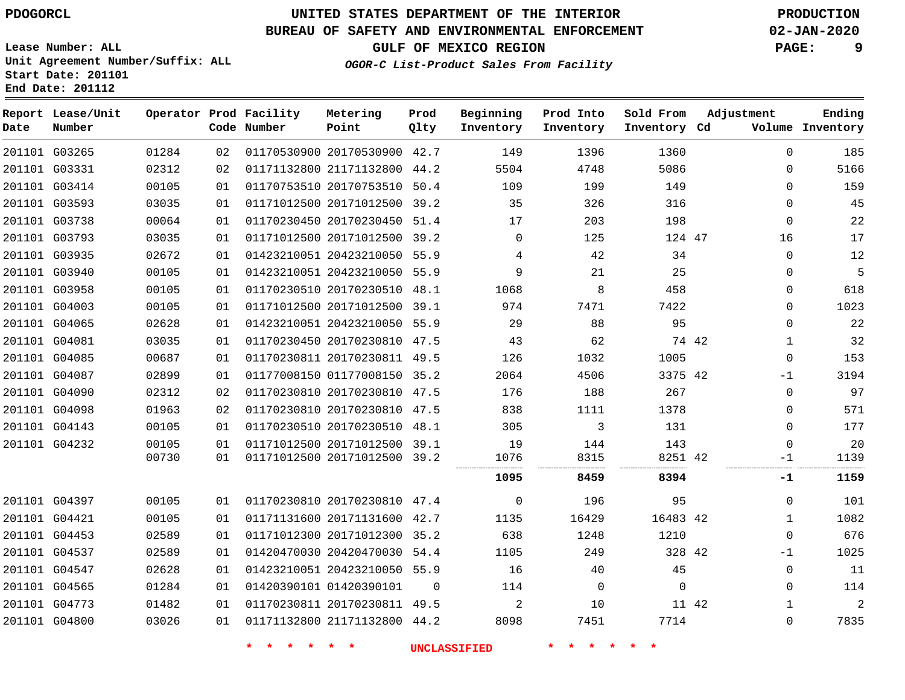# UNITED STATES DEPARTMENT OF THE INTERIOR
## BUREAU OF SAFETY AND ENVIRONMENTAL ENFORCEMENT
### GULF OF MEXICO REGION

PDOGORCL

PRODUCTION
02-JAN-2020

Lease Number: ALL
Unit Agreement Number/Suffix: ALL
Start Date: 201101
End Date: 201112

*OGOR-C List-Product Sales From Facility*

| Report Date | Lease/Unit Number | Operator | Prod Code | Facility Number | Metering Point | Prod Qlty | Beginning Inventory | Prod Into Inventory | Sold From Inventory | Adjustment Cd | Volume | Ending Inventory |
|---|---|---|---|---|---|---|---|---|---|---|---|---|
| 201101 | G03265 | 01284 | 02 | 01170530900 | 20170530900 | 42.7 | 149 | 1396 | 1360 | | 0 | 185 |
| 201101 | G03331 | 02312 | 02 | 01171132800 | 21171132800 | 44.2 | 5504 | 4748 | 5086 | | 0 | 5166 |
| 201101 | G03414 | 00105 | 01 | 01170753510 | 20170753510 | 50.4 | 109 | 199 | 149 | | 0 | 159 |
| 201101 | G03593 | 03035 | 01 | 01171012500 | 20171012500 | 39.2 | 35 | 326 | 316 | | 0 | 45 |
| 201101 | G03738 | 00064 | 01 | 01170230450 | 20170230450 | 51.4 | 17 | 203 | 198 | | 0 | 22 |
| 201101 | G03793 | 03035 | 01 | 01171012500 | 20171012500 | 39.2 | 0 | 125 | 124 | 47 | 16 | 17 |
| 201101 | G03935 | 02672 | 01 | 01423210051 | 20423210050 | 55.9 | 4 | 42 | 34 | | 0 | 12 |
| 201101 | G03940 | 00105 | 01 | 01423210051 | 20423210050 | 55.9 | 9 | 21 | 25 | | 0 | 5 |
| 201101 | G03958 | 00105 | 01 | 01170230510 | 20170230510 | 48.1 | 1068 | 8 | 458 | | 0 | 618 |
| 201101 | G04003 | 00105 | 01 | 01171012500 | 20171012500 | 39.1 | 974 | 7471 | 7422 | | 0 | 1023 |
| 201101 | G04065 | 02628 | 01 | 01423210051 | 20423210050 | 55.9 | 29 | 88 | 95 | | 0 | 22 |
| 201101 | G04081 | 03035 | 01 | 01170230450 | 20170230810 | 47.5 | 43 | 62 | 74 | 42 | 1 | 32 |
| 201101 | G04085 | 00687 | 01 | 01170230811 | 20170230811 | 49.5 | 126 | 1032 | 1005 | | 0 | 153 |
| 201101 | G04087 | 02899 | 01 | 01177008150 | 01177008150 | 35.2 | 2064 | 4506 | 3375 | 42 | -1 | 3194 |
| 201101 | G04090 | 02312 | 02 | 01170230810 | 20170230810 | 47.5 | 176 | 188 | 267 | | 0 | 97 |
| 201101 | G04098 | 01963 | 02 | 01170230810 | 20170230810 | 47.5 | 838 | 1111 | 1378 | | 0 | 571 |
| 201101 | G04143 | 00105 | 01 | 01170230510 | 20170230510 | 48.1 | 305 | 3 | 131 | | 0 | 177 |
| 201101 | G04232 | 00105 | 01 | 01171012500 | 20171012500 | 39.1 | 19 | 144 | 143 | | 0 | 20 |
| | | 00730 | 01 | 01171012500 | 20171012500 | 39.2 | 1076 | 8315 | 8251 | 42 | -1 | 1139 |
| | | | | | | | **1095** | **8459** | **8394** | | **-1** | **1159** |
| 201101 | G04397 | 00105 | 01 | 01170230810 | 20170230810 | 47.4 | 0 | 196 | 95 | | 0 | 101 |
| 201101 | G04421 | 00105 | 01 | 01171131600 | 20171131600 | 42.7 | 1135 | 16429 | 16483 | 42 | 1 | 1082 |
| 201101 | G04453 | 02589 | 01 | 01171012300 | 20171012300 | 35.2 | 638 | 1248 | 1210 | | 0 | 676 |
| 201101 | G04537 | 02589 | 01 | 01420470030 | 20420470030 | 54.4 | 1105 | 249 | 328 | 42 | -1 | 1025 |
| 201101 | G04547 | 02628 | 01 | 01423210051 | 20423210050 | 55.9 | 16 | 40 | 45 | | 0 | 11 |
| 201101 | G04565 | 01284 | 01 | 01420390101 | 01420390101 | 0 | 114 | 0 | 0 | | 0 | 114 |
| 201101 | G04773 | 01482 | 01 | 01170230811 | 20170230811 | 49.5 | 2 | 10 | 11 | 42 | 1 | 2 |
| 201101 | G04800 | 03026 | 01 | 01171132800 | 21171132800 | 44.2 | 8098 | 7451 | 7714 | | 0 | 7835 |

* * * * * * UNCLASSIFIED * * * * * *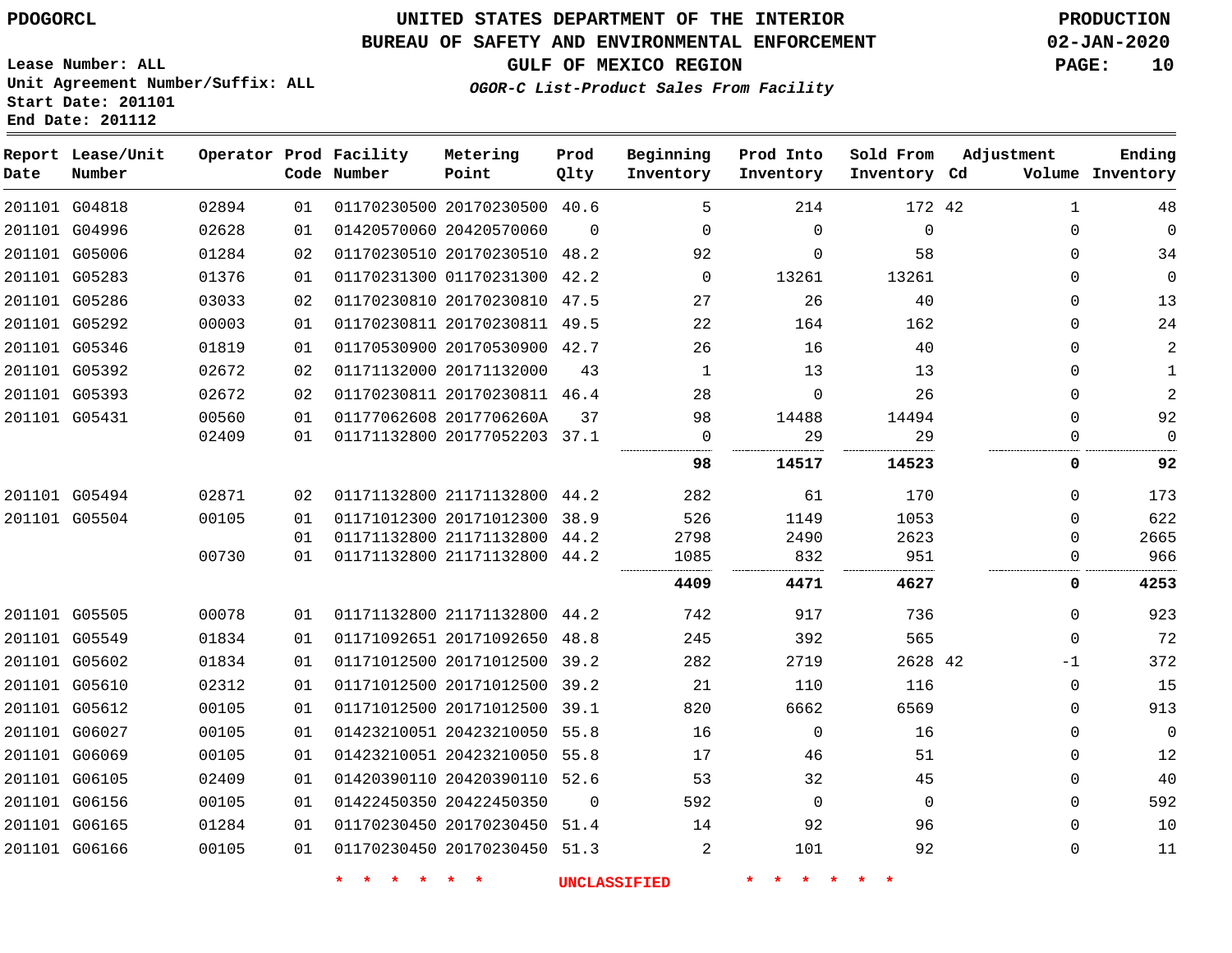PDOGORCL

# UNITED STATES DEPARTMENT OF THE INTERIOR
## BUREAU OF SAFETY AND ENVIRONMENTAL ENFORCEMENT
### GULF OF MEXICO REGION
*OGOR-C List-Product Sales From Facility*

PRODUCTION
02-JAN-2020

Lease Number: ALL
Unit Agreement Number/Suffix: ALL
Start Date: 201101
End Date: 201112

| Report Date | Lease/Unit Number | Operator | Prod Code | Facility Number | Metering Point | Prod Qlty | Beginning Inventory | Prod Into Inventory | Sold From Inventory | Adjustment Cd | Volume | Ending Inventory |
|---|---|---|---|---|---|---|---|---|---|---|---|---|
| 201101 | G04818 | 02894 | 01 | 01170230500 | 20170230500 | 40.6 | 5 | 214 | 172 | 42 | 1 | 48 |
| 201101 | G04996 | 02628 | 01 | 01420570060 | 20420570060 | 0 | 0 | 0 | 0 | | 0 | 0 |
| 201101 | G05006 | 01284 | 02 | 01170230510 | 20170230510 | 48.2 | 92 | 0 | 58 | | 0 | 34 |
| 201101 | G05283 | 01376 | 01 | 01170231300 | 01170231300 | 42.2 | 0 | 13261 | 13261 | | 0 | 0 |
| 201101 | G05286 | 03033 | 02 | 01170230810 | 20170230810 | 47.5 | 27 | 26 | 40 | | 0 | 13 |
| 201101 | G05292 | 00003 | 01 | 01170230811 | 20170230811 | 49.5 | 22 | 164 | 162 | | 0 | 24 |
| 201101 | G05346 | 01819 | 01 | 01170530900 | 20170530900 | 42.7 | 26 | 16 | 40 | | 0 | 2 |
| 201101 | G05392 | 02672 | 02 | 01171132000 | 20171132000 | 43 | 1 | 13 | 13 | | 0 | 1 |
| 201101 | G05393 | 02672 | 02 | 01170230811 | 20170230811 | 46.4 | 28 | 0 | 26 | | 0 | 2 |
| 201101 | G05431 | 00560 | 01 | 01177062608 | 2017706260A | 37 | 98 | 14488 | 14494 | | 0 | 92 |
| | | 02409 | 01 | 01171132800 | 20177052203 | 37.1 | 0 | 29 | 29 | | 0 | 0 |
| | | | | | | | **98** | **14517** | **14523** | | **0** | **92** |
| 201101 | G05494 | 02871 | 02 | 01171132800 | 21171132800 | 44.2 | 282 | 61 | 170 | | 0 | 173 |
| 201101 | G05504 | 00105 | 01 | 01171012300 | 20171012300 | 38.9 | 526 | 1149 | 1053 | | 0 | 622 |
| | | | 01 | 01171132800 | 21171132800 | 44.2 | 2798 | 2490 | 2623 | | 0 | 2665 |
| | | 00730 | 01 | 01171132800 | 21171132800 | 44.2 | 1085 | 832 | 951 | | 0 | 966 |
| | | | | | | | **4409** | **4471** | **4627** | | **0** | **4253** |
| 201101 | G05505 | 00078 | 01 | 01171132800 | 21171132800 | 44.2 | 742 | 917 | 736 | | 0 | 923 |
| 201101 | G05549 | 01834 | 01 | 01171092651 | 20171092650 | 48.8 | 245 | 392 | 565 | | 0 | 72 |
| 201101 | G05602 | 01834 | 01 | 01171012500 | 20171012500 | 39.2 | 282 | 2719 | 2628 | 42 | -1 | 372 |
| 201101 | G05610 | 02312 | 01 | 01171012500 | 20171012500 | 39.2 | 21 | 110 | 116 | | 0 | 15 |
| 201101 | G05612 | 00105 | 01 | 01171012500 | 20171012500 | 39.1 | 820 | 6662 | 6569 | | 0 | 913 |
| 201101 | G06027 | 00105 | 01 | 01423210051 | 20423210050 | 55.8 | 16 | 0 | 16 | | 0 | 0 |
| 201101 | G06069 | 00105 | 01 | 01423210051 | 20423210050 | 55.8 | 17 | 46 | 51 | | 0 | 12 |
| 201101 | G06105 | 02409 | 01 | 01420390110 | 20420390110 | 52.6 | 53 | 32 | 45 | | 0 | 40 |
| 201101 | G06156 | 00105 | 01 | 01422450350 | 20422450350 | 0 | 592 | 0 | 0 | | 0 | 592 |
| 201101 | G06165 | 01284 | 01 | 01170230450 | 20170230450 | 51.4 | 14 | 92 | 96 | | 0 | 10 |
| 201101 | G06166 | 00105 | 01 | 01170230450 | 20170230450 | 51.3 | 2 | 101 | 92 | | 0 | 11 |

* * * * * * UNCLASSIFIED * * * * * *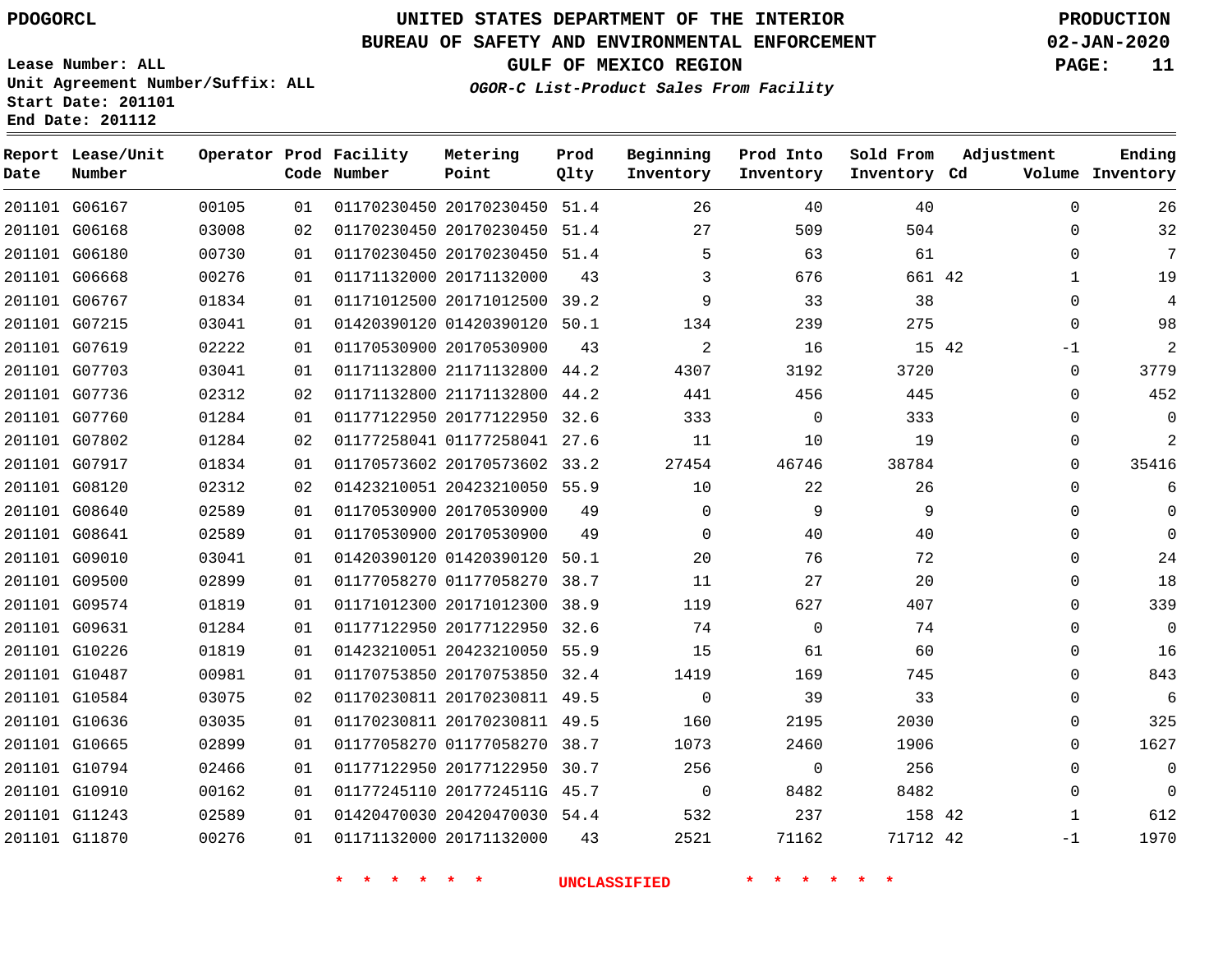PDOGORCL

# UNITED STATES DEPARTMENT OF THE INTERIOR
## BUREAU OF SAFETY AND ENVIRONMENTAL ENFORCEMENT
### GULF OF MEXICO REGION
*OGOR-C List-Product Sales From Facility*

PRODUCTION
02-JAN-2020

Lease Number: ALL
Unit Agreement Number/Suffix: ALL
Start Date: 201101
End Date: 201112

| Report Date | Lease/Unit Number | Operator | Prod Code | Facility Number | Metering Point | Prod Qlty | Beginning Inventory | Prod Into Inventory | Sold From Inventory | Adjustment Cd | Volume | Ending Inventory |
|---|---|---|---|---|---|---|---|---|---|---|---|---|
| 201101 | G06167 | 00105 | 01 | 01170230450 | 20170230450 | 51.4 | 26 | 40 | 40 | | 0 | 26 |
| 201101 | G06168 | 03008 | 02 | 01170230450 | 20170230450 | 51.4 | 27 | 509 | 504 | | 0 | 32 |
| 201101 | G06180 | 00730 | 01 | 01170230450 | 20170230450 | 51.4 | 5 | 63 | 61 | | 0 | 7 |
| 201101 | G06668 | 00276 | 01 | 01171132000 | 20171132000 | 43 | 3 | 676 | 661 | 42 | 1 | 19 |
| 201101 | G06767 | 01834 | 01 | 01171012500 | 20171012500 | 39.2 | 9 | 33 | 38 | | 0 | 4 |
| 201101 | G07215 | 03041 | 01 | 01420390120 | 01420390120 | 50.1 | 134 | 239 | 275 | | 0 | 98 |
| 201101 | G07619 | 02222 | 01 | 01170530900 | 20170530900 | 43 | 2 | 16 | 15 | 42 | -1 | 2 |
| 201101 | G07703 | 03041 | 01 | 01171132800 | 21171132800 | 44.2 | 4307 | 3192 | 3720 | | 0 | 3779 |
| 201101 | G07736 | 02312 | 02 | 01171132800 | 21171132800 | 44.2 | 441 | 456 | 445 | | 0 | 452 |
| 201101 | G07760 | 01284 | 01 | 01177122950 | 20177122950 | 32.6 | 333 | 0 | 333 | | 0 | 0 |
| 201101 | G07802 | 01284 | 02 | 01177258041 | 01177258041 | 27.6 | 11 | 10 | 19 | | 0 | 2 |
| 201101 | G07917 | 01834 | 01 | 01170573602 | 20170573602 | 33.2 | 27454 | 46746 | 38784 | | 0 | 35416 |
| 201101 | G08120 | 02312 | 02 | 01423210051 | 20423210050 | 55.9 | 10 | 22 | 26 | | 0 | 6 |
| 201101 | G08640 | 02589 | 01 | 01170530900 | 20170530900 | 49 | 0 | 9 | 9 | | 0 | 0 |
| 201101 | G08641 | 02589 | 01 | 01170530900 | 20170530900 | 49 | 0 | 40 | 40 | | 0 | 0 |
| 201101 | G09010 | 03041 | 01 | 01420390120 | 01420390120 | 50.1 | 20 | 76 | 72 | | 0 | 24 |
| 201101 | G09500 | 02899 | 01 | 01177058270 | 01177058270 | 38.7 | 11 | 27 | 20 | | 0 | 18 |
| 201101 | G09574 | 01819 | 01 | 01171012300 | 20171012300 | 38.9 | 119 | 627 | 407 | | 0 | 339 |
| 201101 | G09631 | 01284 | 01 | 01177122950 | 20177122950 | 32.6 | 74 | 0 | 74 | | 0 | 0 |
| 201101 | G10226 | 01819 | 01 | 01423210051 | 20423210050 | 55.9 | 15 | 61 | 60 | | 0 | 16 |
| 201101 | G10487 | 00981 | 01 | 01170753850 | 20170753850 | 32.4 | 1419 | 169 | 745 | | 0 | 843 |
| 201101 | G10584 | 03075 | 02 | 01170230811 | 20170230811 | 49.5 | 0 | 39 | 33 | | 0 | 6 |
| 201101 | G10636 | 03035 | 01 | 01170230811 | 20170230811 | 49.5 | 160 | 2195 | 2030 | | 0 | 325 |
| 201101 | G10665 | 02899 | 01 | 01177058270 | 01177058270 | 38.7 | 1073 | 2460 | 1906 | | 0 | 1627 |
| 201101 | G10794 | 02466 | 01 | 01177122950 | 20177122950 | 30.7 | 256 | 0 | 256 | | 0 | 0 |
| 201101 | G10910 | 00162 | 01 | 01177245110 | 2017724511G | 45.7 | 0 | 8482 | 8482 | | 0 | 0 |
| 201101 | G11243 | 02589 | 01 | 01420470030 | 20420470030 | 54.4 | 532 | 237 | 158 | 42 | 1 | 612 |
| 201101 | G11870 | 00276 | 01 | 01171132000 | 20171132000 | 43 | 2521 | 71162 | 71712 | 42 | -1 | 1970 |

* * * * * * UNCLASSIFIED * * * * * *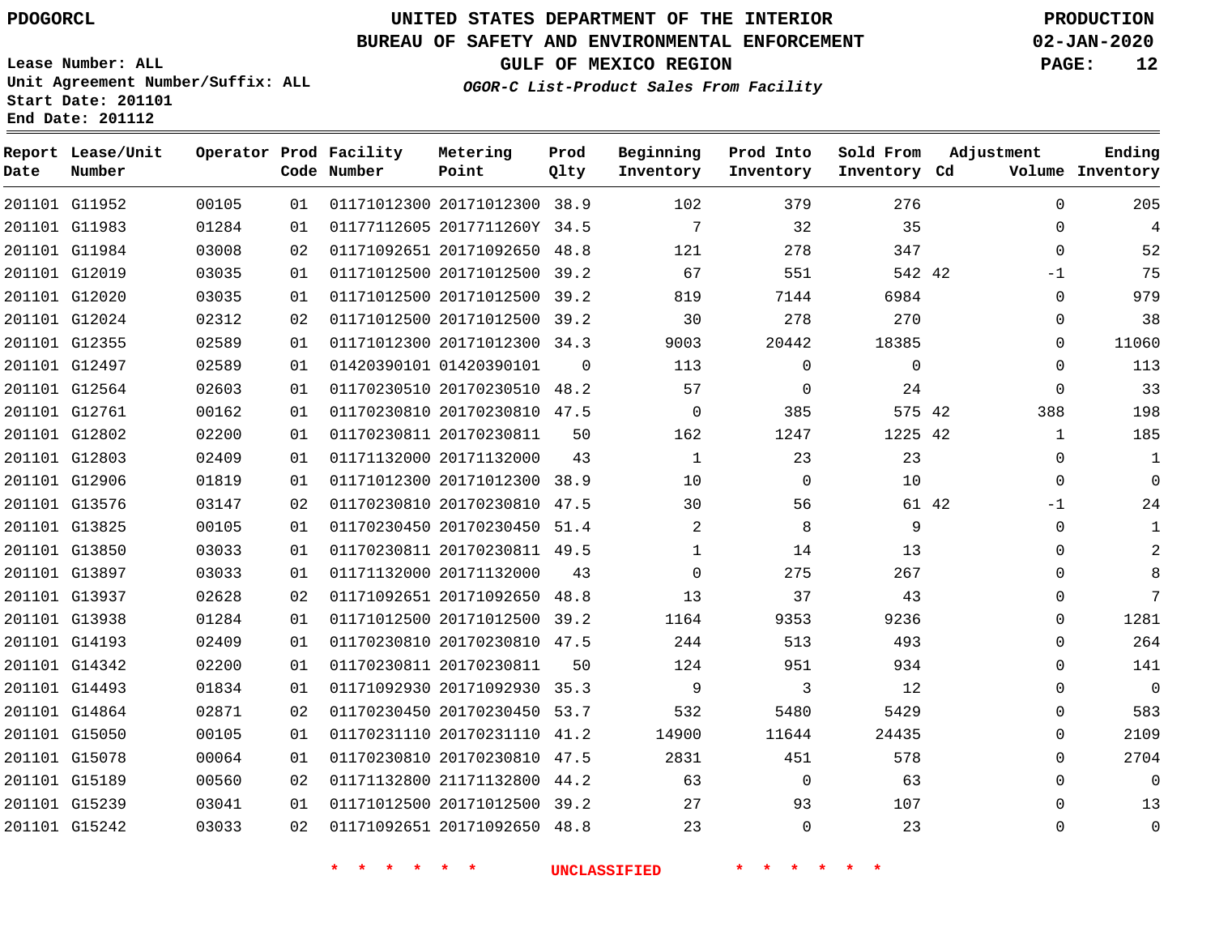PDOGORCL

# UNITED STATES DEPARTMENT OF THE INTERIOR
## BUREAU OF SAFETY AND ENVIRONMENTAL ENFORCEMENT
### GULF OF MEXICO REGION
*OGOR-C List-Product Sales From Facility*

PRODUCTION
02-JAN-2020

Lease Number: ALL
Unit Agreement Number/Suffix: ALL
Start Date: 201101
End Date: 201112

| Report Date | Lease/Unit Number | Operator | Prod Code | Facility Number | Metering Point | Prod Qlty | Beginning Inventory | Prod Into Inventory | Sold From Inventory | Adjustment Cd | Adjustment Volume | Ending Inventory |
|---|---|---|---|---|---|---|---|---|---|---|---|---|
| 201101 | G11952 | 00105 | 01 | 01171012300 | 20171012300 | 38.9 | 102 | 379 | 276 | | 0 | 205 |
| 201101 | G11983 | 01284 | 01 | 01177112605 | 2017711260Y | 34.5 | 7 | 32 | 35 | | 0 | 4 |
| 201101 | G11984 | 03008 | 02 | 01171092651 | 20171092650 | 48.8 | 121 | 278 | 347 | | 0 | 52 |
| 201101 | G12019 | 03035 | 01 | 01171012500 | 20171012500 | 39.2 | 67 | 551 | 542 | 42 | -1 | 75 |
| 201101 | G12020 | 03035 | 01 | 01171012500 | 20171012500 | 39.2 | 819 | 7144 | 6984 | | 0 | 979 |
| 201101 | G12024 | 02312 | 02 | 01171012500 | 20171012500 | 39.2 | 30 | 278 | 270 | | 0 | 38 |
| 201101 | G12355 | 02589 | 01 | 01171012300 | 20171012300 | 34.3 | 9003 | 20442 | 18385 | | 0 | 11060 |
| 201101 | G12497 | 02589 | 01 | 01420390101 | 01420390101 | 0 | 113 | 0 | 0 | | 0 | 113 |
| 201101 | G12564 | 02603 | 01 | 01170230510 | 20170230510 | 48.2 | 57 | 0 | 24 | | 0 | 33 |
| 201101 | G12761 | 00162 | 01 | 01170230810 | 20170230810 | 47.5 | 0 | 385 | 575 | 42 | 388 | 198 |
| 201101 | G12802 | 02200 | 01 | 01170230811 | 20170230811 | 50 | 162 | 1247 | 1225 | 42 | 1 | 185 |
| 201101 | G12803 | 02409 | 01 | 01171132000 | 20171132000 | 43 | 1 | 23 | 23 | | 0 | 1 |
| 201101 | G12906 | 01819 | 01 | 01171012300 | 20171012300 | 38.9 | 10 | 0 | 10 | | 0 | 0 |
| 201101 | G13576 | 03147 | 02 | 01170230810 | 20170230810 | 47.5 | 30 | 56 | 61 | 42 | -1 | 24 |
| 201101 | G13825 | 00105 | 01 | 01170230450 | 20170230450 | 51.4 | 2 | 8 | 9 | | 0 | 1 |
| 201101 | G13850 | 03033 | 01 | 01170230811 | 20170230811 | 49.5 | 1 | 14 | 13 | | 0 | 2 |
| 201101 | G13897 | 03033 | 01 | 01171132000 | 20171132000 | 43 | 0 | 275 | 267 | | 0 | 8 |
| 201101 | G13937 | 02628 | 02 | 01171092651 | 20171092650 | 48.8 | 13 | 37 | 43 | | 0 | 7 |
| 201101 | G13938 | 01284 | 01 | 01171012500 | 20171012500 | 39.2 | 1164 | 9353 | 9236 | | 0 | 1281 |
| 201101 | G14193 | 02409 | 01 | 01170230810 | 20170230810 | 47.5 | 244 | 513 | 493 | | 0 | 264 |
| 201101 | G14342 | 02200 | 01 | 01170230811 | 20170230811 | 50 | 124 | 951 | 934 | | 0 | 141 |
| 201101 | G14493 | 01834 | 01 | 01171092930 | 20171092930 | 35.3 | 9 | 3 | 12 | | 0 | 0 |
| 201101 | G14864 | 02871 | 02 | 01170230450 | 20170230450 | 53.7 | 532 | 5480 | 5429 | | 0 | 583 |
| 201101 | G15050 | 00105 | 01 | 01170231110 | 20170231110 | 41.2 | 14900 | 11644 | 24435 | | 0 | 2109 |
| 201101 | G15078 | 00064 | 01 | 01170230810 | 20170230810 | 47.5 | 2831 | 451 | 578 | | 0 | 2704 |
| 201101 | G15189 | 00560 | 02 | 01171132800 | 21171132800 | 44.2 | 63 | 0 | 63 | | 0 | 0 |
| 201101 | G15239 | 03041 | 01 | 01171012500 | 20171012500 | 39.2 | 27 | 93 | 107 | | 0 | 13 |
| 201101 | G15242 | 03033 | 02 | 01171092651 | 20171092650 | 48.8 | 23 | 0 | 23 | | 0 | 0 |

* * * * * * UNCLASSIFIED * * * * * *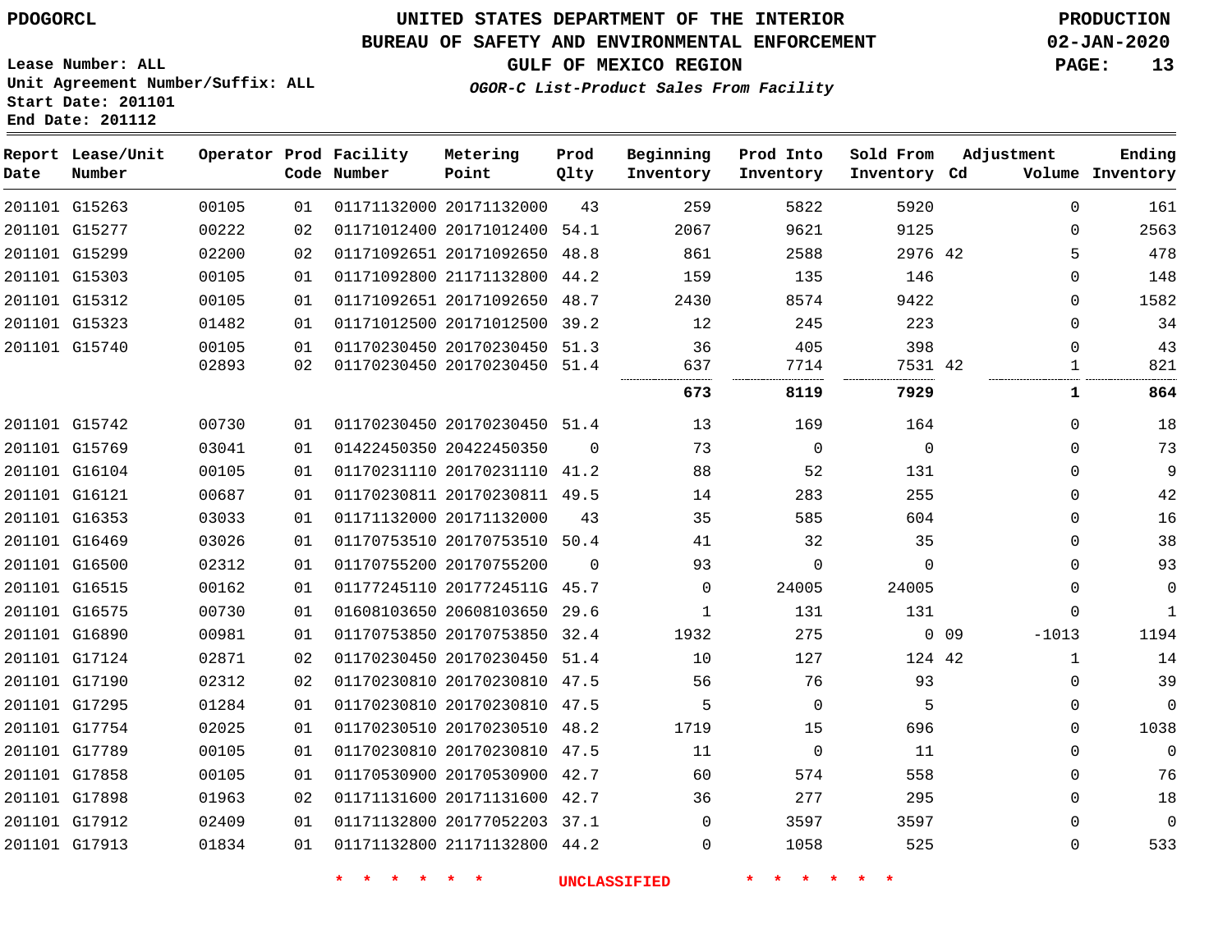PDOGORCL

# UNITED STATES DEPARTMENT OF THE INTERIOR
## BUREAU OF SAFETY AND ENVIRONMENTAL ENFORCEMENT
### GULF OF MEXICO REGION
*OGOR-C List-Product Sales From Facility*

PRODUCTION
02-JAN-2020

Lease Number: ALL
Unit Agreement Number/Suffix: ALL
Start Date: 201101
End Date: 201112

| Report Date | Lease/Unit Number | Operator | Prod Code | Facility Number | Metering Point | Prod Qlty | Beginning Inventory | Prod Into Inventory | Sold From Inventory | Adjustment Cd | Adjustment Volume | Ending Inventory |
|---|---|---|---|---|---|---|---|---|---|---|---|---|
| 201101 | G15263 | 00105 | 01 | 01171132000 | 20171132000 | 43 | 259 | 5822 | 5920 | | 0 | 161 |
| 201101 | G15277 | 00222 | 02 | 01171012400 | 20171012400 | 54.1 | 2067 | 9621 | 9125 | | 0 | 2563 |
| 201101 | G15299 | 02200 | 02 | 01171092651 | 20171092650 | 48.8 | 861 | 2588 | 2976 | 42 | 5 | 478 |
| 201101 | G15303 | 00105 | 01 | 01171092800 | 21171132800 | 44.2 | 159 | 135 | 146 | | 0 | 148 |
| 201101 | G15312 | 00105 | 01 | 01171092651 | 20171092650 | 48.7 | 2430 | 8574 | 9422 | | 0 | 1582 |
| 201101 | G15323 | 01482 | 01 | 01171012500 | 20171012500 | 39.2 | 12 | 245 | 223 | | 0 | 34 |
| 201101 | G15740 | 00105 | 01 | 01170230450 | 20170230450 | 51.3 | 36 | 405 | 398 | | 0 | 43 |
| | | 02893 | 02 | 01170230450 | 20170230450 | 51.4 | 637 | 7714 | 7531 | 42 | 1 | 821 |
| | | | | | | | **673** | **8119** | **7929** | | **1** | **864** |
| 201101 | G15742 | 00730 | 01 | 01170230450 | 20170230450 | 51.4 | 13 | 169 | 164 | | 0 | 18 |
| 201101 | G15769 | 03041 | 01 | 01422450350 | 20422450350 | 0 | 73 | 0 | 0 | | 0 | 73 |
| 201101 | G16104 | 00105 | 01 | 01170231110 | 20170231110 | 41.2 | 88 | 52 | 131 | | 0 | 9 |
| 201101 | G16121 | 00687 | 01 | 01170230811 | 20170230811 | 49.5 | 14 | 283 | 255 | | 0 | 42 |
| 201101 | G16353 | 03033 | 01 | 01171132000 | 20171132000 | 43 | 35 | 585 | 604 | | 0 | 16 |
| 201101 | G16469 | 03026 | 01 | 01170753510 | 20170753510 | 50.4 | 41 | 32 | 35 | | 0 | 38 |
| 201101 | G16500 | 02312 | 01 | 01170755200 | 20170755200 | 0 | 93 | 0 | 0 | | 0 | 93 |
| 201101 | G16515 | 00162 | 01 | 01177245110 | 2017724511G | 45.7 | 0 | 24005 | 24005 | | 0 | 0 |
| 201101 | G16575 | 00730 | 01 | 01608103650 | 20608103650 | 29.6 | 1 | 131 | 131 | | 0 | 1 |
| 201101 | G16890 | 00981 | 01 | 01170753850 | 20170753850 | 32.4 | 1932 | 275 | 0 | 09 | -1013 | 1194 |
| 201101 | G17124 | 02871 | 02 | 01170230450 | 20170230450 | 51.4 | 10 | 127 | 124 | 42 | 1 | 14 |
| 201101 | G17190 | 02312 | 02 | 01170230810 | 20170230810 | 47.5 | 56 | 76 | 93 | | 0 | 39 |
| 201101 | G17295 | 01284 | 01 | 01170230810 | 20170230810 | 47.5 | 5 | 0 | 5 | | 0 | 0 |
| 201101 | G17754 | 02025 | 01 | 01170230510 | 20170230510 | 48.2 | 1719 | 15 | 696 | | 0 | 1038 |
| 201101 | G17789 | 00105 | 01 | 01170230810 | 20170230810 | 47.5 | 11 | 0 | 11 | | 0 | 0 |
| 201101 | G17858 | 00105 | 01 | 01170530900 | 20170530900 | 42.7 | 60 | 574 | 558 | | 0 | 76 |
| 201101 | G17898 | 01963 | 02 | 01171131600 | 20171131600 | 42.7 | 36 | 277 | 295 | | 0 | 18 |
| 201101 | G17912 | 02409 | 01 | 01171132800 | 20177052203 | 37.1 | 0 | 3597 | 3597 | | 0 | 0 |
| 201101 | G17913 | 01834 | 01 | 01171132800 | 21171132800 | 44.2 | 0 | 1058 | 525 | | 0 | 533 |

* * * * * * UNCLASSIFIED * * * * * *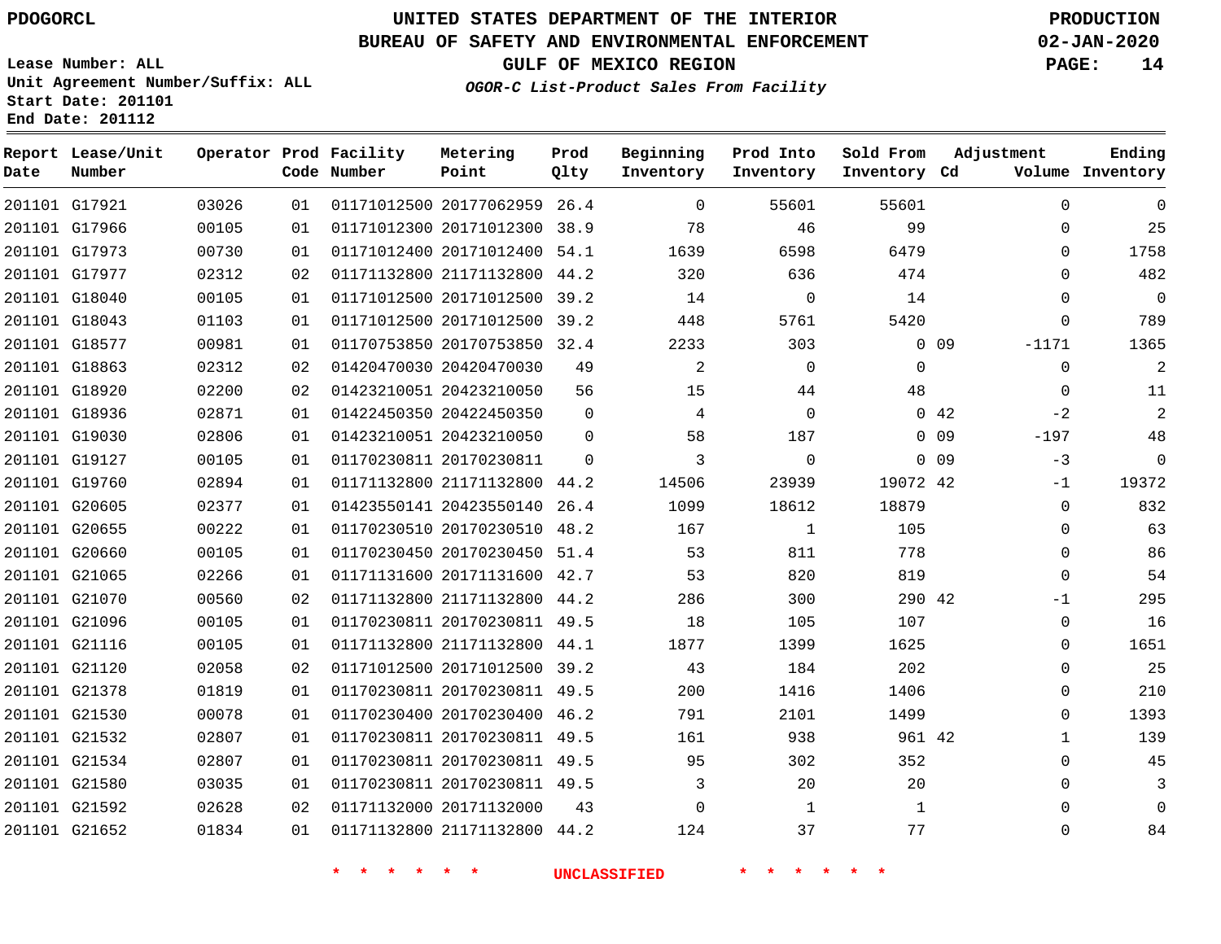PDOGORCL

# UNITED STATES DEPARTMENT OF THE INTERIOR
## BUREAU OF SAFETY AND ENVIRONMENTAL ENFORCEMENT
### GULF OF MEXICO REGION
*OGOR-C List-Product Sales From Facility*

PRODUCTION
02-JAN-2020

Lease Number: ALL
Unit Agreement Number/Suffix: ALL
Start Date: 201101
End Date: 201112

| Report Date | Lease/Unit Number | Operator | Prod Code | Facility Number | Metering Point | Prod Qlty | Beginning Inventory | Prod Into Inventory | Sold From Inventory | Adjustment Cd | Adjustment Volume | Ending Inventory |
|---|---|---|---|---|---|---|---|---|---|---|---|---|
| 201101 | G17921 | 03026 | 01 | 01171012500 | 20177062959 | 26.4 | 0 | 55601 | 55601 | | 0 | 0 |
| 201101 | G17966 | 00105 | 01 | 01171012300 | 20171012300 | 38.9 | 78 | 46 | 99 | | 0 | 25 |
| 201101 | G17973 | 00730 | 01 | 01171012400 | 20171012400 | 54.1 | 1639 | 6598 | 6479 | | 0 | 1758 |
| 201101 | G17977 | 02312 | 02 | 01171132800 | 21171132800 | 44.2 | 320 | 636 | 474 | | 0 | 482 |
| 201101 | G18040 | 00105 | 01 | 01171012500 | 20171012500 | 39.2 | 14 | 0 | 14 | | 0 | 0 |
| 201101 | G18043 | 01103 | 01 | 01171012500 | 20171012500 | 39.2 | 448 | 5761 | 5420 | | 0 | 789 |
| 201101 | G18577 | 00981 | 01 | 01170753850 | 20170753850 | 32.4 | 2233 | 303 | 0 | 09 | -1171 | 1365 |
| 201101 | G18863 | 02312 | 02 | 01420470030 | 20420470030 | 49 | 2 | 0 | 0 | | 0 | 2 |
| 201101 | G18920 | 02200 | 02 | 01423210051 | 20423210050 | 56 | 15 | 44 | 48 | | 0 | 11 |
| 201101 | G18936 | 02871 | 01 | 01422450350 | 20422450350 | 0 | 4 | 0 | 0 | 42 | -2 | 2 |
| 201101 | G19030 | 02806 | 01 | 01423210051 | 20423210050 | 0 | 58 | 187 | 0 | 09 | -197 | 48 |
| 201101 | G19127 | 00105 | 01 | 01170230811 | 20170230811 | 0 | 3 | 0 | 0 | 09 | -3 | 0 |
| 201101 | G19760 | 02894 | 01 | 01171132800 | 21171132800 | 44.2 | 14506 | 23939 | 19072 | 42 | -1 | 19372 |
| 201101 | G20605 | 02377 | 01 | 01423550141 | 20423550140 | 26.4 | 1099 | 18612 | 18879 | | 0 | 832 |
| 201101 | G20655 | 00222 | 01 | 01170230510 | 20170230510 | 48.2 | 167 | 1 | 105 | | 0 | 63 |
| 201101 | G20660 | 00105 | 01 | 01170230450 | 20170230450 | 51.4 | 53 | 811 | 778 | | 0 | 86 |
| 201101 | G21065 | 02266 | 01 | 01171131600 | 20171131600 | 42.7 | 53 | 820 | 819 | | 0 | 54 |
| 201101 | G21070 | 00560 | 02 | 01171132800 | 21171132800 | 44.2 | 286 | 300 | 290 | 42 | -1 | 295 |
| 201101 | G21096 | 00105 | 01 | 01170230811 | 20170230811 | 49.5 | 18 | 105 | 107 | | 0 | 16 |
| 201101 | G21116 | 00105 | 01 | 01171132800 | 21171132800 | 44.1 | 1877 | 1399 | 1625 | | 0 | 1651 |
| 201101 | G21120 | 02058 | 02 | 01171012500 | 20171012500 | 39.2 | 43 | 184 | 202 | | 0 | 25 |
| 201101 | G21378 | 01819 | 01 | 01170230811 | 20170230811 | 49.5 | 200 | 1416 | 1406 | | 0 | 210 |
| 201101 | G21530 | 00078 | 01 | 01170230400 | 20170230400 | 46.2 | 791 | 2101 | 1499 | | 0 | 1393 |
| 201101 | G21532 | 02807 | 01 | 01170230811 | 20170230811 | 49.5 | 161 | 938 | 961 | 42 | 1 | 139 |
| 201101 | G21534 | 02807 | 01 | 01170230811 | 20170230811 | 49.5 | 95 | 302 | 352 | | 0 | 45 |
| 201101 | G21580 | 03035 | 01 | 01170230811 | 20170230811 | 49.5 | 3 | 20 | 20 | | 0 | 3 |
| 201101 | G21592 | 02628 | 02 | 01171132000 | 20171132000 | 43 | 0 | 1 | 1 | | 0 | 0 |
| 201101 | G21652 | 01834 | 01 | 01171132800 | 21171132800 | 44.2 | 124 | 37 | 77 | | 0 | 84 |

* * * * * * UNCLASSIFIED * * * * * *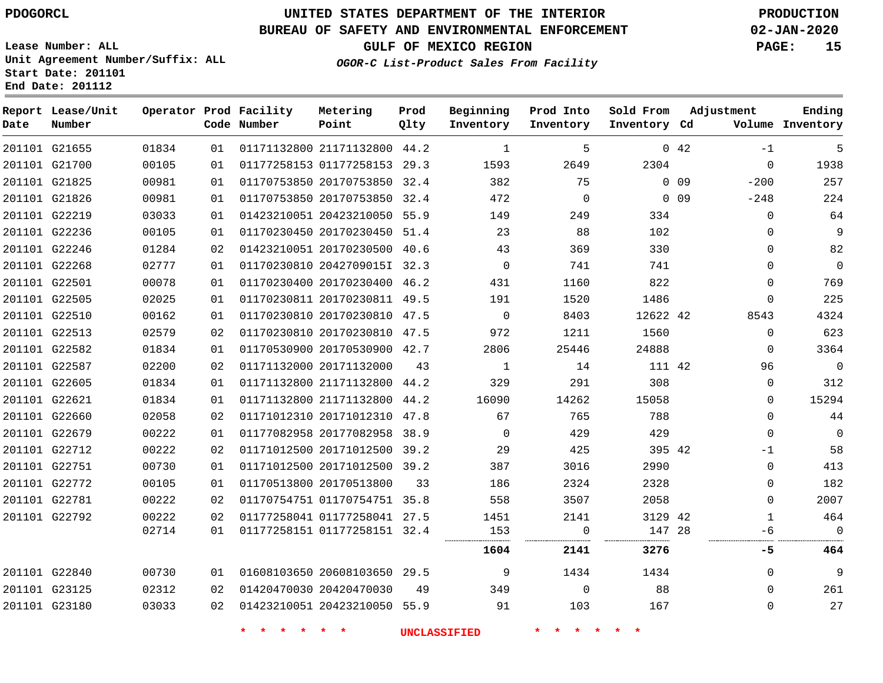Lease Number: ALL
Unit Agreement Number/Suffix: ALL
Start Date: 201101
End Date: 201112

# UNITED STATES DEPARTMENT OF THE INTERIOR
## BUREAU OF SAFETY AND ENVIRONMENTAL ENFORCEMENT
### GULF OF MEXICO REGION
*OGOR-C List-Product Sales From Facility*

PRODUCTION
02-JAN-2020

| Report Date | Lease/Unit Number | Operator | Prod Code | Facility Number | Metering Point | Prod Qlty | Beginning Inventory | Prod Into Inventory | Sold From Inventory | Adjustment Cd | Adjustment Volume | Ending Inventory |
|---|---|---|---|---|---|---|---|---|---|---|---|---|
| 201101 | G21655 | 01834 | 01 | 01171132800 | 21171132800 | 44.2 | 1 | 5 | 0 | 42 | -1 | 5 |
| 201101 | G21700 | 00105 | 01 | 01177258153 | 01177258153 | 29.3 | 1593 | 2649 | 2304 | | 0 | 1938 |
| 201101 | G21825 | 00981 | 01 | 01170753850 | 20170753850 | 32.4 | 382 | 75 | 0 | 09 | -200 | 257 |
| 201101 | G21826 | 00981 | 01 | 01170753850 | 20170753850 | 32.4 | 472 | 0 | 0 | 09 | -248 | 224 |
| 201101 | G22219 | 03033 | 01 | 01423210051 | 20423210050 | 55.9 | 149 | 249 | 334 | | 0 | 64 |
| 201101 | G22236 | 00105 | 01 | 01170230450 | 20170230450 | 51.4 | 23 | 88 | 102 | | 0 | 9 |
| 201101 | G22246 | 01284 | 02 | 01423210051 | 20170230500 | 40.6 | 43 | 369 | 330 | | 0 | 82 |
| 201101 | G22268 | 02777 | 01 | 01170230810 | 2042709015I | 32.3 | 0 | 741 | 741 | | 0 | 0 |
| 201101 | G22501 | 00078 | 01 | 01170230400 | 20170230400 | 46.2 | 431 | 1160 | 822 | | 0 | 769 |
| 201101 | G22505 | 02025 | 01 | 01170230811 | 20170230811 | 49.5 | 191 | 1520 | 1486 | | 0 | 225 |
| 201101 | G22510 | 00162 | 01 | 01170230810 | 20170230810 | 47.5 | 0 | 8403 | 12622 | 42 | 8543 | 4324 |
| 201101 | G22513 | 02579 | 02 | 01170230810 | 20170230810 | 47.5 | 972 | 1211 | 1560 | | 0 | 623 |
| 201101 | G22582 | 01834 | 01 | 01170530900 | 20170530900 | 42.7 | 2806 | 25446 | 24888 | | 0 | 3364 |
| 201101 | G22587 | 02200 | 02 | 01171132000 | 20171132000 | 43 | 1 | 14 | 111 | 42 | 96 | 0 |
| 201101 | G22605 | 01834 | 01 | 01171132800 | 21171132800 | 44.2 | 329 | 291 | 308 | | 0 | 312 |
| 201101 | G22621 | 01834 | 01 | 01171132800 | 21171132800 | 44.2 | 16090 | 14262 | 15058 | | 0 | 15294 |
| 201101 | G22660 | 02058 | 02 | 01171012310 | 20171012310 | 47.8 | 67 | 765 | 788 | | 0 | 44 |
| 201101 | G22679 | 00222 | 01 | 01177082958 | 20177082958 | 38.9 | 0 | 429 | 429 | | 0 | 0 |
| 201101 | G22712 | 00222 | 02 | 01171012500 | 20171012500 | 39.2 | 29 | 425 | 395 | 42 | -1 | 58 |
| 201101 | G22751 | 00730 | 01 | 01171012500 | 20171012500 | 39.2 | 387 | 3016 | 2990 | | 0 | 413 |
| 201101 | G22772 | 00105 | 01 | 01170513800 | 20170513800 | 33 | 186 | 2324 | 2328 | | 0 | 182 |
| 201101 | G22781 | 00222 | 02 | 01170754751 | 01170754751 | 35.8 | 558 | 3507 | 2058 | | 0 | 2007 |
| 201101 | G22792 | 00222 | 02 | 01177258041 | 01177258041 | 27.5 | 1451 | 2141 | 3129 | 42 | 1 | 464 |
| | | 02714 | 01 | 01177258151 | 01177258151 | 32.4 | 153 | 0 | 147 | 28 | -6 | 0 |
| | | | | | | | **1604** | **2141** | **3276** | | **-5** | **464** |
| 201101 | G22840 | 00730 | 01 | 01608103650 | 20608103650 | 29.5 | 9 | 1434 | 1434 | | 0 | 9 |
| 201101 | G23125 | 02312 | 02 | 01420470030 | 20420470030 | 49 | 349 | 0 | 88 | | 0 | 261 |
| 201101 | G23180 | 03033 | 02 | 01423210051 | 20423210050 | 55.9 | 91 | 103 | 167 | | 0 | 27 |

* * * * * * UNCLASSIFIED * * * * * *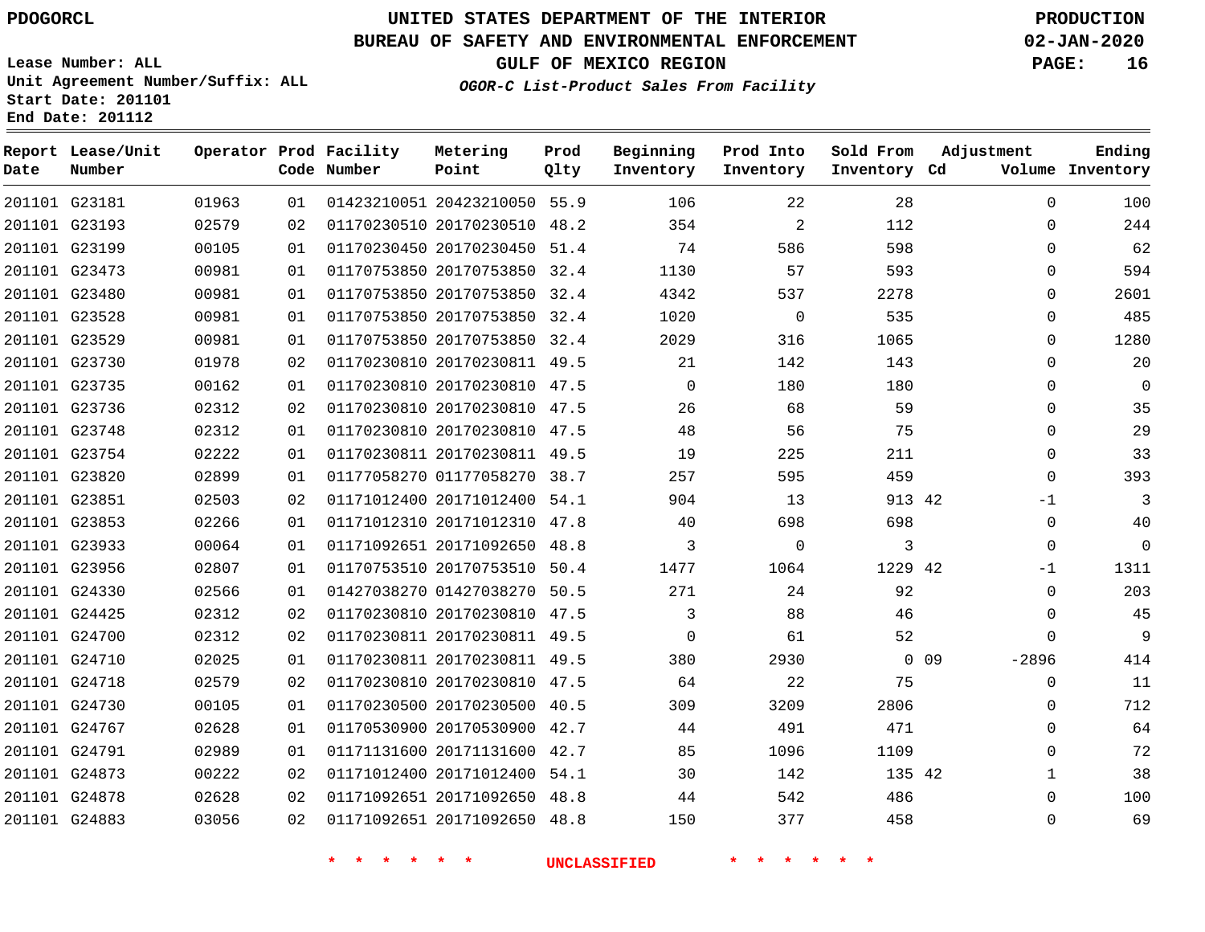PDOGORCL

# UNITED STATES DEPARTMENT OF THE INTERIOR
## BUREAU OF SAFETY AND ENVIRONMENTAL ENFORCEMENT
### GULF OF MEXICO REGION
*OGOR-C List-Product Sales From Facility*

PRODUCTION
02-JAN-2020

Lease Number: ALL
Unit Agreement Number/Suffix: ALL
Start Date: 201101
End Date: 201112

| Report Date | Lease/Unit Number | Operator | Prod Code | Facility Number | Metering Point | Prod Qlty | Beginning Inventory | Prod Into Inventory | Sold From Inventory | Adjustment Cd | Adjustment Volume | Ending Inventory |
|---|---|---|---|---|---|---|---|---|---|---|---|---|
| 201101 | G23181 | 01963 | 01 | 01423210051 | 20423210050 | 55.9 | 106 | 22 | 28 | | 0 | 100 |
| 201101 | G23193 | 02579 | 02 | 01170230510 | 20170230510 | 48.2 | 354 | 2 | 112 | | 0 | 244 |
| 201101 | G23199 | 00105 | 01 | 01170230450 | 20170230450 | 51.4 | 74 | 586 | 598 | | 0 | 62 |
| 201101 | G23473 | 00981 | 01 | 01170753850 | 20170753850 | 32.4 | 1130 | 57 | 593 | | 0 | 594 |
| 201101 | G23480 | 00981 | 01 | 01170753850 | 20170753850 | 32.4 | 4342 | 537 | 2278 | | 0 | 2601 |
| 201101 | G23528 | 00981 | 01 | 01170753850 | 20170753850 | 32.4 | 1020 | 0 | 535 | | 0 | 485 |
| 201101 | G23529 | 00981 | 01 | 01170753850 | 20170753850 | 32.4 | 2029 | 316 | 1065 | | 0 | 1280 |
| 201101 | G23730 | 01978 | 02 | 01170230810 | 20170230811 | 49.5 | 21 | 142 | 143 | | 0 | 20 |
| 201101 | G23735 | 00162 | 01 | 01170230810 | 20170230810 | 47.5 | 0 | 180 | 180 | | 0 | 0 |
| 201101 | G23736 | 02312 | 02 | 01170230810 | 20170230810 | 47.5 | 26 | 68 | 59 | | 0 | 35 |
| 201101 | G23748 | 02312 | 01 | 01170230810 | 20170230810 | 47.5 | 48 | 56 | 75 | | 0 | 29 |
| 201101 | G23754 | 02222 | 01 | 01170230811 | 20170230811 | 49.5 | 19 | 225 | 211 | | 0 | 33 |
| 201101 | G23820 | 02899 | 01 | 01177058270 | 01177058270 | 38.7 | 257 | 595 | 459 | | 0 | 393 |
| 201101 | G23851 | 02503 | 02 | 01171012400 | 20171012400 | 54.1 | 904 | 13 | 913 | 42 | -1 | 3 |
| 201101 | G23853 | 02266 | 01 | 01171012310 | 20171012310 | 47.8 | 40 | 698 | 698 | | 0 | 40 |
| 201101 | G23933 | 00064 | 01 | 01171092651 | 20171092650 | 48.8 | 3 | 0 | 3 | | 0 | 0 |
| 201101 | G23956 | 02807 | 01 | 01170753510 | 20170753510 | 50.4 | 1477 | 1064 | 1229 | 42 | -1 | 1311 |
| 201101 | G24330 | 02566 | 01 | 01427038270 | 01427038270 | 50.5 | 271 | 24 | 92 | | 0 | 203 |
| 201101 | G24425 | 02312 | 02 | 01170230810 | 20170230810 | 47.5 | 3 | 88 | 46 | | 0 | 45 |
| 201101 | G24700 | 02312 | 02 | 01170230811 | 20170230811 | 49.5 | 0 | 61 | 52 | | 0 | 9 |
| 201101 | G24710 | 02025 | 01 | 01170230811 | 20170230811 | 49.5 | 380 | 2930 | 0 | 09 | -2896 | 414 |
| 201101 | G24718 | 02579 | 02 | 01170230810 | 20170230810 | 47.5 | 64 | 22 | 75 | | 0 | 11 |
| 201101 | G24730 | 00105 | 01 | 01170230500 | 20170230500 | 40.5 | 309 | 3209 | 2806 | | 0 | 712 |
| 201101 | G24767 | 02628 | 01 | 01170530900 | 20170530900 | 42.7 | 44 | 491 | 471 | | 0 | 64 |
| 201101 | G24791 | 02989 | 01 | 01171131600 | 20171131600 | 42.7 | 85 | 1096 | 1109 | | 0 | 72 |
| 201101 | G24873 | 00222 | 02 | 01171012400 | 20171012400 | 54.1 | 30 | 142 | 135 | 42 | 1 | 38 |
| 201101 | G24878 | 02628 | 02 | 01171092651 | 20171092650 | 48.8 | 44 | 542 | 486 | | 0 | 100 |
| 201101 | G24883 | 03056 | 02 | 01171092651 | 20171092650 | 48.8 | 150 | 377 | 458 | | 0 | 69 |

* * * * * * UNCLASSIFIED * * * * * *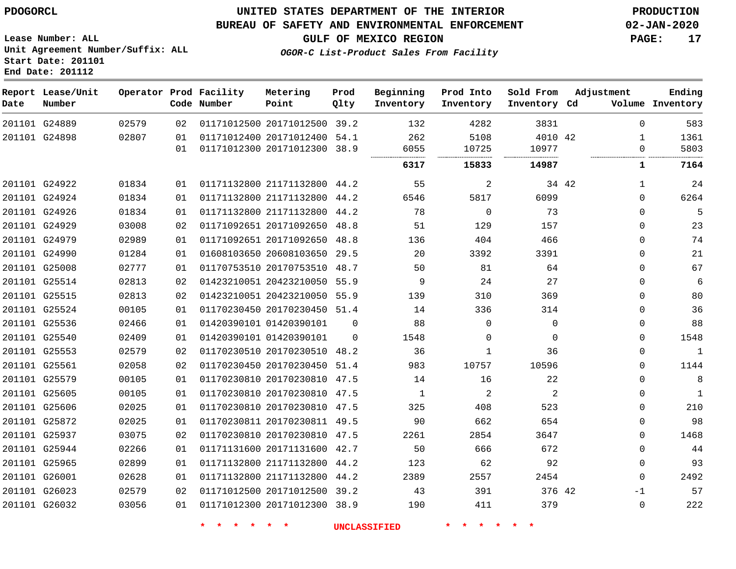PDOGORCL

# UNITED STATES DEPARTMENT OF THE INTERIOR
## BUREAU OF SAFETY AND ENVIRONMENTAL ENFORCEMENT
### GULF OF MEXICO REGION
*OGOR-C List-Product Sales From Facility*

PRODUCTION
02-JAN-2020

Lease Number: ALL
Unit Agreement Number/Suffix: ALL
Start Date: 201101
End Date: 201112

| Report Date | Lease/Unit Number | Operator | Prod Code | Facility Number | Metering Point | Prod Qlty | Beginning Inventory | Prod Into Inventory | Sold From Inventory | Adjustment Cd | Volume | Ending Inventory |
|---|---|---|---|---|---|---|---|---|---|---|---|---|
| 201101 | G24889 | 02579 | 02 | 01171012500 | 20171012500 | 39.2 | 132 | 4282 | 3831 | | 0 | 583 |
| 201101 | G24898 | 02807 | 01 | 01171012400 | 20171012400 | 54.1 | 262 | 5108 | 4010 | 42 | 1 | 1361 |
| | | | 01 | 01171012300 | 20171012300 | 38.9 | 6055 | 10725 | 10977 | | 0 | 5803 |
| | | | | | | | **6317** | **15833** | **14987** | | **1** | **7164** |
| 201101 | G24922 | 01834 | 01 | 01171132800 | 21171132800 | 44.2 | 55 | 2 | 34 | 42 | 1 | 24 |
| 201101 | G24924 | 01834 | 01 | 01171132800 | 21171132800 | 44.2 | 6546 | 5817 | 6099 | | 0 | 6264 |
| 201101 | G24926 | 01834 | 01 | 01171132800 | 21171132800 | 44.2 | 78 | 0 | 73 | | 0 | 5 |
| 201101 | G24929 | 03008 | 02 | 01171092651 | 20171092650 | 48.8 | 51 | 129 | 157 | | 0 | 23 |
| 201101 | G24979 | 02989 | 01 | 01171092651 | 20171092650 | 48.8 | 136 | 404 | 466 | | 0 | 74 |
| 201101 | G24990 | 01284 | 01 | 01608103650 | 20608103650 | 29.5 | 20 | 3392 | 3391 | | 0 | 21 |
| 201101 | G25008 | 02777 | 01 | 01170753510 | 20170753510 | 48.7 | 50 | 81 | 64 | | 0 | 67 |
| 201101 | G25514 | 02813 | 02 | 01423210051 | 20423210050 | 55.9 | 9 | 24 | 27 | | 0 | 6 |
| 201101 | G25515 | 02813 | 02 | 01423210051 | 20423210050 | 55.9 | 139 | 310 | 369 | | 0 | 80 |
| 201101 | G25524 | 00105 | 01 | 01170230450 | 20170230450 | 51.4 | 14 | 336 | 314 | | 0 | 36 |
| 201101 | G25536 | 02466 | 01 | 01420390101 | 01420390101 | 0 | 88 | 0 | 0 | | 0 | 88 |
| 201101 | G25540 | 02409 | 01 | 01420390101 | 01420390101 | 0 | 1548 | 0 | 0 | | 0 | 1548 |
| 201101 | G25553 | 02579 | 02 | 01170230510 | 20170230510 | 48.2 | 36 | 1 | 36 | | 0 | 1 |
| 201101 | G25561 | 02058 | 02 | 01170230450 | 20170230450 | 51.4 | 983 | 10757 | 10596 | | 0 | 1144 |
| 201101 | G25579 | 00105 | 01 | 01170230810 | 20170230810 | 47.5 | 14 | 16 | 22 | | 0 | 8 |
| 201101 | G25605 | 00105 | 01 | 01170230810 | 20170230810 | 47.5 | 1 | 2 | 2 | | 0 | 1 |
| 201101 | G25606 | 02025 | 01 | 01170230810 | 20170230810 | 47.5 | 325 | 408 | 523 | | 0 | 210 |
| 201101 | G25872 | 02025 | 01 | 01170230811 | 20170230811 | 49.5 | 90 | 662 | 654 | | 0 | 98 |
| 201101 | G25937 | 03075 | 02 | 01170230810 | 20170230810 | 47.5 | 2261 | 2854 | 3647 | | 0 | 1468 |
| 201101 | G25944 | 02266 | 01 | 01171131600 | 20171131600 | 42.7 | 50 | 666 | 672 | | 0 | 44 |
| 201101 | G25965 | 02899 | 01 | 01171132800 | 21171132800 | 44.2 | 123 | 62 | 92 | | 0 | 93 |
| 201101 | G26001 | 02628 | 01 | 01171132800 | 21171132800 | 44.2 | 2389 | 2557 | 2454 | | 0 | 2492 |
| 201101 | G26023 | 02579 | 02 | 01171012500 | 20171012500 | 39.2 | 43 | 391 | 376 | 42 | -1 | 57 |
| 201101 | G26032 | 03056 | 01 | 01171012300 | 20171012300 | 38.9 | 190 | 411 | 379 | | 0 | 222 |

* * * * * * UNCLASSIFIED * * * * * *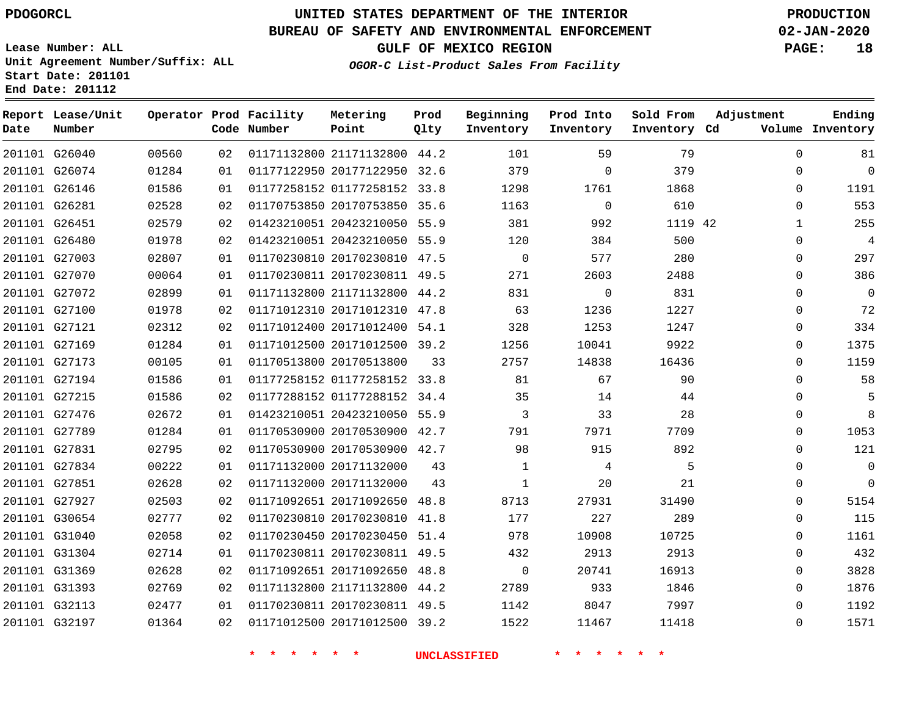PDOGORCL

# UNITED STATES DEPARTMENT OF THE INTERIOR
## BUREAU OF SAFETY AND ENVIRONMENTAL ENFORCEMENT
### GULF OF MEXICO REGION

*OGOR-C List-Product Sales From Facility*

PRODUCTION
02-JAN-2020

Lease Number: ALL
Unit Agreement Number/Suffix: ALL
Start Date: 201101
End Date: 201112

| Report Date | Lease/Unit Number | Operator | Prod Code | Facility Number | Metering Point | Prod Qlty | Beginning Inventory | Prod Into Inventory | Sold From Inventory | Adjustment Cd | Volume | Ending Inventory |
|---|---|---|---|---|---|---|---|---|---|---|---|---|
| 201101 | G26040 | 00560 | 02 | 01171132800 | 21171132800 | 44.2 | 101 | 59 | 79 | | 0 | 81 |
| 201101 | G26074 | 01284 | 01 | 01177122950 | 20177122950 | 32.6 | 379 | 0 | 379 | | 0 | 0 |
| 201101 | G26146 | 01586 | 01 | 01177258152 | 01177258152 | 33.8 | 1298 | 1761 | 1868 | | 0 | 1191 |
| 201101 | G26281 | 02528 | 02 | 01170753850 | 20170753850 | 35.6 | 1163 | 0 | 610 | | 0 | 553 |
| 201101 | G26451 | 02579 | 02 | 01423210051 | 20423210050 | 55.9 | 381 | 992 | 1119 | 42 | 1 | 255 |
| 201101 | G26480 | 01978 | 02 | 01423210051 | 20423210050 | 55.9 | 120 | 384 | 500 | | 0 | 4 |
| 201101 | G27003 | 02807 | 01 | 01170230810 | 20170230810 | 47.5 | 0 | 577 | 280 | | 0 | 297 |
| 201101 | G27070 | 00064 | 01 | 01170230811 | 20170230811 | 49.5 | 271 | 2603 | 2488 | | 0 | 386 |
| 201101 | G27072 | 02899 | 01 | 01171132800 | 21171132800 | 44.2 | 831 | 0 | 831 | | 0 | 0 |
| 201101 | G27100 | 01978 | 02 | 01171012310 | 20171012310 | 47.8 | 63 | 1236 | 1227 | | 0 | 72 |
| 201101 | G27121 | 02312 | 02 | 01171012400 | 20171012400 | 54.1 | 328 | 1253 | 1247 | | 0 | 334 |
| 201101 | G27169 | 01284 | 01 | 01171012500 | 20171012500 | 39.2 | 1256 | 10041 | 9922 | | 0 | 1375 |
| 201101 | G27173 | 00105 | 01 | 01170513800 | 20170513800 | 33 | 2757 | 14838 | 16436 | | 0 | 1159 |
| 201101 | G27194 | 01586 | 01 | 01177258152 | 01177258152 | 33.8 | 81 | 67 | 90 | | 0 | 58 |
| 201101 | G27215 | 01586 | 02 | 01177288152 | 01177288152 | 34.4 | 35 | 14 | 44 | | 0 | 5 |
| 201101 | G27476 | 02672 | 01 | 01423210051 | 20423210050 | 55.9 | 3 | 33 | 28 | | 0 | 8 |
| 201101 | G27789 | 01284 | 01 | 01170530900 | 20170530900 | 42.7 | 791 | 7971 | 7709 | | 0 | 1053 |
| 201101 | G27831 | 02795 | 02 | 01170530900 | 20170530900 | 42.7 | 98 | 915 | 892 | | 0 | 121 |
| 201101 | G27834 | 00222 | 01 | 01171132000 | 20171132000 | 43 | 1 | 4 | 5 | | 0 | 0 |
| 201101 | G27851 | 02628 | 02 | 01171132000 | 20171132000 | 43 | 1 | 20 | 21 | | 0 | 0 |
| 201101 | G27927 | 02503 | 02 | 01171092651 | 20171092650 | 48.8 | 8713 | 27931 | 31490 | | 0 | 5154 |
| 201101 | G30654 | 02777 | 02 | 01170230810 | 20170230810 | 41.8 | 177 | 227 | 289 | | 0 | 115 |
| 201101 | G31040 | 02058 | 02 | 01170230450 | 20170230450 | 51.4 | 978 | 10908 | 10725 | | 0 | 1161 |
| 201101 | G31304 | 02714 | 01 | 01170230811 | 20170230811 | 49.5 | 432 | 2913 | 2913 | | 0 | 432 |
| 201101 | G31369 | 02628 | 02 | 01171092651 | 20171092650 | 48.8 | 0 | 20741 | 16913 | | 0 | 3828 |
| 201101 | G31393 | 02769 | 02 | 01171132800 | 21171132800 | 44.2 | 2789 | 933 | 1846 | | 0 | 1876 |
| 201101 | G32113 | 02477 | 01 | 01170230811 | 20170230811 | 49.5 | 1142 | 8047 | 7997 | | 0 | 1192 |
| 201101 | G32197 | 01364 | 02 | 01171012500 | 20171012500 | 39.2 | 1522 | 11467 | 11418 | | 0 | 1571 |

* * * * * * UNCLASSIFIED * * * * * *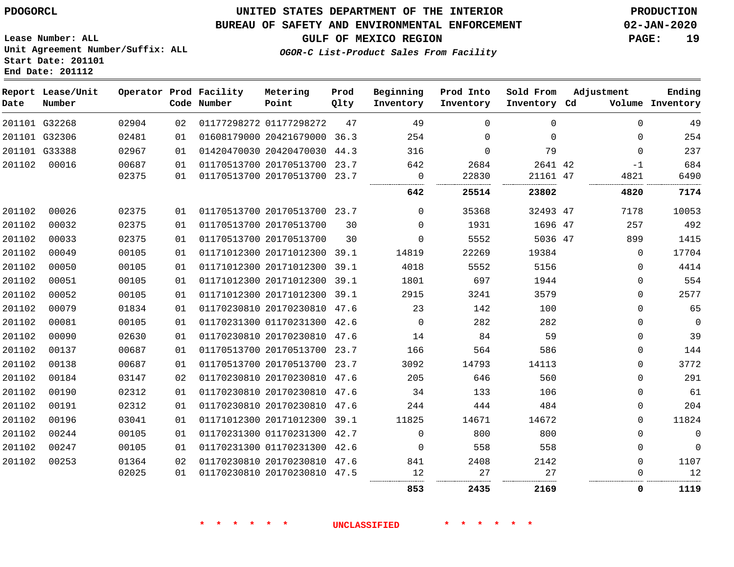# UNITED STATES DEPARTMENT OF THE INTERIOR
## BUREAU OF SAFETY AND ENVIRONMENTAL ENFORCEMENT
### GULF OF MEXICO REGION
*OGOR-C List-Product Sales From Facility*

PDOGORCL

Lease Number: ALL
Unit Agreement Number/Suffix: ALL
Start Date: 201101
End Date: 201112

PRODUCTION
02-JAN-2020

| Report Date | Lease/Unit Number | Operator | Prod Code | Facility Number | Metering Point | Prod Qlty | Beginning Inventory | Prod Into Inventory | Sold From Inventory | Adjustment Cd | Adjustment Volume | Ending Inventory |
|---|---|---|---|---|---|---|---|---|---|---|---|---|
| 201101 | G32268 | 02904 | 02 | 01177298272 | 01177298272 | 47 | 49 | 0 | 0 | | 0 | 49 |
| 201101 | G32306 | 02481 | 01 | 01608179000 | 20421679000 | 36.3 | 254 | 0 | 0 | | 0 | 254 |
| 201101 | G33388 | 02967 | 01 | 01420470030 | 20420470030 | 44.3 | 316 | 0 | 79 | | 0 | 237 |
| 201102 | 00016 | 00687 | 01 | 01170513700 | 20170513700 | 23.7 | 642 | 2684 | 2641 | 42 | -1 | 684 |
| | | 02375 | 01 | 01170513700 | 20170513700 | 23.7 | 0 | 22830 | 21161 | 47 | 4821 | 6490 |
| | | | | | | | **642** | **25514** | **23802** | | **4820** | **7174** |
| 201102 | 00026 | 02375 | 01 | 01170513700 | 20170513700 | 23.7 | 0 | 35368 | 32493 | 47 | 7178 | 10053 |
| 201102 | 00032 | 02375 | 01 | 01170513700 | 20170513700 | 30 | 0 | 1931 | 1696 | 47 | 257 | 492 |
| 201102 | 00033 | 02375 | 01 | 01170513700 | 20170513700 | 30 | 0 | 5552 | 5036 | 47 | 899 | 1415 |
| 201102 | 00049 | 00105 | 01 | 01171012300 | 20171012300 | 39.1 | 14819 | 22269 | 19384 | | 0 | 17704 |
| 201102 | 00050 | 00105 | 01 | 01171012300 | 20171012300 | 39.1 | 4018 | 5552 | 5156 | | 0 | 4414 |
| 201102 | 00051 | 00105 | 01 | 01171012300 | 20171012300 | 39.1 | 1801 | 697 | 1944 | | 0 | 554 |
| 201102 | 00052 | 00105 | 01 | 01171012300 | 20171012300 | 39.1 | 2915 | 3241 | 3579 | | 0 | 2577 |
| 201102 | 00079 | 01834 | 01 | 01170230810 | 20170230810 | 47.6 | 23 | 142 | 100 | | 0 | 65 |
| 201102 | 00081 | 00105 | 01 | 01170231300 | 01170231300 | 42.6 | 0 | 282 | 282 | | 0 | 0 |
| 201102 | 00090 | 02630 | 01 | 01170230810 | 20170230810 | 47.6 | 14 | 84 | 59 | | 0 | 39 |
| 201102 | 00137 | 00687 | 01 | 01170513700 | 20170513700 | 23.7 | 166 | 564 | 586 | | 0 | 144 |
| 201102 | 00138 | 00687 | 01 | 01170513700 | 20170513700 | 23.7 | 3092 | 14793 | 14113 | | 0 | 3772 |
| 201102 | 00184 | 03147 | 02 | 01170230810 | 20170230810 | 47.6 | 205 | 646 | 560 | | 0 | 291 |
| 201102 | 00190 | 02312 | 01 | 01170230810 | 20170230810 | 47.6 | 34 | 133 | 106 | | 0 | 61 |
| 201102 | 00191 | 02312 | 01 | 01170230810 | 20170230810 | 47.6 | 244 | 444 | 484 | | 0 | 204 |
| 201102 | 00196 | 03041 | 01 | 01171012300 | 20171012300 | 39.1 | 11825 | 14671 | 14672 | | 0 | 11824 |
| 201102 | 00244 | 00105 | 01 | 01170231300 | 01170231300 | 42.7 | 0 | 800 | 800 | | 0 | 0 |
| 201102 | 00247 | 00105 | 01 | 01170231300 | 01170231300 | 42.6 | 0 | 558 | 558 | | 0 | 0 |
| 201102 | 00253 | 01364 | 02 | 01170230810 | 20170230810 | 47.6 | 841 | 2408 | 2142 | | 0 | 1107 |
| | | 02025 | 01 | 01170230810 | 20170230810 | 47.5 | 12 | 27 | 27 | | 0 | 12 |
| | | | | | | | **853** | **2435** | **2169** | | **0** | **1119** |

\* \* \* \* \* \* UNCLASSIFIED \* \* \* \* \* \*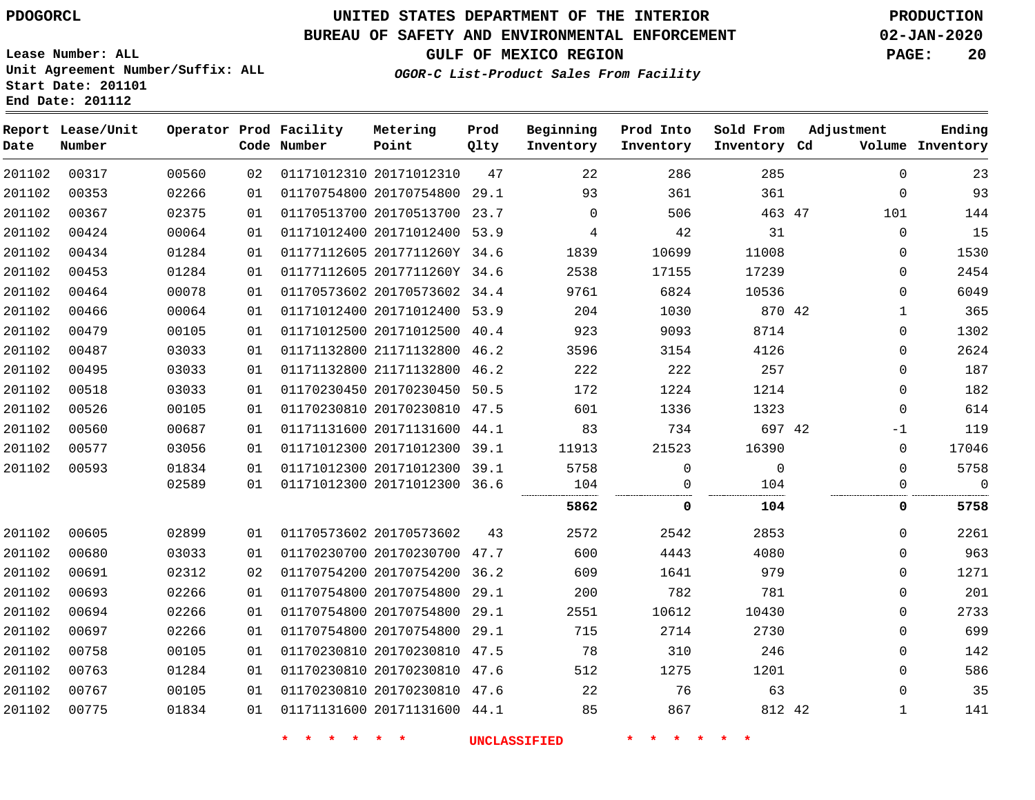# UNITED STATES DEPARTMENT OF THE INTERIOR
## BUREAU OF SAFETY AND ENVIRONMENTAL ENFORCEMENT
### GULF OF MEXICO REGION
*OGOR-C List-Product Sales From Facility*

PDOGORCL

PRODUCTION
02-JAN-2020

Lease Number: ALL
Unit Agreement Number/Suffix: ALL
Start Date: 201101
End Date: 201112

| Report Date | Lease/Unit Number | Operator | Prod Code | Facility Number | Metering Point | Prod Qlty | Beginning Inventory | Prod Into Inventory | Sold From Inventory | Adjustment Cd | Adjustment Volume | Ending Inventory |
|---|---|---|---|---|---|---|---|---|---|---|---|---|
| 201102 | 00317 | 00560 | 02 | 01171012310 | 20171012310 | 47 | 22 | 286 | 285 | | 0 | 23 |
| 201102 | 00353 | 02266 | 01 | 01170754800 | 20170754800 | 29.1 | 93 | 361 | 361 | | 0 | 93 |
| 201102 | 00367 | 02375 | 01 | 01170513700 | 20170513700 | 23.7 | 0 | 506 | 463 | 47 | 101 | 144 |
| 201102 | 00424 | 00064 | 01 | 01171012400 | 20171012400 | 53.9 | 4 | 42 | 31 | | 0 | 15 |
| 201102 | 00434 | 01284 | 01 | 01177112605 | 2017711260Y | 34.6 | 1839 | 10699 | 11008 | | 0 | 1530 |
| 201102 | 00453 | 01284 | 01 | 01177112605 | 2017711260Y | 34.6 | 2538 | 17155 | 17239 | | 0 | 2454 |
| 201102 | 00464 | 00078 | 01 | 01170573602 | 20170573602 | 34.4 | 9761 | 6824 | 10536 | | 0 | 6049 |
| 201102 | 00466 | 00064 | 01 | 01171012400 | 20171012400 | 53.9 | 204 | 1030 | 870 | 42 | 1 | 365 |
| 201102 | 00479 | 00105 | 01 | 01171012500 | 20171012500 | 40.4 | 923 | 9093 | 8714 | | 0 | 1302 |
| 201102 | 00487 | 03033 | 01 | 01171132800 | 21171132800 | 46.2 | 3596 | 3154 | 4126 | | 0 | 2624 |
| 201102 | 00495 | 03033 | 01 | 01171132800 | 21171132800 | 46.2 | 222 | 222 | 257 | | 0 | 187 |
| 201102 | 00518 | 03033 | 01 | 01170230450 | 20170230450 | 50.5 | 172 | 1224 | 1214 | | 0 | 182 |
| 201102 | 00526 | 00105 | 01 | 01170230810 | 20170230810 | 47.5 | 601 | 1336 | 1323 | | 0 | 614 |
| 201102 | 00560 | 00687 | 01 | 01171131600 | 20171131600 | 44.1 | 83 | 734 | 697 | 42 | -1 | 119 |
| 201102 | 00577 | 03056 | 01 | 01171012300 | 20171012300 | 39.1 | 11913 | 21523 | 16390 | | 0 | 17046 |
| 201102 | 00593 | 01834 | 01 | 01171012300 | 20171012300 | 39.1 | 5758 | 0 | 0 | | 0 | 5758 |
| | | 02589 | 01 | 01171012300 | 20171012300 | 36.6 | 104 | 0 | 104 | | 0 | 0 |
| | | | | | | | **5862** | **0** | **104** | | **0** | **5758** |
| 201102 | 00605 | 02899 | 01 | 01170573602 | 20170573602 | 43 | 2572 | 2542 | 2853 | | 0 | 2261 |
| 201102 | 00680 | 03033 | 01 | 01170230700 | 20170230700 | 47.7 | 600 | 4443 | 4080 | | 0 | 963 |
| 201102 | 00691 | 02312 | 02 | 01170754200 | 20170754200 | 36.2 | 609 | 1641 | 979 | | 0 | 1271 |
| 201102 | 00693 | 02266 | 01 | 01170754800 | 20170754800 | 29.1 | 200 | 782 | 781 | | 0 | 201 |
| 201102 | 00694 | 02266 | 01 | 01170754800 | 20170754800 | 29.1 | 2551 | 10612 | 10430 | | 0 | 2733 |
| 201102 | 00697 | 02266 | 01 | 01170754800 | 20170754800 | 29.1 | 715 | 2714 | 2730 | | 0 | 699 |
| 201102 | 00758 | 00105 | 01 | 01170230810 | 20170230810 | 47.5 | 78 | 310 | 246 | | 0 | 142 |
| 201102 | 00763 | 01284 | 01 | 01170230810 | 20170230810 | 47.6 | 512 | 1275 | 1201 | | 0 | 586 |
| 201102 | 00767 | 00105 | 01 | 01170230810 | 20170230810 | 47.6 | 22 | 76 | 63 | | 0 | 35 |
| 201102 | 00775 | 01834 | 01 | 01171131600 | 20171131600 | 44.1 | 85 | 867 | 812 | 42 | 1 | 141 |

* * * * * * UNCLASSIFIED * * * * * *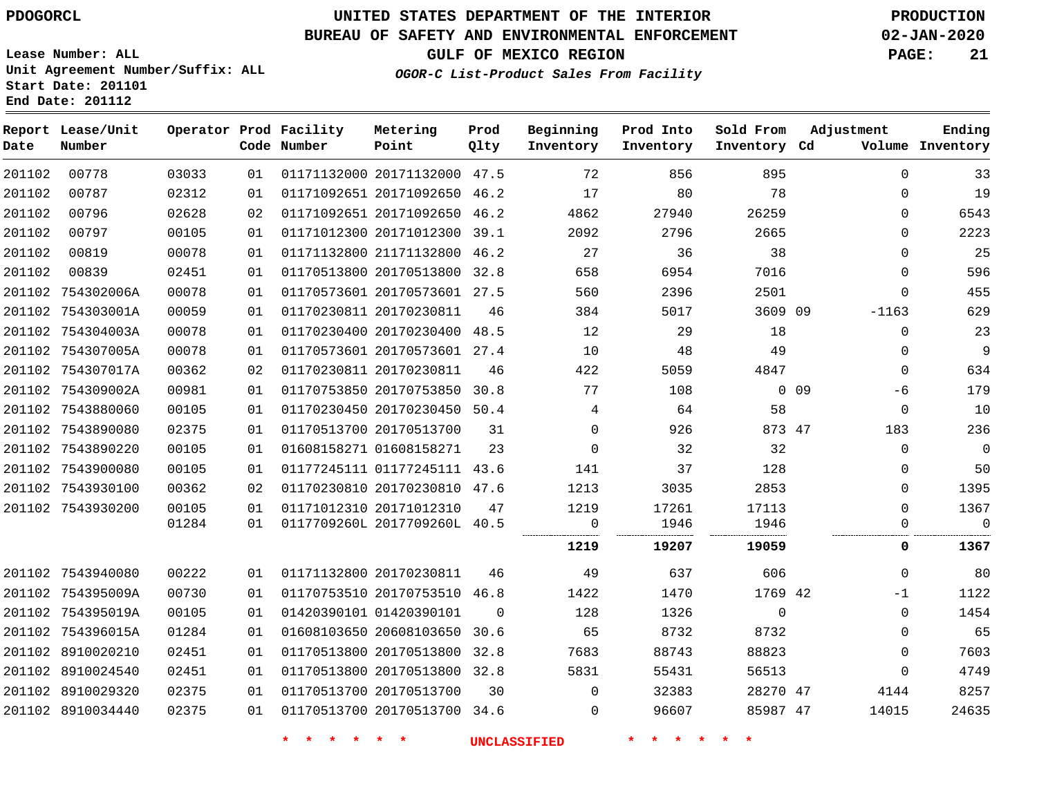PDOGORCL

# UNITED STATES DEPARTMENT OF THE INTERIOR
## BUREAU OF SAFETY AND ENVIRONMENTAL ENFORCEMENT
### GULF OF MEXICO REGION

*OGOR-C List-Product Sales From Facility*

PRODUCTION
02-JAN-2020

Lease Number: ALL
Unit Agreement Number/Suffix: ALL
Start Date: 201101
End Date: 201112

| Report Date | Lease/Unit Number | Operator | Prod Code | Facility Number | Metering Point | Prod Qlty | Beginning Inventory | Prod Into Inventory | Sold From Inventory | Adjustment Cd | Adjustment Volume | Ending Inventory |
|---|---|---|---|---|---|---|---|---|---|---|---|---|
| 201102 | 00778 | 03033 | 01 | 01171132000 | 20171132000 | 47.5 | 72 | 856 | 895 | | 0 | 33 |
| 201102 | 00787 | 02312 | 01 | 01171092651 | 20171092650 | 46.2 | 17 | 80 | 78 | | 0 | 19 |
| 201102 | 00796 | 02628 | 02 | 01171092651 | 20171092650 | 46.2 | 4862 | 27940 | 26259 | | 0 | 6543 |
| 201102 | 00797 | 00105 | 01 | 01171012300 | 20171012300 | 39.1 | 2092 | 2796 | 2665 | | 0 | 2223 |
| 201102 | 00819 | 00078 | 01 | 01171132800 | 21171132800 | 46.2 | 27 | 36 | 38 | | 0 | 25 |
| 201102 | 00839 | 02451 | 01 | 01170513800 | 20170513800 | 32.8 | 658 | 6954 | 7016 | | 0 | 596 |
| 201102 | 754302006A | 00078 | 01 | 01170573601 | 20170573601 | 27.5 | 560 | 2396 | 2501 | | 0 | 455 |
| 201102 | 754303001A | 00059 | 01 | 01170230811 | 20170230811 | 46 | 384 | 5017 | 3609 | 09 | -1163 | 629 |
| 201102 | 754304003A | 00078 | 01 | 01170230400 | 20170230400 | 48.5 | 12 | 29 | 18 | | 0 | 23 |
| 201102 | 754307005A | 00078 | 01 | 01170573601 | 20170573601 | 27.4 | 10 | 48 | 49 | | 0 | 9 |
| 201102 | 754307017A | 00362 | 02 | 01170230811 | 20170230811 | 46 | 422 | 5059 | 4847 | | 0 | 634 |
| 201102 | 754309002A | 00981 | 01 | 01170753850 | 20170753850 | 30.8 | 77 | 108 | 0 | 09 | -6 | 179 |
| 201102 | 7543880060 | 00105 | 01 | 01170230450 | 20170230450 | 50.4 | 4 | 64 | 58 | | 0 | 10 |
| 201102 | 7543890080 | 02375 | 01 | 01170513700 | 20170513700 | 31 | 0 | 926 | 873 | 47 | 183 | 236 |
| 201102 | 7543890220 | 00105 | 01 | 01608158271 | 01608158271 | 23 | 0 | 32 | 32 | | 0 | 0 |
| 201102 | 7543900080 | 00105 | 01 | 01177245111 | 01177245111 | 43.6 | 141 | 37 | 128 | | 0 | 50 |
| 201102 | 7543930100 | 00362 | 02 | 01170230810 | 20170230810 | 47.6 | 1213 | 3035 | 2853 | | 0 | 1395 |
| 201102 | 7543930200 | 00105 | 01 | 01171012310 | 20171012310 | 47 | 1219 | 17261 | 17113 | | 0 | 1367 |
| | | 01284 | 01 | 0117709260L | 2017709260L | 40.5 | 0 | 1946 | 1946 | | 0 | 0 |
| | | | | | | | **1219** | **19207** | **19059** | | **0** | **1367** |
| 201102 | 7543940080 | 00222 | 01 | 01171132800 | 20170230811 | 46 | 49 | 637 | 606 | | 0 | 80 |
| 201102 | 754395009A | 00730 | 01 | 01170753510 | 20170753510 | 46.8 | 1422 | 1470 | 1769 | 42 | -1 | 1122 |
| 201102 | 754395019A | 00105 | 01 | 01420390101 | 01420390101 | 0 | 128 | 1326 | 0 | | 0 | 1454 |
| 201102 | 754396015A | 01284 | 01 | 01608103650 | 20608103650 | 30.6 | 65 | 8732 | 8732 | | 0 | 65 |
| 201102 | 8910020210 | 02451 | 01 | 01170513800 | 20170513800 | 32.8 | 7683 | 88743 | 88823 | | 0 | 7603 |
| 201102 | 8910024540 | 02451 | 01 | 01170513800 | 20170513800 | 32.8 | 5831 | 55431 | 56513 | | 0 | 4749 |
| 201102 | 8910029320 | 02375 | 01 | 01170513700 | 20170513700 | 30 | 0 | 32383 | 28270 | 47 | 4144 | 8257 |
| 201102 | 8910034440 | 02375 | 01 | 01170513700 | 20170513700 | 34.6 | 0 | 96607 | 85987 | 47 | 14015 | 24635 |

* * * * * * UNCLASSIFIED * * * * * *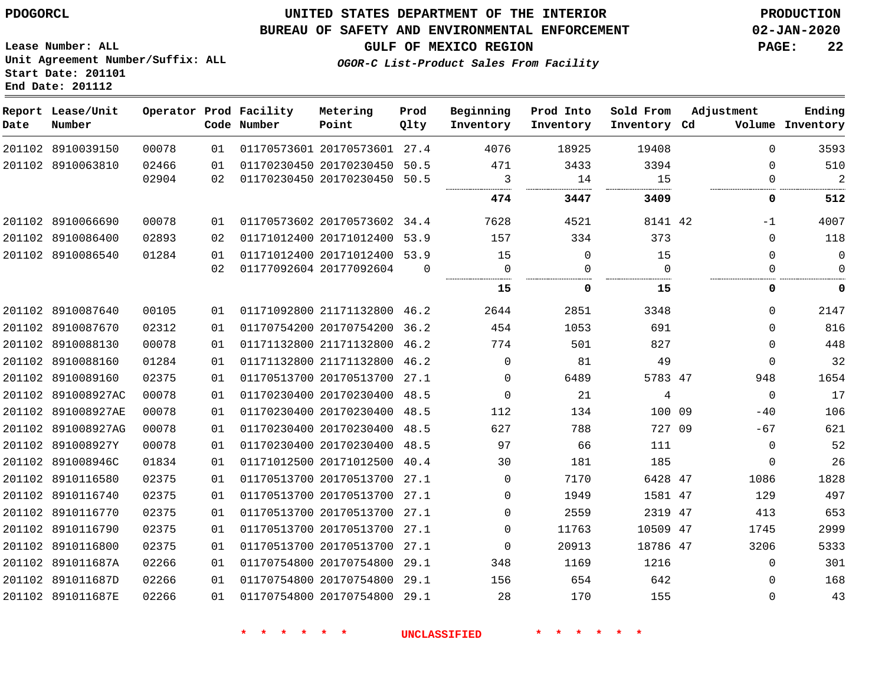PDOGORCL

# UNITED STATES DEPARTMENT OF THE INTERIOR
## BUREAU OF SAFETY AND ENVIRONMENTAL ENFORCEMENT
### GULF OF MEXICO REGION
*OGOR-C List-Product Sales From Facility*

PRODUCTION
02-JAN-2020

Lease Number: ALL
Unit Agreement Number/Suffix: ALL
Start Date: 201101
End Date: 201112

| Report Date | Lease/Unit Number | Operator | Prod Code | Facility Number | Metering Point | Prod Qlty | Beginning Inventory | Prod Into Inventory | Sold From Inventory | Adjustment Cd | Adjustment Volume | Ending Inventory |
|---|---|---|---|---|---|---|---|---|---|---|---|---|
| 201102 | 8910039150 | 00078 | 01 | 01170573601 | 20170573601 | 27.4 | 4076 | 18925 | 19408 | | 0 | 3593 |
| 201102 | 8910063810 | 02466 | 01 | 01170230450 | 20170230450 | 50.5 | 471 | 3433 | 3394 | | 0 | 510 |
| | | 02904 | 02 | 01170230450 | 20170230450 | 50.5 | 3 | 14 | 15 | | 0 | 2 |
| | | | | | | | **474** | **3447** | **3409** | | **0** | **512** |
| 201102 | 8910066690 | 00078 | 01 | 01170573602 | 20170573602 | 34.4 | 7628 | 4521 | 8141 | 42 | -1 | 4007 |
| 201102 | 8910086400 | 02893 | 02 | 01171012400 | 20171012400 | 53.9 | 157 | 334 | 373 | | 0 | 118 |
| 201102 | 8910086540 | 01284 | 01 | 01171012400 | 20171012400 | 53.9 | 15 | 0 | 15 | | 0 | 0 |
| | | | 02 | 01177092604 | 20177092604 | 0 | 0 | 0 | 0 | | 0 | 0 |
| | | | | | | | **15** | **0** | **15** | | **0** | **0** |
| 201102 | 8910087640 | 00105 | 01 | 01171092800 | 21171132800 | 46.2 | 2644 | 2851 | 3348 | | 0 | 2147 |
| 201102 | 8910087670 | 02312 | 01 | 01170754200 | 20170754200 | 36.2 | 454 | 1053 | 691 | | 0 | 816 |
| 201102 | 8910088130 | 00078 | 01 | 01171132800 | 21171132800 | 46.2 | 774 | 501 | 827 | | 0 | 448 |
| 201102 | 8910088160 | 01284 | 01 | 01171132800 | 21171132800 | 46.2 | 0 | 81 | 49 | | 0 | 32 |
| 201102 | 8910089160 | 02375 | 01 | 01170513700 | 20170513700 | 27.1 | 0 | 6489 | 5783 | 47 | 948 | 1654 |
| 201102 | 891008927AC | 00078 | 01 | 01170230400 | 20170230400 | 48.5 | 0 | 21 | 4 | | 0 | 17 |
| 201102 | 891008927AE | 00078 | 01 | 01170230400 | 20170230400 | 48.5 | 112 | 134 | 100 | 09 | -40 | 106 |
| 201102 | 891008927AG | 00078 | 01 | 01170230400 | 20170230400 | 48.5 | 627 | 788 | 727 | 09 | -67 | 621 |
| 201102 | 891008927Y | 00078 | 01 | 01170230400 | 20170230400 | 48.5 | 97 | 66 | 111 | | 0 | 52 |
| 201102 | 891008946C | 01834 | 01 | 01171012500 | 20171012500 | 40.4 | 30 | 181 | 185 | | 0 | 26 |
| 201102 | 8910116580 | 02375 | 01 | 01170513700 | 20170513700 | 27.1 | 0 | 7170 | 6428 | 47 | 1086 | 1828 |
| 201102 | 8910116740 | 02375 | 01 | 01170513700 | 20170513700 | 27.1 | 0 | 1949 | 1581 | 47 | 129 | 497 |
| 201102 | 8910116770 | 02375 | 01 | 01170513700 | 20170513700 | 27.1 | 0 | 2559 | 2319 | 47 | 413 | 653 |
| 201102 | 8910116790 | 02375 | 01 | 01170513700 | 20170513700 | 27.1 | 0 | 11763 | 10509 | 47 | 1745 | 2999 |
| 201102 | 8910116800 | 02375 | 01 | 01170513700 | 20170513700 | 27.1 | 0 | 20913 | 18786 | 47 | 3206 | 5333 |
| 201102 | 891011687A | 02266 | 01 | 01170754800 | 20170754800 | 29.1 | 348 | 1169 | 1216 | | 0 | 301 |
| 201102 | 891011687D | 02266 | 01 | 01170754800 | 20170754800 | 29.1 | 156 | 654 | 642 | | 0 | 168 |
| 201102 | 891011687E | 02266 | 01 | 01170754800 | 20170754800 | 29.1 | 28 | 170 | 155 | | 0 | 43 |

* * * * * * UNCLASSIFIED * * * * * *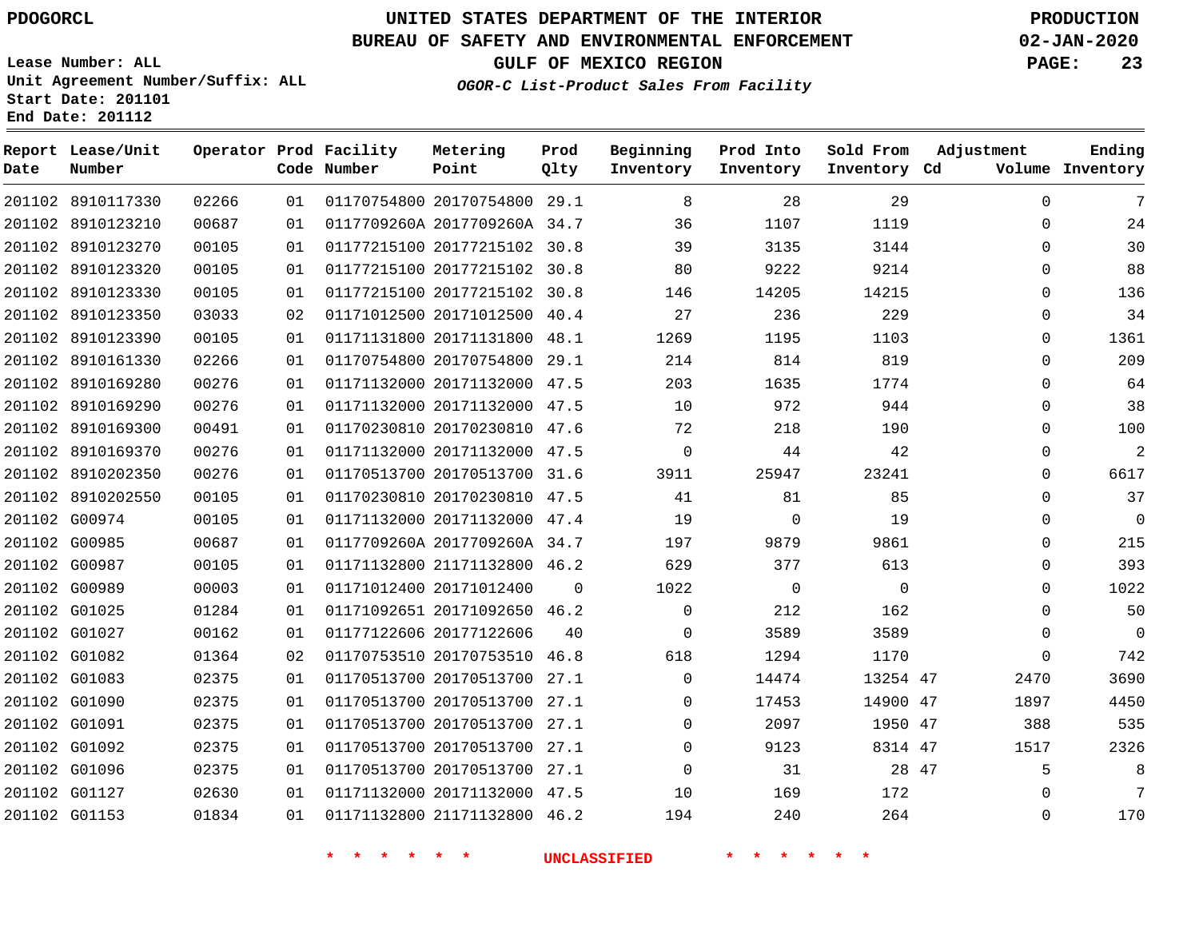PDOGORCL

UNITED STATES DEPARTMENT OF THE INTERIOR
BUREAU OF SAFETY AND ENVIRONMENTAL ENFORCEMENT
GULF OF MEXICO REGION
*OGOR-C List-Product Sales From Facility*

PRODUCTION
02-JAN-2020

Lease Number: ALL
Unit Agreement Number/Suffix: ALL
Start Date: 201101
End Date: 201112

| Report Date | Lease/Unit Number | Operator | Prod Code | Facility Number | Metering Point | Prod Qlty | Beginning Inventory | Prod Into Inventory | Sold From Inventory | Adjustment Cd | Adjustment Volume | Ending Inventory |
|---|---|---|---|---|---|---|---|---|---|---|---|---|
| 201102 | 8910117330 | 02266 | 01 | 01170754800 | 20170754800 | 29.1 | 8 | 28 | 29 | | 0 | 7 |
| 201102 | 8910123210 | 00687 | 01 | 0117709260A | 2017709260A | 34.7 | 36 | 1107 | 1119 | | 0 | 24 |
| 201102 | 8910123270 | 00105 | 01 | 01177215100 | 20177215102 | 30.8 | 39 | 3135 | 3144 | | 0 | 30 |
| 201102 | 8910123320 | 00105 | 01 | 01177215100 | 20177215102 | 30.8 | 80 | 9222 | 9214 | | 0 | 88 |
| 201102 | 8910123330 | 00105 | 01 | 01177215100 | 20177215102 | 30.8 | 146 | 14205 | 14215 | | 0 | 136 |
| 201102 | 8910123350 | 03033 | 02 | 01171012500 | 20171012500 | 40.4 | 27 | 236 | 229 | | 0 | 34 |
| 201102 | 8910123390 | 00105 | 01 | 01171131800 | 20171131800 | 48.1 | 1269 | 1195 | 1103 | | 0 | 1361 |
| 201102 | 8910161330 | 02266 | 01 | 01170754800 | 20170754800 | 29.1 | 214 | 814 | 819 | | 0 | 209 |
| 201102 | 8910169280 | 00276 | 01 | 01171132000 | 20171132000 | 47.5 | 203 | 1635 | 1774 | | 0 | 64 |
| 201102 | 8910169290 | 00276 | 01 | 01171132000 | 20171132000 | 47.5 | 10 | 972 | 944 | | 0 | 38 |
| 201102 | 8910169300 | 00491 | 01 | 01170230810 | 20170230810 | 47.6 | 72 | 218 | 190 | | 0 | 100 |
| 201102 | 8910169370 | 00276 | 01 | 01171132000 | 20171132000 | 47.5 | 0 | 44 | 42 | | 0 | 2 |
| 201102 | 8910202350 | 00276 | 01 | 01170513700 | 20170513700 | 31.6 | 3911 | 25947 | 23241 | | 0 | 6617 |
| 201102 | 8910202550 | 00105 | 01 | 01170230810 | 20170230810 | 47.5 | 41 | 81 | 85 | | 0 | 37 |
| 201102 | G00974 | 00105 | 01 | 01171132000 | 20171132000 | 47.4 | 19 | 0 | 19 | | 0 | 0 |
| 201102 | G00985 | 00687 | 01 | 0117709260A | 2017709260A | 34.7 | 197 | 9879 | 9861 | | 0 | 215 |
| 201102 | G00987 | 00105 | 01 | 01171132800 | 21171132800 | 46.2 | 629 | 377 | 613 | | 0 | 393 |
| 201102 | G00989 | 00003 | 01 | 01171012400 | 20171012400 | 0 | 1022 | 0 | 0 | | 0 | 1022 |
| 201102 | G01025 | 01284 | 01 | 01171092651 | 20171092650 | 46.2 | 0 | 212 | 162 | | 0 | 50 |
| 201102 | G01027 | 00162 | 01 | 01177122606 | 20177122606 | 40 | 0 | 3589 | 3589 | | 0 | 0 |
| 201102 | G01082 | 01364 | 02 | 01170753510 | 20170753510 | 46.8 | 618 | 1294 | 1170 | | 0 | 742 |
| 201102 | G01083 | 02375 | 01 | 01170513700 | 20170513700 | 27.1 | 0 | 14474 | 13254 | 47 | 2470 | 3690 |
| 201102 | G01090 | 02375 | 01 | 01170513700 | 20170513700 | 27.1 | 0 | 17453 | 14900 | 47 | 1897 | 4450 |
| 201102 | G01091 | 02375 | 01 | 01170513700 | 20170513700 | 27.1 | 0 | 2097 | 1950 | 47 | 388 | 535 |
| 201102 | G01092 | 02375 | 01 | 01170513700 | 20170513700 | 27.1 | 0 | 9123 | 8314 | 47 | 1517 | 2326 |
| 201102 | G01096 | 02375 | 01 | 01170513700 | 20170513700 | 27.1 | 0 | 31 | 28 | 47 | 5 | 8 |
| 201102 | G01127 | 02630 | 01 | 01171132000 | 20171132000 | 47.5 | 10 | 169 | 172 | | 0 | 7 |
| 201102 | G01153 | 01834 | 01 | 01171132800 | 21171132800 | 46.2 | 194 | 240 | 264 | | 0 | 170 |

* * * * * * UNCLASSIFIED * * * * * *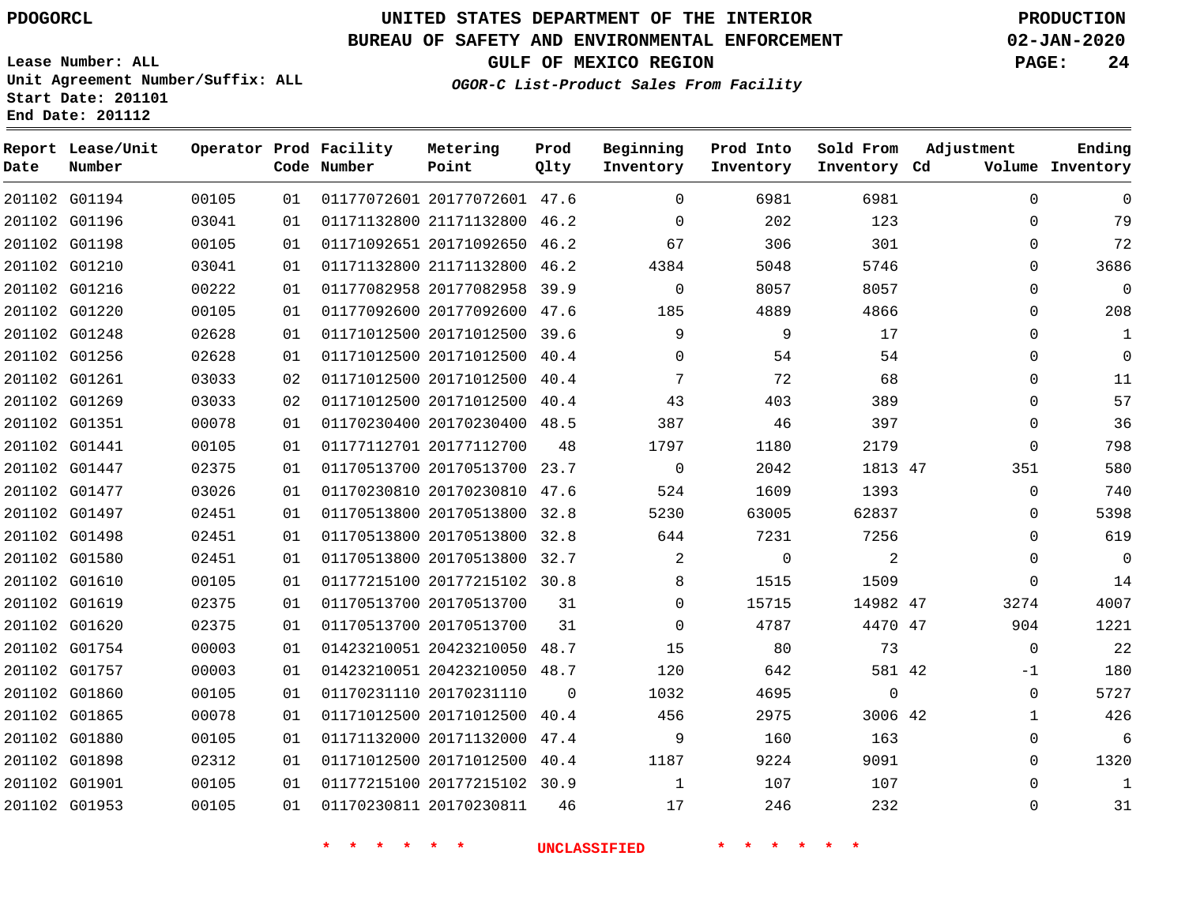PDOGORCL

# UNITED STATES DEPARTMENT OF THE INTERIOR
## BUREAU OF SAFETY AND ENVIRONMENTAL ENFORCEMENT
### GULF OF MEXICO REGION
*OGOR-C List-Product Sales From Facility*

PRODUCTION
02-JAN-2020

Lease Number: ALL
Unit Agreement Number/Suffix: ALL
Start Date: 201101
End Date: 201112

| Report Date | Lease/Unit Number | Operator | Prod Code | Facility Number | Metering Point | Prod Qlty | Beginning Inventory | Prod Into Inventory | Sold From Inventory | Adjustment Cd | Adjustment Volume | Ending Inventory |
|---|---|---|---|---|---|---|---|---|---|---|---|---|
| 201102 | G01194 | 00105 | 01 | 01177072601 | 20177072601 | 47.6 | 0 | 6981 | 6981 | | 0 | 0 |
| 201102 | G01196 | 03041 | 01 | 01171132800 | 21171132800 | 46.2 | 0 | 202 | 123 | | 0 | 79 |
| 201102 | G01198 | 00105 | 01 | 01171092651 | 20171092650 | 46.2 | 67 | 306 | 301 | | 0 | 72 |
| 201102 | G01210 | 03041 | 01 | 01171132800 | 21171132800 | 46.2 | 4384 | 5048 | 5746 | | 0 | 3686 |
| 201102 | G01216 | 00222 | 01 | 01177082958 | 20177082958 | 39.9 | 0 | 8057 | 8057 | | 0 | 0 |
| 201102 | G01220 | 00105 | 01 | 01177092600 | 20177092600 | 47.6 | 185 | 4889 | 4866 | | 0 | 208 |
| 201102 | G01248 | 02628 | 01 | 01171012500 | 20171012500 | 39.6 | 9 | 9 | 17 | | 0 | 1 |
| 201102 | G01256 | 02628 | 01 | 01171012500 | 20171012500 | 40.4 | 0 | 54 | 54 | | 0 | 0 |
| 201102 | G01261 | 03033 | 02 | 01171012500 | 20171012500 | 40.4 | 7 | 72 | 68 | | 0 | 11 |
| 201102 | G01269 | 03033 | 02 | 01171012500 | 20171012500 | 40.4 | 43 | 403 | 389 | | 0 | 57 |
| 201102 | G01351 | 00078 | 01 | 01170230400 | 20170230400 | 48.5 | 387 | 46 | 397 | | 0 | 36 |
| 201102 | G01441 | 00105 | 01 | 01177112701 | 20177112700 | 48 | 1797 | 1180 | 2179 | | 0 | 798 |
| 201102 | G01447 | 02375 | 01 | 01170513700 | 20170513700 | 23.7 | 0 | 2042 | 1813 | 47 | 351 | 580 |
| 201102 | G01477 | 03026 | 01 | 01170230810 | 20170230810 | 47.6 | 524 | 1609 | 1393 | | 0 | 740 |
| 201102 | G01497 | 02451 | 01 | 01170513800 | 20170513800 | 32.8 | 5230 | 63005 | 62837 | | 0 | 5398 |
| 201102 | G01498 | 02451 | 01 | 01170513800 | 20170513800 | 32.8 | 644 | 7231 | 7256 | | 0 | 619 |
| 201102 | G01580 | 02451 | 01 | 01170513800 | 20170513800 | 32.7 | 2 | 0 | 2 | | 0 | 0 |
| 201102 | G01610 | 00105 | 01 | 01177215100 | 20177215102 | 30.8 | 8 | 1515 | 1509 | | 0 | 14 |
| 201102 | G01619 | 02375 | 01 | 01170513700 | 20170513700 | 31 | 0 | 15715 | 14982 | 47 | 3274 | 4007 |
| 201102 | G01620 | 02375 | 01 | 01170513700 | 20170513700 | 31 | 0 | 4787 | 4470 | 47 | 904 | 1221 |
| 201102 | G01754 | 00003 | 01 | 01423210051 | 20423210050 | 48.7 | 15 | 80 | 73 | | 0 | 22 |
| 201102 | G01757 | 00003 | 01 | 01423210051 | 20423210050 | 48.7 | 120 | 642 | 581 | 42 | -1 | 180 |
| 201102 | G01860 | 00105 | 01 | 01170231110 | 20170231110 | 0 | 1032 | 4695 | 0 | | 0 | 5727 |
| 201102 | G01865 | 00078 | 01 | 01171012500 | 20171012500 | 40.4 | 456 | 2975 | 3006 | 42 | 1 | 426 |
| 201102 | G01880 | 00105 | 01 | 01171132000 | 20171132000 | 47.4 | 9 | 160 | 163 | | 0 | 6 |
| 201102 | G01898 | 02312 | 01 | 01171012500 | 20171012500 | 40.4 | 1187 | 9224 | 9091 | | 0 | 1320 |
| 201102 | G01901 | 00105 | 01 | 01177215100 | 20177215102 | 30.9 | 1 | 107 | 107 | | 0 | 1 |
| 201102 | G01953 | 00105 | 01 | 01170230811 | 20170230811 | 46 | 17 | 246 | 232 | | 0 | 31 |

* * * * * * UNCLASSIFIED * * * * * *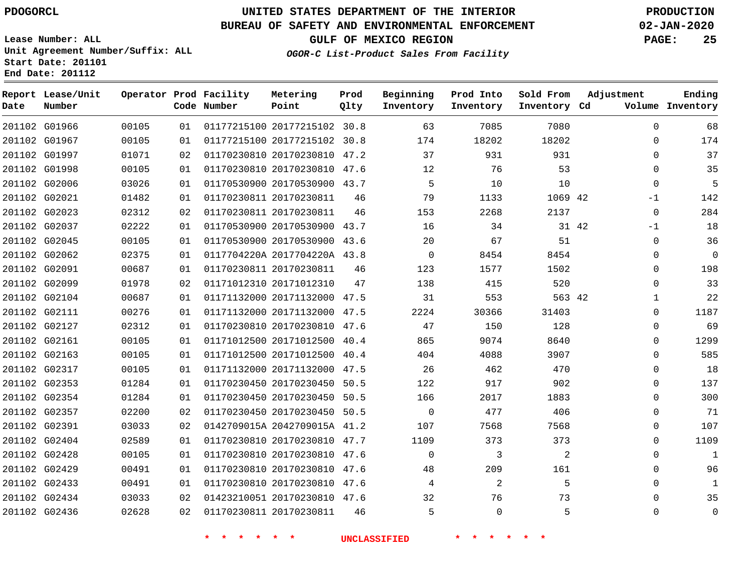PDOGORCL

# UNITED STATES DEPARTMENT OF THE INTERIOR
## BUREAU OF SAFETY AND ENVIRONMENTAL ENFORCEMENT
### GULF OF MEXICO REGION

*OGOR-C List-Product Sales From Facility*

PRODUCTION
02-JAN-2020

Lease Number: ALL
Unit Agreement Number/Suffix: ALL
Start Date: 201101
End Date: 201112

| Report Date | Lease/Unit Number | Operator | Prod Code | Facility Number | Metering Point | Prod Qlty | Beginning Inventory | Prod Into Inventory | Sold From Inventory | Adjustment Cd | Adjustment Volume | Ending Inventory |
|---|---|---|---|---|---|---|---|---|---|---|---|---|
| 201102 | G01966 | 00105 | 01 | 01177215100 | 20177215102 | 30.8 | 63 | 7085 | 7080 | | 0 | 68 |
| 201102 | G01967 | 00105 | 01 | 01177215100 | 20177215102 | 30.8 | 174 | 18202 | 18202 | | 0 | 174 |
| 201102 | G01997 | 01071 | 02 | 01170230810 | 20170230810 | 47.2 | 37 | 931 | 931 | | 0 | 37 |
| 201102 | G01998 | 00105 | 01 | 01170230810 | 20170230810 | 47.6 | 12 | 76 | 53 | | 0 | 35 |
| 201102 | G02006 | 03026 | 01 | 01170530900 | 20170530900 | 43.7 | 5 | 10 | 10 | | 0 | 5 |
| 201102 | G02021 | 01482 | 01 | 01170230811 | 20170230811 | 46 | 79 | 1133 | 1069 | 42 | -1 | 142 |
| 201102 | G02023 | 02312 | 02 | 01170230811 | 20170230811 | 46 | 153 | 2268 | 2137 | | 0 | 284 |
| 201102 | G02037 | 02222 | 01 | 01170530900 | 20170530900 | 43.7 | 16 | 34 | 31 | 42 | -1 | 18 |
| 201102 | G02045 | 00105 | 01 | 01170530900 | 20170530900 | 43.6 | 20 | 67 | 51 | | 0 | 36 |
| 201102 | G02062 | 02375 | 01 | 0117704220A | 2017704220A | 43.8 | 0 | 8454 | 8454 | | 0 | 0 |
| 201102 | G02091 | 00687 | 01 | 01170230811 | 20170230811 | 46 | 123 | 1577 | 1502 | | 0 | 198 |
| 201102 | G02099 | 01978 | 02 | 01171012310 | 20171012310 | 47 | 138 | 415 | 520 | | 0 | 33 |
| 201102 | G02104 | 00687 | 01 | 01171132000 | 20171132000 | 47.5 | 31 | 553 | 563 | 42 | 1 | 22 |
| 201102 | G02111 | 00276 | 01 | 01171132000 | 20171132000 | 47.5 | 2224 | 30366 | 31403 | | 0 | 1187 |
| 201102 | G02127 | 02312 | 01 | 01170230810 | 20170230810 | 47.6 | 47 | 150 | 128 | | 0 | 69 |
| 201102 | G02161 | 00105 | 01 | 01171012500 | 20171012500 | 40.4 | 865 | 9074 | 8640 | | 0 | 1299 |
| 201102 | G02163 | 00105 | 01 | 01171012500 | 20171012500 | 40.4 | 404 | 4088 | 3907 | | 0 | 585 |
| 201102 | G02317 | 00105 | 01 | 01171132000 | 20171132000 | 47.5 | 26 | 462 | 470 | | 0 | 18 |
| 201102 | G02353 | 01284 | 01 | 01170230450 | 20170230450 | 50.5 | 122 | 917 | 902 | | 0 | 137 |
| 201102 | G02354 | 01284 | 01 | 01170230450 | 20170230450 | 50.5 | 166 | 2017 | 1883 | | 0 | 300 |
| 201102 | G02357 | 02200 | 02 | 01170230450 | 20170230450 | 50.5 | 0 | 477 | 406 | | 0 | 71 |
| 201102 | G02391 | 03033 | 02 | 0142709015A | 2042709015A | 41.2 | 107 | 7568 | 7568 | | 0 | 107 |
| 201102 | G02404 | 02589 | 01 | 01170230810 | 20170230810 | 47.7 | 1109 | 373 | 373 | | 0 | 1109 |
| 201102 | G02428 | 00105 | 01 | 01170230810 | 20170230810 | 47.6 | 0 | 3 | 2 | | 0 | 1 |
| 201102 | G02429 | 00491 | 01 | 01170230810 | 20170230810 | 47.6 | 48 | 209 | 161 | | 0 | 96 |
| 201102 | G02433 | 00491 | 01 | 01170230810 | 20170230810 | 47.6 | 4 | 2 | 5 | | 0 | 1 |
| 201102 | G02434 | 03033 | 02 | 01423210051 | 20170230810 | 47.6 | 32 | 76 | 73 | | 0 | 35 |
| 201102 | G02436 | 02628 | 02 | 01170230811 | 20170230811 | 46 | 5 | 0 | 5 | | 0 | 0 |

\* \* \* \* \* \* UNCLASSIFIED \* \* \* \* \* \*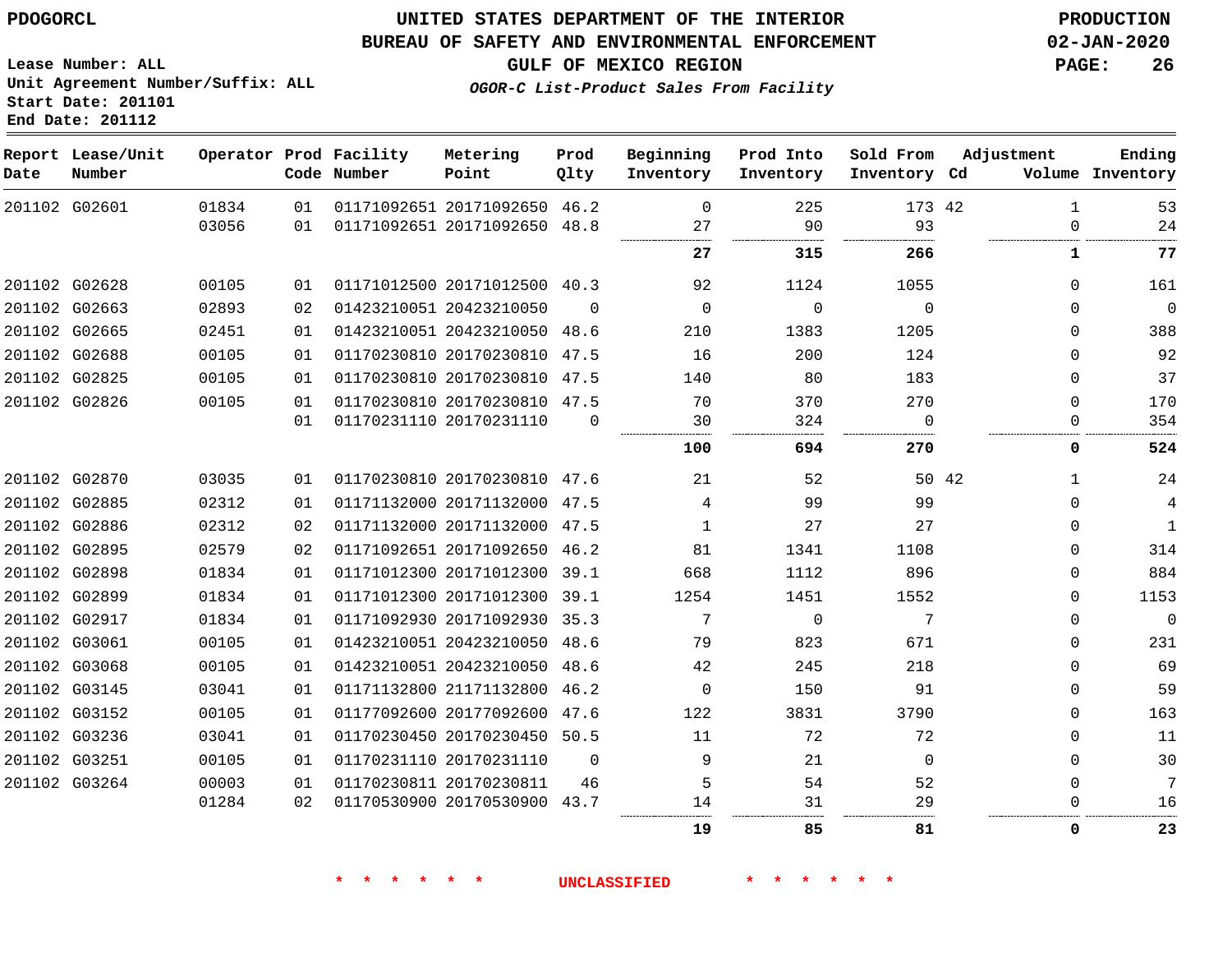**PDOGORCL**

# UNITED STATES DEPARTMENT OF THE INTERIOR
## BUREAU OF SAFETY AND ENVIRONMENTAL ENFORCEMENT
### GULF OF MEXICO REGION
*OGOR-C List-Product Sales From Facility*

PRODUCTION
02-JAN-2020

Lease Number: ALL
Unit Agreement Number/Suffix: ALL
Start Date: 201101
End Date: 201112

| Report Date | Lease/Unit Number | Operator | Prod Code | Facility Number | Metering Point | Prod Qlty | Beginning Inventory | Prod Into Inventory | Sold From Inventory | Adjustment Cd | Volume | Ending Inventory |
|---|---|---|---|---|---|---|---|---|---|---|---|---|
| 201102 | G02601 | 01834 | 01 | 01171092651 | 20171092650 | 46.2 | 0 | 225 | 173 | 42 | 1 | 53 |
| | | 03056 | 01 | 01171092651 | 20171092650 | 48.8 | 27 | 90 | 93 | | 0 | 24 |
| | | | | | | | **27** | **315** | **266** | | **1** | **77** |
| 201102 | G02628 | 00105 | 01 | 01171012500 | 20171012500 | 40.3 | 92 | 1124 | 1055 | | 0 | 161 |
| 201102 | G02663 | 02893 | 02 | 01423210051 | 20423210050 | 0 | 0 | 0 | 0 | | 0 | 0 |
| 201102 | G02665 | 02451 | 01 | 01423210051 | 20423210050 | 48.6 | 210 | 1383 | 1205 | | 0 | 388 |
| 201102 | G02688 | 00105 | 01 | 01170230810 | 20170230810 | 47.5 | 16 | 200 | 124 | | 0 | 92 |
| 201102 | G02825 | 00105 | 01 | 01170230810 | 20170230810 | 47.5 | 140 | 80 | 183 | | 0 | 37 |
| 201102 | G02826 | 00105 | 01 | 01170230810 | 20170230810 | 47.5 | 70 | 370 | 270 | | 0 | 170 |
| | | | 01 | 01170231110 | 20170231110 | 0 | 30 | 324 | 0 | | 0 | 354 |
| | | | | | | | **100** | **694** | **270** | | **0** | **524** |
| 201102 | G02870 | 03035 | 01 | 01170230810 | 20170230810 | 47.6 | 21 | 52 | 50 | 42 | 1 | 24 |
| 201102 | G02885 | 02312 | 01 | 01171132000 | 20171132000 | 47.5 | 4 | 99 | 99 | | 0 | 4 |
| 201102 | G02886 | 02312 | 02 | 01171132000 | 20171132000 | 47.5 | 1 | 27 | 27 | | 0 | 1 |
| 201102 | G02895 | 02579 | 02 | 01171092651 | 20171092650 | 46.2 | 81 | 1341 | 1108 | | 0 | 314 |
| 201102 | G02898 | 01834 | 01 | 01171012300 | 20171012300 | 39.1 | 668 | 1112 | 896 | | 0 | 884 |
| 201102 | G02899 | 01834 | 01 | 01171012300 | 20171012300 | 39.1 | 1254 | 1451 | 1552 | | 0 | 1153 |
| 201102 | G02917 | 01834 | 01 | 01171092930 | 20171092930 | 35.3 | 7 | 0 | 7 | | 0 | 0 |
| 201102 | G03061 | 00105 | 01 | 01423210051 | 20423210050 | 48.6 | 79 | 823 | 671 | | 0 | 231 |
| 201102 | G03068 | 00105 | 01 | 01423210051 | 20423210050 | 48.6 | 42 | 245 | 218 | | 0 | 69 |
| 201102 | G03145 | 03041 | 01 | 01171132800 | 21171132800 | 46.2 | 0 | 150 | 91 | | 0 | 59 |
| 201102 | G03152 | 00105 | 01 | 01177092600 | 20177092600 | 47.6 | 122 | 3831 | 3790 | | 0 | 163 |
| 201102 | G03236 | 03041 | 01 | 01170230450 | 20170230450 | 50.5 | 11 | 72 | 72 | | 0 | 11 |
| 201102 | G03251 | 00105 | 01 | 01170231110 | 20170231110 | 0 | 9 | 21 | 0 | | 0 | 30 |
| 201102 | G03264 | 00003 | 01 | 01170230811 | 20170230811 | 46 | 5 | 54 | 52 | | 0 | 7 |
| | | 01284 | 02 | 01170530900 | 20170530900 | 43.7 | 14 | 31 | 29 | | 0 | 16 |
| | | | | | | | **19** | **85** | **81** | | **0** | **23** |

\* \* \* \* \* \* UNCLASSIFIED \* \* \* \* \* \*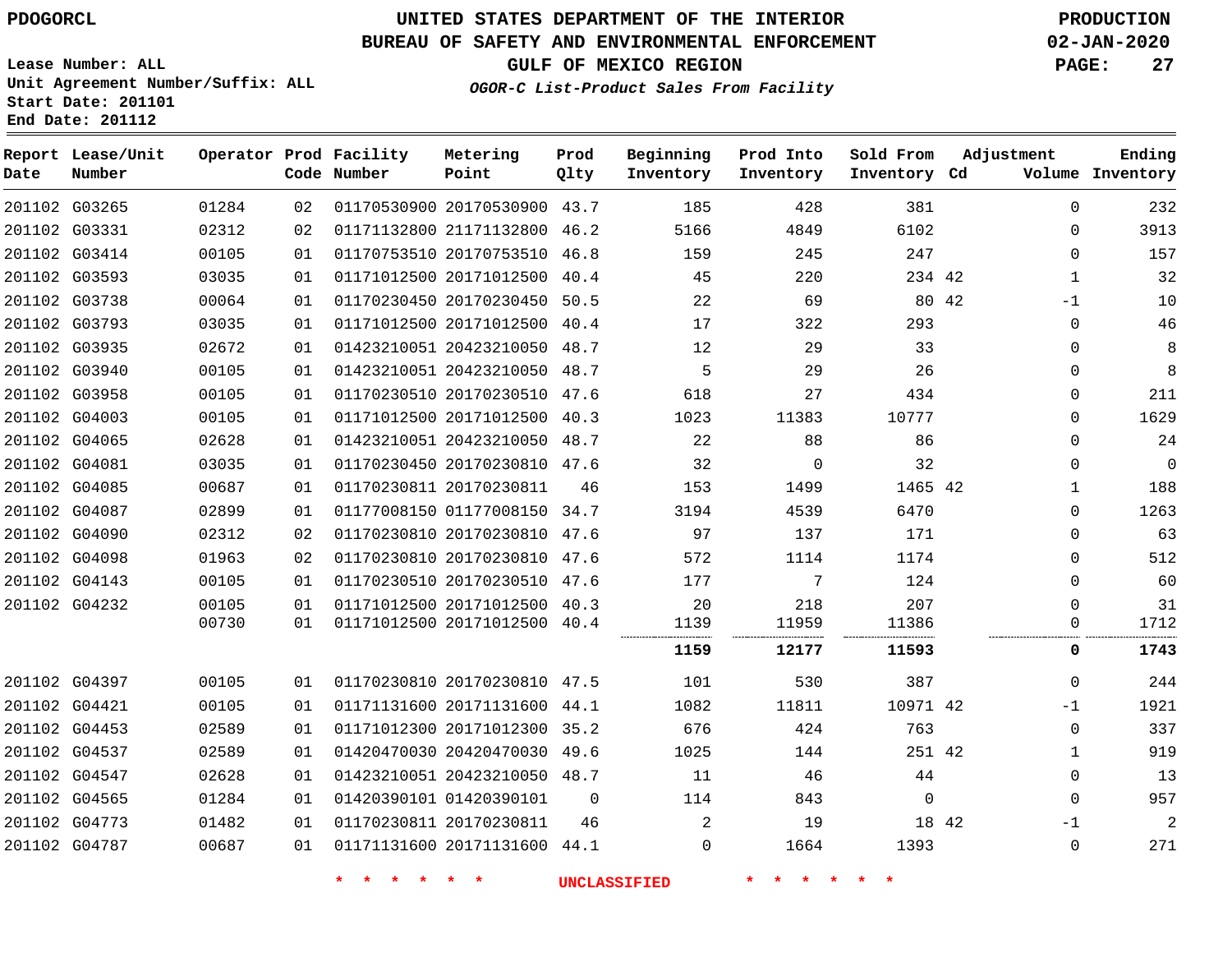# UNITED STATES DEPARTMENT OF THE INTERIOR
## BUREAU OF SAFETY AND ENVIRONMENTAL ENFORCEMENT
### GULF OF MEXICO REGION

PDOGORCL

PRODUCTION
02-JAN-2020

Lease Number: ALL
Unit Agreement Number/Suffix: ALL
Start Date: 201101
End Date: 201112

*OGOR-C List-Product Sales From Facility*

| Report Date | Lease/Unit Number | Operator | Prod Code | Facility Number | Metering Point | Prod Qlty | Beginning Inventory | Prod Into Inventory | Sold From Inventory | Adjustment Cd | Adjustment Volume | Ending Inventory |
|---|---|---|---|---|---|---|---|---|---|---|---|---|
| 201102 | G03265 | 01284 | 02 | 01170530900 | 20170530900 | 43.7 | 185 | 428 | 381 | | 0 | 232 |
| 201102 | G03331 | 02312 | 02 | 01171132800 | 21171132800 | 46.2 | 5166 | 4849 | 6102 | | 0 | 3913 |
| 201102 | G03414 | 00105 | 01 | 01170753510 | 20170753510 | 46.8 | 159 | 245 | 247 | | 0 | 157 |
| 201102 | G03593 | 03035 | 01 | 01171012500 | 20171012500 | 40.4 | 45 | 220 | 234 | 42 | 1 | 32 |
| 201102 | G03738 | 00064 | 01 | 01170230450 | 20170230450 | 50.5 | 22 | 69 | 80 | 42 | -1 | 10 |
| 201102 | G03793 | 03035 | 01 | 01171012500 | 20171012500 | 40.4 | 17 | 322 | 293 | | 0 | 46 |
| 201102 | G03935 | 02672 | 01 | 01423210051 | 20423210050 | 48.7 | 12 | 29 | 33 | | 0 | 8 |
| 201102 | G03940 | 00105 | 01 | 01423210051 | 20423210050 | 48.7 | 5 | 29 | 26 | | 0 | 8 |
| 201102 | G03958 | 00105 | 01 | 01170230510 | 20170230510 | 47.6 | 618 | 27 | 434 | | 0 | 211 |
| 201102 | G04003 | 00105 | 01 | 01171012500 | 20171012500 | 40.3 | 1023 | 11383 | 10777 | | 0 | 1629 |
| 201102 | G04065 | 02628 | 01 | 01423210051 | 20423210050 | 48.7 | 22 | 88 | 86 | | 0 | 24 |
| 201102 | G04081 | 03035 | 01 | 01170230450 | 20170230810 | 47.6 | 32 | 0 | 32 | | 0 | 0 |
| 201102 | G04085 | 00687 | 01 | 01170230811 | 20170230811 | 46 | 153 | 1499 | 1465 | 42 | 1 | 188 |
| 201102 | G04087 | 02899 | 01 | 01177008150 | 01177008150 | 34.7 | 3194 | 4539 | 6470 | | 0 | 1263 |
| 201102 | G04090 | 02312 | 02 | 01170230810 | 20170230810 | 47.6 | 97 | 137 | 171 | | 0 | 63 |
| 201102 | G04098 | 01963 | 02 | 01170230810 | 20170230810 | 47.6 | 572 | 1114 | 1174 | | 0 | 512 |
| 201102 | G04143 | 00105 | 01 | 01170230510 | 20170230510 | 47.6 | 177 | 7 | 124 | | 0 | 60 |
| 201102 | G04232 | 00105 | 01 | 01171012500 | 20171012500 | 40.3 | 20 | 218 | 207 | | 0 | 31 |
| | | 00730 | 01 | 01171012500 | 20171012500 | 40.4 | 1139 | 11959 | 11386 | | 0 | 1712 |
| | | | | | | | **1159** | **12177** | **11593** | | **0** | **1743** |
| 201102 | G04397 | 00105 | 01 | 01170230810 | 20170230810 | 47.5 | 101 | 530 | 387 | | 0 | 244 |
| 201102 | G04421 | 00105 | 01 | 01171131600 | 20171131600 | 44.1 | 1082 | 11811 | 10971 | 42 | -1 | 1921 |
| 201102 | G04453 | 02589 | 01 | 01171012300 | 20171012300 | 35.2 | 676 | 424 | 763 | | 0 | 337 |
| 201102 | G04537 | 02589 | 01 | 01420470030 | 20420470030 | 49.6 | 1025 | 144 | 251 | 42 | 1 | 919 |
| 201102 | G04547 | 02628 | 01 | 01423210051 | 20423210050 | 48.7 | 11 | 46 | 44 | | 0 | 13 |
| 201102 | G04565 | 01284 | 01 | 01420390101 | 01420390101 | 0 | 114 | 843 | 0 | | 0 | 957 |
| 201102 | G04773 | 01482 | 01 | 01170230811 | 20170230811 | 46 | 2 | 19 | 18 | 42 | -1 | 2 |
| 201102 | G04787 | 00687 | 01 | 01171131600 | 20171131600 | 44.1 | 0 | 1664 | 1393 | | 0 | 271 |

* * * * * * UNCLASSIFIED * * * * * *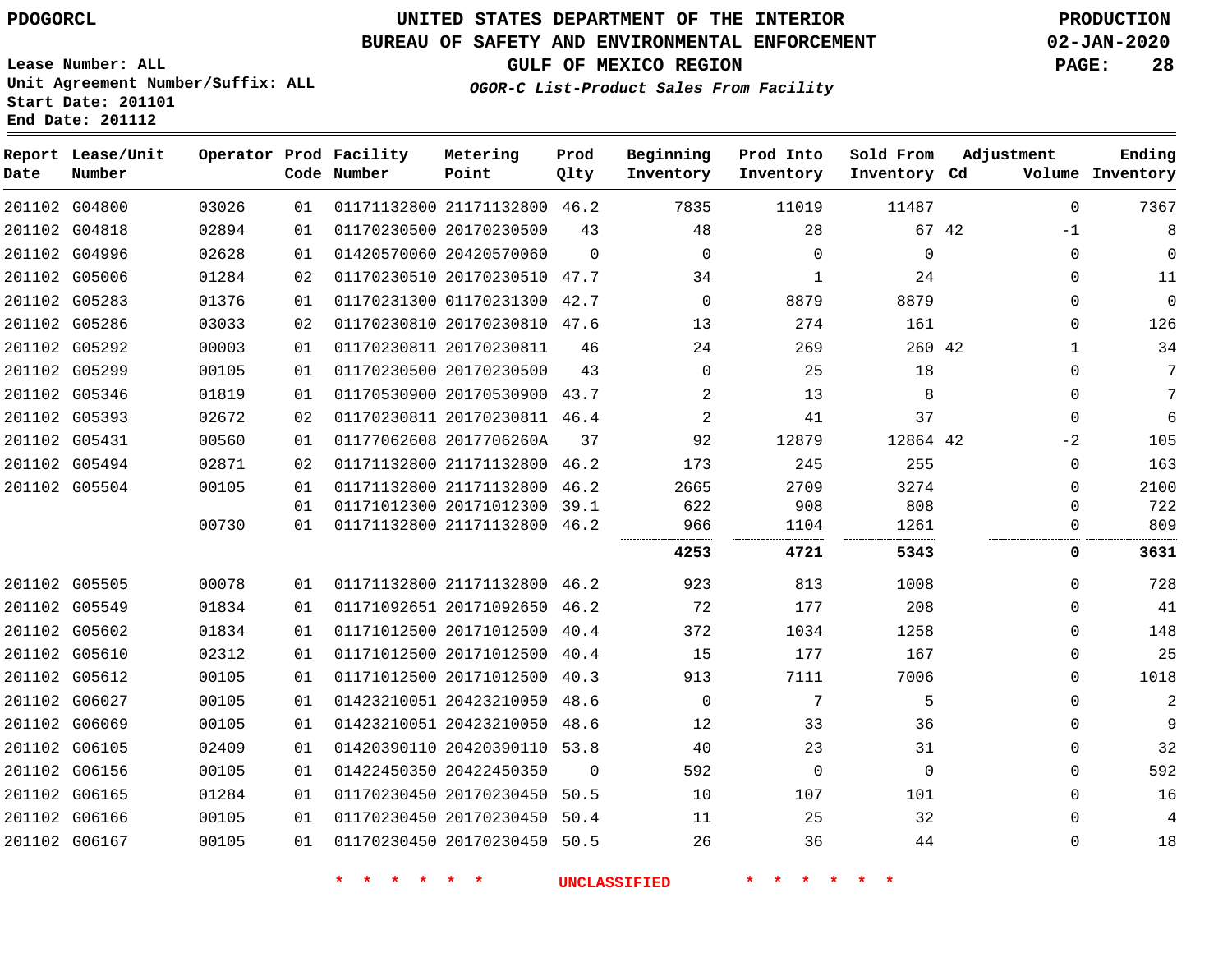PDOGORCL

# UNITED STATES DEPARTMENT OF THE INTERIOR
## BUREAU OF SAFETY AND ENVIRONMENTAL ENFORCEMENT
### GULF OF MEXICO REGION

*OGOR-C List-Product Sales From Facility*

PRODUCTION
02-JAN-2020

Lease Number: ALL
Unit Agreement Number/Suffix: ALL
Start Date: 201101
End Date: 201112

| Report Date | Lease/Unit Number | Operator | Prod Code | Facility Number | Metering Point | Prod Qlty | Beginning Inventory | Prod Into Inventory | Sold From Inventory | Adjustment Cd | Adjustment Volume | Ending Inventory |
|---|---|---|---|---|---|---|---|---|---|---|---|---|
| 201102 | G04800 | 03026 | 01 | 01171132800 | 21171132800 | 46.2 | 7835 | 11019 | 11487 | | 0 | 7367 |
| 201102 | G04818 | 02894 | 01 | 01170230500 | 20170230500 | 43 | 48 | 28 | 67 | 42 | -1 | 8 |
| 201102 | G04996 | 02628 | 01 | 01420570060 | 20420570060 | 0 | 0 | 0 | 0 | | 0 | 0 |
| 201102 | G05006 | 01284 | 02 | 01170230510 | 20170230510 | 47.7 | 34 | 1 | 24 | | 0 | 11 |
| 201102 | G05283 | 01376 | 01 | 01170231300 | 01170231300 | 42.7 | 0 | 8879 | 8879 | | 0 | 0 |
| 201102 | G05286 | 03033 | 02 | 01170230810 | 20170230810 | 47.6 | 13 | 274 | 161 | | 0 | 126 |
| 201102 | G05292 | 00003 | 01 | 01170230811 | 20170230811 | 46 | 24 | 269 | 260 | 42 | 1 | 34 |
| 201102 | G05299 | 00105 | 01 | 01170230500 | 20170230500 | 43 | 0 | 25 | 18 | | 0 | 7 |
| 201102 | G05346 | 01819 | 01 | 01170530900 | 20170530900 | 43.7 | 2 | 13 | 8 | | 0 | 7 |
| 201102 | G05393 | 02672 | 02 | 01170230811 | 20170230811 | 46.4 | 2 | 41 | 37 | | 0 | 6 |
| 201102 | G05431 | 00560 | 01 | 01177062608 | 2017706260A | 37 | 92 | 12879 | 12864 | 42 | -2 | 105 |
| 201102 | G05494 | 02871 | 02 | 01171132800 | 21171132800 | 46.2 | 173 | 245 | 255 | | 0 | 163 |
| 201102 | G05504 | 00105 | 01 | 01171132800 | 21171132800 | 46.2 | 2665 | 2709 | 3274 | | 0 | 2100 |
| | | | 01 | 01171012300 | 20171012300 | 39.1 | 622 | 908 | 808 | | 0 | 722 |
| | | 00730 | 01 | 01171132800 | 21171132800 | 46.2 | 966 | 1104 | 1261 | | 0 | 809 |
| | | | | | | | **4253** | **4721** | **5343** | | **0** | **3631** |
| 201102 | G05505 | 00078 | 01 | 01171132800 | 21171132800 | 46.2 | 923 | 813 | 1008 | | 0 | 728 |
| 201102 | G05549 | 01834 | 01 | 01171092651 | 20171092650 | 46.2 | 72 | 177 | 208 | | 0 | 41 |
| 201102 | G05602 | 01834 | 01 | 01171012500 | 20171012500 | 40.4 | 372 | 1034 | 1258 | | 0 | 148 |
| 201102 | G05610 | 02312 | 01 | 01171012500 | 20171012500 | 40.4 | 15 | 177 | 167 | | 0 | 25 |
| 201102 | G05612 | 00105 | 01 | 01171012500 | 20171012500 | 40.3 | 913 | 7111 | 7006 | | 0 | 1018 |
| 201102 | G06027 | 00105 | 01 | 01423210051 | 20423210050 | 48.6 | 0 | 7 | 5 | | 0 | 2 |
| 201102 | G06069 | 00105 | 01 | 01423210051 | 20423210050 | 48.6 | 12 | 33 | 36 | | 0 | 9 |
| 201102 | G06105 | 02409 | 01 | 01420390110 | 20420390110 | 53.8 | 40 | 23 | 31 | | 0 | 32 |
| 201102 | G06156 | 00105 | 01 | 01422450350 | 20422450350 | 0 | 592 | 0 | 0 | | 0 | 592 |
| 201102 | G06165 | 01284 | 01 | 01170230450 | 20170230450 | 50.5 | 10 | 107 | 101 | | 0 | 16 |
| 201102 | G06166 | 00105 | 01 | 01170230450 | 20170230450 | 50.4 | 11 | 25 | 32 | | 0 | 4 |
| 201102 | G06167 | 00105 | 01 | 01170230450 | 20170230450 | 50.5 | 26 | 36 | 44 | | 0 | 18 |

* * * * * * UNCLASSIFIED * * * * * *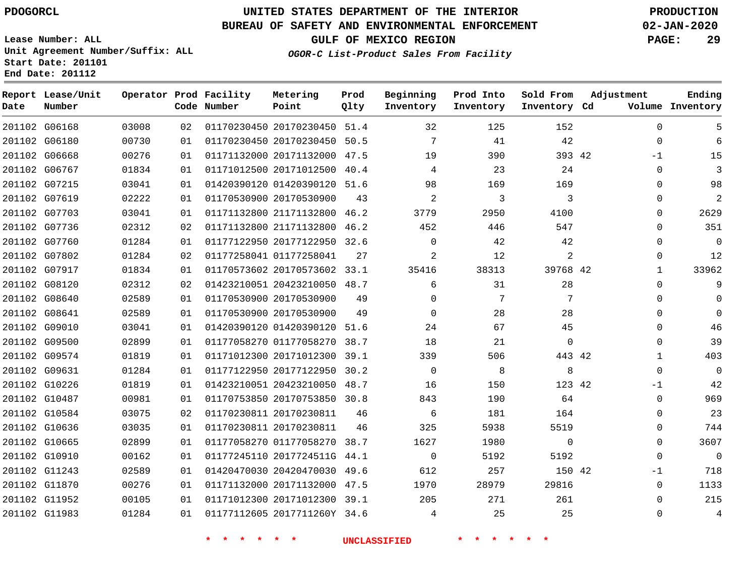PDOGORCL

# UNITED STATES DEPARTMENT OF THE INTERIOR
## BUREAU OF SAFETY AND ENVIRONMENTAL ENFORCEMENT
## GULF OF MEXICO REGION
### *OGOR-C List-Product Sales From Facility*

PRODUCTION
02-JAN-2020

Lease Number: ALL
Unit Agreement Number/Suffix: ALL
Start Date: 201101
End Date: 201112

| Report Date | Lease/Unit Number | Operator | Prod Code | Facility Number | Metering Point | Prod Qlty | Beginning Inventory | Prod Into Inventory | Sold From Inventory | Adjustment Cd | Adjustment Volume | Ending Inventory |
|---|---|---|---|---|---|---|---|---|---|---|---|---|
| 201102 | G06168 | 03008 | 02 | 01170230450 | 20170230450 | 51.4 | 32 | 125 | 152 | | 0 | 5 |
| 201102 | G06180 | 00730 | 01 | 01170230450 | 20170230450 | 50.5 | 7 | 41 | 42 | | 0 | 6 |
| 201102 | G06668 | 00276 | 01 | 01171132000 | 20171132000 | 47.5 | 19 | 390 | 393 | 42 | -1 | 15 |
| 201102 | G06767 | 01834 | 01 | 01171012500 | 20171012500 | 40.4 | 4 | 23 | 24 | | 0 | 3 |
| 201102 | G07215 | 03041 | 01 | 01420390120 | 01420390120 | 51.6 | 98 | 169 | 169 | | 0 | 98 |
| 201102 | G07619 | 02222 | 01 | 01170530900 | 20170530900 | 43 | 2 | 3 | 3 | | 0 | 2 |
| 201102 | G07703 | 03041 | 01 | 01171132800 | 21171132800 | 46.2 | 3779 | 2950 | 4100 | | 0 | 2629 |
| 201102 | G07736 | 02312 | 02 | 01171132800 | 21171132800 | 46.2 | 452 | 446 | 547 | | 0 | 351 |
| 201102 | G07760 | 01284 | 01 | 01177122950 | 20177122950 | 32.6 | 0 | 42 | 42 | | 0 | 0 |
| 201102 | G07802 | 01284 | 02 | 01177258041 | 01177258041 | 27 | 2 | 12 | 2 | | 0 | 12 |
| 201102 | G07917 | 01834 | 01 | 01170573602 | 20170573602 | 33.1 | 35416 | 38313 | 39768 | 42 | 1 | 33962 |
| 201102 | G08120 | 02312 | 02 | 01423210051 | 20423210050 | 48.7 | 6 | 31 | 28 | | 0 | 9 |
| 201102 | G08640 | 02589 | 01 | 01170530900 | 20170530900 | 49 | 0 | 7 | 7 | | 0 | 0 |
| 201102 | G08641 | 02589 | 01 | 01170530900 | 20170530900 | 49 | 0 | 28 | 28 | | 0 | 0 |
| 201102 | G09010 | 03041 | 01 | 01420390120 | 01420390120 | 51.6 | 24 | 67 | 45 | | 0 | 46 |
| 201102 | G09500 | 02899 | 01 | 01177058270 | 01177058270 | 38.7 | 18 | 21 | 0 | | 0 | 39 |
| 201102 | G09574 | 01819 | 01 | 01171012300 | 20171012300 | 39.1 | 339 | 506 | 443 | 42 | 1 | 403 |
| 201102 | G09631 | 01284 | 01 | 01177122950 | 20177122950 | 30.2 | 0 | 8 | 8 | | 0 | 0 |
| 201102 | G10226 | 01819 | 01 | 01423210051 | 20423210050 | 48.7 | 16 | 150 | 123 | 42 | -1 | 42 |
| 201102 | G10487 | 00981 | 01 | 01170753850 | 20170753850 | 30.8 | 843 | 190 | 64 | | 0 | 969 |
| 201102 | G10584 | 03075 | 02 | 01170230811 | 20170230811 | 46 | 6 | 181 | 164 | | 0 | 23 |
| 201102 | G10636 | 03035 | 01 | 01170230811 | 20170230811 | 46 | 325 | 5938 | 5519 | | 0 | 744 |
| 201102 | G10665 | 02899 | 01 | 01177058270 | 01177058270 | 38.7 | 1627 | 1980 | 0 | | 0 | 3607 |
| 201102 | G10910 | 00162 | 01 | 01177245110 | 2017724511G | 44.1 | 0 | 5192 | 5192 | | 0 | 0 |
| 201102 | G11243 | 02589 | 01 | 01420470030 | 20420470030 | 49.6 | 612 | 257 | 150 | 42 | -1 | 718 |
| 201102 | G11870 | 00276 | 01 | 01171132000 | 20171132000 | 47.5 | 1970 | 28979 | 29816 | | 0 | 1133 |
| 201102 | G11952 | 00105 | 01 | 01171012300 | 20171012300 | 39.1 | 205 | 271 | 261 | | 0 | 215 |
| 201102 | G11983 | 01284 | 01 | 01177112605 | 2017711260Y | 34.6 | 4 | 25 | 25 | | 0 | 4 |

\* \* \* \* \* \* UNCLASSIFIED \* \* \* \* \* \*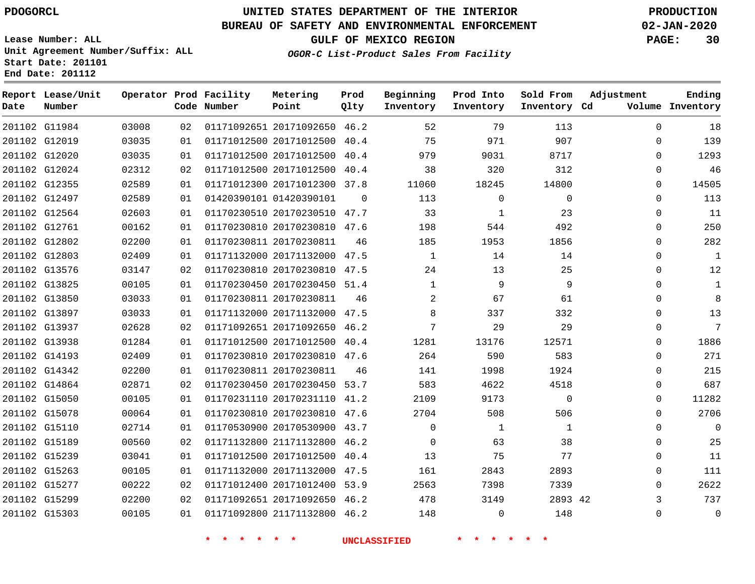PDOGORCL

# UNITED STATES DEPARTMENT OF THE INTERIOR
## BUREAU OF SAFETY AND ENVIRONMENTAL ENFORCEMENT
### GULF OF MEXICO REGION
*OGOR-C List-Product Sales From Facility*

PRODUCTION
02-JAN-2020

Lease Number: ALL
Unit Agreement Number/Suffix: ALL
Start Date: 201101
End Date: 201112

| Report Date | Lease/Unit Number | Operator | Prod Code | Facility Number | Metering Point | Prod Qlty | Beginning Inventory | Prod Into Inventory | Sold From Inventory | Adjustment Cd | Adjustment Volume | Ending Inventory |
|---|---|---|---|---|---|---|---|---|---|---|---|---|
| 201102 | G11984 | 03008 | 02 | 01171092651 | 20171092650 | 46.2 | 52 | 79 | 113 | | 0 | 18 |
| 201102 | G12019 | 03035 | 01 | 01171012500 | 20171012500 | 40.4 | 75 | 971 | 907 | | 0 | 139 |
| 201102 | G12020 | 03035 | 01 | 01171012500 | 20171012500 | 40.4 | 979 | 9031 | 8717 | | 0 | 1293 |
| 201102 | G12024 | 02312 | 02 | 01171012500 | 20171012500 | 40.4 | 38 | 320 | 312 | | 0 | 46 |
| 201102 | G12355 | 02589 | 01 | 01171012300 | 20171012300 | 37.8 | 11060 | 18245 | 14800 | | 0 | 14505 |
| 201102 | G12497 | 02589 | 01 | 01420390101 | 01420390101 | 0 | 113 | 0 | 0 | | 0 | 113 |
| 201102 | G12564 | 02603 | 01 | 01170230510 | 20170230510 | 47.7 | 33 | 1 | 23 | | 0 | 11 |
| 201102 | G12761 | 00162 | 01 | 01170230810 | 20170230810 | 47.6 | 198 | 544 | 492 | | 0 | 250 |
| 201102 | G12802 | 02200 | 01 | 01170230811 | 20170230811 | 46 | 185 | 1953 | 1856 | | 0 | 282 |
| 201102 | G12803 | 02409 | 01 | 01171132000 | 20171132000 | 47.5 | 1 | 14 | 14 | | 0 | 1 |
| 201102 | G13576 | 03147 | 02 | 01170230810 | 20170230810 | 47.5 | 24 | 13 | 25 | | 0 | 12 |
| 201102 | G13825 | 00105 | 01 | 01170230450 | 20170230450 | 51.4 | 1 | 9 | 9 | | 0 | 1 |
| 201102 | G13850 | 03033 | 01 | 01170230811 | 20170230811 | 46 | 2 | 67 | 61 | | 0 | 8 |
| 201102 | G13897 | 03033 | 01 | 01171132000 | 20171132000 | 47.5 | 8 | 337 | 332 | | 0 | 13 |
| 201102 | G13937 | 02628 | 02 | 01171092651 | 20171092650 | 46.2 | 7 | 29 | 29 | | 0 | 7 |
| 201102 | G13938 | 01284 | 01 | 01171012500 | 20171012500 | 40.4 | 1281 | 13176 | 12571 | | 0 | 1886 |
| 201102 | G14193 | 02409 | 01 | 01170230810 | 20170230810 | 47.6 | 264 | 590 | 583 | | 0 | 271 |
| 201102 | G14342 | 02200 | 01 | 01170230811 | 20170230811 | 46 | 141 | 1998 | 1924 | | 0 | 215 |
| 201102 | G14864 | 02871 | 02 | 01170230450 | 20170230450 | 53.7 | 583 | 4622 | 4518 | | 0 | 687 |
| 201102 | G15050 | 00105 | 01 | 01170231110 | 20170231110 | 41.2 | 2109 | 9173 | 0 | | 0 | 11282 |
| 201102 | G15078 | 00064 | 01 | 01170230810 | 20170230810 | 47.6 | 2704 | 508 | 506 | | 0 | 2706 |
| 201102 | G15110 | 02714 | 01 | 01170530900 | 20170530900 | 43.7 | 0 | 1 | 1 | | 0 | 0 |
| 201102 | G15189 | 00560 | 02 | 01171132800 | 21171132800 | 46.2 | 0 | 63 | 38 | | 0 | 25 |
| 201102 | G15239 | 03041 | 01 | 01171012500 | 20171012500 | 40.4 | 13 | 75 | 77 | | 0 | 11 |
| 201102 | G15263 | 00105 | 01 | 01171132000 | 20171132000 | 47.5 | 161 | 2843 | 2893 | | 0 | 111 |
| 201102 | G15277 | 00222 | 02 | 01171012400 | 20171012400 | 53.9 | 2563 | 7398 | 7339 | | 0 | 2622 |
| 201102 | G15299 | 02200 | 02 | 01171092651 | 20171092650 | 46.2 | 478 | 3149 | 2893 | 42 | 3 | 737 |
| 201102 | G15303 | 00105 | 01 | 01171092800 | 21171132800 | 46.2 | 148 | 0 | 148 | | 0 | 0 |

\* \* \* \* \* \* UNCLASSIFIED \* \* \* \* \* \*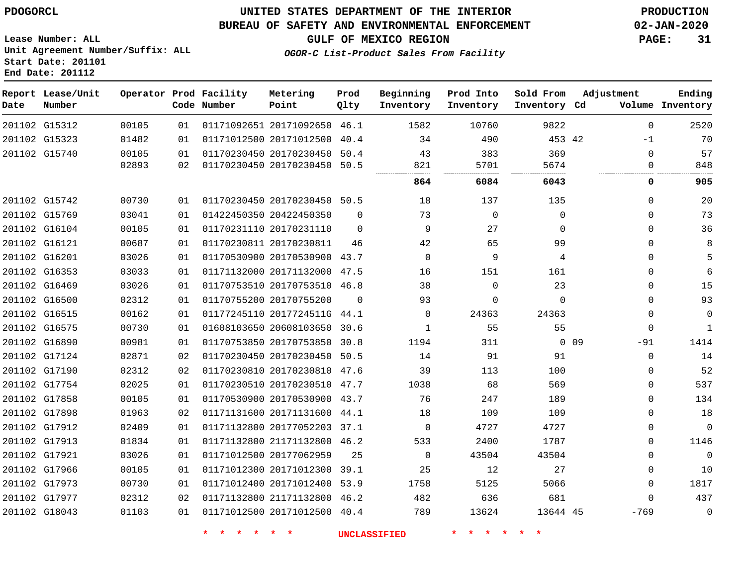PDOGORCL

# UNITED STATES DEPARTMENT OF THE INTERIOR
## BUREAU OF SAFETY AND ENVIRONMENTAL ENFORCEMENT
### GULF OF MEXICO REGION
*OGOR-C List-Product Sales From Facility*

PRODUCTION
02-JAN-2020

Lease Number: ALL
Unit Agreement Number/Suffix: ALL
Start Date: 201101
End Date: 201112

| Report Date | Lease/Unit Number | Operator | Prod Code | Facility Number | Metering Point | Prod Qlty | Beginning Inventory | Prod Into Inventory | Sold From Inventory | Adjustment Cd | Volume | Ending Inventory |
|---|---|---|---|---|---|---|---|---|---|---|---|---|
| 201102 | G15312 | 00105 | 01 | 01171092651 | 20171092650 | 46.1 | 1582 | 10760 | 9822 | | 0 | 2520 |
| 201102 | G15323 | 01482 | 01 | 01171012500 | 20171012500 | 40.4 | 34 | 490 | 453 | 42 | -1 | 70 |
| 201102 | G15740 | 00105 | 01 | 01170230450 | 20170230450 | 50.4 | 43 | 383 | 369 | | 0 | 57 |
| | | 02893 | 02 | 01170230450 | 20170230450 | 50.5 | 821 | 5701 | 5674 | | 0 | 848 |
| | | | | | | | **864** | **6084** | **6043** | | **0** | **905** |
| 201102 | G15742 | 00730 | 01 | 01170230450 | 20170230450 | 50.5 | 18 | 137 | 135 | | 0 | 20 |
| 201102 | G15769 | 03041 | 01 | 01422450350 | 20422450350 | 0 | 73 | 0 | 0 | | 0 | 73 |
| 201102 | G16104 | 00105 | 01 | 01170231110 | 20170231110 | 0 | 9 | 27 | 0 | | 0 | 36 |
| 201102 | G16121 | 00687 | 01 | 01170230811 | 20170230811 | 46 | 42 | 65 | 99 | | 0 | 8 |
| 201102 | G16201 | 03026 | 01 | 01170530900 | 20170530900 | 43.7 | 0 | 9 | 4 | | 0 | 5 |
| 201102 | G16353 | 03033 | 01 | 01171132000 | 20171132000 | 47.5 | 16 | 151 | 161 | | 0 | 6 |
| 201102 | G16469 | 03026 | 01 | 01170753510 | 20170753510 | 46.8 | 38 | 0 | 23 | | 0 | 15 |
| 201102 | G16500 | 02312 | 01 | 01170755200 | 20170755200 | 0 | 93 | 0 | 0 | | 0 | 93 |
| 201102 | G16515 | 00162 | 01 | 01177245110 | 2017724511G | 44.1 | 0 | 24363 | 24363 | | 0 | 0 |
| 201102 | G16575 | 00730 | 01 | 01608103650 | 20608103650 | 30.6 | 1 | 55 | 55 | | 0 | 1 |
| 201102 | G16890 | 00981 | 01 | 01170753850 | 20170753850 | 30.8 | 1194 | 311 | 0 | 09 | -91 | 1414 |
| 201102 | G17124 | 02871 | 02 | 01170230450 | 20170230450 | 50.5 | 14 | 91 | 91 | | 0 | 14 |
| 201102 | G17190 | 02312 | 02 | 01170230810 | 20170230810 | 47.6 | 39 | 113 | 100 | | 0 | 52 |
| 201102 | G17754 | 02025 | 01 | 01170230510 | 20170230510 | 47.7 | 1038 | 68 | 569 | | 0 | 537 |
| 201102 | G17858 | 00105 | 01 | 01170530900 | 20170530900 | 43.7 | 76 | 247 | 189 | | 0 | 134 |
| 201102 | G17898 | 01963 | 02 | 01171131600 | 20171131600 | 44.1 | 18 | 109 | 109 | | 0 | 18 |
| 201102 | G17912 | 02409 | 01 | 01171132800 | 20177052203 | 37.1 | 0 | 4727 | 4727 | | 0 | 0 |
| 201102 | G17913 | 01834 | 01 | 01171132800 | 21171132800 | 46.2 | 533 | 2400 | 1787 | | 0 | 1146 |
| 201102 | G17921 | 03026 | 01 | 01171012500 | 20177062959 | 25 | 0 | 43504 | 43504 | | 0 | 0 |
| 201102 | G17966 | 00105 | 01 | 01171012300 | 20171012300 | 39.1 | 25 | 12 | 27 | | 0 | 10 |
| 201102 | G17973 | 00730 | 01 | 01171012400 | 20171012400 | 53.9 | 1758 | 5125 | 5066 | | 0 | 1817 |
| 201102 | G17977 | 02312 | 02 | 01171132800 | 21171132800 | 46.2 | 482 | 636 | 681 | | 0 | 437 |
| 201102 | G18043 | 01103 | 01 | 01171012500 | 20171012500 | 40.4 | 789 | 13624 | 13644 | 45 | -769 | 0 |

\* \* \* \* \* \* UNCLASSIFIED \* \* \* \* \* \*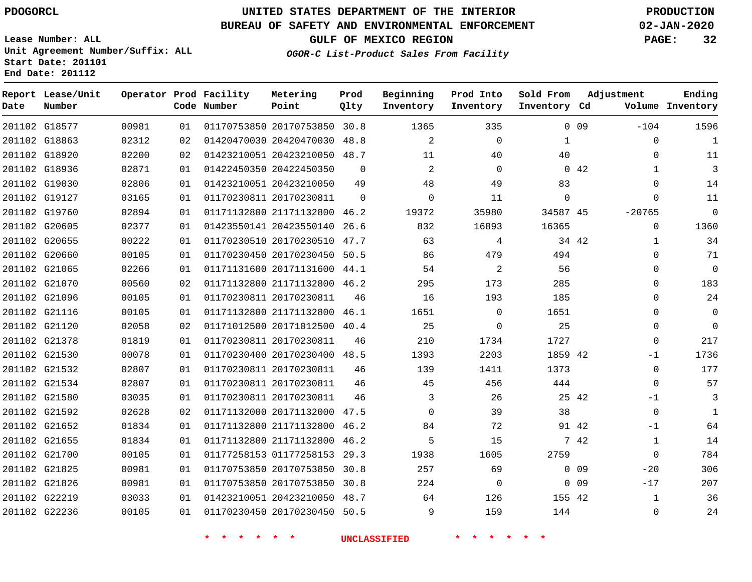PDOGORCL

# UNITED STATES DEPARTMENT OF THE INTERIOR
## BUREAU OF SAFETY AND ENVIRONMENTAL ENFORCEMENT
### GULF OF MEXICO REGION
*OGOR-C List-Product Sales From Facility*

PRODUCTION
02-JAN-2020

Lease Number: ALL
Unit Agreement Number/Suffix: ALL
Start Date: 201101
End Date: 201112

| Report Date | Lease/Unit Number | Operator | Prod Code | Facility Number | Metering Point | Prod Qlty | Beginning Inventory | Prod Into Inventory | Sold From Inventory | Adjustment Cd | Adjustment Volume | Ending Inventory |
|---|---|---|---|---|---|---|---|---|---|---|---|---|
| 201102 | G18577 | 00981 | 01 | 01170753850 | 20170753850 | 30.8 | 1365 | 335 | 0 | 09 | -104 | 1596 |
| 201102 | G18863 | 02312 | 02 | 01420470030 | 20420470030 | 48.8 | 2 | 0 | 1 | | 0 | 1 |
| 201102 | G18920 | 02200 | 02 | 01423210051 | 20423210050 | 48.7 | 11 | 40 | 40 | | 0 | 11 |
| 201102 | G18936 | 02871 | 01 | 01422450350 | 20422450350 | 0 | 2 | 0 | 0 | 42 | 1 | 3 |
| 201102 | G19030 | 02806 | 01 | 01423210051 | 20423210050 | 49 | 48 | 49 | 83 | | 0 | 14 |
| 201102 | G19127 | 03165 | 01 | 01170230811 | 20170230811 | 0 | 0 | 11 | 0 | | 0 | 11 |
| 201102 | G19760 | 02894 | 01 | 01171132800 | 21171132800 | 46.2 | 19372 | 35980 | 34587 | 45 | -20765 | 0 |
| 201102 | G20605 | 02377 | 01 | 01423550141 | 20423550140 | 26.6 | 832 | 16893 | 16365 | | 0 | 1360 |
| 201102 | G20655 | 00222 | 01 | 01170230510 | 20170230510 | 47.7 | 63 | 4 | 34 | 42 | 1 | 34 |
| 201102 | G20660 | 00105 | 01 | 01170230450 | 20170230450 | 50.5 | 86 | 479 | 494 | | 0 | 71 |
| 201102 | G21065 | 02266 | 01 | 01171131600 | 20171131600 | 44.1 | 54 | 2 | 56 | | 0 | 0 |
| 201102 | G21070 | 00560 | 02 | 01171132800 | 21171132800 | 46.2 | 295 | 173 | 285 | | 0 | 183 |
| 201102 | G21096 | 00105 | 01 | 01170230811 | 20170230811 | 46 | 16 | 193 | 185 | | 0 | 24 |
| 201102 | G21116 | 00105 | 01 | 01171132800 | 21171132800 | 46.1 | 1651 | 0 | 1651 | | 0 | 0 |
| 201102 | G21120 | 02058 | 02 | 01171012500 | 20171012500 | 40.4 | 25 | 0 | 25 | | 0 | 0 |
| 201102 | G21378 | 01819 | 01 | 01170230811 | 20170230811 | 46 | 210 | 1734 | 1727 | | 0 | 217 |
| 201102 | G21530 | 00078 | 01 | 01170230400 | 20170230400 | 48.5 | 1393 | 2203 | 1859 | 42 | -1 | 1736 |
| 201102 | G21532 | 02807 | 01 | 01170230811 | 20170230811 | 46 | 139 | 1411 | 1373 | | 0 | 177 |
| 201102 | G21534 | 02807 | 01 | 01170230811 | 20170230811 | 46 | 45 | 456 | 444 | | 0 | 57 |
| 201102 | G21580 | 03035 | 01 | 01170230811 | 20170230811 | 46 | 3 | 26 | 25 | 42 | -1 | 3 |
| 201102 | G21592 | 02628 | 02 | 01171132000 | 20171132000 | 47.5 | 0 | 39 | 38 | | 0 | 1 |
| 201102 | G21652 | 01834 | 01 | 01171132800 | 21171132800 | 46.2 | 84 | 72 | 91 | 42 | -1 | 64 |
| 201102 | G21655 | 01834 | 01 | 01171132800 | 21171132800 | 46.2 | 5 | 15 | 7 | 42 | 1 | 14 |
| 201102 | G21700 | 00105 | 01 | 01177258153 | 01177258153 | 29.3 | 1938 | 1605 | 2759 | | 0 | 784 |
| 201102 | G21825 | 00981 | 01 | 01170753850 | 20170753850 | 30.8 | 257 | 69 | 0 | 09 | -20 | 306 |
| 201102 | G21826 | 00981 | 01 | 01170753850 | 20170753850 | 30.8 | 224 | 0 | 0 | 09 | -17 | 207 |
| 201102 | G22219 | 03033 | 01 | 01423210051 | 20423210050 | 48.7 | 64 | 126 | 155 | 42 | 1 | 36 |
| 201102 | G22236 | 00105 | 01 | 01170230450 | 20170230450 | 50.5 | 9 | 159 | 144 | | 0 | 24 |

\* \* \* \* \* \* UNCLASSIFIED \* \* \* \* \* \*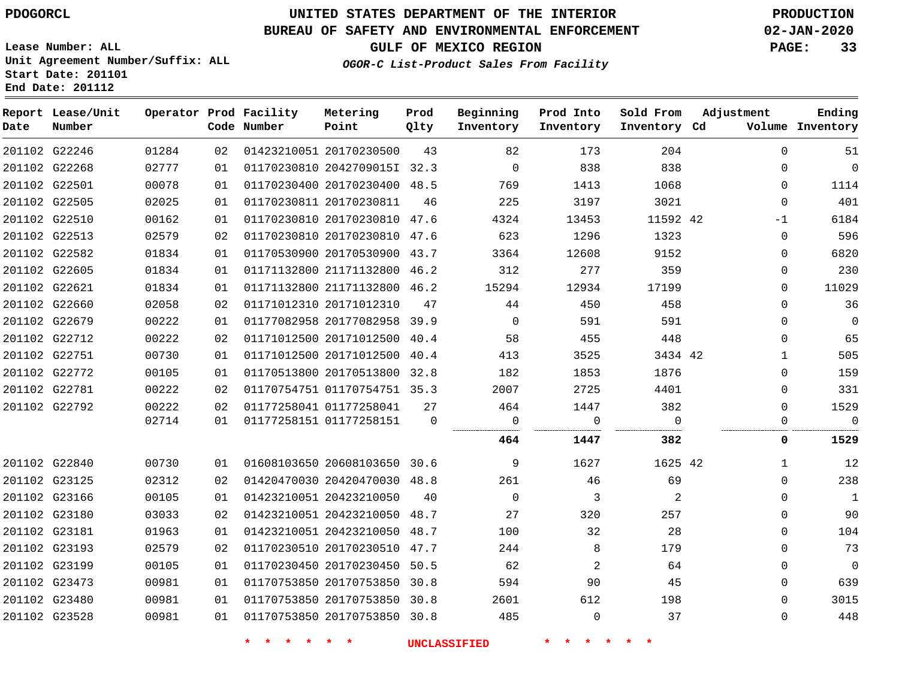PDOGORCL

# UNITED STATES DEPARTMENT OF THE INTERIOR
## BUREAU OF SAFETY AND ENVIRONMENTAL ENFORCEMENT
### GULF OF MEXICO REGION
*OGOR-C List-Product Sales From Facility*

PRODUCTION
02-JAN-2020

Lease Number: ALL
Unit Agreement Number/Suffix: ALL
Start Date: 201101
End Date: 201112

| Report Date | Lease/Unit Number | Operator | Prod Code | Facility Number | Metering Point | Prod Qlty | Beginning Inventory | Prod Into Inventory | Sold From Inventory | Adjustment Cd | Volume | Ending Inventory |
|---|---|---|---|---|---|---|---|---|---|---|---|---|
| 201102 | G22246 | 01284 | 02 | 01423210051 | 20170230500 | 43 | 82 | 173 | 204 | | 0 | 51 |
| 201102 | G22268 | 02777 | 01 | 01170230810 | 2042709015I | 32.3 | 0 | 838 | 838 | | 0 | 0 |
| 201102 | G22501 | 00078 | 01 | 01170230400 | 20170230400 | 48.5 | 769 | 1413 | 1068 | | 0 | 1114 |
| 201102 | G22505 | 02025 | 01 | 01170230811 | 20170230811 | 46 | 225 | 3197 | 3021 | | 0 | 401 |
| 201102 | G22510 | 00162 | 01 | 01170230810 | 20170230810 | 47.6 | 4324 | 13453 | 11592 | 42 | -1 | 6184 |
| 201102 | G22513 | 02579 | 02 | 01170230810 | 20170230810 | 47.6 | 623 | 1296 | 1323 | | 0 | 596 |
| 201102 | G22582 | 01834 | 01 | 01170530900 | 20170530900 | 43.7 | 3364 | 12608 | 9152 | | 0 | 6820 |
| 201102 | G22605 | 01834 | 01 | 01171132800 | 21171132800 | 46.2 | 312 | 277 | 359 | | 0 | 230 |
| 201102 | G22621 | 01834 | 01 | 01171132800 | 21171132800 | 46.2 | 15294 | 12934 | 17199 | | 0 | 11029 |
| 201102 | G22660 | 02058 | 02 | 01171012310 | 20171012310 | 47 | 44 | 450 | 458 | | 0 | 36 |
| 201102 | G22679 | 00222 | 01 | 01177082958 | 20177082958 | 39.9 | 0 | 591 | 591 | | 0 | 0 |
| 201102 | G22712 | 00222 | 02 | 01171012500 | 20171012500 | 40.4 | 58 | 455 | 448 | | 0 | 65 |
| 201102 | G22751 | 00730 | 01 | 01171012500 | 20171012500 | 40.4 | 413 | 3525 | 3434 | 42 | 1 | 505 |
| 201102 | G22772 | 00105 | 01 | 01170513800 | 20170513800 | 32.8 | 182 | 1853 | 1876 | | 0 | 159 |
| 201102 | G22781 | 00222 | 02 | 01170754751 | 01170754751 | 35.3 | 2007 | 2725 | 4401 | | 0 | 331 |
| 201102 | G22792 | 00222 | 02 | 01177258041 | 01177258041 | 27 | 464 | 1447 | 382 | | 0 | 1529 |
| | | 02714 | 01 | 01177258151 | 01177258151 | 0 | 0 | 0 | 0 | | 0 | 0 |
| | | | | | | | **464** | **1447** | **382** | | **0** | **1529** |
| 201102 | G22840 | 00730 | 01 | 01608103650 | 20608103650 | 30.6 | 9 | 1627 | 1625 | 42 | 1 | 12 |
| 201102 | G23125 | 02312 | 02 | 01420470030 | 20420470030 | 48.8 | 261 | 46 | 69 | | 0 | 238 |
| 201102 | G23166 | 00105 | 01 | 01423210051 | 20423210050 | 40 | 0 | 3 | 2 | | 0 | 1 |
| 201102 | G23180 | 03033 | 02 | 01423210051 | 20423210050 | 48.7 | 27 | 320 | 257 | | 0 | 90 |
| 201102 | G23181 | 01963 | 01 | 01423210051 | 20423210050 | 48.7 | 100 | 32 | 28 | | 0 | 104 |
| 201102 | G23193 | 02579 | 02 | 01170230510 | 20170230510 | 47.7 | 244 | 8 | 179 | | 0 | 73 |
| 201102 | G23199 | 00105 | 01 | 01170230450 | 20170230450 | 50.5 | 62 | 2 | 64 | | 0 | 0 |
| 201102 | G23473 | 00981 | 01 | 01170753850 | 20170753850 | 30.8 | 594 | 90 | 45 | | 0 | 639 |
| 201102 | G23480 | 00981 | 01 | 01170753850 | 20170753850 | 30.8 | 2601 | 612 | 198 | | 0 | 3015 |
| 201102 | G23528 | 00981 | 01 | 01170753850 | 20170753850 | 30.8 | 485 | 0 | 37 | | 0 | 448 |

* * * * * * UNCLASSIFIED * * * * * *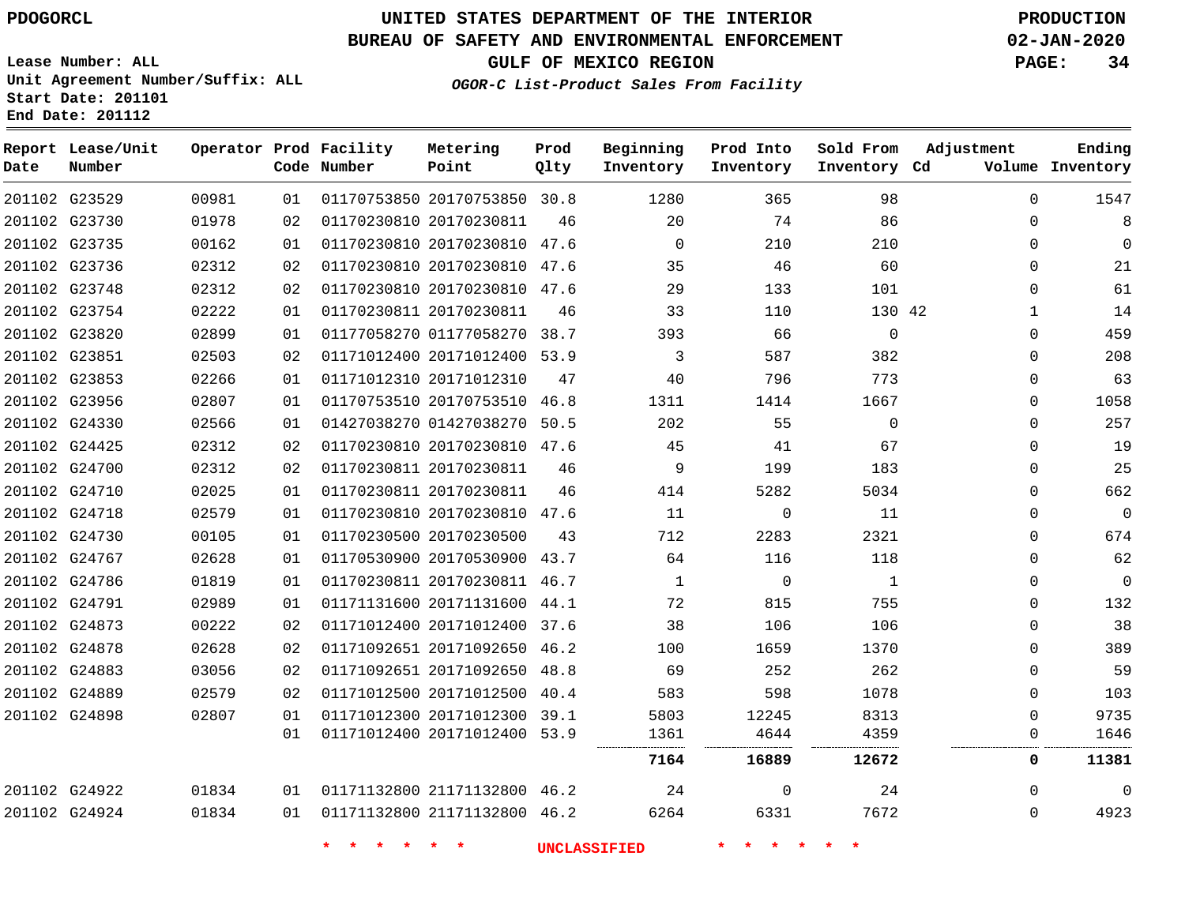PDOGORCL

# UNITED STATES DEPARTMENT OF THE INTERIOR
## BUREAU OF SAFETY AND ENVIRONMENTAL ENFORCEMENT
### GULF OF MEXICO REGION
*OGOR-C List-Product Sales From Facility*

PRODUCTION
02-JAN-2020

Lease Number: ALL
Unit Agreement Number/Suffix: ALL
Start Date: 201101
End Date: 201112

| Report Date | Lease/Unit Number | Operator | Prod Code | Facility Number | Metering Point | Prod Qlty | Beginning Inventory | Prod Into Inventory | Sold From Inventory | Adjustment Cd | Adjustment Volume | Ending Inventory |
|---|---|---|---|---|---|---|---|---|---|---|---|---|
| 201102 | G23529 | 00981 | 01 | 01170753850 | 20170753850 | 30.8 | 1280 | 365 | 98 | | 0 | 1547 |
| 201102 | G23730 | 01978 | 02 | 01170230810 | 20170230811 | 46 | 20 | 74 | 86 | | 0 | 8 |
| 201102 | G23735 | 00162 | 01 | 01170230810 | 20170230810 | 47.6 | 0 | 210 | 210 | | 0 | 0 |
| 201102 | G23736 | 02312 | 02 | 01170230810 | 20170230810 | 47.6 | 35 | 46 | 60 | | 0 | 21 |
| 201102 | G23748 | 02312 | 02 | 01170230810 | 20170230810 | 47.6 | 29 | 133 | 101 | | 0 | 61 |
| 201102 | G23754 | 02222 | 01 | 01170230811 | 20170230811 | 46 | 33 | 110 | 130 | 42 | 1 | 14 |
| 201102 | G23820 | 02899 | 01 | 01177058270 | 01177058270 | 38.7 | 393 | 66 | 0 | | 0 | 459 |
| 201102 | G23851 | 02503 | 02 | 01171012400 | 20171012400 | 53.9 | 3 | 587 | 382 | | 0 | 208 |
| 201102 | G23853 | 02266 | 01 | 01171012310 | 20171012310 | 47 | 40 | 796 | 773 | | 0 | 63 |
| 201102 | G23956 | 02807 | 01 | 01170753510 | 20170753510 | 46.8 | 1311 | 1414 | 1667 | | 0 | 1058 |
| 201102 | G24330 | 02566 | 01 | 01427038270 | 01427038270 | 50.5 | 202 | 55 | 0 | | 0 | 257 |
| 201102 | G24425 | 02312 | 02 | 01170230810 | 20170230810 | 47.6 | 45 | 41 | 67 | | 0 | 19 |
| 201102 | G24700 | 02312 | 02 | 01170230811 | 20170230811 | 46 | 9 | 199 | 183 | | 0 | 25 |
| 201102 | G24710 | 02025 | 01 | 01170230811 | 20170230811 | 46 | 414 | 5282 | 5034 | | 0 | 662 |
| 201102 | G24718 | 02579 | 01 | 01170230810 | 20170230810 | 47.6 | 11 | 0 | 11 | | 0 | 0 |
| 201102 | G24730 | 00105 | 01 | 01170230500 | 20170230500 | 43 | 712 | 2283 | 2321 | | 0 | 674 |
| 201102 | G24767 | 02628 | 01 | 01170530900 | 20170530900 | 43.7 | 64 | 116 | 118 | | 0 | 62 |
| 201102 | G24786 | 01819 | 01 | 01170230811 | 20170230811 | 46.7 | 1 | 0 | 1 | | 0 | 0 |
| 201102 | G24791 | 02989 | 01 | 01171131600 | 20171131600 | 44.1 | 72 | 815 | 755 | | 0 | 132 |
| 201102 | G24873 | 00222 | 02 | 01171012400 | 20171012400 | 37.6 | 38 | 106 | 106 | | 0 | 38 |
| 201102 | G24878 | 02628 | 02 | 01171092651 | 20171092650 | 46.2 | 100 | 1659 | 1370 | | 0 | 389 |
| 201102 | G24883 | 03056 | 02 | 01171092651 | 20171092650 | 48.8 | 69 | 252 | 262 | | 0 | 59 |
| 201102 | G24889 | 02579 | 02 | 01171012500 | 20171012500 | 40.4 | 583 | 598 | 1078 | | 0 | 103 |
| 201102 | G24898 | 02807 | 01 | 01171012300 | 20171012300 | 39.1 | 5803 | 12245 | 8313 | | 0 | 9735 |
| | | | 01 | 01171012400 | 20171012400 | 53.9 | 1361 | 4644 | 4359 | | 0 | 1646 |
| | | | | | | | **7164** | **16889** | **12672** | | **0** | **11381** |
| 201102 | G24922 | 01834 | 01 | 01171132800 | 21171132800 | 46.2 | 24 | 0 | 24 | | 0 | 0 |
| 201102 | G24924 | 01834 | 01 | 01171132800 | 21171132800 | 46.2 | 6264 | 6331 | 7672 | | 0 | 4923 |

* * * * * * UNCLASSIFIED * * * * * *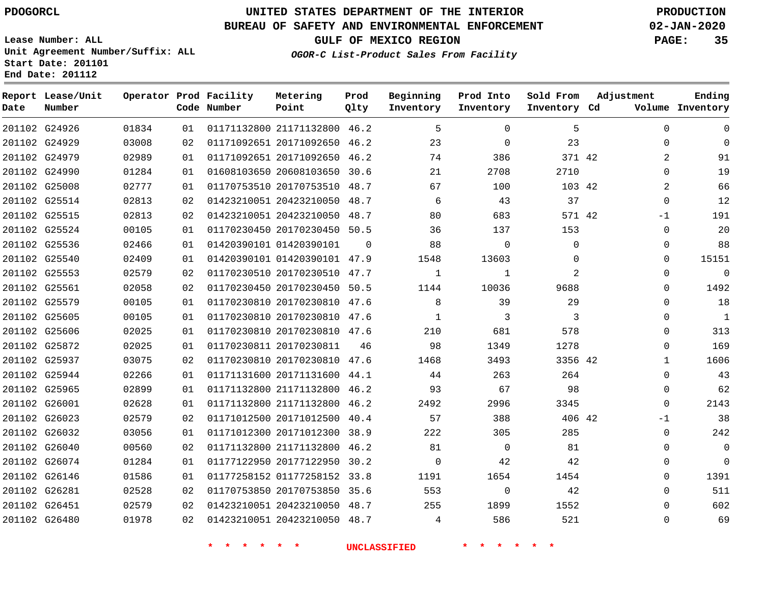UNITED STATES DEPARTMENT OF THE INTERIOR
BUREAU OF SAFETY AND ENVIRONMENTAL ENFORCEMENT
GULF OF MEXICO REGION

PDOGORCL

PRODUCTION
02-JAN-2020

Lease Number: ALL
Unit Agreement Number/Suffix: ALL
Start Date: 201101
End Date: 201112

*OGOR-C List-Product Sales From Facility*

| Report Date | Lease/Unit Number | Operator | Prod Code | Facility Number | Metering Point | Prod Qlty | Beginning Inventory | Prod Into Inventory | Sold From Inventory | Adjustment Cd | Volume | Ending Inventory |
|---|---|---|---|---|---|---|---|---|---|---|---|---|
| 201102 | G24926 | 01834 | 01 | 01171132800 | 21171132800 | 46.2 | 5 | 0 | 5 | | 0 | 0 |
| 201102 | G24929 | 03008 | 02 | 01171092651 | 20171092650 | 46.2 | 23 | 0 | 23 | | 0 | 0 |
| 201102 | G24979 | 02989 | 01 | 01171092651 | 20171092650 | 46.2 | 74 | 386 | 371 | 42 | 2 | 91 |
| 201102 | G24990 | 01284 | 01 | 01608103650 | 20608103650 | 30.6 | 21 | 2708 | 2710 | | 0 | 19 |
| 201102 | G25008 | 02777 | 01 | 01170753510 | 20170753510 | 48.7 | 67 | 100 | 103 | 42 | 2 | 66 |
| 201102 | G25514 | 02813 | 02 | 01423210051 | 20423210050 | 48.7 | 6 | 43 | 37 | | 0 | 12 |
| 201102 | G25515 | 02813 | 02 | 01423210051 | 20423210050 | 48.7 | 80 | 683 | 571 | 42 | -1 | 191 |
| 201102 | G25524 | 00105 | 01 | 01170230450 | 20170230450 | 50.5 | 36 | 137 | 153 | | 0 | 20 |
| 201102 | G25536 | 02466 | 01 | 01420390101 | 01420390101 | 0 | 88 | 0 | 0 | | 0 | 88 |
| 201102 | G25540 | 02409 | 01 | 01420390101 | 01420390101 | 47.9 | 1548 | 13603 | 0 | | 0 | 15151 |
| 201102 | G25553 | 02579 | 02 | 01170230510 | 20170230510 | 47.7 | 1 | 1 | 2 | | 0 | 0 |
| 201102 | G25561 | 02058 | 02 | 01170230450 | 20170230450 | 50.5 | 1144 | 10036 | 9688 | | 0 | 1492 |
| 201102 | G25579 | 00105 | 01 | 01170230810 | 20170230810 | 47.6 | 8 | 39 | 29 | | 0 | 18 |
| 201102 | G25605 | 00105 | 01 | 01170230810 | 20170230810 | 47.6 | 1 | 3 | 3 | | 0 | 1 |
| 201102 | G25606 | 02025 | 01 | 01170230810 | 20170230810 | 47.6 | 210 | 681 | 578 | | 0 | 313 |
| 201102 | G25872 | 02025 | 01 | 01170230811 | 20170230811 | 46 | 98 | 1349 | 1278 | | 0 | 169 |
| 201102 | G25937 | 03075 | 02 | 01170230810 | 20170230810 | 47.6 | 1468 | 3493 | 3356 | 42 | 1 | 1606 |
| 201102 | G25944 | 02266 | 01 | 01171131600 | 20171131600 | 44.1 | 44 | 263 | 264 | | 0 | 43 |
| 201102 | G25965 | 02899 | 01 | 01171132800 | 21171132800 | 46.2 | 93 | 67 | 98 | | 0 | 62 |
| 201102 | G26001 | 02628 | 01 | 01171132800 | 21171132800 | 46.2 | 2492 | 2996 | 3345 | | 0 | 2143 |
| 201102 | G26023 | 02579 | 02 | 01171012500 | 20171012500 | 40.4 | 57 | 388 | 406 | 42 | -1 | 38 |
| 201102 | G26032 | 03056 | 01 | 01171012300 | 20171012300 | 38.9 | 222 | 305 | 285 | | 0 | 242 |
| 201102 | G26040 | 00560 | 02 | 01171132800 | 21171132800 | 46.2 | 81 | 0 | 81 | | 0 | 0 |
| 201102 | G26074 | 01284 | 01 | 01177122950 | 20177122950 | 30.2 | 0 | 42 | 42 | | 0 | 0 |
| 201102 | G26146 | 01586 | 01 | 01177258152 | 01177258152 | 33.8 | 1191 | 1654 | 1454 | | 0 | 1391 |
| 201102 | G26281 | 02528 | 02 | 01170753850 | 20170753850 | 35.6 | 553 | 0 | 42 | | 0 | 511 |
| 201102 | G26451 | 02579 | 02 | 01423210051 | 20423210050 | 48.7 | 255 | 1899 | 1552 | | 0 | 602 |
| 201102 | G26480 | 01978 | 02 | 01423210051 | 20423210050 | 48.7 | 4 | 586 | 521 | | 0 | 69 |

* * * * * * UNCLASSIFIED * * * * * *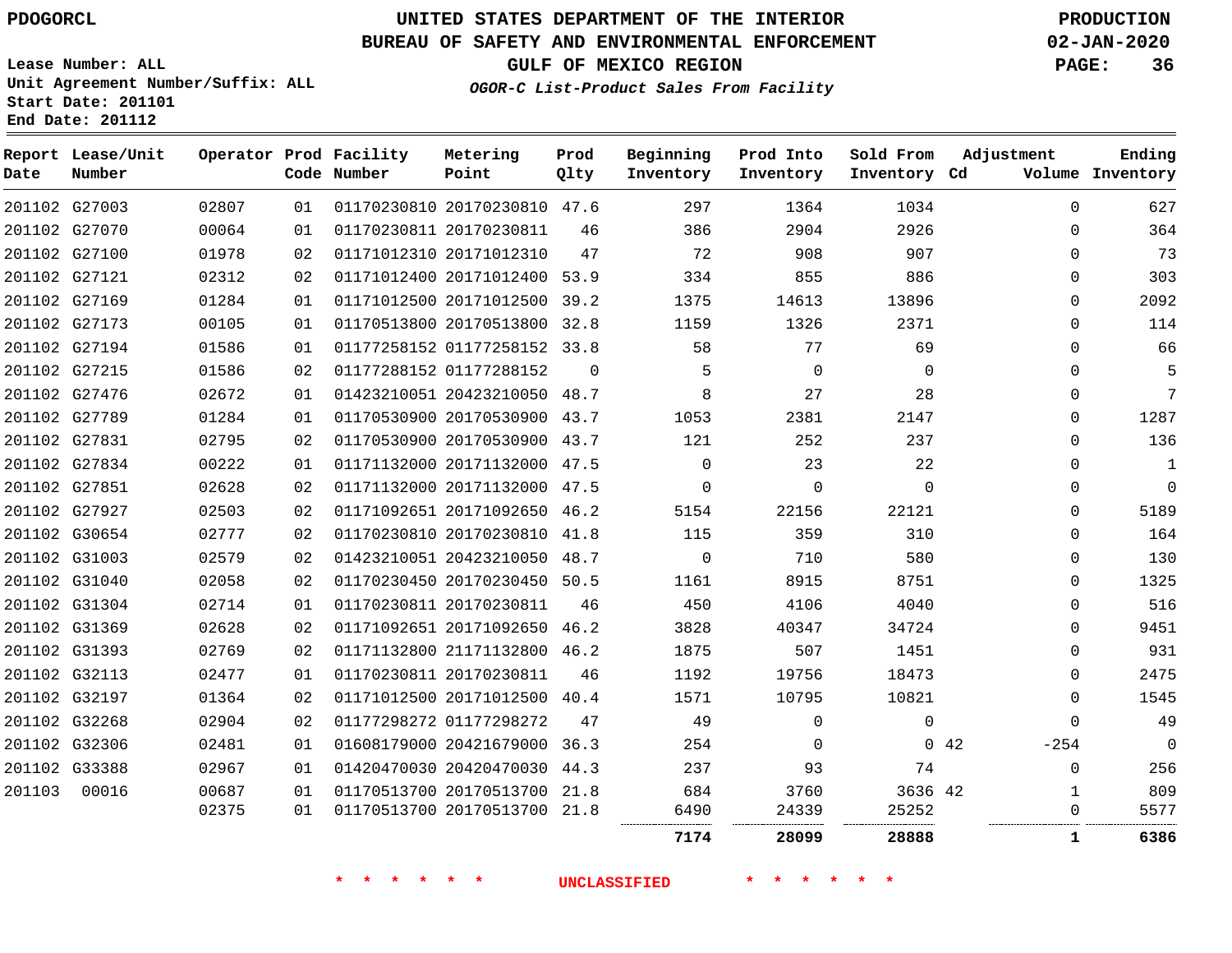PDOGORCL

Lease Number: ALL
Unit Agreement Number/Suffix: ALL
Start Date: 201101
End Date: 201112

# UNITED STATES DEPARTMENT OF THE INTERIOR
## BUREAU OF SAFETY AND ENVIRONMENTAL ENFORCEMENT
### GULF OF MEXICO REGION

*OGOR-C List-Product Sales From Facility*

PRODUCTION
02-JAN-2020

| Report Date | Lease/Unit Number | Operator | Prod Code | Facility Number | Metering Point | Prod Qlty | Beginning Inventory | Prod Into Inventory | Sold From Inventory | Adjustment Cd | Volume | Ending Inventory |
|---|---|---|---|---|---|---|---|---|---|---|---|---|
| 201102 | G27003 | 02807 | 01 | 01170230810 | 20170230810 | 47.6 | 297 | 1364 | 1034 | | 0 | 627 |
| 201102 | G27070 | 00064 | 01 | 01170230811 | 20170230811 | 46 | 386 | 2904 | 2926 | | 0 | 364 |
| 201102 | G27100 | 01978 | 02 | 01171012310 | 20171012310 | 47 | 72 | 908 | 907 | | 0 | 73 |
| 201102 | G27121 | 02312 | 02 | 01171012400 | 20171012400 | 53.9 | 334 | 855 | 886 | | 0 | 303 |
| 201102 | G27169 | 01284 | 01 | 01171012500 | 20171012500 | 39.2 | 1375 | 14613 | 13896 | | 0 | 2092 |
| 201102 | G27173 | 00105 | 01 | 01170513800 | 20170513800 | 32.8 | 1159 | 1326 | 2371 | | 0 | 114 |
| 201102 | G27194 | 01586 | 01 | 01177258152 | 01177258152 | 33.8 | 58 | 77 | 69 | | 0 | 66 |
| 201102 | G27215 | 01586 | 02 | 01177288152 | 01177288152 | 0 | 5 | 0 | 0 | | 0 | 5 |
| 201102 | G27476 | 02672 | 01 | 01423210051 | 20423210050 | 48.7 | 8 | 27 | 28 | | 0 | 7 |
| 201102 | G27789 | 01284 | 01 | 01170530900 | 20170530900 | 43.7 | 1053 | 2381 | 2147 | | 0 | 1287 |
| 201102 | G27831 | 02795 | 02 | 01170530900 | 20170530900 | 43.7 | 121 | 252 | 237 | | 0 | 136 |
| 201102 | G27834 | 00222 | 01 | 01171132000 | 20171132000 | 47.5 | 0 | 23 | 22 | | 0 | 1 |
| 201102 | G27851 | 02628 | 02 | 01171132000 | 20171132000 | 47.5 | 0 | 0 | 0 | | 0 | 0 |
| 201102 | G27927 | 02503 | 02 | 01171092651 | 20171092650 | 46.2 | 5154 | 22156 | 22121 | | 0 | 5189 |
| 201102 | G30654 | 02777 | 02 | 01170230810 | 20170230810 | 41.8 | 115 | 359 | 310 | | 0 | 164 |
| 201102 | G31003 | 02579 | 02 | 01423210051 | 20423210050 | 48.7 | 0 | 710 | 580 | | 0 | 130 |
| 201102 | G31040 | 02058 | 02 | 01170230450 | 20170230450 | 50.5 | 1161 | 8915 | 8751 | | 0 | 1325 |
| 201102 | G31304 | 02714 | 01 | 01170230811 | 20170230811 | 46 | 450 | 4106 | 4040 | | 0 | 516 |
| 201102 | G31369 | 02628 | 02 | 01171092651 | 20171092650 | 46.2 | 3828 | 40347 | 34724 | | 0 | 9451 |
| 201102 | G31393 | 02769 | 02 | 01171132800 | 21171132800 | 46.2 | 1875 | 507 | 1451 | | 0 | 931 |
| 201102 | G32113 | 02477 | 01 | 01170230811 | 20170230811 | 46 | 1192 | 19756 | 18473 | | 0 | 2475 |
| 201102 | G32197 | 01364 | 02 | 01171012500 | 20171012500 | 40.4 | 1571 | 10795 | 10821 | | 0 | 1545 |
| 201102 | G32268 | 02904 | 02 | 01177298272 | 01177298272 | 47 | 49 | 0 | 0 | | 0 | 49 |
| 201102 | G32306 | 02481 | 01 | 01608179000 | 20421679000 | 36.3 | 254 | 0 | 0 | 42 | -254 | 0 |
| 201102 | G33388 | 02967 | 01 | 01420470030 | 20420470030 | 44.3 | 237 | 93 | 74 | | 0 | 256 |
| 201103 | 00016 | 00687 | 01 | 01170513700 | 20170513700 | 21.8 | 684 | 3760 | 3636 | 42 | 1 | 809 |
| | | 02375 | 01 | 01170513700 | 20170513700 | 21.8 | 6490 | 24339 | 25252 | | 0 | 5577 |
| | | | | | | | **7174** | **28099** | **28888** | | **1** | **6386** |

**\* \* \* \* \* \* UNCLASSIFIED \* \* \* \* \* \***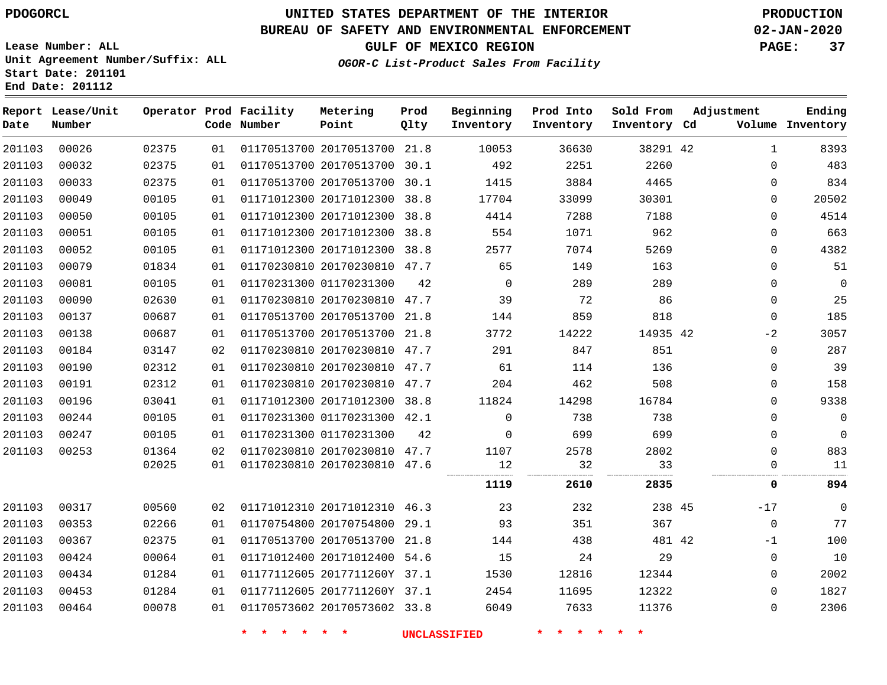PDOGORCL

# UNITED STATES DEPARTMENT OF THE INTERIOR
## BUREAU OF SAFETY AND ENVIRONMENTAL ENFORCEMENT
### GULF OF MEXICO REGION
*OGOR-C List-Product Sales From Facility*

PRODUCTION
02-JAN-2020

Lease Number: ALL
Unit Agreement Number/Suffix: ALL
Start Date: 201101
End Date: 201112

| Report Date | Lease/Unit Number | Operator | Prod Code | Facility Number | Metering Point | Prod Qlty | Beginning Inventory | Prod Into Inventory | Sold From Inventory | Adjustment Cd | Volume | Ending Inventory |
|---|---|---|---|---|---|---|---|---|---|---|---|---|
| 201103 | 00026 | 02375 | 01 | 01170513700 | 20170513700 | 21.8 | 10053 | 36630 | 38291 | 42 | 1 | 8393 |
| 201103 | 00032 | 02375 | 01 | 01170513700 | 20170513700 | 30.1 | 492 | 2251 | 2260 | | 0 | 483 |
| 201103 | 00033 | 02375 | 01 | 01170513700 | 20170513700 | 30.1 | 1415 | 3884 | 4465 | | 0 | 834 |
| 201103 | 00049 | 00105 | 01 | 01171012300 | 20171012300 | 38.8 | 17704 | 33099 | 30301 | | 0 | 20502 |
| 201103 | 00050 | 00105 | 01 | 01171012300 | 20171012300 | 38.8 | 4414 | 7288 | 7188 | | 0 | 4514 |
| 201103 | 00051 | 00105 | 01 | 01171012300 | 20171012300 | 38.8 | 554 | 1071 | 962 | | 0 | 663 |
| 201103 | 00052 | 00105 | 01 | 01171012300 | 20171012300 | 38.8 | 2577 | 7074 | 5269 | | 0 | 4382 |
| 201103 | 00079 | 01834 | 01 | 01170230810 | 20170230810 | 47.7 | 65 | 149 | 163 | | 0 | 51 |
| 201103 | 00081 | 00105 | 01 | 01170231300 | 01170231300 | 42 | 0 | 289 | 289 | | 0 | 0 |
| 201103 | 00090 | 02630 | 01 | 01170230810 | 20170230810 | 47.7 | 39 | 72 | 86 | | 0 | 25 |
| 201103 | 00137 | 00687 | 01 | 01170513700 | 20170513700 | 21.8 | 144 | 859 | 818 | | 0 | 185 |
| 201103 | 00138 | 00687 | 01 | 01170513700 | 20170513700 | 21.8 | 3772 | 14222 | 14935 | 42 | -2 | 3057 |
| 201103 | 00184 | 03147 | 02 | 01170230810 | 20170230810 | 47.7 | 291 | 847 | 851 | | 0 | 287 |
| 201103 | 00190 | 02312 | 01 | 01170230810 | 20170230810 | 47.7 | 61 | 114 | 136 | | 0 | 39 |
| 201103 | 00191 | 02312 | 01 | 01170230810 | 20170230810 | 47.7 | 204 | 462 | 508 | | 0 | 158 |
| 201103 | 00196 | 03041 | 01 | 01171012300 | 20171012300 | 38.8 | 11824 | 14298 | 16784 | | 0 | 9338 |
| 201103 | 00244 | 00105 | 01 | 01170231300 | 01170231300 | 42.1 | 0 | 738 | 738 | | 0 | 0 |
| 201103 | 00247 | 00105 | 01 | 01170231300 | 01170231300 | 42 | 0 | 699 | 699 | | 0 | 0 |
| 201103 | 00253 | 01364 | 02 | 01170230810 | 20170230810 | 47.7 | 1107 | 2578 | 2802 | | 0 | 883 |
| | | 02025 | 01 | 01170230810 | 20170230810 | 47.6 | 12 | 32 | 33 | | 0 | 11 |
| | | | | | | | **1119** | **2610** | **2835** | | **0** | **894** |
| 201103 | 00317 | 00560 | 02 | 01171012310 | 20171012310 | 46.3 | 23 | 232 | 238 | 45 | -17 | 0 |
| 201103 | 00353 | 02266 | 01 | 01170754800 | 20170754800 | 29.1 | 93 | 351 | 367 | | 0 | 77 |
| 201103 | 00367 | 02375 | 01 | 01170513700 | 20170513700 | 21.8 | 144 | 438 | 481 | 42 | -1 | 100 |
| 201103 | 00424 | 00064 | 01 | 01171012400 | 20171012400 | 54.6 | 15 | 24 | 29 | | 0 | 10 |
| 201103 | 00434 | 01284 | 01 | 01177112605 | 2017711260Y | 37.1 | 1530 | 12816 | 12344 | | 0 | 2002 |
| 201103 | 00453 | 01284 | 01 | 01177112605 | 2017711260Y | 37.1 | 2454 | 11695 | 12322 | | 0 | 1827 |
| 201103 | 00464 | 00078 | 01 | 01170573602 | 20170573602 | 33.8 | 6049 | 7633 | 11376 | | 0 | 2306 |

* * * * * * UNCLASSIFIED * * * * * *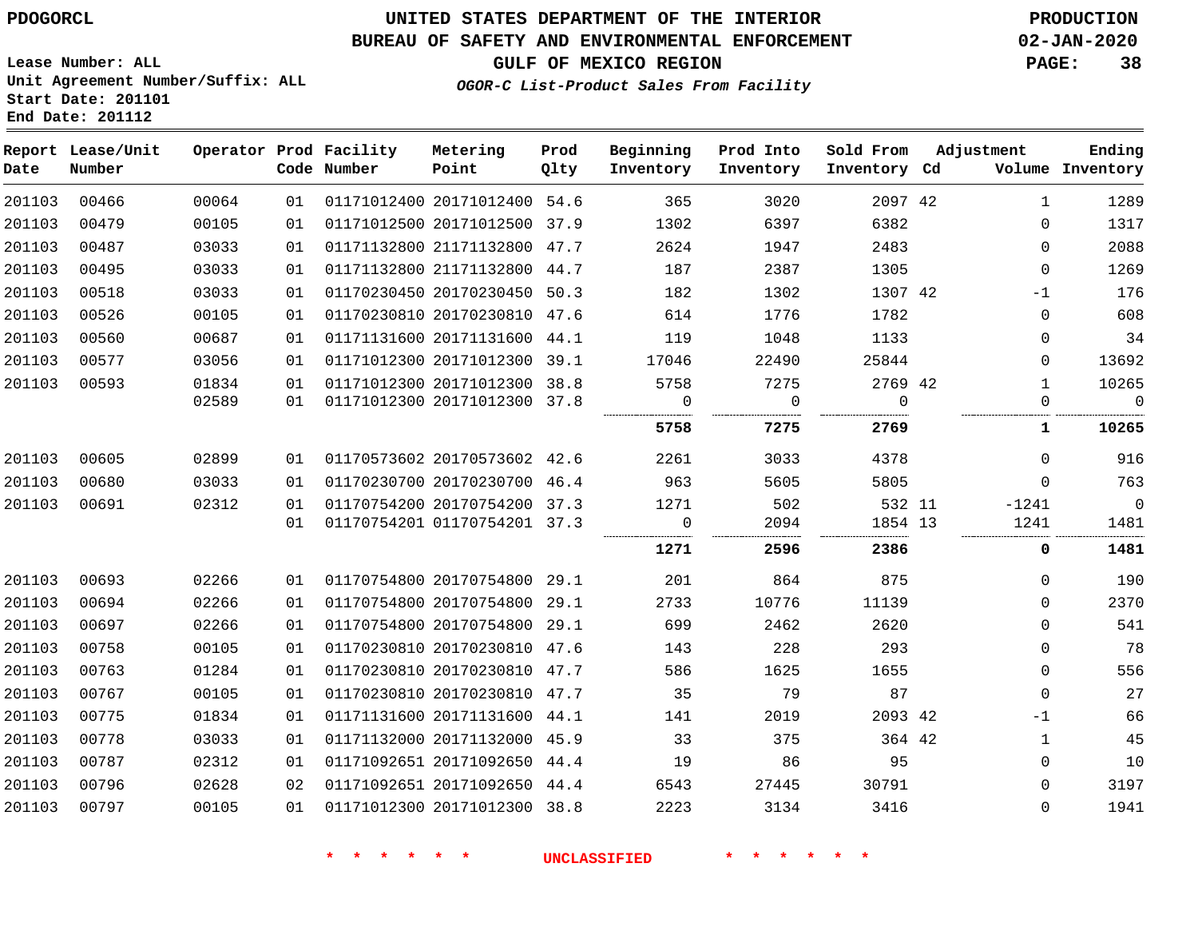PDOGORCL

# UNITED STATES DEPARTMENT OF THE INTERIOR
## BUREAU OF SAFETY AND ENVIRONMENTAL ENFORCEMENT
### GULF OF MEXICO REGION

*OGOR-C List-Product Sales From Facility*

PRODUCTION
02-JAN-2020

Lease Number: ALL
Unit Agreement Number/Suffix: ALL
Start Date: 201101
End Date: 201112

| Report Date | Lease/Unit Number | Operator | Prod Code | Facility Number | Metering Point | Prod Qlty | Beginning Inventory | Prod Into Inventory | Sold From Inventory | Adjustment Cd | Adjustment Volume | Ending Inventory |
|---|---|---|---|---|---|---|---|---|---|---|---|---|
| 201103 | 00466 | 00064 | 01 | 01171012400 | 20171012400 | 54.6 | 365 | 3020 | 2097 | 42 | 1 | 1289 |
| 201103 | 00479 | 00105 | 01 | 01171012500 | 20171012500 | 37.9 | 1302 | 6397 | 6382 | | 0 | 1317 |
| 201103 | 00487 | 03033 | 01 | 01171132800 | 21171132800 | 47.7 | 2624 | 1947 | 2483 | | 0 | 2088 |
| 201103 | 00495 | 03033 | 01 | 01171132800 | 21171132800 | 44.7 | 187 | 2387 | 1305 | | 0 | 1269 |
| 201103 | 00518 | 03033 | 01 | 01170230450 | 20170230450 | 50.3 | 182 | 1302 | 1307 | 42 | -1 | 176 |
| 201103 | 00526 | 00105 | 01 | 01170230810 | 20170230810 | 47.6 | 614 | 1776 | 1782 | | 0 | 608 |
| 201103 | 00560 | 00687 | 01 | 01171131600 | 20171131600 | 44.1 | 119 | 1048 | 1133 | | 0 | 34 |
| 201103 | 00577 | 03056 | 01 | 01171012300 | 20171012300 | 39.1 | 17046 | 22490 | 25844 | | 0 | 13692 |
| 201103 | 00593 | 01834 | 01 | 01171012300 | 20171012300 | 38.8 | 5758 | 7275 | 2769 | 42 | 1 | 10265 |
| | | 02589 | 01 | 01171012300 | 20171012300 | 37.8 | 0 | 0 | 0 | | 0 | 0 |
| | | | | | | | **5758** | **7275** | **2769** | | **1** | **10265** |
| 201103 | 00605 | 02899 | 01 | 01170573602 | 20170573602 | 42.6 | 2261 | 3033 | 4378 | | 0 | 916 |
| 201103 | 00680 | 03033 | 01 | 01170230700 | 20170230700 | 46.4 | 963 | 5605 | 5805 | | 0 | 763 |
| 201103 | 00691 | 02312 | 01 | 01170754200 | 20170754200 | 37.3 | 1271 | 502 | 532 | 11 | -1241 | 0 |
| | | | 01 | 01170754201 | 01170754201 | 37.3 | 0 | 2094 | 1854 | 13 | 1241 | 1481 |
| | | | | | | | **1271** | **2596** | **2386** | | **0** | **1481** |
| 201103 | 00693 | 02266 | 01 | 01170754800 | 20170754800 | 29.1 | 201 | 864 | 875 | | 0 | 190 |
| 201103 | 00694 | 02266 | 01 | 01170754800 | 20170754800 | 29.1 | 2733 | 10776 | 11139 | | 0 | 2370 |
| 201103 | 00697 | 02266 | 01 | 01170754800 | 20170754800 | 29.1 | 699 | 2462 | 2620 | | 0 | 541 |
| 201103 | 00758 | 00105 | 01 | 01170230810 | 20170230810 | 47.6 | 143 | 228 | 293 | | 0 | 78 |
| 201103 | 00763 | 01284 | 01 | 01170230810 | 20170230810 | 47.7 | 586 | 1625 | 1655 | | 0 | 556 |
| 201103 | 00767 | 00105 | 01 | 01170230810 | 20170230810 | 47.7 | 35 | 79 | 87 | | 0 | 27 |
| 201103 | 00775 | 01834 | 01 | 01171131600 | 20171131600 | 44.1 | 141 | 2019 | 2093 | 42 | -1 | 66 |
| 201103 | 00778 | 03033 | 01 | 01171132000 | 20171132000 | 45.9 | 33 | 375 | 364 | 42 | 1 | 45 |
| 201103 | 00787 | 02312 | 01 | 01171092651 | 20171092650 | 44.4 | 19 | 86 | 95 | | 0 | 10 |
| 201103 | 00796 | 02628 | 02 | 01171092651 | 20171092650 | 44.4 | 6543 | 27445 | 30791 | | 0 | 3197 |
| 201103 | 00797 | 00105 | 01 | 01171012300 | 20171012300 | 38.8 | 2223 | 3134 | 3416 | | 0 | 1941 |

* * * * * * UNCLASSIFIED * * * * * *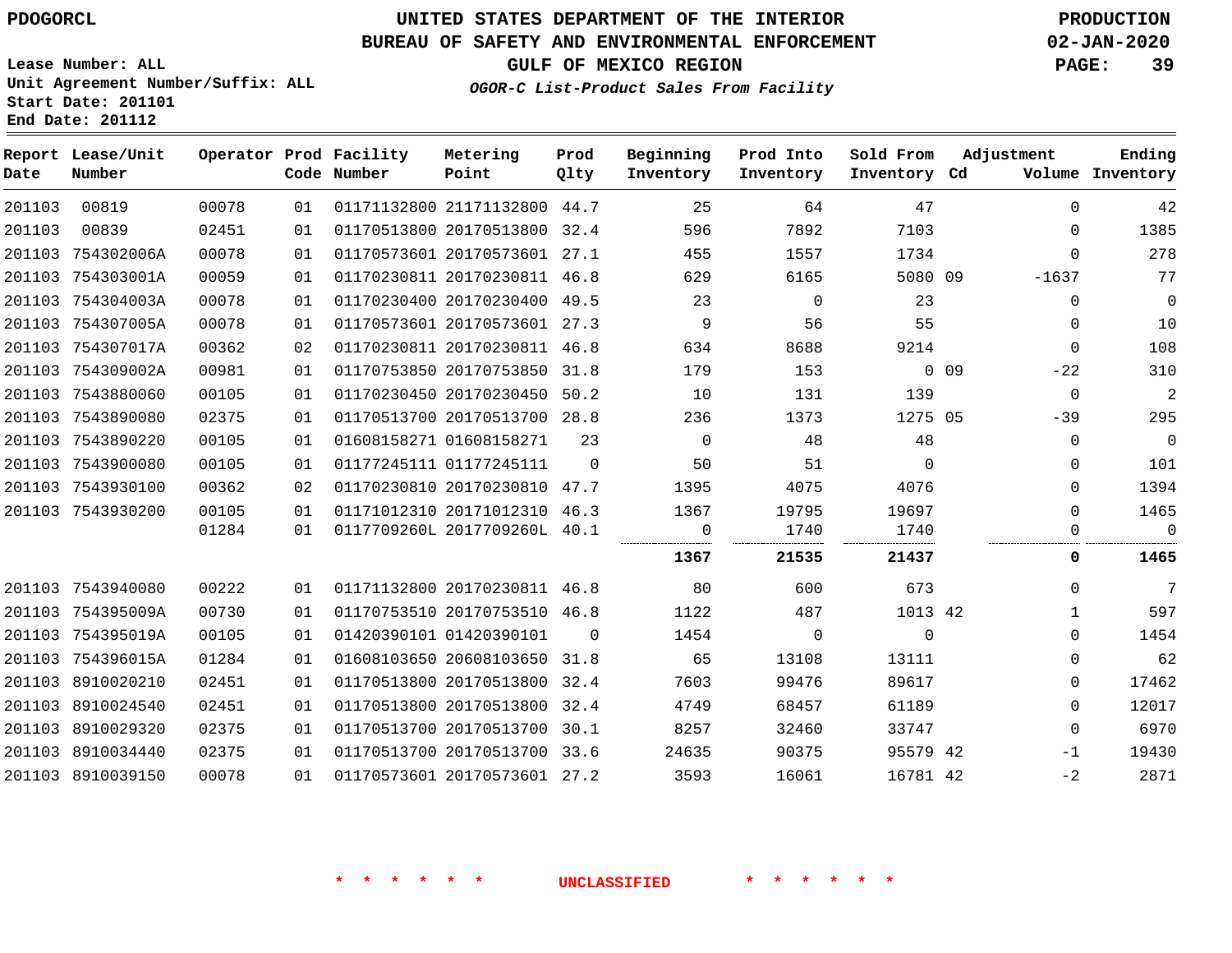# UNITED STATES DEPARTMENT OF THE INTERIOR
## BUREAU OF SAFETY AND ENVIRONMENTAL ENFORCEMENT
### GULF OF MEXICO REGION

*OGOR-C List-Product Sales From Facility*

PDOGORCL

PRODUCTION 02-JAN-2020

Lease Number: ALL
Unit Agreement Number/Suffix: ALL
Start Date: 201101
End Date: 201112

| Report Date | Lease/Unit Number | Operator | Prod Code | Facility Number | Metering Point | Prod Qlty | Beginning Inventory | Prod Into Inventory | Sold From Inventory | Adjustment Cd | Adjustment Volume | Ending Inventory |
|---|---|---|---|---|---|---|---|---|---|---|---|---|
| 201103 | 00819 | 00078 | 01 | 01171132800 | 21171132800 | 44.7 | 25 | 64 | 47 | | 0 | 42 |
| 201103 | 00839 | 02451 | 01 | 01170513800 | 20170513800 | 32.4 | 596 | 7892 | 7103 | | 0 | 1385 |
| 201103 | 754302006A | 00078 | 01 | 01170573601 | 20170573601 | 27.1 | 455 | 1557 | 1734 | | 0 | 278 |
| 201103 | 754303001A | 00059 | 01 | 01170230811 | 20170230811 | 46.8 | 629 | 6165 | 5080 | 09 | -1637 | 77 |
| 201103 | 754304003A | 00078 | 01 | 01170230400 | 20170230400 | 49.5 | 23 | 0 | 23 | | 0 | 0 |
| 201103 | 754307005A | 00078 | 01 | 01170573601 | 20170573601 | 27.3 | 9 | 56 | 55 | | 0 | 10 |
| 201103 | 754307017A | 00362 | 02 | 01170230811 | 20170230811 | 46.8 | 634 | 8688 | 9214 | | 0 | 108 |
| 201103 | 754309002A | 00981 | 01 | 01170753850 | 20170753850 | 31.8 | 179 | 153 | 0 | 09 | -22 | 310 |
| 201103 | 7543880060 | 00105 | 01 | 01170230450 | 20170230450 | 50.2 | 10 | 131 | 139 | | 0 | 2 |
| 201103 | 7543890080 | 02375 | 01 | 01170513700 | 20170513700 | 28.8 | 236 | 1373 | 1275 | 05 | -39 | 295 |
| 201103 | 7543890220 | 00105 | 01 | 01608158271 | 01608158271 | 23 | 0 | 48 | 48 | | 0 | 0 |
| 201103 | 7543900080 | 00105 | 01 | 01177245111 | 01177245111 | 0 | 50 | 51 | 0 | | 0 | 101 |
| 201103 | 7543930100 | 00362 | 02 | 01170230810 | 20170230810 | 47.7 | 1395 | 4075 | 4076 | | 0 | 1394 |
| 201103 | 7543930200 | 00105 | 01 | 01171012310 | 20171012310 | 46.3 | 1367 | 19795 | 19697 | | 0 | 1465 |
| | | 01284 | 01 | 0117709260L | 2017709260L | 40.1 | 0 | 1740 | 1740 | | 0 | 0 |
| | | | | | | | **1367** | **21535** | **21437** | | **0** | **1465** |
| 201103 | 7543940080 | 00222 | 01 | 01171132800 | 20170230811 | 46.8 | 80 | 600 | 673 | | 0 | 7 |
| 201103 | 754395009A | 00730 | 01 | 01170753510 | 20170753510 | 46.8 | 1122 | 487 | 1013 | 42 | 1 | 597 |
| 201103 | 754395019A | 00105 | 01 | 01420390101 | 01420390101 | 0 | 1454 | 0 | 0 | | 0 | 1454 |
| 201103 | 754396015A | 01284 | 01 | 01608103650 | 20608103650 | 31.8 | 65 | 13108 | 13111 | | 0 | 62 |
| 201103 | 8910020210 | 02451 | 01 | 01170513800 | 20170513800 | 32.4 | 7603 | 99476 | 89617 | | 0 | 17462 |
| 201103 | 8910024540 | 02451 | 01 | 01170513800 | 20170513800 | 32.4 | 4749 | 68457 | 61189 | | 0 | 12017 |
| 201103 | 8910029320 | 02375 | 01 | 01170513700 | 20170513700 | 30.1 | 8257 | 32460 | 33747 | | 0 | 6970 |
| 201103 | 8910034440 | 02375 | 01 | 01170513700 | 20170513700 | 33.6 | 24635 | 90375 | 95579 | 42 | -1 | 19430 |
| 201103 | 8910039150 | 00078 | 01 | 01170573601 | 20170573601 | 27.2 | 3593 | 16061 | 16781 | 42 | -2 | 2871 |

* * * * * * UNCLASSIFIED * * * * * *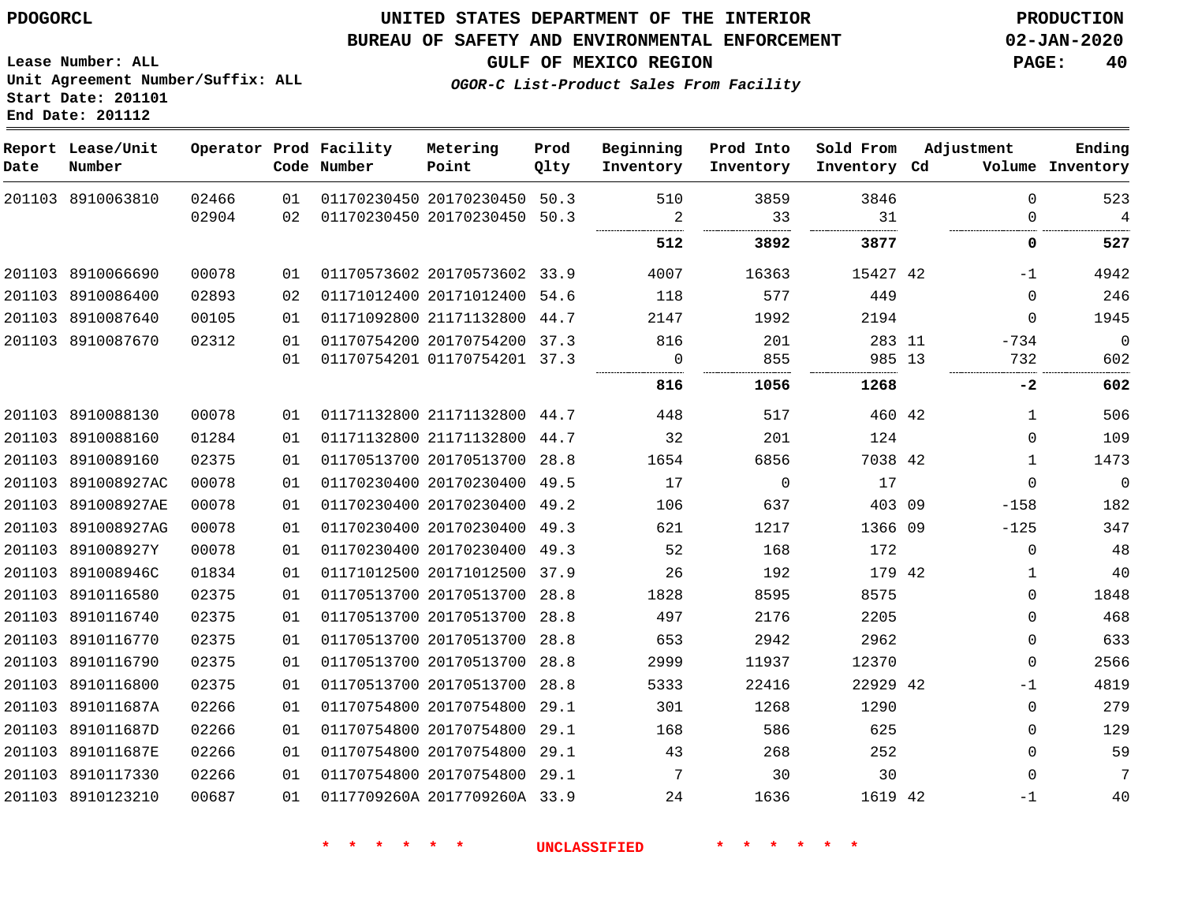**PDOGORCL**

**UNITED STATES DEPARTMENT OF THE INTERIOR**
**BUREAU OF SAFETY AND ENVIRONMENTAL ENFORCEMENT**
**GULF OF MEXICO REGION**
***OGOR-C List-Product Sales From Facility***

**PRODUCTION**
**02-JAN-2020**

**Lease Number: ALL**
**Unit Agreement Number/Suffix: ALL**
**Start Date: 201101**
**End Date: 201112**

| Report Date | Lease/Unit Number | Operator | Prod Code | Facility Number | Metering Point | Prod Qlty | Beginning Inventory | Prod Into Inventory | Sold From Inventory | Adjustment Cd | Adjustment Volume | Ending Inventory |
|---|---|---|---|---|---|---|---|---|---|---|---|---|
| 201103 | 8910063810 | 02466 | 01 | 01170230450 | 20170230450 | 50.3 | 510 | 3859 | 3846 | | 0 | 523 |
| | | 02904 | 02 | 01170230450 | 20170230450 | 50.3 | 2 | 33 | 31 | | 0 | 4 |
| | | | | | | | **512** | **3892** | **3877** | | **0** | **527** |
| 201103 | 8910066690 | 00078 | 01 | 01170573602 | 20170573602 | 33.9 | 4007 | 16363 | 15427 | 42 | -1 | 4942 |
| 201103 | 8910086400 | 02893 | 02 | 01171012400 | 20171012400 | 54.6 | 118 | 577 | 449 | | 0 | 246 |
| 201103 | 8910087640 | 00105 | 01 | 01171092800 | 21171132800 | 44.7 | 2147 | 1992 | 2194 | | 0 | 1945 |
| 201103 | 8910087670 | 02312 | 01 | 01170754200 | 20170754200 | 37.3 | 816 | 201 | 283 | 11 | -734 | 0 |
| | | | 01 | 01170754201 | 01170754201 | 37.3 | 0 | 855 | 985 | 13 | 732 | 602 |
| | | | | | | | **816** | **1056** | **1268** | | **-2** | **602** |
| 201103 | 8910088130 | 00078 | 01 | 01171132800 | 21171132800 | 44.7 | 448 | 517 | 460 | 42 | 1 | 506 |
| 201103 | 8910088160 | 01284 | 01 | 01171132800 | 21171132800 | 44.7 | 32 | 201 | 124 | | 0 | 109 |
| 201103 | 8910089160 | 02375 | 01 | 01170513700 | 20170513700 | 28.8 | 1654 | 6856 | 7038 | 42 | 1 | 1473 |
| 201103 | 891008927AC | 00078 | 01 | 01170230400 | 20170230400 | 49.5 | 17 | 0 | 17 | | 0 | 0 |
| 201103 | 891008927AE | 00078 | 01 | 01170230400 | 20170230400 | 49.2 | 106 | 637 | 403 | 09 | -158 | 182 |
| 201103 | 891008927AG | 00078 | 01 | 01170230400 | 20170230400 | 49.3 | 621 | 1217 | 1366 | 09 | -125 | 347 |
| 201103 | 891008927Y | 00078 | 01 | 01170230400 | 20170230400 | 49.3 | 52 | 168 | 172 | | 0 | 48 |
| 201103 | 891008946C | 01834 | 01 | 01171012500 | 20171012500 | 37.9 | 26 | 192 | 179 | 42 | 1 | 40 |
| 201103 | 8910116580 | 02375 | 01 | 01170513700 | 20170513700 | 28.8 | 1828 | 8595 | 8575 | | 0 | 1848 |
| 201103 | 8910116740 | 02375 | 01 | 01170513700 | 20170513700 | 28.8 | 497 | 2176 | 2205 | | 0 | 468 |
| 201103 | 8910116770 | 02375 | 01 | 01170513700 | 20170513700 | 28.8 | 653 | 2942 | 2962 | | 0 | 633 |
| 201103 | 8910116790 | 02375 | 01 | 01170513700 | 20170513700 | 28.8 | 2999 | 11937 | 12370 | | 0 | 2566 |
| 201103 | 8910116800 | 02375 | 01 | 01170513700 | 20170513700 | 28.8 | 5333 | 22416 | 22929 | 42 | -1 | 4819 |
| 201103 | 891011687A | 02266 | 01 | 01170754800 | 20170754800 | 29.1 | 301 | 1268 | 1290 | | 0 | 279 |
| 201103 | 891011687D | 02266 | 01 | 01170754800 | 20170754800 | 29.1 | 168 | 586 | 625 | | 0 | 129 |
| 201103 | 891011687E | 02266 | 01 | 01170754800 | 20170754800 | 29.1 | 43 | 268 | 252 | | 0 | 59 |
| 201103 | 8910117330 | 02266 | 01 | 01170754800 | 20170754800 | 29.1 | 7 | 30 | 30 | | 0 | 7 |
| 201103 | 8910123210 | 00687 | 01 | 0117709260A | 2017709260A | 33.9 | 24 | 1636 | 1619 | 42 | -1 | 40 |

**\* \* \* \* \* \* UNCLASSIFIED \* \* \* \* \* \***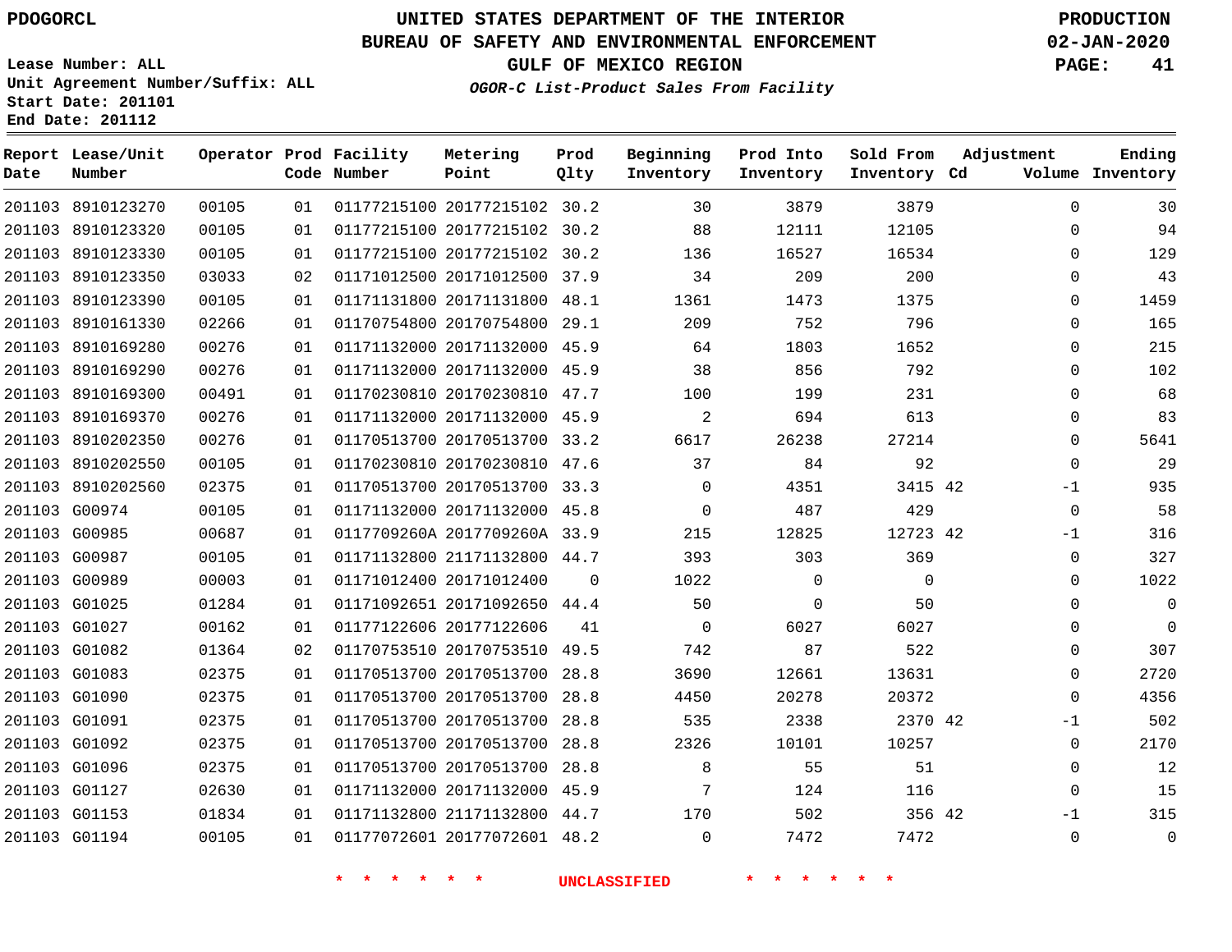PDOGORCL

# UNITED STATES DEPARTMENT OF THE INTERIOR
## BUREAU OF SAFETY AND ENVIRONMENTAL ENFORCEMENT
### GULF OF MEXICO REGION
*OGOR-C List-Product Sales From Facility*

PRODUCTION
02-JAN-2020

Lease Number: ALL
Unit Agreement Number/Suffix: ALL
Start Date: 201101
End Date: 201112

| Report Date | Lease/Unit Number | Operator | Prod Code | Facility Number | Metering Point | Prod Qlty | Beginning Inventory | Prod Into Inventory | Sold From Inventory | Adjustment Cd | Adjustment Volume | Ending Inventory |
|---|---|---|---|---|---|---|---|---|---|---|---|---|
| 201103 | 8910123270 | 00105 | 01 | 01177215100 | 20177215102 | 30.2 | 30 | 3879 | 3879 | | 0 | 30 |
| 201103 | 8910123320 | 00105 | 01 | 01177215100 | 20177215102 | 30.2 | 88 | 12111 | 12105 | | 0 | 94 |
| 201103 | 8910123330 | 00105 | 01 | 01177215100 | 20177215102 | 30.2 | 136 | 16527 | 16534 | | 0 | 129 |
| 201103 | 8910123350 | 03033 | 02 | 01171012500 | 20171012500 | 37.9 | 34 | 209 | 200 | | 0 | 43 |
| 201103 | 8910123390 | 00105 | 01 | 01171131800 | 20171131800 | 48.1 | 1361 | 1473 | 1375 | | 0 | 1459 |
| 201103 | 8910161330 | 02266 | 01 | 01170754800 | 20170754800 | 29.1 | 209 | 752 | 796 | | 0 | 165 |
| 201103 | 8910169280 | 00276 | 01 | 01171132000 | 20171132000 | 45.9 | 64 | 1803 | 1652 | | 0 | 215 |
| 201103 | 8910169290 | 00276 | 01 | 01171132000 | 20171132000 | 45.9 | 38 | 856 | 792 | | 0 | 102 |
| 201103 | 8910169300 | 00491 | 01 | 01170230810 | 20170230810 | 47.7 | 100 | 199 | 231 | | 0 | 68 |
| 201103 | 8910169370 | 00276 | 01 | 01171132000 | 20171132000 | 45.9 | 2 | 694 | 613 | | 0 | 83 |
| 201103 | 8910202350 | 00276 | 01 | 01170513700 | 20170513700 | 33.2 | 6617 | 26238 | 27214 | | 0 | 5641 |
| 201103 | 8910202550 | 00105 | 01 | 01170230810 | 20170230810 | 47.6 | 37 | 84 | 92 | | 0 | 29 |
| 201103 | 8910202560 | 02375 | 01 | 01170513700 | 20170513700 | 33.3 | 0 | 4351 | 3415 | 42 | -1 | 935 |
| 201103 | G00974 | 00105 | 01 | 01171132000 | 20171132000 | 45.8 | 0 | 487 | 429 | | 0 | 58 |
| 201103 | G00985 | 00687 | 01 | 0117709260A | 2017709260A | 33.9 | 215 | 12825 | 12723 | 42 | -1 | 316 |
| 201103 | G00987 | 00105 | 01 | 01171132800 | 21171132800 | 44.7 | 393 | 303 | 369 | | 0 | 327 |
| 201103 | G00989 | 00003 | 01 | 01171012400 | 20171012400 | 0 | 1022 | 0 | 0 | | 0 | 1022 |
| 201103 | G01025 | 01284 | 01 | 01171092651 | 20171092650 | 44.4 | 50 | 0 | 50 | | 0 | 0 |
| 201103 | G01027 | 00162 | 01 | 01177122606 | 20177122606 | 41 | 0 | 6027 | 6027 | | 0 | 0 |
| 201103 | G01082 | 01364 | 02 | 01170753510 | 20170753510 | 49.5 | 742 | 87 | 522 | | 0 | 307 |
| 201103 | G01083 | 02375 | 01 | 01170513700 | 20170513700 | 28.8 | 3690 | 12661 | 13631 | | 0 | 2720 |
| 201103 | G01090 | 02375 | 01 | 01170513700 | 20170513700 | 28.8 | 4450 | 20278 | 20372 | | 0 | 4356 |
| 201103 | G01091 | 02375 | 01 | 01170513700 | 20170513700 | 28.8 | 535 | 2338 | 2370 | 42 | -1 | 502 |
| 201103 | G01092 | 02375 | 01 | 01170513700 | 20170513700 | 28.8 | 2326 | 10101 | 10257 | | 0 | 2170 |
| 201103 | G01096 | 02375 | 01 | 01170513700 | 20170513700 | 28.8 | 8 | 55 | 51 | | 0 | 12 |
| 201103 | G01127 | 02630 | 01 | 01171132000 | 20171132000 | 45.9 | 7 | 124 | 116 | | 0 | 15 |
| 201103 | G01153 | 01834 | 01 | 01171132800 | 21171132800 | 44.7 | 170 | 502 | 356 | 42 | -1 | 315 |
| 201103 | G01194 | 00105 | 01 | 01177072601 | 20177072601 | 48.2 | 0 | 7472 | 7472 | | 0 | 0 |

\* \* \* \* \* \* UNCLASSIFIED \* \* \* \* \* \*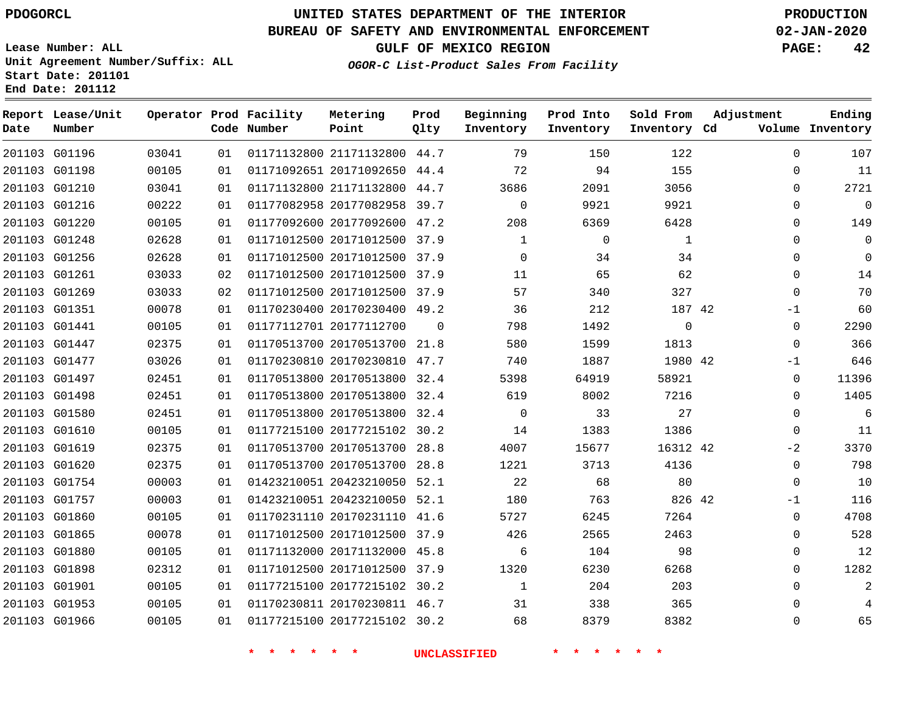PDOGORCL

# UNITED STATES DEPARTMENT OF THE INTERIOR
## BUREAU OF SAFETY AND ENVIRONMENTAL ENFORCEMENT
### GULF OF MEXICO REGION

PRODUCTION
02-JAN-2020

Lease Number: ALL
Unit Agreement Number/Suffix: ALL
Start Date: 201101
End Date: 201112

*OGOR-C List-Product Sales From Facility*

| Report Date | Lease/Unit Number | Operator | Prod Code | Facility Number | Metering Point | Prod Qlty | Beginning Inventory | Prod Into Inventory | Sold From Inventory | Adjustment Cd | Volume | Ending Inventory |
|---|---|---|---|---|---|---|---|---|---|---|---|---|
| 201103 | G01196 | 03041 | 01 | 01171132800 | 21171132800 | 44.7 | 79 | 150 | 122 | | 0 | 107 |
| 201103 | G01198 | 00105 | 01 | 01171092651 | 20171092650 | 44.4 | 72 | 94 | 155 | | 0 | 11 |
| 201103 | G01210 | 03041 | 01 | 01171132800 | 21171132800 | 44.7 | 3686 | 2091 | 3056 | | 0 | 2721 |
| 201103 | G01216 | 00222 | 01 | 01177082958 | 20177082958 | 39.7 | 0 | 9921 | 9921 | | 0 | 0 |
| 201103 | G01220 | 00105 | 01 | 01177092600 | 20177092600 | 47.2 | 208 | 6369 | 6428 | | 0 | 149 |
| 201103 | G01248 | 02628 | 01 | 01171012500 | 20171012500 | 37.9 | 1 | 0 | 1 | | 0 | 0 |
| 201103 | G01256 | 02628 | 01 | 01171012500 | 20171012500 | 37.9 | 0 | 34 | 34 | | 0 | 0 |
| 201103 | G01261 | 03033 | 02 | 01171012500 | 20171012500 | 37.9 | 11 | 65 | 62 | | 0 | 14 |
| 201103 | G01269 | 03033 | 02 | 01171012500 | 20171012500 | 37.9 | 57 | 340 | 327 | | 0 | 70 |
| 201103 | G01351 | 00078 | 01 | 01170230400 | 20170230400 | 49.2 | 36 | 212 | 187 | 42 | -1 | 60 |
| 201103 | G01441 | 00105 | 01 | 01177112701 | 20177112700 | 0 | 798 | 1492 | 0 | | 0 | 2290 |
| 201103 | G01447 | 02375 | 01 | 01170513700 | 20170513700 | 21.8 | 580 | 1599 | 1813 | | 0 | 366 |
| 201103 | G01477 | 03026 | 01 | 01170230810 | 20170230810 | 47.7 | 740 | 1887 | 1980 | 42 | -1 | 646 |
| 201103 | G01497 | 02451 | 01 | 01170513800 | 20170513800 | 32.4 | 5398 | 64919 | 58921 | | 0 | 11396 |
| 201103 | G01498 | 02451 | 01 | 01170513800 | 20170513800 | 32.4 | 619 | 8002 | 7216 | | 0 | 1405 |
| 201103 | G01580 | 02451 | 01 | 01170513800 | 20170513800 | 32.4 | 0 | 33 | 27 | | 0 | 6 |
| 201103 | G01610 | 00105 | 01 | 01177215100 | 20177215102 | 30.2 | 14 | 1383 | 1386 | | 0 | 11 |
| 201103 | G01619 | 02375 | 01 | 01170513700 | 20170513700 | 28.8 | 4007 | 15677 | 16312 | 42 | -2 | 3370 |
| 201103 | G01620 | 02375 | 01 | 01170513700 | 20170513700 | 28.8 | 1221 | 3713 | 4136 | | 0 | 798 |
| 201103 | G01754 | 00003 | 01 | 01423210051 | 20423210050 | 52.1 | 22 | 68 | 80 | | 0 | 10 |
| 201103 | G01757 | 00003 | 01 | 01423210051 | 20423210050 | 52.1 | 180 | 763 | 826 | 42 | -1 | 116 |
| 201103 | G01860 | 00105 | 01 | 01170231110 | 20170231110 | 41.6 | 5727 | 6245 | 7264 | | 0 | 4708 |
| 201103 | G01865 | 00078 | 01 | 01171012500 | 20171012500 | 37.9 | 426 | 2565 | 2463 | | 0 | 528 |
| 201103 | G01880 | 00105 | 01 | 01171132000 | 20171132000 | 45.8 | 6 | 104 | 98 | | 0 | 12 |
| 201103 | G01898 | 02312 | 01 | 01171012500 | 20171012500 | 37.9 | 1320 | 6230 | 6268 | | 0 | 1282 |
| 201103 | G01901 | 00105 | 01 | 01177215100 | 20177215102 | 30.2 | 1 | 204 | 203 | | 0 | 2 |
| 201103 | G01953 | 00105 | 01 | 01170230811 | 20170230811 | 46.7 | 31 | 338 | 365 | | 0 | 4 |
| 201103 | G01966 | 00105 | 01 | 01177215100 | 20177215102 | 30.2 | 68 | 8379 | 8382 | | 0 | 65 |

* * * * * * UNCLASSIFIED * * * * * *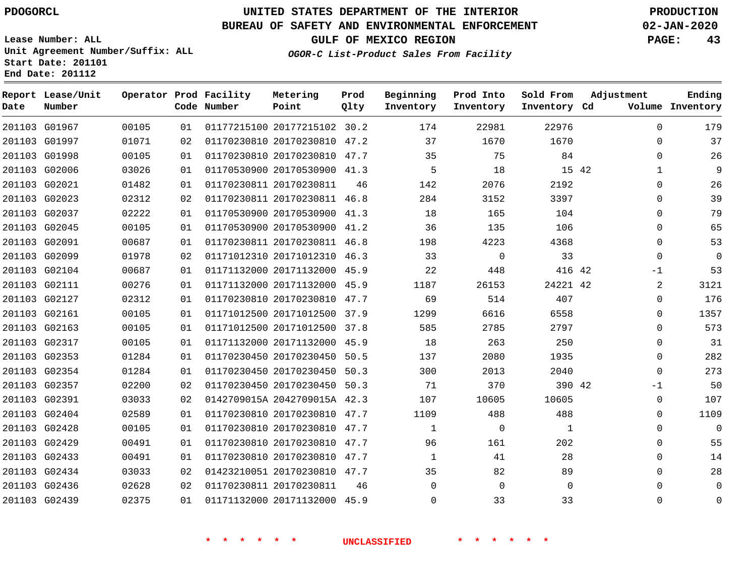PDOGORCL

UNITED STATES DEPARTMENT OF THE INTERIOR
BUREAU OF SAFETY AND ENVIRONMENTAL ENFORCEMENT
GULF OF MEXICO REGION
*OGOR-C List-Product Sales From Facility*

PRODUCTION
02-JAN-2020

Lease Number: ALL
Unit Agreement Number/Suffix: ALL
Start Date: 201101
End Date: 201112

| Report Date | Lease/Unit Number | Operator | Prod Code | Facility Number | Metering Point | Prod Qlty | Beginning Inventory | Prod Into Inventory | Sold From Inventory | Adjustment Cd | Adjustment Volume | Ending Inventory |
|---|---|---|---|---|---|---|---|---|---|---|---|---|
| 201103 | G01967 | 00105 | 01 | 01177215100 | 20177215102 | 30.2 | 174 | 22981 | 22976 | | 0 | 179 |
| 201103 | G01997 | 01071 | 02 | 01170230810 | 20170230810 | 47.2 | 37 | 1670 | 1670 | | 0 | 37 |
| 201103 | G01998 | 00105 | 01 | 01170230810 | 20170230810 | 47.7 | 35 | 75 | 84 | | 0 | 26 |
| 201103 | G02006 | 03026 | 01 | 01170530900 | 20170530900 | 41.3 | 5 | 18 | 15 | 42 | 1 | 9 |
| 201103 | G02021 | 01482 | 01 | 01170230811 | 20170230811 | 46 | 142 | 2076 | 2192 | | 0 | 26 |
| 201103 | G02023 | 02312 | 02 | 01170230811 | 20170230811 | 46.8 | 284 | 3152 | 3397 | | 0 | 39 |
| 201103 | G02037 | 02222 | 01 | 01170530900 | 20170530900 | 41.3 | 18 | 165 | 104 | | 0 | 79 |
| 201103 | G02045 | 00105 | 01 | 01170530900 | 20170530900 | 41.2 | 36 | 135 | 106 | | 0 | 65 |
| 201103 | G02091 | 00687 | 01 | 01170230811 | 20170230811 | 46.8 | 198 | 4223 | 4368 | | 0 | 53 |
| 201103 | G02099 | 01978 | 02 | 01171012310 | 20171012310 | 46.3 | 33 | 0 | 33 | | 0 | 0 |
| 201103 | G02104 | 00687 | 01 | 01171132000 | 20171132000 | 45.9 | 22 | 448 | 416 | 42 | -1 | 53 |
| 201103 | G02111 | 00276 | 01 | 01171132000 | 20171132000 | 45.9 | 1187 | 26153 | 24221 | 42 | 2 | 3121 |
| 201103 | G02127 | 02312 | 01 | 01170230810 | 20170230810 | 47.7 | 69 | 514 | 407 | | 0 | 176 |
| 201103 | G02161 | 00105 | 01 | 01171012500 | 20171012500 | 37.9 | 1299 | 6616 | 6558 | | 0 | 1357 |
| 201103 | G02163 | 00105 | 01 | 01171012500 | 20171012500 | 37.8 | 585 | 2785 | 2797 | | 0 | 573 |
| 201103 | G02317 | 00105 | 01 | 01171132000 | 20171132000 | 45.9 | 18 | 263 | 250 | | 0 | 31 |
| 201103 | G02353 | 01284 | 01 | 01170230450 | 20170230450 | 50.5 | 137 | 2080 | 1935 | | 0 | 282 |
| 201103 | G02354 | 01284 | 01 | 01170230450 | 20170230450 | 50.3 | 300 | 2013 | 2040 | | 0 | 273 |
| 201103 | G02357 | 02200 | 02 | 01170230450 | 20170230450 | 50.3 | 71 | 370 | 390 | 42 | -1 | 50 |
| 201103 | G02391 | 03033 | 02 | 0142709015A | 2042709015A | 42.3 | 107 | 10605 | 10605 | | 0 | 107 |
| 201103 | G02404 | 02589 | 01 | 01170230810 | 20170230810 | 47.7 | 1109 | 488 | 488 | | 0 | 1109 |
| 201103 | G02428 | 00105 | 01 | 01170230810 | 20170230810 | 47.7 | 1 | 0 | 1 | | 0 | 0 |
| 201103 | G02429 | 00491 | 01 | 01170230810 | 20170230810 | 47.7 | 96 | 161 | 202 | | 0 | 55 |
| 201103 | G02433 | 00491 | 01 | 01170230810 | 20170230810 | 47.7 | 1 | 41 | 28 | | 0 | 14 |
| 201103 | G02434 | 03033 | 02 | 01423210051 | 20170230810 | 47.7 | 35 | 82 | 89 | | 0 | 28 |
| 201103 | G02436 | 02628 | 02 | 01170230811 | 20170230811 | 46 | 0 | 0 | 0 | | 0 | 0 |
| 201103 | G02439 | 02375 | 01 | 01171132000 | 20171132000 | 45.9 | 0 | 33 | 33 | | 0 | 0 |

* * * * * * UNCLASSIFIED * * * * * *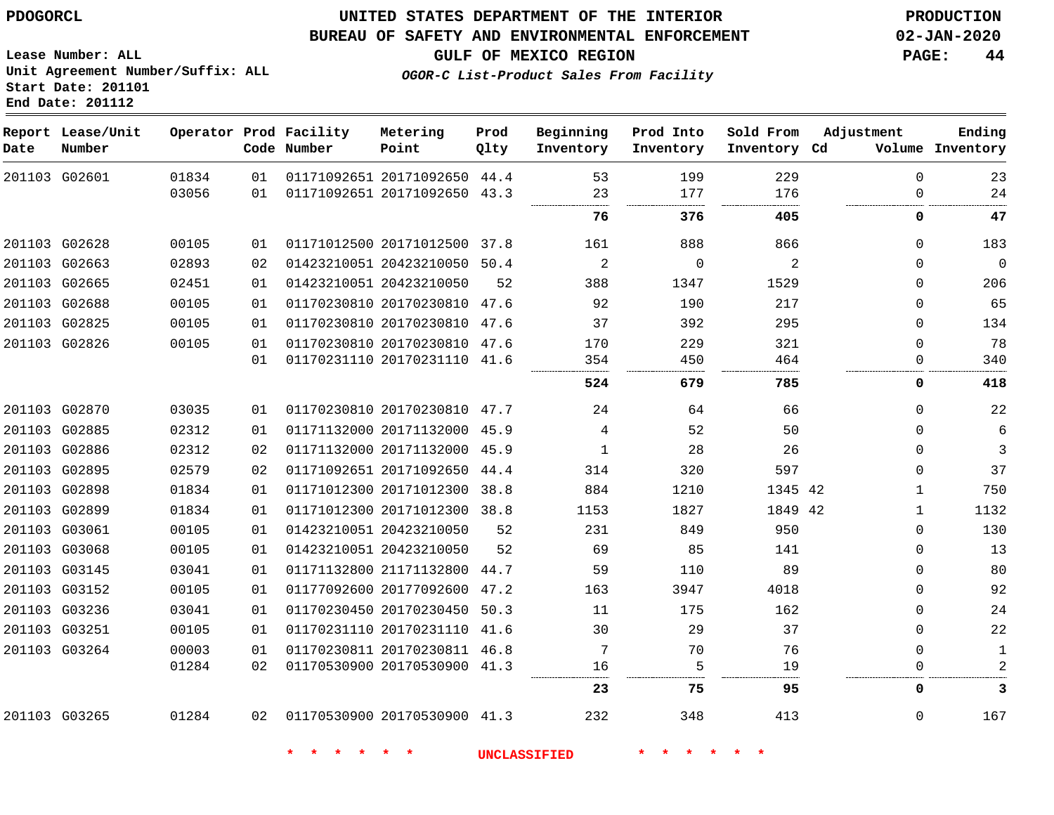PDOGORCL

# UNITED STATES DEPARTMENT OF THE INTERIOR
## BUREAU OF SAFETY AND ENVIRONMENTAL ENFORCEMENT
### GULF OF MEXICO REGION
*OGOR-C List-Product Sales From Facility*

PRODUCTION
02-JAN-2020

Lease Number: ALL
Unit Agreement Number/Suffix: ALL
Start Date: 201101
End Date: 201112

| Report Date | Lease/Unit Number | Operator | Prod Code | Facility Number | Metering Point | Prod Qlty | Beginning Inventory | Prod Into Inventory | Sold From Inventory | Adjustment Cd | Volume | Ending Inventory |
|---|---|---|---|---|---|---|---|---|---|---|---|---|
| 201103 | G02601 | 01834 | 01 | 01171092651 | 20171092650 | 44.4 | 53 | 199 | 229 | | 0 | 23 |
| | | 03056 | 01 | 01171092651 | 20171092650 | 43.3 | 23 | 177 | 176 | | 0 | 24 |
| | | | | | | | **76** | **376** | **405** | | **0** | **47** |
| 201103 | G02628 | 00105 | 01 | 01171012500 | 20171012500 | 37.8 | 161 | 888 | 866 | | 0 | 183 |
| 201103 | G02663 | 02893 | 02 | 01423210051 | 20423210050 | 50.4 | 2 | 0 | 2 | | 0 | 0 |
| 201103 | G02665 | 02451 | 01 | 01423210051 | 20423210050 | 52 | 388 | 1347 | 1529 | | 0 | 206 |
| 201103 | G02688 | 00105 | 01 | 01170230810 | 20170230810 | 47.6 | 92 | 190 | 217 | | 0 | 65 |
| 201103 | G02825 | 00105 | 01 | 01170230810 | 20170230810 | 47.6 | 37 | 392 | 295 | | 0 | 134 |
| 201103 | G02826 | 00105 | 01 | 01170230810 | 20170230810 | 47.6 | 170 | 229 | 321 | | 0 | 78 |
| | | | 01 | 01170231110 | 20170231110 | 41.6 | 354 | 450 | 464 | | 0 | 340 |
| | | | | | | | **524** | **679** | **785** | | **0** | **418** |
| 201103 | G02870 | 03035 | 01 | 01170230810 | 20170230810 | 47.7 | 24 | 64 | 66 | | 0 | 22 |
| 201103 | G02885 | 02312 | 01 | 01171132000 | 20171132000 | 45.9 | 4 | 52 | 50 | | 0 | 6 |
| 201103 | G02886 | 02312 | 02 | 01171132000 | 20171132000 | 45.9 | 1 | 28 | 26 | | 0 | 3 |
| 201103 | G02895 | 02579 | 02 | 01171092651 | 20171092650 | 44.4 | 314 | 320 | 597 | | 0 | 37 |
| 201103 | G02898 | 01834 | 01 | 01171012300 | 20171012300 | 38.8 | 884 | 1210 | 1345 | 42 | 1 | 750 |
| 201103 | G02899 | 01834 | 01 | 01171012300 | 20171012300 | 38.8 | 1153 | 1827 | 1849 | 42 | 1 | 1132 |
| 201103 | G03061 | 00105 | 01 | 01423210051 | 20423210050 | 52 | 231 | 849 | 950 | | 0 | 130 |
| 201103 | G03068 | 00105 | 01 | 01423210051 | 20423210050 | 52 | 69 | 85 | 141 | | 0 | 13 |
| 201103 | G03145 | 03041 | 01 | 01171132800 | 21171132800 | 44.7 | 59 | 110 | 89 | | 0 | 80 |
| 201103 | G03152 | 00105 | 01 | 01177092600 | 20177092600 | 47.2 | 163 | 3947 | 4018 | | 0 | 92 |
| 201103 | G03236 | 03041 | 01 | 01170230450 | 20170230450 | 50.3 | 11 | 175 | 162 | | 0 | 24 |
| 201103 | G03251 | 00105 | 01 | 01170231110 | 20170231110 | 41.6 | 30 | 29 | 37 | | 0 | 22 |
| 201103 | G03264 | 00003 | 01 | 01170230811 | 20170230811 | 46.8 | 7 | 70 | 76 | | 0 | 1 |
| | | 01284 | 02 | 01170530900 | 20170530900 | 41.3 | 16 | 5 | 19 | | 0 | 2 |
| | | | | | | | **23** | **75** | **95** | | **0** | **3** |
| 201103 | G03265 | 01284 | 02 | 01170530900 | 20170530900 | 41.3 | 232 | 348 | 413 | | 0 | 167 |

\* \* \* \* \* \* UNCLASSIFIED \* \* \* \* \* \*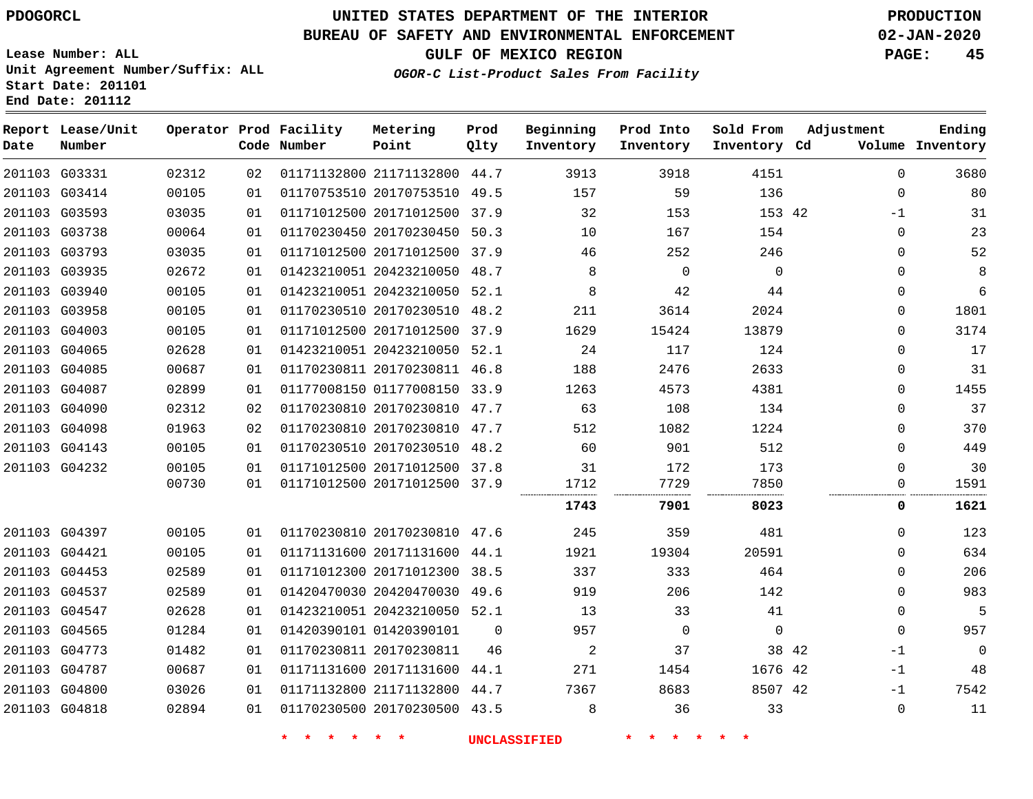PDOGORCL

# UNITED STATES DEPARTMENT OF THE INTERIOR
## BUREAU OF SAFETY AND ENVIRONMENTAL ENFORCEMENT
### GULF OF MEXICO REGION
*OGOR-C List-Product Sales From Facility*

PRODUCTION
02-JAN-2020

Lease Number: ALL
Unit Agreement Number/Suffix: ALL
Start Date: 201101
End Date: 201112

| Report Date | Lease/Unit Number | Operator | Prod Code | Facility Number | Metering Point | Prod Qlty | Beginning Inventory | Prod Into Inventory | Sold From Inventory | Adjustment Cd | Volume | Ending Inventory |
|---|---|---|---|---|---|---|---|---|---|---|---|---|
| 201103 | G03331 | 02312 | 02 | 01171132800 | 21171132800 | 44.7 | 3913 | 3918 | 4151 | | 0 | 3680 |
| 201103 | G03414 | 00105 | 01 | 01170753510 | 20170753510 | 49.5 | 157 | 59 | 136 | | 0 | 80 |
| 201103 | G03593 | 03035 | 01 | 01171012500 | 20171012500 | 37.9 | 32 | 153 | 153 | 42 | -1 | 31 |
| 201103 | G03738 | 00064 | 01 | 01170230450 | 20170230450 | 50.3 | 10 | 167 | 154 | | 0 | 23 |
| 201103 | G03793 | 03035 | 01 | 01171012500 | 20171012500 | 37.9 | 46 | 252 | 246 | | 0 | 52 |
| 201103 | G03935 | 02672 | 01 | 01423210051 | 20423210050 | 48.7 | 8 | 0 | 0 | | 0 | 8 |
| 201103 | G03940 | 00105 | 01 | 01423210051 | 20423210050 | 52.1 | 8 | 42 | 44 | | 0 | 6 |
| 201103 | G03958 | 00105 | 01 | 01170230510 | 20170230510 | 48.2 | 211 | 3614 | 2024 | | 0 | 1801 |
| 201103 | G04003 | 00105 | 01 | 01171012500 | 20171012500 | 37.9 | 1629 | 15424 | 13879 | | 0 | 3174 |
| 201103 | G04065 | 02628 | 01 | 01423210051 | 20423210050 | 52.1 | 24 | 117 | 124 | | 0 | 17 |
| 201103 | G04085 | 00687 | 01 | 01170230811 | 20170230811 | 46.8 | 188 | 2476 | 2633 | | 0 | 31 |
| 201103 | G04087 | 02899 | 01 | 01177008150 | 01177008150 | 33.9 | 1263 | 4573 | 4381 | | 0 | 1455 |
| 201103 | G04090 | 02312 | 02 | 01170230810 | 20170230810 | 47.7 | 63 | 108 | 134 | | 0 | 37 |
| 201103 | G04098 | 01963 | 02 | 01170230810 | 20170230810 | 47.7 | 512 | 1082 | 1224 | | 0 | 370 |
| 201103 | G04143 | 00105 | 01 | 01170230510 | 20170230510 | 48.2 | 60 | 901 | 512 | | 0 | 449 |
| 201103 | G04232 | 00105 | 01 | 01171012500 | 20171012500 | 37.8 | 31 | 172 | 173 | | 0 | 30 |
| | | 00730 | 01 | 01171012500 | 20171012500 | 37.9 | 1712 | 7729 | 7850 | | 0 | 1591 |
| | | | | | | | **1743** | **7901** | **8023** | | **0** | **1621** |
| 201103 | G04397 | 00105 | 01 | 01170230810 | 20170230810 | 47.6 | 245 | 359 | 481 | | 0 | 123 |
| 201103 | G04421 | 00105 | 01 | 01171131600 | 20171131600 | 44.1 | 1921 | 19304 | 20591 | | 0 | 634 |
| 201103 | G04453 | 02589 | 01 | 01171012300 | 20171012300 | 38.5 | 337 | 333 | 464 | | 0 | 206 |
| 201103 | G04537 | 02589 | 01 | 01420470030 | 20420470030 | 49.6 | 919 | 206 | 142 | | 0 | 983 |
| 201103 | G04547 | 02628 | 01 | 01423210051 | 20423210050 | 52.1 | 13 | 33 | 41 | | 0 | 5 |
| 201103 | G04565 | 01284 | 01 | 01420390101 | 01420390101 | 0 | 957 | 0 | 0 | | 0 | 957 |
| 201103 | G04773 | 01482 | 01 | 01170230811 | 20170230811 | 46 | 2 | 37 | 38 | 42 | -1 | 0 |
| 201103 | G04787 | 00687 | 01 | 01171131600 | 20171131600 | 44.1 | 271 | 1454 | 1676 | 42 | -1 | 48 |
| 201103 | G04800 | 03026 | 01 | 01171132800 | 21171132800 | 44.7 | 7367 | 8683 | 8507 | 42 | -1 | 7542 |
| 201103 | G04818 | 02894 | 01 | 01170230500 | 20170230500 | 43.5 | 8 | 36 | 33 | | 0 | 11 |

* * * * * * UNCLASSIFIED * * * * * *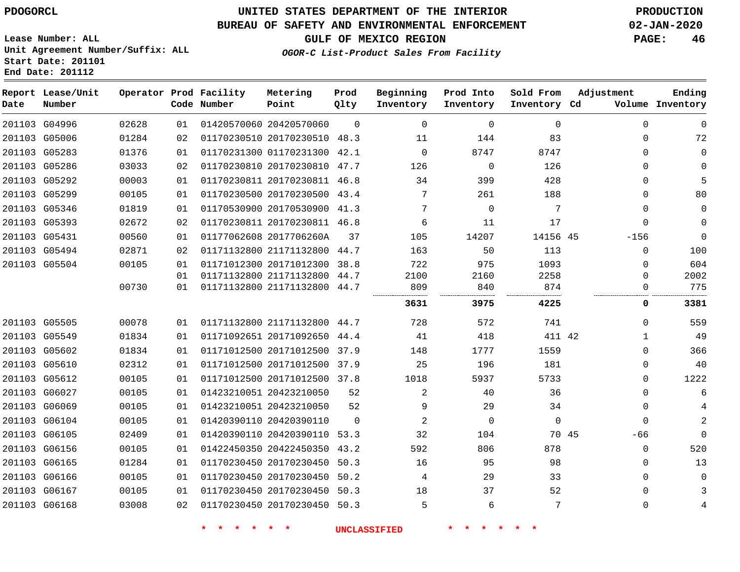PDOGORCL

# UNITED STATES DEPARTMENT OF THE INTERIOR
## BUREAU OF SAFETY AND ENVIRONMENTAL ENFORCEMENT
### GULF OF MEXICO REGION
*OGOR-C List-Product Sales From Facility*

PRODUCTION
02-JAN-2020

Lease Number: ALL
Unit Agreement Number/Suffix: ALL
Start Date: 201101
End Date: 201112

| Report Date | Lease/Unit Number | Operator | Prod Code | Facility Number | Metering Point | Prod Qlty | Beginning Inventory | Prod Into Inventory | Sold From Inventory | Adjustment Cd | Adjustment Volume | Ending Inventory |
|---|---|---|---|---|---|---|---|---|---|---|---|---|
| 201103 | G04996 | 02628 | 01 | 01420570060 | 20420570060 | 0 | 0 | 0 | 0 | | 0 | 0 |
| 201103 | G05006 | 01284 | 02 | 01170230510 | 20170230510 | 48.3 | 11 | 144 | 83 | | 0 | 72 |
| 201103 | G05283 | 01376 | 01 | 01170231300 | 01170231300 | 42.1 | 0 | 8747 | 8747 | | 0 | 0 |
| 201103 | G05286 | 03033 | 02 | 01170230810 | 20170230810 | 47.7 | 126 | 0 | 126 | | 0 | 0 |
| 201103 | G05292 | 00003 | 01 | 01170230811 | 20170230811 | 46.8 | 34 | 399 | 428 | | 0 | 5 |
| 201103 | G05299 | 00105 | 01 | 01170230500 | 20170230500 | 43.4 | 7 | 261 | 188 | | 0 | 80 |
| 201103 | G05346 | 01819 | 01 | 01170530900 | 20170530900 | 41.3 | 7 | 0 | 7 | | 0 | 0 |
| 201103 | G05393 | 02672 | 02 | 01170230811 | 20170230811 | 46.8 | 6 | 11 | 17 | | 0 | 0 |
| 201103 | G05431 | 00560 | 01 | 01177062608 | 2017706260A | 37 | 105 | 14207 | 14156 | 45 | -156 | 0 |
| 201103 | G05494 | 02871 | 02 | 01171132800 | 21171132800 | 44.7 | 163 | 50 | 113 | | 0 | 100 |
| 201103 | G05504 | 00105 | 01 | 01171012300 | 20171012300 | 38.8 | 722 | 975 | 1093 | | 0 | 604 |
| | | | 01 | 01171132800 | 21171132800 | 44.7 | 2100 | 2160 | 2258 | | 0 | 2002 |
| | | 00730 | 01 | 01171132800 | 21171132800 | 44.7 | 809 | 840 | 874 | | 0 | 775 |
| | | | | | | | **3631** | **3975** | **4225** | | **0** | **3381** |
| 201103 | G05505 | 00078 | 01 | 01171132800 | 21171132800 | 44.7 | 728 | 572 | 741 | | 0 | 559 |
| 201103 | G05549 | 01834 | 01 | 01171092651 | 20171092650 | 44.4 | 41 | 418 | 411 | 42 | 1 | 49 |
| 201103 | G05602 | 01834 | 01 | 01171012500 | 20171012500 | 37.9 | 148 | 1777 | 1559 | | 0 | 366 |
| 201103 | G05610 | 02312 | 01 | 01171012500 | 20171012500 | 37.9 | 25 | 196 | 181 | | 0 | 40 |
| 201103 | G05612 | 00105 | 01 | 01171012500 | 20171012500 | 37.8 | 1018 | 5937 | 5733 | | 0 | 1222 |
| 201103 | G06027 | 00105 | 01 | 01423210051 | 20423210050 | 52 | 2 | 40 | 36 | | 0 | 6 |
| 201103 | G06069 | 00105 | 01 | 01423210051 | 20423210050 | 52 | 9 | 29 | 34 | | 0 | 4 |
| 201103 | G06104 | 00105 | 01 | 01420390110 | 20420390110 | 0 | 2 | 0 | 0 | | 0 | 2 |
| 201103 | G06105 | 02409 | 01 | 01420390110 | 20420390110 | 53.3 | 32 | 104 | 70 | 45 | -66 | 0 |
| 201103 | G06156 | 00105 | 01 | 01422450350 | 20422450350 | 43.2 | 592 | 806 | 878 | | 0 | 520 |
| 201103 | G06165 | 01284 | 01 | 01170230450 | 20170230450 | 50.3 | 16 | 95 | 98 | | 0 | 13 |
| 201103 | G06166 | 00105 | 01 | 01170230450 | 20170230450 | 50.2 | 4 | 29 | 33 | | 0 | 0 |
| 201103 | G06167 | 00105 | 01 | 01170230450 | 20170230450 | 50.3 | 18 | 37 | 52 | | 0 | 3 |
| 201103 | G06168 | 03008 | 02 | 01170230450 | 20170230450 | 50.3 | 5 | 6 | 7 | | 0 | 4 |

\* \* \* \* \* \* UNCLASSIFIED \* \* \* \* \* \*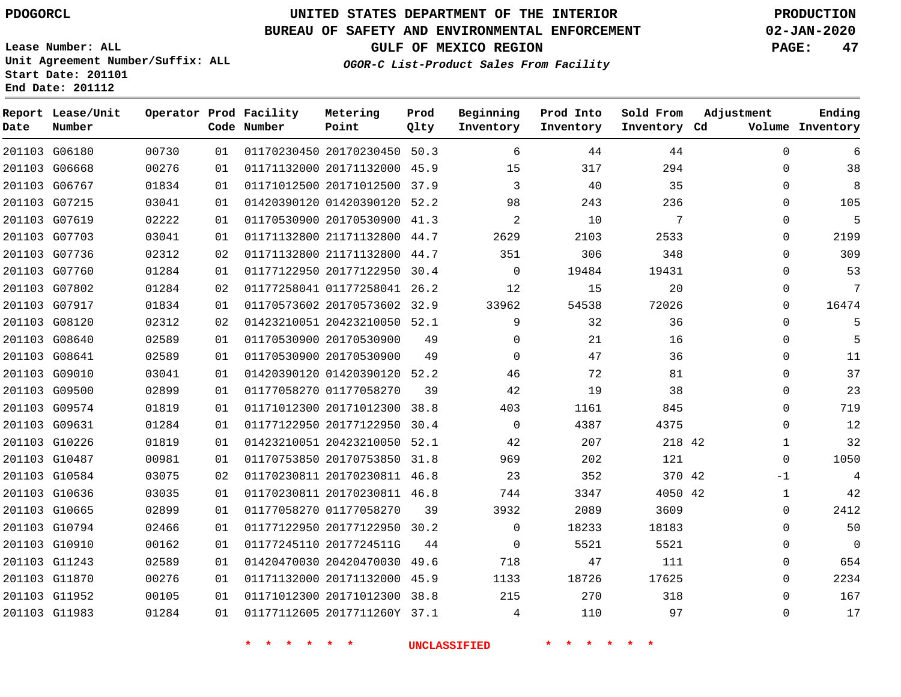PDOGORCL

# UNITED STATES DEPARTMENT OF THE INTERIOR
## BUREAU OF SAFETY AND ENVIRONMENTAL ENFORCEMENT
### GULF OF MEXICO REGION
*OGOR-C List-Product Sales From Facility*

PRODUCTION
02-JAN-2020

Lease Number: ALL
Unit Agreement Number/Suffix: ALL
Start Date: 201101
End Date: 201112

| Report Date | Lease/Unit Number | Operator | Prod Code | Facility Number | Metering Point | Prod Qlty | Beginning Inventory | Prod Into Inventory | Sold From Inventory | Adjustment Cd | Volume | Ending Inventory |
|---|---|---|---|---|---|---|---|---|---|---|---|---|
| 201103 | G06180 | 00730 | 01 | 01170230450 | 20170230450 | 50.3 | 6 | 44 | 44 | | 0 | 6 |
| 201103 | G06668 | 00276 | 01 | 01171132000 | 20171132000 | 45.9 | 15 | 317 | 294 | | 0 | 38 |
| 201103 | G06767 | 01834 | 01 | 01171012500 | 20171012500 | 37.9 | 3 | 40 | 35 | | 0 | 8 |
| 201103 | G07215 | 03041 | 01 | 01420390120 | 01420390120 | 52.2 | 98 | 243 | 236 | | 0 | 105 |
| 201103 | G07619 | 02222 | 01 | 01170530900 | 20170530900 | 41.3 | 2 | 10 | 7 | | 0 | 5 |
| 201103 | G07703 | 03041 | 01 | 01171132800 | 21171132800 | 44.7 | 2629 | 2103 | 2533 | | 0 | 2199 |
| 201103 | G07736 | 02312 | 02 | 01171132800 | 21171132800 | 44.7 | 351 | 306 | 348 | | 0 | 309 |
| 201103 | G07760 | 01284 | 01 | 01177122950 | 20177122950 | 30.4 | 0 | 19484 | 19431 | | 0 | 53 |
| 201103 | G07802 | 01284 | 02 | 01177258041 | 01177258041 | 26.2 | 12 | 15 | 20 | | 0 | 7 |
| 201103 | G07917 | 01834 | 01 | 01170573602 | 20170573602 | 32.9 | 33962 | 54538 | 72026 | | 0 | 16474 |
| 201103 | G08120 | 02312 | 02 | 01423210051 | 20423210050 | 52.1 | 9 | 32 | 36 | | 0 | 5 |
| 201103 | G08640 | 02589 | 01 | 01170530900 | 20170530900 | 49 | 0 | 21 | 16 | | 0 | 5 |
| 201103 | G08641 | 02589 | 01 | 01170530900 | 20170530900 | 49 | 0 | 47 | 36 | | 0 | 11 |
| 201103 | G09010 | 03041 | 01 | 01420390120 | 01420390120 | 52.2 | 46 | 72 | 81 | | 0 | 37 |
| 201103 | G09500 | 02899 | 01 | 01177058270 | 01177058270 | 39 | 42 | 19 | 38 | | 0 | 23 |
| 201103 | G09574 | 01819 | 01 | 01171012300 | 20171012300 | 38.8 | 403 | 1161 | 845 | | 0 | 719 |
| 201103 | G09631 | 01284 | 01 | 01177122950 | 20177122950 | 30.4 | 0 | 4387 | 4375 | | 0 | 12 |
| 201103 | G10226 | 01819 | 01 | 01423210051 | 20423210050 | 52.1 | 42 | 207 | 218 | 42 | 1 | 32 |
| 201103 | G10487 | 00981 | 01 | 01170753850 | 20170753850 | 31.8 | 969 | 202 | 121 | | 0 | 1050 |
| 201103 | G10584 | 03075 | 02 | 01170230811 | 20170230811 | 46.8 | 23 | 352 | 370 | 42 | -1 | 4 |
| 201103 | G10636 | 03035 | 01 | 01170230811 | 20170230811 | 46.8 | 744 | 3347 | 4050 | 42 | 1 | 42 |
| 201103 | G10665 | 02899 | 01 | 01177058270 | 01177058270 | 39 | 3932 | 2089 | 3609 | | 0 | 2412 |
| 201103 | G10794 | 02466 | 01 | 01177122950 | 20177122950 | 30.2 | 0 | 18233 | 18183 | | 0 | 50 |
| 201103 | G10910 | 00162 | 01 | 01177245110 | 2017724511G | 44 | 0 | 5521 | 5521 | | 0 | 0 |
| 201103 | G11243 | 02589 | 01 | 01420470030 | 20420470030 | 49.6 | 718 | 47 | 111 | | 0 | 654 |
| 201103 | G11870 | 00276 | 01 | 01171132000 | 20171132000 | 45.9 | 1133 | 18726 | 17625 | | 0 | 2234 |
| 201103 | G11952 | 00105 | 01 | 01171012300 | 20171012300 | 38.8 | 215 | 270 | 318 | | 0 | 167 |
| 201103 | G11983 | 01284 | 01 | 01177112605 | 2017711260Y | 37.1 | 4 | 110 | 97 | | 0 | 17 |

* * * * * * UNCLASSIFIED * * * * * *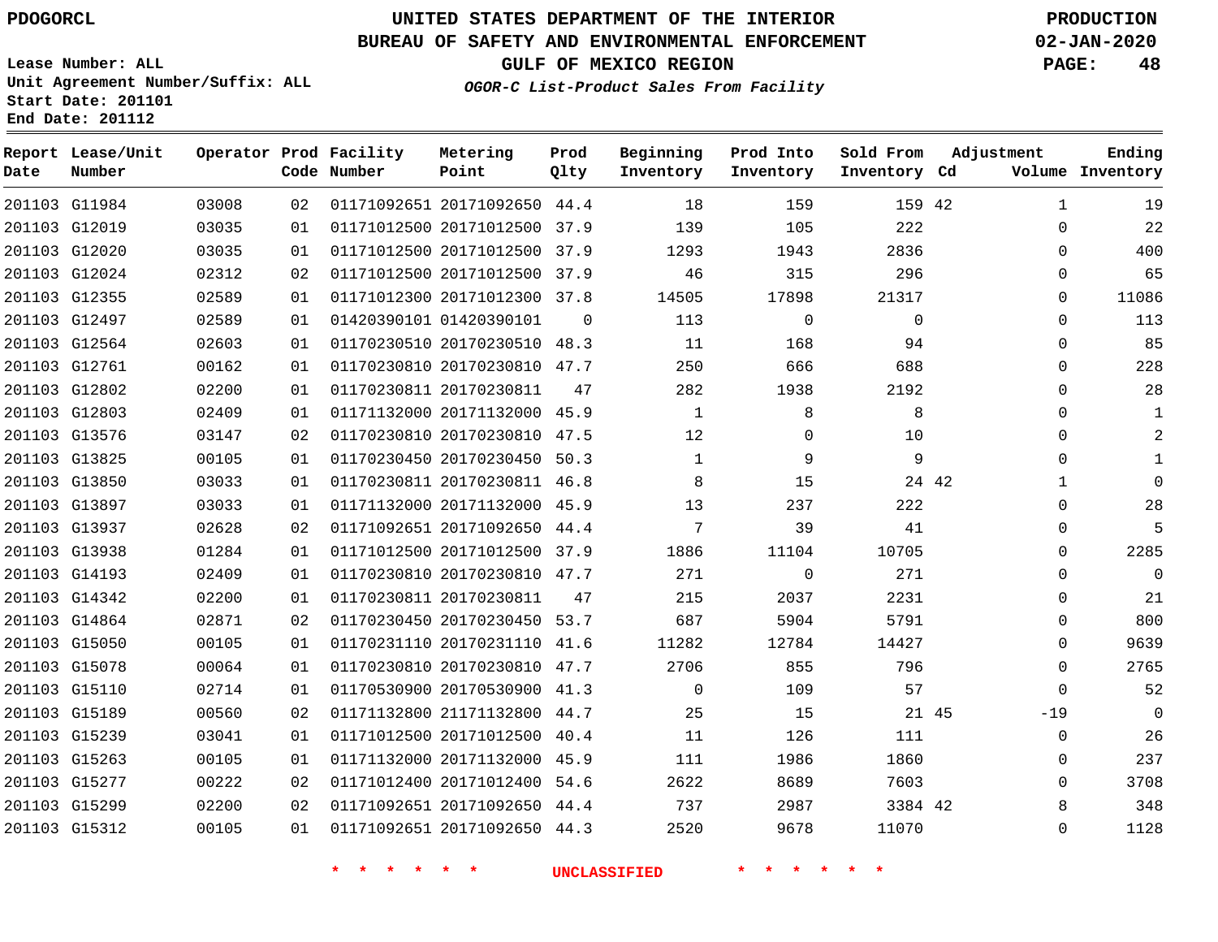PDOGORCL

# UNITED STATES DEPARTMENT OF THE INTERIOR
## BUREAU OF SAFETY AND ENVIRONMENTAL ENFORCEMENT
### GULF OF MEXICO REGION
*OGOR-C List-Product Sales From Facility*

PRODUCTION
02-JAN-2020

Lease Number: ALL
Unit Agreement Number/Suffix: ALL
Start Date: 201101
End Date: 201112

| Report Date | Lease/Unit Number | Operator | Prod Code | Facility Number | Metering Point | Prod Qlty | Beginning Inventory | Prod Into Inventory | Sold From Inventory | Adjustment Cd | Adjustment Volume | Ending Inventory |
|---|---|---|---|---|---|---|---|---|---|---|---|---|
| 201103 | G11984 | 03008 | 02 | 01171092651 | 20171092650 | 44.4 | 18 | 159 | 159 | 42 | 1 | 19 |
| 201103 | G12019 | 03035 | 01 | 01171012500 | 20171012500 | 37.9 | 139 | 105 | 222 | | 0 | 22 |
| 201103 | G12020 | 03035 | 01 | 01171012500 | 20171012500 | 37.9 | 1293 | 1943 | 2836 | | 0 | 400 |
| 201103 | G12024 | 02312 | 02 | 01171012500 | 20171012500 | 37.9 | 46 | 315 | 296 | | 0 | 65 |
| 201103 | G12355 | 02589 | 01 | 01171012300 | 20171012300 | 37.8 | 14505 | 17898 | 21317 | | 0 | 11086 |
| 201103 | G12497 | 02589 | 01 | 01420390101 | 01420390101 | 0 | 113 | 0 | 0 | | 0 | 113 |
| 201103 | G12564 | 02603 | 01 | 01170230510 | 20170230510 | 48.3 | 11 | 168 | 94 | | 0 | 85 |
| 201103 | G12761 | 00162 | 01 | 01170230810 | 20170230810 | 47.7 | 250 | 666 | 688 | | 0 | 228 |
| 201103 | G12802 | 02200 | 01 | 01170230811 | 20170230811 | 47 | 282 | 1938 | 2192 | | 0 | 28 |
| 201103 | G12803 | 02409 | 01 | 01171132000 | 20171132000 | 45.9 | 1 | 8 | 8 | | 0 | 1 |
| 201103 | G13576 | 03147 | 02 | 01170230810 | 20170230810 | 47.5 | 12 | 0 | 10 | | 0 | 2 |
| 201103 | G13825 | 00105 | 01 | 01170230450 | 20170230450 | 50.3 | 1 | 9 | 9 | | 0 | 1 |
| 201103 | G13850 | 03033 | 01 | 01170230811 | 20170230811 | 46.8 | 8 | 15 | 24 | 42 | 1 | 0 |
| 201103 | G13897 | 03033 | 01 | 01171132000 | 20171132000 | 45.9 | 13 | 237 | 222 | | 0 | 28 |
| 201103 | G13937 | 02628 | 02 | 01171092651 | 20171092650 | 44.4 | 7 | 39 | 41 | | 0 | 5 |
| 201103 | G13938 | 01284 | 01 | 01171012500 | 20171012500 | 37.9 | 1886 | 11104 | 10705 | | 0 | 2285 |
| 201103 | G14193 | 02409 | 01 | 01170230810 | 20170230810 | 47.7 | 271 | 0 | 271 | | 0 | 0 |
| 201103 | G14342 | 02200 | 01 | 01170230811 | 20170230811 | 47 | 215 | 2037 | 2231 | | 0 | 21 |
| 201103 | G14864 | 02871 | 02 | 01170230450 | 20170230450 | 53.7 | 687 | 5904 | 5791 | | 0 | 800 |
| 201103 | G15050 | 00105 | 01 | 01170231110 | 20170231110 | 41.6 | 11282 | 12784 | 14427 | | 0 | 9639 |
| 201103 | G15078 | 00064 | 01 | 01170230810 | 20170230810 | 47.7 | 2706 | 855 | 796 | | 0 | 2765 |
| 201103 | G15110 | 02714 | 01 | 01170530900 | 20170530900 | 41.3 | 0 | 109 | 57 | | 0 | 52 |
| 201103 | G15189 | 00560 | 02 | 01171132800 | 21171132800 | 44.7 | 25 | 15 | 21 | 45 | -19 | 0 |
| 201103 | G15239 | 03041 | 01 | 01171012500 | 20171012500 | 40.4 | 11 | 126 | 111 | | 0 | 26 |
| 201103 | G15263 | 00105 | 01 | 01171132000 | 20171132000 | 45.9 | 111 | 1986 | 1860 | | 0 | 237 |
| 201103 | G15277 | 00222 | 02 | 01171012400 | 20171012400 | 54.6 | 2622 | 8689 | 7603 | | 0 | 3708 |
| 201103 | G15299 | 02200 | 02 | 01171092651 | 20171092650 | 44.4 | 737 | 2987 | 3384 | 42 | 8 | 348 |
| 201103 | G15312 | 00105 | 01 | 01171092651 | 20171092650 | 44.3 | 2520 | 9678 | 11070 | | 0 | 1128 |

* * * * * * UNCLASSIFIED * * * * * *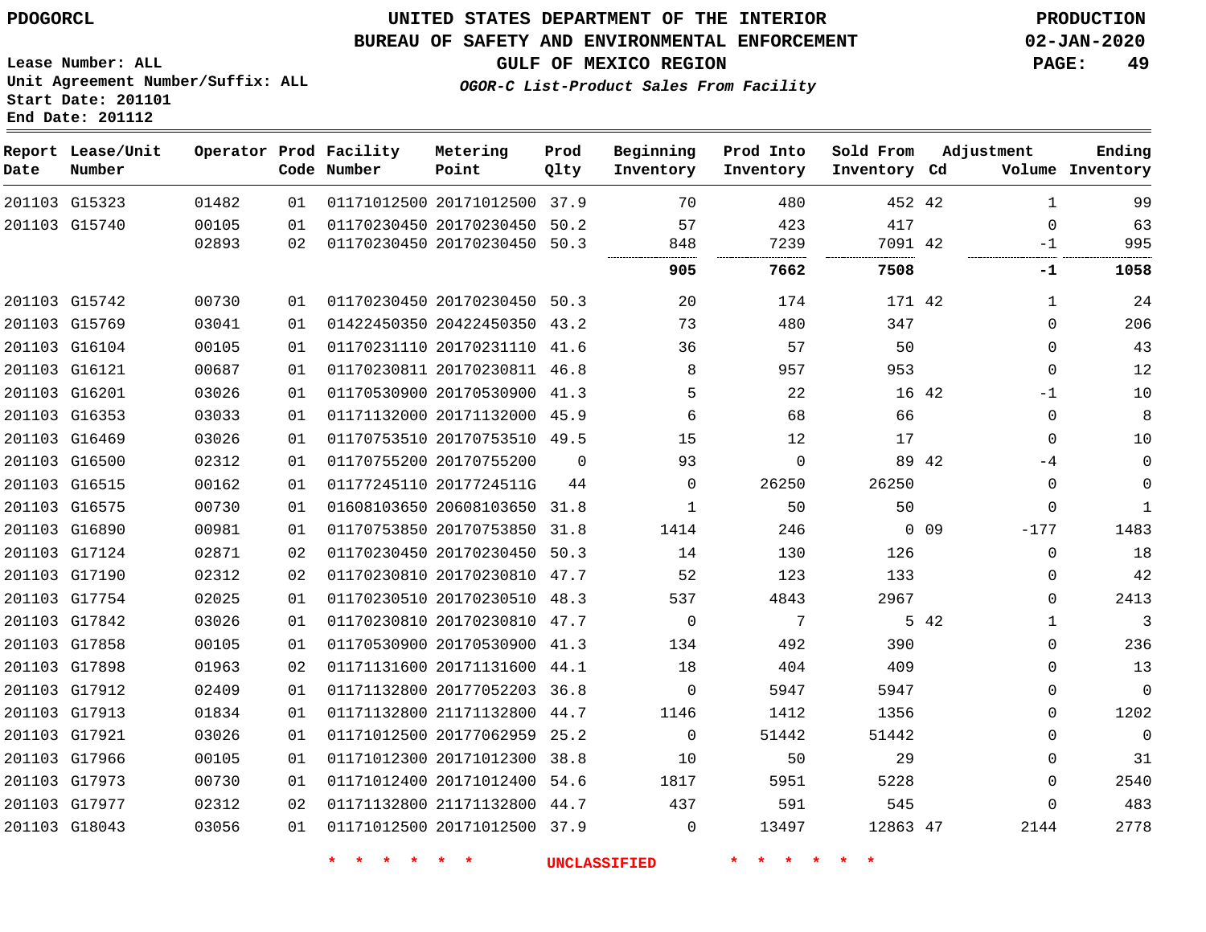PDOGORCL

UNITED STATES DEPARTMENT OF THE INTERIOR
BUREAU OF SAFETY AND ENVIRONMENTAL ENFORCEMENT
GULF OF MEXICO REGION

*OGOR-C List-Product Sales From Facility*

PRODUCTION
02-JAN-2020

Lease Number: ALL
Unit Agreement Number/Suffix: ALL
Start Date: 201101
End Date: 201112

| Report Date | Lease/Unit Number | Operator | Prod Code | Facility Number | Metering Point | Prod Qlty | Beginning Inventory | Prod Into Inventory | Sold From Inventory | Adjustment Cd | Volume | Ending Inventory |
|---|---|---|---|---|---|---|---|---|---|---|---|---|
| 201103 | G15323 | 01482 | 01 | 01171012500 | 20171012500 | 37.9 | 70 | 480 | 452 | 42 | 1 | 99 |
| 201103 | G15740 | 00105 | 01 | 01170230450 | 20170230450 | 50.2 | 57 | 423 | 417 | | 0 | 63 |
| | | 02893 | 02 | 01170230450 | 20170230450 | 50.3 | 848 | 7239 | 7091 | 42 | -1 | 995 |
| | | | | | | | **905** | **7662** | **7508** | | **-1** | **1058** |
| 201103 | G15742 | 00730 | 01 | 01170230450 | 20170230450 | 50.3 | 20 | 174 | 171 | 42 | 1 | 24 |
| 201103 | G15769 | 03041 | 01 | 01422450350 | 20422450350 | 43.2 | 73 | 480 | 347 | | 0 | 206 |
| 201103 | G16104 | 00105 | 01 | 01170231110 | 20170231110 | 41.6 | 36 | 57 | 50 | | 0 | 43 |
| 201103 | G16121 | 00687 | 01 | 01170230811 | 20170230811 | 46.8 | 8 | 957 | 953 | | 0 | 12 |
| 201103 | G16201 | 03026 | 01 | 01170530900 | 20170530900 | 41.3 | 5 | 22 | 16 | 42 | -1 | 10 |
| 201103 | G16353 | 03033 | 01 | 01171132000 | 20171132000 | 45.9 | 6 | 68 | 66 | | 0 | 8 |
| 201103 | G16469 | 03026 | 01 | 01170753510 | 20170753510 | 49.5 | 15 | 12 | 17 | | 0 | 10 |
| 201103 | G16500 | 02312 | 01 | 01170755200 | 20170755200 | 0 | 93 | 0 | 89 | 42 | -4 | 0 |
| 201103 | G16515 | 00162 | 01 | 01177245110 | 2017724511G | 44 | 0 | 26250 | 26250 | | 0 | 0 |
| 201103 | G16575 | 00730 | 01 | 01608103650 | 20608103650 | 31.8 | 1 | 50 | 50 | | 0 | 1 |
| 201103 | G16890 | 00981 | 01 | 01170753850 | 20170753850 | 31.8 | 1414 | 246 | 0 | 09 | -177 | 1483 |
| 201103 | G17124 | 02871 | 02 | 01170230450 | 20170230450 | 50.3 | 14 | 130 | 126 | | 0 | 18 |
| 201103 | G17190 | 02312 | 02 | 01170230810 | 20170230810 | 47.7 | 52 | 123 | 133 | | 0 | 42 |
| 201103 | G17754 | 02025 | 01 | 01170230510 | 20170230510 | 48.3 | 537 | 4843 | 2967 | | 0 | 2413 |
| 201103 | G17842 | 03026 | 01 | 01170230810 | 20170230810 | 47.7 | 0 | 7 | 5 | 42 | 1 | 3 |
| 201103 | G17858 | 00105 | 01 | 01170530900 | 20170530900 | 41.3 | 134 | 492 | 390 | | 0 | 236 |
| 201103 | G17898 | 01963 | 02 | 01171131600 | 20171131600 | 44.1 | 18 | 404 | 409 | | 0 | 13 |
| 201103 | G17912 | 02409 | 01 | 01171132800 | 20177052203 | 36.8 | 0 | 5947 | 5947 | | 0 | 0 |
| 201103 | G17913 | 01834 | 01 | 01171132800 | 21171132800 | 44.7 | 1146 | 1412 | 1356 | | 0 | 1202 |
| 201103 | G17921 | 03026 | 01 | 01171012500 | 20177062959 | 25.2 | 0 | 51442 | 51442 | | 0 | 0 |
| 201103 | G17966 | 00105 | 01 | 01171012300 | 20171012300 | 38.8 | 10 | 50 | 29 | | 0 | 31 |
| 201103 | G17973 | 00730 | 01 | 01171012400 | 20171012400 | 54.6 | 1817 | 5951 | 5228 | | 0 | 2540 |
| 201103 | G17977 | 02312 | 02 | 01171132800 | 21171132800 | 44.7 | 437 | 591 | 545 | | 0 | 483 |
| 201103 | G18043 | 03056 | 01 | 01171012500 | 20171012500 | 37.9 | 0 | 13497 | 12863 | 47 | 2144 | 2778 |

* * * * * * UNCLASSIFIED * * * * * *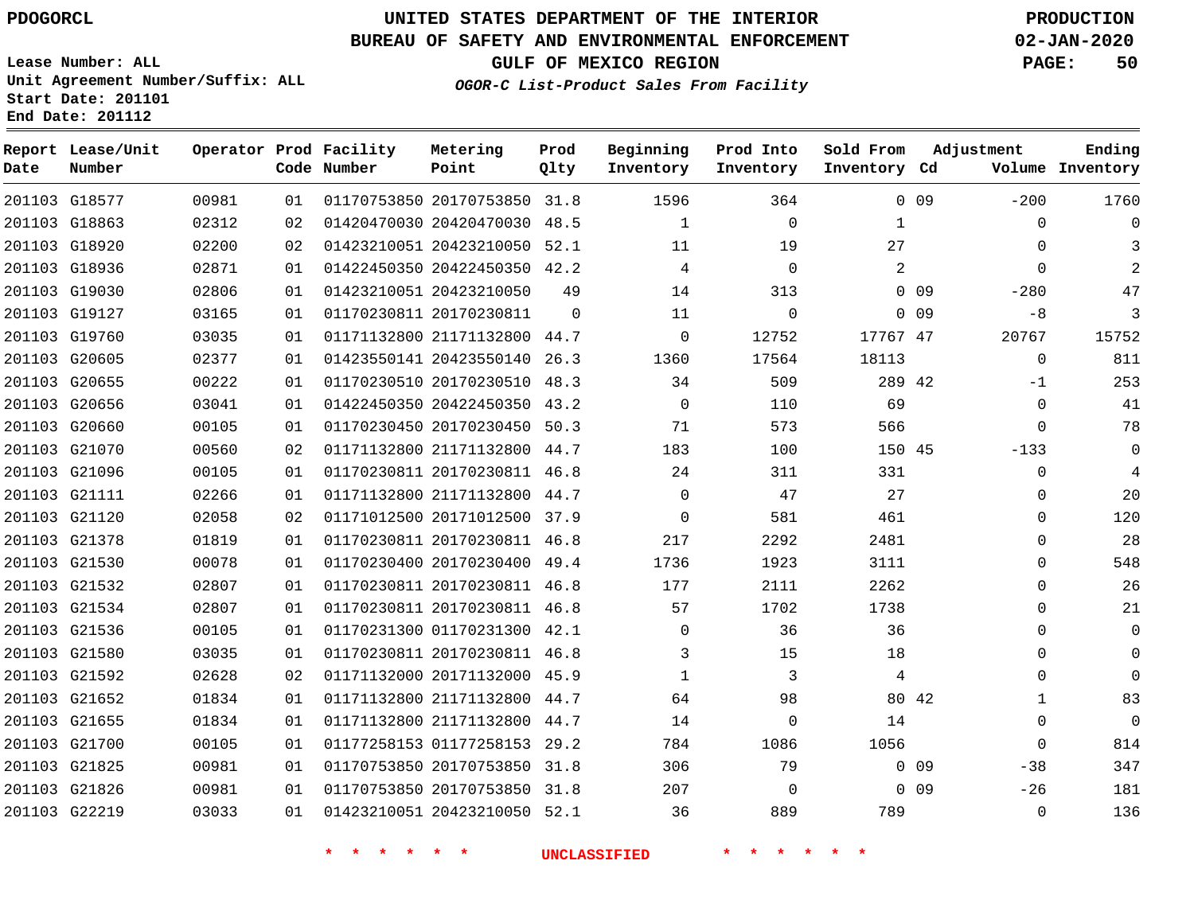UNITED STATES DEPARTMENT OF THE INTERIOR
BUREAU OF SAFETY AND ENVIRONMENTAL ENFORCEMENT
GULF OF MEXICO REGION
*OGOR-C List-Product Sales From Facility*

PDOGORCL

PRODUCTION
02-JAN-2020

Lease Number: ALL
Unit Agreement Number/Suffix: ALL
Start Date: 201101
End Date: 201112

| Report Date | Lease/Unit Number | Operator | Prod Code | Facility Number | Metering Point | Prod Qlty | Beginning Inventory | Prod Into Inventory | Sold From Inventory | Adjustment Cd | Adjustment Volume | Ending Inventory |
|---|---|---|---|---|---|---|---|---|---|---|---|---|
| 201103 | G18577 | 00981 | 01 | 01170753850 | 20170753850 | 31.8 | 1596 | 364 | 0 | 09 | -200 | 1760 |
| 201103 | G18863 | 02312 | 02 | 01420470030 | 20420470030 | 48.5 | 1 | 0 | 1 | | 0 | 0 |
| 201103 | G18920 | 02200 | 02 | 01423210051 | 20423210050 | 52.1 | 11 | 19 | 27 | | 0 | 3 |
| 201103 | G18936 | 02871 | 01 | 01422450350 | 20422450350 | 42.2 | 4 | 0 | 2 | | 0 | 2 |
| 201103 | G19030 | 02806 | 01 | 01423210051 | 20423210050 | 49 | 14 | 313 | 0 | 09 | -280 | 47 |
| 201103 | G19127 | 03165 | 01 | 01170230811 | 20170230811 | 0 | 11 | 0 | 0 | 09 | -8 | 3 |
| 201103 | G19760 | 03035 | 01 | 01171132800 | 21171132800 | 44.7 | 0 | 12752 | 17767 | 47 | 20767 | 15752 |
| 201103 | G20605 | 02377 | 01 | 01423550141 | 20423550140 | 26.3 | 1360 | 17564 | 18113 | | 0 | 811 |
| 201103 | G20655 | 00222 | 01 | 01170230510 | 20170230510 | 48.3 | 34 | 509 | 289 | 42 | -1 | 253 |
| 201103 | G20656 | 03041 | 01 | 01422450350 | 20422450350 | 43.2 | 0 | 110 | 69 | | 0 | 41 |
| 201103 | G20660 | 00105 | 01 | 01170230450 | 20170230450 | 50.3 | 71 | 573 | 566 | | 0 | 78 |
| 201103 | G21070 | 00560 | 02 | 01171132800 | 21171132800 | 44.7 | 183 | 100 | 150 | 45 | -133 | 0 |
| 201103 | G21096 | 00105 | 01 | 01170230811 | 20170230811 | 46.8 | 24 | 311 | 331 | | 0 | 4 |
| 201103 | G21111 | 02266 | 01 | 01171132800 | 21171132800 | 44.7 | 0 | 47 | 27 | | 0 | 20 |
| 201103 | G21120 | 02058 | 02 | 01171012500 | 20171012500 | 37.9 | 0 | 581 | 461 | | 0 | 120 |
| 201103 | G21378 | 01819 | 01 | 01170230811 | 20170230811 | 46.8 | 217 | 2292 | 2481 | | 0 | 28 |
| 201103 | G21530 | 00078 | 01 | 01170230400 | 20170230400 | 49.4 | 1736 | 1923 | 3111 | | 0 | 548 |
| 201103 | G21532 | 02807 | 01 | 01170230811 | 20170230811 | 46.8 | 177 | 2111 | 2262 | | 0 | 26 |
| 201103 | G21534 | 02807 | 01 | 01170230811 | 20170230811 | 46.8 | 57 | 1702 | 1738 | | 0 | 21 |
| 201103 | G21536 | 00105 | 01 | 01170231300 | 01170231300 | 42.1 | 0 | 36 | 36 | | 0 | 0 |
| 201103 | G21580 | 03035 | 01 | 01170230811 | 20170230811 | 46.8 | 3 | 15 | 18 | | 0 | 0 |
| 201103 | G21592 | 02628 | 02 | 01171132000 | 20171132000 | 45.9 | 1 | 3 | 4 | | 0 | 0 |
| 201103 | G21652 | 01834 | 01 | 01171132800 | 21171132800 | 44.7 | 64 | 98 | 80 | 42 | 1 | 83 |
| 201103 | G21655 | 01834 | 01 | 01171132800 | 21171132800 | 44.7 | 14 | 0 | 14 | | 0 | 0 |
| 201103 | G21700 | 00105 | 01 | 01177258153 | 01177258153 | 29.2 | 784 | 1086 | 1056 | | 0 | 814 |
| 201103 | G21825 | 00981 | 01 | 01170753850 | 20170753850 | 31.8 | 306 | 79 | 0 | 09 | -38 | 347 |
| 201103 | G21826 | 00981 | 01 | 01170753850 | 20170753850 | 31.8 | 207 | 0 | 0 | 09 | -26 | 181 |
| 201103 | G22219 | 03033 | 01 | 01423210051 | 20423210050 | 52.1 | 36 | 889 | 789 | | 0 | 136 |

* * * * * * UNCLASSIFIED * * * * * *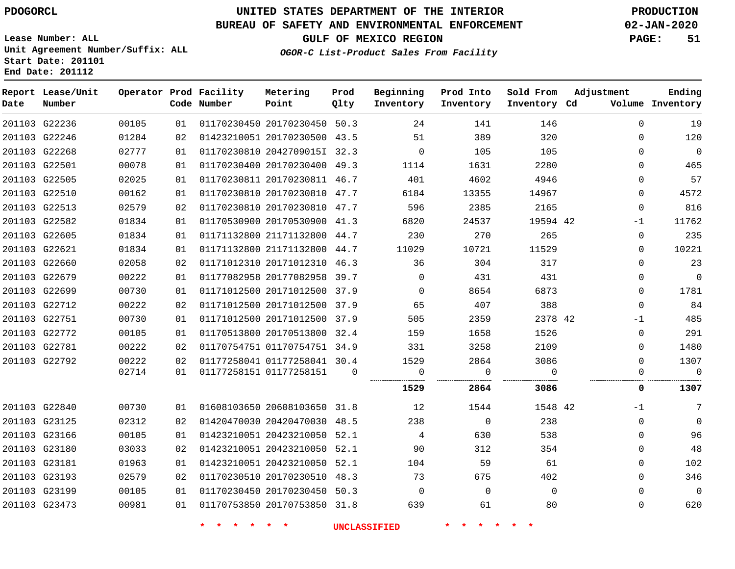# UNITED STATES DEPARTMENT OF THE INTERIOR
## BUREAU OF SAFETY AND ENVIRONMENTAL ENFORCEMENT
### GULF OF MEXICO REGION
*OGOR-C List-Product Sales From Facility*

PDOGORCL

PRODUCTION
02-JAN-2020

Lease Number: ALL
Unit Agreement Number/Suffix: ALL
Start Date: 201101
End Date: 201112

| Report Date | Lease/Unit Number | Operator | Prod Code | Facility Number | Metering Point | Prod Qlty | Beginning Inventory | Prod Into Inventory | Sold From Inventory | Adjustment Cd | Adjustment Volume | Ending Inventory |
|---|---|---|---|---|---|---|---|---|---|---|---|---|
| 201103 | G22236 | 00105 | 01 | 01170230450 | 20170230450 | 50.3 | 24 | 141 | 146 | | 0 | 19 |
| 201103 | G22246 | 01284 | 02 | 01423210051 | 20170230500 | 43.5 | 51 | 389 | 320 | | 0 | 120 |
| 201103 | G22268 | 02777 | 01 | 01170230810 | 2042709015I | 32.3 | 0 | 105 | 105 | | 0 | 0 |
| 201103 | G22501 | 00078 | 01 | 01170230400 | 20170230400 | 49.3 | 1114 | 1631 | 2280 | | 0 | 465 |
| 201103 | G22505 | 02025 | 01 | 01170230811 | 20170230811 | 46.7 | 401 | 4602 | 4946 | | 0 | 57 |
| 201103 | G22510 | 00162 | 01 | 01170230810 | 20170230810 | 47.7 | 6184 | 13355 | 14967 | | 0 | 4572 |
| 201103 | G22513 | 02579 | 02 | 01170230810 | 20170230810 | 47.7 | 596 | 2385 | 2165 | | 0 | 816 |
| 201103 | G22582 | 01834 | 01 | 01170530900 | 20170530900 | 41.3 | 6820 | 24537 | 19594 | 42 | -1 | 11762 |
| 201103 | G22605 | 01834 | 01 | 01171132800 | 21171132800 | 44.7 | 230 | 270 | 265 | | 0 | 235 |
| 201103 | G22621 | 01834 | 01 | 01171132800 | 21171132800 | 44.7 | 11029 | 10721 | 11529 | | 0 | 10221 |
| 201103 | G22660 | 02058 | 02 | 01171012310 | 20171012310 | 46.3 | 36 | 304 | 317 | | 0 | 23 |
| 201103 | G22679 | 00222 | 01 | 01177082958 | 20177082958 | 39.7 | 0 | 431 | 431 | | 0 | 0 |
| 201103 | G22699 | 00730 | 01 | 01171012500 | 20171012500 | 37.9 | 0 | 8654 | 6873 | | 0 | 1781 |
| 201103 | G22712 | 00222 | 02 | 01171012500 | 20171012500 | 37.9 | 65 | 407 | 388 | | 0 | 84 |
| 201103 | G22751 | 00730 | 01 | 01171012500 | 20171012500 | 37.9 | 505 | 2359 | 2378 | 42 | -1 | 485 |
| 201103 | G22772 | 00105 | 01 | 01170513800 | 20170513800 | 32.4 | 159 | 1658 | 1526 | | 0 | 291 |
| 201103 | G22781 | 00222 | 02 | 01170754751 | 01170754751 | 34.9 | 331 | 3258 | 2109 | | 0 | 1480 |
| 201103 | G22792 | 00222 | 02 | 01177258041 | 01177258041 | 30.4 | 1529 | 2864 | 3086 | | 0 | 1307 |
| | | 02714 | 01 | 01177258151 | 01177258151 | 0 | 0 | 0 | 0 | | 0 | 0 |
| | | | | | | | **1529** | **2864** | **3086** | | **0** | **1307** |
| 201103 | G22840 | 00730 | 01 | 01608103650 | 20608103650 | 31.8 | 12 | 1544 | 1548 | 42 | -1 | 7 |
| 201103 | G23125 | 02312 | 02 | 01420470030 | 20420470030 | 48.5 | 238 | 0 | 238 | | 0 | 0 |
| 201103 | G23166 | 00105 | 01 | 01423210051 | 20423210050 | 52.1 | 4 | 630 | 538 | | 0 | 96 |
| 201103 | G23180 | 03033 | 02 | 01423210051 | 20423210050 | 52.1 | 90 | 312 | 354 | | 0 | 48 |
| 201103 | G23181 | 01963 | 01 | 01423210051 | 20423210050 | 52.1 | 104 | 59 | 61 | | 0 | 102 |
| 201103 | G23193 | 02579 | 02 | 01170230510 | 20170230510 | 48.3 | 73 | 675 | 402 | | 0 | 346 |
| 201103 | G23199 | 00105 | 01 | 01170230450 | 20170230450 | 50.3 | 0 | 0 | 0 | | 0 | 0 |
| 201103 | G23473 | 00981 | 01 | 01170753850 | 20170753850 | 31.8 | 639 | 61 | 80 | | 0 | 620 |

* * * * * * UNCLASSIFIED * * * * * *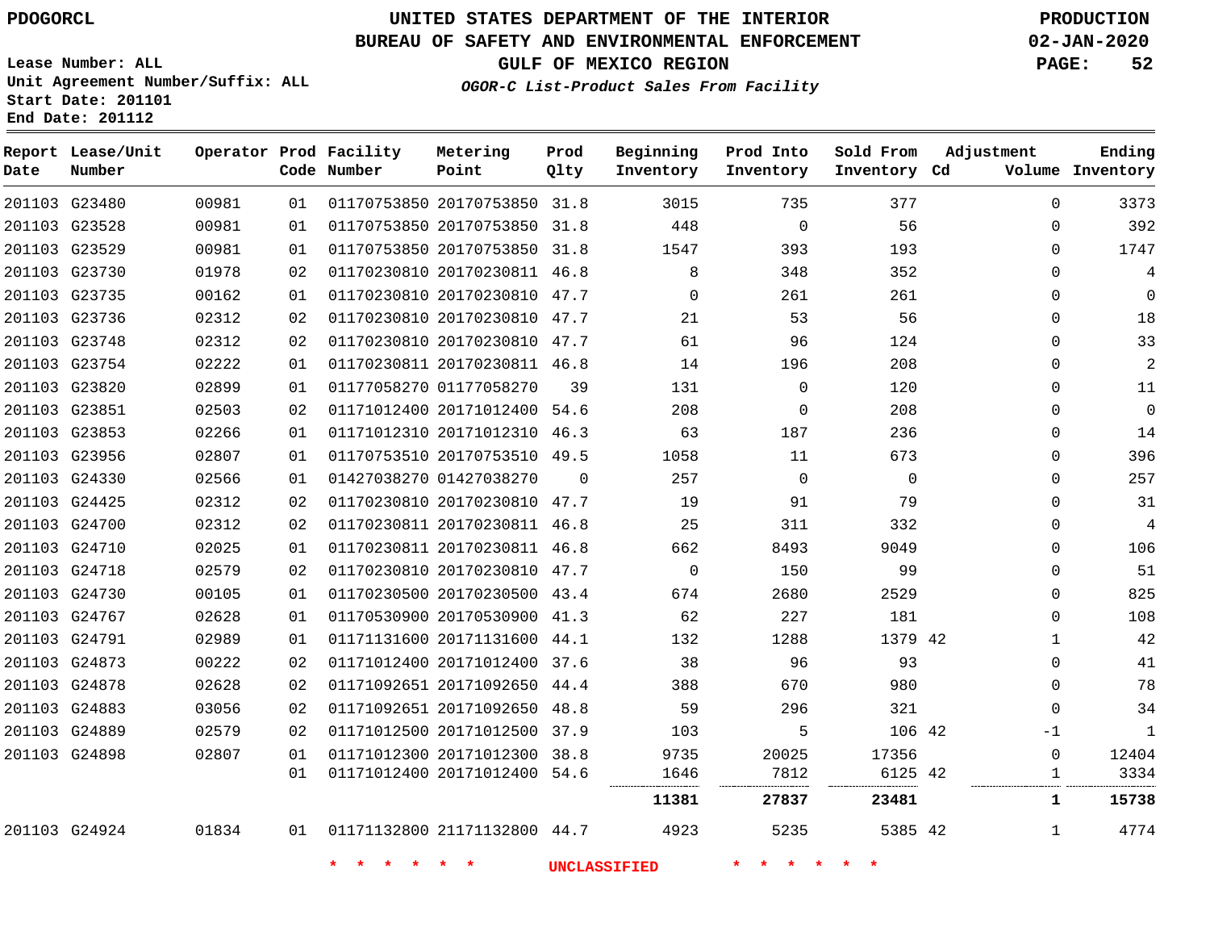PDOGORCL

# UNITED STATES DEPARTMENT OF THE INTERIOR
## BUREAU OF SAFETY AND ENVIRONMENTAL ENFORCEMENT
### GULF OF MEXICO REGION
*OGOR-C List-Product Sales From Facility*

PRODUCTION
02-JAN-2020

Lease Number: ALL
Unit Agreement Number/Suffix: ALL
Start Date: 201101
End Date: 201112

| Report Date | Lease/Unit Number | Operator | Prod Code | Facility Number | Metering Point | Prod Qlty | Beginning Inventory | Prod Into Inventory | Sold From Inventory | Adjustment Cd | Volume | Ending Inventory |
|---|---|---|---|---|---|---|---|---|---|---|---|---|
| 201103 | G23480 | 00981 | 01 | 01170753850 | 20170753850 | 31.8 | 3015 | 735 | 377 | | 0 | 3373 |
| 201103 | G23528 | 00981 | 01 | 01170753850 | 20170753850 | 31.8 | 448 | 0 | 56 | | 0 | 392 |
| 201103 | G23529 | 00981 | 01 | 01170753850 | 20170753850 | 31.8 | 1547 | 393 | 193 | | 0 | 1747 |
| 201103 | G23730 | 01978 | 02 | 01170230810 | 20170230811 | 46.8 | 8 | 348 | 352 | | 0 | 4 |
| 201103 | G23735 | 00162 | 01 | 01170230810 | 20170230810 | 47.7 | 0 | 261 | 261 | | 0 | 0 |
| 201103 | G23736 | 02312 | 02 | 01170230810 | 20170230810 | 47.7 | 21 | 53 | 56 | | 0 | 18 |
| 201103 | G23748 | 02312 | 02 | 01170230810 | 20170230810 | 47.7 | 61 | 96 | 124 | | 0 | 33 |
| 201103 | G23754 | 02222 | 01 | 01170230811 | 20170230811 | 46.8 | 14 | 196 | 208 | | 0 | 2 |
| 201103 | G23820 | 02899 | 01 | 01177058270 | 01177058270 | 39 | 131 | 0 | 120 | | 0 | 11 |
| 201103 | G23851 | 02503 | 02 | 01171012400 | 20171012400 | 54.6 | 208 | 0 | 208 | | 0 | 0 |
| 201103 | G23853 | 02266 | 01 | 01171012310 | 20171012310 | 46.3 | 63 | 187 | 236 | | 0 | 14 |
| 201103 | G23956 | 02807 | 01 | 01170753510 | 20170753510 | 49.5 | 1058 | 11 | 673 | | 0 | 396 |
| 201103 | G24330 | 02566 | 01 | 01427038270 | 01427038270 | 0 | 257 | 0 | 0 | | 0 | 257 |
| 201103 | G24425 | 02312 | 02 | 01170230810 | 20170230810 | 47.7 | 19 | 91 | 79 | | 0 | 31 |
| 201103 | G24700 | 02312 | 02 | 01170230811 | 20170230811 | 46.8 | 25 | 311 | 332 | | 0 | 4 |
| 201103 | G24710 | 02025 | 01 | 01170230811 | 20170230811 | 46.8 | 662 | 8493 | 9049 | | 0 | 106 |
| 201103 | G24718 | 02579 | 02 | 01170230810 | 20170230810 | 47.7 | 0 | 150 | 99 | | 0 | 51 |
| 201103 | G24730 | 00105 | 01 | 01170230500 | 20170230500 | 43.4 | 674 | 2680 | 2529 | | 0 | 825 |
| 201103 | G24767 | 02628 | 01 | 01170530900 | 20170530900 | 41.3 | 62 | 227 | 181 | | 0 | 108 |
| 201103 | G24791 | 02989 | 01 | 01171131600 | 20171131600 | 44.1 | 132 | 1288 | 1379 | 42 | 1 | 42 |
| 201103 | G24873 | 00222 | 02 | 01171012400 | 20171012400 | 37.6 | 38 | 96 | 93 | | 0 | 41 |
| 201103 | G24878 | 02628 | 02 | 01171092651 | 20171092650 | 44.4 | 388 | 670 | 980 | | 0 | 78 |
| 201103 | G24883 | 03056 | 02 | 01171092651 | 20171092650 | 48.8 | 59 | 296 | 321 | | 0 | 34 |
| 201103 | G24889 | 02579 | 02 | 01171012500 | 20171012500 | 37.9 | 103 | 5 | 106 | 42 | -1 | 1 |
| 201103 | G24898 | 02807 | 01 | 01171012300 | 20171012300 | 38.8 | 9735 | 20025 | 17356 | | 0 | 12404 |
| | | | 01 | 01171012400 | 20171012400 | 54.6 | 1646 | 7812 | 6125 | 42 | 1 | 3334 |
| | | | | | | | **11381** | **27837** | **23481** | | **1** | **15738** |
| 201103 | G24924 | 01834 | 01 | 01171132800 | 21171132800 | 44.7 | 4923 | 5235 | 5385 | 42 | 1 | 4774 |

* * * * * * UNCLASSIFIED * * * * * *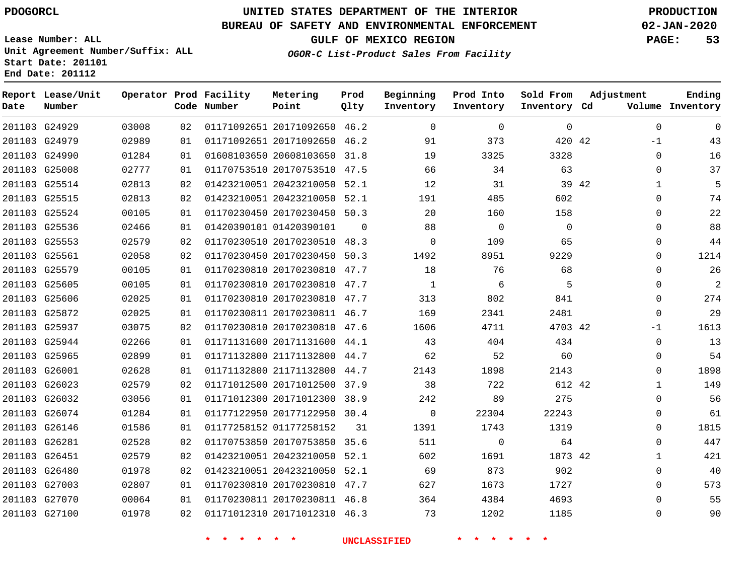PDOGORCL

# UNITED STATES DEPARTMENT OF THE INTERIOR
## BUREAU OF SAFETY AND ENVIRONMENTAL ENFORCEMENT
### GULF OF MEXICO REGION

*OGOR-C List-Product Sales From Facility*

PRODUCTION
02-JAN-2020

Lease Number: ALL
Unit Agreement Number/Suffix: ALL
Start Date: 201101
End Date: 201112

| Report Date | Lease/Unit Number | Operator | Prod Code | Facility Number | Metering Point | Prod Qlty | Beginning Inventory | Prod Into Inventory | Sold From Inventory | Adjustment Cd | Adjustment Volume | Ending Inventory |
|---|---|---|---|---|---|---|---|---|---|---|---|---|
| 201103 | G24929 | 03008 | 02 | 01171092651 | 20171092650 | 46.2 | 0 | 0 | 0 | | 0 | 0 |
| 201103 | G24979 | 02989 | 01 | 01171092651 | 20171092650 | 46.2 | 91 | 373 | 420 | 42 | -1 | 43 |
| 201103 | G24990 | 01284 | 01 | 01608103650 | 20608103650 | 31.8 | 19 | 3325 | 3328 | | 0 | 16 |
| 201103 | G25008 | 02777 | 01 | 01170753510 | 20170753510 | 47.5 | 66 | 34 | 63 | | 0 | 37 |
| 201103 | G25514 | 02813 | 02 | 01423210051 | 20423210050 | 52.1 | 12 | 31 | 39 | 42 | 1 | 5 |
| 201103 | G25515 | 02813 | 02 | 01423210051 | 20423210050 | 52.1 | 191 | 485 | 602 | | 0 | 74 |
| 201103 | G25524 | 00105 | 01 | 01170230450 | 20170230450 | 50.3 | 20 | 160 | 158 | | 0 | 22 |
| 201103 | G25536 | 02466 | 01 | 01420390101 | 01420390101 | 0 | 88 | 0 | 0 | | 0 | 88 |
| 201103 | G25553 | 02579 | 02 | 01170230510 | 20170230510 | 48.3 | 0 | 109 | 65 | | 0 | 44 |
| 201103 | G25561 | 02058 | 02 | 01170230450 | 20170230450 | 50.3 | 1492 | 8951 | 9229 | | 0 | 1214 |
| 201103 | G25579 | 00105 | 01 | 01170230810 | 20170230810 | 47.7 | 18 | 76 | 68 | | 0 | 26 |
| 201103 | G25605 | 00105 | 01 | 01170230810 | 20170230810 | 47.7 | 1 | 6 | 5 | | 0 | 2 |
| 201103 | G25606 | 02025 | 01 | 01170230810 | 20170230810 | 47.7 | 313 | 802 | 841 | | 0 | 274 |
| 201103 | G25872 | 02025 | 01 | 01170230811 | 20170230811 | 46.7 | 169 | 2341 | 2481 | | 0 | 29 |
| 201103 | G25937 | 03075 | 02 | 01170230810 | 20170230810 | 47.6 | 1606 | 4711 | 4703 | 42 | -1 | 1613 |
| 201103 | G25944 | 02266 | 01 | 01171131600 | 20171131600 | 44.1 | 43 | 404 | 434 | | 0 | 13 |
| 201103 | G25965 | 02899 | 01 | 01171132800 | 21171132800 | 44.7 | 62 | 52 | 60 | | 0 | 54 |
| 201103 | G26001 | 02628 | 01 | 01171132800 | 21171132800 | 44.7 | 2143 | 1898 | 2143 | | 0 | 1898 |
| 201103 | G26023 | 02579 | 02 | 01171012500 | 20171012500 | 37.9 | 38 | 722 | 612 | 42 | 1 | 149 |
| 201103 | G26032 | 03056 | 01 | 01171012300 | 20171012300 | 38.9 | 242 | 89 | 275 | | 0 | 56 |
| 201103 | G26074 | 01284 | 01 | 01177122950 | 20177122950 | 30.4 | 0 | 22304 | 22243 | | 0 | 61 |
| 201103 | G26146 | 01586 | 01 | 01177258152 | 01177258152 | 31 | 1391 | 1743 | 1319 | | 0 | 1815 |
| 201103 | G26281 | 02528 | 02 | 01170753850 | 20170753850 | 35.6 | 511 | 0 | 64 | | 0 | 447 |
| 201103 | G26451 | 02579 | 02 | 01423210051 | 20423210050 | 52.1 | 602 | 1691 | 1873 | 42 | 1 | 421 |
| 201103 | G26480 | 01978 | 02 | 01423210051 | 20423210050 | 52.1 | 69 | 873 | 902 | | 0 | 40 |
| 201103 | G27003 | 02807 | 01 | 01170230810 | 20170230810 | 47.7 | 627 | 1673 | 1727 | | 0 | 573 |
| 201103 | G27070 | 00064 | 01 | 01170230811 | 20170230811 | 46.8 | 364 | 4384 | 4693 | | 0 | 55 |
| 201103 | G27100 | 01978 | 02 | 01171012310 | 20171012310 | 46.3 | 73 | 1202 | 1185 | | 0 | 90 |

* * * * * * UNCLASSIFIED * * * * * *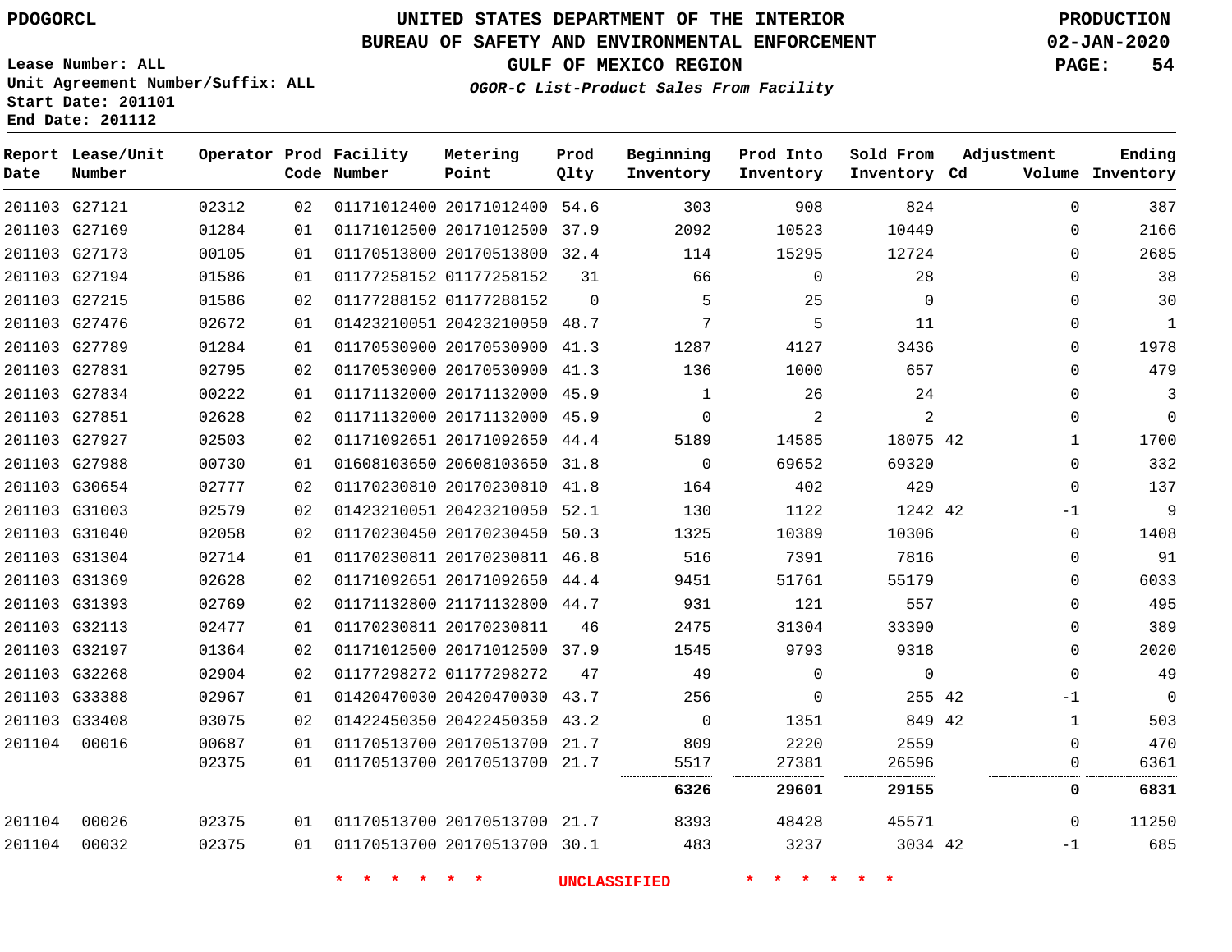PDOGORCL

# UNITED STATES DEPARTMENT OF THE INTERIOR
## BUREAU OF SAFETY AND ENVIRONMENTAL ENFORCEMENT
### GULF OF MEXICO REGION
*OGOR-C List-Product Sales From Facility*

PRODUCTION
02-JAN-2020

Lease Number: ALL
Unit Agreement Number/Suffix: ALL
Start Date: 201101
End Date: 201112

| Report Date | Lease/Unit Number | Operator | Prod Code | Facility Number | Metering Point | Prod Qlty | Beginning Inventory | Prod Into Inventory | Sold From Inventory | Adjustment Cd | Volume | Ending Inventory |
|---|---|---|---|---|---|---|---|---|---|---|---|---|
| 201103 | G27121 | 02312 | 02 | 01171012400 | 20171012400 | 54.6 | 303 | 908 | 824 | | 0 | 387 |
| 201103 | G27169 | 01284 | 01 | 01171012500 | 20171012500 | 37.9 | 2092 | 10523 | 10449 | | 0 | 2166 |
| 201103 | G27173 | 00105 | 01 | 01170513800 | 20170513800 | 32.4 | 114 | 15295 | 12724 | | 0 | 2685 |
| 201103 | G27194 | 01586 | 01 | 01177258152 | 01177258152 | 31 | 66 | 0 | 28 | | 0 | 38 |
| 201103 | G27215 | 01586 | 02 | 01177288152 | 01177288152 | 0 | 5 | 25 | 0 | | 0 | 30 |
| 201103 | G27476 | 02672 | 01 | 01423210051 | 20423210050 | 48.7 | 7 | 5 | 11 | | 0 | 1 |
| 201103 | G27789 | 01284 | 01 | 01170530900 | 20170530900 | 41.3 | 1287 | 4127 | 3436 | | 0 | 1978 |
| 201103 | G27831 | 02795 | 02 | 01170530900 | 20170530900 | 41.3 | 136 | 1000 | 657 | | 0 | 479 |
| 201103 | G27834 | 00222 | 01 | 01171132000 | 20171132000 | 45.9 | 1 | 26 | 24 | | 0 | 3 |
| 201103 | G27851 | 02628 | 02 | 01171132000 | 20171132000 | 45.9 | 0 | 2 | 2 | | 0 | 0 |
| 201103 | G27927 | 02503 | 02 | 01171092651 | 20171092650 | 44.4 | 5189 | 14585 | 18075 | 42 | 1 | 1700 |
| 201103 | G27988 | 00730 | 01 | 01608103650 | 20608103650 | 31.8 | 0 | 69652 | 69320 | | 0 | 332 |
| 201103 | G30654 | 02777 | 02 | 01170230810 | 20170230810 | 41.8 | 164 | 402 | 429 | | 0 | 137 |
| 201103 | G31003 | 02579 | 02 | 01423210051 | 20423210050 | 52.1 | 130 | 1122 | 1242 | 42 | -1 | 9 |
| 201103 | G31040 | 02058 | 02 | 01170230450 | 20170230450 | 50.3 | 1325 | 10389 | 10306 | | 0 | 1408 |
| 201103 | G31304 | 02714 | 01 | 01170230811 | 20170230811 | 46.8 | 516 | 7391 | 7816 | | 0 | 91 |
| 201103 | G31369 | 02628 | 02 | 01171092651 | 20171092650 | 44.4 | 9451 | 51761 | 55179 | | 0 | 6033 |
| 201103 | G31393 | 02769 | 02 | 01171132800 | 21171132800 | 44.7 | 931 | 121 | 557 | | 0 | 495 |
| 201103 | G32113 | 02477 | 01 | 01170230811 | 20170230811 | 46 | 2475 | 31304 | 33390 | | 0 | 389 |
| 201103 | G32197 | 01364 | 02 | 01171012500 | 20171012500 | 37.9 | 1545 | 9793 | 9318 | | 0 | 2020 |
| 201103 | G32268 | 02904 | 02 | 01177298272 | 01177298272 | 47 | 49 | 0 | 0 | | 0 | 49 |
| 201103 | G33388 | 02967 | 01 | 01420470030 | 20420470030 | 43.7 | 256 | 0 | 255 | 42 | -1 | 0 |
| 201103 | G33408 | 03075 | 02 | 01422450350 | 20422450350 | 43.2 | 0 | 1351 | 849 | 42 | 1 | 503 |
| 201104 | 00016 | 00687 | 01 | 01170513700 | 20170513700 | 21.7 | 809 | 2220 | 2559 | | 0 | 470 |
| | | 02375 | 01 | 01170513700 | 20170513700 | 21.7 | 5517 | 27381 | 26596 | | 0 | 6361 |
| | | | | | | | **6326** | **29601** | **29155** | | **0** | **6831** |
| 201104 | 00026 | 02375 | 01 | 01170513700 | 20170513700 | 21.7 | 8393 | 48428 | 45571 | | 0 | 11250 |
| 201104 | 00032 | 02375 | 01 | 01170513700 | 20170513700 | 30.1 | 483 | 3237 | 3034 | 42 | -1 | 685 |

\* \* \* \* \* \* UNCLASSIFIED \* \* \* \* \* \*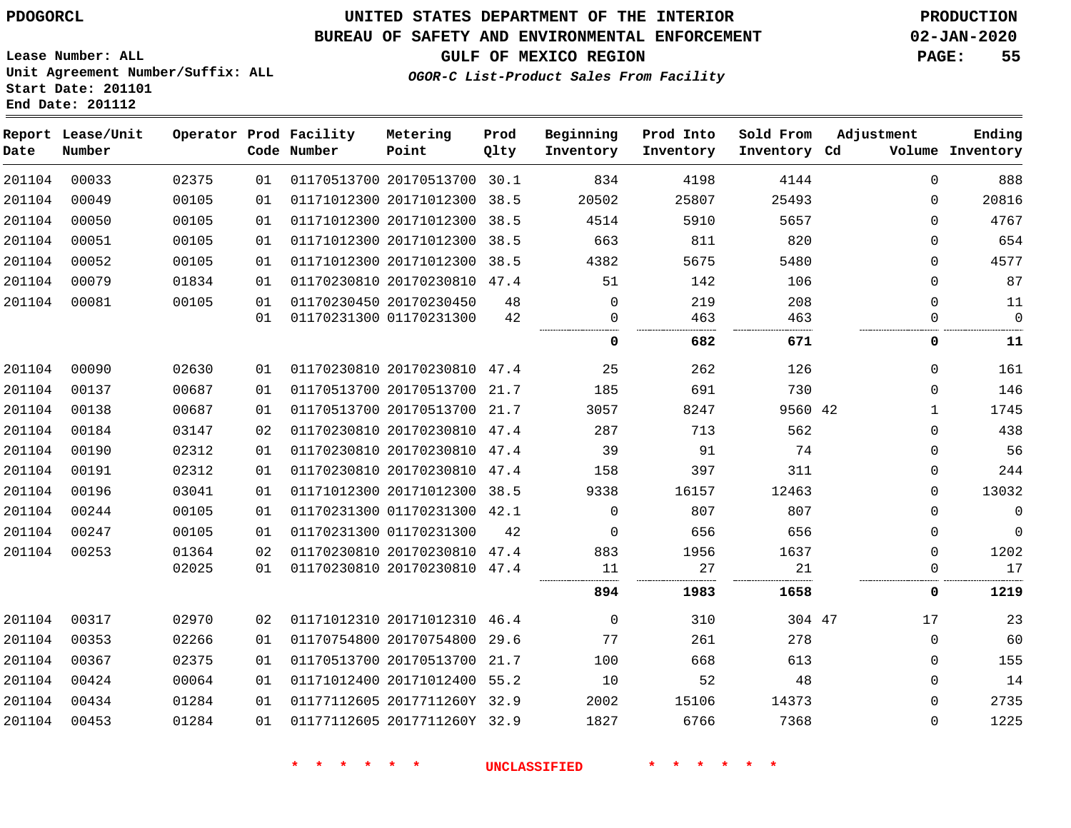PDOGORCL

# UNITED STATES DEPARTMENT OF THE INTERIOR
## BUREAU OF SAFETY AND ENVIRONMENTAL ENFORCEMENT
### GULF OF MEXICO REGION
*OGOR-C List-Product Sales From Facility*

PRODUCTION
02-JAN-2020

Lease Number: ALL
Unit Agreement Number/Suffix: ALL
Start Date: 201101
End Date: 201112

| Report Date | Lease/Unit Number | Operator | Prod Code | Facility Number | Metering Point | Prod Qlty | Beginning Inventory | Prod Into Inventory | Sold From Inventory | Adjustment Cd | Adjustment Volume | Ending Inventory |
|---|---|---|---|---|---|---|---|---|---|---|---|---|
| 201104 | 00033 | 02375 | 01 | 01170513700 | 20170513700 | 30.1 | 834 | 4198 | 4144 | | 0 | 888 |
| 201104 | 00049 | 00105 | 01 | 01171012300 | 20171012300 | 38.5 | 20502 | 25807 | 25493 | | 0 | 20816 |
| 201104 | 00050 | 00105 | 01 | 01171012300 | 20171012300 | 38.5 | 4514 | 5910 | 5657 | | 0 | 4767 |
| 201104 | 00051 | 00105 | 01 | 01171012300 | 20171012300 | 38.5 | 663 | 811 | 820 | | 0 | 654 |
| 201104 | 00052 | 00105 | 01 | 01171012300 | 20171012300 | 38.5 | 4382 | 5675 | 5480 | | 0 | 4577 |
| 201104 | 00079 | 01834 | 01 | 01170230810 | 20170230810 | 47.4 | 51 | 142 | 106 | | 0 | 87 |
| 201104 | 00081 | 00105 | 01 | 01170230450 | 20170230450 | 48 | 0 | 219 | 208 | | 0 | 11 |
| | | | 01 | 01170231300 | 01170231300 | 42 | 0 | 463 | 463 | | 0 | 0 |
| | | | | | | | **0** | **682** | **671** | | **0** | **11** |
| 201104 | 00090 | 02630 | 01 | 01170230810 | 20170230810 | 47.4 | 25 | 262 | 126 | | 0 | 161 |
| 201104 | 00137 | 00687 | 01 | 01170513700 | 20170513700 | 21.7 | 185 | 691 | 730 | | 0 | 146 |
| 201104 | 00138 | 00687 | 01 | 01170513700 | 20170513700 | 21.7 | 3057 | 8247 | 9560 | 42 | 1 | 1745 |
| 201104 | 00184 | 03147 | 02 | 01170230810 | 20170230810 | 47.4 | 287 | 713 | 562 | | 0 | 438 |
| 201104 | 00190 | 02312 | 01 | 01170230810 | 20170230810 | 47.4 | 39 | 91 | 74 | | 0 | 56 |
| 201104 | 00191 | 02312 | 01 | 01170230810 | 20170230810 | 47.4 | 158 | 397 | 311 | | 0 | 244 |
| 201104 | 00196 | 03041 | 01 | 01171012300 | 20171012300 | 38.5 | 9338 | 16157 | 12463 | | 0 | 13032 |
| 201104 | 00244 | 00105 | 01 | 01170231300 | 01170231300 | 42.1 | 0 | 807 | 807 | | 0 | 0 |
| 201104 | 00247 | 00105 | 01 | 01170231300 | 01170231300 | 42 | 0 | 656 | 656 | | 0 | 0 |
| 201104 | 00253 | 01364 | 02 | 01170230810 | 20170230810 | 47.4 | 883 | 1956 | 1637 | | 0 | 1202 |
| | | 02025 | 01 | 01170230810 | 20170230810 | 47.4 | 11 | 27 | 21 | | 0 | 17 |
| | | | | | | | **894** | **1983** | **1658** | | **0** | **1219** |
| 201104 | 00317 | 02970 | 02 | 01171012310 | 20171012310 | 46.4 | 0 | 310 | 304 | 47 | 17 | 23 |
| 201104 | 00353 | 02266 | 01 | 01170754800 | 20170754800 | 29.6 | 77 | 261 | 278 | | 0 | 60 |
| 201104 | 00367 | 02375 | 01 | 01170513700 | 20170513700 | 21.7 | 100 | 668 | 613 | | 0 | 155 |
| 201104 | 00424 | 00064 | 01 | 01171012400 | 20171012400 | 55.2 | 10 | 52 | 48 | | 0 | 14 |
| 201104 | 00434 | 01284 | 01 | 01177112605 | 2017711260Y | 32.9 | 2002 | 15106 | 14373 | | 0 | 2735 |
| 201104 | 00453 | 01284 | 01 | 01177112605 | 2017711260Y | 32.9 | 1827 | 6766 | 7368 | | 0 | 1225 |

\* \* \* \* \* \* UNCLASSIFIED \* \* \* \* \* \*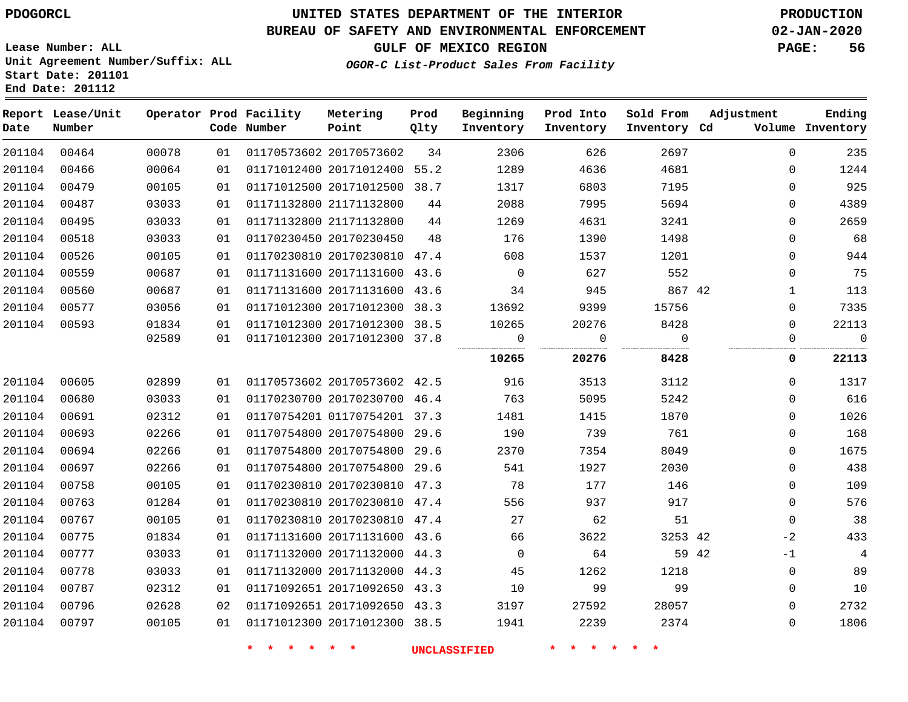PDOGORCL

# UNITED STATES DEPARTMENT OF THE INTERIOR
## BUREAU OF SAFETY AND ENVIRONMENTAL ENFORCEMENT
### GULF OF MEXICO REGION

*OGOR-C List-Product Sales From Facility*

PRODUCTION
02-JAN-2020

Lease Number: ALL
Unit Agreement Number/Suffix: ALL
Start Date: 201101
End Date: 201112

| Report Date | Lease/Unit Number | Operator | Prod Code | Facility Number | Metering Point | Prod Qlty | Beginning Inventory | Prod Into Inventory | Sold From Inventory | Adjustment Cd | Volume | Ending Inventory |
|---|---|---|---|---|---|---|---|---|---|---|---|---|
| 201104 | 00464 | 00078 | 01 | 01170573602 | 20170573602 | 34 | 2306 | 626 | 2697 | | 0 | 235 |
| 201104 | 00466 | 00064 | 01 | 01171012400 | 20171012400 | 55.2 | 1289 | 4636 | 4681 | | 0 | 1244 |
| 201104 | 00479 | 00105 | 01 | 01171012500 | 20171012500 | 38.7 | 1317 | 6803 | 7195 | | 0 | 925 |
| 201104 | 00487 | 03033 | 01 | 01171132800 | 21171132800 | 44 | 2088 | 7995 | 5694 | | 0 | 4389 |
| 201104 | 00495 | 03033 | 01 | 01171132800 | 21171132800 | 44 | 1269 | 4631 | 3241 | | 0 | 2659 |
| 201104 | 00518 | 03033 | 01 | 01170230450 | 20170230450 | 48 | 176 | 1390 | 1498 | | 0 | 68 |
| 201104 | 00526 | 00105 | 01 | 01170230810 | 20170230810 | 47.4 | 608 | 1537 | 1201 | | 0 | 944 |
| 201104 | 00559 | 00687 | 01 | 01171131600 | 20171131600 | 43.6 | 0 | 627 | 552 | | 0 | 75 |
| 201104 | 00560 | 00687 | 01 | 01171131600 | 20171131600 | 43.6 | 34 | 945 | 867 | 42 | 1 | 113 |
| 201104 | 00577 | 03056 | 01 | 01171012300 | 20171012300 | 38.3 | 13692 | 9399 | 15756 | | 0 | 7335 |
| 201104 | 00593 | 01834 | 01 | 01171012300 | 20171012300 | 38.5 | 10265 | 20276 | 8428 | | 0 | 22113 |
| | | 02589 | 01 | 01171012300 | 20171012300 | 37.8 | 0 | 0 | 0 | | 0 | 0 |
| | | | | | | | **10265** | **20276** | **8428** | | **0** | **22113** |
| 201104 | 00605 | 02899 | 01 | 01170573602 | 20170573602 | 42.5 | 916 | 3513 | 3112 | | 0 | 1317 |
| 201104 | 00680 | 03033 | 01 | 01170230700 | 20170230700 | 46.4 | 763 | 5095 | 5242 | | 0 | 616 |
| 201104 | 00691 | 02312 | 01 | 01170754201 | 01170754201 | 37.3 | 1481 | 1415 | 1870 | | 0 | 1026 |
| 201104 | 00693 | 02266 | 01 | 01170754800 | 20170754800 | 29.6 | 190 | 739 | 761 | | 0 | 168 |
| 201104 | 00694 | 02266 | 01 | 01170754800 | 20170754800 | 29.6 | 2370 | 7354 | 8049 | | 0 | 1675 |
| 201104 | 00697 | 02266 | 01 | 01170754800 | 20170754800 | 29.6 | 541 | 1927 | 2030 | | 0 | 438 |
| 201104 | 00758 | 00105 | 01 | 01170230810 | 20170230810 | 47.3 | 78 | 177 | 146 | | 0 | 109 |
| 201104 | 00763 | 01284 | 01 | 01170230810 | 20170230810 | 47.4 | 556 | 937 | 917 | | 0 | 576 |
| 201104 | 00767 | 00105 | 01 | 01170230810 | 20170230810 | 47.4 | 27 | 62 | 51 | | 0 | 38 |
| 201104 | 00775 | 01834 | 01 | 01171131600 | 20171131600 | 43.6 | 66 | 3622 | 3253 | 42 | -2 | 433 |
| 201104 | 00777 | 03033 | 01 | 01171132000 | 20171132000 | 44.3 | 0 | 64 | 59 | 42 | -1 | 4 |
| 201104 | 00778 | 03033 | 01 | 01171132000 | 20171132000 | 44.3 | 45 | 1262 | 1218 | | 0 | 89 |
| 201104 | 00787 | 02312 | 01 | 01171092651 | 20171092650 | 43.3 | 10 | 99 | 99 | | 0 | 10 |
| 201104 | 00796 | 02628 | 02 | 01171092651 | 20171092650 | 43.3 | 3197 | 27592 | 28057 | | 0 | 2732 |
| 201104 | 00797 | 00105 | 01 | 01171012300 | 20171012300 | 38.5 | 1941 | 2239 | 2374 | | 0 | 1806 |

* * * * * * UNCLASSIFIED * * * * * *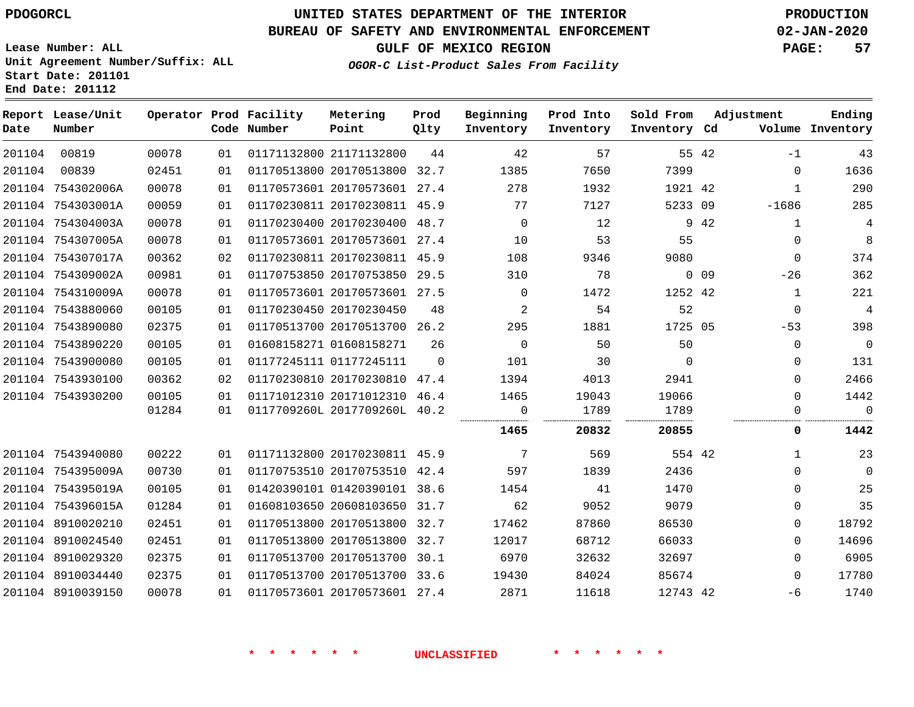# UNITED STATES DEPARTMENT OF THE INTERIOR
## BUREAU OF SAFETY AND ENVIRONMENTAL ENFORCEMENT
### GULF OF MEXICO REGION
*OGOR-C List-Product Sales From Facility*

PDOGORCL

Lease Number: ALL
Unit Agreement Number/Suffix: ALL
Start Date: 201101
End Date: 201112

PRODUCTION
02-JAN-2020

| Report Date | Lease/Unit Number | Operator | Prod Code | Facility Number | Metering Point | Prod Qlty | Beginning Inventory | Prod Into Inventory | Sold From Inventory | Adjustment Cd | Adjustment Volume | Ending Inventory |
|---|---|---|---|---|---|---|---|---|---|---|---|---|
| 201104 | 00819 | 00078 | 01 | 01171132800 | 21171132800 | 44 | 42 | 57 | 55 | 42 | -1 | 43 |
| 201104 | 00839 | 02451 | 01 | 01170513800 | 20170513800 | 32.7 | 1385 | 7650 | 7399 | | 0 | 1636 |
| 201104 | 754302006A | 00078 | 01 | 01170573601 | 20170573601 | 27.4 | 278 | 1932 | 1921 | 42 | 1 | 290 |
| 201104 | 754303001A | 00059 | 01 | 01170230811 | 20170230811 | 45.9 | 77 | 7127 | 5233 | 09 | -1686 | 285 |
| 201104 | 754304003A | 00078 | 01 | 01170230400 | 20170230400 | 48.7 | 0 | 12 | 9 | 42 | 1 | 4 |
| 201104 | 754307005A | 00078 | 01 | 01170573601 | 20170573601 | 27.4 | 10 | 53 | 55 | | 0 | 8 |
| 201104 | 754307017A | 00362 | 02 | 01170230811 | 20170230811 | 45.9 | 108 | 9346 | 9080 | | 0 | 374 |
| 201104 | 754309002A | 00981 | 01 | 01170753850 | 20170753850 | 29.5 | 310 | 78 | 0 | 09 | -26 | 362 |
| 201104 | 754310009A | 00078 | 01 | 01170573601 | 20170573601 | 27.5 | 0 | 1472 | 1252 | 42 | 1 | 221 |
| 201104 | 7543880060 | 00105 | 01 | 01170230450 | 20170230450 | 48 | 2 | 54 | 52 | | 0 | 4 |
| 201104 | 7543890080 | 02375 | 01 | 01170513700 | 20170513700 | 26.2 | 295 | 1881 | 1725 | 05 | -53 | 398 |
| 201104 | 7543890220 | 00105 | 01 | 01608158271 | 01608158271 | 26 | 0 | 50 | 50 | | 0 | 0 |
| 201104 | 7543900080 | 00105 | 01 | 01177245111 | 01177245111 | 0 | 101 | 30 | 0 | | 0 | 131 |
| 201104 | 7543930100 | 00362 | 02 | 01170230810 | 20170230810 | 47.4 | 1394 | 4013 | 2941 | | 0 | 2466 |
| 201104 | 7543930200 | 00105 | 01 | 01171012310 | 20171012310 | 46.4 | 1465 | 19043 | 19066 | | 0 | 1442 |
| | | 01284 | 01 | 0117709260L | 2017709260L | 40.2 | 0 | 1789 | 1789 | | 0 | 0 |
| | | | | | | | **1465** | **20832** | **20855** | | **0** | **1442** |
| 201104 | 7543940080 | 00222 | 01 | 01171132800 | 20170230811 | 45.9 | 7 | 569 | 554 | 42 | 1 | 23 |
| 201104 | 754395009A | 00730 | 01 | 01170753510 | 20170753510 | 42.4 | 597 | 1839 | 2436 | | 0 | 0 |
| 201104 | 754395019A | 00105 | 01 | 01420390101 | 01420390101 | 38.6 | 1454 | 41 | 1470 | | 0 | 25 |
| 201104 | 754396015A | 01284 | 01 | 01608103650 | 20608103650 | 31.7 | 62 | 9052 | 9079 | | 0 | 35 |
| 201104 | 8910020210 | 02451 | 01 | 01170513800 | 20170513800 | 32.7 | 17462 | 87860 | 86530 | | 0 | 18792 |
| 201104 | 8910024540 | 02451 | 01 | 01170513800 | 20170513800 | 32.7 | 12017 | 68712 | 66033 | | 0 | 14696 |
| 201104 | 8910029320 | 02375 | 01 | 01170513700 | 20170513700 | 30.1 | 6970 | 32632 | 32697 | | 0 | 6905 |
| 201104 | 8910034440 | 02375 | 01 | 01170513700 | 20170513700 | 33.6 | 19430 | 84024 | 85674 | | 0 | 17780 |
| 201104 | 8910039150 | 00078 | 01 | 01170573601 | 20170573601 | 27.4 | 2871 | 11618 | 12743 | 42 | -6 | 1740 |

\* \* \* \* \* \* UNCLASSIFIED \* \* \* \* \* \*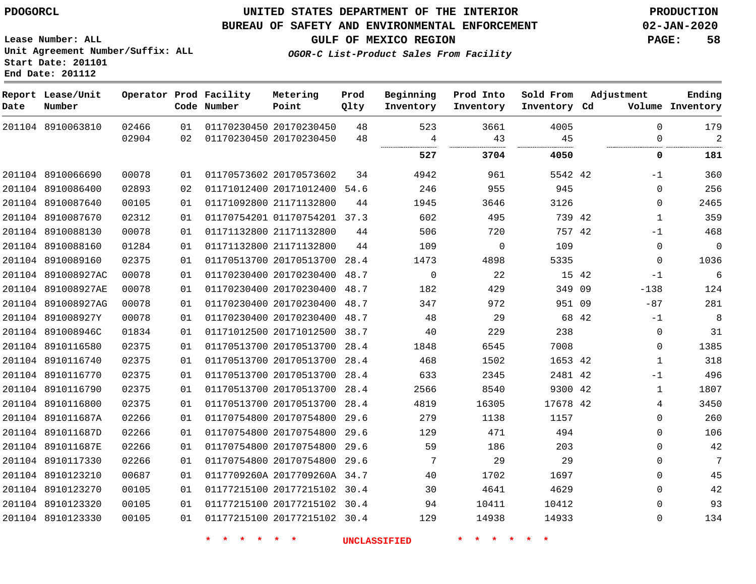# UNITED STATES DEPARTMENT OF THE INTERIOR
## BUREAU OF SAFETY AND ENVIRONMENTAL ENFORCEMENT
### GULF OF MEXICO REGION
*OGOR-C List-Product Sales From Facility*

PDOGORCL

Lease Number: ALL
Unit Agreement Number/Suffix: ALL
Start Date: 201101
End Date: 201112

PRODUCTION
02-JAN-2020

| Report Date | Lease/Unit Number | Operator | Prod Code | Facility Number | Metering Point | Prod Qlty | Beginning Inventory | Prod Into Inventory | Sold From Inventory | Adjustment Cd | Adjustment Volume | Ending Inventory |
|---|---|---|---|---|---|---|---|---|---|---|---|---|
| 201104 | 8910063810 | 02466 | 01 | 01170230450 | 20170230450 | 48 | 523 | 3661 | 4005 | | 0 | 179 |
| | | 02904 | 02 | 01170230450 | 20170230450 | 48 | 4 | 43 | 45 | | 0 | 2 |
| | | | | | | | **527** | **3704** | **4050** | | **0** | **181** |
| 201104 | 8910066690 | 00078 | 01 | 01170573602 | 20170573602 | 34 | 4942 | 961 | 5542 | 42 | -1 | 360 |
| 201104 | 8910086400 | 02893 | 02 | 01171012400 | 20171012400 | 54.6 | 246 | 955 | 945 | | 0 | 256 |
| 201104 | 8910087640 | 00105 | 01 | 01171092800 | 21171132800 | 44 | 1945 | 3646 | 3126 | | 0 | 2465 |
| 201104 | 8910087670 | 02312 | 01 | 01170754201 | 01170754201 | 37.3 | 602 | 495 | 739 | 42 | 1 | 359 |
| 201104 | 8910088130 | 00078 | 01 | 01171132800 | 21171132800 | 44 | 506 | 720 | 757 | 42 | -1 | 468 |
| 201104 | 8910088160 | 01284 | 01 | 01171132800 | 21171132800 | 44 | 109 | 0 | 109 | | 0 | 0 |
| 201104 | 8910089160 | 02375 | 01 | 01170513700 | 20170513700 | 28.4 | 1473 | 4898 | 5335 | | 0 | 1036 |
| 201104 | 891008927AC | 00078 | 01 | 01170230400 | 20170230400 | 48.7 | 0 | 22 | 15 | 42 | -1 | 6 |
| 201104 | 891008927AE | 00078 | 01 | 01170230400 | 20170230400 | 48.7 | 182 | 429 | 349 | 09 | -138 | 124 |
| 201104 | 891008927AG | 00078 | 01 | 01170230400 | 20170230400 | 48.7 | 347 | 972 | 951 | 09 | -87 | 281 |
| 201104 | 891008927Y | 00078 | 01 | 01170230400 | 20170230400 | 48.7 | 48 | 29 | 68 | 42 | -1 | 8 |
| 201104 | 891008946C | 01834 | 01 | 01171012500 | 20171012500 | 38.7 | 40 | 229 | 238 | | 0 | 31 |
| 201104 | 8910116580 | 02375 | 01 | 01170513700 | 20170513700 | 28.4 | 1848 | 6545 | 7008 | | 0 | 1385 |
| 201104 | 8910116740 | 02375 | 01 | 01170513700 | 20170513700 | 28.4 | 468 | 1502 | 1653 | 42 | 1 | 318 |
| 201104 | 8910116770 | 02375 | 01 | 01170513700 | 20170513700 | 28.4 | 633 | 2345 | 2481 | 42 | -1 | 496 |
| 201104 | 8910116790 | 02375 | 01 | 01170513700 | 20170513700 | 28.4 | 2566 | 8540 | 9300 | 42 | 1 | 1807 |
| 201104 | 8910116800 | 02375 | 01 | 01170513700 | 20170513700 | 28.4 | 4819 | 16305 | 17678 | 42 | 4 | 3450 |
| 201104 | 891011687A | 02266 | 01 | 01170754800 | 20170754800 | 29.6 | 279 | 1138 | 1157 | | 0 | 260 |
| 201104 | 891011687D | 02266 | 01 | 01170754800 | 20170754800 | 29.6 | 129 | 471 | 494 | | 0 | 106 |
| 201104 | 891011687E | 02266 | 01 | 01170754800 | 20170754800 | 29.6 | 59 | 186 | 203 | | 0 | 42 |
| 201104 | 8910117330 | 02266 | 01 | 01170754800 | 20170754800 | 29.6 | 7 | 29 | 29 | | 0 | 7 |
| 201104 | 8910123210 | 00687 | 01 | 0117709260A | 2017709260A | 34.7 | 40 | 1702 | 1697 | | 0 | 45 |
| 201104 | 8910123270 | 00105 | 01 | 01177215100 | 20177215102 | 30.4 | 30 | 4641 | 4629 | | 0 | 42 |
| 201104 | 8910123320 | 00105 | 01 | 01177215100 | 20177215102 | 30.4 | 94 | 10411 | 10412 | | 0 | 93 |
| 201104 | 8910123330 | 00105 | 01 | 01177215100 | 20177215102 | 30.4 | 129 | 14938 | 14933 | | 0 | 134 |

* * * * * * UNCLASSIFIED * * * * * *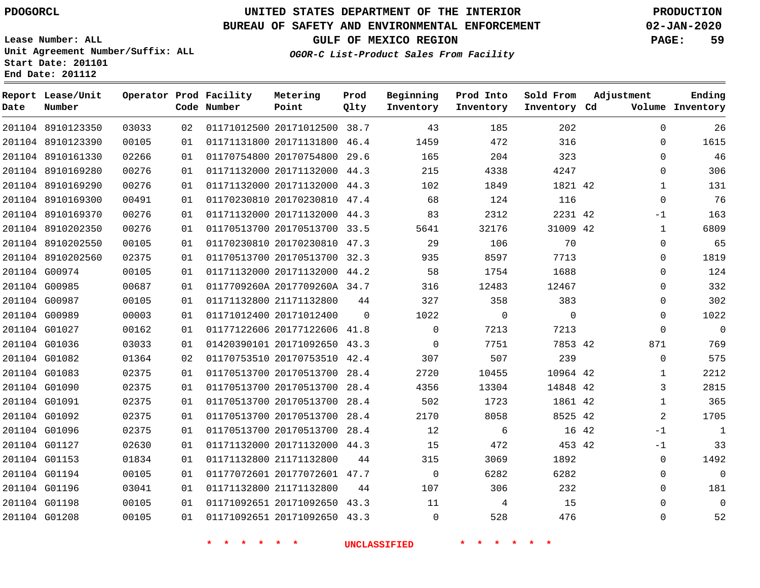PDOGORCL

# UNITED STATES DEPARTMENT OF THE INTERIOR
## BUREAU OF SAFETY AND ENVIRONMENTAL ENFORCEMENT
### GULF OF MEXICO REGION
*OGOR-C List-Product Sales From Facility*

PRODUCTION
02-JAN-2020

Lease Number: ALL
Unit Agreement Number/Suffix: ALL
Start Date: 201101
End Date: 201112

| Report Date | Lease/Unit Number | Operator | Prod Code | Facility Number | Metering Point | Prod Qlty | Beginning Inventory | Prod Into Inventory | Sold From Inventory | Adjustment Cd | Adjustment Volume | Ending Inventory |
|---|---|---|---|---|---|---|---|---|---|---|---|---|
| 201104 | 8910123350 | 03033 | 02 | 01171012500 | 20171012500 | 38.7 | 43 | 185 | 202 | | 0 | 26 |
| 201104 | 8910123390 | 00105 | 01 | 01171131800 | 20171131800 | 46.4 | 1459 | 472 | 316 | | 0 | 1615 |
| 201104 | 8910161330 | 02266 | 01 | 01170754800 | 20170754800 | 29.6 | 165 | 204 | 323 | | 0 | 46 |
| 201104 | 8910169280 | 00276 | 01 | 01171132000 | 20171132000 | 44.3 | 215 | 4338 | 4247 | | 0 | 306 |
| 201104 | 8910169290 | 00276 | 01 | 01171132000 | 20171132000 | 44.3 | 102 | 1849 | 1821 | 42 | 1 | 131 |
| 201104 | 8910169300 | 00491 | 01 | 01170230810 | 20170230810 | 47.4 | 68 | 124 | 116 | | 0 | 76 |
| 201104 | 8910169370 | 00276 | 01 | 01171132000 | 20171132000 | 44.3 | 83 | 2312 | 2231 | 42 | -1 | 163 |
| 201104 | 8910202350 | 00276 | 01 | 01170513700 | 20170513700 | 33.5 | 5641 | 32176 | 31009 | 42 | 1 | 6809 |
| 201104 | 8910202550 | 00105 | 01 | 01170230810 | 20170230810 | 47.3 | 29 | 106 | 70 | | 0 | 65 |
| 201104 | 8910202560 | 02375 | 01 | 01170513700 | 20170513700 | 32.3 | 935 | 8597 | 7713 | | 0 | 1819 |
| 201104 | G00974 | 00105 | 01 | 01171132000 | 20171132000 | 44.2 | 58 | 1754 | 1688 | | 0 | 124 |
| 201104 | G00985 | 00687 | 01 | 0117709260A | 2017709260A | 34.7 | 316 | 12483 | 12467 | | 0 | 332 |
| 201104 | G00987 | 00105 | 01 | 01171132800 | 21171132800 | 44 | 327 | 358 | 383 | | 0 | 302 |
| 201104 | G00989 | 00003 | 01 | 01171012400 | 20171012400 | 0 | 1022 | 0 | 0 | | 0 | 1022 |
| 201104 | G01027 | 00162 | 01 | 01177122606 | 20177122606 | 41.8 | 0 | 7213 | 7213 | | 0 | 0 |
| 201104 | G01036 | 03033 | 01 | 01420390101 | 20171092650 | 43.3 | 0 | 7751 | 7853 | 42 | 871 | 769 |
| 201104 | G01082 | 01364 | 02 | 01170753510 | 20170753510 | 42.4 | 307 | 507 | 239 | | 0 | 575 |
| 201104 | G01083 | 02375 | 01 | 01170513700 | 20170513700 | 28.4 | 2720 | 10455 | 10964 | 42 | 1 | 2212 |
| 201104 | G01090 | 02375 | 01 | 01170513700 | 20170513700 | 28.4 | 4356 | 13304 | 14848 | 42 | 3 | 2815 |
| 201104 | G01091 | 02375 | 01 | 01170513700 | 20170513700 | 28.4 | 502 | 1723 | 1861 | 42 | 1 | 365 |
| 201104 | G01092 | 02375 | 01 | 01170513700 | 20170513700 | 28.4 | 2170 | 8058 | 8525 | 42 | 2 | 1705 |
| 201104 | G01096 | 02375 | 01 | 01170513700 | 20170513700 | 28.4 | 12 | 6 | 16 | 42 | -1 | 1 |
| 201104 | G01127 | 02630 | 01 | 01171132000 | 20171132000 | 44.3 | 15 | 472 | 453 | 42 | -1 | 33 |
| 201104 | G01153 | 01834 | 01 | 01171132800 | 21171132800 | 44 | 315 | 3069 | 1892 | | 0 | 1492 |
| 201104 | G01194 | 00105 | 01 | 01177072601 | 20177072601 | 47.7 | 0 | 6282 | 6282 | | 0 | 0 |
| 201104 | G01196 | 03041 | 01 | 01171132800 | 21171132800 | 44 | 107 | 306 | 232 | | 0 | 181 |
| 201104 | G01198 | 00105 | 01 | 01171092651 | 20171092650 | 43.3 | 11 | 4 | 15 | | 0 | 0 |
| 201104 | G01208 | 00105 | 01 | 01171092651 | 20171092650 | 43.3 | 0 | 528 | 476 | | 0 | 52 |

* * * * * * UNCLASSIFIED * * * * * *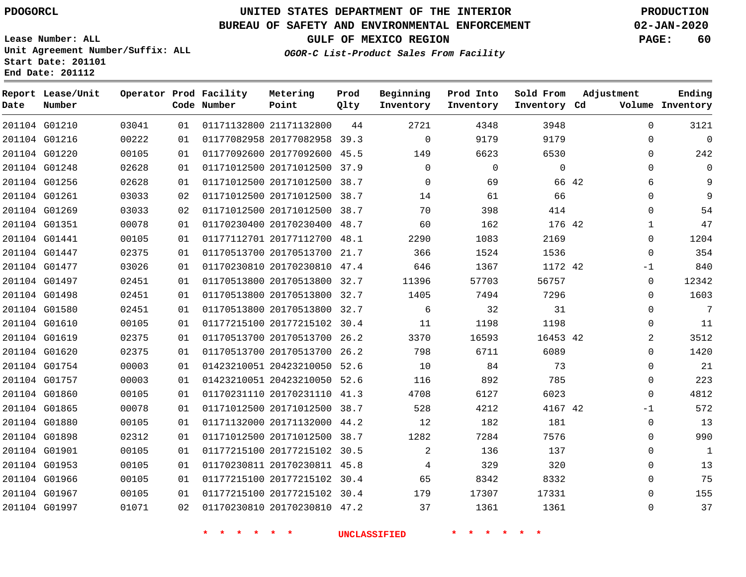PDOGORCL

# UNITED STATES DEPARTMENT OF THE INTERIOR
## BUREAU OF SAFETY AND ENVIRONMENTAL ENFORCEMENT
### GULF OF MEXICO REGION
*OGOR-C List-Product Sales From Facility*

PRODUCTION
02-JAN-2020

Lease Number: ALL
Unit Agreement Number/Suffix: ALL
Start Date: 201101
End Date: 201112

| Report Date | Lease/Unit Number | Operator | Prod Code | Facility Number | Metering Point | Prod Qlty | Beginning Inventory | Prod Into Inventory | Sold From Inventory | Adjustment Cd | Volume | Ending Inventory |
|---|---|---|---|---|---|---|---|---|---|---|---|---|
| 201104 | G01210 | 03041 | 01 | 01171132800 | 21171132800 | 44 | 2721 | 4348 | 3948 | | 0 | 3121 |
| 201104 | G01216 | 00222 | 01 | 01177082958 | 20177082958 | 39.3 | 0 | 9179 | 9179 | | 0 | 0 |
| 201104 | G01220 | 00105 | 01 | 01177092600 | 20177092600 | 45.5 | 149 | 6623 | 6530 | | 0 | 242 |
| 201104 | G01248 | 02628 | 01 | 01171012500 | 20171012500 | 37.9 | 0 | 0 | 0 | | 0 | 0 |
| 201104 | G01256 | 02628 | 01 | 01171012500 | 20171012500 | 38.7 | 0 | 69 | 66 | 42 | 6 | 9 |
| 201104 | G01261 | 03033 | 02 | 01171012500 | 20171012500 | 38.7 | 14 | 61 | 66 | | 0 | 9 |
| 201104 | G01269 | 03033 | 02 | 01171012500 | 20171012500 | 38.7 | 70 | 398 | 414 | | 0 | 54 |
| 201104 | G01351 | 00078 | 01 | 01170230400 | 20170230400 | 48.7 | 60 | 162 | 176 | 42 | 1 | 47 |
| 201104 | G01441 | 00105 | 01 | 01177112701 | 20177112700 | 48.1 | 2290 | 1083 | 2169 | | 0 | 1204 |
| 201104 | G01447 | 02375 | 01 | 01170513700 | 20170513700 | 21.7 | 366 | 1524 | 1536 | | 0 | 354 |
| 201104 | G01477 | 03026 | 01 | 01170230810 | 20170230810 | 47.4 | 646 | 1367 | 1172 | 42 | -1 | 840 |
| 201104 | G01497 | 02451 | 01 | 01170513800 | 20170513800 | 32.7 | 11396 | 57703 | 56757 | | 0 | 12342 |
| 201104 | G01498 | 02451 | 01 | 01170513800 | 20170513800 | 32.7 | 1405 | 7494 | 7296 | | 0 | 1603 |
| 201104 | G01580 | 02451 | 01 | 01170513800 | 20170513800 | 32.7 | 6 | 32 | 31 | | 0 | 7 |
| 201104 | G01610 | 00105 | 01 | 01177215100 | 20177215102 | 30.4 | 11 | 1198 | 1198 | | 0 | 11 |
| 201104 | G01619 | 02375 | 01 | 01170513700 | 20170513700 | 26.2 | 3370 | 16593 | 16453 | 42 | 2 | 3512 |
| 201104 | G01620 | 02375 | 01 | 01170513700 | 20170513700 | 26.2 | 798 | 6711 | 6089 | | 0 | 1420 |
| 201104 | G01754 | 00003 | 01 | 01423210051 | 20423210050 | 52.6 | 10 | 84 | 73 | | 0 | 21 |
| 201104 | G01757 | 00003 | 01 | 01423210051 | 20423210050 | 52.6 | 116 | 892 | 785 | | 0 | 223 |
| 201104 | G01860 | 00105 | 01 | 01170231110 | 20170231110 | 41.3 | 4708 | 6127 | 6023 | | 0 | 4812 |
| 201104 | G01865 | 00078 | 01 | 01171012500 | 20171012500 | 38.7 | 528 | 4212 | 4167 | 42 | -1 | 572 |
| 201104 | G01880 | 00105 | 01 | 01171132000 | 20171132000 | 44.2 | 12 | 182 | 181 | | 0 | 13 |
| 201104 | G01898 | 02312 | 01 | 01171012500 | 20171012500 | 38.7 | 1282 | 7284 | 7576 | | 0 | 990 |
| 201104 | G01901 | 00105 | 01 | 01177215100 | 20177215102 | 30.5 | 2 | 136 | 137 | | 0 | 1 |
| 201104 | G01953 | 00105 | 01 | 01170230811 | 20170230811 | 45.8 | 4 | 329 | 320 | | 0 | 13 |
| 201104 | G01966 | 00105 | 01 | 01177215100 | 20177215102 | 30.4 | 65 | 8342 | 8332 | | 0 | 75 |
| 201104 | G01967 | 00105 | 01 | 01177215100 | 20177215102 | 30.4 | 179 | 17307 | 17331 | | 0 | 155 |
| 201104 | G01997 | 01071 | 02 | 01170230810 | 20170230810 | 47.2 | 37 | 1361 | 1361 | | 0 | 37 |

* * * * * * UNCLASSIFIED * * * * * *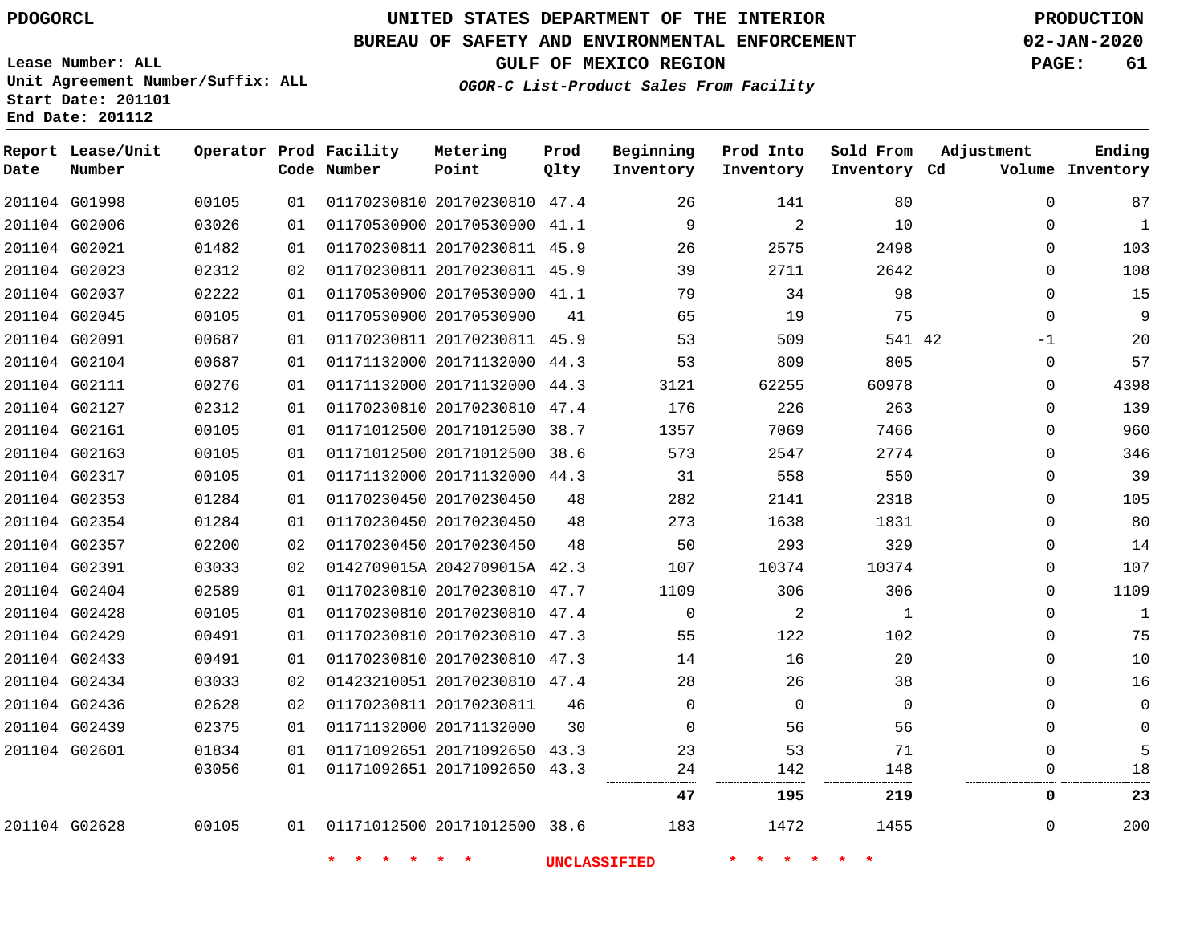PDOGORCL

# UNITED STATES DEPARTMENT OF THE INTERIOR
## BUREAU OF SAFETY AND ENVIRONMENTAL ENFORCEMENT
### GULF OF MEXICO REGION
*OGOR-C List-Product Sales From Facility*

PRODUCTION
02-JAN-2020

Lease Number: ALL
Unit Agreement Number/Suffix: ALL
Start Date: 201101
End Date: 201112

| Report Date | Lease/Unit Number | Operator | Prod Code | Facility Number | Metering Point | Prod Qlty | Beginning Inventory | Prod Into Inventory | Sold From Inventory | Adjustment Cd | Adjustment Volume | Ending Inventory |
|---|---|---|---|---|---|---|---|---|---|---|---|---|
| 201104 | G01998 | 00105 | 01 | 01170230810 | 20170230810 | 47.4 | 26 | 141 | 80 | | 0 | 87 |
| 201104 | G02006 | 03026 | 01 | 01170530900 | 20170530900 | 41.1 | 9 | 2 | 10 | | 0 | 1 |
| 201104 | G02021 | 01482 | 01 | 01170230811 | 20170230811 | 45.9 | 26 | 2575 | 2498 | | 0 | 103 |
| 201104 | G02023 | 02312 | 02 | 01170230811 | 20170230811 | 45.9 | 39 | 2711 | 2642 | | 0 | 108 |
| 201104 | G02037 | 02222 | 01 | 01170530900 | 20170530900 | 41.1 | 79 | 34 | 98 | | 0 | 15 |
| 201104 | G02045 | 00105 | 01 | 01170530900 | 20170530900 | 41 | 65 | 19 | 75 | | 0 | 9 |
| 201104 | G02091 | 00687 | 01 | 01170230811 | 20170230811 | 45.9 | 53 | 509 | 541 | 42 | -1 | 20 |
| 201104 | G02104 | 00687 | 01 | 01171132000 | 20171132000 | 44.3 | 53 | 809 | 805 | | 0 | 57 |
| 201104 | G02111 | 00276 | 01 | 01171132000 | 20171132000 | 44.3 | 3121 | 62255 | 60978 | | 0 | 4398 |
| 201104 | G02127 | 02312 | 01 | 01170230810 | 20170230810 | 47.4 | 176 | 226 | 263 | | 0 | 139 |
| 201104 | G02161 | 00105 | 01 | 01171012500 | 20171012500 | 38.7 | 1357 | 7069 | 7466 | | 0 | 960 |
| 201104 | G02163 | 00105 | 01 | 01171012500 | 20171012500 | 38.6 | 573 | 2547 | 2774 | | 0 | 346 |
| 201104 | G02317 | 00105 | 01 | 01171132000 | 20171132000 | 44.3 | 31 | 558 | 550 | | 0 | 39 |
| 201104 | G02353 | 01284 | 01 | 01170230450 | 20170230450 | 48 | 282 | 2141 | 2318 | | 0 | 105 |
| 201104 | G02354 | 01284 | 01 | 01170230450 | 20170230450 | 48 | 273 | 1638 | 1831 | | 0 | 80 |
| 201104 | G02357 | 02200 | 02 | 01170230450 | 20170230450 | 48 | 50 | 293 | 329 | | 0 | 14 |
| 201104 | G02391 | 03033 | 02 | 0142709015A | 2042709015A | 42.3 | 107 | 10374 | 10374 | | 0 | 107 |
| 201104 | G02404 | 02589 | 01 | 01170230810 | 20170230810 | 47.7 | 1109 | 306 | 306 | | 0 | 1109 |
| 201104 | G02428 | 00105 | 01 | 01170230810 | 20170230810 | 47.4 | 0 | 2 | 1 | | 0 | 1 |
| 201104 | G02429 | 00491 | 01 | 01170230810 | 20170230810 | 47.3 | 55 | 122 | 102 | | 0 | 75 |
| 201104 | G02433 | 00491 | 01 | 01170230810 | 20170230810 | 47.3 | 14 | 16 | 20 | | 0 | 10 |
| 201104 | G02434 | 03033 | 02 | 01423210051 | 20170230810 | 47.4 | 28 | 26 | 38 | | 0 | 16 |
| 201104 | G02436 | 02628 | 02 | 01170230811 | 20170230811 | 46 | 0 | 0 | 0 | | 0 | 0 |
| 201104 | G02439 | 02375 | 01 | 01171132000 | 20171132000 | 30 | 0 | 56 | 56 | | 0 | 0 |
| 201104 | G02601 | 01834 | 01 | 01171092651 | 20171092650 | 43.3 | 23 | 53 | 71 | | 0 | 5 |
| | | 03056 | 01 | 01171092651 | 20171092650 | 43.3 | 24 | 142 | 148 | | 0 | 18 |
| | | | | | | | **47** | **195** | **219** | | **0** | **23** |
| 201104 | G02628 | 00105 | 01 | 01171012500 | 20171012500 | 38.6 | 183 | 1472 | 1455 | | 0 | 200 |

* * * * * * UNCLASSIFIED * * * * * *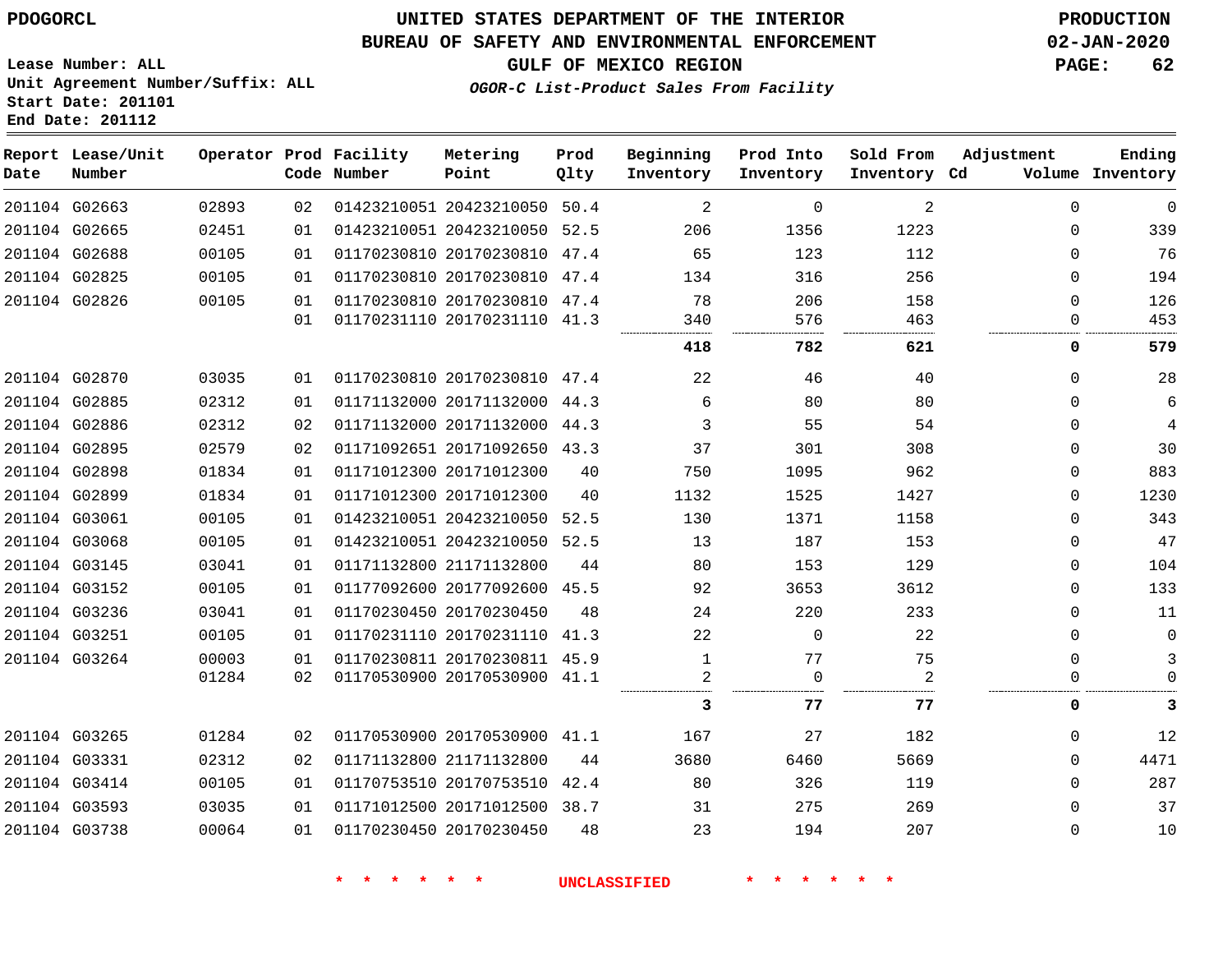PDOGORCL

# UNITED STATES DEPARTMENT OF THE INTERIOR
## BUREAU OF SAFETY AND ENVIRONMENTAL ENFORCEMENT
### GULF OF MEXICO REGION
*OGOR-C List-Product Sales From Facility*

PRODUCTION
02-JAN-2020

Lease Number: ALL
Unit Agreement Number/Suffix: ALL
Start Date: 201101
End Date: 201112

| Report Date | Lease/Unit Number | Operator | Prod Code | Facility Number | Metering Point | Prod Qlty | Beginning Inventory | Prod Into Inventory | Sold From Inventory | Adjustment Cd | Volume | Ending Inventory |
|---|---|---|---|---|---|---|---|---|---|---|---|---|
| 201104 | G02663 | 02893 | 02 | 01423210051 | 20423210050 | 50.4 | 2 | 0 | 2 | | 0 | 0 |
| 201104 | G02665 | 02451 | 01 | 01423210051 | 20423210050 | 52.5 | 206 | 1356 | 1223 | | 0 | 339 |
| 201104 | G02688 | 00105 | 01 | 01170230810 | 20170230810 | 47.4 | 65 | 123 | 112 | | 0 | 76 |
| 201104 | G02825 | 00105 | 01 | 01170230810 | 20170230810 | 47.4 | 134 | 316 | 256 | | 0 | 194 |
| 201104 | G02826 | 00105 | 01 | 01170230810 | 20170230810 | 47.4 | 78 | 206 | 158 | | 0 | 126 |
| | | | 01 | 01170231110 | 20170231110 | 41.3 | 340 | 576 | 463 | | 0 | 453 |
| | | | | | | | **418** | **782** | **621** | | **0** | **579** |
| 201104 | G02870 | 03035 | 01 | 01170230810 | 20170230810 | 47.4 | 22 | 46 | 40 | | 0 | 28 |
| 201104 | G02885 | 02312 | 01 | 01171132000 | 20171132000 | 44.3 | 6 | 80 | 80 | | 0 | 6 |
| 201104 | G02886 | 02312 | 02 | 01171132000 | 20171132000 | 44.3 | 3 | 55 | 54 | | 0 | 4 |
| 201104 | G02895 | 02579 | 02 | 01171092651 | 20171092650 | 43.3 | 37 | 301 | 308 | | 0 | 30 |
| 201104 | G02898 | 01834 | 01 | 01171012300 | 20171012300 | 40 | 750 | 1095 | 962 | | 0 | 883 |
| 201104 | G02899 | 01834 | 01 | 01171012300 | 20171012300 | 40 | 1132 | 1525 | 1427 | | 0 | 1230 |
| 201104 | G03061 | 00105 | 01 | 01423210051 | 20423210050 | 52.5 | 130 | 1371 | 1158 | | 0 | 343 |
| 201104 | G03068 | 00105 | 01 | 01423210051 | 20423210050 | 52.5 | 13 | 187 | 153 | | 0 | 47 |
| 201104 | G03145 | 03041 | 01 | 01171132800 | 21171132800 | 44 | 80 | 153 | 129 | | 0 | 104 |
| 201104 | G03152 | 00105 | 01 | 01177092600 | 20177092600 | 45.5 | 92 | 3653 | 3612 | | 0 | 133 |
| 201104 | G03236 | 03041 | 01 | 01170230450 | 20170230450 | 48 | 24 | 220 | 233 | | 0 | 11 |
| 201104 | G03251 | 00105 | 01 | 01170231110 | 20170231110 | 41.3 | 22 | 0 | 22 | | 0 | 0 |
| 201104 | G03264 | 00003 | 01 | 01170230811 | 20170230811 | 45.9 | 1 | 77 | 75 | | 0 | 3 |
| | | 01284 | 02 | 01170530900 | 20170530900 | 41.1 | 2 | 0 | 2 | | 0 | 0 |
| | | | | | | | **3** | **77** | **77** | | **0** | **3** |
| 201104 | G03265 | 01284 | 02 | 01170530900 | 20170530900 | 41.1 | 167 | 27 | 182 | | 0 | 12 |
| 201104 | G03331 | 02312 | 02 | 01171132800 | 21171132800 | 44 | 3680 | 6460 | 5669 | | 0 | 4471 |
| 201104 | G03414 | 00105 | 01 | 01170753510 | 20170753510 | 42.4 | 80 | 326 | 119 | | 0 | 287 |
| 201104 | G03593 | 03035 | 01 | 01171012500 | 20171012500 | 38.7 | 31 | 275 | 269 | | 0 | 37 |
| 201104 | G03738 | 00064 | 01 | 01170230450 | 20170230450 | 48 | 23 | 194 | 207 | | 0 | 10 |

* * * * * * UNCLASSIFIED * * * * * *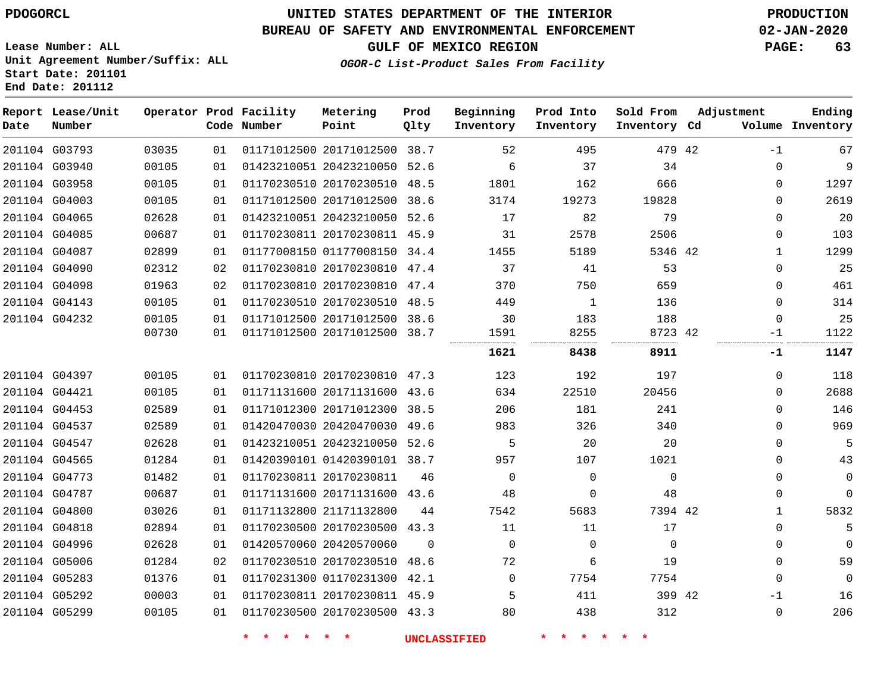UNITED STATES DEPARTMENT OF THE INTERIOR
BUREAU OF SAFETY AND ENVIRONMENTAL ENFORCEMENT
GULF OF MEXICO REGION
*OGOR-C List-Product Sales From Facility*

PDOGORCL

Lease Number: ALL
Unit Agreement Number/Suffix: ALL
Start Date: 201101
End Date: 201112

PRODUCTION
02-JAN-2020

| Report Date | Lease/Unit Number | Operator | Prod Code | Facility Number | Metering Point | Prod Qlty | Beginning Inventory | Prod Into Inventory | Sold From Inventory | Adjustment Cd | Adjustment Volume | Ending Inventory |
|---|---|---|---|---|---|---|---|---|---|---|---|---|
| 201104 | G03793 | 03035 | 01 | 01171012500 | 20171012500 | 38.7 | 52 | 495 | 479 | 42 | -1 | 67 |
| 201104 | G03940 | 00105 | 01 | 01423210051 | 20423210050 | 52.6 | 6 | 37 | 34 | | 0 | 9 |
| 201104 | G03958 | 00105 | 01 | 01170230510 | 20170230510 | 48.5 | 1801 | 162 | 666 | | 0 | 1297 |
| 201104 | G04003 | 00105 | 01 | 01171012500 | 20171012500 | 38.6 | 3174 | 19273 | 19828 | | 0 | 2619 |
| 201104 | G04065 | 02628 | 01 | 01423210051 | 20423210050 | 52.6 | 17 | 82 | 79 | | 0 | 20 |
| 201104 | G04085 | 00687 | 01 | 01170230811 | 20170230811 | 45.9 | 31 | 2578 | 2506 | | 0 | 103 |
| 201104 | G04087 | 02899 | 01 | 01177008150 | 01177008150 | 34.4 | 1455 | 5189 | 5346 | 42 | 1 | 1299 |
| 201104 | G04090 | 02312 | 02 | 01170230810 | 20170230810 | 47.4 | 37 | 41 | 53 | | 0 | 25 |
| 201104 | G04098 | 01963 | 02 | 01170230810 | 20170230810 | 47.4 | 370 | 750 | 659 | | 0 | 461 |
| 201104 | G04143 | 00105 | 01 | 01170230510 | 20170230510 | 48.5 | 449 | 1 | 136 | | 0 | 314 |
| 201104 | G04232 | 00105 | 01 | 01171012500 | 20171012500 | 38.6 | 30 | 183 | 188 | | 0 | 25 |
| | | 00730 | 01 | 01171012500 | 20171012500 | 38.7 | 1591 | 8255 | 8723 | 42 | -1 | 1122 |
| | | | | | | | **1621** | **8438** | **8911** | | **-1** | **1147** |
| 201104 | G04397 | 00105 | 01 | 01170230810 | 20170230810 | 47.3 | 123 | 192 | 197 | | 0 | 118 |
| 201104 | G04421 | 00105 | 01 | 01171131600 | 20171131600 | 43.6 | 634 | 22510 | 20456 | | 0 | 2688 |
| 201104 | G04453 | 02589 | 01 | 01171012300 | 20171012300 | 38.5 | 206 | 181 | 241 | | 0 | 146 |
| 201104 | G04537 | 02589 | 01 | 01420470030 | 20420470030 | 49.6 | 983 | 326 | 340 | | 0 | 969 |
| 201104 | G04547 | 02628 | 01 | 01423210051 | 20423210050 | 52.6 | 5 | 20 | 20 | | 0 | 5 |
| 201104 | G04565 | 01284 | 01 | 01420390101 | 01420390101 | 38.7 | 957 | 107 | 1021 | | 0 | 43 |
| 201104 | G04773 | 01482 | 01 | 01170230811 | 20170230811 | 46 | 0 | 0 | 0 | | 0 | 0 |
| 201104 | G04787 | 00687 | 01 | 01171131600 | 20171131600 | 43.6 | 48 | 0 | 48 | | 0 | 0 |
| 201104 | G04800 | 03026 | 01 | 01171132800 | 21171132800 | 44 | 7542 | 5683 | 7394 | 42 | 1 | 5832 |
| 201104 | G04818 | 02894 | 01 | 01170230500 | 20170230500 | 43.3 | 11 | 11 | 17 | | 0 | 5 |
| 201104 | G04996 | 02628 | 01 | 01420570060 | 20420570060 | 0 | 0 | 0 | 0 | | 0 | 0 |
| 201104 | G05006 | 01284 | 02 | 01170230510 | 20170230510 | 48.6 | 72 | 6 | 19 | | 0 | 59 |
| 201104 | G05283 | 01376 | 01 | 01170231300 | 01170231300 | 42.1 | 0 | 7754 | 7754 | | 0 | 0 |
| 201104 | G05292 | 00003 | 01 | 01170230811 | 20170230811 | 45.9 | 5 | 411 | 399 | 42 | -1 | 16 |
| 201104 | G05299 | 00105 | 01 | 01170230500 | 20170230500 | 43.3 | 80 | 438 | 312 | | 0 | 206 |

\* \* \* \* \* \* UNCLASSIFIED \* \* \* \* \* \*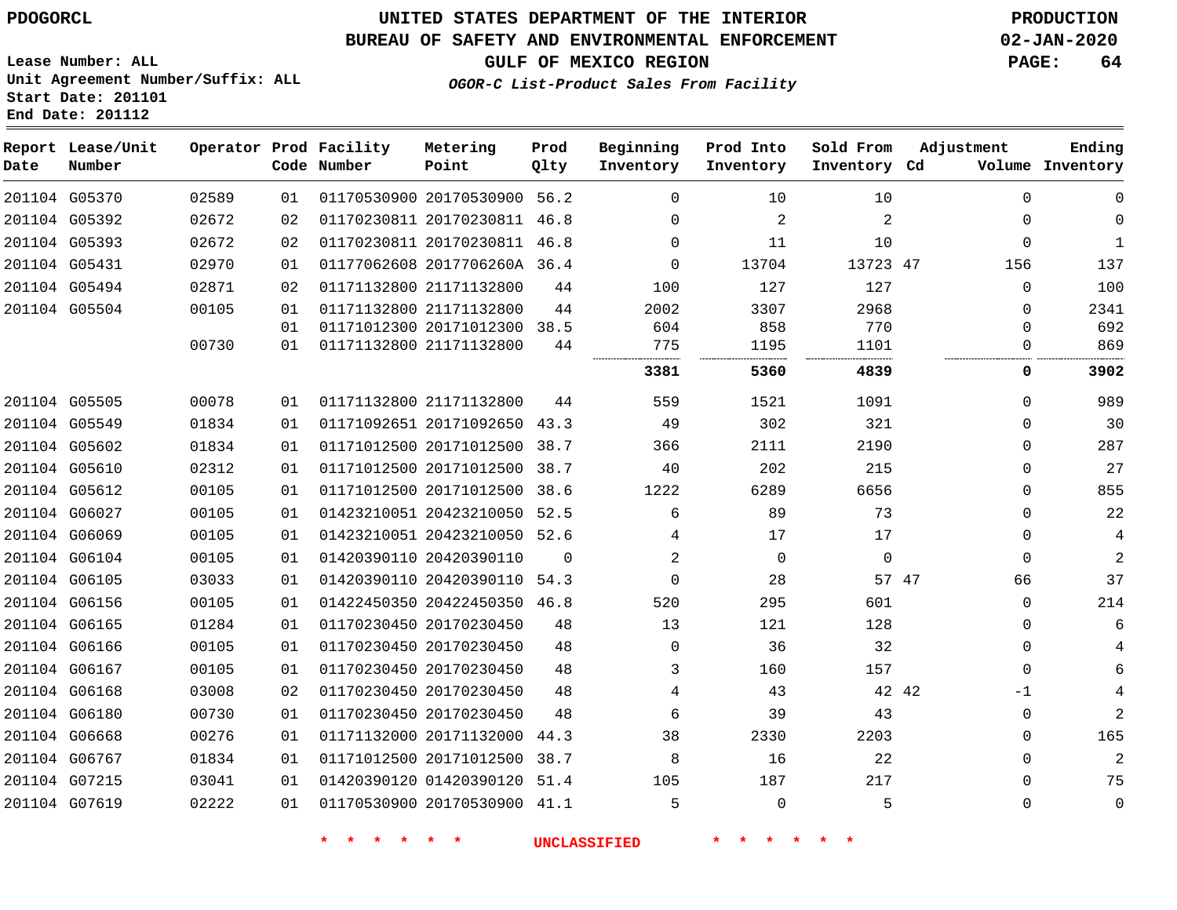PDOGORCL

# UNITED STATES DEPARTMENT OF THE INTERIOR
## BUREAU OF SAFETY AND ENVIRONMENTAL ENFORCEMENT
### GULF OF MEXICO REGION
*OGOR-C List-Product Sales From Facility*

PRODUCTION
02-JAN-2020

Lease Number: ALL
Unit Agreement Number/Suffix: ALL
Start Date: 201101
End Date: 201112

| Report Date | Lease/Unit Number | Operator | Prod Code | Facility Number | Metering Point | Prod Qlty | Beginning Inventory | Prod Into Inventory | Sold From Inventory | Adjustment Cd | Adjustment Volume | Ending Inventory |
|---|---|---|---|---|---|---|---|---|---|---|---|---|
| 201104 | G05370 | 02589 | 01 | 01170530900 | 20170530900 | 56.2 | 0 | 10 | 10 | | 0 | 0 |
| 201104 | G05392 | 02672 | 02 | 01170230811 | 20170230811 | 46.8 | 0 | 2 | 2 | | 0 | 0 |
| 201104 | G05393 | 02672 | 02 | 01170230811 | 20170230811 | 46.8 | 0 | 11 | 10 | | 0 | 1 |
| 201104 | G05431 | 02970 | 01 | 01177062608 | 2017706260A | 36.4 | 0 | 13704 | 13723 | 47 | 156 | 137 |
| 201104 | G05494 | 02871 | 02 | 01171132800 | 21171132800 | 44 | 100 | 127 | 127 | | 0 | 100 |
| 201104 | G05504 | 00105 | 01 | 01171132800 | 21171132800 | 44 | 2002 | 3307 | 2968 | | 0 | 2341 |
| | | | 01 | 01171012300 | 20171012300 | 38.5 | 604 | 858 | 770 | | 0 | 692 |
| | | 00730 | 01 | 01171132800 | 21171132800 | 44 | 775 | 1195 | 1101 | | 0 | 869 |
| | | | | | | | **3381** | **5360** | **4839** | | **0** | **3902** |
| 201104 | G05505 | 00078 | 01 | 01171132800 | 21171132800 | 44 | 559 | 1521 | 1091 | | 0 | 989 |
| 201104 | G05549 | 01834 | 01 | 01171092651 | 20171092650 | 43.3 | 49 | 302 | 321 | | 0 | 30 |
| 201104 | G05602 | 01834 | 01 | 01171012500 | 20171012500 | 38.7 | 366 | 2111 | 2190 | | 0 | 287 |
| 201104 | G05610 | 02312 | 01 | 01171012500 | 20171012500 | 38.7 | 40 | 202 | 215 | | 0 | 27 |
| 201104 | G05612 | 00105 | 01 | 01171012500 | 20171012500 | 38.6 | 1222 | 6289 | 6656 | | 0 | 855 |
| 201104 | G06027 | 00105 | 01 | 01423210051 | 20423210050 | 52.5 | 6 | 89 | 73 | | 0 | 22 |
| 201104 | G06069 | 00105 | 01 | 01423210051 | 20423210050 | 52.6 | 4 | 17 | 17 | | 0 | 4 |
| 201104 | G06104 | 00105 | 01 | 01420390110 | 20420390110 | 0 | 2 | 0 | 0 | | 0 | 2 |
| 201104 | G06105 | 03033 | 01 | 01420390110 | 20420390110 | 54.3 | 0 | 28 | 57 | 47 | 66 | 37 |
| 201104 | G06156 | 00105 | 01 | 01422450350 | 20422450350 | 46.8 | 520 | 295 | 601 | | 0 | 214 |
| 201104 | G06165 | 01284 | 01 | 01170230450 | 20170230450 | 48 | 13 | 121 | 128 | | 0 | 6 |
| 201104 | G06166 | 00105 | 01 | 01170230450 | 20170230450 | 48 | 0 | 36 | 32 | | 0 | 4 |
| 201104 | G06167 | 00105 | 01 | 01170230450 | 20170230450 | 48 | 3 | 160 | 157 | | 0 | 6 |
| 201104 | G06168 | 03008 | 02 | 01170230450 | 20170230450 | 48 | 4 | 43 | 42 | 42 | -1 | 4 |
| 201104 | G06180 | 00730 | 01 | 01170230450 | 20170230450 | 48 | 6 | 39 | 43 | | 0 | 2 |
| 201104 | G06668 | 00276 | 01 | 01171132000 | 20171132000 | 44.3 | 38 | 2330 | 2203 | | 0 | 165 |
| 201104 | G06767 | 01834 | 01 | 01171012500 | 20171012500 | 38.7 | 8 | 16 | 22 | | 0 | 2 |
| 201104 | G07215 | 03041 | 01 | 01420390120 | 01420390120 | 51.4 | 105 | 187 | 217 | | 0 | 75 |
| 201104 | G07619 | 02222 | 01 | 01170530900 | 20170530900 | 41.1 | 5 | 0 | 5 | | 0 | 0 |

\* \* \* \* \* \* UNCLASSIFIED \* \* \* \* \* \*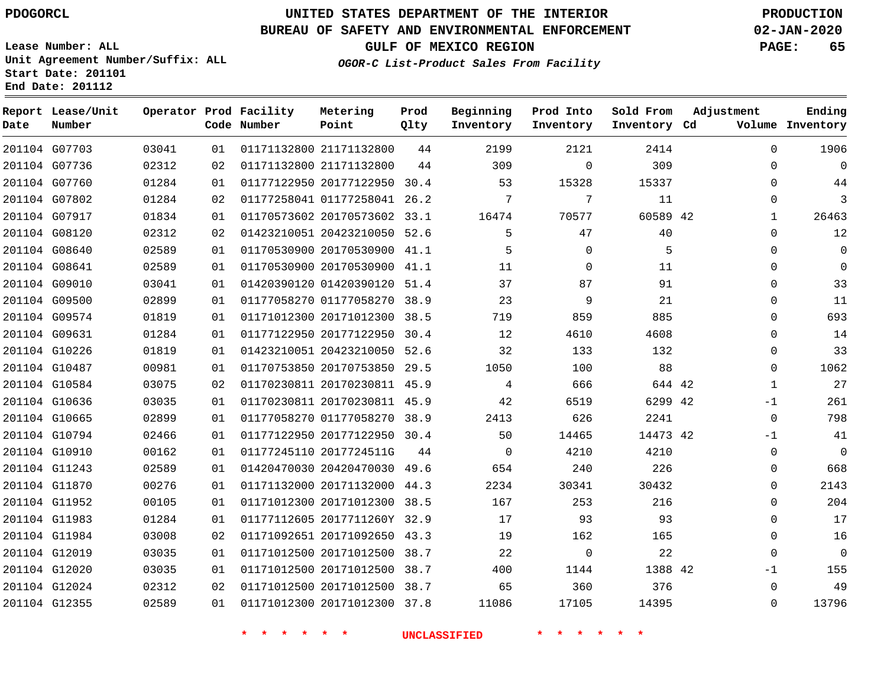PDOGORCL

# UNITED STATES DEPARTMENT OF THE INTERIOR
## BUREAU OF SAFETY AND ENVIRONMENTAL ENFORCEMENT
### GULF OF MEXICO REGION
*OGOR-C List-Product Sales From Facility*

PRODUCTION
02-JAN-2020

Lease Number: ALL
Unit Agreement Number/Suffix: ALL
Start Date: 201101
End Date: 201112

| Report Date | Lease/Unit Number | Operator | Prod Code | Facility Number | Metering Point | Prod Qlty | Beginning Inventory | Prod Into Inventory | Sold From Inventory | Adjustment Cd | Adjustment Volume | Ending Inventory |
|---|---|---|---|---|---|---|---|---|---|---|---|---|
| 201104 | G07703 | 03041 | 01 | 01171132800 | 21171132800 | 44 | 2199 | 2121 | 2414 | | 0 | 1906 |
| 201104 | G07736 | 02312 | 02 | 01171132800 | 21171132800 | 44 | 309 | 0 | 309 | | 0 | 0 |
| 201104 | G07760 | 01284 | 01 | 01177122950 | 20177122950 | 30.4 | 53 | 15328 | 15337 | | 0 | 44 |
| 201104 | G07802 | 01284 | 02 | 01177258041 | 01177258041 | 26.2 | 7 | 7 | 11 | | 0 | 3 |
| 201104 | G07917 | 01834 | 01 | 01170573602 | 20170573602 | 33.1 | 16474 | 70577 | 60589 | 42 | 1 | 26463 |
| 201104 | G08120 | 02312 | 02 | 01423210051 | 20423210050 | 52.6 | 5 | 47 | 40 | | 0 | 12 |
| 201104 | G08640 | 02589 | 01 | 01170530900 | 20170530900 | 41.1 | 5 | 0 | 5 | | 0 | 0 |
| 201104 | G08641 | 02589 | 01 | 01170530900 | 20170530900 | 41.1 | 11 | 0 | 11 | | 0 | 0 |
| 201104 | G09010 | 03041 | 01 | 01420390120 | 01420390120 | 51.4 | 37 | 87 | 91 | | 0 | 33 |
| 201104 | G09500 | 02899 | 01 | 01177058270 | 01177058270 | 38.9 | 23 | 9 | 21 | | 0 | 11 |
| 201104 | G09574 | 01819 | 01 | 01171012300 | 20171012300 | 38.5 | 719 | 859 | 885 | | 0 | 693 |
| 201104 | G09631 | 01284 | 01 | 01177122950 | 20177122950 | 30.4 | 12 | 4610 | 4608 | | 0 | 14 |
| 201104 | G10226 | 01819 | 01 | 01423210051 | 20423210050 | 52.6 | 32 | 133 | 132 | | 0 | 33 |
| 201104 | G10487 | 00981 | 01 | 01170753850 | 20170753850 | 29.5 | 1050 | 100 | 88 | | 0 | 1062 |
| 201104 | G10584 | 03075 | 02 | 01170230811 | 20170230811 | 45.9 | 4 | 666 | 644 | 42 | 1 | 27 |
| 201104 | G10636 | 03035 | 01 | 01170230811 | 20170230811 | 45.9 | 42 | 6519 | 6299 | 42 | -1 | 261 |
| 201104 | G10665 | 02899 | 01 | 01177058270 | 01177058270 | 38.9 | 2413 | 626 | 2241 | | 0 | 798 |
| 201104 | G10794 | 02466 | 01 | 01177122950 | 20177122950 | 30.4 | 50 | 14465 | 14473 | 42 | -1 | 41 |
| 201104 | G10910 | 00162 | 01 | 01177245110 | 2017724511G | 44 | 0 | 4210 | 4210 | | 0 | 0 |
| 201104 | G11243 | 02589 | 01 | 01420470030 | 20420470030 | 49.6 | 654 | 240 | 226 | | 0 | 668 |
| 201104 | G11870 | 00276 | 01 | 01171132000 | 20171132000 | 44.3 | 2234 | 30341 | 30432 | | 0 | 2143 |
| 201104 | G11952 | 00105 | 01 | 01171012300 | 20171012300 | 38.5 | 167 | 253 | 216 | | 0 | 204 |
| 201104 | G11983 | 01284 | 01 | 01177112605 | 2017711260Y | 32.9 | 17 | 93 | 93 | | 0 | 17 |
| 201104 | G11984 | 03008 | 02 | 01171092651 | 20171092650 | 43.3 | 19 | 162 | 165 | | 0 | 16 |
| 201104 | G12019 | 03035 | 01 | 01171012500 | 20171012500 | 38.7 | 22 | 0 | 22 | | 0 | 0 |
| 201104 | G12020 | 03035 | 01 | 01171012500 | 20171012500 | 38.7 | 400 | 1144 | 1388 | 42 | -1 | 155 |
| 201104 | G12024 | 02312 | 02 | 01171012500 | 20171012500 | 38.7 | 65 | 360 | 376 | | 0 | 49 |
| 201104 | G12355 | 02589 | 01 | 01171012300 | 20171012300 | 37.8 | 11086 | 17105 | 14395 | | 0 | 13796 |

\* \* \* \* \* \* UNCLASSIFIED \* \* \* \* \* \*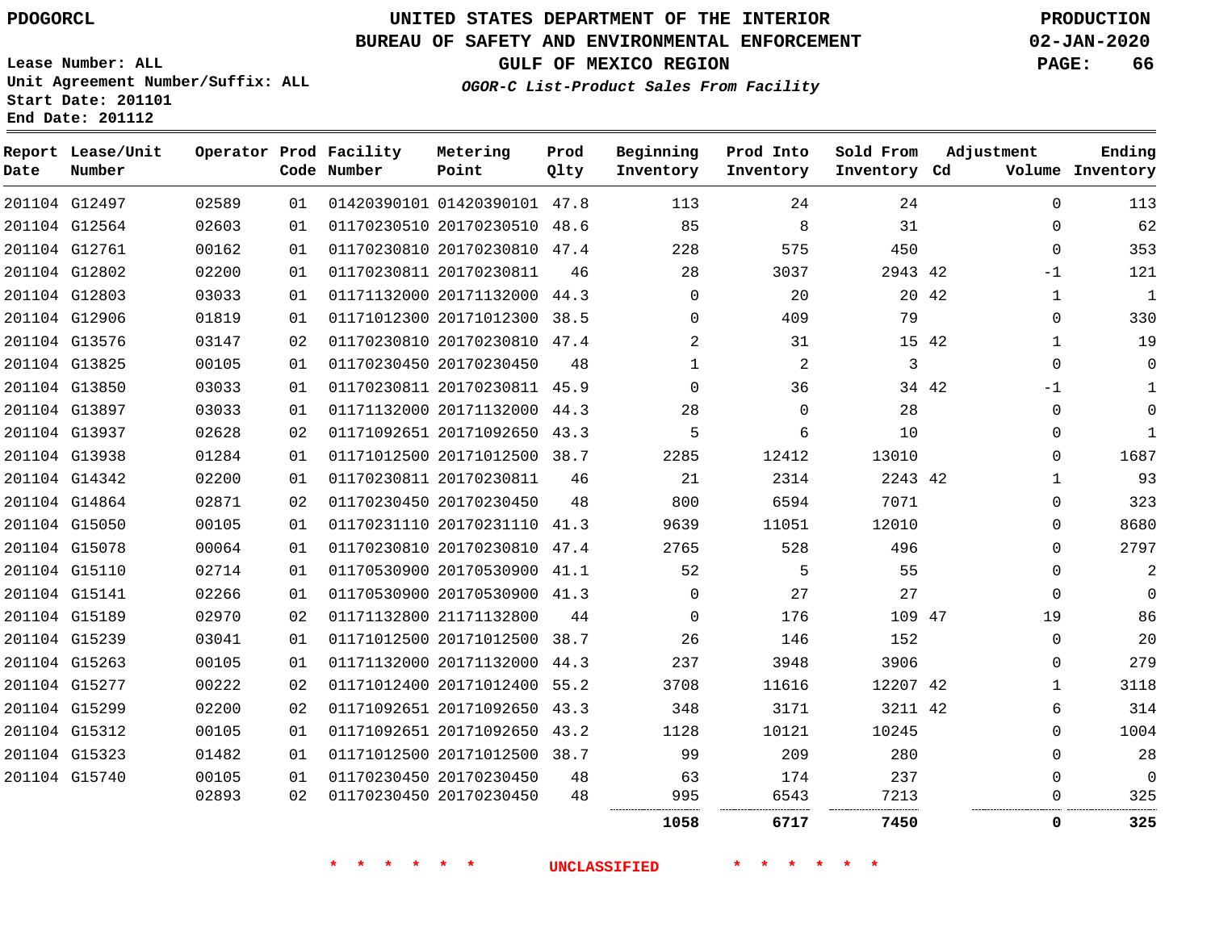PDOGORCL

Lease Number: ALL
Unit Agreement Number/Suffix: ALL
Start Date: 201101
End Date: 201112

# UNITED STATES DEPARTMENT OF THE INTERIOR
## BUREAU OF SAFETY AND ENVIRONMENTAL ENFORCEMENT
## GULF OF MEXICO REGION
### *OGOR-C List-Product Sales From Facility*

PRODUCTION
02-JAN-2020

| Report Date | Lease/Unit Number | Operator | Prod Code | Facility Number | Metering Point | Prod Qlty | Beginning Inventory | Prod Into Inventory | Sold From Inventory | Adjustment Cd | Adjustment Volume | Ending Inventory |
|---|---|---|---|---|---|---|---|---|---|---|---|---|
| 201104 | G12497 | 02589 | 01 | 01420390101 | 01420390101 | 47.8 | 113 | 24 | 24 | | 0 | 113 |
| 201104 | G12564 | 02603 | 01 | 01170230510 | 20170230510 | 48.6 | 85 | 8 | 31 | | 0 | 62 |
| 201104 | G12761 | 00162 | 01 | 01170230810 | 20170230810 | 47.4 | 228 | 575 | 450 | | 0 | 353 |
| 201104 | G12802 | 02200 | 01 | 01170230811 | 20170230811 | 46 | 28 | 3037 | 2943 | 42 | -1 | 121 |
| 201104 | G12803 | 03033 | 01 | 01171132000 | 20171132000 | 44.3 | 0 | 20 | 20 | 42 | 1 | 1 |
| 201104 | G12906 | 01819 | 01 | 01171012300 | 20171012300 | 38.5 | 0 | 409 | 79 | | 0 | 330 |
| 201104 | G13576 | 03147 | 02 | 01170230810 | 20170230810 | 47.4 | 2 | 31 | 15 | 42 | 1 | 19 |
| 201104 | G13825 | 00105 | 01 | 01170230450 | 20170230450 | 48 | 1 | 2 | 3 | | 0 | 0 |
| 201104 | G13850 | 03033 | 01 | 01170230811 | 20170230811 | 45.9 | 0 | 36 | 34 | 42 | -1 | 1 |
| 201104 | G13897 | 03033 | 01 | 01171132000 | 20171132000 | 44.3 | 28 | 0 | 28 | | 0 | 0 |
| 201104 | G13937 | 02628 | 02 | 01171092651 | 20171092650 | 43.3 | 5 | 6 | 10 | | 0 | 1 |
| 201104 | G13938 | 01284 | 01 | 01171012500 | 20171012500 | 38.7 | 2285 | 12412 | 13010 | | 0 | 1687 |
| 201104 | G14342 | 02200 | 01 | 01170230811 | 20170230811 | 46 | 21 | 2314 | 2243 | 42 | 1 | 93 |
| 201104 | G14864 | 02871 | 02 | 01170230450 | 20170230450 | 48 | 800 | 6594 | 7071 | | 0 | 323 |
| 201104 | G15050 | 00105 | 01 | 01170231110 | 20170231110 | 41.3 | 9639 | 11051 | 12010 | | 0 | 8680 |
| 201104 | G15078 | 00064 | 01 | 01170230810 | 20170230810 | 47.4 | 2765 | 528 | 496 | | 0 | 2797 |
| 201104 | G15110 | 02714 | 01 | 01170530900 | 20170530900 | 41.1 | 52 | 5 | 55 | | 0 | 2 |
| 201104 | G15141 | 02266 | 01 | 01170530900 | 20170530900 | 41.3 | 0 | 27 | 27 | | 0 | 0 |
| 201104 | G15189 | 02970 | 02 | 01171132800 | 21171132800 | 44 | 0 | 176 | 109 | 47 | 19 | 86 |
| 201104 | G15239 | 03041 | 01 | 01171012500 | 20171012500 | 38.7 | 26 | 146 | 152 | | 0 | 20 |
| 201104 | G15263 | 00105 | 01 | 01171132000 | 20171132000 | 44.3 | 237 | 3948 | 3906 | | 0 | 279 |
| 201104 | G15277 | 00222 | 02 | 01171012400 | 20171012400 | 55.2 | 3708 | 11616 | 12207 | 42 | 1 | 3118 |
| 201104 | G15299 | 02200 | 02 | 01171092651 | 20171092650 | 43.3 | 348 | 3171 | 3211 | 42 | 6 | 314 |
| 201104 | G15312 | 00105 | 01 | 01171092651 | 20171092650 | 43.2 | 1128 | 10121 | 10245 | | 0 | 1004 |
| 201104 | G15323 | 01482 | 01 | 01171012500 | 20171012500 | 38.7 | 99 | 209 | 280 | | 0 | 28 |
| 201104 | G15740 | 00105 | 01 | 01170230450 | 20170230450 | 48 | 63 | 174 | 237 | | 0 | 0 |
| | | 02893 | 02 | 01170230450 | 20170230450 | 48 | 995 | 6543 | 7213 | | 0 | 325 |
| | | | | | | | **1058** | **6717** | **7450** | | **0** | **325** |

\* \* \* \* \* \* UNCLASSIFIED \* \* \* \* \* \*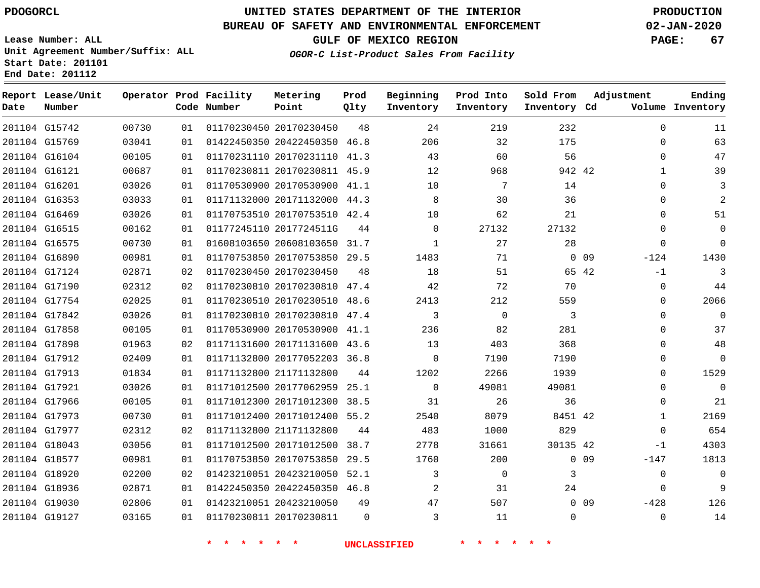PDOGORCL

# UNITED STATES DEPARTMENT OF THE INTERIOR
## BUREAU OF SAFETY AND ENVIRONMENTAL ENFORCEMENT
### GULF OF MEXICO REGION
*OGOR-C List-Product Sales From Facility*

PRODUCTION
02-JAN-2020

Lease Number: ALL
Unit Agreement Number/Suffix: ALL
Start Date: 201101
End Date: 201112

| Report Date | Lease/Unit Number | Operator | Prod Code | Facility Number | Metering Point | Prod Qlty | Beginning Inventory | Prod Into Inventory | Sold From Inventory | Adjustment Cd | Adjustment Volume | Ending Inventory |
|---|---|---|---|---|---|---|---|---|---|---|---|---|
| 201104 | G15742 | 00730 | 01 | 01170230450 | 20170230450 | 48 | 24 | 219 | 232 | | 0 | 11 |
| 201104 | G15769 | 03041 | 01 | 01422450350 | 20422450350 | 46.8 | 206 | 32 | 175 | | 0 | 63 |
| 201104 | G16104 | 00105 | 01 | 01170231110 | 20170231110 | 41.3 | 43 | 60 | 56 | | 0 | 47 |
| 201104 | G16121 | 00687 | 01 | 01170230811 | 20170230811 | 45.9 | 12 | 968 | 942 | 42 | 1 | 39 |
| 201104 | G16201 | 03026 | 01 | 01170530900 | 20170530900 | 41.1 | 10 | 7 | 14 | | 0 | 3 |
| 201104 | G16353 | 03033 | 01 | 01171132000 | 20171132000 | 44.3 | 8 | 30 | 36 | | 0 | 2 |
| 201104 | G16469 | 03026 | 01 | 01170753510 | 20170753510 | 42.4 | 10 | 62 | 21 | | 0 | 51 |
| 201104 | G16515 | 00162 | 01 | 01177245110 | 2017724511G | 44 | 0 | 27132 | 27132 | | 0 | 0 |
| 201104 | G16575 | 00730 | 01 | 01608103650 | 20608103650 | 31.7 | 1 | 27 | 28 | | 0 | 0 |
| 201104 | G16890 | 00981 | 01 | 01170753850 | 20170753850 | 29.5 | 1483 | 71 | 0 | 09 | -124 | 1430 |
| 201104 | G17124 | 02871 | 02 | 01170230450 | 20170230450 | 48 | 18 | 51 | 65 | 42 | -1 | 3 |
| 201104 | G17190 | 02312 | 02 | 01170230810 | 20170230810 | 47.4 | 42 | 72 | 70 | | 0 | 44 |
| 201104 | G17754 | 02025 | 01 | 01170230510 | 20170230510 | 48.6 | 2413 | 212 | 559 | | 0 | 2066 |
| 201104 | G17842 | 03026 | 01 | 01170230810 | 20170230810 | 47.4 | 3 | 0 | 3 | | 0 | 0 |
| 201104 | G17858 | 00105 | 01 | 01170530900 | 20170530900 | 41.1 | 236 | 82 | 281 | | 0 | 37 |
| 201104 | G17898 | 01963 | 02 | 01171131600 | 20171131600 | 43.6 | 13 | 403 | 368 | | 0 | 48 |
| 201104 | G17912 | 02409 | 01 | 01171132800 | 20177052203 | 36.8 | 0 | 7190 | 7190 | | 0 | 0 |
| 201104 | G17913 | 01834 | 01 | 01171132800 | 21171132800 | 44 | 1202 | 2266 | 1939 | | 0 | 1529 |
| 201104 | G17921 | 03026 | 01 | 01171012500 | 20177062959 | 25.1 | 0 | 49081 | 49081 | | 0 | 0 |
| 201104 | G17966 | 00105 | 01 | 01171012300 | 20171012300 | 38.5 | 31 | 26 | 36 | | 0 | 21 |
| 201104 | G17973 | 00730 | 01 | 01171012400 | 20171012400 | 55.2 | 2540 | 8079 | 8451 | 42 | 1 | 2169 |
| 201104 | G17977 | 02312 | 02 | 01171132800 | 21171132800 | 44 | 483 | 1000 | 829 | | 0 | 654 |
| 201104 | G18043 | 03056 | 01 | 01171012500 | 20171012500 | 38.7 | 2778 | 31661 | 30135 | 42 | -1 | 4303 |
| 201104 | G18577 | 00981 | 01 | 01170753850 | 20170753850 | 29.5 | 1760 | 200 | 0 | 09 | -147 | 1813 |
| 201104 | G18920 | 02200 | 02 | 01423210051 | 20423210050 | 52.1 | 3 | 0 | 3 | | 0 | 0 |
| 201104 | G18936 | 02871 | 01 | 01422450350 | 20422450350 | 46.8 | 2 | 31 | 24 | | 0 | 9 |
| 201104 | G19030 | 02806 | 01 | 01423210051 | 20423210050 | 49 | 47 | 507 | 0 | 09 | -428 | 126 |
| 201104 | G19127 | 03165 | 01 | 01170230811 | 20170230811 | 0 | 3 | 11 | 0 | | 0 | 14 |

\* \* \* \* \* \* UNCLASSIFIED \* \* \* \* \* \*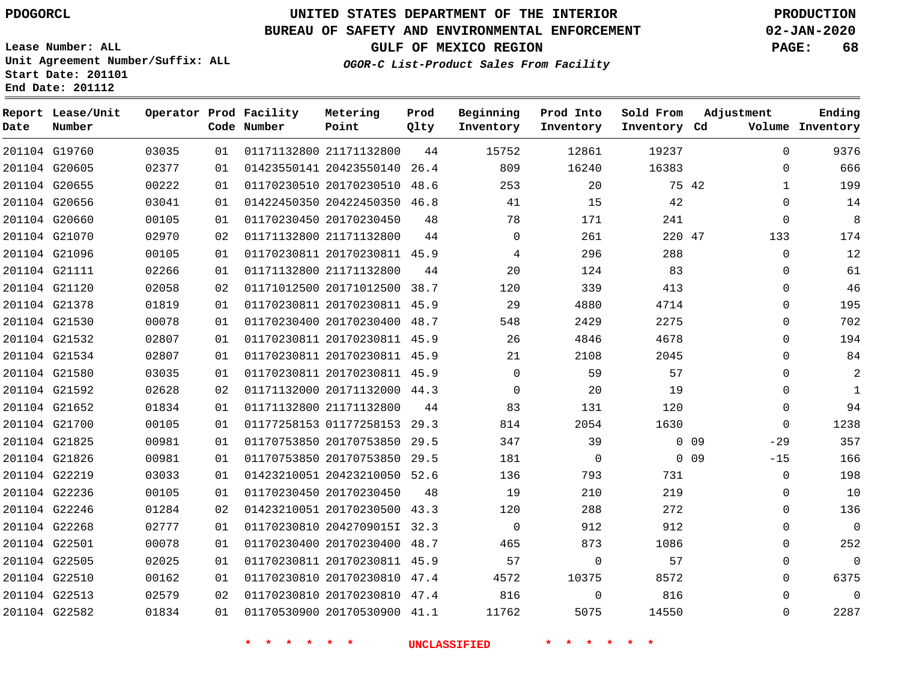PDOGORCL

# UNITED STATES DEPARTMENT OF THE INTERIOR
## BUREAU OF SAFETY AND ENVIRONMENTAL ENFORCEMENT
## GULF OF MEXICO REGION
### *OGOR-C List-Product Sales From Facility*

PRODUCTION
02-JAN-2020

Lease Number: ALL
Unit Agreement Number/Suffix: ALL
Start Date: 201101
End Date: 201112

| Report Date | Lease/Unit Number | Operator | Prod Code | Facility Number | Metering Point | Prod Qlty | Beginning Inventory | Prod Into Inventory | Sold From Inventory | Adjustment Cd | Volume | Ending Inventory |
|---|---|---|---|---|---|---|---|---|---|---|---|---|
| 201104 | G19760 | 03035 | 01 | 01171132800 | 21171132800 | 44 | 15752 | 12861 | 19237 | | 0 | 9376 |
| 201104 | G20605 | 02377 | 01 | 01423550141 | 20423550140 | 26.4 | 809 | 16240 | 16383 | | 0 | 666 |
| 201104 | G20655 | 00222 | 01 | 01170230510 | 20170230510 | 48.6 | 253 | 20 | 75 | 42 | 1 | 199 |
| 201104 | G20656 | 03041 | 01 | 01422450350 | 20422450350 | 46.8 | 41 | 15 | 42 | | 0 | 14 |
| 201104 | G20660 | 00105 | 01 | 01170230450 | 20170230450 | 48 | 78 | 171 | 241 | | 0 | 8 |
| 201104 | G21070 | 02970 | 02 | 01171132800 | 21171132800 | 44 | 0 | 261 | 220 | 47 | 133 | 174 |
| 201104 | G21096 | 00105 | 01 | 01170230811 | 20170230811 | 45.9 | 4 | 296 | 288 | | 0 | 12 |
| 201104 | G21111 | 02266 | 01 | 01171132800 | 21171132800 | 44 | 20 | 124 | 83 | | 0 | 61 |
| 201104 | G21120 | 02058 | 02 | 01171012500 | 20171012500 | 38.7 | 120 | 339 | 413 | | 0 | 46 |
| 201104 | G21378 | 01819 | 01 | 01170230811 | 20170230811 | 45.9 | 29 | 4880 | 4714 | | 0 | 195 |
| 201104 | G21530 | 00078 | 01 | 01170230400 | 20170230400 | 48.7 | 548 | 2429 | 2275 | | 0 | 702 |
| 201104 | G21532 | 02807 | 01 | 01170230811 | 20170230811 | 45.9 | 26 | 4846 | 4678 | | 0 | 194 |
| 201104 | G21534 | 02807 | 01 | 01170230811 | 20170230811 | 45.9 | 21 | 2108 | 2045 | | 0 | 84 |
| 201104 | G21580 | 03035 | 01 | 01170230811 | 20170230811 | 45.9 | 0 | 59 | 57 | | 0 | 2 |
| 201104 | G21592 | 02628 | 02 | 01171132000 | 20171132000 | 44.3 | 0 | 20 | 19 | | 0 | 1 |
| 201104 | G21652 | 01834 | 01 | 01171132800 | 21171132800 | 44 | 83 | 131 | 120 | | 0 | 94 |
| 201104 | G21700 | 00105 | 01 | 01177258153 | 01177258153 | 29.3 | 814 | 2054 | 1630 | | 0 | 1238 |
| 201104 | G21825 | 00981 | 01 | 01170753850 | 20170753850 | 29.5 | 347 | 39 | 0 | 09 | -29 | 357 |
| 201104 | G21826 | 00981 | 01 | 01170753850 | 20170753850 | 29.5 | 181 | 0 | 0 | 09 | -15 | 166 |
| 201104 | G22219 | 03033 | 01 | 01423210051 | 20423210050 | 52.6 | 136 | 793 | 731 | | 0 | 198 |
| 201104 | G22236 | 00105 | 01 | 01170230450 | 20170230450 | 48 | 19 | 210 | 219 | | 0 | 10 |
| 201104 | G22246 | 01284 | 02 | 01423210051 | 20170230500 | 43.3 | 120 | 288 | 272 | | 0 | 136 |
| 201104 | G22268 | 02777 | 01 | 01170230810 | 2042709015I | 32.3 | 0 | 912 | 912 | | 0 | 0 |
| 201104 | G22501 | 00078 | 01 | 01170230400 | 20170230400 | 48.7 | 465 | 873 | 1086 | | 0 | 252 |
| 201104 | G22505 | 02025 | 01 | 01170230811 | 20170230811 | 45.9 | 57 | 0 | 57 | | 0 | 0 |
| 201104 | G22510 | 00162 | 01 | 01170230810 | 20170230810 | 47.4 | 4572 | 10375 | 8572 | | 0 | 6375 |
| 201104 | G22513 | 02579 | 02 | 01170230810 | 20170230810 | 47.4 | 816 | 0 | 816 | | 0 | 0 |
| 201104 | G22582 | 01834 | 01 | 01170530900 | 20170530900 | 41.1 | 11762 | 5075 | 14550 | | 0 | 2287 |

* * * * * * UNCLASSIFIED * * * * * *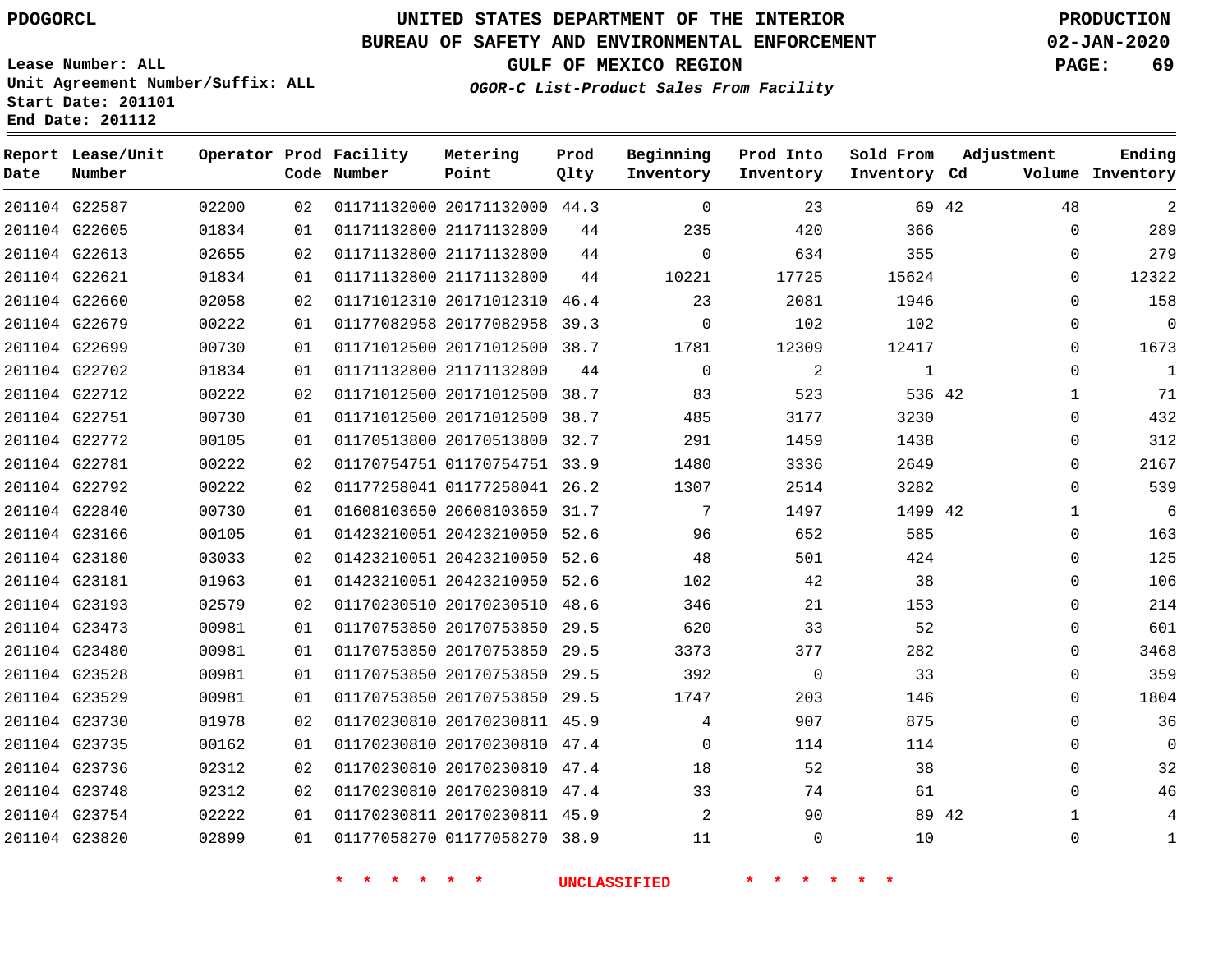PDOGORCL

# UNITED STATES DEPARTMENT OF THE INTERIOR
## BUREAU OF SAFETY AND ENVIRONMENTAL ENFORCEMENT
### GULF OF MEXICO REGION
*OGOR-C List-Product Sales From Facility*

PRODUCTION
02-JAN-2020

Lease Number: ALL
Unit Agreement Number/Suffix: ALL
Start Date: 201101
End Date: 201112

| Report Date | Lease/Unit Number | Operator | Prod Code | Facility Number | Metering Point | Prod Qlty | Beginning Inventory | Prod Into Inventory | Sold From Inventory | Adjustment Cd | Adjustment Volume | Ending Inventory |
|---|---|---|---|---|---|---|---|---|---|---|---|---|
| 201104 | G22587 | 02200 | 02 | 01171132000 | 20171132000 | 44.3 | 0 | 23 | 69 | 42 | 48 | 2 |
| 201104 | G22605 | 01834 | 01 | 01171132800 | 21171132800 | 44 | 235 | 420 | 366 | | 0 | 289 |
| 201104 | G22613 | 02655 | 02 | 01171132800 | 21171132800 | 44 | 0 | 634 | 355 | | 0 | 279 |
| 201104 | G22621 | 01834 | 01 | 01171132800 | 21171132800 | 44 | 10221 | 17725 | 15624 | | 0 | 12322 |
| 201104 | G22660 | 02058 | 02 | 01171012310 | 20171012310 | 46.4 | 23 | 2081 | 1946 | | 0 | 158 |
| 201104 | G22679 | 00222 | 01 | 01177082958 | 20177082958 | 39.3 | 0 | 102 | 102 | | 0 | 0 |
| 201104 | G22699 | 00730 | 01 | 01171012500 | 20171012500 | 38.7 | 1781 | 12309 | 12417 | | 0 | 1673 |
| 201104 | G22702 | 01834 | 01 | 01171132800 | 21171132800 | 44 | 0 | 2 | 1 | | 0 | 1 |
| 201104 | G22712 | 00222 | 02 | 01171012500 | 20171012500 | 38.7 | 83 | 523 | 536 | 42 | 1 | 71 |
| 201104 | G22751 | 00730 | 01 | 01171012500 | 20171012500 | 38.7 | 485 | 3177 | 3230 | | 0 | 432 |
| 201104 | G22772 | 00105 | 01 | 01170513800 | 20170513800 | 32.7 | 291 | 1459 | 1438 | | 0 | 312 |
| 201104 | G22781 | 00222 | 02 | 01170754751 | 01170754751 | 33.9 | 1480 | 3336 | 2649 | | 0 | 2167 |
| 201104 | G22792 | 00222 | 02 | 01177258041 | 01177258041 | 26.2 | 1307 | 2514 | 3282 | | 0 | 539 |
| 201104 | G22840 | 00730 | 01 | 01608103650 | 20608103650 | 31.7 | 7 | 1497 | 1499 | 42 | 1 | 6 |
| 201104 | G23166 | 00105 | 01 | 01423210051 | 20423210050 | 52.6 | 96 | 652 | 585 | | 0 | 163 |
| 201104 | G23180 | 03033 | 02 | 01423210051 | 20423210050 | 52.6 | 48 | 501 | 424 | | 0 | 125 |
| 201104 | G23181 | 01963 | 01 | 01423210051 | 20423210050 | 52.6 | 102 | 42 | 38 | | 0 | 106 |
| 201104 | G23193 | 02579 | 02 | 01170230510 | 20170230510 | 48.6 | 346 | 21 | 153 | | 0 | 214 |
| 201104 | G23473 | 00981 | 01 | 01170753850 | 20170753850 | 29.5 | 620 | 33 | 52 | | 0 | 601 |
| 201104 | G23480 | 00981 | 01 | 01170753850 | 20170753850 | 29.5 | 3373 | 377 | 282 | | 0 | 3468 |
| 201104 | G23528 | 00981 | 01 | 01170753850 | 20170753850 | 29.5 | 392 | 0 | 33 | | 0 | 359 |
| 201104 | G23529 | 00981 | 01 | 01170753850 | 20170753850 | 29.5 | 1747 | 203 | 146 | | 0 | 1804 |
| 201104 | G23730 | 01978 | 02 | 01170230810 | 20170230811 | 45.9 | 4 | 907 | 875 | | 0 | 36 |
| 201104 | G23735 | 00162 | 01 | 01170230810 | 20170230810 | 47.4 | 0 | 114 | 114 | | 0 | 0 |
| 201104 | G23736 | 02312 | 02 | 01170230810 | 20170230810 | 47.4 | 18 | 52 | 38 | | 0 | 32 |
| 201104 | G23748 | 02312 | 02 | 01170230810 | 20170230810 | 47.4 | 33 | 74 | 61 | | 0 | 46 |
| 201104 | G23754 | 02222 | 01 | 01170230811 | 20170230811 | 45.9 | 2 | 90 | 89 | 42 | 1 | 4 |
| 201104 | G23820 | 02899 | 01 | 01177058270 | 01177058270 | 38.9 | 11 | 0 | 10 | | 0 | 1 |

* * * * * * UNCLASSIFIED * * * * * *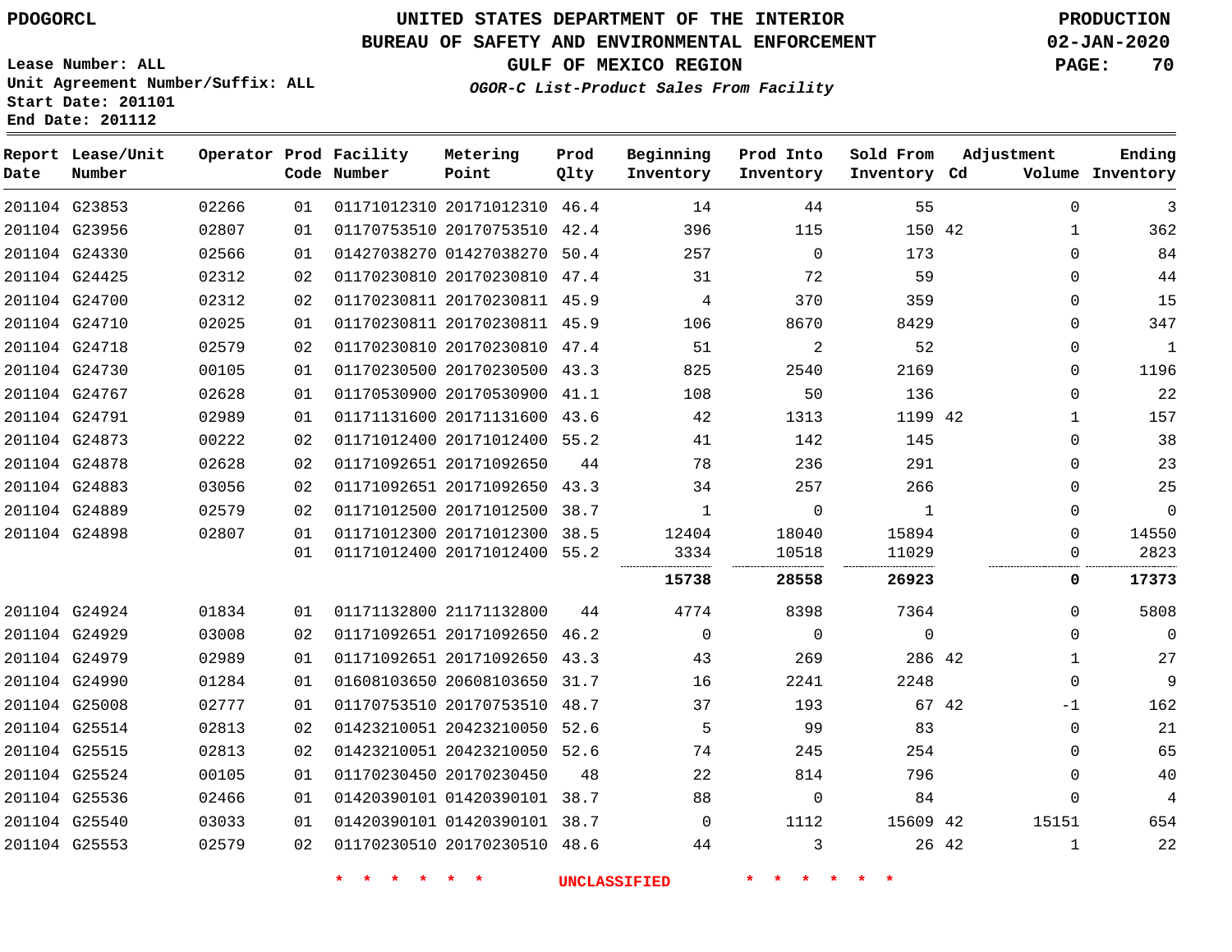PDOGORCL

Lease Number: ALL
Unit Agreement Number/Suffix: ALL
Start Date: 201101
End Date: 201112

# UNITED STATES DEPARTMENT OF THE INTERIOR
## BUREAU OF SAFETY AND ENVIRONMENTAL ENFORCEMENT
### GULF OF MEXICO REGION

*OGOR-C List-Product Sales From Facility*

PRODUCTION
02-JAN-2020

| Report Date | Lease/Unit Number | Operator | Prod Code | Facility Number | Metering Point | Prod Qlty | Beginning Inventory | Prod Into Inventory | Sold From Inventory | Adjustment Cd | Volume | Ending Inventory |
|---|---|---|---|---|---|---|---|---|---|---|---|---|
| 201104 | G23853 | 02266 | 01 | 01171012310 | 20171012310 | 46.4 | 14 | 44 | 55 | | 0 | 3 |
| 201104 | G23956 | 02807 | 01 | 01170753510 | 20170753510 | 42.4 | 396 | 115 | 150 | 42 | 1 | 362 |
| 201104 | G24330 | 02566 | 01 | 01427038270 | 01427038270 | 50.4 | 257 | 0 | 173 | | 0 | 84 |
| 201104 | G24425 | 02312 | 02 | 01170230810 | 20170230810 | 47.4 | 31 | 72 | 59 | | 0 | 44 |
| 201104 | G24700 | 02312 | 02 | 01170230811 | 20170230811 | 45.9 | 4 | 370 | 359 | | 0 | 15 |
| 201104 | G24710 | 02025 | 01 | 01170230811 | 20170230811 | 45.9 | 106 | 8670 | 8429 | | 0 | 347 |
| 201104 | G24718 | 02579 | 02 | 01170230810 | 20170230810 | 47.4 | 51 | 2 | 52 | | 0 | 1 |
| 201104 | G24730 | 00105 | 01 | 01170230500 | 20170230500 | 43.3 | 825 | 2540 | 2169 | | 0 | 1196 |
| 201104 | G24767 | 02628 | 01 | 01170530900 | 20170530900 | 41.1 | 108 | 50 | 136 | | 0 | 22 |
| 201104 | G24791 | 02989 | 01 | 01171131600 | 20171131600 | 43.6 | 42 | 1313 | 1199 | 42 | 1 | 157 |
| 201104 | G24873 | 00222 | 02 | 01171012400 | 20171012400 | 55.2 | 41 | 142 | 145 | | 0 | 38 |
| 201104 | G24878 | 02628 | 02 | 01171092651 | 20171092650 | 44 | 78 | 236 | 291 | | 0 | 23 |
| 201104 | G24883 | 03056 | 02 | 01171092651 | 20171092650 | 43.3 | 34 | 257 | 266 | | 0 | 25 |
| 201104 | G24889 | 02579 | 02 | 01171012500 | 20171012500 | 38.7 | 1 | 0 | 1 | | 0 | 0 |
| 201104 | G24898 | 02807 | 01 | 01171012300 | 20171012300 | 38.5 | 12404 | 18040 | 15894 | | 0 | 14550 |
| | | | 01 | 01171012400 | 20171012400 | 55.2 | 3334 | 10518 | 11029 | | 0 | 2823 |
| | | | | | | | **15738** | **28558** | **26923** | | **0** | **17373** |
| 201104 | G24924 | 01834 | 01 | 01171132800 | 21171132800 | 44 | 4774 | 8398 | 7364 | | 0 | 5808 |
| 201104 | G24929 | 03008 | 02 | 01171092651 | 20171092650 | 46.2 | 0 | 0 | 0 | | 0 | 0 |
| 201104 | G24979 | 02989 | 01 | 01171092651 | 20171092650 | 43.3 | 43 | 269 | 286 | 42 | 1 | 27 |
| 201104 | G24990 | 01284 | 01 | 01608103650 | 20608103650 | 31.7 | 16 | 2241 | 2248 | | 0 | 9 |
| 201104 | G25008 | 02777 | 01 | 01170753510 | 20170753510 | 48.7 | 37 | 193 | 67 | 42 | -1 | 162 |
| 201104 | G25514 | 02813 | 02 | 01423210051 | 20423210050 | 52.6 | 5 | 99 | 83 | | 0 | 21 |
| 201104 | G25515 | 02813 | 02 | 01423210051 | 20423210050 | 52.6 | 74 | 245 | 254 | | 0 | 65 |
| 201104 | G25524 | 00105 | 01 | 01170230450 | 20170230450 | 48 | 22 | 814 | 796 | | 0 | 40 |
| 201104 | G25536 | 02466 | 01 | 01420390101 | 01420390101 | 38.7 | 88 | 0 | 84 | | 0 | 4 |
| 201104 | G25540 | 03033 | 01 | 01420390101 | 01420390101 | 38.7 | 0 | 1112 | 15609 | 42 | 15151 | 654 |
| 201104 | G25553 | 02579 | 02 | 01170230510 | 20170230510 | 48.6 | 44 | 3 | 26 | 42 | 1 | 22 |

\* \* \* \* \* \* UNCLASSIFIED \* \* \* \* \* \*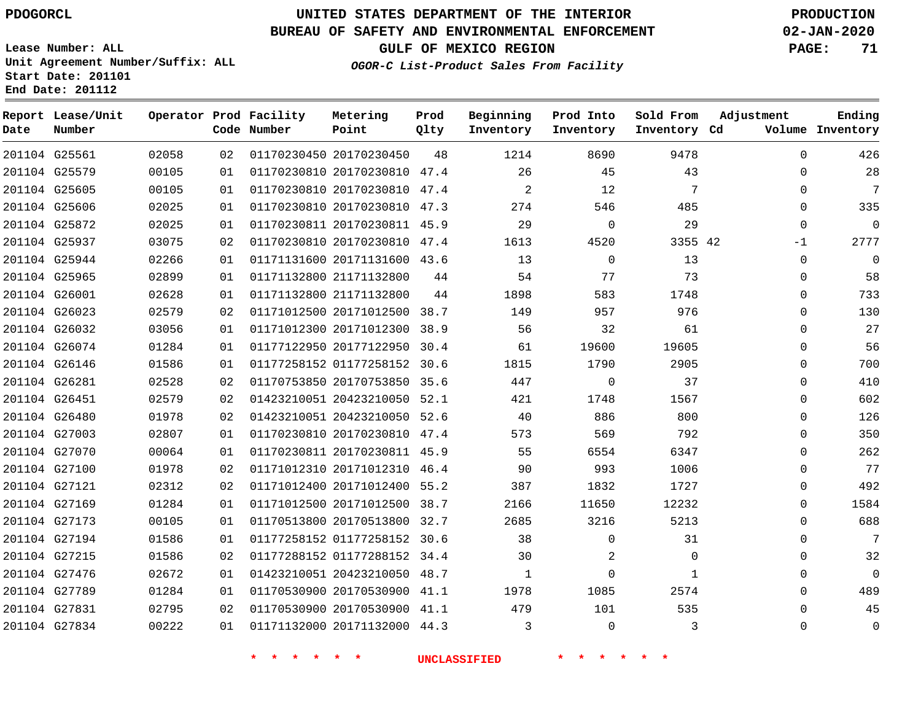PDOGORCL

# UNITED STATES DEPARTMENT OF THE INTERIOR
## BUREAU OF SAFETY AND ENVIRONMENTAL ENFORCEMENT
## GULF OF MEXICO REGION
### *OGOR-C List-Product Sales From Facility*

PRODUCTION
02-JAN-2020

Lease Number: ALL
Unit Agreement Number/Suffix: ALL
Start Date: 201101
End Date: 201112

| Report Date | Lease/Unit Number | Operator | Prod Code | Facility Number | Metering Point | Prod Qlty | Beginning Inventory | Prod Into Inventory | Sold From Inventory | Adjustment Cd | Adjustment Volume | Ending Inventory |
|---|---|---|---|---|---|---|---|---|---|---|---|---|
| 201104 | G25561 | 02058 | 02 | 01170230450 | 20170230450 | 48 | 1214 | 8690 | 9478 | | 0 | 426 |
| 201104 | G25579 | 00105 | 01 | 01170230810 | 20170230810 | 47.4 | 26 | 45 | 43 | | 0 | 28 |
| 201104 | G25605 | 00105 | 01 | 01170230810 | 20170230810 | 47.4 | 2 | 12 | 7 | | 0 | 7 |
| 201104 | G25606 | 02025 | 01 | 01170230810 | 20170230810 | 47.3 | 274 | 546 | 485 | | 0 | 335 |
| 201104 | G25872 | 02025 | 01 | 01170230811 | 20170230811 | 45.9 | 29 | 0 | 29 | | 0 | 0 |
| 201104 | G25937 | 03075 | 02 | 01170230810 | 20170230810 | 47.4 | 1613 | 4520 | 3355 | 42 | -1 | 2777 |
| 201104 | G25944 | 02266 | 01 | 01171131600 | 20171131600 | 43.6 | 13 | 0 | 13 | | 0 | 0 |
| 201104 | G25965 | 02899 | 01 | 01171132800 | 21171132800 | 44 | 54 | 77 | 73 | | 0 | 58 |
| 201104 | G26001 | 02628 | 01 | 01171132800 | 21171132800 | 44 | 1898 | 583 | 1748 | | 0 | 733 |
| 201104 | G26023 | 02579 | 02 | 01171012500 | 20171012500 | 38.7 | 149 | 957 | 976 | | 0 | 130 |
| 201104 | G26032 | 03056 | 01 | 01171012300 | 20171012300 | 38.9 | 56 | 32 | 61 | | 0 | 27 |
| 201104 | G26074 | 01284 | 01 | 01177122950 | 20177122950 | 30.4 | 61 | 19600 | 19605 | | 0 | 56 |
| 201104 | G26146 | 01586 | 01 | 01177258152 | 01177258152 | 30.6 | 1815 | 1790 | 2905 | | 0 | 700 |
| 201104 | G26281 | 02528 | 02 | 01170753850 | 20170753850 | 35.6 | 447 | 0 | 37 | | 0 | 410 |
| 201104 | G26451 | 02579 | 02 | 01423210051 | 20423210050 | 52.1 | 421 | 1748 | 1567 | | 0 | 602 |
| 201104 | G26480 | 01978 | 02 | 01423210051 | 20423210050 | 52.6 | 40 | 886 | 800 | | 0 | 126 |
| 201104 | G27003 | 02807 | 01 | 01170230810 | 20170230810 | 47.4 | 573 | 569 | 792 | | 0 | 350 |
| 201104 | G27070 | 00064 | 01 | 01170230811 | 20170230811 | 45.9 | 55 | 6554 | 6347 | | 0 | 262 |
| 201104 | G27100 | 01978 | 02 | 01171012310 | 20171012310 | 46.4 | 90 | 993 | 1006 | | 0 | 77 |
| 201104 | G27121 | 02312 | 02 | 01171012400 | 20171012400 | 55.2 | 387 | 1832 | 1727 | | 0 | 492 |
| 201104 | G27169 | 01284 | 01 | 01171012500 | 20171012500 | 38.7 | 2166 | 11650 | 12232 | | 0 | 1584 |
| 201104 | G27173 | 00105 | 01 | 01170513800 | 20170513800 | 32.7 | 2685 | 3216 | 5213 | | 0 | 688 |
| 201104 | G27194 | 01586 | 01 | 01177258152 | 01177258152 | 30.6 | 38 | 0 | 31 | | 0 | 7 |
| 201104 | G27215 | 01586 | 02 | 01177288152 | 01177288152 | 34.4 | 30 | 2 | 0 | | 0 | 32 |
| 201104 | G27476 | 02672 | 01 | 01423210051 | 20423210050 | 48.7 | 1 | 0 | 1 | | 0 | 0 |
| 201104 | G27789 | 01284 | 01 | 01170530900 | 20170530900 | 41.1 | 1978 | 1085 | 2574 | | 0 | 489 |
| 201104 | G27831 | 02795 | 02 | 01170530900 | 20170530900 | 41.1 | 479 | 101 | 535 | | 0 | 45 |
| 201104 | G27834 | 00222 | 01 | 01171132000 | 20171132000 | 44.3 | 3 | 0 | 3 | | 0 | 0 |

\* \* \* \* \* \* UNCLASSIFIED \* \* \* \* \* \*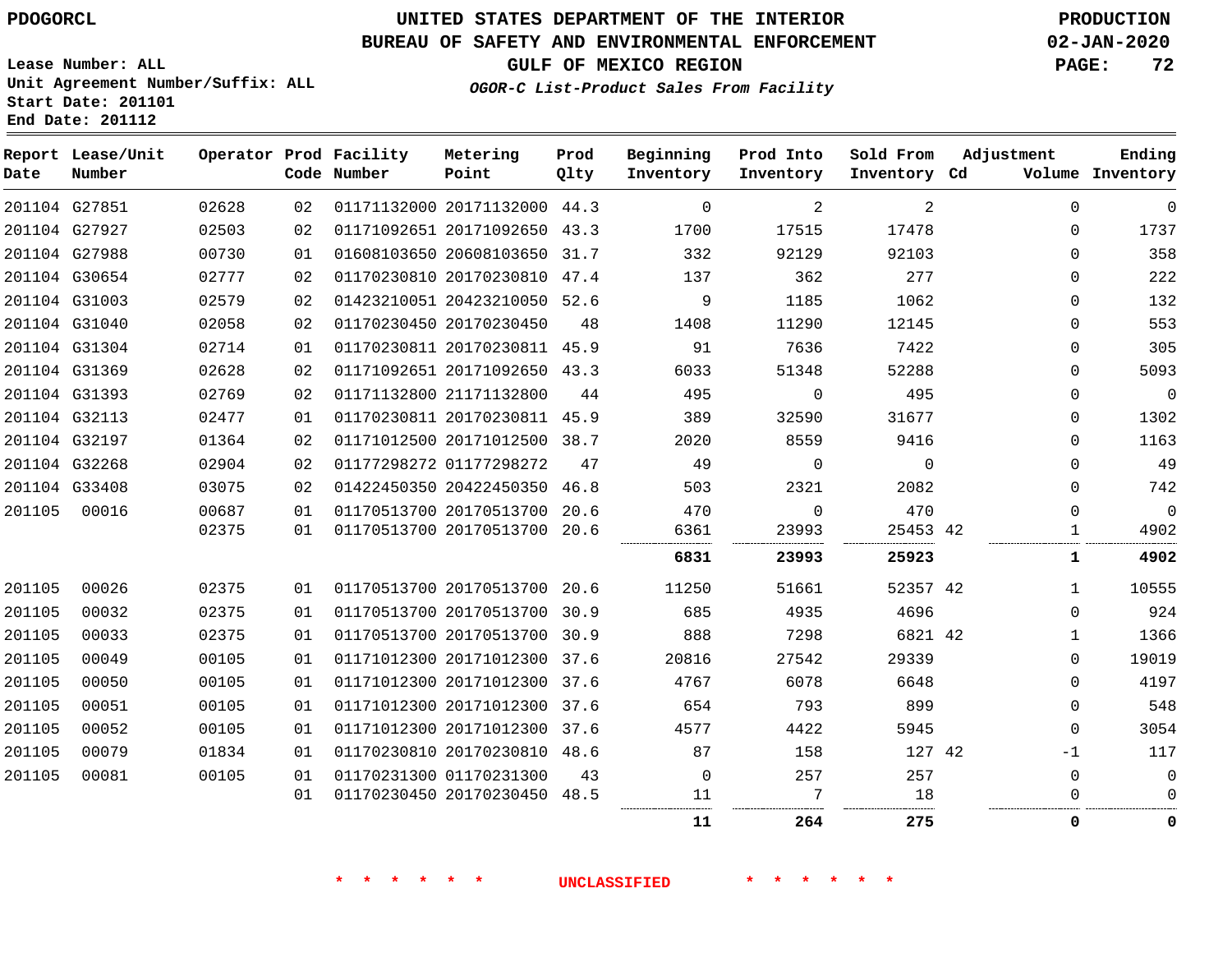# UNITED STATES DEPARTMENT OF THE INTERIOR
## BUREAU OF SAFETY AND ENVIRONMENTAL ENFORCEMENT
### GULF OF MEXICO REGION

PDOGORCL

PRODUCTION
02-JAN-2020

Lease Number: ALL
Unit Agreement Number/Suffix: ALL
Start Date: 201101
End Date: 201112

*OGOR-C List-Product Sales From Facility*

| Report Date | Lease/Unit Number | Operator | Prod Code | Facility Number | Metering Point | Prod Qlty | Beginning Inventory | Prod Into Inventory | Sold From Inventory | Adjustment Cd | Adjustment Volume | Ending Inventory |
|---|---|---|---|---|---|---|---|---|---|---|---|---|
| 201104 | G27851 | 02628 | 02 | 01171132000 | 20171132000 | 44.3 | 0 | 2 | 2 | | 0 | 0 |
| 201104 | G27927 | 02503 | 02 | 01171092651 | 20171092650 | 43.3 | 1700 | 17515 | 17478 | | 0 | 1737 |
| 201104 | G27988 | 00730 | 01 | 01608103650 | 20608103650 | 31.7 | 332 | 92129 | 92103 | | 0 | 358 |
| 201104 | G30654 | 02777 | 02 | 01170230810 | 20170230810 | 47.4 | 137 | 362 | 277 | | 0 | 222 |
| 201104 | G31003 | 02579 | 02 | 01423210051 | 20423210050 | 52.6 | 9 | 1185 | 1062 | | 0 | 132 |
| 201104 | G31040 | 02058 | 02 | 01170230450 | 20170230450 | 48 | 1408 | 11290 | 12145 | | 0 | 553 |
| 201104 | G31304 | 02714 | 01 | 01170230811 | 20170230811 | 45.9 | 91 | 7636 | 7422 | | 0 | 305 |
| 201104 | G31369 | 02628 | 02 | 01171092651 | 20171092650 | 43.3 | 6033 | 51348 | 52288 | | 0 | 5093 |
| 201104 | G31393 | 02769 | 02 | 01171132800 | 21171132800 | 44 | 495 | 0 | 495 | | 0 | 0 |
| 201104 | G32113 | 02477 | 01 | 01170230811 | 20170230811 | 45.9 | 389 | 32590 | 31677 | | 0 | 1302 |
| 201104 | G32197 | 01364 | 02 | 01171012500 | 20171012500 | 38.7 | 2020 | 8559 | 9416 | | 0 | 1163 |
| 201104 | G32268 | 02904 | 02 | 01177298272 | 01177298272 | 47 | 49 | 0 | 0 | | 0 | 49 |
| 201104 | G33408 | 03075 | 02 | 01422450350 | 20422450350 | 46.8 | 503 | 2321 | 2082 | | 0 | 742 |
| 201105 | 00016 | 00687 | 01 | 01170513700 | 20170513700 | 20.6 | 470 | 0 | 470 | | 0 | 0 |
| | | 02375 | 01 | 01170513700 | 20170513700 | 20.6 | 6361 | 23993 | 25453 | 42 | 1 | 4902 |
| | | | | | | | **6831** | **23993** | **25923** | | **1** | **4902** |
| 201105 | 00026 | 02375 | 01 | 01170513700 | 20170513700 | 20.6 | 11250 | 51661 | 52357 | 42 | 1 | 10555 |
| 201105 | 00032 | 02375 | 01 | 01170513700 | 20170513700 | 30.9 | 685 | 4935 | 4696 | | 0 | 924 |
| 201105 | 00033 | 02375 | 01 | 01170513700 | 20170513700 | 30.9 | 888 | 7298 | 6821 | 42 | 1 | 1366 |
| 201105 | 00049 | 00105 | 01 | 01171012300 | 20171012300 | 37.6 | 20816 | 27542 | 29339 | | 0 | 19019 |
| 201105 | 00050 | 00105 | 01 | 01171012300 | 20171012300 | 37.6 | 4767 | 6078 | 6648 | | 0 | 4197 |
| 201105 | 00051 | 00105 | 01 | 01171012300 | 20171012300 | 37.6 | 654 | 793 | 899 | | 0 | 548 |
| 201105 | 00052 | 00105 | 01 | 01171012300 | 20171012300 | 37.6 | 4577 | 4422 | 5945 | | 0 | 3054 |
| 201105 | 00079 | 01834 | 01 | 01170230810 | 20170230810 | 48.6 | 87 | 158 | 127 | 42 | -1 | 117 |
| 201105 | 00081 | 00105 | 01 | 01170231300 | 01170231300 | 43 | 0 | 257 | 257 | | 0 | 0 |
| | | | 01 | 01170230450 | 20170230450 | 48.5 | 11 | 7 | 18 | | 0 | 0 |
| | | | | | | | **11** | **264** | **275** | | **0** | **0** |

\* \* \* \* \* \* UNCLASSIFIED \* \* \* \* \* \*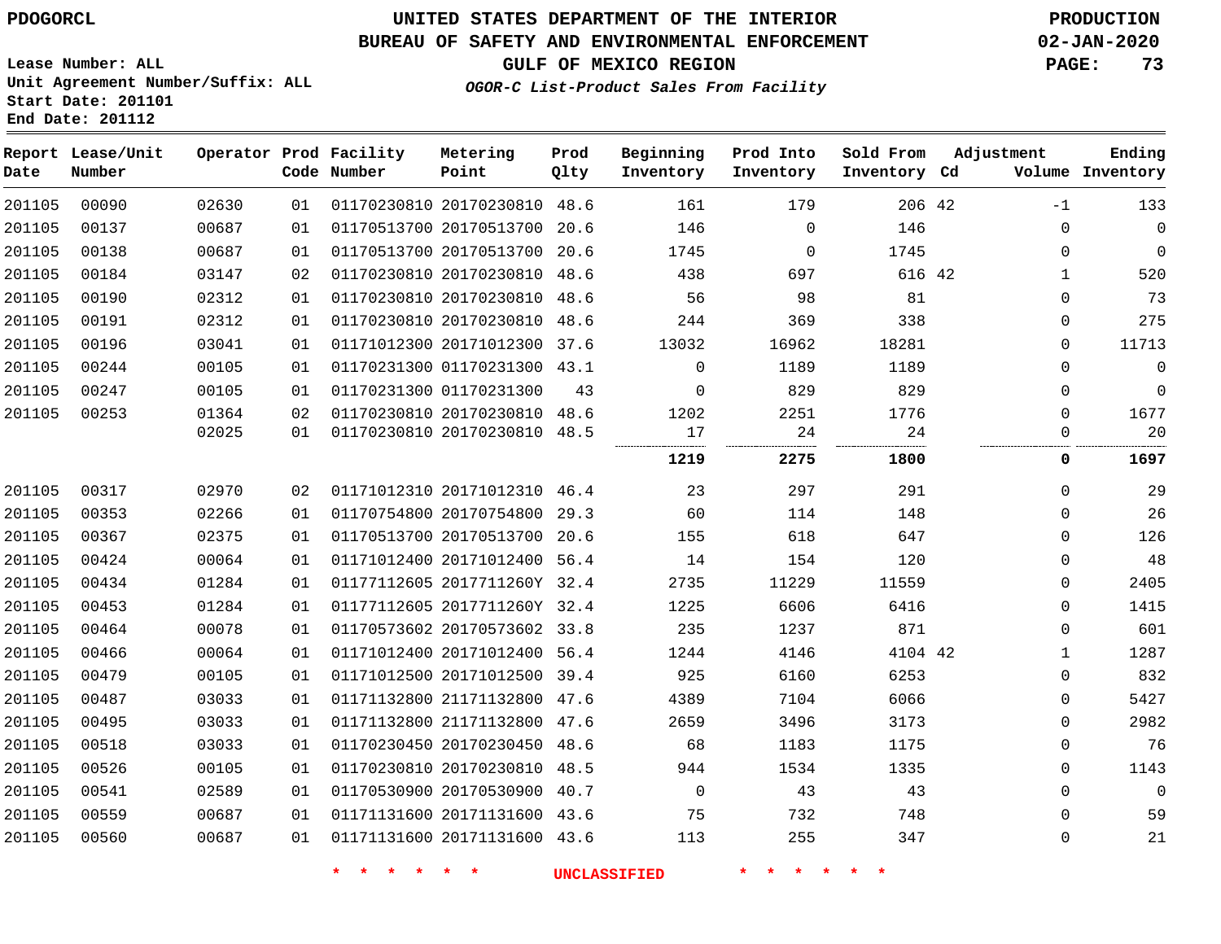# UNITED STATES DEPARTMENT OF THE INTERIOR
## BUREAU OF SAFETY AND ENVIRONMENTAL ENFORCEMENT
### GULF OF MEXICO REGION
*OGOR-C List-Product Sales From Facility*

PDOGORCL

Lease Number: ALL
Unit Agreement Number/Suffix: ALL
Start Date: 201101
End Date: 201112

PRODUCTION
02-JAN-2020

| Report Date | Lease/Unit Number | Operator | Prod Code | Facility Number | Metering Point | Prod Qlty | Beginning Inventory | Prod Into Inventory | Sold From Inventory | Adjustment Cd | Adjustment Volume | Ending Inventory |
|---|---|---|---|---|---|---|---|---|---|---|---|---|
| 201105 | 00090 | 02630 | 01 | 01170230810 | 20170230810 | 48.6 | 161 | 179 | 206 | 42 | -1 | 133 |
| 201105 | 00137 | 00687 | 01 | 01170513700 | 20170513700 | 20.6 | 146 | 0 | 146 | | 0 | 0 |
| 201105 | 00138 | 00687 | 01 | 01170513700 | 20170513700 | 20.6 | 1745 | 0 | 1745 | | 0 | 0 |
| 201105 | 00184 | 03147 | 02 | 01170230810 | 20170230810 | 48.6 | 438 | 697 | 616 | 42 | 1 | 520 |
| 201105 | 00190 | 02312 | 01 | 01170230810 | 20170230810 | 48.6 | 56 | 98 | 81 | | 0 | 73 |
| 201105 | 00191 | 02312 | 01 | 01170230810 | 20170230810 | 48.6 | 244 | 369 | 338 | | 0 | 275 |
| 201105 | 00196 | 03041 | 01 | 01171012300 | 20171012300 | 37.6 | 13032 | 16962 | 18281 | | 0 | 11713 |
| 201105 | 00244 | 00105 | 01 | 01170231300 | 01170231300 | 43.1 | 0 | 1189 | 1189 | | 0 | 0 |
| 201105 | 00247 | 00105 | 01 | 01170231300 | 01170231300 | 43 | 0 | 829 | 829 | | 0 | 0 |
| 201105 | 00253 | 01364 | 02 | 01170230810 | 20170230810 | 48.6 | 1202 | 2251 | 1776 | | 0 | 1677 |
| | | 02025 | 01 | 01170230810 | 20170230810 | 48.5 | 17 | 24 | 24 | | 0 | 20 |
| | | | | | | | **1219** | **2275** | **1800** | | **0** | **1697** |
| 201105 | 00317 | 02970 | 02 | 01171012310 | 20171012310 | 46.4 | 23 | 297 | 291 | | 0 | 29 |
| 201105 | 00353 | 02266 | 01 | 01170754800 | 20170754800 | 29.3 | 60 | 114 | 148 | | 0 | 26 |
| 201105 | 00367 | 02375 | 01 | 01170513700 | 20170513700 | 20.6 | 155 | 618 | 647 | | 0 | 126 |
| 201105 | 00424 | 00064 | 01 | 01171012400 | 20171012400 | 56.4 | 14 | 154 | 120 | | 0 | 48 |
| 201105 | 00434 | 01284 | 01 | 01177112605 | 2017711260Y | 32.4 | 2735 | 11229 | 11559 | | 0 | 2405 |
| 201105 | 00453 | 01284 | 01 | 01177112605 | 2017711260Y | 32.4 | 1225 | 6606 | 6416 | | 0 | 1415 |
| 201105 | 00464 | 00078 | 01 | 01170573602 | 20170573602 | 33.8 | 235 | 1237 | 871 | | 0 | 601 |
| 201105 | 00466 | 00064 | 01 | 01171012400 | 20171012400 | 56.4 | 1244 | 4146 | 4104 | 42 | 1 | 1287 |
| 201105 | 00479 | 00105 | 01 | 01171012500 | 20171012500 | 39.4 | 925 | 6160 | 6253 | | 0 | 832 |
| 201105 | 00487 | 03033 | 01 | 01171132800 | 21171132800 | 47.6 | 4389 | 7104 | 6066 | | 0 | 5427 |
| 201105 | 00495 | 03033 | 01 | 01171132800 | 21171132800 | 47.6 | 2659 | 3496 | 3173 | | 0 | 2982 |
| 201105 | 00518 | 03033 | 01 | 01170230450 | 20170230450 | 48.6 | 68 | 1183 | 1175 | | 0 | 76 |
| 201105 | 00526 | 00105 | 01 | 01170230810 | 20170230810 | 48.5 | 944 | 1534 | 1335 | | 0 | 1143 |
| 201105 | 00541 | 02589 | 01 | 01170530900 | 20170530900 | 40.7 | 0 | 43 | 43 | | 0 | 0 |
| 201105 | 00559 | 00687 | 01 | 01171131600 | 20171131600 | 43.6 | 75 | 732 | 748 | | 0 | 59 |
| 201105 | 00560 | 00687 | 01 | 01171131600 | 20171131600 | 43.6 | 113 | 255 | 347 | | 0 | 21 |

* * * * * * UNCLASSIFIED * * * * * *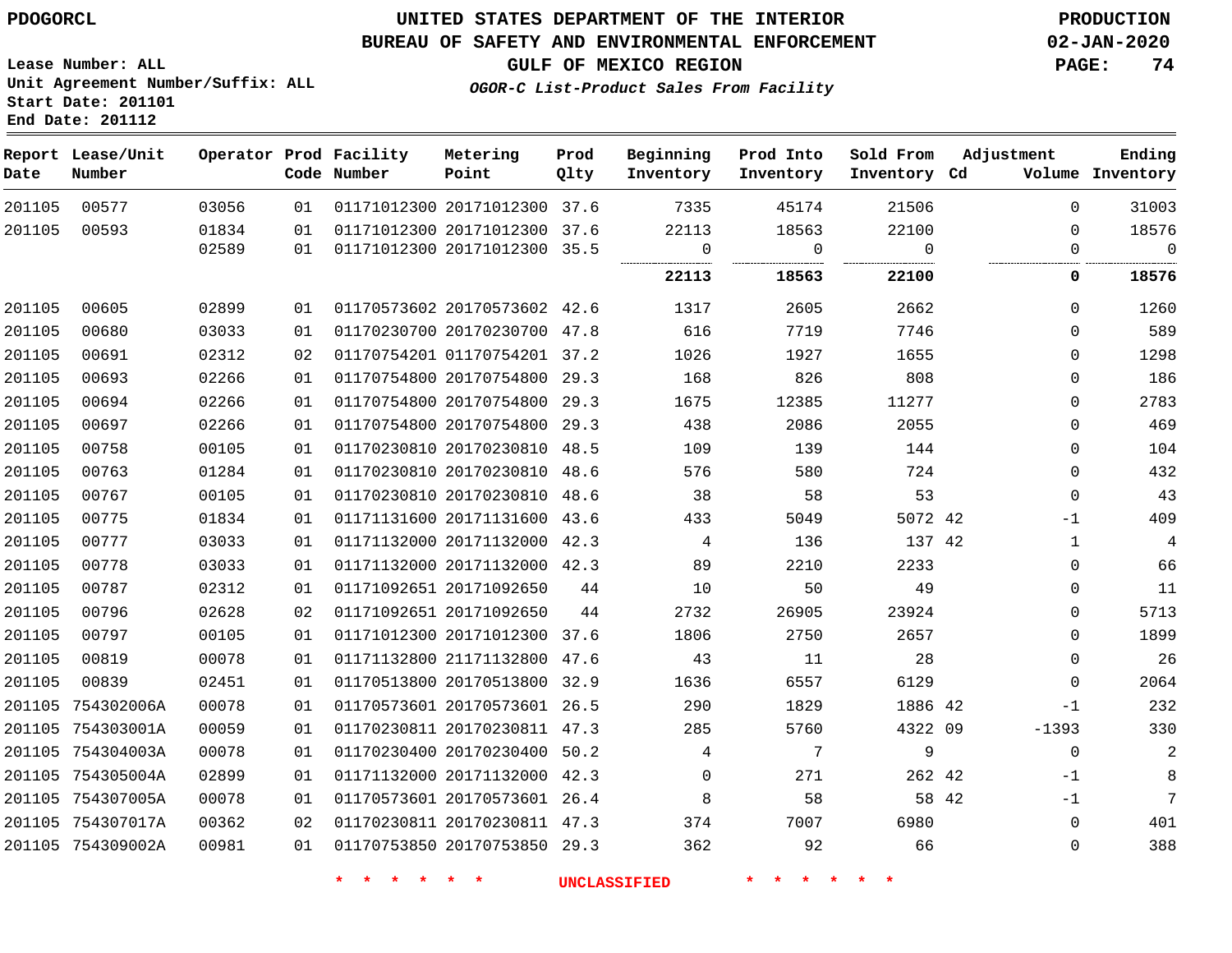PDOGORCL

# UNITED STATES DEPARTMENT OF THE INTERIOR
## BUREAU OF SAFETY AND ENVIRONMENTAL ENFORCEMENT
### GULF OF MEXICO REGION
*OGOR-C List-Product Sales From Facility*

PRODUCTION
02-JAN-2020

Lease Number: ALL
Unit Agreement Number/Suffix: ALL
Start Date: 201101
End Date: 201112

| Report Date | Lease/Unit Number | Operator | Prod Code | Facility Number | Metering Point | Prod Qlty | Beginning Inventory | Prod Into Inventory | Sold From Inventory | Adjustment Cd | Volume | Ending Inventory |
|---|---|---|---|---|---|---|---|---|---|---|---|---|
| 201105 | 00577 | 03056 | 01 | 01171012300 | 20171012300 | 37.6 | 7335 | 45174 | 21506 | | 0 | 31003 |
| 201105 | 00593 | 01834 | 01 | 01171012300 | 20171012300 | 37.6 | 22113 | 18563 | 22100 | | 0 | 18576 |
| | | 02589 | 01 | 01171012300 | 20171012300 | 35.5 | 0 | 0 | 0 | | 0 | 0 |
| | | | | | | | **22113** | **18563** | **22100** | | **0** | **18576** |
| 201105 | 00605 | 02899 | 01 | 01170573602 | 20170573602 | 42.6 | 1317 | 2605 | 2662 | | 0 | 1260 |
| 201105 | 00680 | 03033 | 01 | 01170230700 | 20170230700 | 47.8 | 616 | 7719 | 7746 | | 0 | 589 |
| 201105 | 00691 | 02312 | 02 | 01170754201 | 01170754201 | 37.2 | 1026 | 1927 | 1655 | | 0 | 1298 |
| 201105 | 00693 | 02266 | 01 | 01170754800 | 20170754800 | 29.3 | 168 | 826 | 808 | | 0 | 186 |
| 201105 | 00694 | 02266 | 01 | 01170754800 | 20170754800 | 29.3 | 1675 | 12385 | 11277 | | 0 | 2783 |
| 201105 | 00697 | 02266 | 01 | 01170754800 | 20170754800 | 29.3 | 438 | 2086 | 2055 | | 0 | 469 |
| 201105 | 00758 | 00105 | 01 | 01170230810 | 20170230810 | 48.5 | 109 | 139 | 144 | | 0 | 104 |
| 201105 | 00763 | 01284 | 01 | 01170230810 | 20170230810 | 48.6 | 576 | 580 | 724 | | 0 | 432 |
| 201105 | 00767 | 00105 | 01 | 01170230810 | 20170230810 | 48.6 | 38 | 58 | 53 | | 0 | 43 |
| 201105 | 00775 | 01834 | 01 | 01171131600 | 20171131600 | 43.6 | 433 | 5049 | 5072 | 42 | -1 | 409 |
| 201105 | 00777 | 03033 | 01 | 01171132000 | 20171132000 | 42.3 | 4 | 136 | 137 | 42 | 1 | 4 |
| 201105 | 00778 | 03033 | 01 | 01171132000 | 20171132000 | 42.3 | 89 | 2210 | 2233 | | 0 | 66 |
| 201105 | 00787 | 02312 | 01 | 01171092651 | 20171092650 | 44 | 10 | 50 | 49 | | 0 | 11 |
| 201105 | 00796 | 02628 | 02 | 01171092651 | 20171092650 | 44 | 2732 | 26905 | 23924 | | 0 | 5713 |
| 201105 | 00797 | 00105 | 01 | 01171012300 | 20171012300 | 37.6 | 1806 | 2750 | 2657 | | 0 | 1899 |
| 201105 | 00819 | 00078 | 01 | 01171132800 | 21171132800 | 47.6 | 43 | 11 | 28 | | 0 | 26 |
| 201105 | 00839 | 02451 | 01 | 01170513800 | 20170513800 | 32.9 | 1636 | 6557 | 6129 | | 0 | 2064 |
| 201105 | 754302006A | 00078 | 01 | 01170573601 | 20170573601 | 26.5 | 290 | 1829 | 1886 | 42 | -1 | 232 |
| 201105 | 754303001A | 00059 | 01 | 01170230811 | 20170230811 | 47.3 | 285 | 5760 | 4322 | 09 | -1393 | 330 |
| 201105 | 754304003A | 00078 | 01 | 01170230400 | 20170230400 | 50.2 | 4 | 7 | 9 | | 0 | 2 |
| 201105 | 754305004A | 02899 | 01 | 01171132000 | 20171132000 | 42.3 | 0 | 271 | 262 | 42 | -1 | 8 |
| 201105 | 754307005A | 00078 | 01 | 01170573601 | 20170573601 | 26.4 | 8 | 58 | 58 | 42 | -1 | 7 |
| 201105 | 754307017A | 00362 | 02 | 01170230811 | 20170230811 | 47.3 | 374 | 7007 | 6980 | | 0 | 401 |
| 201105 | 754309002A | 00981 | 01 | 01170753850 | 20170753850 | 29.3 | 362 | 92 | 66 | | 0 | 388 |

\* \* \* \* \* \* UNCLASSIFIED \* \* \* \* \* \*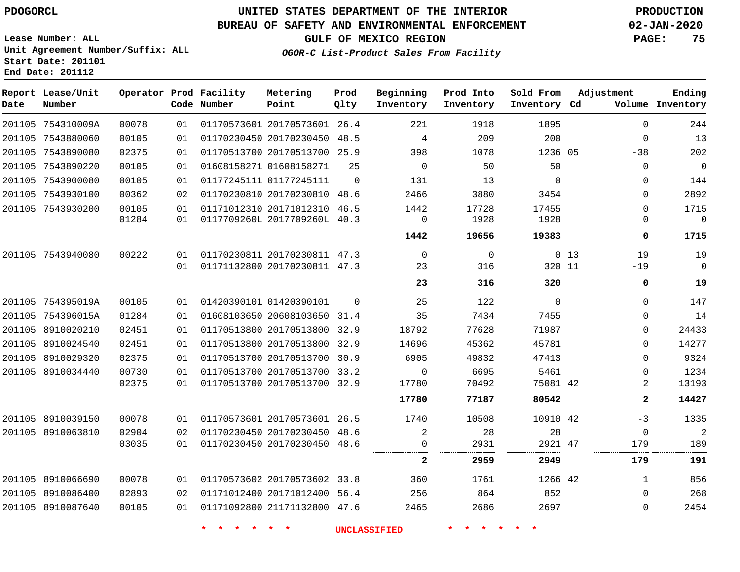PDOGORCL

# UNITED STATES DEPARTMENT OF THE INTERIOR
## BUREAU OF SAFETY AND ENVIRONMENTAL ENFORCEMENT
### GULF OF MEXICO REGION

PRODUCTION
02-JAN-2020

Lease Number: ALL
Unit Agreement Number/Suffix: ALL
Start Date: 201101
End Date: 201112

*OGOR-C List-Product Sales From Facility*

| Report Date | Lease/Unit Number | Operator | Prod Code | Facility Number | Metering Point | Prod Qlty | Beginning Inventory | Prod Into Inventory | Sold From Inventory | Adjustment Cd | Volume | Ending Inventory |
|---|---|---|---|---|---|---|---|---|---|---|---|---|
| 201105 | 754310009A | 00078 | 01 | 01170573601 | 20170573601 | 26.4 | 221 | 1918 | 1895 | | 0 | 244 |
| 201105 | 7543880060 | 00105 | 01 | 01170230450 | 20170230450 | 48.5 | 4 | 209 | 200 | | 0 | 13 |
| 201105 | 7543890080 | 02375 | 01 | 01170513700 | 20170513700 | 25.9 | 398 | 1078 | 1236 | 05 | -38 | 202 |
| 201105 | 7543890220 | 00105 | 01 | 01608158271 | 01608158271 | 25 | 0 | 50 | 50 | | 0 | 0 |
| 201105 | 7543900080 | 00105 | 01 | 01177245111 | 01177245111 | 0 | 131 | 13 | 0 | | 0 | 144 |
| 201105 | 7543930100 | 00362 | 02 | 01170230810 | 20170230810 | 48.6 | 2466 | 3880 | 3454 | | 0 | 2892 |
| 201105 | 7543930200 | 00105 | 01 | 01171012310 | 20171012310 | 46.5 | 1442 | 17728 | 17455 | | 0 | 1715 |
| | | 01284 | 01 | 0117709260L | 2017709260L | 40.3 | 0 | 1928 | 1928 | | 0 | 0 |
| | | | | | | | **1442** | **19656** | **19383** | | **0** | **1715** |
| 201105 | 7543940080 | 00222 | 01 | 01170230811 | 20170230811 | 47.3 | 0 | 0 | 0 | 13 | 19 | 19 |
| | | | 01 | 01171132800 | 20170230811 | 47.3 | 23 | 316 | 320 | 11 | -19 | 0 |
| | | | | | | | **23** | **316** | **320** | | **0** | **19** |
| 201105 | 754395019A | 00105 | 01 | 01420390101 | 01420390101 | 0 | 25 | 122 | 0 | | 0 | 147 |
| 201105 | 754396015A | 01284 | 01 | 01608103650 | 20608103650 | 31.4 | 35 | 7434 | 7455 | | 0 | 14 |
| 201105 | 8910020210 | 02451 | 01 | 01170513800 | 20170513800 | 32.9 | 18792 | 77628 | 71987 | | 0 | 24433 |
| 201105 | 8910024540 | 02451 | 01 | 01170513800 | 20170513800 | 32.9 | 14696 | 45362 | 45781 | | 0 | 14277 |
| 201105 | 8910029320 | 02375 | 01 | 01170513700 | 20170513700 | 30.9 | 6905 | 49832 | 47413 | | 0 | 9324 |
| 201105 | 8910034440 | 00730 | 01 | 01170513700 | 20170513700 | 33.2 | 0 | 6695 | 5461 | | 0 | 1234 |
| | | 02375 | 01 | 01170513700 | 20170513700 | 32.9 | 17780 | 70492 | 75081 | 42 | 2 | 13193 |
| | | | | | | | **17780** | **77187** | **80542** | | **2** | **14427** |
| 201105 | 8910039150 | 00078 | 01 | 01170573601 | 20170573601 | 26.5 | 1740 | 10508 | 10910 | 42 | -3 | 1335 |
| 201105 | 8910063810 | 02904 | 02 | 01170230450 | 20170230450 | 48.6 | 2 | 28 | 28 | | 0 | 2 |
| | | 03035 | 01 | 01170230450 | 20170230450 | 48.6 | 0 | 2931 | 2921 | 47 | 179 | 189 |
| | | | | | | | **2** | **2959** | **2949** | | **179** | **191** |
| 201105 | 8910066690 | 00078 | 01 | 01170573602 | 20170573602 | 33.8 | 360 | 1761 | 1266 | 42 | 1 | 856 |
| 201105 | 8910086400 | 02893 | 02 | 01171012400 | 20171012400 | 56.4 | 256 | 864 | 852 | | 0 | 268 |
| 201105 | 8910087640 | 00105 | 01 | 01171092800 | 21171132800 | 47.6 | 2465 | 2686 | 2697 | | 0 | 2454 |

\* \* \* \* \* \* UNCLASSIFIED \* \* \* \* \* \*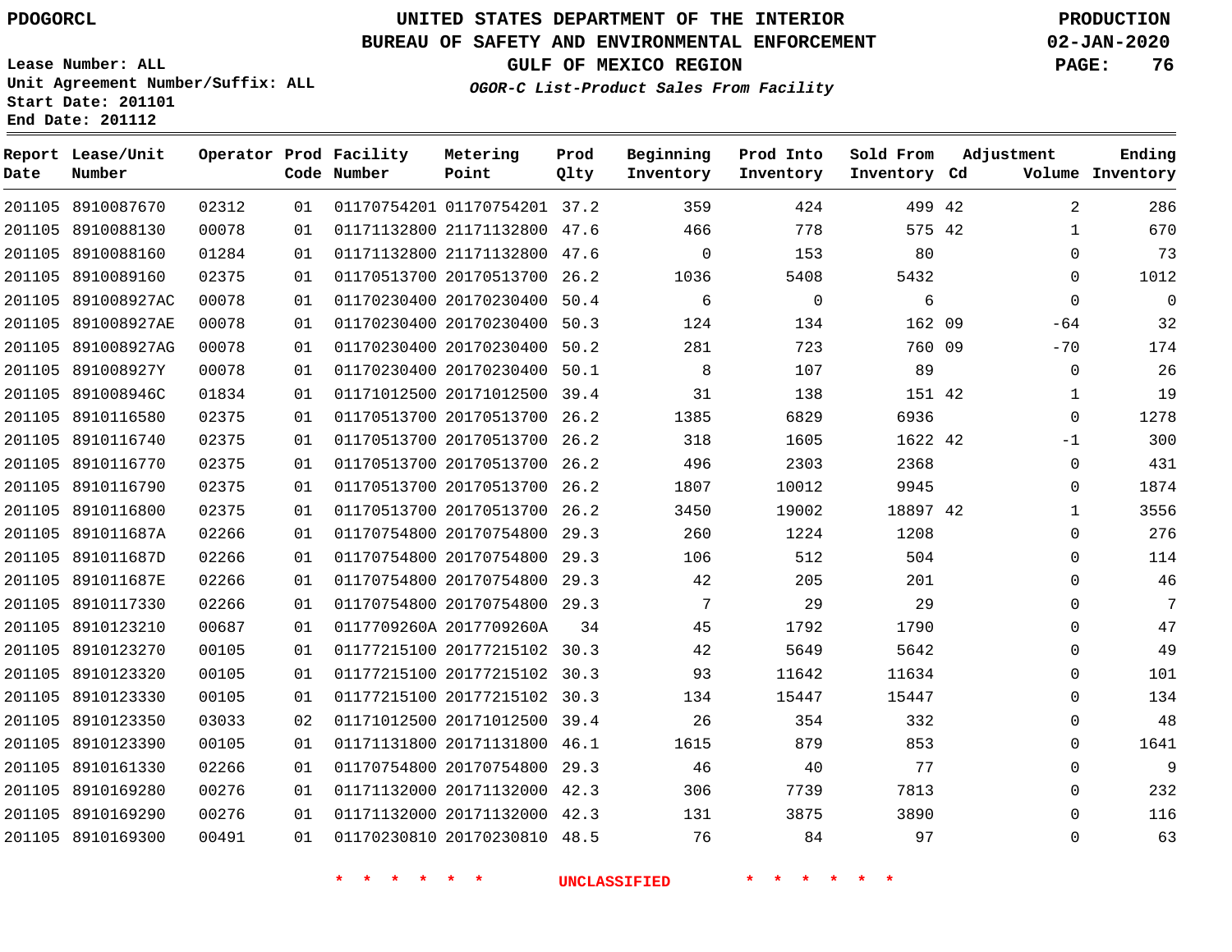PDOGORCL

# UNITED STATES DEPARTMENT OF THE INTERIOR
## BUREAU OF SAFETY AND ENVIRONMENTAL ENFORCEMENT
### GULF OF MEXICO REGION

PRODUCTION
02-JAN-2020

Lease Number: ALL
Unit Agreement Number/Suffix: ALL
Start Date: 201101
End Date: 201112

*OGOR-C List-Product Sales From Facility*

| Report Date | Lease/Unit Number | Operator | Prod Code | Facility Number | Metering Point | Prod Qlty | Beginning Inventory | Prod Into Inventory | Sold From Inventory | Adjustment Cd | Adjustment Volume | Ending Inventory |
|---|---|---|---|---|---|---|---|---|---|---|---|---|
| 201105 | 8910087670 | 02312 | 01 | 01170754201 | 01170754201 | 37.2 | 359 | 424 | 499 | 42 | 2 | 286 |
| 201105 | 8910088130 | 00078 | 01 | 01171132800 | 21171132800 | 47.6 | 466 | 778 | 575 | 42 | 1 | 670 |
| 201105 | 8910088160 | 01284 | 01 | 01171132800 | 21171132800 | 47.6 | 0 | 153 | 80 | | 0 | 73 |
| 201105 | 8910089160 | 02375 | 01 | 01170513700 | 20170513700 | 26.2 | 1036 | 5408 | 5432 | | 0 | 1012 |
| 201105 | 891008927AC | 00078 | 01 | 01170230400 | 20170230400 | 50.4 | 6 | 0 | 6 | | 0 | 0 |
| 201105 | 891008927AE | 00078 | 01 | 01170230400 | 20170230400 | 50.3 | 124 | 134 | 162 | 09 | -64 | 32 |
| 201105 | 891008927AG | 00078 | 01 | 01170230400 | 20170230400 | 50.2 | 281 | 723 | 760 | 09 | -70 | 174 |
| 201105 | 891008927Y | 00078 | 01 | 01170230400 | 20170230400 | 50.1 | 8 | 107 | 89 | | 0 | 26 |
| 201105 | 891008946C | 01834 | 01 | 01171012500 | 20171012500 | 39.4 | 31 | 138 | 151 | 42 | 1 | 19 |
| 201105 | 8910116580 | 02375 | 01 | 01170513700 | 20170513700 | 26.2 | 1385 | 6829 | 6936 | | 0 | 1278 |
| 201105 | 8910116740 | 02375 | 01 | 01170513700 | 20170513700 | 26.2 | 318 | 1605 | 1622 | 42 | -1 | 300 |
| 201105 | 8910116770 | 02375 | 01 | 01170513700 | 20170513700 | 26.2 | 496 | 2303 | 2368 | | 0 | 431 |
| 201105 | 8910116790 | 02375 | 01 | 01170513700 | 20170513700 | 26.2 | 1807 | 10012 | 9945 | | 0 | 1874 |
| 201105 | 8910116800 | 02375 | 01 | 01170513700 | 20170513700 | 26.2 | 3450 | 19002 | 18897 | 42 | 1 | 3556 |
| 201105 | 891011687A | 02266 | 01 | 01170754800 | 20170754800 | 29.3 | 260 | 1224 | 1208 | | 0 | 276 |
| 201105 | 891011687D | 02266 | 01 | 01170754800 | 20170754800 | 29.3 | 106 | 512 | 504 | | 0 | 114 |
| 201105 | 891011687E | 02266 | 01 | 01170754800 | 20170754800 | 29.3 | 42 | 205 | 201 | | 0 | 46 |
| 201105 | 8910117330 | 02266 | 01 | 01170754800 | 20170754800 | 29.3 | 7 | 29 | 29 | | 0 | 7 |
| 201105 | 8910123210 | 00687 | 01 | 0117709260A | 2017709260A | 34 | 45 | 1792 | 1790 | | 0 | 47 |
| 201105 | 8910123270 | 00105 | 01 | 01177215100 | 20177215102 | 30.3 | 42 | 5649 | 5642 | | 0 | 49 |
| 201105 | 8910123320 | 00105 | 01 | 01177215100 | 20177215102 | 30.3 | 93 | 11642 | 11634 | | 0 | 101 |
| 201105 | 8910123330 | 00105 | 01 | 01177215100 | 20177215102 | 30.3 | 134 | 15447 | 15447 | | 0 | 134 |
| 201105 | 8910123350 | 03033 | 02 | 01171012500 | 20171012500 | 39.4 | 26 | 354 | 332 | | 0 | 48 |
| 201105 | 8910123390 | 00105 | 01 | 01171131800 | 20171131800 | 46.1 | 1615 | 879 | 853 | | 0 | 1641 |
| 201105 | 8910161330 | 02266 | 01 | 01170754800 | 20170754800 | 29.3 | 46 | 40 | 77 | | 0 | 9 |
| 201105 | 8910169280 | 00276 | 01 | 01171132000 | 20171132000 | 42.3 | 306 | 7739 | 7813 | | 0 | 232 |
| 201105 | 8910169290 | 00276 | 01 | 01171132000 | 20171132000 | 42.3 | 131 | 3875 | 3890 | | 0 | 116 |
| 201105 | 8910169300 | 00491 | 01 | 01170230810 | 20170230810 | 48.5 | 76 | 84 | 97 | | 0 | 63 |

* * * * * * * UNCLASSIFIED * * * * * * *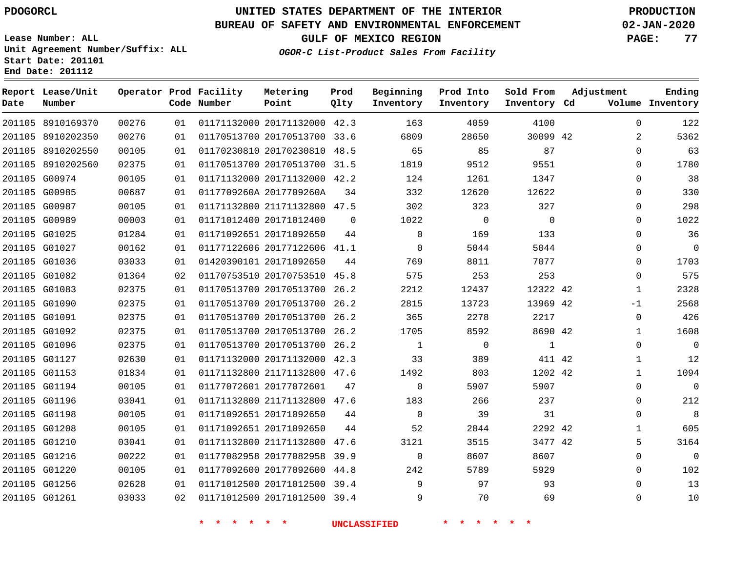PDOGORCL

# UNITED STATES DEPARTMENT OF THE INTERIOR
## BUREAU OF SAFETY AND ENVIRONMENTAL ENFORCEMENT
### GULF OF MEXICO REGION

*OGOR-C List-Product Sales From Facility*

PRODUCTION
02-JAN-2020

Lease Number: ALL
Unit Agreement Number/Suffix: ALL
Start Date: 201101
End Date: 201112

| Report Date | Lease/Unit Number | Operator | Prod Code | Facility Number | Metering Point | Prod Qlty | Beginning Inventory | Prod Into Inventory | Sold From Inventory | Adjustment Cd | Adjustment Volume | Ending Inventory |
|---|---|---|---|---|---|---|---|---|---|---|---|---|
| 201105 | 8910169370 | 00276 | 01 | 01171132000 | 20171132000 | 42.3 | 163 | 4059 | 4100 | | 0 | 122 |
| 201105 | 8910202350 | 00276 | 01 | 01170513700 | 20170513700 | 33.6 | 6809 | 28650 | 30099 | 42 | 2 | 5362 |
| 201105 | 8910202550 | 00105 | 01 | 01170230810 | 20170230810 | 48.5 | 65 | 85 | 87 | | 0 | 63 |
| 201105 | 8910202560 | 02375 | 01 | 01170513700 | 20170513700 | 31.5 | 1819 | 9512 | 9551 | | 0 | 1780 |
| 201105 | G00974 | 00105 | 01 | 01171132000 | 20171132000 | 42.2 | 124 | 1261 | 1347 | | 0 | 38 |
| 201105 | G00985 | 00687 | 01 | 0117709260A | 2017709260A | 34 | 332 | 12620 | 12622 | | 0 | 330 |
| 201105 | G00987 | 00105 | 01 | 01171132800 | 21171132800 | 47.5 | 302 | 323 | 327 | | 0 | 298 |
| 201105 | G00989 | 00003 | 01 | 01171012400 | 20171012400 | 0 | 1022 | 0 | 0 | | 0 | 1022 |
| 201105 | G01025 | 01284 | 01 | 01171092651 | 20171092650 | 44 | 0 | 169 | 133 | | 0 | 36 |
| 201105 | G01027 | 00162 | 01 | 01177122606 | 20177122606 | 41.1 | 0 | 5044 | 5044 | | 0 | 0 |
| 201105 | G01036 | 03033 | 01 | 01420390101 | 20171092650 | 44 | 769 | 8011 | 7077 | | 0 | 1703 |
| 201105 | G01082 | 01364 | 02 | 01170753510 | 20170753510 | 45.8 | 575 | 253 | 253 | | 0 | 575 |
| 201105 | G01083 | 02375 | 01 | 01170513700 | 20170513700 | 26.2 | 2212 | 12437 | 12322 | 42 | 1 | 2328 |
| 201105 | G01090 | 02375 | 01 | 01170513700 | 20170513700 | 26.2 | 2815 | 13723 | 13969 | 42 | -1 | 2568 |
| 201105 | G01091 | 02375 | 01 | 01170513700 | 20170513700 | 26.2 | 365 | 2278 | 2217 | | 0 | 426 |
| 201105 | G01092 | 02375 | 01 | 01170513700 | 20170513700 | 26.2 | 1705 | 8592 | 8690 | 42 | 1 | 1608 |
| 201105 | G01096 | 02375 | 01 | 01170513700 | 20170513700 | 26.2 | 1 | 0 | 1 | | 0 | 0 |
| 201105 | G01127 | 02630 | 01 | 01171132000 | 20171132000 | 42.3 | 33 | 389 | 411 | 42 | 1 | 12 |
| 201105 | G01153 | 01834 | 01 | 01171132800 | 21171132800 | 47.6 | 1492 | 803 | 1202 | 42 | 1 | 1094 |
| 201105 | G01194 | 00105 | 01 | 01177072601 | 20177072601 | 47 | 0 | 5907 | 5907 | | 0 | 0 |
| 201105 | G01196 | 03041 | 01 | 01171132800 | 21171132800 | 47.6 | 183 | 266 | 237 | | 0 | 212 |
| 201105 | G01198 | 00105 | 01 | 01171092651 | 20171092650 | 44 | 0 | 39 | 31 | | 0 | 8 |
| 201105 | G01208 | 00105 | 01 | 01171092651 | 20171092650 | 44 | 52 | 2844 | 2292 | 42 | 1 | 605 |
| 201105 | G01210 | 03041 | 01 | 01171132800 | 21171132800 | 47.6 | 3121 | 3515 | 3477 | 42 | 5 | 3164 |
| 201105 | G01216 | 00222 | 01 | 01177082958 | 20177082958 | 39.9 | 0 | 8607 | 8607 | | 0 | 0 |
| 201105 | G01220 | 00105 | 01 | 01177092600 | 20177092600 | 44.8 | 242 | 5789 | 5929 | | 0 | 102 |
| 201105 | G01256 | 02628 | 01 | 01171012500 | 20171012500 | 39.4 | 9 | 97 | 93 | | 0 | 13 |
| 201105 | G01261 | 03033 | 02 | 01171012500 | 20171012500 | 39.4 | 9 | 70 | 69 | | 0 | 10 |

* * * * * * UNCLASSIFIED * * * * * *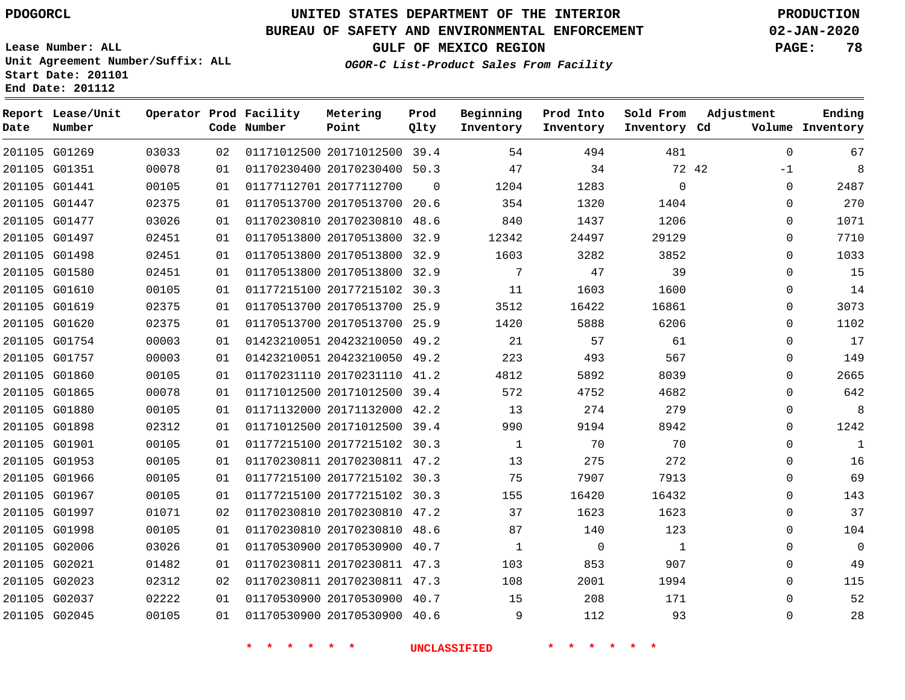# UNITED STATES DEPARTMENT OF THE INTERIOR
## BUREAU OF SAFETY AND ENVIRONMENTAL ENFORCEMENT
### GULF OF MEXICO REGION
*OGOR-C List-Product Sales From Facility*

PDOGORCL

PRODUCTION
02-JAN-2020

Lease Number: ALL
Unit Agreement Number/Suffix: ALL
Start Date: 201101
End Date: 201112

| Report Date | Lease/Unit Number | Operator | Prod Code | Facility Number | Metering Point | Prod Qlty | Beginning Inventory | Prod Into Inventory | Sold From Inventory | Adjustment Cd | Adjustment Volume | Ending Inventory |
|---|---|---|---|---|---|---|---|---|---|---|---|---|
| 201105 | G01269 | 03033 | 02 | 01171012500 | 20171012500 | 39.4 | 54 | 494 | 481 | | 0 | 67 |
| 201105 | G01351 | 00078 | 01 | 01170230400 | 20170230400 | 50.3 | 47 | 34 | 72 | 42 | -1 | 8 |
| 201105 | G01441 | 00105 | 01 | 01177112701 | 20177112700 | 0 | 1204 | 1283 | 0 | | 0 | 2487 |
| 201105 | G01447 | 02375 | 01 | 01170513700 | 20170513700 | 20.6 | 354 | 1320 | 1404 | | 0 | 270 |
| 201105 | G01477 | 03026 | 01 | 01170230810 | 20170230810 | 48.6 | 840 | 1437 | 1206 | | 0 | 1071 |
| 201105 | G01497 | 02451 | 01 | 01170513800 | 20170513800 | 32.9 | 12342 | 24497 | 29129 | | 0 | 7710 |
| 201105 | G01498 | 02451 | 01 | 01170513800 | 20170513800 | 32.9 | 1603 | 3282 | 3852 | | 0 | 1033 |
| 201105 | G01580 | 02451 | 01 | 01170513800 | 20170513800 | 32.9 | 7 | 47 | 39 | | 0 | 15 |
| 201105 | G01610 | 00105 | 01 | 01177215100 | 20177215102 | 30.3 | 11 | 1603 | 1600 | | 0 | 14 |
| 201105 | G01619 | 02375 | 01 | 01170513700 | 20170513700 | 25.9 | 3512 | 16422 | 16861 | | 0 | 3073 |
| 201105 | G01620 | 02375 | 01 | 01170513700 | 20170513700 | 25.9 | 1420 | 5888 | 6206 | | 0 | 1102 |
| 201105 | G01754 | 00003 | 01 | 01423210051 | 20423210050 | 49.2 | 21 | 57 | 61 | | 0 | 17 |
| 201105 | G01757 | 00003 | 01 | 01423210051 | 20423210050 | 49.2 | 223 | 493 | 567 | | 0 | 149 |
| 201105 | G01860 | 00105 | 01 | 01170231110 | 20170231110 | 41.2 | 4812 | 5892 | 8039 | | 0 | 2665 |
| 201105 | G01865 | 00078 | 01 | 01171012500 | 20171012500 | 39.4 | 572 | 4752 | 4682 | | 0 | 642 |
| 201105 | G01880 | 00105 | 01 | 01171132000 | 20171132000 | 42.2 | 13 | 274 | 279 | | 0 | 8 |
| 201105 | G01898 | 02312 | 01 | 01171012500 | 20171012500 | 39.4 | 990 | 9194 | 8942 | | 0 | 1242 |
| 201105 | G01901 | 00105 | 01 | 01177215100 | 20177215102 | 30.3 | 1 | 70 | 70 | | 0 | 1 |
| 201105 | G01953 | 00105 | 01 | 01170230811 | 20170230811 | 47.2 | 13 | 275 | 272 | | 0 | 16 |
| 201105 | G01966 | 00105 | 01 | 01177215100 | 20177215102 | 30.3 | 75 | 7907 | 7913 | | 0 | 69 |
| 201105 | G01967 | 00105 | 01 | 01177215100 | 20177215102 | 30.3 | 155 | 16420 | 16432 | | 0 | 143 |
| 201105 | G01997 | 01071 | 02 | 01170230810 | 20170230810 | 47.2 | 37 | 1623 | 1623 | | 0 | 37 |
| 201105 | G01998 | 00105 | 01 | 01170230810 | 20170230810 | 48.6 | 87 | 140 | 123 | | 0 | 104 |
| 201105 | G02006 | 03026 | 01 | 01170530900 | 20170530900 | 40.7 | 1 | 0 | 1 | | 0 | 0 |
| 201105 | G02021 | 01482 | 01 | 01170230811 | 20170230811 | 47.3 | 103 | 853 | 907 | | 0 | 49 |
| 201105 | G02023 | 02312 | 02 | 01170230811 | 20170230811 | 47.3 | 108 | 2001 | 1994 | | 0 | 115 |
| 201105 | G02037 | 02222 | 01 | 01170530900 | 20170530900 | 40.7 | 15 | 208 | 171 | | 0 | 52 |
| 201105 | G02045 | 00105 | 01 | 01170530900 | 20170530900 | 40.6 | 9 | 112 | 93 | | 0 | 28 |

* * * * * * UNCLASSIFIED * * * * * *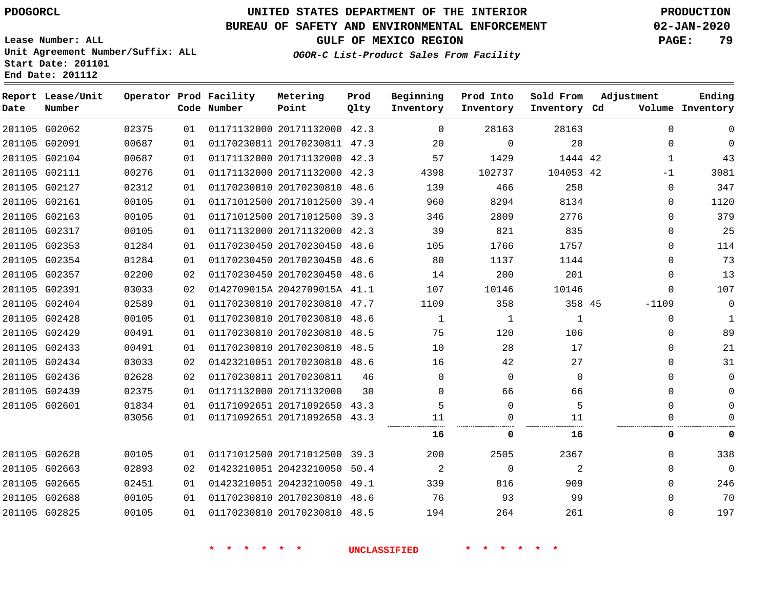PDOGORCL

# UNITED STATES DEPARTMENT OF THE INTERIOR
## BUREAU OF SAFETY AND ENVIRONMENTAL ENFORCEMENT
### GULF OF MEXICO REGION
*OGOR-C List-Product Sales From Facility*

PRODUCTION
02-JAN-2020

Lease Number: ALL
Unit Agreement Number/Suffix: ALL
Start Date: 201101
End Date: 201112

| Report Date | Lease/Unit Number | Operator | Prod Code | Facility Number | Metering Point | Prod Qlty | Beginning Inventory | Prod Into Inventory | Sold From Inventory | Adjustment Cd | Adjustment Volume | Ending Inventory |
|---|---|---|---|---|---|---|---|---|---|---|---|---|
| 201105 | G02062 | 02375 | 01 | 01171132000 | 20171132000 | 42.3 | 0 | 28163 | 28163 | | 0 | 0 |
| 201105 | G02091 | 00687 | 01 | 01170230811 | 20170230811 | 47.3 | 20 | 0 | 20 | | 0 | 0 |
| 201105 | G02104 | 00687 | 01 | 01171132000 | 20171132000 | 42.3 | 57 | 1429 | 1444 | 42 | 1 | 43 |
| 201105 | G02111 | 00276 | 01 | 01171132000 | 20171132000 | 42.3 | 4398 | 102737 | 104053 | 42 | -1 | 3081 |
| 201105 | G02127 | 02312 | 01 | 01170230810 | 20170230810 | 48.6 | 139 | 466 | 258 | | 0 | 347 |
| 201105 | G02161 | 00105 | 01 | 01171012500 | 20171012500 | 39.4 | 960 | 8294 | 8134 | | 0 | 1120 |
| 201105 | G02163 | 00105 | 01 | 01171012500 | 20171012500 | 39.3 | 346 | 2809 | 2776 | | 0 | 379 |
| 201105 | G02317 | 00105 | 01 | 01171132000 | 20171132000 | 42.3 | 39 | 821 | 835 | | 0 | 25 |
| 201105 | G02353 | 01284 | 01 | 01170230450 | 20170230450 | 48.6 | 105 | 1766 | 1757 | | 0 | 114 |
| 201105 | G02354 | 01284 | 01 | 01170230450 | 20170230450 | 48.6 | 80 | 1137 | 1144 | | 0 | 73 |
| 201105 | G02357 | 02200 | 02 | 01170230450 | 20170230450 | 48.6 | 14 | 200 | 201 | | 0 | 13 |
| 201105 | G02391 | 03033 | 02 | 0142709015A | 2042709015A | 41.1 | 107 | 10146 | 10146 | | 0 | 107 |
| 201105 | G02404 | 02589 | 01 | 01170230810 | 20170230810 | 47.7 | 1109 | 358 | 358 | 45 | -1109 | 0 |
| 201105 | G02428 | 00105 | 01 | 01170230810 | 20170230810 | 48.6 | 1 | 1 | 1 | | 0 | 1 |
| 201105 | G02429 | 00491 | 01 | 01170230810 | 20170230810 | 48.5 | 75 | 120 | 106 | | 0 | 89 |
| 201105 | G02433 | 00491 | 01 | 01170230810 | 20170230810 | 48.5 | 10 | 28 | 17 | | 0 | 21 |
| 201105 | G02434 | 03033 | 02 | 01423210051 | 20170230810 | 48.6 | 16 | 42 | 27 | | 0 | 31 |
| 201105 | G02436 | 02628 | 02 | 01170230811 | 20170230811 | 46 | 0 | 0 | 0 | | 0 | 0 |
| 201105 | G02439 | 02375 | 01 | 01171132000 | 20171132000 | 30 | 0 | 66 | 66 | | 0 | 0 |
| 201105 | G02601 | 01834 | 01 | 01171092651 | 20171092650 | 43.3 | 5 | 0 | 5 | | 0 | 0 |
| | | 03056 | 01 | 01171092651 | 20171092650 | 43.3 | 11 | 0 | 11 | | 0 | 0 |
| | | | | | | | **16** | **0** | **16** | | **0** | **0** |
| 201105 | G02628 | 00105 | 01 | 01171012500 | 20171012500 | 39.3 | 200 | 2505 | 2367 | | 0 | 338 |
| 201105 | G02663 | 02893 | 02 | 01423210051 | 20423210050 | 50.4 | 2 | 0 | 2 | | 0 | 0 |
| 201105 | G02665 | 02451 | 01 | 01423210051 | 20423210050 | 49.1 | 339 | 816 | 909 | | 0 | 246 |
| 201105 | G02688 | 00105 | 01 | 01170230810 | 20170230810 | 48.6 | 76 | 93 | 99 | | 0 | 70 |
| 201105 | G02825 | 00105 | 01 | 01170230810 | 20170230810 | 48.5 | 194 | 264 | 261 | | 0 | 197 |

\* \* \* \* \* \* UNCLASSIFIED \* \* \* \* \* \*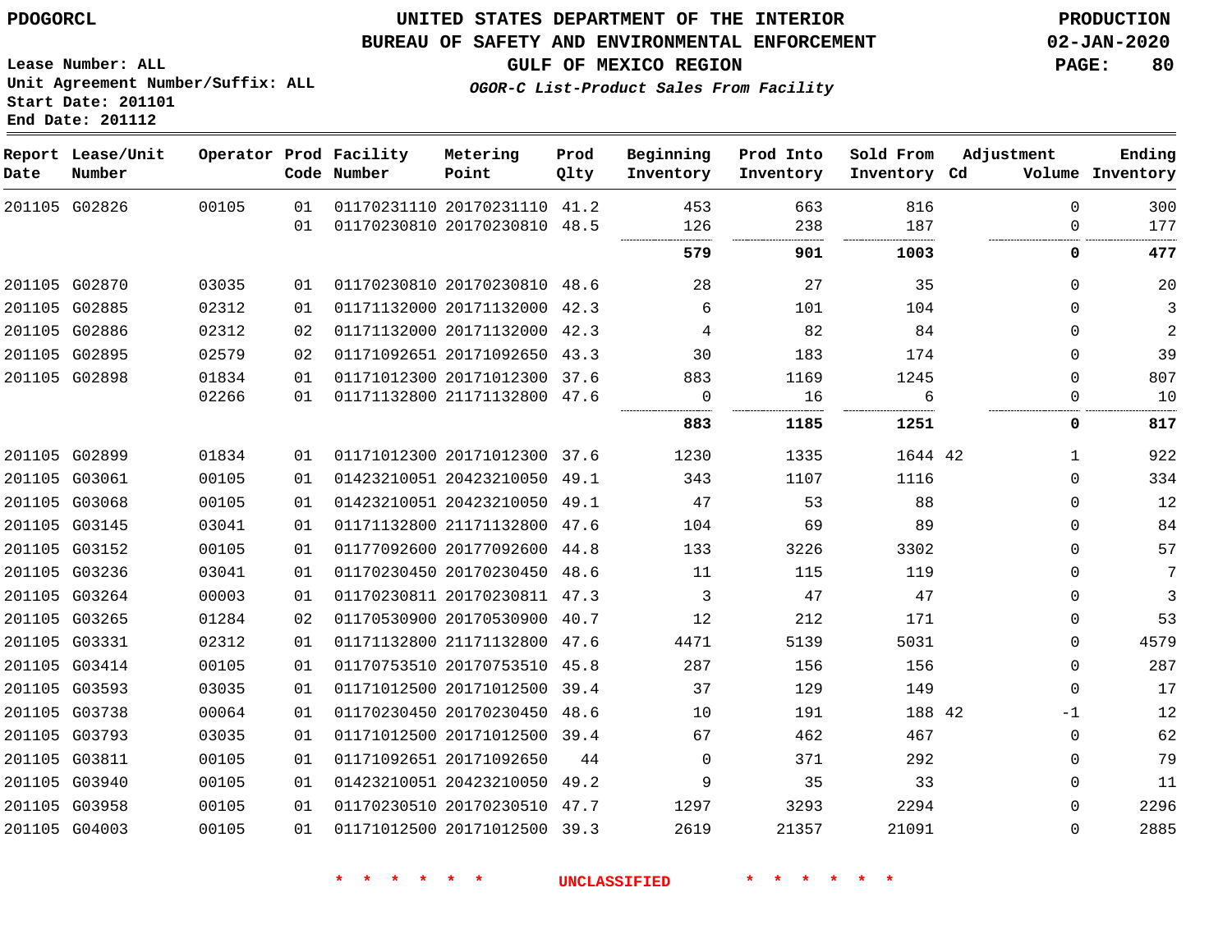PDOGORCL

# UNITED STATES DEPARTMENT OF THE INTERIOR
## BUREAU OF SAFETY AND ENVIRONMENTAL ENFORCEMENT
### GULF OF MEXICO REGION
*OGOR-C List-Product Sales From Facility*

PRODUCTION
02-JAN-2020

Lease Number: ALL
Unit Agreement Number/Suffix: ALL
Start Date: 201101
End Date: 201112

| Report Date | Lease/Unit Number | Operator | Prod Code | Facility Number | Metering Point | Prod Qlty | Beginning Inventory | Prod Into Inventory | Sold From Inventory | Adjustment Cd | Volume | Ending Inventory |
|---|---|---|---|---|---|---|---|---|---|---|---|---|
| 201105 | G02826 | 00105 | 01 | 01170231110 | 20170231110 | 41.2 | 453 | 663 | 816 | | 0 | 300 |
| | | | 01 | 01170230810 | 20170230810 | 48.5 | 126 | 238 | 187 | | 0 | 177 |
| | | | | | | | **579** | **901** | **1003** | | **0** | **477** |
| 201105 | G02870 | 03035 | 01 | 01170230810 | 20170230810 | 48.6 | 28 | 27 | 35 | | 0 | 20 |
| 201105 | G02885 | 02312 | 01 | 01171132000 | 20171132000 | 42.3 | 6 | 101 | 104 | | 0 | 3 |
| 201105 | G02886 | 02312 | 02 | 01171132000 | 20171132000 | 42.3 | 4 | 82 | 84 | | 0 | 2 |
| 201105 | G02895 | 02579 | 02 | 01171092651 | 20171092650 | 43.3 | 30 | 183 | 174 | | 0 | 39 |
| 201105 | G02898 | 01834 | 01 | 01171012300 | 20171012300 | 37.6 | 883 | 1169 | 1245 | | 0 | 807 |
| | | 02266 | 01 | 01171132800 | 21171132800 | 47.6 | 0 | 16 | 6 | | 0 | 10 |
| | | | | | | | **883** | **1185** | **1251** | | **0** | **817** |
| 201105 | G02899 | 01834 | 01 | 01171012300 | 20171012300 | 37.6 | 1230 | 1335 | 1644 | 42 | 1 | 922 |
| 201105 | G03061 | 00105 | 01 | 01423210051 | 20423210050 | 49.1 | 343 | 1107 | 1116 | | 0 | 334 |
| 201105 | G03068 | 00105 | 01 | 01423210051 | 20423210050 | 49.1 | 47 | 53 | 88 | | 0 | 12 |
| 201105 | G03145 | 03041 | 01 | 01171132800 | 21171132800 | 47.6 | 104 | 69 | 89 | | 0 | 84 |
| 201105 | G03152 | 00105 | 01 | 01177092600 | 20177092600 | 44.8 | 133 | 3226 | 3302 | | 0 | 57 |
| 201105 | G03236 | 03041 | 01 | 01170230450 | 20170230450 | 48.6 | 11 | 115 | 119 | | 0 | 7 |
| 201105 | G03264 | 00003 | 01 | 01170230811 | 20170230811 | 47.3 | 3 | 47 | 47 | | 0 | 3 |
| 201105 | G03265 | 01284 | 02 | 01170530900 | 20170530900 | 40.7 | 12 | 212 | 171 | | 0 | 53 |
| 201105 | G03331 | 02312 | 01 | 01171132800 | 21171132800 | 47.6 | 4471 | 5139 | 5031 | | 0 | 4579 |
| 201105 | G03414 | 00105 | 01 | 01170753510 | 20170753510 | 45.8 | 287 | 156 | 156 | | 0 | 287 |
| 201105 | G03593 | 03035 | 01 | 01171012500 | 20171012500 | 39.4 | 37 | 129 | 149 | | 0 | 17 |
| 201105 | G03738 | 00064 | 01 | 01170230450 | 20170230450 | 48.6 | 10 | 191 | 188 | 42 | -1 | 12 |
| 201105 | G03793 | 03035 | 01 | 01171012500 | 20171012500 | 39.4 | 67 | 462 | 467 | | 0 | 62 |
| 201105 | G03811 | 00105 | 01 | 01171092651 | 20171092650 | 44 | 0 | 371 | 292 | | 0 | 79 |
| 201105 | G03940 | 00105 | 01 | 01423210051 | 20423210050 | 49.2 | 9 | 35 | 33 | | 0 | 11 |
| 201105 | G03958 | 00105 | 01 | 01170230510 | 20170230510 | 47.7 | 1297 | 3293 | 2294 | | 0 | 2296 |
| 201105 | G04003 | 00105 | 01 | 01171012500 | 20171012500 | 39.3 | 2619 | 21357 | 21091 | | 0 | 2885 |

\* \* \* \* \* \* UNCLASSIFIED \* \* \* \* \* \*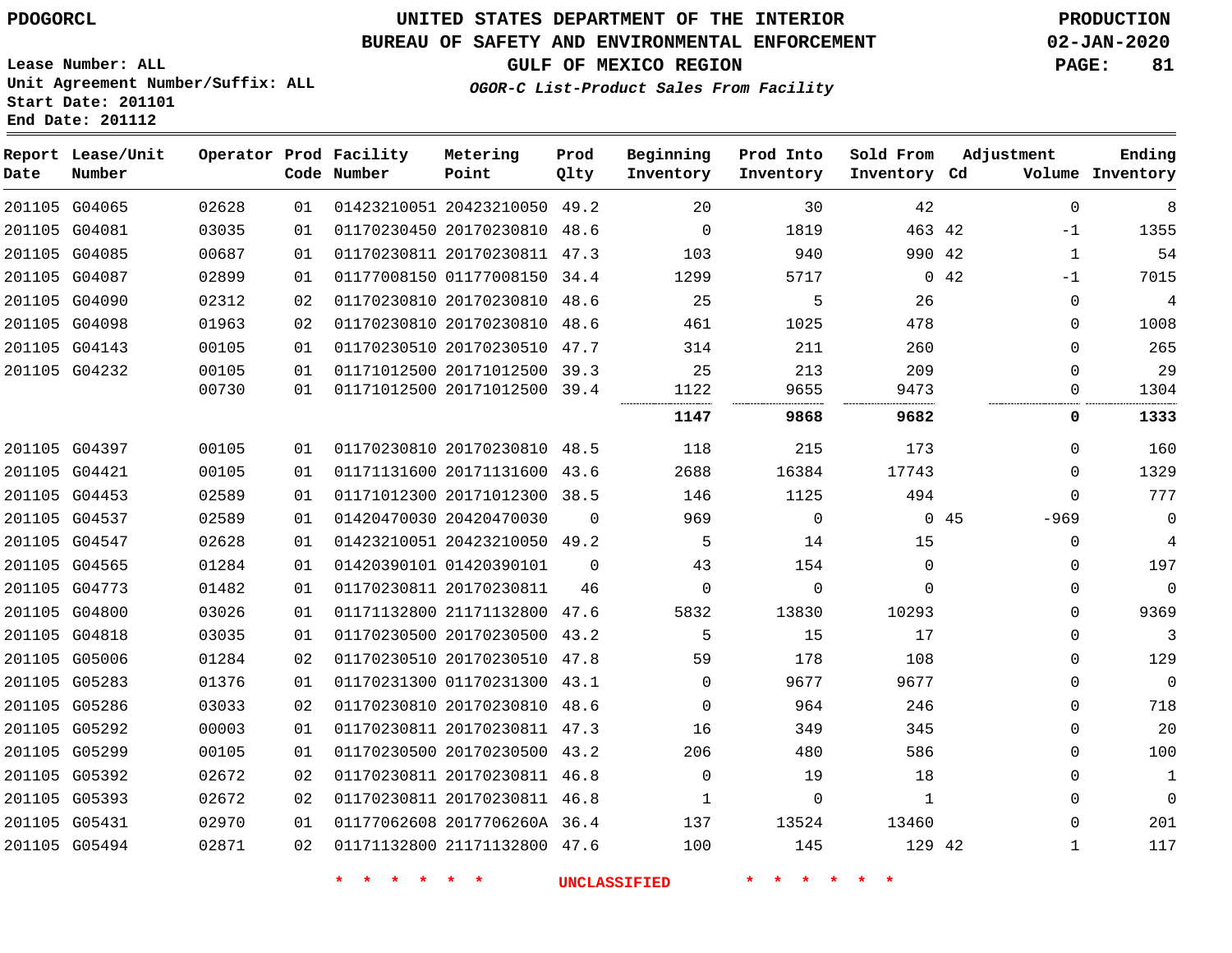PDOGORCL

# UNITED STATES DEPARTMENT OF THE INTERIOR
## BUREAU OF SAFETY AND ENVIRONMENTAL ENFORCEMENT
## GULF OF MEXICO REGION
### *OGOR-C List-Product Sales From Facility*

PRODUCTION
02-JAN-2020

Lease Number: ALL
Unit Agreement Number/Suffix: ALL
Start Date: 201101
End Date: 201112

| Report Date | Lease/Unit Number | Operator | Prod Code | Facility Number | Metering Point | Prod Qlty | Beginning Inventory | Prod Into Inventory | Sold From Inventory | Adjustment Cd | Adjustment Volume | Ending Inventory |
|---|---|---|---|---|---|---|---|---|---|---|---|---|
| 201105 | G04065 | 02628 | 01 | 01423210051 | 20423210050 | 49.2 | 20 | 30 | 42 | | 0 | 8 |
| 201105 | G04081 | 03035 | 01 | 01170230450 | 20170230810 | 48.6 | 0 | 1819 | 463 | 42 | -1 | 1355 |
| 201105 | G04085 | 00687 | 01 | 01170230811 | 20170230811 | 47.3 | 103 | 940 | 990 | 42 | 1 | 54 |
| 201105 | G04087 | 02899 | 01 | 01177008150 | 01177008150 | 34.4 | 1299 | 5717 | 0 | 42 | -1 | 7015 |
| 201105 | G04090 | 02312 | 02 | 01170230810 | 20170230810 | 48.6 | 25 | 5 | 26 | | 0 | 4 |
| 201105 | G04098 | 01963 | 02 | 01170230810 | 20170230810 | 48.6 | 461 | 1025 | 478 | | 0 | 1008 |
| 201105 | G04143 | 00105 | 01 | 01170230510 | 20170230510 | 47.7 | 314 | 211 | 260 | | 0 | 265 |
| 201105 | G04232 | 00105 | 01 | 01171012500 | 20171012500 | 39.3 | 25 | 213 | 209 | | 0 | 29 |
| | | 00730 | 01 | 01171012500 | 20171012500 | 39.4 | 1122 | 9655 | 9473 | | 0 | 1304 |
| | | | | | | | **1147** | **9868** | **9682** | | **0** | **1333** |
| 201105 | G04397 | 00105 | 01 | 01170230810 | 20170230810 | 48.5 | 118 | 215 | 173 | | 0 | 160 |
| 201105 | G04421 | 00105 | 01 | 01171131600 | 20171131600 | 43.6 | 2688 | 16384 | 17743 | | 0 | 1329 |
| 201105 | G04453 | 02589 | 01 | 01171012300 | 20171012300 | 38.5 | 146 | 1125 | 494 | | 0 | 777 |
| 201105 | G04537 | 02589 | 01 | 01420470030 | 20420470030 | 0 | 969 | 0 | 0 | 45 | -969 | 0 |
| 201105 | G04547 | 02628 | 01 | 01423210051 | 20423210050 | 49.2 | 5 | 14 | 15 | | 0 | 4 |
| 201105 | G04565 | 01284 | 01 | 01420390101 | 01420390101 | 0 | 43 | 154 | 0 | | 0 | 197 |
| 201105 | G04773 | 01482 | 01 | 01170230811 | 20170230811 | 46 | 0 | 0 | 0 | | 0 | 0 |
| 201105 | G04800 | 03026 | 01 | 01171132800 | 21171132800 | 47.6 | 5832 | 13830 | 10293 | | 0 | 9369 |
| 201105 | G04818 | 03035 | 01 | 01170230500 | 20170230500 | 43.2 | 5 | 15 | 17 | | 0 | 3 |
| 201105 | G05006 | 01284 | 02 | 01170230510 | 20170230510 | 47.8 | 59 | 178 | 108 | | 0 | 129 |
| 201105 | G05283 | 01376 | 01 | 01170231300 | 01170231300 | 43.1 | 0 | 9677 | 9677 | | 0 | 0 |
| 201105 | G05286 | 03033 | 02 | 01170230810 | 20170230810 | 48.6 | 0 | 964 | 246 | | 0 | 718 |
| 201105 | G05292 | 00003 | 01 | 01170230811 | 20170230811 | 47.3 | 16 | 349 | 345 | | 0 | 20 |
| 201105 | G05299 | 00105 | 01 | 01170230500 | 20170230500 | 43.2 | 206 | 480 | 586 | | 0 | 100 |
| 201105 | G05392 | 02672 | 02 | 01170230811 | 20170230811 | 46.8 | 0 | 19 | 18 | | 0 | 1 |
| 201105 | G05393 | 02672 | 02 | 01170230811 | 20170230811 | 46.8 | 1 | 0 | 1 | | 0 | 0 |
| 201105 | G05431 | 02970 | 01 | 01177062608 | 2017706260A | 36.4 | 137 | 13524 | 13460 | | 0 | 201 |
| 201105 | G05494 | 02871 | 02 | 01171132800 | 21171132800 | 47.6 | 100 | 145 | 129 | 42 | 1 | 117 |

* * * * * * UNCLASSIFIED * * * * * *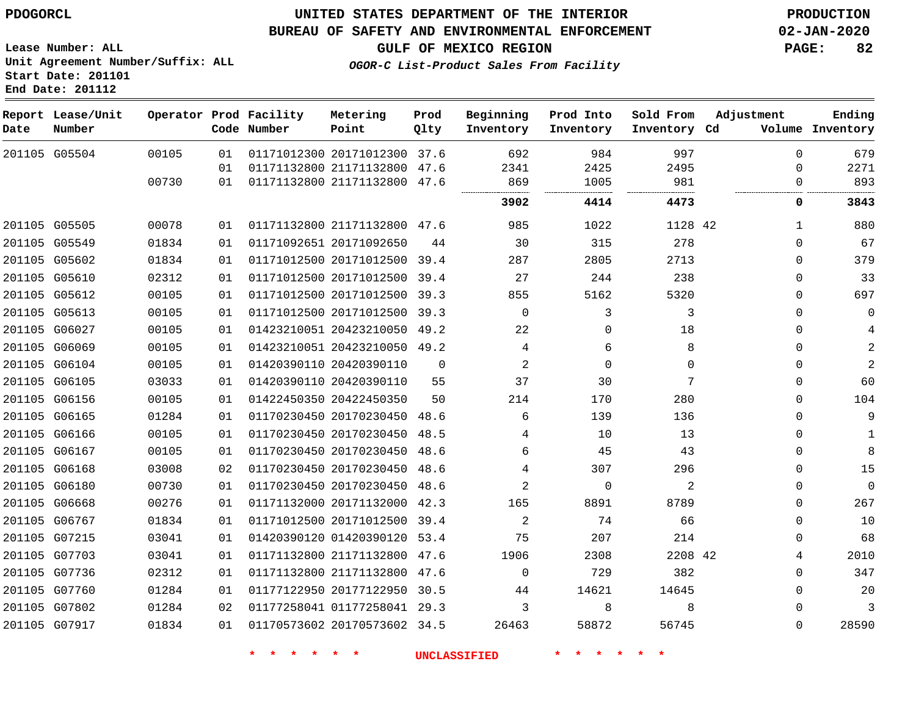PDOGORCL

# UNITED STATES DEPARTMENT OF THE INTERIOR
## BUREAU OF SAFETY AND ENVIRONMENTAL ENFORCEMENT
### GULF OF MEXICO REGION
*OGOR-C List-Product Sales From Facility*

PRODUCTION
02-JAN-2020

Lease Number: ALL
Unit Agreement Number/Suffix: ALL
Start Date: 201101
End Date: 201112

| Report Date | Lease/Unit Number | Operator | Prod Code | Facility Number | Metering Point | Prod Qlty | Beginning Inventory | Prod Into Inventory | Sold From Inventory | Adjustment Cd | Volume | Ending Inventory |
|---|---|---|---|---|---|---|---|---|---|---|---|---|
| 201105 | G05504 | 00105 | 01 | 01171012300 | 20171012300 | 37.6 | 692 | 984 | 997 | | 0 | 679 |
| | | | 01 | 01171132800 | 21171132800 | 47.6 | 2341 | 2425 | 2495 | | 0 | 2271 |
| | | 00730 | 01 | 01171132800 | 21171132800 | 47.6 | 869 | 1005 | 981 | | 0 | 893 |
| | | | | | | | **3902** | **4414** | **4473** | | **0** | **3843** |
| 201105 | G05505 | 00078 | 01 | 01171132800 | 21171132800 | 47.6 | 985 | 1022 | 1128 | 42 | 1 | 880 |
| 201105 | G05549 | 01834 | 01 | 01171092651 | 20171092650 | 44 | 30 | 315 | 278 | | 0 | 67 |
| 201105 | G05602 | 01834 | 01 | 01171012500 | 20171012500 | 39.4 | 287 | 2805 | 2713 | | 0 | 379 |
| 201105 | G05610 | 02312 | 01 | 01171012500 | 20171012500 | 39.4 | 27 | 244 | 238 | | 0 | 33 |
| 201105 | G05612 | 00105 | 01 | 01171012500 | 20171012500 | 39.3 | 855 | 5162 | 5320 | | 0 | 697 |
| 201105 | G05613 | 00105 | 01 | 01171012500 | 20171012500 | 39.3 | 0 | 3 | 3 | | 0 | 0 |
| 201105 | G06027 | 00105 | 01 | 01423210051 | 20423210050 | 49.2 | 22 | 0 | 18 | | 0 | 4 |
| 201105 | G06069 | 00105 | 01 | 01423210051 | 20423210050 | 49.2 | 4 | 6 | 8 | | 0 | 2 |
| 201105 | G06104 | 00105 | 01 | 01420390110 | 20420390110 | 0 | 2 | 0 | 0 | | 0 | 2 |
| 201105 | G06105 | 03033 | 01 | 01420390110 | 20420390110 | 55 | 37 | 30 | 7 | | 0 | 60 |
| 201105 | G06156 | 00105 | 01 | 01422450350 | 20422450350 | 50 | 214 | 170 | 280 | | 0 | 104 |
| 201105 | G06165 | 01284 | 01 | 01170230450 | 20170230450 | 48.6 | 6 | 139 | 136 | | 0 | 9 |
| 201105 | G06166 | 00105 | 01 | 01170230450 | 20170230450 | 48.5 | 4 | 10 | 13 | | 0 | 1 |
| 201105 | G06167 | 00105 | 01 | 01170230450 | 20170230450 | 48.6 | 6 | 45 | 43 | | 0 | 8 |
| 201105 | G06168 | 03008 | 02 | 01170230450 | 20170230450 | 48.6 | 4 | 307 | 296 | | 0 | 15 |
| 201105 | G06180 | 00730 | 01 | 01170230450 | 20170230450 | 48.6 | 2 | 0 | 2 | | 0 | 0 |
| 201105 | G06668 | 00276 | 01 | 01171132000 | 20171132000 | 42.3 | 165 | 8891 | 8789 | | 0 | 267 |
| 201105 | G06767 | 01834 | 01 | 01171012500 | 20171012500 | 39.4 | 2 | 74 | 66 | | 0 | 10 |
| 201105 | G07215 | 03041 | 01 | 01420390120 | 01420390120 | 53.4 | 75 | 207 | 214 | | 0 | 68 |
| 201105 | G07703 | 03041 | 01 | 01171132800 | 21171132800 | 47.6 | 1906 | 2308 | 2208 | 42 | 4 | 2010 |
| 201105 | G07736 | 02312 | 01 | 01171132800 | 21171132800 | 47.6 | 0 | 729 | 382 | | 0 | 347 |
| 201105 | G07760 | 01284 | 01 | 01177122950 | 20177122950 | 30.5 | 44 | 14621 | 14645 | | 0 | 20 |
| 201105 | G07802 | 01284 | 02 | 01177258041 | 01177258041 | 29.3 | 3 | 8 | 8 | | 0 | 3 |
| 201105 | G07917 | 01834 | 01 | 01170573602 | 20170573602 | 34.5 | 26463 | 58872 | 56745 | | 0 | 28590 |

* * * * * * UNCLASSIFIED * * * * * *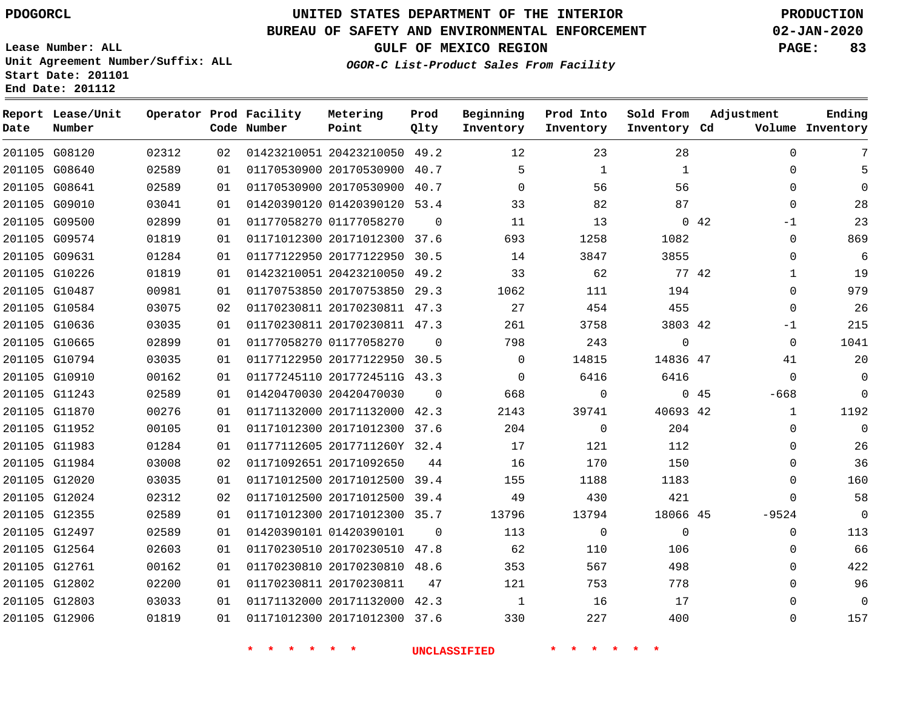PDOGORCL

# UNITED STATES DEPARTMENT OF THE INTERIOR
## BUREAU OF SAFETY AND ENVIRONMENTAL ENFORCEMENT
### GULF OF MEXICO REGION
*OGOR-C List-Product Sales From Facility*

PRODUCTION
02-JAN-2020

Lease Number: ALL
Unit Agreement Number/Suffix: ALL
Start Date: 201101
End Date: 201112

| Report Date | Lease/Unit Number | Operator | Prod Code | Facility Number | Metering Point | Prod Qlty | Beginning Inventory | Prod Into Inventory | Sold From Inventory | Adjustment Cd | Adjustment Volume | Ending Inventory |
|---|---|---|---|---|---|---|---|---|---|---|---|---|
| 201105 | G08120 | 02312 | 02 | 01423210051 | 20423210050 | 49.2 | 12 | 23 | 28 | | 0 | 7 |
| 201105 | G08640 | 02589 | 01 | 01170530900 | 20170530900 | 40.7 | 5 | 1 | 1 | | 0 | 5 |
| 201105 | G08641 | 02589 | 01 | 01170530900 | 20170530900 | 40.7 | 0 | 56 | 56 | | 0 | 0 |
| 201105 | G09010 | 03041 | 01 | 01420390120 | 01420390120 | 53.4 | 33 | 82 | 87 | | 0 | 28 |
| 201105 | G09500 | 02899 | 01 | 01177058270 | 01177058270 | 0 | 11 | 13 | 0 | 42 | -1 | 23 |
| 201105 | G09574 | 01819 | 01 | 01171012300 | 20171012300 | 37.6 | 693 | 1258 | 1082 | | 0 | 869 |
| 201105 | G09631 | 01284 | 01 | 01177122950 | 20177122950 | 30.5 | 14 | 3847 | 3855 | | 0 | 6 |
| 201105 | G10226 | 01819 | 01 | 01423210051 | 20423210050 | 49.2 | 33 | 62 | 77 | 42 | 1 | 19 |
| 201105 | G10487 | 00981 | 01 | 01170753850 | 20170753850 | 29.3 | 1062 | 111 | 194 | | 0 | 979 |
| 201105 | G10584 | 03075 | 02 | 01170230811 | 20170230811 | 47.3 | 27 | 454 | 455 | | 0 | 26 |
| 201105 | G10636 | 03035 | 01 | 01170230811 | 20170230811 | 47.3 | 261 | 3758 | 3803 | 42 | -1 | 215 |
| 201105 | G10665 | 02899 | 01 | 01177058270 | 01177058270 | 0 | 798 | 243 | 0 | | 0 | 1041 |
| 201105 | G10794 | 03035 | 01 | 01177122950 | 20177122950 | 30.5 | 0 | 14815 | 14836 | 47 | 41 | 20 |
| 201105 | G10910 | 00162 | 01 | 01177245110 | 2017724511G | 43.3 | 0 | 6416 | 6416 | | 0 | 0 |
| 201105 | G11243 | 02589 | 01 | 01420470030 | 20420470030 | 0 | 668 | 0 | 0 | 45 | -668 | 0 |
| 201105 | G11870 | 00276 | 01 | 01171132000 | 20171132000 | 42.3 | 2143 | 39741 | 40693 | 42 | 1 | 1192 |
| 201105 | G11952 | 00105 | 01 | 01171012300 | 20171012300 | 37.6 | 204 | 0 | 204 | | 0 | 0 |
| 201105 | G11983 | 01284 | 01 | 01177112605 | 2017711260Y | 32.4 | 17 | 121 | 112 | | 0 | 26 |
| 201105 | G11984 | 03008 | 02 | 01171092651 | 20171092650 | 44 | 16 | 170 | 150 | | 0 | 36 |
| 201105 | G12020 | 03035 | 01 | 01171012500 | 20171012500 | 39.4 | 155 | 1188 | 1183 | | 0 | 160 |
| 201105 | G12024 | 02312 | 02 | 01171012500 | 20171012500 | 39.4 | 49 | 430 | 421 | | 0 | 58 |
| 201105 | G12355 | 02589 | 01 | 01171012300 | 20171012300 | 35.7 | 13796 | 13794 | 18066 | 45 | -9524 | 0 |
| 201105 | G12497 | 02589 | 01 | 01420390101 | 01420390101 | 0 | 113 | 0 | 0 | | 0 | 113 |
| 201105 | G12564 | 02603 | 01 | 01170230510 | 20170230510 | 47.8 | 62 | 110 | 106 | | 0 | 66 |
| 201105 | G12761 | 00162 | 01 | 01170230810 | 20170230810 | 48.6 | 353 | 567 | 498 | | 0 | 422 |
| 201105 | G12802 | 02200 | 01 | 01170230811 | 20170230811 | 47 | 121 | 753 | 778 | | 0 | 96 |
| 201105 | G12803 | 03033 | 01 | 01171132000 | 20171132000 | 42.3 | 1 | 16 | 17 | | 0 | 0 |
| 201105 | G12906 | 01819 | 01 | 01171012300 | 20171012300 | 37.6 | 330 | 227 | 400 | | 0 | 157 |

* * * * * * UNCLASSIFIED * * * * * *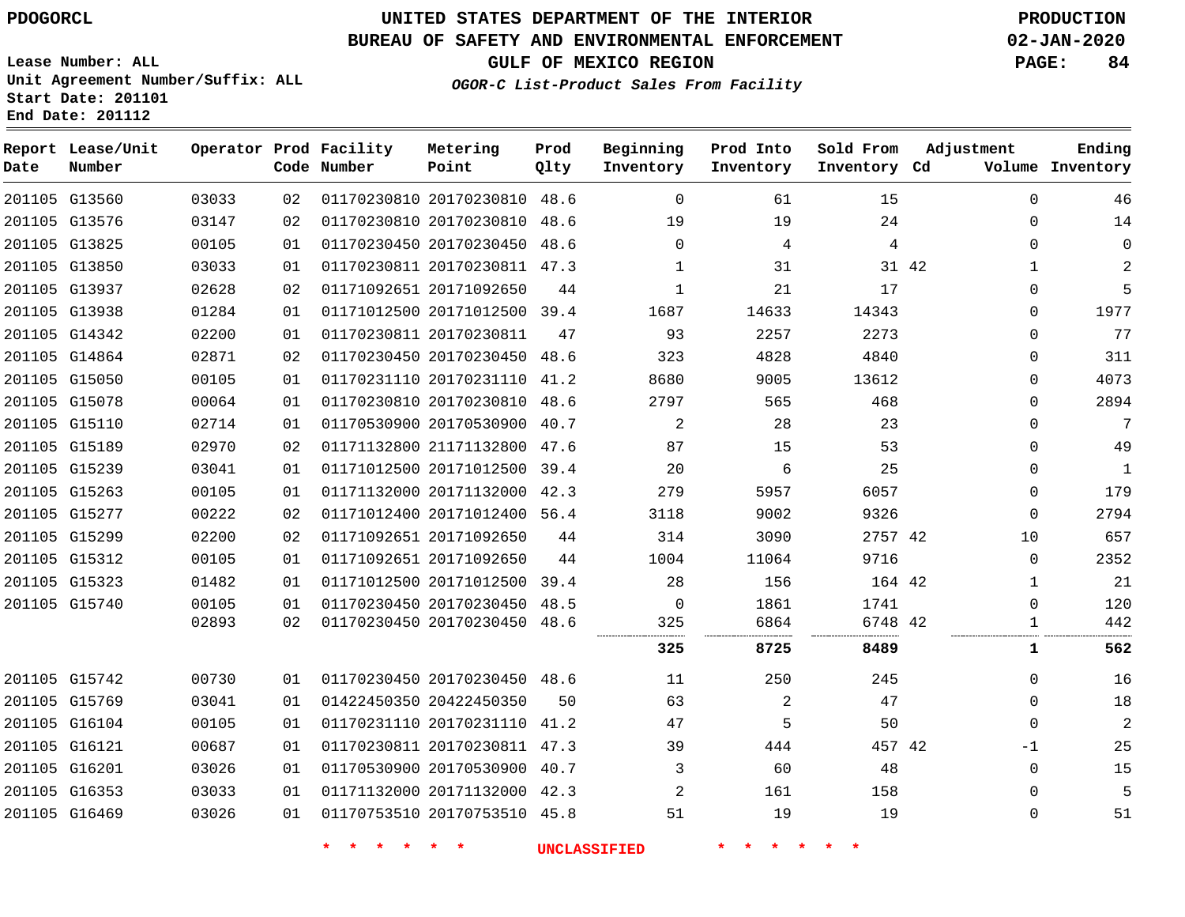PDOGORCL

# UNITED STATES DEPARTMENT OF THE INTERIOR
## BUREAU OF SAFETY AND ENVIRONMENTAL ENFORCEMENT
### GULF OF MEXICO REGION
*OGOR-C List-Product Sales From Facility*

PRODUCTION
02-JAN-2020

Lease Number: ALL
Unit Agreement Number/Suffix: ALL
Start Date: 201101
End Date: 201112

| Report Date | Lease/Unit Number | Operator | Prod Code | Facility Number | Metering Point | Prod Qlty | Beginning Inventory | Prod Into Inventory | Sold From Inventory | Adjustment Cd | Volume | Ending Inventory |
|---|---|---|---|---|---|---|---|---|---|---|---|---|
| 201105 | G13560 | 03033 | 02 | 01170230810 | 20170230810 | 48.6 | 0 | 61 | 15 | | 0 | 46 |
| 201105 | G13576 | 03147 | 02 | 01170230810 | 20170230810 | 48.6 | 19 | 19 | 24 | | 0 | 14 |
| 201105 | G13825 | 00105 | 01 | 01170230450 | 20170230450 | 48.6 | 0 | 4 | 4 | | 0 | 0 |
| 201105 | G13850 | 03033 | 01 | 01170230811 | 20170230811 | 47.3 | 1 | 31 | 31 | 42 | 1 | 2 |
| 201105 | G13937 | 02628 | 02 | 01171092651 | 20171092650 | 44 | 1 | 21 | 17 | | 0 | 5 |
| 201105 | G13938 | 01284 | 01 | 01171012500 | 20171012500 | 39.4 | 1687 | 14633 | 14343 | | 0 | 1977 |
| 201105 | G14342 | 02200 | 01 | 01170230811 | 20170230811 | 47 | 93 | 2257 | 2273 | | 0 | 77 |
| 201105 | G14864 | 02871 | 02 | 01170230450 | 20170230450 | 48.6 | 323 | 4828 | 4840 | | 0 | 311 |
| 201105 | G15050 | 00105 | 01 | 01170231110 | 20170231110 | 41.2 | 8680 | 9005 | 13612 | | 0 | 4073 |
| 201105 | G15078 | 00064 | 01 | 01170230810 | 20170230810 | 48.6 | 2797 | 565 | 468 | | 0 | 2894 |
| 201105 | G15110 | 02714 | 01 | 01170530900 | 20170530900 | 40.7 | 2 | 28 | 23 | | 0 | 7 |
| 201105 | G15189 | 02970 | 02 | 01171132800 | 21171132800 | 47.6 | 87 | 15 | 53 | | 0 | 49 |
| 201105 | G15239 | 03041 | 01 | 01171012500 | 20171012500 | 39.4 | 20 | 6 | 25 | | 0 | 1 |
| 201105 | G15263 | 00105 | 01 | 01171132000 | 20171132000 | 42.3 | 279 | 5957 | 6057 | | 0 | 179 |
| 201105 | G15277 | 00222 | 02 | 01171012400 | 20171012400 | 56.4 | 3118 | 9002 | 9326 | | 0 | 2794 |
| 201105 | G15299 | 02200 | 02 | 01171092651 | 20171092650 | 44 | 314 | 3090 | 2757 | 42 | 10 | 657 |
| 201105 | G15312 | 00105 | 01 | 01171092651 | 20171092650 | 44 | 1004 | 11064 | 9716 | | 0 | 2352 |
| 201105 | G15323 | 01482 | 01 | 01171012500 | 20171012500 | 39.4 | 28 | 156 | 164 | 42 | 1 | 21 |
| 201105 | G15740 | 00105 | 01 | 01170230450 | 20170230450 | 48.5 | 0 | 1861 | 1741 | | 0 | 120 |
| | | 02893 | 02 | 01170230450 | 20170230450 | 48.6 | 325 | 6864 | 6748 | 42 | 1 | 442 |
| | | | | | | | **325** | **8725** | **8489** | | **1** | **562** |
| 201105 | G15742 | 00730 | 01 | 01170230450 | 20170230450 | 48.6 | 11 | 250 | 245 | | 0 | 16 |
| 201105 | G15769 | 03041 | 01 | 01422450350 | 20422450350 | 50 | 63 | 2 | 47 | | 0 | 18 |
| 201105 | G16104 | 00105 | 01 | 01170231110 | 20170231110 | 41.2 | 47 | 5 | 50 | | 0 | 2 |
| 201105 | G16121 | 00687 | 01 | 01170230811 | 20170230811 | 47.3 | 39 | 444 | 457 | 42 | -1 | 25 |
| 201105 | G16201 | 03026 | 01 | 01170530900 | 20170530900 | 40.7 | 3 | 60 | 48 | | 0 | 15 |
| 201105 | G16353 | 03033 | 01 | 01171132000 | 20171132000 | 42.3 | 2 | 161 | 158 | | 0 | 5 |
| 201105 | G16469 | 03026 | 01 | 01170753510 | 20170753510 | 45.8 | 51 | 19 | 19 | | 0 | 51 |

* * * * * * UNCLASSIFIED * * * * * *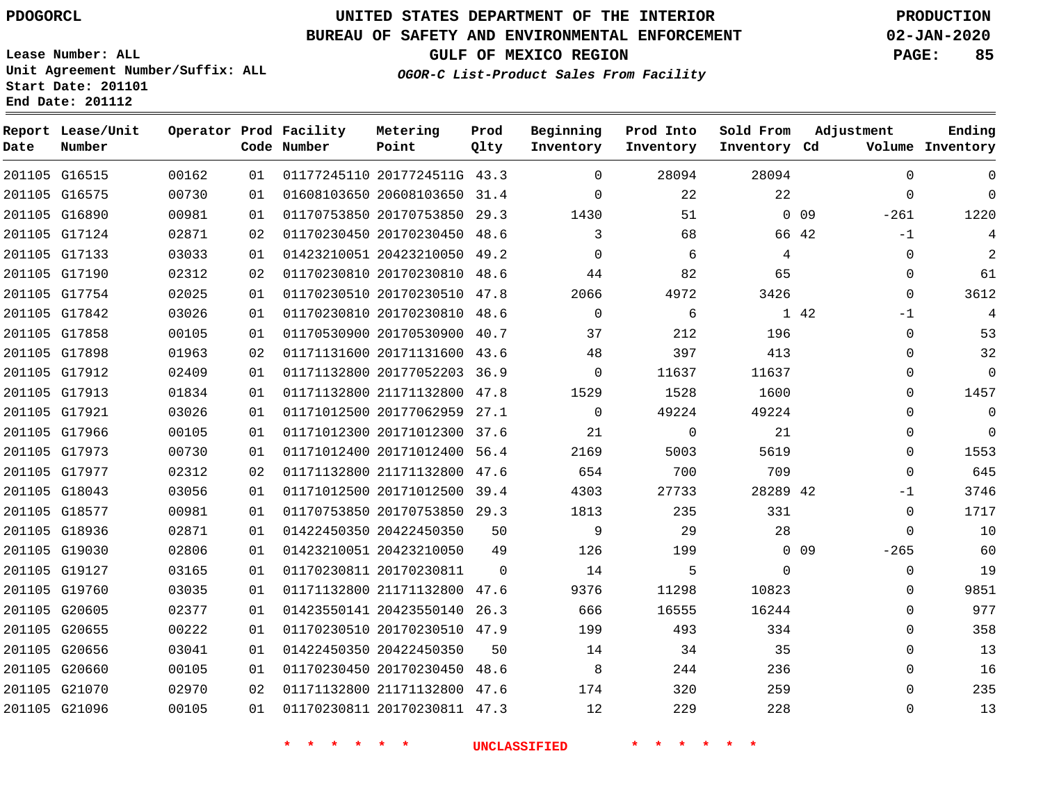PDOGORCL

# UNITED STATES DEPARTMENT OF THE INTERIOR
## BUREAU OF SAFETY AND ENVIRONMENTAL ENFORCEMENT
### GULF OF MEXICO REGION
***OGOR-C List-Product Sales From Facility***

PRODUCTION
02-JAN-2020

Lease Number: ALL
Unit Agreement Number/Suffix: ALL
Start Date: 201101
End Date: 201112

| Report Date | Lease/Unit Number | Operator | Prod Code | Facility Number | Metering Point | Prod Qlty | Beginning Inventory | Prod Into Inventory | Sold From Inventory | Adjustment Cd | Adjustment Volume | Ending Inventory |
|---|---|---|---|---|---|---|---|---|---|---|---|---|
| 201105 | G16515 | 00162 | 01 | 01177245110 | 2017724511G | 43.3 | 0 | 28094 | 28094 | | 0 | 0 |
| 201105 | G16575 | 00730 | 01 | 01608103650 | 20608103650 | 31.4 | 0 | 22 | 22 | | 0 | 0 |
| 201105 | G16890 | 00981 | 01 | 01170753850 | 20170753850 | 29.3 | 1430 | 51 | 0 | 09 | -261 | 1220 |
| 201105 | G17124 | 02871 | 02 | 01170230450 | 20170230450 | 48.6 | 3 | 68 | 66 | 42 | -1 | 4 |
| 201105 | G17133 | 03033 | 01 | 01423210051 | 20423210050 | 49.2 | 0 | 6 | 4 | | 0 | 2 |
| 201105 | G17190 | 02312 | 02 | 01170230810 | 20170230810 | 48.6 | 44 | 82 | 65 | | 0 | 61 |
| 201105 | G17754 | 02025 | 01 | 01170230510 | 20170230510 | 47.8 | 2066 | 4972 | 3426 | | 0 | 3612 |
| 201105 | G17842 | 03026 | 01 | 01170230810 | 20170230810 | 48.6 | 0 | 6 | 1 | 42 | -1 | 4 |
| 201105 | G17858 | 00105 | 01 | 01170530900 | 20170530900 | 40.7 | 37 | 212 | 196 | | 0 | 53 |
| 201105 | G17898 | 01963 | 02 | 01171131600 | 20171131600 | 43.6 | 48 | 397 | 413 | | 0 | 32 |
| 201105 | G17912 | 02409 | 01 | 01171132800 | 20177052203 | 36.9 | 0 | 11637 | 11637 | | 0 | 0 |
| 201105 | G17913 | 01834 | 01 | 01171132800 | 21171132800 | 47.8 | 1529 | 1528 | 1600 | | 0 | 1457 |
| 201105 | G17921 | 03026 | 01 | 01171012500 | 20177062959 | 27.1 | 0 | 49224 | 49224 | | 0 | 0 |
| 201105 | G17966 | 00105 | 01 | 01171012300 | 20171012300 | 37.6 | 21 | 0 | 21 | | 0 | 0 |
| 201105 | G17973 | 00730 | 01 | 01171012400 | 20171012400 | 56.4 | 2169 | 5003 | 5619 | | 0 | 1553 |
| 201105 | G17977 | 02312 | 02 | 01171132800 | 21171132800 | 47.6 | 654 | 700 | 709 | | 0 | 645 |
| 201105 | G18043 | 03056 | 01 | 01171012500 | 20171012500 | 39.4 | 4303 | 27733 | 28289 | 42 | -1 | 3746 |
| 201105 | G18577 | 00981 | 01 | 01170753850 | 20170753850 | 29.3 | 1813 | 235 | 331 | | 0 | 1717 |
| 201105 | G18936 | 02871 | 01 | 01422450350 | 20422450350 | 50 | 9 | 29 | 28 | | 0 | 10 |
| 201105 | G19030 | 02806 | 01 | 01423210051 | 20423210050 | 49 | 126 | 199 | 0 | 09 | -265 | 60 |
| 201105 | G19127 | 03165 | 01 | 01170230811 | 20170230811 | 0 | 14 | 5 | 0 | | 0 | 19 |
| 201105 | G19760 | 03035 | 01 | 01171132800 | 21171132800 | 47.6 | 9376 | 11298 | 10823 | | 0 | 9851 |
| 201105 | G20605 | 02377 | 01 | 01423550141 | 20423550140 | 26.3 | 666 | 16555 | 16244 | | 0 | 977 |
| 201105 | G20655 | 00222 | 01 | 01170230510 | 20170230510 | 47.9 | 199 | 493 | 334 | | 0 | 358 |
| 201105 | G20656 | 03041 | 01 | 01422450350 | 20422450350 | 50 | 14 | 34 | 35 | | 0 | 13 |
| 201105 | G20660 | 00105 | 01 | 01170230450 | 20170230450 | 48.6 | 8 | 244 | 236 | | 0 | 16 |
| 201105 | G21070 | 02970 | 02 | 01171132800 | 21171132800 | 47.6 | 174 | 320 | 259 | | 0 | 235 |
| 201105 | G21096 | 00105 | 01 | 01170230811 | 20170230811 | 47.3 | 12 | 229 | 228 | | 0 | 13 |

* * * * * * UNCLASSIFIED * * * * * *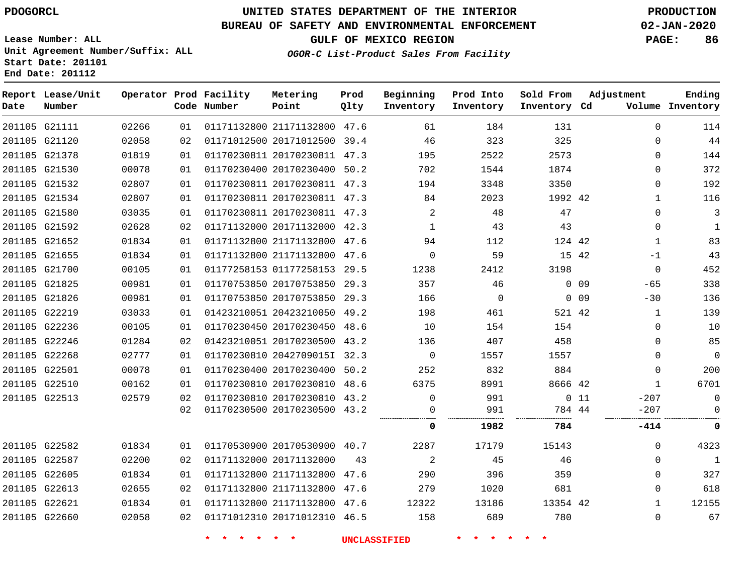PDOGORCL

# UNITED STATES DEPARTMENT OF THE INTERIOR
## BUREAU OF SAFETY AND ENVIRONMENTAL ENFORCEMENT
### GULF OF MEXICO REGION
*OGOR-C List-Product Sales From Facility*

PRODUCTION
02-JAN-2020

Lease Number: ALL
Unit Agreement Number/Suffix: ALL
Start Date: 201101
End Date: 201112

| Report Date | Lease/Unit Number | Operator | Prod Code | Facility Number | Metering Point | Prod Qlty | Beginning Inventory | Prod Into Inventory | Sold From Inventory | Adjustment Cd | Volume | Ending Inventory |
|---|---|---|---|---|---|---|---|---|---|---|---|---|
| 201105 | G21111 | 02266 | 01 | 01171132800 | 21171132800 | 47.6 | 61 | 184 | 131 | | 0 | 114 |
| 201105 | G21120 | 02058 | 02 | 01171012500 | 20171012500 | 39.4 | 46 | 323 | 325 | | 0 | 44 |
| 201105 | G21378 | 01819 | 01 | 01170230811 | 20170230811 | 47.3 | 195 | 2522 | 2573 | | 0 | 144 |
| 201105 | G21530 | 00078 | 01 | 01170230400 | 20170230400 | 50.2 | 702 | 1544 | 1874 | | 0 | 372 |
| 201105 | G21532 | 02807 | 01 | 01170230811 | 20170230811 | 47.3 | 194 | 3348 | 3350 | | 0 | 192 |
| 201105 | G21534 | 02807 | 01 | 01170230811 | 20170230811 | 47.3 | 84 | 2023 | 1992 | 42 | 1 | 116 |
| 201105 | G21580 | 03035 | 01 | 01170230811 | 20170230811 | 47.3 | 2 | 48 | 47 | | 0 | 3 |
| 201105 | G21592 | 02628 | 02 | 01171132000 | 20171132000 | 42.3 | 1 | 43 | 43 | | 0 | 1 |
| 201105 | G21652 | 01834 | 01 | 01171132800 | 21171132800 | 47.6 | 94 | 112 | 124 | 42 | 1 | 83 |
| 201105 | G21655 | 01834 | 01 | 01171132800 | 21171132800 | 47.6 | 0 | 59 | 15 | 42 | -1 | 43 |
| 201105 | G21700 | 00105 | 01 | 01177258153 | 01177258153 | 29.5 | 1238 | 2412 | 3198 | | 0 | 452 |
| 201105 | G21825 | 00981 | 01 | 01170753850 | 20170753850 | 29.3 | 357 | 46 | 0 | 09 | -65 | 338 |
| 201105 | G21826 | 00981 | 01 | 01170753850 | 20170753850 | 29.3 | 166 | 0 | 0 | 09 | -30 | 136 |
| 201105 | G22219 | 03033 | 01 | 01423210051 | 20423210050 | 49.2 | 198 | 461 | 521 | 42 | 1 | 139 |
| 201105 | G22236 | 00105 | 01 | 01170230450 | 20170230450 | 48.6 | 10 | 154 | 154 | | 0 | 10 |
| 201105 | G22246 | 01284 | 02 | 01423210051 | 20170230500 | 43.2 | 136 | 407 | 458 | | 0 | 85 |
| 201105 | G22268 | 02777 | 01 | 01170230810 | 2042709015I | 32.3 | 0 | 1557 | 1557 | | 0 | 0 |
| 201105 | G22501 | 00078 | 01 | 01170230400 | 20170230400 | 50.2 | 252 | 832 | 884 | | 0 | 200 |
| 201105 | G22510 | 00162 | 01 | 01170230810 | 20170230810 | 48.6 | 6375 | 8991 | 8666 | 42 | 1 | 6701 |
| 201105 | G22513 | 02579 | 02 | 01170230810 | 20170230810 | 43.2 | 0 | 991 | 0 | 11 | -207 | 0 |
| | | | 02 | 01170230500 | 20170230500 | 43.2 | 0 | 991 | 784 | 44 | -207 | 0 |
| | | | | | | | **0** | **1982** | **784** | | **-414** | **0** |
| 201105 | G22582 | 01834 | 01 | 01170530900 | 20170530900 | 40.7 | 2287 | 17179 | 15143 | | 0 | 4323 |
| 201105 | G22587 | 02200 | 02 | 01171132000 | 20171132000 | 43 | 2 | 45 | 46 | | 0 | 1 |
| 201105 | G22605 | 01834 | 01 | 01171132800 | 21171132800 | 47.6 | 290 | 396 | 359 | | 0 | 327 |
| 201105 | G22613 | 02655 | 02 | 01171132800 | 21171132800 | 47.6 | 279 | 1020 | 681 | | 0 | 618 |
| 201105 | G22621 | 01834 | 01 | 01171132800 | 21171132800 | 47.6 | 12322 | 13186 | 13354 | 42 | 1 | 12155 |
| 201105 | G22660 | 02058 | 02 | 01171012310 | 20171012310 | 46.5 | 158 | 689 | 780 | | 0 | 67 |

* * * * * * UNCLASSIFIED * * * * * *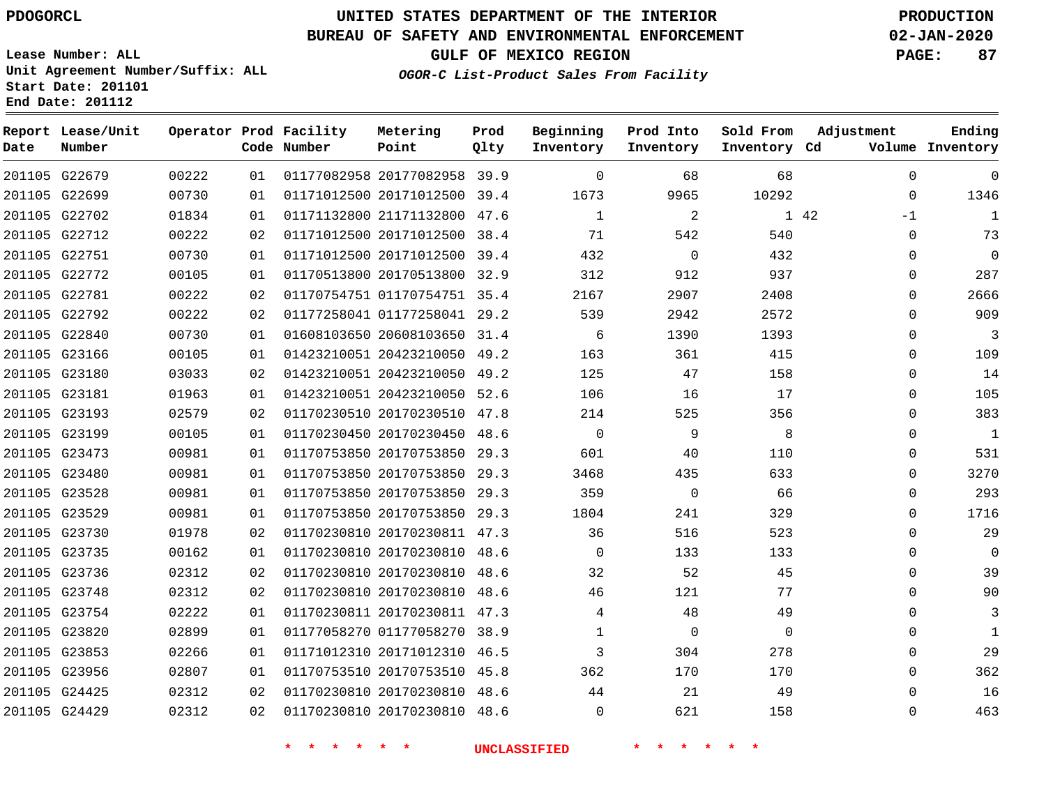PDOGORCL

# UNITED STATES DEPARTMENT OF THE INTERIOR
## BUREAU OF SAFETY AND ENVIRONMENTAL ENFORCEMENT
### GULF OF MEXICO REGION
*OGOR-C List-Product Sales From Facility*

PRODUCTION
02-JAN-2020

Lease Number: ALL
Unit Agreement Number/Suffix: ALL
Start Date: 201101
End Date: 201112

| Report Date | Lease/Unit Number | Operator | Prod Code | Facility Number | Metering Point | Prod Qlty | Beginning Inventory | Prod Into Inventory | Sold From Inventory | Adjustment Cd | Adjustment Volume | Ending Inventory |
|---|---|---|---|---|---|---|---|---|---|---|---|---|
| 201105 | G22679 | 00222 | 01 | 01177082958 | 20177082958 | 39.9 | 0 | 68 | 68 | | 0 | 0 |
| 201105 | G22699 | 00730 | 01 | 01171012500 | 20171012500 | 39.4 | 1673 | 9965 | 10292 | | 0 | 1346 |
| 201105 | G22702 | 01834 | 01 | 01171132800 | 21171132800 | 47.6 | 1 | 2 | 1 | 42 | -1 | 1 |
| 201105 | G22712 | 00222 | 02 | 01171012500 | 20171012500 | 38.4 | 71 | 542 | 540 | | 0 | 73 |
| 201105 | G22751 | 00730 | 01 | 01171012500 | 20171012500 | 39.4 | 432 | 0 | 432 | | 0 | 0 |
| 201105 | G22772 | 00105 | 01 | 01170513800 | 20170513800 | 32.9 | 312 | 912 | 937 | | 0 | 287 |
| 201105 | G22781 | 00222 | 02 | 01170754751 | 01170754751 | 35.4 | 2167 | 2907 | 2408 | | 0 | 2666 |
| 201105 | G22792 | 00222 | 02 | 01177258041 | 01177258041 | 29.2 | 539 | 2942 | 2572 | | 0 | 909 |
| 201105 | G22840 | 00730 | 01 | 01608103650 | 20608103650 | 31.4 | 6 | 1390 | 1393 | | 0 | 3 |
| 201105 | G23166 | 00105 | 01 | 01423210051 | 20423210050 | 49.2 | 163 | 361 | 415 | | 0 | 109 |
| 201105 | G23180 | 03033 | 02 | 01423210051 | 20423210050 | 49.2 | 125 | 47 | 158 | | 0 | 14 |
| 201105 | G23181 | 01963 | 01 | 01423210051 | 20423210050 | 52.6 | 106 | 16 | 17 | | 0 | 105 |
| 201105 | G23193 | 02579 | 02 | 01170230510 | 20170230510 | 47.8 | 214 | 525 | 356 | | 0 | 383 |
| 201105 | G23199 | 00105 | 01 | 01170230450 | 20170230450 | 48.6 | 0 | 9 | 8 | | 0 | 1 |
| 201105 | G23473 | 00981 | 01 | 01170753850 | 20170753850 | 29.3 | 601 | 40 | 110 | | 0 | 531 |
| 201105 | G23480 | 00981 | 01 | 01170753850 | 20170753850 | 29.3 | 3468 | 435 | 633 | | 0 | 3270 |
| 201105 | G23528 | 00981 | 01 | 01170753850 | 20170753850 | 29.3 | 359 | 0 | 66 | | 0 | 293 |
| 201105 | G23529 | 00981 | 01 | 01170753850 | 20170753850 | 29.3 | 1804 | 241 | 329 | | 0 | 1716 |
| 201105 | G23730 | 01978 | 02 | 01170230810 | 20170230811 | 47.3 | 36 | 516 | 523 | | 0 | 29 |
| 201105 | G23735 | 00162 | 01 | 01170230810 | 20170230810 | 48.6 | 0 | 133 | 133 | | 0 | 0 |
| 201105 | G23736 | 02312 | 02 | 01170230810 | 20170230810 | 48.6 | 32 | 52 | 45 | | 0 | 39 |
| 201105 | G23748 | 02312 | 02 | 01170230810 | 20170230810 | 48.6 | 46 | 121 | 77 | | 0 | 90 |
| 201105 | G23754 | 02222 | 01 | 01170230811 | 20170230811 | 47.3 | 4 | 48 | 49 | | 0 | 3 |
| 201105 | G23820 | 02899 | 01 | 01177058270 | 01177058270 | 38.9 | 1 | 0 | 0 | | 0 | 1 |
| 201105 | G23853 | 02266 | 01 | 01171012310 | 20171012310 | 46.5 | 3 | 304 | 278 | | 0 | 29 |
| 201105 | G23956 | 02807 | 01 | 01170753510 | 20170753510 | 45.8 | 362 | 170 | 170 | | 0 | 362 |
| 201105 | G24425 | 02312 | 02 | 01170230810 | 20170230810 | 48.6 | 44 | 21 | 49 | | 0 | 16 |
| 201105 | G24429 | 02312 | 02 | 01170230810 | 20170230810 | 48.6 | 0 | 621 | 158 | | 0 | 463 |

* * * * * * UNCLASSIFIED * * * * * *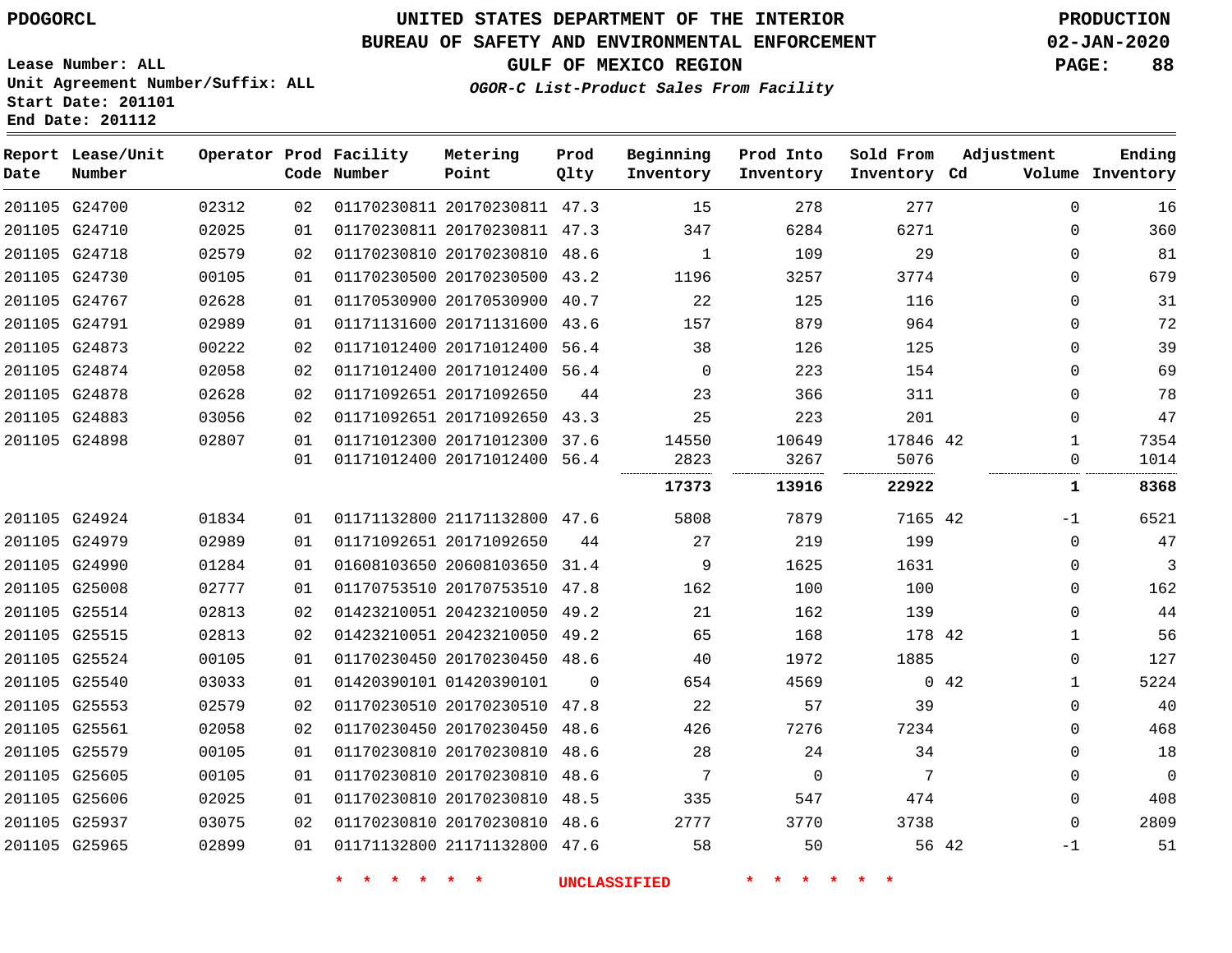UNITED STATES DEPARTMENT OF THE INTERIOR
BUREAU OF SAFETY AND ENVIRONMENTAL ENFORCEMENT
GULF OF MEXICO REGION

PDOGORCL

PRODUCTION
02-JAN-2020

Lease Number: ALL
Unit Agreement Number/Suffix: ALL
Start Date: 201101
End Date: 201112

*OGOR-C List-Product Sales From Facility*

| Report Date | Lease/Unit Number | Operator | Prod Code | Facility Number | Metering Point | Prod Qlty | Beginning Inventory | Prod Into Inventory | Sold From Inventory | Adjustment Cd | Adjustment Volume | Ending Inventory |
|---|---|---|---|---|---|---|---|---|---|---|---|---|
| 201105 | G24700 | 02312 | 02 | 01170230811 | 20170230811 | 47.3 | 15 | 278 | 277 | | 0 | 16 |
| 201105 | G24710 | 02025 | 01 | 01170230811 | 20170230811 | 47.3 | 347 | 6284 | 6271 | | 0 | 360 |
| 201105 | G24718 | 02579 | 02 | 01170230810 | 20170230810 | 48.6 | 1 | 109 | 29 | | 0 | 81 |
| 201105 | G24730 | 00105 | 01 | 01170230500 | 20170230500 | 43.2 | 1196 | 3257 | 3774 | | 0 | 679 |
| 201105 | G24767 | 02628 | 01 | 01170530900 | 20170530900 | 40.7 | 22 | 125 | 116 | | 0 | 31 |
| 201105 | G24791 | 02989 | 01 | 01171131600 | 20171131600 | 43.6 | 157 | 879 | 964 | | 0 | 72 |
| 201105 | G24873 | 00222 | 02 | 01171012400 | 20171012400 | 56.4 | 38 | 126 | 125 | | 0 | 39 |
| 201105 | G24874 | 02058 | 02 | 01171012400 | 20171012400 | 56.4 | 0 | 223 | 154 | | 0 | 69 |
| 201105 | G24878 | 02628 | 02 | 01171092651 | 20171092650 | 44 | 23 | 366 | 311 | | 0 | 78 |
| 201105 | G24883 | 03056 | 02 | 01171092651 | 20171092650 | 43.3 | 25 | 223 | 201 | | 0 | 47 |
| 201105 | G24898 | 02807 | 01 | 01171012300 | 20171012300 | 37.6 | 14550 | 10649 | 17846 | 42 | 1 | 7354 |
| | | | 01 | 01171012400 | 20171012400 | 56.4 | 2823 | 3267 | 5076 | | 0 | 1014 |
| | | | | | | | **17373** | **13916** | **22922** | | **1** | **8368** |
| 201105 | G24924 | 01834 | 01 | 01171132800 | 21171132800 | 47.6 | 5808 | 7879 | 7165 | 42 | -1 | 6521 |
| 201105 | G24979 | 02989 | 01 | 01171092651 | 20171092650 | 44 | 27 | 219 | 199 | | 0 | 47 |
| 201105 | G24990 | 01284 | 01 | 01608103650 | 20608103650 | 31.4 | 9 | 1625 | 1631 | | 0 | 3 |
| 201105 | G25008 | 02777 | 01 | 01170753510 | 20170753510 | 47.8 | 162 | 100 | 100 | | 0 | 162 |
| 201105 | G25514 | 02813 | 02 | 01423210051 | 20423210050 | 49.2 | 21 | 162 | 139 | | 0 | 44 |
| 201105 | G25515 | 02813 | 02 | 01423210051 | 20423210050 | 49.2 | 65 | 168 | 178 | 42 | 1 | 56 |
| 201105 | G25524 | 00105 | 01 | 01170230450 | 20170230450 | 48.6 | 40 | 1972 | 1885 | | 0 | 127 |
| 201105 | G25540 | 03033 | 01 | 01420390101 | 01420390101 | 0 | 654 | 4569 | 0 | 42 | 1 | 5224 |
| 201105 | G25553 | 02579 | 02 | 01170230510 | 20170230510 | 47.8 | 22 | 57 | 39 | | 0 | 40 |
| 201105 | G25561 | 02058 | 02 | 01170230450 | 20170230450 | 48.6 | 426 | 7276 | 7234 | | 0 | 468 |
| 201105 | G25579 | 00105 | 01 | 01170230810 | 20170230810 | 48.6 | 28 | 24 | 34 | | 0 | 18 |
| 201105 | G25605 | 00105 | 01 | 01170230810 | 20170230810 | 48.6 | 7 | 0 | 7 | | 0 | 0 |
| 201105 | G25606 | 02025 | 01 | 01170230810 | 20170230810 | 48.5 | 335 | 547 | 474 | | 0 | 408 |
| 201105 | G25937 | 03075 | 02 | 01170230810 | 20170230810 | 48.6 | 2777 | 3770 | 3738 | | 0 | 2809 |
| 201105 | G25965 | 02899 | 01 | 01171132800 | 21171132800 | 47.6 | 58 | 50 | 56 | 42 | -1 | 51 |

\* \* \* \* \* \* UNCLASSIFIED \* \* \* \* \* \*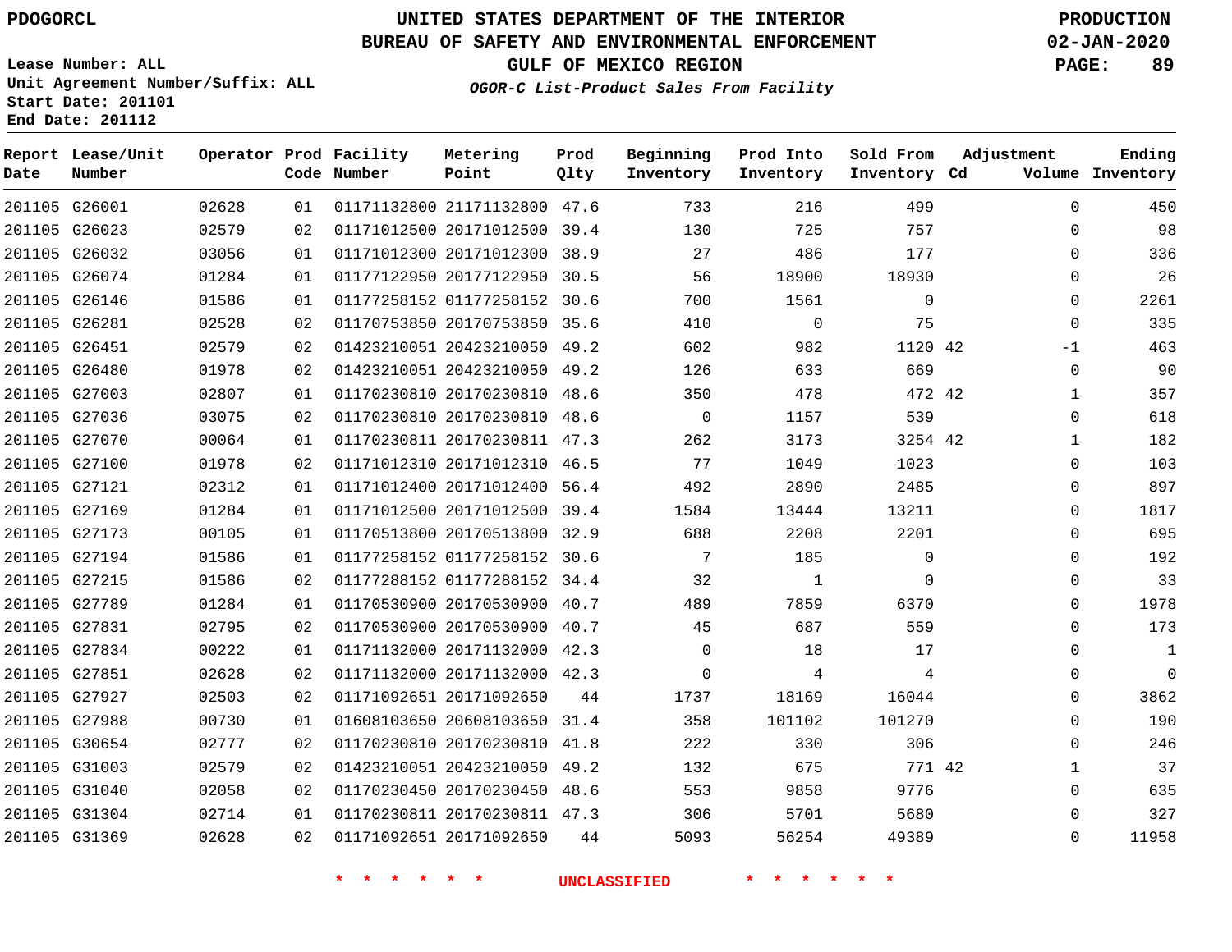# UNITED STATES DEPARTMENT OF THE INTERIOR
## BUREAU OF SAFETY AND ENVIRONMENTAL ENFORCEMENT
### GULF OF MEXICO REGION

**OGOR-C List-Product Sales From Facility**

PDOGORCL

Lease Number: ALL
Unit Agreement Number/Suffix: ALL
Start Date: 201101
End Date: 201112

PRODUCTION
02-JAN-2020

| Report Date | Lease/Unit Number | Operator | Prod Code | Facility Number | Metering Point | Prod Qlty | Beginning Inventory | Prod Into Inventory | Sold From Inventory | Adjustment Cd | Adjustment Volume | Ending Inventory |
|---|---|---|---|---|---|---|---|---|---|---|---|---|
| 201105 | G26001 | 02628 | 01 | 01171132800 | 21171132800 | 47.6 | 733 | 216 | 499 | | 0 | 450 |
| 201105 | G26023 | 02579 | 02 | 01171012500 | 20171012500 | 39.4 | 130 | 725 | 757 | | 0 | 98 |
| 201105 | G26032 | 03056 | 01 | 01171012300 | 20171012300 | 38.9 | 27 | 486 | 177 | | 0 | 336 |
| 201105 | G26074 | 01284 | 01 | 01177122950 | 20177122950 | 30.5 | 56 | 18900 | 18930 | | 0 | 26 |
| 201105 | G26146 | 01586 | 01 | 01177258152 | 01177258152 | 30.6 | 700 | 1561 | 0 | | 0 | 2261 |
| 201105 | G26281 | 02528 | 02 | 01170753850 | 20170753850 | 35.6 | 410 | 0 | 75 | | 0 | 335 |
| 201105 | G26451 | 02579 | 02 | 01423210051 | 20423210050 | 49.2 | 602 | 982 | 1120 | 42 | -1 | 463 |
| 201105 | G26480 | 01978 | 02 | 01423210051 | 20423210050 | 49.2 | 126 | 633 | 669 | | 0 | 90 |
| 201105 | G27003 | 02807 | 01 | 01170230810 | 20170230810 | 48.6 | 350 | 478 | 472 | 42 | 1 | 357 |
| 201105 | G27036 | 03075 | 02 | 01170230810 | 20170230810 | 48.6 | 0 | 1157 | 539 | | 0 | 618 |
| 201105 | G27070 | 00064 | 01 | 01170230811 | 20170230811 | 47.3 | 262 | 3173 | 3254 | 42 | 1 | 182 |
| 201105 | G27100 | 01978 | 02 | 01171012310 | 20171012310 | 46.5 | 77 | 1049 | 1023 | | 0 | 103 |
| 201105 | G27121 | 02312 | 01 | 01171012400 | 20171012400 | 56.4 | 492 | 2890 | 2485 | | 0 | 897 |
| 201105 | G27169 | 01284 | 01 | 01171012500 | 20171012500 | 39.4 | 1584 | 13444 | 13211 | | 0 | 1817 |
| 201105 | G27173 | 00105 | 01 | 01170513800 | 20170513800 | 32.9 | 688 | 2208 | 2201 | | 0 | 695 |
| 201105 | G27194 | 01586 | 01 | 01177258152 | 01177258152 | 30.6 | 7 | 185 | 0 | | 0 | 192 |
| 201105 | G27215 | 01586 | 02 | 01177288152 | 01177288152 | 34.4 | 32 | 1 | 0 | | 0 | 33 |
| 201105 | G27789 | 01284 | 01 | 01170530900 | 20170530900 | 40.7 | 489 | 7859 | 6370 | | 0 | 1978 |
| 201105 | G27831 | 02795 | 02 | 01170530900 | 20170530900 | 40.7 | 45 | 687 | 559 | | 0 | 173 |
| 201105 | G27834 | 00222 | 01 | 01171132000 | 20171132000 | 42.3 | 0 | 18 | 17 | | 0 | 1 |
| 201105 | G27851 | 02628 | 02 | 01171132000 | 20171132000 | 42.3 | 0 | 4 | 4 | | 0 | 0 |
| 201105 | G27927 | 02503 | 02 | 01171092651 | 20171092650 | 44 | 1737 | 18169 | 16044 | | 0 | 3862 |
| 201105 | G27988 | 00730 | 01 | 01608103650 | 20608103650 | 31.4 | 358 | 101102 | 101270 | | 0 | 190 |
| 201105 | G30654 | 02777 | 02 | 01170230810 | 20170230810 | 41.8 | 222 | 330 | 306 | | 0 | 246 |
| 201105 | G31003 | 02579 | 02 | 01423210051 | 20423210050 | 49.2 | 132 | 675 | 771 | 42 | 1 | 37 |
| 201105 | G31040 | 02058 | 02 | 01170230450 | 20170230450 | 48.6 | 553 | 9858 | 9776 | | 0 | 635 |
| 201105 | G31304 | 02714 | 01 | 01170230811 | 20170230811 | 47.3 | 306 | 5701 | 5680 | | 0 | 327 |
| 201105 | G31369 | 02628 | 02 | 01171092651 | 20171092650 | 44 | 5093 | 56254 | 49389 | | 0 | 11958 |

* * * * * * UNCLASSIFIED * * * * * *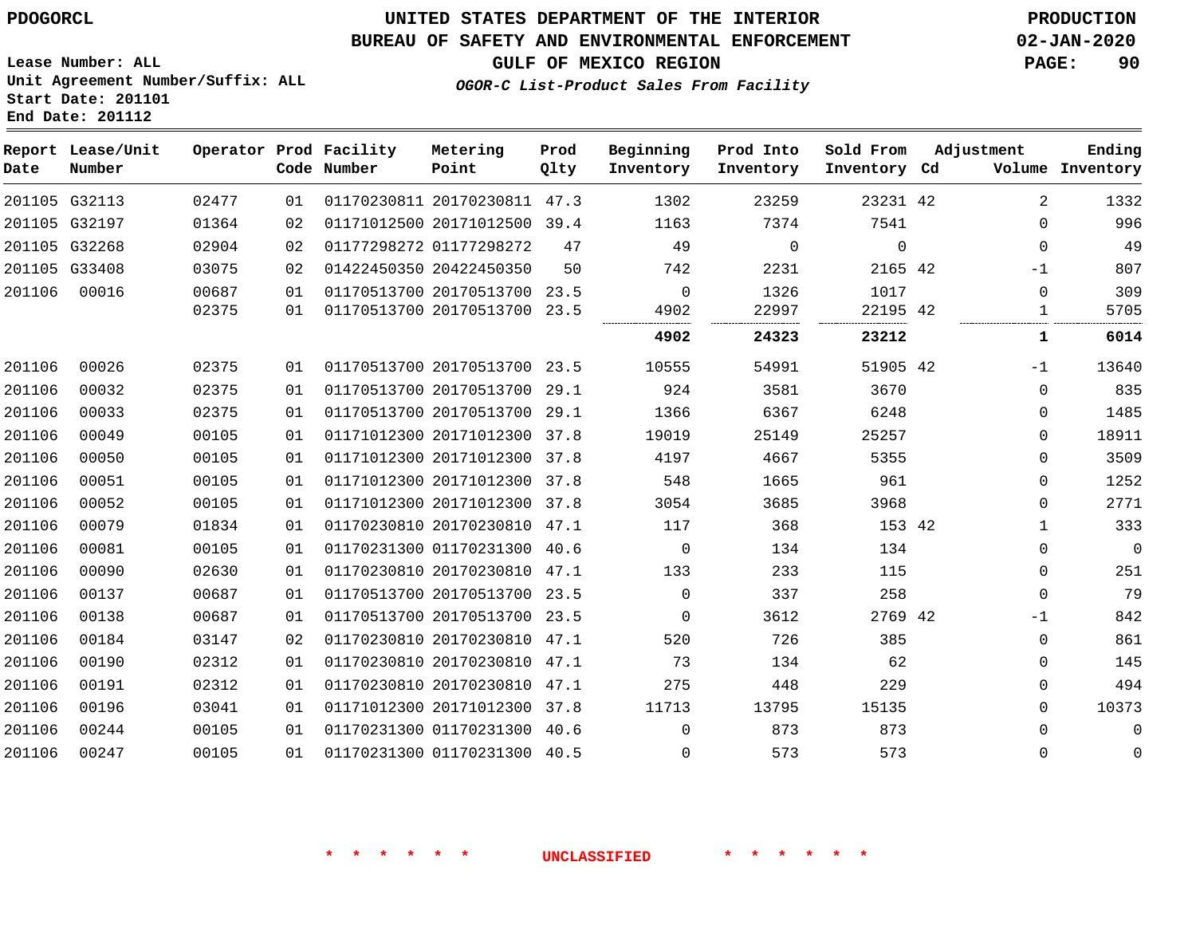PDOGORCL

# UNITED STATES DEPARTMENT OF THE INTERIOR
## BUREAU OF SAFETY AND ENVIRONMENTAL ENFORCEMENT
### GULF OF MEXICO REGION
*OGOR-C List-Product Sales From Facility*

PRODUCTION
02-JAN-2020

Lease Number: ALL
Unit Agreement Number/Suffix: ALL
Start Date: 201101
End Date: 201112

| Report Date | Lease/Unit Number | Operator | Prod Code | Facility Number | Metering Point | Prod Qlty | Beginning Inventory | Prod Into Inventory | Sold From Inventory | Adjustment Cd | Volume | Ending Inventory |
|---|---|---|---|---|---|---|---|---|---|---|---|---|
| 201105 | G32113 | 02477 | 01 | 01170230811 | 20170230811 | 47.3 | 1302 | 23259 | 23231 | 42 | 2 | 1332 |
| 201105 | G32197 | 01364 | 02 | 01171012500 | 20171012500 | 39.4 | 1163 | 7374 | 7541 | | 0 | 996 |
| 201105 | G32268 | 02904 | 02 | 01177298272 | 01177298272 | 47 | 49 | 0 | 0 | | 0 | 49 |
| 201105 | G33408 | 03075 | 02 | 01422450350 | 20422450350 | 50 | 742 | 2231 | 2165 | 42 | -1 | 807 |
| 201106 | 00016 | 00687 | 01 | 01170513700 | 20170513700 | 23.5 | 0 | 1326 | 1017 | | 0 | 309 |
| | | 02375 | 01 | 01170513700 | 20170513700 | 23.5 | 4902 | 22997 | 22195 | 42 | 1 | 5705 |
| | | | | | | | **4902** | **24323** | **23212** | | **1** | **6014** |
| 201106 | 00026 | 02375 | 01 | 01170513700 | 20170513700 | 23.5 | 10555 | 54991 | 51905 | 42 | -1 | 13640 |
| 201106 | 00032 | 02375 | 01 | 01170513700 | 20170513700 | 29.1 | 924 | 3581 | 3670 | | 0 | 835 |
| 201106 | 00033 | 02375 | 01 | 01170513700 | 20170513700 | 29.1 | 1366 | 6367 | 6248 | | 0 | 1485 |
| 201106 | 00049 | 00105 | 01 | 01171012300 | 20171012300 | 37.8 | 19019 | 25149 | 25257 | | 0 | 18911 |
| 201106 | 00050 | 00105 | 01 | 01171012300 | 20171012300 | 37.8 | 4197 | 4667 | 5355 | | 0 | 3509 |
| 201106 | 00051 | 00105 | 01 | 01171012300 | 20171012300 | 37.8 | 548 | 1665 | 961 | | 0 | 1252 |
| 201106 | 00052 | 00105 | 01 | 01171012300 | 20171012300 | 37.8 | 3054 | 3685 | 3968 | | 0 | 2771 |
| 201106 | 00079 | 01834 | 01 | 01170230810 | 20170230810 | 47.1 | 117 | 368 | 153 | 42 | 1 | 333 |
| 201106 | 00081 | 00105 | 01 | 01170231300 | 01170231300 | 40.6 | 0 | 134 | 134 | | 0 | 0 |
| 201106 | 00090 | 02630 | 01 | 01170230810 | 20170230810 | 47.1 | 133 | 233 | 115 | | 0 | 251 |
| 201106 | 00137 | 00687 | 01 | 01170513700 | 20170513700 | 23.5 | 0 | 337 | 258 | | 0 | 79 |
| 201106 | 00138 | 00687 | 01 | 01170513700 | 20170513700 | 23.5 | 0 | 3612 | 2769 | 42 | -1 | 842 |
| 201106 | 00184 | 03147 | 02 | 01170230810 | 20170230810 | 47.1 | 520 | 726 | 385 | | 0 | 861 |
| 201106 | 00190 | 02312 | 01 | 01170230810 | 20170230810 | 47.1 | 73 | 134 | 62 | | 0 | 145 |
| 201106 | 00191 | 02312 | 01 | 01170230810 | 20170230810 | 47.1 | 275 | 448 | 229 | | 0 | 494 |
| 201106 | 00196 | 03041 | 01 | 01171012300 | 20171012300 | 37.8 | 11713 | 13795 | 15135 | | 0 | 10373 |
| 201106 | 00244 | 00105 | 01 | 01170231300 | 01170231300 | 40.6 | 0 | 873 | 873 | | 0 | 0 |
| 201106 | 00247 | 00105 | 01 | 01170231300 | 01170231300 | 40.5 | 0 | 573 | 573 | | 0 | 0 |

\* \* \* \* \* \* UNCLASSIFIED \* \* \* \* \* \*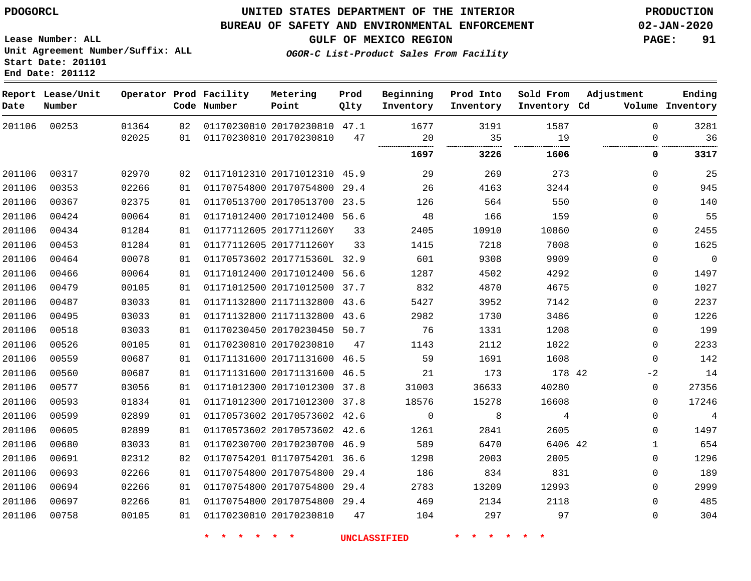PDOGORCL

# UNITED STATES DEPARTMENT OF THE INTERIOR
## BUREAU OF SAFETY AND ENVIRONMENTAL ENFORCEMENT
### GULF OF MEXICO REGION
*OGOR-C List-Product Sales From Facility*

PRODUCTION
02-JAN-2020

Lease Number: ALL
Unit Agreement Number/Suffix: ALL
Start Date: 201101
End Date: 201112

| Report Date | Lease/Unit Number | Operator | Prod Code | Facility Number | Metering Point | Prod Qlty | Beginning Inventory | Prod Into Inventory | Sold From Inventory | Adjustment Cd | Adjustment Volume | Ending Inventory |
|---|---|---|---|---|---|---|---|---|---|---|---|---|
| 201106 | 00253 | 01364 | 02 | 01170230810 | 20170230810 | 47.1 | 1677 | 3191 | 1587 | | 0 | 3281 |
| | | 02025 | 01 | 01170230810 | 20170230810 | 47 | 20 | 35 | 19 | | 0 | 36 |
| | | | | | | | **1697** | **3226** | **1606** | | **0** | **3317** |
| 201106 | 00317 | 02970 | 02 | 01171012310 | 20171012310 | 45.9 | 29 | 269 | 273 | | 0 | 25 |
| 201106 | 00353 | 02266 | 01 | 01170754800 | 20170754800 | 29.4 | 26 | 4163 | 3244 | | 0 | 945 |
| 201106 | 00367 | 02375 | 01 | 01170513700 | 20170513700 | 23.5 | 126 | 564 | 550 | | 0 | 140 |
| 201106 | 00424 | 00064 | 01 | 01171012400 | 20171012400 | 56.6 | 48 | 166 | 159 | | 0 | 55 |
| 201106 | 00434 | 01284 | 01 | 01177112605 | 2017711260Y | 33 | 2405 | 10910 | 10860 | | 0 | 2455 |
| 201106 | 00453 | 01284 | 01 | 01177112605 | 2017711260Y | 33 | 1415 | 7218 | 7008 | | 0 | 1625 |
| 201106 | 00464 | 00078 | 01 | 01170573602 | 2017715360L | 32.9 | 601 | 9308 | 9909 | | 0 | 0 |
| 201106 | 00466 | 00064 | 01 | 01171012400 | 20171012400 | 56.6 | 1287 | 4502 | 4292 | | 0 | 1497 |
| 201106 | 00479 | 00105 | 01 | 01171012500 | 20171012500 | 37.7 | 832 | 4870 | 4675 | | 0 | 1027 |
| 201106 | 00487 | 03033 | 01 | 01171132800 | 21171132800 | 43.6 | 5427 | 3952 | 7142 | | 0 | 2237 |
| 201106 | 00495 | 03033 | 01 | 01171132800 | 21171132800 | 43.6 | 2982 | 1730 | 3486 | | 0 | 1226 |
| 201106 | 00518 | 03033 | 01 | 01170230450 | 20170230450 | 50.7 | 76 | 1331 | 1208 | | 0 | 199 |
| 201106 | 00526 | 00105 | 01 | 01170230810 | 20170230810 | 47 | 1143 | 2112 | 1022 | | 0 | 2233 |
| 201106 | 00559 | 00687 | 01 | 01171131600 | 20171131600 | 46.5 | 59 | 1691 | 1608 | | 0 | 142 |
| 201106 | 00560 | 00687 | 01 | 01171131600 | 20171131600 | 46.5 | 21 | 173 | 178 | 42 | -2 | 14 |
| 201106 | 00577 | 03056 | 01 | 01171012300 | 20171012300 | 37.8 | 31003 | 36633 | 40280 | | 0 | 27356 |
| 201106 | 00593 | 01834 | 01 | 01171012300 | 20171012300 | 37.8 | 18576 | 15278 | 16608 | | 0 | 17246 |
| 201106 | 00599 | 02899 | 01 | 01170573602 | 20170573602 | 42.6 | 0 | 8 | 4 | | 0 | 4 |
| 201106 | 00605 | 02899 | 01 | 01170573602 | 20170573602 | 42.6 | 1261 | 2841 | 2605 | | 0 | 1497 |
| 201106 | 00680 | 03033 | 01 | 01170230700 | 20170230700 | 46.9 | 589 | 6470 | 6406 | 42 | 1 | 654 |
| 201106 | 00691 | 02312 | 02 | 01170754201 | 01170754201 | 36.6 | 1298 | 2003 | 2005 | | 0 | 1296 |
| 201106 | 00693 | 02266 | 01 | 01170754800 | 20170754800 | 29.4 | 186 | 834 | 831 | | 0 | 189 |
| 201106 | 00694 | 02266 | 01 | 01170754800 | 20170754800 | 29.4 | 2783 | 13209 | 12993 | | 0 | 2999 |
| 201106 | 00697 | 02266 | 01 | 01170754800 | 20170754800 | 29.4 | 469 | 2134 | 2118 | | 0 | 485 |
| 201106 | 00758 | 00105 | 01 | 01170230810 | 20170230810 | 47 | 104 | 297 | 97 | | 0 | 304 |

* * * * * * UNCLASSIFIED * * * * * *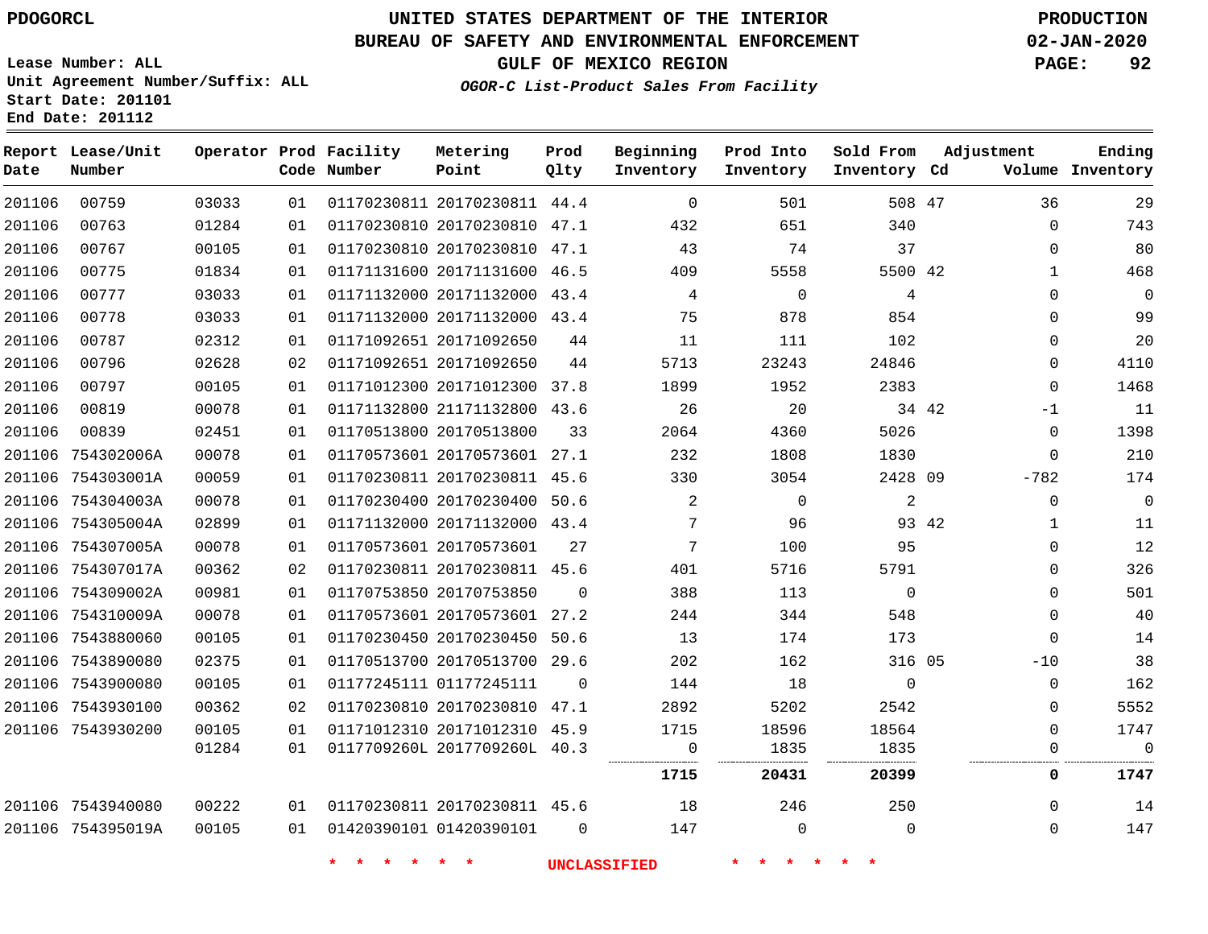PDOGORCL

# UNITED STATES DEPARTMENT OF THE INTERIOR
## BUREAU OF SAFETY AND ENVIRONMENTAL ENFORCEMENT
### GULF OF MEXICO REGION
*OGOR-C List-Product Sales From Facility*

PRODUCTION
02-JAN-2020

Lease Number: ALL
Unit Agreement Number/Suffix: ALL
Start Date: 201101
End Date: 201112

| Report Date | Lease/Unit Number | Operator | Prod Code | Facility Number | Metering Point | Prod Qlty | Beginning Inventory | Prod Into Inventory | Sold From Inventory | Adjustment Cd | Adjustment Volume | Ending Inventory |
|---|---|---|---|---|---|---|---|---|---|---|---|---|
| 201106 | 00759 | 03033 | 01 | 01170230811 | 20170230811 | 44.4 | 0 | 501 | 508 | 47 | 36 | 29 |
| 201106 | 00763 | 01284 | 01 | 01170230810 | 20170230810 | 47.1 | 432 | 651 | 340 | | 0 | 743 |
| 201106 | 00767 | 00105 | 01 | 01170230810 | 20170230810 | 47.1 | 43 | 74 | 37 | | 0 | 80 |
| 201106 | 00775 | 01834 | 01 | 01171131600 | 20171131600 | 46.5 | 409 | 5558 | 5500 | 42 | 1 | 468 |
| 201106 | 00777 | 03033 | 01 | 01171132000 | 20171132000 | 43.4 | 4 | 0 | 4 | | 0 | 0 |
| 201106 | 00778 | 03033 | 01 | 01171132000 | 20171132000 | 43.4 | 75 | 878 | 854 | | 0 | 99 |
| 201106 | 00787 | 02312 | 01 | 01171092651 | 20171092650 | 44 | 11 | 111 | 102 | | 0 | 20 |
| 201106 | 00796 | 02628 | 02 | 01171092651 | 20171092650 | 44 | 5713 | 23243 | 24846 | | 0 | 4110 |
| 201106 | 00797 | 00105 | 01 | 01171012300 | 20171012300 | 37.8 | 1899 | 1952 | 2383 | | 0 | 1468 |
| 201106 | 00819 | 00078 | 01 | 01171132800 | 21171132800 | 43.6 | 26 | 20 | 34 | 42 | -1 | 11 |
| 201106 | 00839 | 02451 | 01 | 01170513800 | 20170513800 | 33 | 2064 | 4360 | 5026 | | 0 | 1398 |
| 201106 | 754302006A | 00078 | 01 | 01170573601 | 20170573601 | 27.1 | 232 | 1808 | 1830 | | 0 | 210 |
| 201106 | 754303001A | 00059 | 01 | 01170230811 | 20170230811 | 45.6 | 330 | 3054 | 2428 | 09 | -782 | 174 |
| 201106 | 754304003A | 00078 | 01 | 01170230400 | 20170230400 | 50.6 | 2 | 0 | 2 | | 0 | 0 |
| 201106 | 754305004A | 02899 | 01 | 01171132000 | 20171132000 | 43.4 | 7 | 96 | 93 | 42 | 1 | 11 |
| 201106 | 754307005A | 00078 | 01 | 01170573601 | 20170573601 | 27 | 7 | 100 | 95 | | 0 | 12 |
| 201106 | 754307017A | 00362 | 02 | 01170230811 | 20170230811 | 45.6 | 401 | 5716 | 5791 | | 0 | 326 |
| 201106 | 754309002A | 00981 | 01 | 01170753850 | 20170753850 | 0 | 388 | 113 | 0 | | 0 | 501 |
| 201106 | 754310009A | 00078 | 01 | 01170573601 | 20170573601 | 27.2 | 244 | 344 | 548 | | 0 | 40 |
| 201106 | 7543880060 | 00105 | 01 | 01170230450 | 20170230450 | 50.6 | 13 | 174 | 173 | | 0 | 14 |
| 201106 | 7543890080 | 02375 | 01 | 01170513700 | 20170513700 | 29.6 | 202 | 162 | 316 | 05 | -10 | 38 |
| 201106 | 7543900080 | 00105 | 01 | 01177245111 | 01177245111 | 0 | 144 | 18 | 0 | | 0 | 162 |
| 201106 | 7543930100 | 00362 | 02 | 01170230810 | 20170230810 | 47.1 | 2892 | 5202 | 2542 | | 0 | 5552 |
| 201106 | 7543930200 | 00105 | 01 | 01171012310 | 20171012310 | 45.9 | 1715 | 18596 | 18564 | | 0 | 1747 |
| | | 01284 | 01 | 0117709260L | 2017709260L | 40.3 | 0 | 1835 | 1835 | | 0 | 0 |
| | | | | | | | **1715** | **20431** | **20399** | | **0** | **1747** |
| 201106 | 7543940080 | 00222 | 01 | 01170230811 | 20170230811 | 45.6 | 18 | 246 | 250 | | 0 | 14 |
| 201106 | 754395019A | 00105 | 01 | 01420390101 | 01420390101 | 0 | 147 | 0 | 0 | | 0 | 147 |

\* \* \* \* \* \* UNCLASSIFIED \* \* \* \* \* \*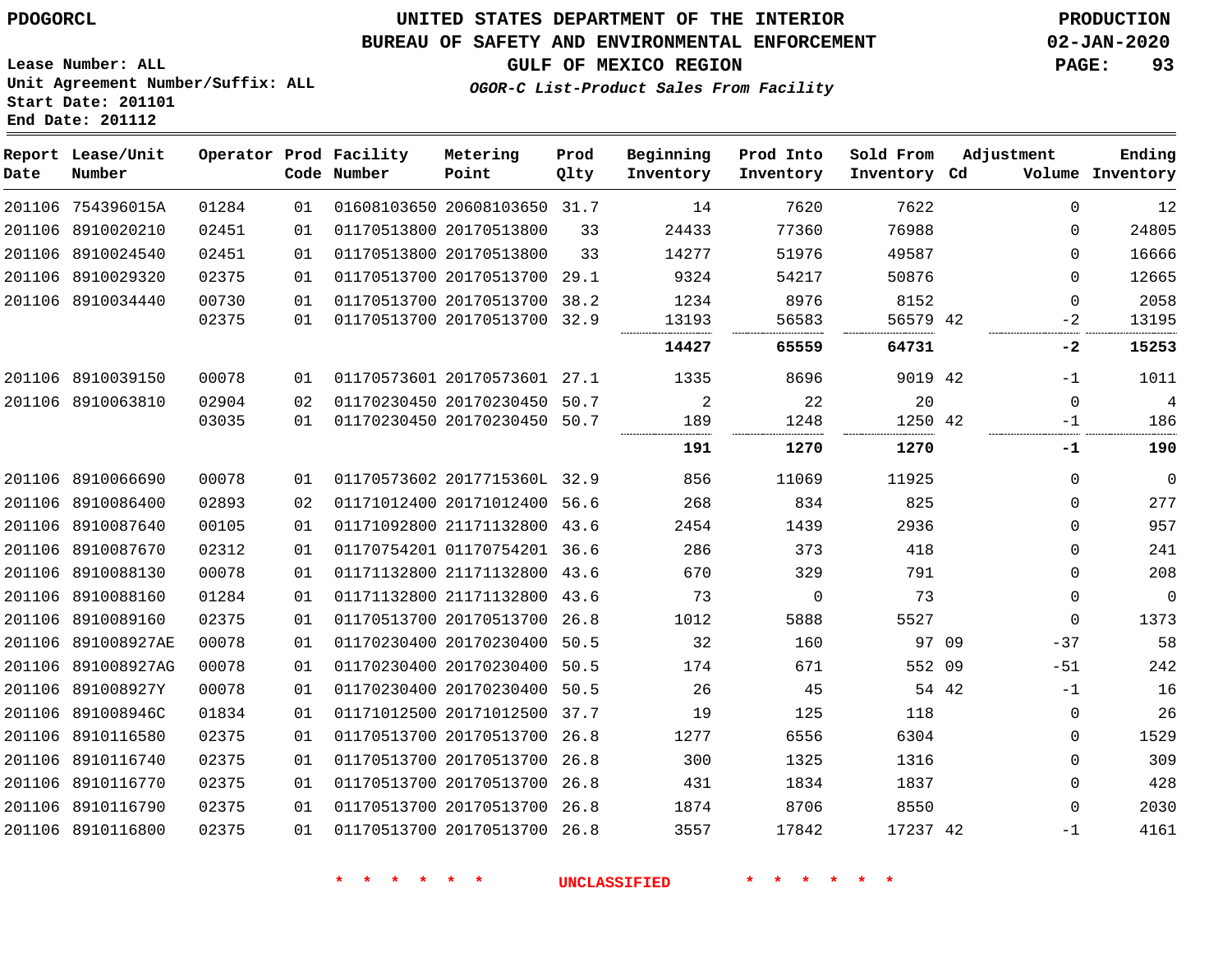PDOGORCL

# UNITED STATES DEPARTMENT OF THE INTERIOR
## BUREAU OF SAFETY AND ENVIRONMENTAL ENFORCEMENT
### GULF OF MEXICO REGION
*OGOR-C List-Product Sales From Facility*

PRODUCTION
02-JAN-2020

Lease Number: ALL
Unit Agreement Number/Suffix: ALL
Start Date: 201101
End Date: 201112

| Report Date | Lease/Unit Number | Operator | Prod Code | Facility Number | Metering Point | Prod Qlty | Beginning Inventory | Prod Into Inventory | Sold From Inventory | Adjustment Cd | Volume | Ending Inventory |
|---|---|---|---|---|---|---|---|---|---|---|---|---|
| 201106 | 754396015A | 01284 | 01 | 01608103650 | 20608103650 | 31.7 | 14 | 7620 | 7622 | | 0 | 12 |
| 201106 | 8910020210 | 02451 | 01 | 01170513800 | 20170513800 | 33 | 24433 | 77360 | 76988 | | 0 | 24805 |
| 201106 | 8910024540 | 02451 | 01 | 01170513800 | 20170513800 | 33 | 14277 | 51976 | 49587 | | 0 | 16666 |
| 201106 | 8910029320 | 02375 | 01 | 01170513700 | 20170513700 | 29.1 | 9324 | 54217 | 50876 | | 0 | 12665 |
| 201106 | 8910034440 | 00730 | 01 | 01170513700 | 20170513700 | 38.2 | 1234 | 8976 | 8152 | | 0 | 2058 |
| | | 02375 | 01 | 01170513700 | 20170513700 | 32.9 | 13193 | 56583 | 56579 | 42 | -2 | 13195 |
| | | | | | | | **14427** | **65559** | **64731** | | **-2** | **15253** |
| 201106 | 8910039150 | 00078 | 01 | 01170573601 | 20170573601 | 27.1 | 1335 | 8696 | 9019 | 42 | -1 | 1011 |
| 201106 | 8910063810 | 02904 | 02 | 01170230450 | 20170230450 | 50.7 | 2 | 22 | 20 | | 0 | 4 |
| | | 03035 | 01 | 01170230450 | 20170230450 | 50.7 | 189 | 1248 | 1250 | 42 | -1 | 186 |
| | | | | | | | **191** | **1270** | **1270** | | **-1** | **190** |
| 201106 | 8910066690 | 00078 | 01 | 01170573602 | 2017715360L | 32.9 | 856 | 11069 | 11925 | | 0 | 0 |
| 201106 | 8910086400 | 02893 | 02 | 01171012400 | 20171012400 | 56.6 | 268 | 834 | 825 | | 0 | 277 |
| 201106 | 8910087640 | 00105 | 01 | 01171092800 | 21171132800 | 43.6 | 2454 | 1439 | 2936 | | 0 | 957 |
| 201106 | 8910087670 | 02312 | 01 | 01170754201 | 01170754201 | 36.6 | 286 | 373 | 418 | | 0 | 241 |
| 201106 | 8910088130 | 00078 | 01 | 01171132800 | 21171132800 | 43.6 | 670 | 329 | 791 | | 0 | 208 |
| 201106 | 8910088160 | 01284 | 01 | 01171132800 | 21171132800 | 43.6 | 73 | 0 | 73 | | 0 | 0 |
| 201106 | 8910089160 | 02375 | 01 | 01170513700 | 20170513700 | 26.8 | 1012 | 5888 | 5527 | | 0 | 1373 |
| 201106 | 891008927AE | 00078 | 01 | 01170230400 | 20170230400 | 50.5 | 32 | 160 | 97 | 09 | -37 | 58 |
| 201106 | 891008927AG | 00078 | 01 | 01170230400 | 20170230400 | 50.5 | 174 | 671 | 552 | 09 | -51 | 242 |
| 201106 | 891008927Y | 00078 | 01 | 01170230400 | 20170230400 | 50.5 | 26 | 45 | 54 | 42 | -1 | 16 |
| 201106 | 891008946C | 01834 | 01 | 01171012500 | 20171012500 | 37.7 | 19 | 125 | 118 | | 0 | 26 |
| 201106 | 8910116580 | 02375 | 01 | 01170513700 | 20170513700 | 26.8 | 1277 | 6556 | 6304 | | 0 | 1529 |
| 201106 | 8910116740 | 02375 | 01 | 01170513700 | 20170513700 | 26.8 | 300 | 1325 | 1316 | | 0 | 309 |
| 201106 | 8910116770 | 02375 | 01 | 01170513700 | 20170513700 | 26.8 | 431 | 1834 | 1837 | | 0 | 428 |
| 201106 | 8910116790 | 02375 | 01 | 01170513700 | 20170513700 | 26.8 | 1874 | 8706 | 8550 | | 0 | 2030 |
| 201106 | 8910116800 | 02375 | 01 | 01170513700 | 20170513700 | 26.8 | 3557 | 17842 | 17237 | 42 | -1 | 4161 |

\* \* \* \* \* \* UNCLASSIFIED \* \* \* \* \* \*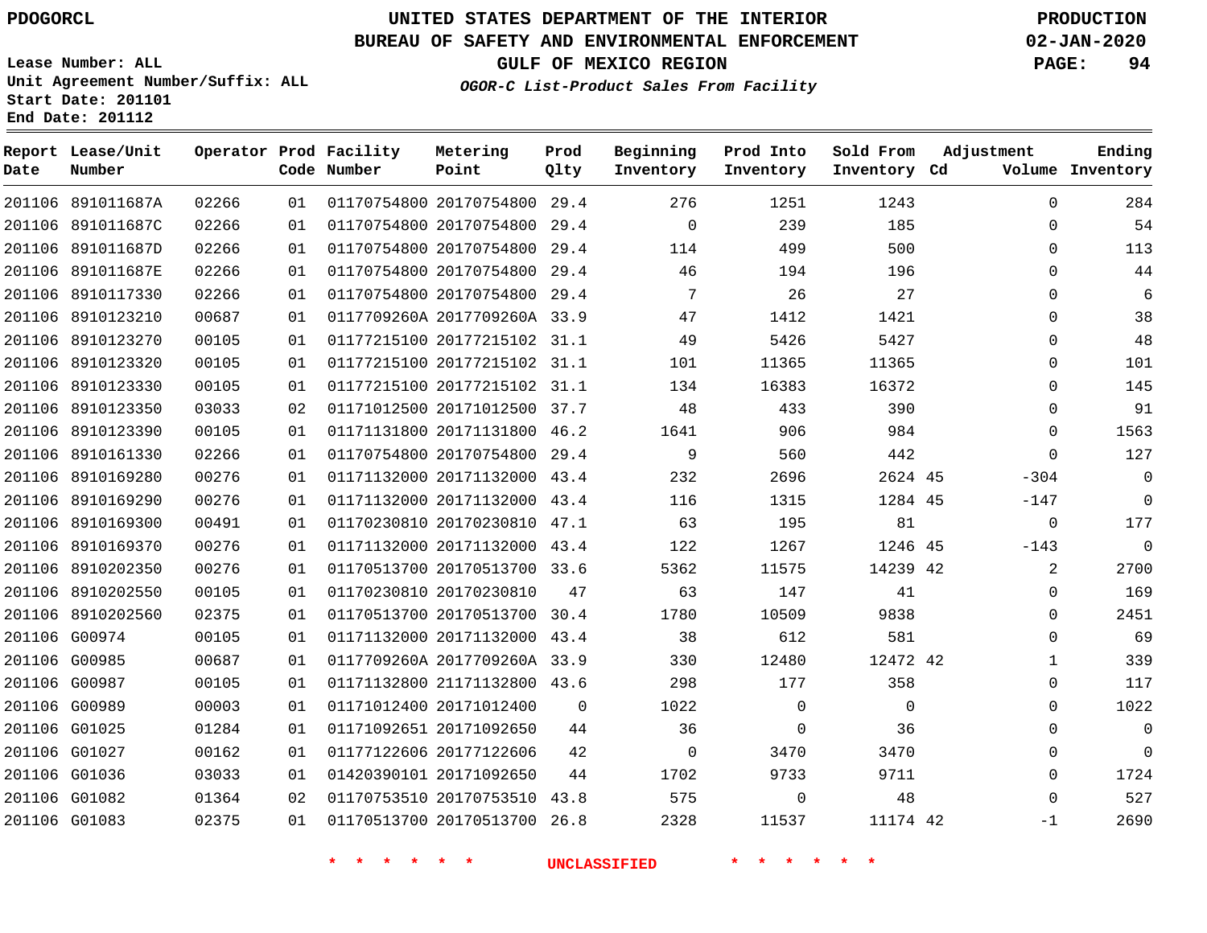PDOGORCL

**UNITED STATES DEPARTMENT OF THE INTERIOR**
**BUREAU OF SAFETY AND ENVIRONMENTAL ENFORCEMENT**
**GULF OF MEXICO REGION**
***OGOR-C List-Product Sales From Facility***

**PRODUCTION**
**02-JAN-2020**

Lease Number: ALL
Unit Agreement Number/Suffix: ALL
Start Date: 201101
End Date: 201112

| Report Date | Lease/Unit Number | Operator | Prod Code | Facility Number | Metering Point | Prod Qlty | Beginning Inventory | Prod Into Inventory | Sold From Inventory | Adjustment Cd | Volume | Ending Inventory |
|---|---|---|---|---|---|---|---|---|---|---|---|---|
| 201106 | 891011687A | 02266 | 01 | 01170754800 | 20170754800 | 29.4 | 276 | 1251 | 1243 | | 0 | 284 |
| 201106 | 891011687C | 02266 | 01 | 01170754800 | 20170754800 | 29.4 | 0 | 239 | 185 | | 0 | 54 |
| 201106 | 891011687D | 02266 | 01 | 01170754800 | 20170754800 | 29.4 | 114 | 499 | 500 | | 0 | 113 |
| 201106 | 891011687E | 02266 | 01 | 01170754800 | 20170754800 | 29.4 | 46 | 194 | 196 | | 0 | 44 |
| 201106 | 8910117330 | 02266 | 01 | 01170754800 | 20170754800 | 29.4 | 7 | 26 | 27 | | 0 | 6 |
| 201106 | 8910123210 | 00687 | 01 | 0117709260A | 2017709260A | 33.9 | 47 | 1412 | 1421 | | 0 | 38 |
| 201106 | 8910123270 | 00105 | 01 | 01177215100 | 20177215102 | 31.1 | 49 | 5426 | 5427 | | 0 | 48 |
| 201106 | 8910123320 | 00105 | 01 | 01177215100 | 20177215102 | 31.1 | 101 | 11365 | 11365 | | 0 | 101 |
| 201106 | 8910123330 | 00105 | 01 | 01177215100 | 20177215102 | 31.1 | 134 | 16383 | 16372 | | 0 | 145 |
| 201106 | 8910123350 | 03033 | 02 | 01171012500 | 20171012500 | 37.7 | 48 | 433 | 390 | | 0 | 91 |
| 201106 | 8910123390 | 00105 | 01 | 01171131800 | 20171131800 | 46.2 | 1641 | 906 | 984 | | 0 | 1563 |
| 201106 | 8910161330 | 02266 | 01 | 01170754800 | 20170754800 | 29.4 | 9 | 560 | 442 | | 0 | 127 |
| 201106 | 8910169280 | 00276 | 01 | 01171132000 | 20171132000 | 43.4 | 232 | 2696 | 2624 | 45 | -304 | 0 |
| 201106 | 8910169290 | 00276 | 01 | 01171132000 | 20171132000 | 43.4 | 116 | 1315 | 1284 | 45 | -147 | 0 |
| 201106 | 8910169300 | 00491 | 01 | 01170230810 | 20170230810 | 47.1 | 63 | 195 | 81 | | 0 | 177 |
| 201106 | 8910169370 | 00276 | 01 | 01171132000 | 20171132000 | 43.4 | 122 | 1267 | 1246 | 45 | -143 | 0 |
| 201106 | 8910202350 | 00276 | 01 | 01170513700 | 20170513700 | 33.6 | 5362 | 11575 | 14239 | 42 | 2 | 2700 |
| 201106 | 8910202550 | 00105 | 01 | 01170230810 | 20170230810 | 47 | 63 | 147 | 41 | | 0 | 169 |
| 201106 | 8910202560 | 02375 | 01 | 01170513700 | 20170513700 | 30.4 | 1780 | 10509 | 9838 | | 0 | 2451 |
| 201106 | G00974 | 00105 | 01 | 01171132000 | 20171132000 | 43.4 | 38 | 612 | 581 | | 0 | 69 |
| 201106 | G00985 | 00687 | 01 | 0117709260A | 2017709260A | 33.9 | 330 | 12480 | 12472 | 42 | 1 | 339 |
| 201106 | G00987 | 00105 | 01 | 01171132800 | 21171132800 | 43.6 | 298 | 177 | 358 | | 0 | 117 |
| 201106 | G00989 | 00003 | 01 | 01171012400 | 20171012400 | 0 | 1022 | 0 | 0 | | 0 | 1022 |
| 201106 | G01025 | 01284 | 01 | 01171092651 | 20171092650 | 44 | 36 | 0 | 36 | | 0 | 0 |
| 201106 | G01027 | 00162 | 01 | 01177122606 | 20177122606 | 42 | 0 | 3470 | 3470 | | 0 | 0 |
| 201106 | G01036 | 03033 | 01 | 01420390101 | 20171092650 | 44 | 1702 | 9733 | 9711 | | 0 | 1724 |
| 201106 | G01082 | 01364 | 02 | 01170753510 | 20170753510 | 43.8 | 575 | 0 | 48 | | 0 | 527 |
| 201106 | G01083 | 02375 | 01 | 01170513700 | 20170513700 | 26.8 | 2328 | 11537 | 11174 | 42 | -1 | 2690 |

\* \* \* \* \* \* UNCLASSIFIED \* \* \* \* \* \*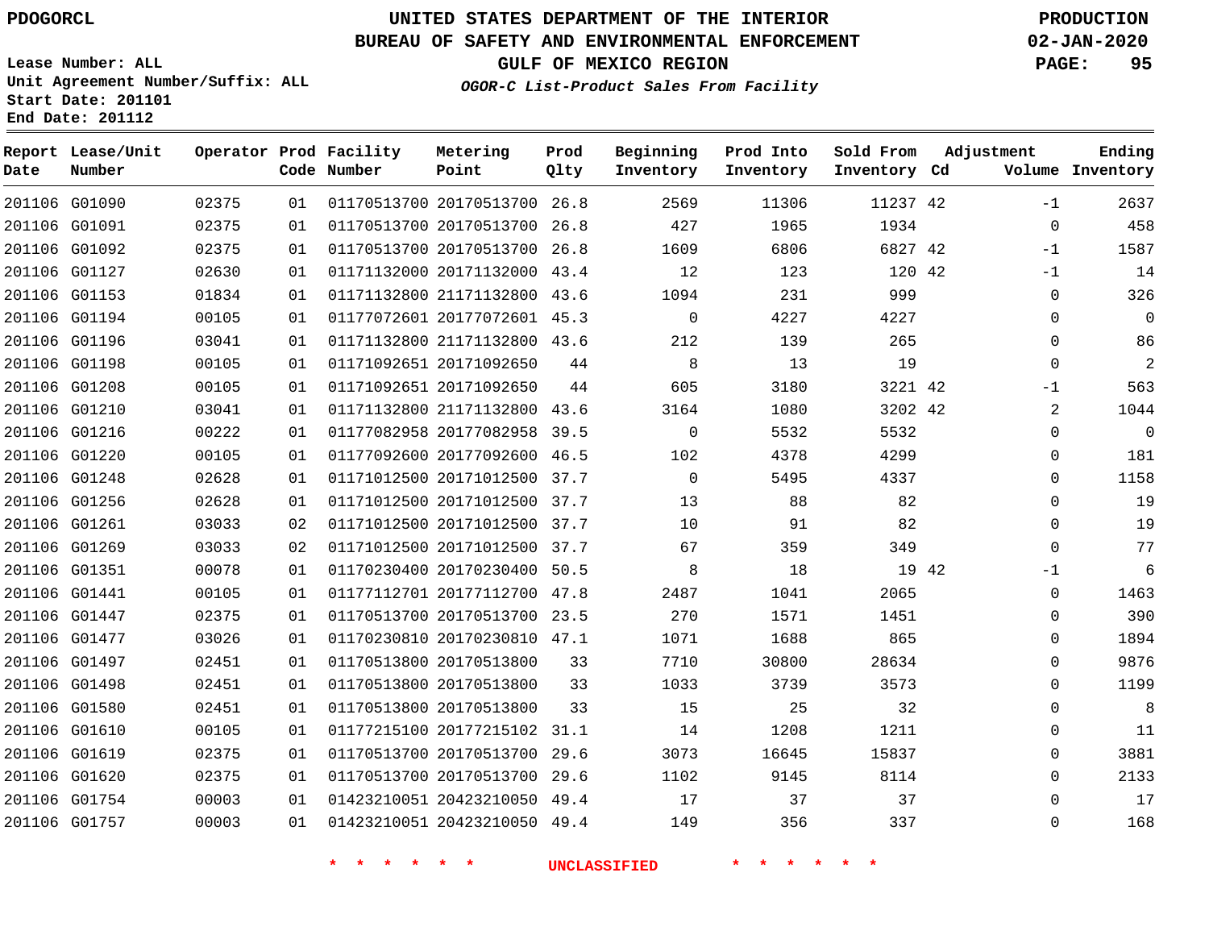# UNITED STATES DEPARTMENT OF THE INTERIOR
## BUREAU OF SAFETY AND ENVIRONMENTAL ENFORCEMENT
### GULF OF MEXICO REGION
*OGOR-C List-Product Sales From Facility*

PDOGORCL

PRODUCTION
02-JAN-2020

Lease Number: ALL
Unit Agreement Number/Suffix: ALL
Start Date: 201101
End Date: 201112

| Report Date | Lease/Unit Number | Operator | Prod Code | Facility Number | Metering Point | Prod Qlty | Beginning Inventory | Prod Into Inventory | Sold From Inventory | Adjustment Cd | Adjustment Volume | Ending Inventory |
|---|---|---|---|---|---|---|---|---|---|---|---|---|
| 201106 | G01090 | 02375 | 01 | 01170513700 | 20170513700 | 26.8 | 2569 | 11306 | 11237 | 42 | -1 | 2637 |
| 201106 | G01091 | 02375 | 01 | 01170513700 | 20170513700 | 26.8 | 427 | 1965 | 1934 | | 0 | 458 |
| 201106 | G01092 | 02375 | 01 | 01170513700 | 20170513700 | 26.8 | 1609 | 6806 | 6827 | 42 | -1 | 1587 |
| 201106 | G01127 | 02630 | 01 | 01171132000 | 20171132000 | 43.4 | 12 | 123 | 120 | 42 | -1 | 14 |
| 201106 | G01153 | 01834 | 01 | 01171132800 | 21171132800 | 43.6 | 1094 | 231 | 999 | | 0 | 326 |
| 201106 | G01194 | 00105 | 01 | 01177072601 | 20177072601 | 45.3 | 0 | 4227 | 4227 | | 0 | 0 |
| 201106 | G01196 | 03041 | 01 | 01171132800 | 21171132800 | 43.6 | 212 | 139 | 265 | | 0 | 86 |
| 201106 | G01198 | 00105 | 01 | 01171092651 | 20171092650 | 44 | 8 | 13 | 19 | | 0 | 2 |
| 201106 | G01208 | 00105 | 01 | 01171092651 | 20171092650 | 44 | 605 | 3180 | 3221 | 42 | -1 | 563 |
| 201106 | G01210 | 03041 | 01 | 01171132800 | 21171132800 | 43.6 | 3164 | 1080 | 3202 | 42 | 2 | 1044 |
| 201106 | G01216 | 00222 | 01 | 01177082958 | 20177082958 | 39.5 | 0 | 5532 | 5532 | | 0 | 0 |
| 201106 | G01220 | 00105 | 01 | 01177092600 | 20177092600 | 46.5 | 102 | 4378 | 4299 | | 0 | 181 |
| 201106 | G01248 | 02628 | 01 | 01171012500 | 20171012500 | 37.7 | 0 | 5495 | 4337 | | 0 | 1158 |
| 201106 | G01256 | 02628 | 01 | 01171012500 | 20171012500 | 37.7 | 13 | 88 | 82 | | 0 | 19 |
| 201106 | G01261 | 03033 | 02 | 01171012500 | 20171012500 | 37.7 | 10 | 91 | 82 | | 0 | 19 |
| 201106 | G01269 | 03033 | 02 | 01171012500 | 20171012500 | 37.7 | 67 | 359 | 349 | | 0 | 77 |
| 201106 | G01351 | 00078 | 01 | 01170230400 | 20170230400 | 50.5 | 8 | 18 | 19 | 42 | -1 | 6 |
| 201106 | G01441 | 00105 | 01 | 01177112701 | 20177112700 | 47.8 | 2487 | 1041 | 2065 | | 0 | 1463 |
| 201106 | G01447 | 02375 | 01 | 01170513700 | 20170513700 | 23.5 | 270 | 1571 | 1451 | | 0 | 390 |
| 201106 | G01477 | 03026 | 01 | 01170230810 | 20170230810 | 47.1 | 1071 | 1688 | 865 | | 0 | 1894 |
| 201106 | G01497 | 02451 | 01 | 01170513800 | 20170513800 | 33 | 7710 | 30800 | 28634 | | 0 | 9876 |
| 201106 | G01498 | 02451 | 01 | 01170513800 | 20170513800 | 33 | 1033 | 3739 | 3573 | | 0 | 1199 |
| 201106 | G01580 | 02451 | 01 | 01170513800 | 20170513800 | 33 | 15 | 25 | 32 | | 0 | 8 |
| 201106 | G01610 | 00105 | 01 | 01177215100 | 20177215102 | 31.1 | 14 | 1208 | 1211 | | 0 | 11 |
| 201106 | G01619 | 02375 | 01 | 01170513700 | 20170513700 | 29.6 | 3073 | 16645 | 15837 | | 0 | 3881 |
| 201106 | G01620 | 02375 | 01 | 01170513700 | 20170513700 | 29.6 | 1102 | 9145 | 8114 | | 0 | 2133 |
| 201106 | G01754 | 00003 | 01 | 01423210051 | 20423210050 | 49.4 | 17 | 37 | 37 | | 0 | 17 |
| 201106 | G01757 | 00003 | 01 | 01423210051 | 20423210050 | 49.4 | 149 | 356 | 337 | | 0 | 168 |

* * * * * * UNCLASSIFIED * * * * * *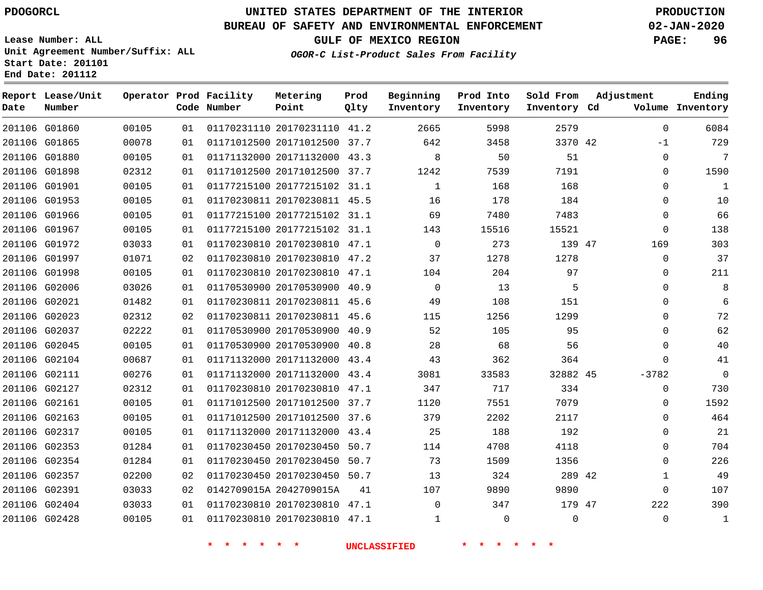PDOGORCL

# UNITED STATES DEPARTMENT OF THE INTERIOR
## BUREAU OF SAFETY AND ENVIRONMENTAL ENFORCEMENT
### GULF OF MEXICO REGION
*OGOR-C List-Product Sales From Facility*

PRODUCTION
02-JAN-2020

Lease Number: ALL
Unit Agreement Number/Suffix: ALL
Start Date: 201101
End Date: 201112

| Report Date | Lease/Unit Number | Operator | Prod Code | Facility Number | Metering Point | Prod Qlty | Beginning Inventory | Prod Into Inventory | Sold From Inventory | Adjustment Cd | Adjustment Volume | Ending Inventory |
|---|---|---|---|---|---|---|---|---|---|---|---|---|
| 201106 | G01860 | 00105 | 01 | 01170231110 | 20170231110 | 41.2 | 2665 | 5998 | 2579 | | 0 | 6084 |
| 201106 | G01865 | 00078 | 01 | 01171012500 | 20171012500 | 37.7 | 642 | 3458 | 3370 | 42 | -1 | 729 |
| 201106 | G01880 | 00105 | 01 | 01171132000 | 20171132000 | 43.3 | 8 | 50 | 51 | | 0 | 7 |
| 201106 | G01898 | 02312 | 01 | 01171012500 | 20171012500 | 37.7 | 1242 | 7539 | 7191 | | 0 | 1590 |
| 201106 | G01901 | 00105 | 01 | 01177215100 | 20177215102 | 31.1 | 1 | 168 | 168 | | 0 | 1 |
| 201106 | G01953 | 00105 | 01 | 01170230811 | 20170230811 | 45.5 | 16 | 178 | 184 | | 0 | 10 |
| 201106 | G01966 | 00105 | 01 | 01177215100 | 20177215102 | 31.1 | 69 | 7480 | 7483 | | 0 | 66 |
| 201106 | G01967 | 00105 | 01 | 01177215100 | 20177215102 | 31.1 | 143 | 15516 | 15521 | | 0 | 138 |
| 201106 | G01972 | 03033 | 01 | 01170230810 | 20170230810 | 47.1 | 0 | 273 | 139 | 47 | 169 | 303 |
| 201106 | G01997 | 01071 | 02 | 01170230810 | 20170230810 | 47.2 | 37 | 1278 | 1278 | | 0 | 37 |
| 201106 | G01998 | 00105 | 01 | 01170230810 | 20170230810 | 47.1 | 104 | 204 | 97 | | 0 | 211 |
| 201106 | G02006 | 03026 | 01 | 01170530900 | 20170530900 | 40.9 | 0 | 13 | 5 | | 0 | 8 |
| 201106 | G02021 | 01482 | 01 | 01170230811 | 20170230811 | 45.6 | 49 | 108 | 151 | | 0 | 6 |
| 201106 | G02023 | 02312 | 02 | 01170230811 | 20170230811 | 45.6 | 115 | 1256 | 1299 | | 0 | 72 |
| 201106 | G02037 | 02222 | 01 | 01170530900 | 20170530900 | 40.9 | 52 | 105 | 95 | | 0 | 62 |
| 201106 | G02045 | 00105 | 01 | 01170530900 | 20170530900 | 40.8 | 28 | 68 | 56 | | 0 | 40 |
| 201106 | G02104 | 00687 | 01 | 01171132000 | 20171132000 | 43.4 | 43 | 362 | 364 | | 0 | 41 |
| 201106 | G02111 | 00276 | 01 | 01171132000 | 20171132000 | 43.4 | 3081 | 33583 | 32882 | 45 | -3782 | 0 |
| 201106 | G02127 | 02312 | 01 | 01170230810 | 20170230810 | 47.1 | 347 | 717 | 334 | | 0 | 730 |
| 201106 | G02161 | 00105 | 01 | 01171012500 | 20171012500 | 37.7 | 1120 | 7551 | 7079 | | 0 | 1592 |
| 201106 | G02163 | 00105 | 01 | 01171012500 | 20171012500 | 37.6 | 379 | 2202 | 2117 | | 0 | 464 |
| 201106 | G02317 | 00105 | 01 | 01171132000 | 20171132000 | 43.4 | 25 | 188 | 192 | | 0 | 21 |
| 201106 | G02353 | 01284 | 01 | 01170230450 | 20170230450 | 50.7 | 114 | 4708 | 4118 | | 0 | 704 |
| 201106 | G02354 | 01284 | 01 | 01170230450 | 20170230450 | 50.7 | 73 | 1509 | 1356 | | 0 | 226 |
| 201106 | G02357 | 02200 | 02 | 01170230450 | 20170230450 | 50.7 | 13 | 324 | 289 | 42 | 1 | 49 |
| 201106 | G02391 | 03033 | 02 | 0142709015A | 2042709015A | 41 | 107 | 9890 | 9890 | | 0 | 107 |
| 201106 | G02404 | 03033 | 01 | 01170230810 | 20170230810 | 47.1 | 0 | 347 | 179 | 47 | 222 | 390 |
| 201106 | G02428 | 00105 | 01 | 01170230810 | 20170230810 | 47.1 | 1 | 0 | 0 | | 0 | 1 |

* * * * * * UNCLASSIFIED * * * * * *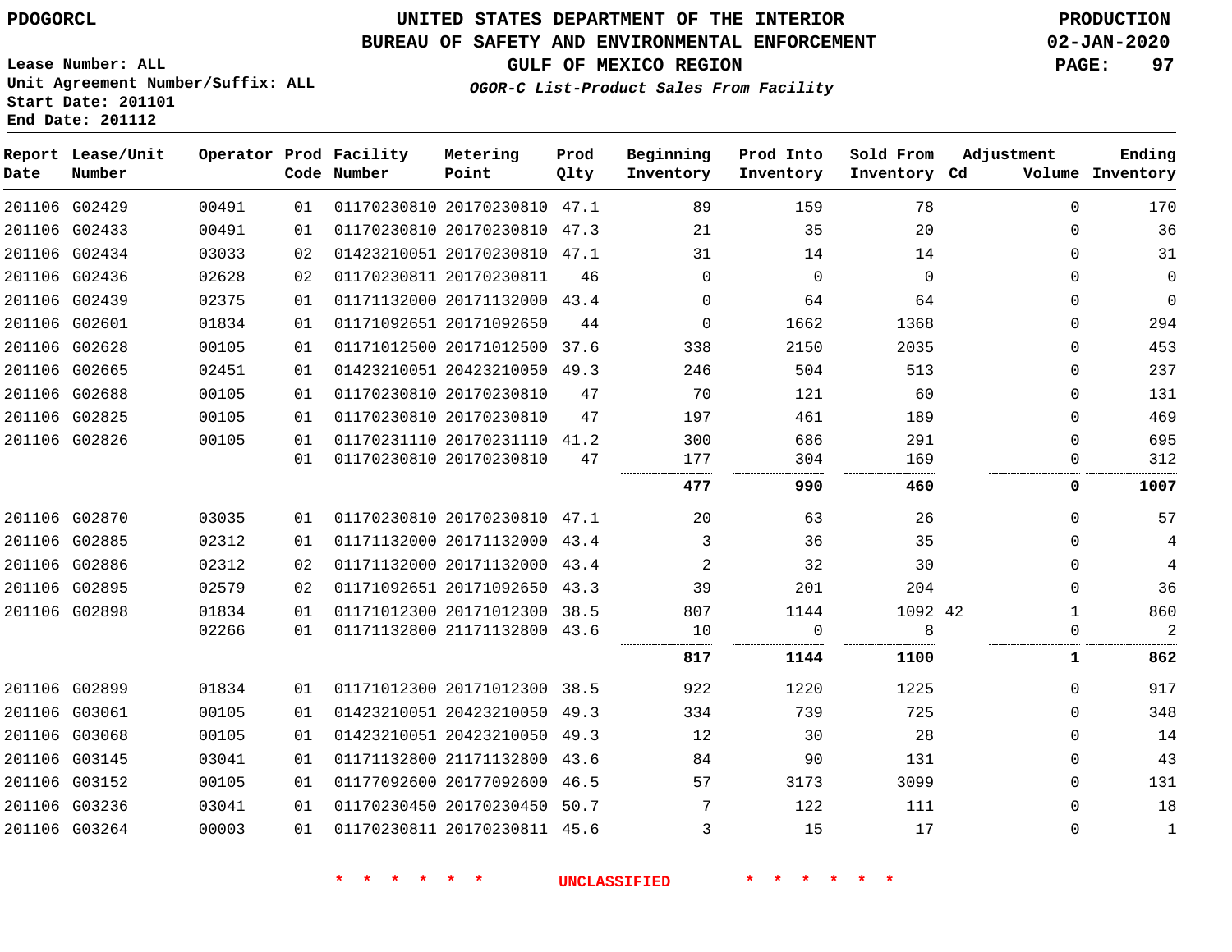PDOGORCL

# UNITED STATES DEPARTMENT OF THE INTERIOR
## BUREAU OF SAFETY AND ENVIRONMENTAL ENFORCEMENT
### GULF OF MEXICO REGION

*OGOR-C List-Product Sales From Facility*

PRODUCTION
02-JAN-2020

Lease Number: ALL
Unit Agreement Number/Suffix: ALL
Start Date: 201101
End Date: 201112

| Report Date | Lease/Unit Number | Operator | Prod Code | Facility Number | Metering Point | Prod Qlty | Beginning Inventory | Prod Into Inventory | Sold From Inventory | Adjustment Cd | Volume | Ending Inventory |
|---|---|---|---|---|---|---|---|---|---|---|---|---|
| 201106 | G02429 | 00491 | 01 | 01170230810 | 20170230810 | 47.1 | 89 | 159 | 78 | | 0 | 170 |
| 201106 | G02433 | 00491 | 01 | 01170230810 | 20170230810 | 47.3 | 21 | 35 | 20 | | 0 | 36 |
| 201106 | G02434 | 03033 | 02 | 01423210051 | 20170230810 | 47.1 | 31 | 14 | 14 | | 0 | 31 |
| 201106 | G02436 | 02628 | 02 | 01170230811 | 20170230811 | 46 | 0 | 0 | 0 | | 0 | 0 |
| 201106 | G02439 | 02375 | 01 | 01171132000 | 20171132000 | 43.4 | 0 | 64 | 64 | | 0 | 0 |
| 201106 | G02601 | 01834 | 01 | 01171092651 | 20171092650 | 44 | 0 | 1662 | 1368 | | 0 | 294 |
| 201106 | G02628 | 00105 | 01 | 01171012500 | 20171012500 | 37.6 | 338 | 2150 | 2035 | | 0 | 453 |
| 201106 | G02665 | 02451 | 01 | 01423210051 | 20423210050 | 49.3 | 246 | 504 | 513 | | 0 | 237 |
| 201106 | G02688 | 00105 | 01 | 01170230810 | 20170230810 | 47 | 70 | 121 | 60 | | 0 | 131 |
| 201106 | G02825 | 00105 | 01 | 01170230810 | 20170230810 | 47 | 197 | 461 | 189 | | 0 | 469 |
| 201106 | G02826 | 00105 | 01 | 01170231110 | 20170231110 | 41.2 | 300 | 686 | 291 | | 0 | 695 |
| | | | 01 | 01170230810 | 20170230810 | 47 | 177 | 304 | 169 | | 0 | 312 |
| | | | | | | | **477** | **990** | **460** | | **0** | **1007** |
| 201106 | G02870 | 03035 | 01 | 01170230810 | 20170230810 | 47.1 | 20 | 63 | 26 | | 0 | 57 |
| 201106 | G02885 | 02312 | 01 | 01171132000 | 20171132000 | 43.4 | 3 | 36 | 35 | | 0 | 4 |
| 201106 | G02886 | 02312 | 02 | 01171132000 | 20171132000 | 43.4 | 2 | 32 | 30 | | 0 | 4 |
| 201106 | G02895 | 02579 | 02 | 01171092651 | 20171092650 | 43.3 | 39 | 201 | 204 | | 0 | 36 |
| 201106 | G02898 | 01834 | 01 | 01171012300 | 20171012300 | 38.5 | 807 | 1144 | 1092 | 42 | 1 | 860 |
| | | 02266 | 01 | 01171132800 | 21171132800 | 43.6 | 10 | 0 | 8 | | 0 | 2 |
| | | | | | | | **817** | **1144** | **1100** | | **1** | **862** |
| 201106 | G02899 | 01834 | 01 | 01171012300 | 20171012300 | 38.5 | 922 | 1220 | 1225 | | 0 | 917 |
| 201106 | G03061 | 00105 | 01 | 01423210051 | 20423210050 | 49.3 | 334 | 739 | 725 | | 0 | 348 |
| 201106 | G03068 | 00105 | 01 | 01423210051 | 20423210050 | 49.3 | 12 | 30 | 28 | | 0 | 14 |
| 201106 | G03145 | 03041 | 01 | 01171132800 | 21171132800 | 43.6 | 84 | 90 | 131 | | 0 | 43 |
| 201106 | G03152 | 00105 | 01 | 01177092600 | 20177092600 | 46.5 | 57 | 3173 | 3099 | | 0 | 131 |
| 201106 | G03236 | 03041 | 01 | 01170230450 | 20170230450 | 50.7 | 7 | 122 | 111 | | 0 | 18 |
| 201106 | G03264 | 00003 | 01 | 01170230811 | 20170230811 | 45.6 | 3 | 15 | 17 | | 0 | 1 |

* * * * * * UNCLASSIFIED * * * * * *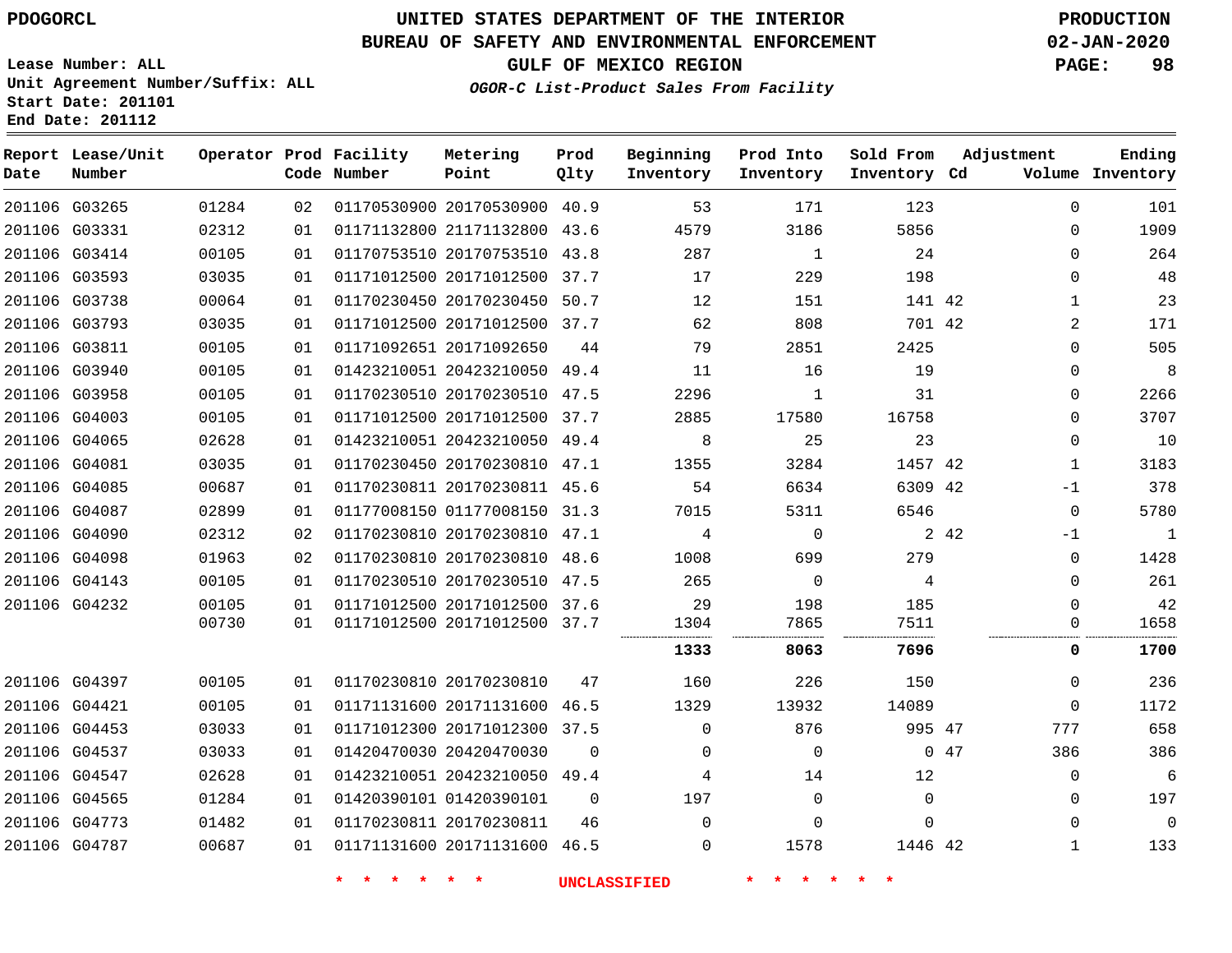PDOGORCL

# UNITED STATES DEPARTMENT OF THE INTERIOR
## BUREAU OF SAFETY AND ENVIRONMENTAL ENFORCEMENT
### GULF OF MEXICO REGION
*OGOR-C List-Product Sales From Facility*

PRODUCTION
02-JAN-2020

Lease Number: ALL
Unit Agreement Number/Suffix: ALL
Start Date: 201101
End Date: 201112

| Report Date | Lease/Unit Number | Operator | Prod Code | Facility Number | Metering Point | Prod Qlty | Beginning Inventory | Prod Into Inventory | Sold From Inventory | Adjustment Cd | Volume | Ending Inventory |
|---|---|---|---|---|---|---|---|---|---|---|---|---|
| 201106 | G03265 | 01284 | 02 | 01170530900 | 20170530900 | 40.9 | 53 | 171 | 123 | | 0 | 101 |
| 201106 | G03331 | 02312 | 01 | 01171132800 | 21171132800 | 43.6 | 4579 | 3186 | 5856 | | 0 | 1909 |
| 201106 | G03414 | 00105 | 01 | 01170753510 | 20170753510 | 43.8 | 287 | 1 | 24 | | 0 | 264 |
| 201106 | G03593 | 03035 | 01 | 01171012500 | 20171012500 | 37.7 | 17 | 229 | 198 | | 0 | 48 |
| 201106 | G03738 | 00064 | 01 | 01170230450 | 20170230450 | 50.7 | 12 | 151 | 141 | 42 | 1 | 23 |
| 201106 | G03793 | 03035 | 01 | 01171012500 | 20171012500 | 37.7 | 62 | 808 | 701 | 42 | 2 | 171 |
| 201106 | G03811 | 00105 | 01 | 01171092651 | 20171092650 | 44 | 79 | 2851 | 2425 | | 0 | 505 |
| 201106 | G03940 | 00105 | 01 | 01423210051 | 20423210050 | 49.4 | 11 | 16 | 19 | | 0 | 8 |
| 201106 | G03958 | 00105 | 01 | 01170230510 | 20170230510 | 47.5 | 2296 | 1 | 31 | | 0 | 2266 |
| 201106 | G04003 | 00105 | 01 | 01171012500 | 20171012500 | 37.7 | 2885 | 17580 | 16758 | | 0 | 3707 |
| 201106 | G04065 | 02628 | 01 | 01423210051 | 20423210050 | 49.4 | 8 | 25 | 23 | | 0 | 10 |
| 201106 | G04081 | 03035 | 01 | 01170230450 | 20170230810 | 47.1 | 1355 | 3284 | 1457 | 42 | 1 | 3183 |
| 201106 | G04085 | 00687 | 01 | 01170230811 | 20170230811 | 45.6 | 54 | 6634 | 6309 | 42 | -1 | 378 |
| 201106 | G04087 | 02899 | 01 | 01177008150 | 01177008150 | 31.3 | 7015 | 5311 | 6546 | | 0 | 5780 |
| 201106 | G04090 | 02312 | 02 | 01170230810 | 20170230810 | 47.1 | 4 | 0 | 2 | 42 | -1 | 1 |
| 201106 | G04098 | 01963 | 02 | 01170230810 | 20170230810 | 48.6 | 1008 | 699 | 279 | | 0 | 1428 |
| 201106 | G04143 | 00105 | 01 | 01170230510 | 20170230510 | 47.5 | 265 | 0 | 4 | | 0 | 261 |
| 201106 | G04232 | 00105 | 01 | 01171012500 | 20171012500 | 37.6 | 29 | 198 | 185 | | 0 | 42 |
| | | 00730 | 01 | 01171012500 | 20171012500 | 37.7 | 1304 | 7865 | 7511 | | 0 | 1658 |
| | | | | | | | **1333** | **8063** | **7696** | | **0** | **1700** |
| 201106 | G04397 | 00105 | 01 | 01170230810 | 20170230810 | 47 | 160 | 226 | 150 | | 0 | 236 |
| 201106 | G04421 | 00105 | 01 | 01171131600 | 20171131600 | 46.5 | 1329 | 13932 | 14089 | | 0 | 1172 |
| 201106 | G04453 | 03033 | 01 | 01171012300 | 20171012300 | 37.5 | 0 | 876 | 995 | 47 | 777 | 658 |
| 201106 | G04537 | 03033 | 01 | 01420470030 | 20420470030 | 0 | 0 | 0 | 0 | 47 | 386 | 386 |
| 201106 | G04547 | 02628 | 01 | 01423210051 | 20423210050 | 49.4 | 4 | 14 | 12 | | 0 | 6 |
| 201106 | G04565 | 01284 | 01 | 01420390101 | 01420390101 | 0 | 197 | 0 | 0 | | 0 | 197 |
| 201106 | G04773 | 01482 | 01 | 01170230811 | 20170230811 | 46 | 0 | 0 | 0 | | 0 | 0 |
| 201106 | G04787 | 00687 | 01 | 01171131600 | 20171131600 | 46.5 | 0 | 1578 | 1446 | 42 | 1 | 133 |

* * * * * * UNCLASSIFIED * * * * * *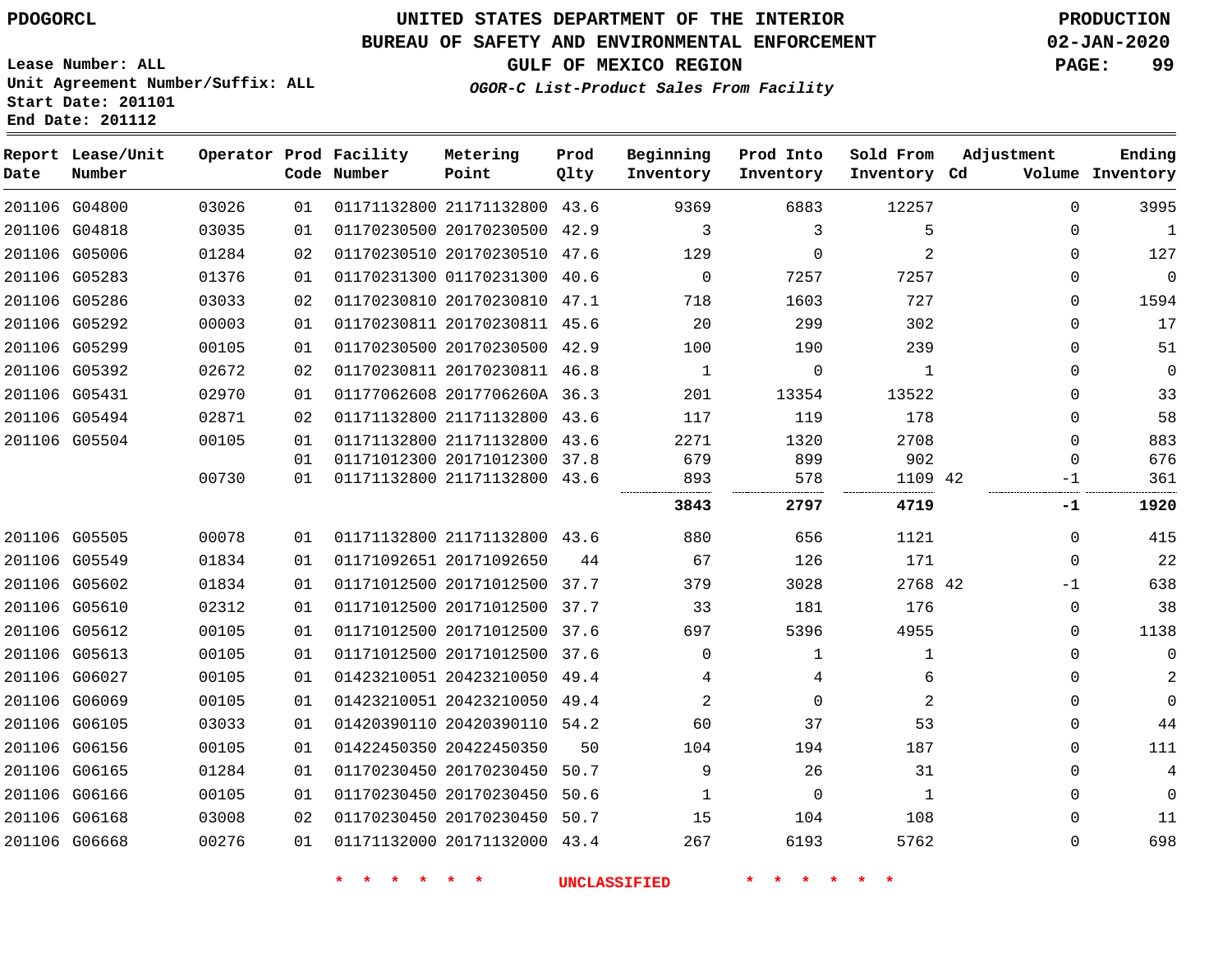PDOGORCL

# UNITED STATES DEPARTMENT OF THE INTERIOR
## BUREAU OF SAFETY AND ENVIRONMENTAL ENFORCEMENT
## GULF OF MEXICO REGION
### *OGOR-C List-Product Sales From Facility*

PRODUCTION
02-JAN-2020

Lease Number: ALL
Unit Agreement Number/Suffix: ALL
Start Date: 201101
End Date: 201112

| Report Date | Lease/Unit Number | Operator | Prod Code | Facility Number | Metering Point | Prod Qlty | Beginning Inventory | Prod Into Inventory | Sold From Inventory | Adjustment Cd | Adjustment Volume | Ending Inventory |
|---|---|---|---|---|---|---|---|---|---|---|---|---|
| 201106 | G04800 | 03026 | 01 | 01171132800 | 21171132800 | 43.6 | 9369 | 6883 | 12257 | | 0 | 3995 |
| 201106 | G04818 | 03035 | 01 | 01170230500 | 20170230500 | 42.9 | 3 | 3 | 5 | | 0 | 1 |
| 201106 | G05006 | 01284 | 02 | 01170230510 | 20170230510 | 47.6 | 129 | 0 | 2 | | 0 | 127 |
| 201106 | G05283 | 01376 | 01 | 01170231300 | 01170231300 | 40.6 | 0 | 7257 | 7257 | | 0 | 0 |
| 201106 | G05286 | 03033 | 02 | 01170230810 | 20170230810 | 47.1 | 718 | 1603 | 727 | | 0 | 1594 |
| 201106 | G05292 | 00003 | 01 | 01170230811 | 20170230811 | 45.6 | 20 | 299 | 302 | | 0 | 17 |
| 201106 | G05299 | 00105 | 01 | 01170230500 | 20170230500 | 42.9 | 100 | 190 | 239 | | 0 | 51 |
| 201106 | G05392 | 02672 | 02 | 01170230811 | 20170230811 | 46.8 | 1 | 0 | 1 | | 0 | 0 |
| 201106 | G05431 | 02970 | 01 | 01177062608 | 2017706260A | 36.3 | 201 | 13354 | 13522 | | 0 | 33 |
| 201106 | G05494 | 02871 | 02 | 01171132800 | 21171132800 | 43.6 | 117 | 119 | 178 | | 0 | 58 |
| 201106 | G05504 | 00105 | 01 | 01171132800 | 21171132800 | 43.6 | 2271 | 1320 | 2708 | | 0 | 883 |
| | | | 01 | 01171012300 | 20171012300 | 37.8 | 679 | 899 | 902 | | 0 | 676 |
| | | 00730 | 01 | 01171132800 | 21171132800 | 43.6 | 893 | 578 | 1109 | 42 | -1 | 361 |
| | | | | | | | **3843** | **2797** | **4719** | | **-1** | **1920** |
| 201106 | G05505 | 00078 | 01 | 01171132800 | 21171132800 | 43.6 | 880 | 656 | 1121 | | 0 | 415 |
| 201106 | G05549 | 01834 | 01 | 01171092651 | 20171092650 | 44 | 67 | 126 | 171 | | 0 | 22 |
| 201106 | G05602 | 01834 | 01 | 01171012500 | 20171012500 | 37.7 | 379 | 3028 | 2768 | 42 | -1 | 638 |
| 201106 | G05610 | 02312 | 01 | 01171012500 | 20171012500 | 37.7 | 33 | 181 | 176 | | 0 | 38 |
| 201106 | G05612 | 00105 | 01 | 01171012500 | 20171012500 | 37.6 | 697 | 5396 | 4955 | | 0 | 1138 |
| 201106 | G05613 | 00105 | 01 | 01171012500 | 20171012500 | 37.6 | 0 | 1 | 1 | | 0 | 0 |
| 201106 | G06027 | 00105 | 01 | 01423210051 | 20423210050 | 49.4 | 4 | 4 | 6 | | 0 | 2 |
| 201106 | G06069 | 00105 | 01 | 01423210051 | 20423210050 | 49.4 | 2 | 0 | 2 | | 0 | 0 |
| 201106 | G06105 | 03033 | 01 | 01420390110 | 20420390110 | 54.2 | 60 | 37 | 53 | | 0 | 44 |
| 201106 | G06156 | 00105 | 01 | 01422450350 | 20422450350 | 50 | 104 | 194 | 187 | | 0 | 111 |
| 201106 | G06165 | 01284 | 01 | 01170230450 | 20170230450 | 50.7 | 9 | 26 | 31 | | 0 | 4 |
| 201106 | G06166 | 00105 | 01 | 01170230450 | 20170230450 | 50.6 | 1 | 0 | 1 | | 0 | 0 |
| 201106 | G06168 | 03008 | 02 | 01170230450 | 20170230450 | 50.7 | 15 | 104 | 108 | | 0 | 11 |
| 201106 | G06668 | 00276 | 01 | 01171132000 | 20171132000 | 43.4 | 267 | 6193 | 5762 | | 0 | 698 |

\* \* \* \* \* \* UNCLASSIFIED \* \* \* \* \* \*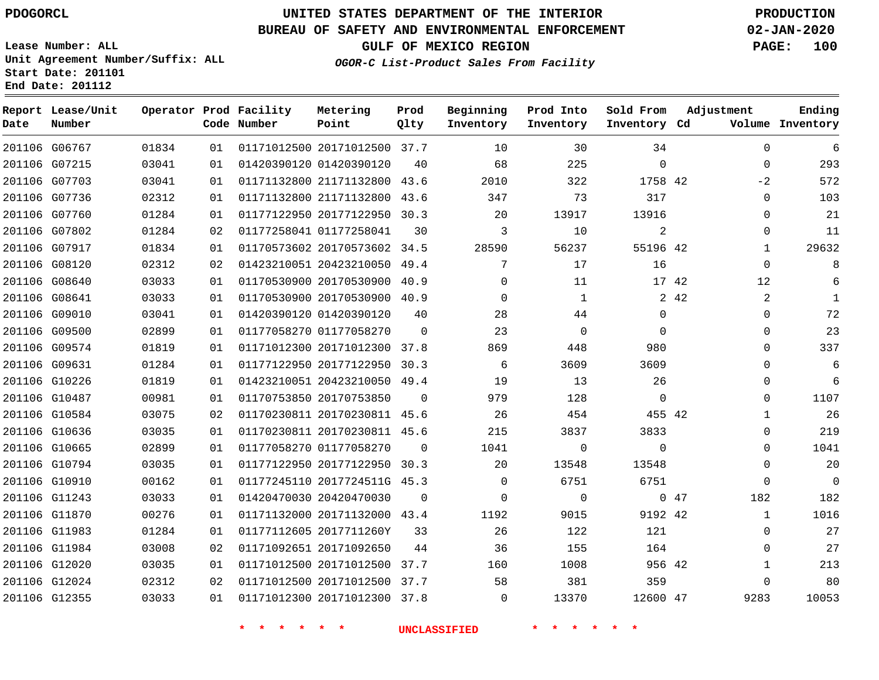PDOGORCL

UNITED STATES DEPARTMENT OF THE INTERIOR
BUREAU OF SAFETY AND ENVIRONMENTAL ENFORCEMENT
GULF OF MEXICO REGION
*OGOR-C List-Product Sales From Facility*

PRODUCTION
02-JAN-2020

Lease Number: ALL
Unit Agreement Number/Suffix: ALL
Start Date: 201101
End Date: 201112

| Report Date | Lease/Unit Number | Operator | Prod Code | Facility Number | Metering Point | Prod Qlty | Beginning Inventory | Prod Into Inventory | Sold From Inventory | Adjustment Cd | Volume | Ending Inventory |
|---|---|---|---|---|---|---|---|---|---|---|---|---|
| 201106 | G06767 | 01834 | 01 | 01171012500 | 20171012500 | 37.7 | 10 | 30 | 34 | | 0 | 6 |
| 201106 | G07215 | 03041 | 01 | 01420390120 | 01420390120 | 40 | 68 | 225 | 0 | | 0 | 293 |
| 201106 | G07703 | 03041 | 01 | 01171132800 | 21171132800 | 43.6 | 2010 | 322 | 1758 | 42 | -2 | 572 |
| 201106 | G07736 | 02312 | 01 | 01171132800 | 21171132800 | 43.6 | 347 | 73 | 317 | | 0 | 103 |
| 201106 | G07760 | 01284 | 01 | 01177122950 | 20177122950 | 30.3 | 20 | 13917 | 13916 | | 0 | 21 |
| 201106 | G07802 | 01284 | 02 | 01177258041 | 01177258041 | 30 | 3 | 10 | 2 | | 0 | 11 |
| 201106 | G07917 | 01834 | 01 | 01170573602 | 20170573602 | 34.5 | 28590 | 56237 | 55196 | 42 | 1 | 29632 |
| 201106 | G08120 | 02312 | 02 | 01423210051 | 20423210050 | 49.4 | 7 | 17 | 16 | | 0 | 8 |
| 201106 | G08640 | 03033 | 01 | 01170530900 | 20170530900 | 40.9 | 0 | 11 | 17 | 42 | 12 | 6 |
| 201106 | G08641 | 03033 | 01 | 01170530900 | 20170530900 | 40.9 | 0 | 1 | 2 | 42 | 2 | 1 |
| 201106 | G09010 | 03041 | 01 | 01420390120 | 01420390120 | 40 | 28 | 44 | 0 | | 0 | 72 |
| 201106 | G09500 | 02899 | 01 | 01177058270 | 01177058270 | 0 | 23 | 0 | 0 | | 0 | 23 |
| 201106 | G09574 | 01819 | 01 | 01171012300 | 20171012300 | 37.8 | 869 | 448 | 980 | | 0 | 337 |
| 201106 | G09631 | 01284 | 01 | 01177122950 | 20177122950 | 30.3 | 6 | 3609 | 3609 | | 0 | 6 |
| 201106 | G10226 | 01819 | 01 | 01423210051 | 20423210050 | 49.4 | 19 | 13 | 26 | | 0 | 6 |
| 201106 | G10487 | 00981 | 01 | 01170753850 | 20170753850 | 0 | 979 | 128 | 0 | | 0 | 1107 |
| 201106 | G10584 | 03075 | 02 | 01170230811 | 20170230811 | 45.6 | 26 | 454 | 455 | 42 | 1 | 26 |
| 201106 | G10636 | 03035 | 01 | 01170230811 | 20170230811 | 45.6 | 215 | 3837 | 3833 | | 0 | 219 |
| 201106 | G10665 | 02899 | 01 | 01177058270 | 01177058270 | 0 | 1041 | 0 | 0 | | 0 | 1041 |
| 201106 | G10794 | 03035 | 01 | 01177122950 | 20177122950 | 30.3 | 20 | 13548 | 13548 | | 0 | 20 |
| 201106 | G10910 | 00162 | 01 | 01177245110 | 2017724511G | 45.3 | 0 | 6751 | 6751 | | 0 | 0 |
| 201106 | G11243 | 03033 | 01 | 01420470030 | 20420470030 | 0 | 0 | 0 | 0 | 47 | 182 | 182 |
| 201106 | G11870 | 00276 | 01 | 01171132000 | 20171132000 | 43.4 | 1192 | 9015 | 9192 | 42 | 1 | 1016 |
| 201106 | G11983 | 01284 | 01 | 01177112605 | 2017711260Y | 33 | 26 | 122 | 121 | | 0 | 27 |
| 201106 | G11984 | 03008 | 02 | 01171092651 | 20171092650 | 44 | 36 | 155 | 164 | | 0 | 27 |
| 201106 | G12020 | 03035 | 01 | 01171012500 | 20171012500 | 37.7 | 160 | 1008 | 956 | 42 | 1 | 213 |
| 201106 | G12024 | 02312 | 02 | 01171012500 | 20171012500 | 37.7 | 58 | 381 | 359 | | 0 | 80 |
| 201106 | G12355 | 03033 | 01 | 01171012300 | 20171012300 | 37.8 | 0 | 13370 | 12600 | 47 | 9283 | 10053 |

* * * * * * UNCLASSIFIED * * * * * *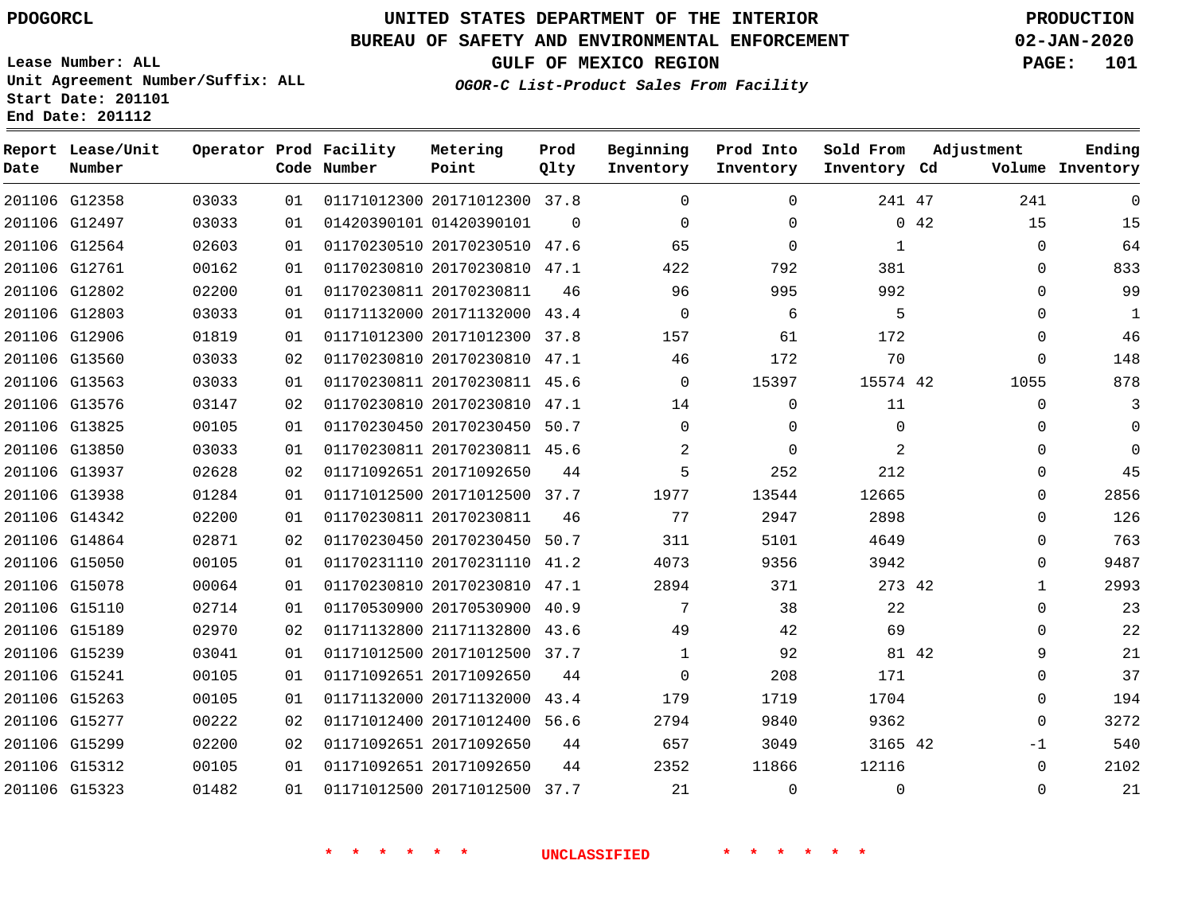PDOGORCL

Lease Number: ALL
Unit Agreement Number/Suffix: ALL
Start Date: 201101
End Date: 201112

# UNITED STATES DEPARTMENT OF THE INTERIOR
## BUREAU OF SAFETY AND ENVIRONMENTAL ENFORCEMENT
## GULF OF MEXICO REGION
### *OGOR-C List-Product Sales From Facility*

PRODUCTION
02-JAN-2020

| Report Date | Lease/Unit Number | Operator | Prod Code | Facility Number | Metering Point | Prod Qlty | Beginning Inventory | Prod Into Inventory | Sold From Inventory | Adjustment Cd | Adjustment Volume | Ending Inventory |
|---|---|---|---|---|---|---|---|---|---|---|---|---|
| 201106 | G12358 | 03033 | 01 | 01171012300 | 20171012300 | 37.8 | 0 | 0 | 241 | 47 | 241 | 0 |
| 201106 | G12497 | 03033 | 01 | 01420390101 | 01420390101 | 0 | 0 | 0 | 0 | 42 | 15 | 15 |
| 201106 | G12564 | 02603 | 01 | 01170230510 | 20170230510 | 47.6 | 65 | 0 | 1 | | 0 | 64 |
| 201106 | G12761 | 00162 | 01 | 01170230810 | 20170230810 | 47.1 | 422 | 792 | 381 | | 0 | 833 |
| 201106 | G12802 | 02200 | 01 | 01170230811 | 20170230811 | 46 | 96 | 995 | 992 | | 0 | 99 |
| 201106 | G12803 | 03033 | 01 | 01171132000 | 20171132000 | 43.4 | 0 | 6 | 5 | | 0 | 1 |
| 201106 | G12906 | 01819 | 01 | 01171012300 | 20171012300 | 37.8 | 157 | 61 | 172 | | 0 | 46 |
| 201106 | G13560 | 03033 | 02 | 01170230810 | 20170230810 | 47.1 | 46 | 172 | 70 | | 0 | 148 |
| 201106 | G13563 | 03033 | 01 | 01170230811 | 20170230811 | 45.6 | 0 | 15397 | 15574 | 42 | 1055 | 878 |
| 201106 | G13576 | 03147 | 02 | 01170230810 | 20170230810 | 47.1 | 14 | 0 | 11 | | 0 | 3 |
| 201106 | G13825 | 00105 | 01 | 01170230450 | 20170230450 | 50.7 | 0 | 0 | 0 | | 0 | 0 |
| 201106 | G13850 | 03033 | 01 | 01170230811 | 20170230811 | 45.6 | 2 | 0 | 2 | | 0 | 0 |
| 201106 | G13937 | 02628 | 02 | 01171092651 | 20171092650 | 44 | 5 | 252 | 212 | | 0 | 45 |
| 201106 | G13938 | 01284 | 01 | 01171012500 | 20171012500 | 37.7 | 1977 | 13544 | 12665 | | 0 | 2856 |
| 201106 | G14342 | 02200 | 01 | 01170230811 | 20170230811 | 46 | 77 | 2947 | 2898 | | 0 | 126 |
| 201106 | G14864 | 02871 | 02 | 01170230450 | 20170230450 | 50.7 | 311 | 5101 | 4649 | | 0 | 763 |
| 201106 | G15050 | 00105 | 01 | 01170231110 | 20170231110 | 41.2 | 4073 | 9356 | 3942 | | 0 | 9487 |
| 201106 | G15078 | 00064 | 01 | 01170230810 | 20170230810 | 47.1 | 2894 | 371 | 273 | 42 | 1 | 2993 |
| 201106 | G15110 | 02714 | 01 | 01170530900 | 20170530900 | 40.9 | 7 | 38 | 22 | | 0 | 23 |
| 201106 | G15189 | 02970 | 02 | 01171132800 | 21171132800 | 43.6 | 49 | 42 | 69 | | 0 | 22 |
| 201106 | G15239 | 03041 | 01 | 01171012500 | 20171012500 | 37.7 | 1 | 92 | 81 | 42 | 9 | 21 |
| 201106 | G15241 | 00105 | 01 | 01171092651 | 20171092650 | 44 | 0 | 208 | 171 | | 0 | 37 |
| 201106 | G15263 | 00105 | 01 | 01171132000 | 20171132000 | 43.4 | 179 | 1719 | 1704 | | 0 | 194 |
| 201106 | G15277 | 00222 | 02 | 01171012400 | 20171012400 | 56.6 | 2794 | 9840 | 9362 | | 0 | 3272 |
| 201106 | G15299 | 02200 | 02 | 01171092651 | 20171092650 | 44 | 657 | 3049 | 3165 | 42 | -1 | 540 |
| 201106 | G15312 | 00105 | 01 | 01171092651 | 20171092650 | 44 | 2352 | 11866 | 12116 | | 0 | 2102 |
| 201106 | G15323 | 01482 | 01 | 01171012500 | 20171012500 | 37.7 | 21 | 0 | 0 | | 0 | 21 |

* * * * * * UNCLASSIFIED * * * * * *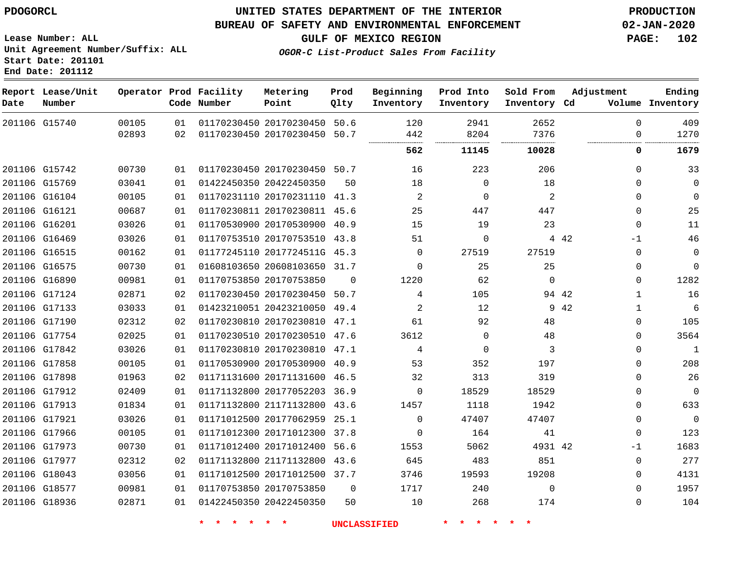# UNITED STATES DEPARTMENT OF THE INTERIOR
## BUREAU OF SAFETY AND ENVIRONMENTAL ENFORCEMENT
### GULF OF MEXICO REGION
*OGOR-C List-Product Sales From Facility*

PDOGORCL

Lease Number: ALL
Unit Agreement Number/Suffix: ALL
Start Date: 201101
End Date: 201112

PRODUCTION
02-JAN-2020

| Report Date | Lease/Unit Number | Operator | Prod Code | Facility Number | Metering Point | Prod Qlty | Beginning Inventory | Prod Into Inventory | Sold From Inventory | Adjustment Cd | Volume | Ending Inventory |
|---|---|---|---|---|---|---|---|---|---|---|---|---|
| 201106 | G15740 | 00105 | 01 | 01170230450 | 20170230450 | 50.6 | 120 | 2941 | 2652 | | 0 | 409 |
| | | 02893 | 02 | 01170230450 | 20170230450 | 50.7 | 442 | 8204 | 7376 | | 0 | 1270 |
| | | | | | | | **562** | **11145** | **10028** | | **0** | **1679** |
| 201106 | G15742 | 00730 | 01 | 01170230450 | 20170230450 | 50.7 | 16 | 223 | 206 | | 0 | 33 |
| 201106 | G15769 | 03041 | 01 | 01422450350 | 20422450350 | 50 | 18 | 0 | 18 | | 0 | 0 |
| 201106 | G16104 | 00105 | 01 | 01170231110 | 20170231110 | 41.3 | 2 | 0 | 2 | | 0 | 0 |
| 201106 | G16121 | 00687 | 01 | 01170230811 | 20170230811 | 45.6 | 25 | 447 | 447 | | 0 | 25 |
| 201106 | G16201 | 03026 | 01 | 01170530900 | 20170530900 | 40.9 | 15 | 19 | 23 | | 0 | 11 |
| 201106 | G16469 | 03026 | 01 | 01170753510 | 20170753510 | 43.8 | 51 | 0 | 4 | 42 | -1 | 46 |
| 201106 | G16515 | 00162 | 01 | 01177245110 | 2017724511G | 45.3 | 0 | 27519 | 27519 | | 0 | 0 |
| 201106 | G16575 | 00730 | 01 | 01608103650 | 20608103650 | 31.7 | 0 | 25 | 25 | | 0 | 0 |
| 201106 | G16890 | 00981 | 01 | 01170753850 | 20170753850 | 0 | 1220 | 62 | 0 | | 0 | 1282 |
| 201106 | G17124 | 02871 | 02 | 01170230450 | 20170230450 | 50.7 | 4 | 105 | 94 | 42 | 1 | 16 |
| 201106 | G17133 | 03033 | 01 | 01423210051 | 20423210050 | 49.4 | 2 | 12 | 9 | 42 | 1 | 6 |
| 201106 | G17190 | 02312 | 02 | 01170230810 | 20170230810 | 47.1 | 61 | 92 | 48 | | 0 | 105 |
| 201106 | G17754 | 02025 | 01 | 01170230510 | 20170230510 | 47.6 | 3612 | 0 | 48 | | 0 | 3564 |
| 201106 | G17842 | 03026 | 01 | 01170230810 | 20170230810 | 47.1 | 4 | 0 | 3 | | 0 | 1 |
| 201106 | G17858 | 00105 | 01 | 01170530900 | 20170530900 | 40.9 | 53 | 352 | 197 | | 0 | 208 |
| 201106 | G17898 | 01963 | 02 | 01171131600 | 20171131600 | 46.5 | 32 | 313 | 319 | | 0 | 26 |
| 201106 | G17912 | 02409 | 01 | 01171132800 | 20177052203 | 36.9 | 0 | 18529 | 18529 | | 0 | 0 |
| 201106 | G17913 | 01834 | 01 | 01171132800 | 21171132800 | 43.6 | 1457 | 1118 | 1942 | | 0 | 633 |
| 201106 | G17921 | 03026 | 01 | 01171012500 | 20177062959 | 25.1 | 0 | 47407 | 47407 | | 0 | 0 |
| 201106 | G17966 | 00105 | 01 | 01171012300 | 20171012300 | 37.8 | 0 | 164 | 41 | | 0 | 123 |
| 201106 | G17973 | 00730 | 01 | 01171012400 | 20171012400 | 56.6 | 1553 | 5062 | 4931 | 42 | -1 | 1683 |
| 201106 | G17977 | 02312 | 02 | 01171132800 | 21171132800 | 43.6 | 645 | 483 | 851 | | 0 | 277 |
| 201106 | G18043 | 03056 | 01 | 01171012500 | 20171012500 | 37.7 | 3746 | 19593 | 19208 | | 0 | 4131 |
| 201106 | G18577 | 00981 | 01 | 01170753850 | 20170753850 | 0 | 1717 | 240 | 0 | | 0 | 1957 |
| 201106 | G18936 | 02871 | 01 | 01422450350 | 20422450350 | 50 | 10 | 268 | 174 | | 0 | 104 |

* * * * * * UNCLASSIFIED * * * * * *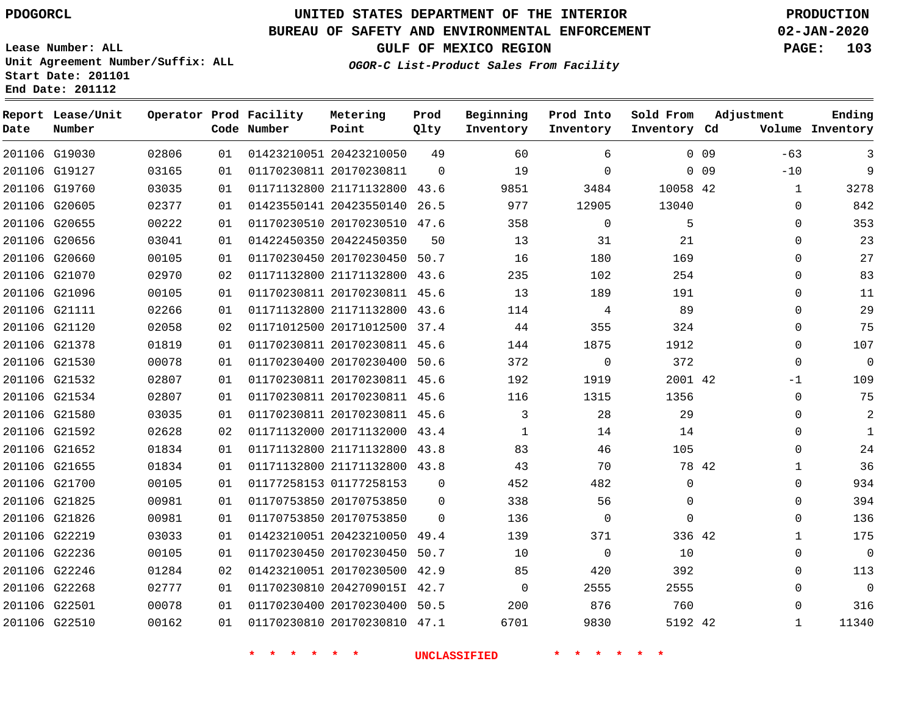PDOGORCL

# UNITED STATES DEPARTMENT OF THE INTERIOR
## BUREAU OF SAFETY AND ENVIRONMENTAL ENFORCEMENT
### GULF OF MEXICO REGION
*OGOR-C List-Product Sales From Facility*

PRODUCTION
02-JAN-2020

Lease Number: ALL
Unit Agreement Number/Suffix: ALL
Start Date: 201101
End Date: 201112

| Report Date | Lease/Unit Number | Operator | Prod Code | Facility Number | Metering Point | Prod Qlty | Beginning Inventory | Prod Into Inventory | Sold From Inventory | Adjustment Cd | Adjustment Volume | Ending Inventory |
|---|---|---|---|---|---|---|---|---|---|---|---|---|
| 201106 | G19030 | 02806 | 01 | 01423210051 | 20423210050 | 49 | 60 | 6 | 0 | 09 | -63 | 3 |
| 201106 | G19127 | 03165 | 01 | 01170230811 | 20170230811 | 0 | 19 | 0 | 0 | 09 | -10 | 9 |
| 201106 | G19760 | 03035 | 01 | 01171132800 | 21171132800 | 43.6 | 9851 | 3484 | 10058 | 42 | 1 | 3278 |
| 201106 | G20605 | 02377 | 01 | 01423550141 | 20423550140 | 26.5 | 977 | 12905 | 13040 | | 0 | 842 |
| 201106 | G20655 | 00222 | 01 | 01170230510 | 20170230510 | 47.6 | 358 | 0 | 5 | | 0 | 353 |
| 201106 | G20656 | 03041 | 01 | 01422450350 | 20422450350 | 50 | 13 | 31 | 21 | | 0 | 23 |
| 201106 | G20660 | 00105 | 01 | 01170230450 | 20170230450 | 50.7 | 16 | 180 | 169 | | 0 | 27 |
| 201106 | G21070 | 02970 | 02 | 01171132800 | 21171132800 | 43.6 | 235 | 102 | 254 | | 0 | 83 |
| 201106 | G21096 | 00105 | 01 | 01170230811 | 20170230811 | 45.6 | 13 | 189 | 191 | | 0 | 11 |
| 201106 | G21111 | 02266 | 01 | 01171132800 | 21171132800 | 43.6 | 114 | 4 | 89 | | 0 | 29 |
| 201106 | G21120 | 02058 | 02 | 01171012500 | 20171012500 | 37.4 | 44 | 355 | 324 | | 0 | 75 |
| 201106 | G21378 | 01819 | 01 | 01170230811 | 20170230811 | 45.6 | 144 | 1875 | 1912 | | 0 | 107 |
| 201106 | G21530 | 00078 | 01 | 01170230400 | 20170230400 | 50.6 | 372 | 0 | 372 | | 0 | 0 |
| 201106 | G21532 | 02807 | 01 | 01170230811 | 20170230811 | 45.6 | 192 | 1919 | 2001 | 42 | -1 | 109 |
| 201106 | G21534 | 02807 | 01 | 01170230811 | 20170230811 | 45.6 | 116 | 1315 | 1356 | | 0 | 75 |
| 201106 | G21580 | 03035 | 01 | 01170230811 | 20170230811 | 45.6 | 3 | 28 | 29 | | 0 | 2 |
| 201106 | G21592 | 02628 | 02 | 01171132000 | 20171132000 | 43.4 | 1 | 14 | 14 | | 0 | 1 |
| 201106 | G21652 | 01834 | 01 | 01171132800 | 21171132800 | 43.8 | 83 | 46 | 105 | | 0 | 24 |
| 201106 | G21655 | 01834 | 01 | 01171132800 | 21171132800 | 43.8 | 43 | 70 | 78 | 42 | 1 | 36 |
| 201106 | G21700 | 00105 | 01 | 01177258153 | 01177258153 | 0 | 452 | 482 | 0 | | 0 | 934 |
| 201106 | G21825 | 00981 | 01 | 01170753850 | 20170753850 | 0 | 338 | 56 | 0 | | 0 | 394 |
| 201106 | G21826 | 00981 | 01 | 01170753850 | 20170753850 | 0 | 136 | 0 | 0 | | 0 | 136 |
| 201106 | G22219 | 03033 | 01 | 01423210051 | 20423210050 | 49.4 | 139 | 371 | 336 | 42 | 1 | 175 |
| 201106 | G22236 | 00105 | 01 | 01170230450 | 20170230450 | 50.7 | 10 | 0 | 10 | | 0 | 0 |
| 201106 | G22246 | 01284 | 02 | 01423210051 | 20170230500 | 42.9 | 85 | 420 | 392 | | 0 | 113 |
| 201106 | G22268 | 02777 | 01 | 01170230810 | 2042709015I | 42.7 | 0 | 2555 | 2555 | | 0 | 0 |
| 201106 | G22501 | 00078 | 01 | 01170230400 | 20170230400 | 50.5 | 200 | 876 | 760 | | 0 | 316 |
| 201106 | G22510 | 00162 | 01 | 01170230810 | 20170230810 | 47.1 | 6701 | 9830 | 5192 | 42 | 1 | 11340 |

* * * * * * UNCLASSIFIED * * * * * *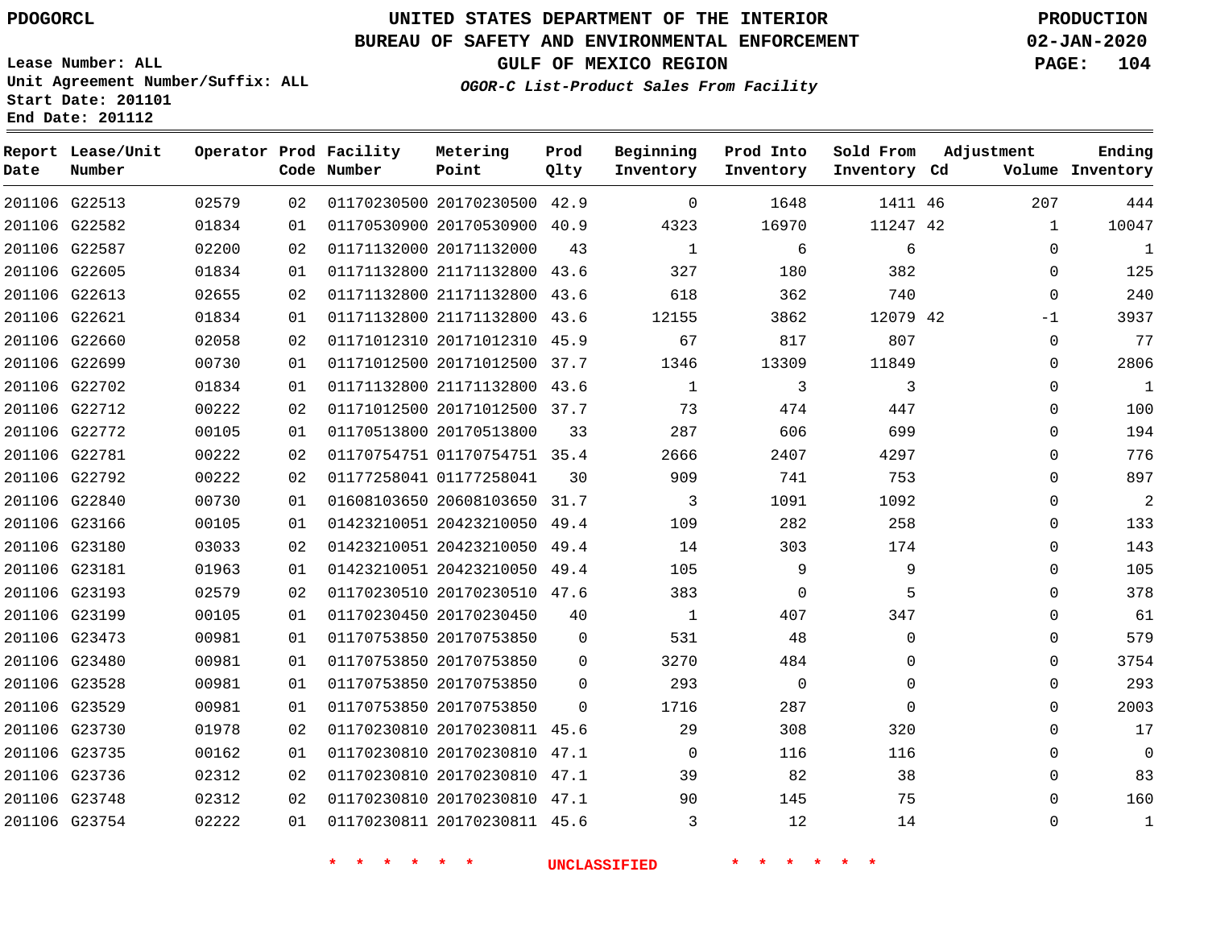PDOGORCL

# UNITED STATES DEPARTMENT OF THE INTERIOR
## BUREAU OF SAFETY AND ENVIRONMENTAL ENFORCEMENT
### GULF OF MEXICO REGION
*OGOR-C List-Product Sales From Facility*

PRODUCTION
02-JAN-2020

Lease Number: ALL
Unit Agreement Number/Suffix: ALL
Start Date: 201101
End Date: 201112

| Report Date | Lease/Unit Number | Operator | Prod Code | Facility Number | Metering Point | Prod Qlty | Beginning Inventory | Prod Into Inventory | Sold From Inventory | Adjustment Cd | Adjustment Volume | Ending Inventory |
|---|---|---|---|---|---|---|---|---|---|---|---|---|
| 201106 | G22513 | 02579 | 02 | 01170230500 | 20170230500 | 42.9 | 0 | 1648 | 1411 | 46 | 207 | 444 |
| 201106 | G22582 | 01834 | 01 | 01170530900 | 20170530900 | 40.9 | 4323 | 16970 | 11247 | 42 | 1 | 10047 |
| 201106 | G22587 | 02200 | 02 | 01171132000 | 20171132000 | 43 | 1 | 6 | 6 | | 0 | 1 |
| 201106 | G22605 | 01834 | 01 | 01171132800 | 21171132800 | 43.6 | 327 | 180 | 382 | | 0 | 125 |
| 201106 | G22613 | 02655 | 02 | 01171132800 | 21171132800 | 43.6 | 618 | 362 | 740 | | 0 | 240 |
| 201106 | G22621 | 01834 | 01 | 01171132800 | 21171132800 | 43.6 | 12155 | 3862 | 12079 | 42 | -1 | 3937 |
| 201106 | G22660 | 02058 | 02 | 01171012310 | 20171012310 | 45.9 | 67 | 817 | 807 | | 0 | 77 |
| 201106 | G22699 | 00730 | 01 | 01171012500 | 20171012500 | 37.7 | 1346 | 13309 | 11849 | | 0 | 2806 |
| 201106 | G22702 | 01834 | 01 | 01171132800 | 21171132800 | 43.6 | 1 | 3 | 3 | | 0 | 1 |
| 201106 | G22712 | 00222 | 02 | 01171012500 | 20171012500 | 37.7 | 73 | 474 | 447 | | 0 | 100 |
| 201106 | G22772 | 00105 | 01 | 01170513800 | 20170513800 | 33 | 287 | 606 | 699 | | 0 | 194 |
| 201106 | G22781 | 00222 | 02 | 01170754751 | 01170754751 | 35.4 | 2666 | 2407 | 4297 | | 0 | 776 |
| 201106 | G22792 | 00222 | 02 | 01177258041 | 01177258041 | 30 | 909 | 741 | 753 | | 0 | 897 |
| 201106 | G22840 | 00730 | 01 | 01608103650 | 20608103650 | 31.7 | 3 | 1091 | 1092 | | 0 | 2 |
| 201106 | G23166 | 00105 | 01 | 01423210051 | 20423210050 | 49.4 | 109 | 282 | 258 | | 0 | 133 |
| 201106 | G23180 | 03033 | 02 | 01423210051 | 20423210050 | 49.4 | 14 | 303 | 174 | | 0 | 143 |
| 201106 | G23181 | 01963 | 01 | 01423210051 | 20423210050 | 49.4 | 105 | 9 | 9 | | 0 | 105 |
| 201106 | G23193 | 02579 | 02 | 01170230510 | 20170230510 | 47.6 | 383 | 0 | 5 | | 0 | 378 |
| 201106 | G23199 | 00105 | 01 | 01170230450 | 20170230450 | 40 | 1 | 407 | 347 | | 0 | 61 |
| 201106 | G23473 | 00981 | 01 | 01170753850 | 20170753850 | 0 | 531 | 48 | 0 | | 0 | 579 |
| 201106 | G23480 | 00981 | 01 | 01170753850 | 20170753850 | 0 | 3270 | 484 | 0 | | 0 | 3754 |
| 201106 | G23528 | 00981 | 01 | 01170753850 | 20170753850 | 0 | 293 | 0 | 0 | | 0 | 293 |
| 201106 | G23529 | 00981 | 01 | 01170753850 | 20170753850 | 0 | 1716 | 287 | 0 | | 0 | 2003 |
| 201106 | G23730 | 01978 | 02 | 01170230810 | 20170230811 | 45.6 | 29 | 308 | 320 | | 0 | 17 |
| 201106 | G23735 | 00162 | 01 | 01170230810 | 20170230810 | 47.1 | 0 | 116 | 116 | | 0 | 0 |
| 201106 | G23736 | 02312 | 02 | 01170230810 | 20170230810 | 47.1 | 39 | 82 | 38 | | 0 | 83 |
| 201106 | G23748 | 02312 | 02 | 01170230810 | 20170230810 | 47.1 | 90 | 145 | 75 | | 0 | 160 |
| 201106 | G23754 | 02222 | 01 | 01170230811 | 20170230811 | 45.6 | 3 | 12 | 14 | | 0 | 1 |

* * * * * * UNCLASSIFIED * * * * * *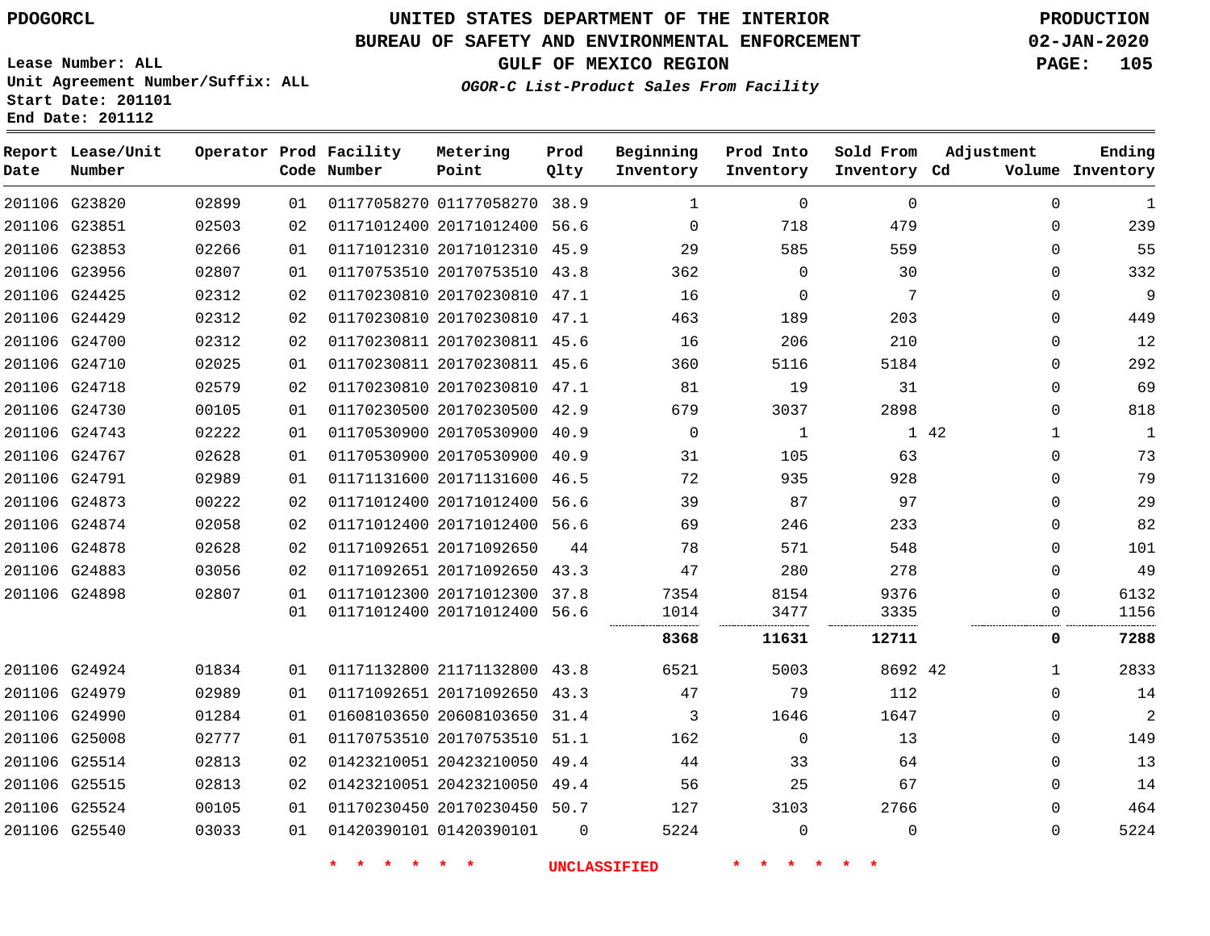PDOGORCL

# UNITED STATES DEPARTMENT OF THE INTERIOR
## BUREAU OF SAFETY AND ENVIRONMENTAL ENFORCEMENT
### GULF OF MEXICO REGION
*OGOR-C List-Product Sales From Facility*

PRODUCTION
02-JAN-2020

Lease Number: ALL
Unit Agreement Number/Suffix: ALL
Start Date: 201101
End Date: 201112

| Report Date | Lease/Unit Number | Operator | Prod Code | Facility Number | Metering Point | Prod Qlty | Beginning Inventory | Prod Into Inventory | Sold From Inventory | Adjustment Cd | Volume | Ending Inventory |
|---|---|---|---|---|---|---|---|---|---|---|---|---|
| 201106 | G23820 | 02899 | 01 | 01177058270 | 01177058270 | 38.9 | 1 | 0 | 0 | | 0 | 1 |
| 201106 | G23851 | 02503 | 02 | 01171012400 | 20171012400 | 56.6 | 0 | 718 | 479 | | 0 | 239 |
| 201106 | G23853 | 02266 | 01 | 01171012310 | 20171012310 | 45.9 | 29 | 585 | 559 | | 0 | 55 |
| 201106 | G23956 | 02807 | 01 | 01170753510 | 20170753510 | 43.8 | 362 | 0 | 30 | | 0 | 332 |
| 201106 | G24425 | 02312 | 02 | 01170230810 | 20170230810 | 47.1 | 16 | 0 | 7 | | 0 | 9 |
| 201106 | G24429 | 02312 | 02 | 01170230810 | 20170230810 | 47.1 | 463 | 189 | 203 | | 0 | 449 |
| 201106 | G24700 | 02312 | 02 | 01170230811 | 20170230811 | 45.6 | 16 | 206 | 210 | | 0 | 12 |
| 201106 | G24710 | 02025 | 01 | 01170230811 | 20170230811 | 45.6 | 360 | 5116 | 5184 | | 0 | 292 |
| 201106 | G24718 | 02579 | 02 | 01170230810 | 20170230810 | 47.1 | 81 | 19 | 31 | | 0 | 69 |
| 201106 | G24730 | 00105 | 01 | 01170230500 | 20170230500 | 42.9 | 679 | 3037 | 2898 | | 0 | 818 |
| 201106 | G24743 | 02222 | 01 | 01170530900 | 20170530900 | 40.9 | 0 | 1 | 1 | 42 | 1 | 1 |
| 201106 | G24767 | 02628 | 01 | 01170530900 | 20170530900 | 40.9 | 31 | 105 | 63 | | 0 | 73 |
| 201106 | G24791 | 02989 | 01 | 01171131600 | 20171131600 | 46.5 | 72 | 935 | 928 | | 0 | 79 |
| 201106 | G24873 | 00222 | 02 | 01171012400 | 20171012400 | 56.6 | 39 | 87 | 97 | | 0 | 29 |
| 201106 | G24874 | 02058 | 02 | 01171012400 | 20171012400 | 56.6 | 69 | 246 | 233 | | 0 | 82 |
| 201106 | G24878 | 02628 | 02 | 01171092651 | 20171092650 | 44 | 78 | 571 | 548 | | 0 | 101 |
| 201106 | G24883 | 03056 | 02 | 01171092651 | 20171092650 | 43.3 | 47 | 280 | 278 | | 0 | 49 |
| 201106 | G24898 | 02807 | 01 | 01171012300 | 20171012300 | 37.8 | 7354 | 8154 | 9376 | | 0 | 6132 |
| | | | 01 | 01171012400 | 20171012400 | 56.6 | 1014 | 3477 | 3335 | | 0 | 1156 |
| | | | | | | | **8368** | **11631** | **12711** | | **0** | **7288** |
| 201106 | G24924 | 01834 | 01 | 01171132800 | 21171132800 | 43.8 | 6521 | 5003 | 8692 | 42 | 1 | 2833 |
| 201106 | G24979 | 02989 | 01 | 01171092651 | 20171092650 | 43.3 | 47 | 79 | 112 | | 0 | 14 |
| 201106 | G24990 | 01284 | 01 | 01608103650 | 20608103650 | 31.4 | 3 | 1646 | 1647 | | 0 | 2 |
| 201106 | G25008 | 02777 | 01 | 01170753510 | 20170753510 | 51.1 | 162 | 0 | 13 | | 0 | 149 |
| 201106 | G25514 | 02813 | 02 | 01423210051 | 20423210050 | 49.4 | 44 | 33 | 64 | | 0 | 13 |
| 201106 | G25515 | 02813 | 02 | 01423210051 | 20423210050 | 49.4 | 56 | 25 | 67 | | 0 | 14 |
| 201106 | G25524 | 00105 | 01 | 01170230450 | 20170230450 | 50.7 | 127 | 3103 | 2766 | | 0 | 464 |
| 201106 | G25540 | 03033 | 01 | 01420390101 | 01420390101 | 0 | 5224 | 0 | 0 | | 0 | 5224 |

\* \* \* \* \* \* UNCLASSIFIED \* \* \* \* \* \*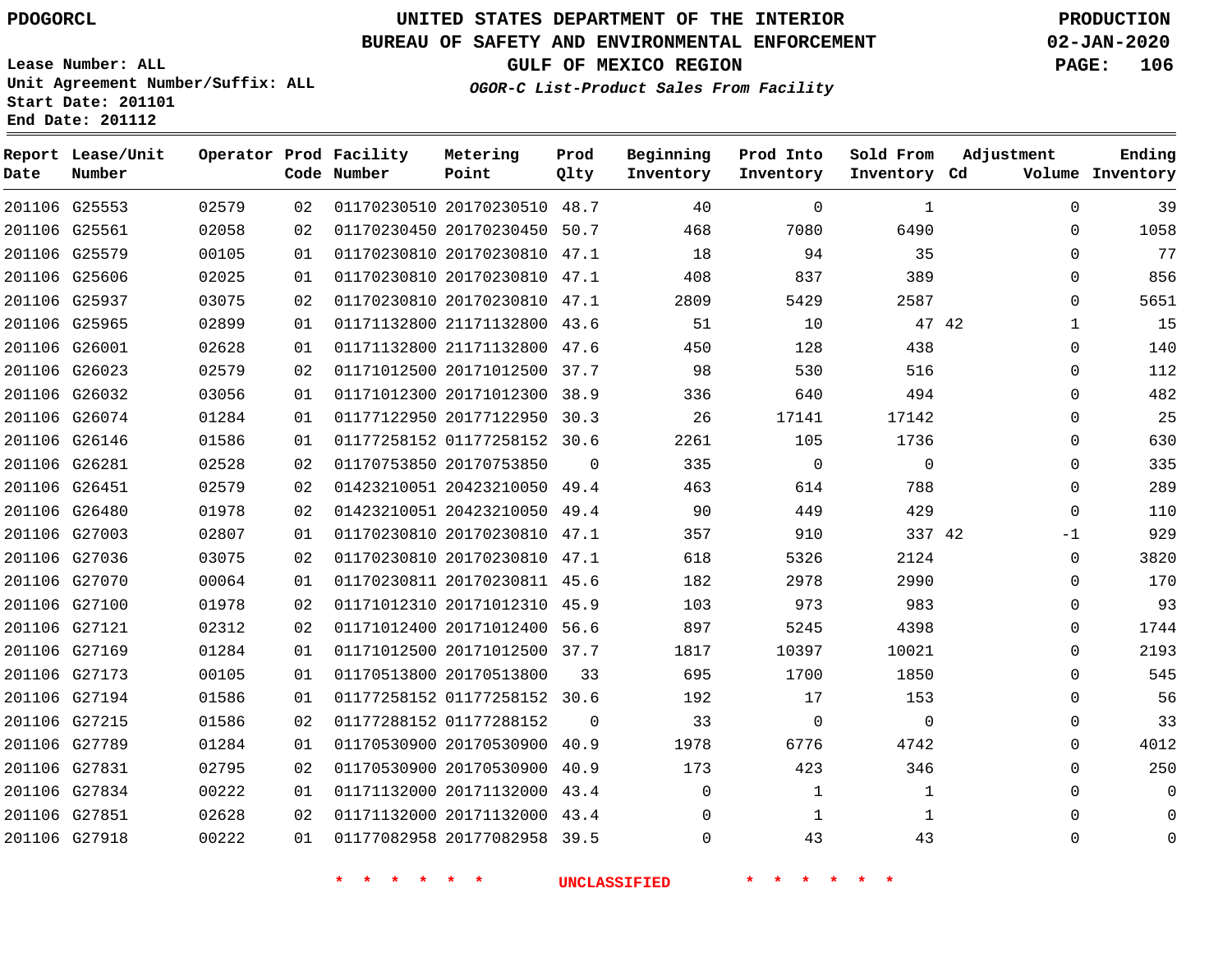# UNITED STATES DEPARTMENT OF THE INTERIOR
## BUREAU OF SAFETY AND ENVIRONMENTAL ENFORCEMENT
### GULF OF MEXICO REGION

PDOGORCL

PRODUCTION
02-JAN-2020

Lease Number: ALL
Unit Agreement Number/Suffix: ALL
Start Date: 201101
End Date: 201112

*OGOR-C List-Product Sales From Facility*

| Report Date | Lease/Unit Number | Operator | Prod Code | Facility Number | Metering Point | Prod Qlty | Beginning Inventory | Prod Into Inventory | Sold From Inventory | Adjustment Cd | Adjustment Volume | Ending Inventory |
|---|---|---|---|---|---|---|---|---|---|---|---|---|
| 201106 | G25553 | 02579 | 02 | 01170230510 | 20170230510 | 48.7 | 40 | 0 | 1 | | 0 | 39 |
| 201106 | G25561 | 02058 | 02 | 01170230450 | 20170230450 | 50.7 | 468 | 7080 | 6490 | | 0 | 1058 |
| 201106 | G25579 | 00105 | 01 | 01170230810 | 20170230810 | 47.1 | 18 | 94 | 35 | | 0 | 77 |
| 201106 | G25606 | 02025 | 01 | 01170230810 | 20170230810 | 47.1 | 408 | 837 | 389 | | 0 | 856 |
| 201106 | G25937 | 03075 | 02 | 01170230810 | 20170230810 | 47.1 | 2809 | 5429 | 2587 | | 0 | 5651 |
| 201106 | G25965 | 02899 | 01 | 01171132800 | 21171132800 | 43.6 | 51 | 10 | 47 | 42 | 1 | 15 |
| 201106 | G26001 | 02628 | 01 | 01171132800 | 21171132800 | 47.6 | 450 | 128 | 438 | | 0 | 140 |
| 201106 | G26023 | 02579 | 02 | 01171012500 | 20171012500 | 37.7 | 98 | 530 | 516 | | 0 | 112 |
| 201106 | G26032 | 03056 | 01 | 01171012300 | 20171012300 | 38.9 | 336 | 640 | 494 | | 0 | 482 |
| 201106 | G26074 | 01284 | 01 | 01177122950 | 20177122950 | 30.3 | 26 | 17141 | 17142 | | 0 | 25 |
| 201106 | G26146 | 01586 | 01 | 01177258152 | 01177258152 | 30.6 | 2261 | 105 | 1736 | | 0 | 630 |
| 201106 | G26281 | 02528 | 02 | 01170753850 | 20170753850 | 0 | 335 | 0 | 0 | | 0 | 335 |
| 201106 | G26451 | 02579 | 02 | 01423210051 | 20423210050 | 49.4 | 463 | 614 | 788 | | 0 | 289 |
| 201106 | G26480 | 01978 | 02 | 01423210051 | 20423210050 | 49.4 | 90 | 449 | 429 | | 0 | 110 |
| 201106 | G27003 | 02807 | 01 | 01170230810 | 20170230810 | 47.1 | 357 | 910 | 337 | 42 | -1 | 929 |
| 201106 | G27036 | 03075 | 02 | 01170230810 | 20170230810 | 47.1 | 618 | 5326 | 2124 | | 0 | 3820 |
| 201106 | G27070 | 00064 | 01 | 01170230811 | 20170230811 | 45.6 | 182 | 2978 | 2990 | | 0 | 170 |
| 201106 | G27100 | 01978 | 02 | 01171012310 | 20171012310 | 45.9 | 103 | 973 | 983 | | 0 | 93 |
| 201106 | G27121 | 02312 | 02 | 01171012400 | 20171012400 | 56.6 | 897 | 5245 | 4398 | | 0 | 1744 |
| 201106 | G27169 | 01284 | 01 | 01171012500 | 20171012500 | 37.7 | 1817 | 10397 | 10021 | | 0 | 2193 |
| 201106 | G27173 | 00105 | 01 | 01170513800 | 20170513800 | 33 | 695 | 1700 | 1850 | | 0 | 545 |
| 201106 | G27194 | 01586 | 01 | 01177258152 | 01177258152 | 30.6 | 192 | 17 | 153 | | 0 | 56 |
| 201106 | G27215 | 01586 | 02 | 01177288152 | 01177288152 | 0 | 33 | 0 | 0 | | 0 | 33 |
| 201106 | G27789 | 01284 | 01 | 01170530900 | 20170530900 | 40.9 | 1978 | 6776 | 4742 | | 0 | 4012 |
| 201106 | G27831 | 02795 | 02 | 01170530900 | 20170530900 | 40.9 | 173 | 423 | 346 | | 0 | 250 |
| 201106 | G27834 | 00222 | 01 | 01171132000 | 20171132000 | 43.4 | 0 | 1 | 1 | | 0 | 0 |
| 201106 | G27851 | 02628 | 02 | 01171132000 | 20171132000 | 43.4 | 0 | 1 | 1 | | 0 | 0 |
| 201106 | G27918 | 00222 | 01 | 01177082958 | 20177082958 | 39.5 | 0 | 43 | 43 | | 0 | 0 |

* * * * * * UNCLASSIFIED * * * * * *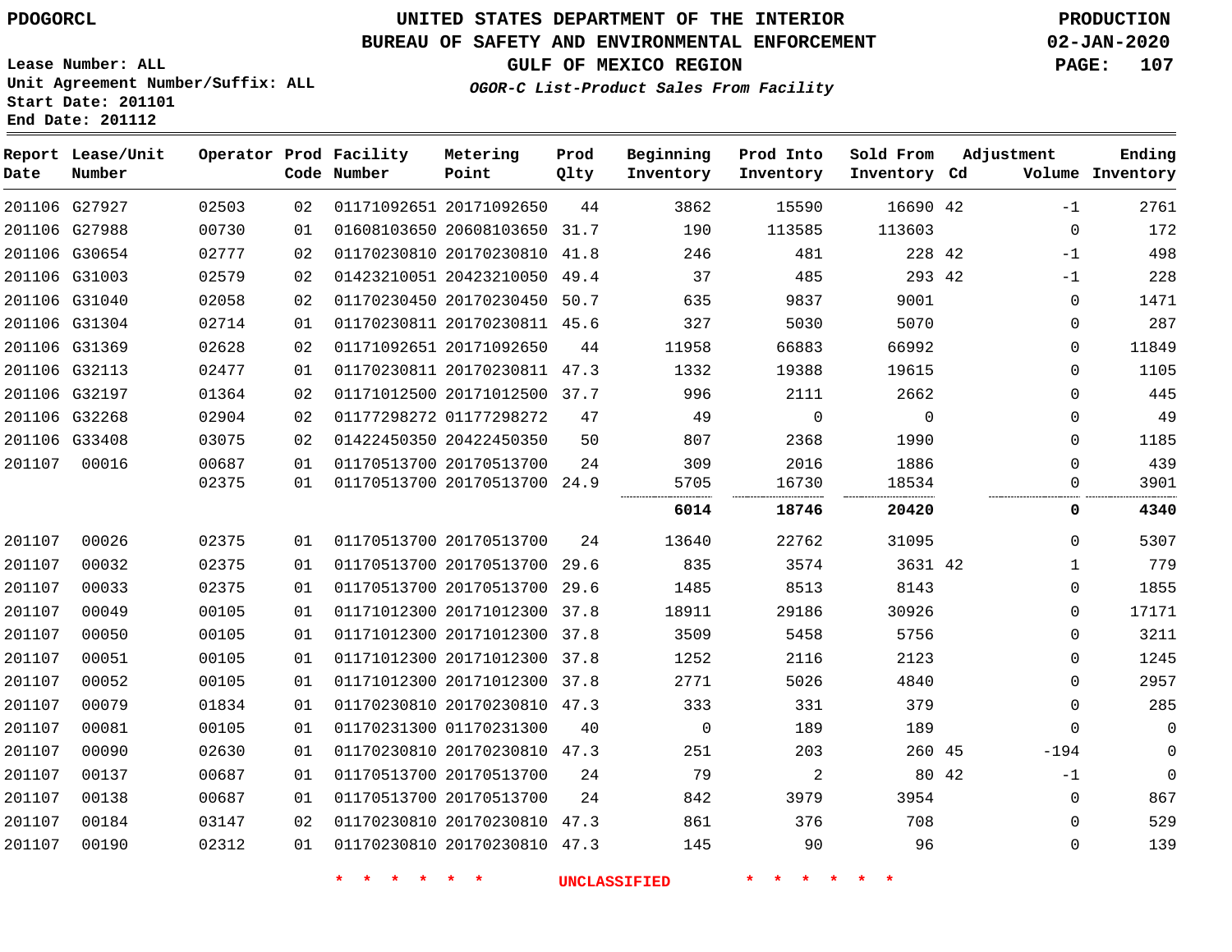PDOGORCL

# UNITED STATES DEPARTMENT OF THE INTERIOR
## BUREAU OF SAFETY AND ENVIRONMENTAL ENFORCEMENT
### GULF OF MEXICO REGION

*OGOR-C List-Product Sales From Facility*

PRODUCTION
02-JAN-2020

Lease Number: ALL
Unit Agreement Number/Suffix: ALL
Start Date: 201101
End Date: 201112

| Report Date | Lease/Unit Number | Operator | Prod Code | Facility Number | Metering Point | Prod Qlty | Beginning Inventory | Prod Into Inventory | Sold From Inventory | Adjustment Cd | Volume | Ending Inventory |
|---|---|---|---|---|---|---|---|---|---|---|---|---|
| 201106 | G27927 | 02503 | 02 | 01171092651 | 20171092650 | 44 | 3862 | 15590 | 16690 | 42 | -1 | 2761 |
| 201106 | G27988 | 00730 | 01 | 01608103650 | 20608103650 | 31.7 | 190 | 113585 | 113603 | | 0 | 172 |
| 201106 | G30654 | 02777 | 02 | 01170230810 | 20170230810 | 41.8 | 246 | 481 | 228 | 42 | -1 | 498 |
| 201106 | G31003 | 02579 | 02 | 01423210051 | 20423210050 | 49.4 | 37 | 485 | 293 | 42 | -1 | 228 |
| 201106 | G31040 | 02058 | 02 | 01170230450 | 20170230450 | 50.7 | 635 | 9837 | 9001 | | 0 | 1471 |
| 201106 | G31304 | 02714 | 01 | 01170230811 | 20170230811 | 45.6 | 327 | 5030 | 5070 | | 0 | 287 |
| 201106 | G31369 | 02628 | 02 | 01171092651 | 20171092650 | 44 | 11958 | 66883 | 66992 | | 0 | 11849 |
| 201106 | G32113 | 02477 | 01 | 01170230811 | 20170230811 | 47.3 | 1332 | 19388 | 19615 | | 0 | 1105 |
| 201106 | G32197 | 01364 | 02 | 01171012500 | 20171012500 | 37.7 | 996 | 2111 | 2662 | | 0 | 445 |
| 201106 | G32268 | 02904 | 02 | 01177298272 | 01177298272 | 47 | 49 | 0 | 0 | | 0 | 49 |
| 201106 | G33408 | 03075 | 02 | 01422450350 | 20422450350 | 50 | 807 | 2368 | 1990 | | 0 | 1185 |
| 201107 | 00016 | 00687 | 01 | 01170513700 | 20170513700 | 24 | 309 | 2016 | 1886 | | 0 | 439 |
| | | 02375 | 01 | 01170513700 | 20170513700 | 24.9 | 5705 | 16730 | 18534 | | 0 | 3901 |
| | | | | | | | **6014** | **18746** | **20420** | | **0** | **4340** |
| 201107 | 00026 | 02375 | 01 | 01170513700 | 20170513700 | 24 | 13640 | 22762 | 31095 | | 0 | 5307 |
| 201107 | 00032 | 02375 | 01 | 01170513700 | 20170513700 | 29.6 | 835 | 3574 | 3631 | 42 | 1 | 779 |
| 201107 | 00033 | 02375 | 01 | 01170513700 | 20170513700 | 29.6 | 1485 | 8513 | 8143 | | 0 | 1855 |
| 201107 | 00049 | 00105 | 01 | 01171012300 | 20171012300 | 37.8 | 18911 | 29186 | 30926 | | 0 | 17171 |
| 201107 | 00050 | 00105 | 01 | 01171012300 | 20171012300 | 37.8 | 3509 | 5458 | 5756 | | 0 | 3211 |
| 201107 | 00051 | 00105 | 01 | 01171012300 | 20171012300 | 37.8 | 1252 | 2116 | 2123 | | 0 | 1245 |
| 201107 | 00052 | 00105 | 01 | 01171012300 | 20171012300 | 37.8 | 2771 | 5026 | 4840 | | 0 | 2957 |
| 201107 | 00079 | 01834 | 01 | 01170230810 | 20170230810 | 47.3 | 333 | 331 | 379 | | 0 | 285 |
| 201107 | 00081 | 00105 | 01 | 01170231300 | 01170231300 | 40 | 0 | 189 | 189 | | 0 | 0 |
| 201107 | 00090 | 02630 | 01 | 01170230810 | 20170230810 | 47.3 | 251 | 203 | 260 | 45 | -194 | 0 |
| 201107 | 00137 | 00687 | 01 | 01170513700 | 20170513700 | 24 | 79 | 2 | 80 | 42 | -1 | 0 |
| 201107 | 00138 | 00687 | 01 | 01170513700 | 20170513700 | 24 | 842 | 3979 | 3954 | | 0 | 867 |
| 201107 | 00184 | 03147 | 02 | 01170230810 | 20170230810 | 47.3 | 861 | 376 | 708 | | 0 | 529 |
| 201107 | 00190 | 02312 | 01 | 01170230810 | 20170230810 | 47.3 | 145 | 90 | 96 | | 0 | 139 |

* * * * * * UNCLASSIFIED * * * * * *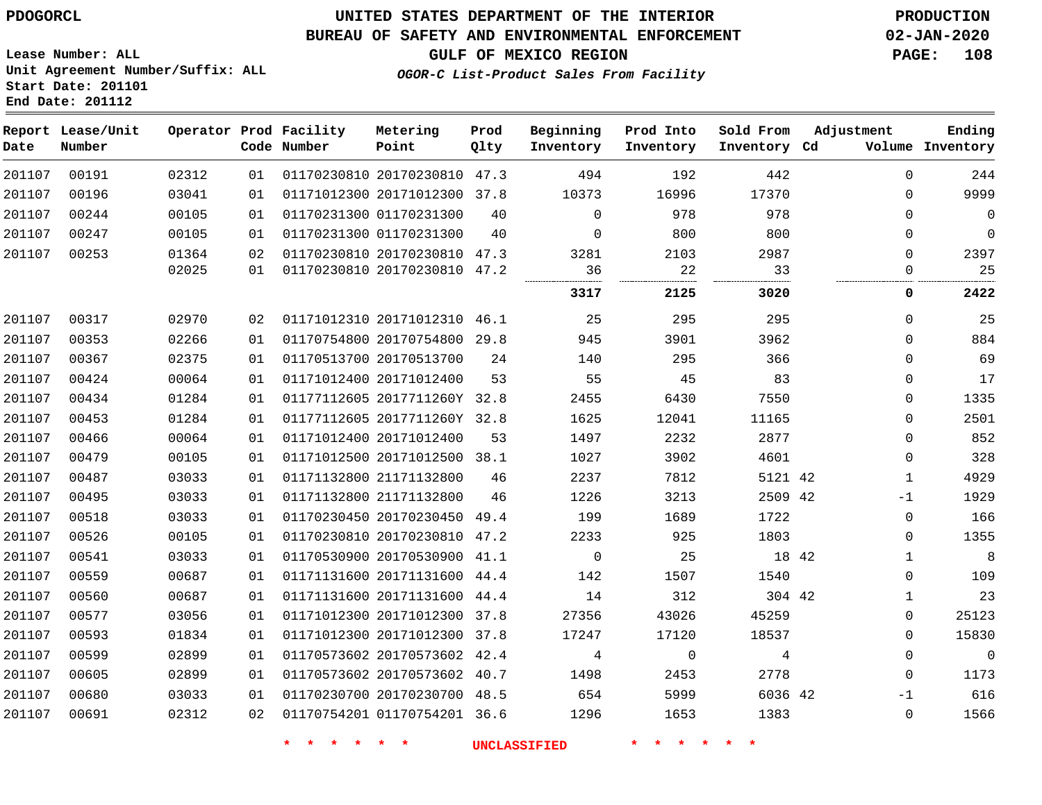PDOGORCL

# UNITED STATES DEPARTMENT OF THE INTERIOR
## BUREAU OF SAFETY AND ENVIRONMENTAL ENFORCEMENT
### GULF OF MEXICO REGION
*OGOR-C List-Product Sales From Facility*

PRODUCTION
02-JAN-2020

Lease Number: ALL
Unit Agreement Number/Suffix: ALL
Start Date: 201101
End Date: 201112

| Report Date | Lease/Unit Number | Operator | Prod Code | Facility Number | Metering Point | Prod Qlty | Beginning Inventory | Prod Into Inventory | Sold From Inventory | Adjustment Cd | Adjustment Volume | Ending Inventory |
|---|---|---|---|---|---|---|---|---|---|---|---|---|
| 201107 | 00191 | 02312 | 01 | 01170230810 | 20170230810 | 47.3 | 494 | 192 | 442 | | 0 | 244 |
| 201107 | 00196 | 03041 | 01 | 01171012300 | 20171012300 | 37.8 | 10373 | 16996 | 17370 | | 0 | 9999 |
| 201107 | 00244 | 00105 | 01 | 01170231300 | 01170231300 | 40 | 0 | 978 | 978 | | 0 | 0 |
| 201107 | 00247 | 00105 | 01 | 01170231300 | 01170231300 | 40 | 0 | 800 | 800 | | 0 | 0 |
| 201107 | 00253 | 01364 | 02 | 01170230810 | 20170230810 | 47.3 | 3281 | 2103 | 2987 | | 0 | 2397 |
| | | 02025 | 01 | 01170230810 | 20170230810 | 47.2 | 36 | 22 | 33 | | 0 | 25 |
| | | | | | | | **3317** | **2125** | **3020** | | **0** | **2422** |
| 201107 | 00317 | 02970 | 02 | 01171012310 | 20171012310 | 46.1 | 25 | 295 | 295 | | 0 | 25 |
| 201107 | 00353 | 02266 | 01 | 01170754800 | 20170754800 | 29.8 | 945 | 3901 | 3962 | | 0 | 884 |
| 201107 | 00367 | 02375 | 01 | 01170513700 | 20170513700 | 24 | 140 | 295 | 366 | | 0 | 69 |
| 201107 | 00424 | 00064 | 01 | 01171012400 | 20171012400 | 53 | 55 | 45 | 83 | | 0 | 17 |
| 201107 | 00434 | 01284 | 01 | 01177112605 | 2017711260Y | 32.8 | 2455 | 6430 | 7550 | | 0 | 1335 |
| 201107 | 00453 | 01284 | 01 | 01177112605 | 2017711260Y | 32.8 | 1625 | 12041 | 11165 | | 0 | 2501 |
| 201107 | 00466 | 00064 | 01 | 01171012400 | 20171012400 | 53 | 1497 | 2232 | 2877 | | 0 | 852 |
| 201107 | 00479 | 00105 | 01 | 01171012500 | 20171012500 | 38.1 | 1027 | 3902 | 4601 | | 0 | 328 |
| 201107 | 00487 | 03033 | 01 | 01171132800 | 21171132800 | 46 | 2237 | 7812 | 5121 | 42 | 1 | 4929 |
| 201107 | 00495 | 03033 | 01 | 01171132800 | 21171132800 | 46 | 1226 | 3213 | 2509 | 42 | -1 | 1929 |
| 201107 | 00518 | 03033 | 01 | 01170230450 | 20170230450 | 49.4 | 199 | 1689 | 1722 | | 0 | 166 |
| 201107 | 00526 | 00105 | 01 | 01170230810 | 20170230810 | 47.2 | 2233 | 925 | 1803 | | 0 | 1355 |
| 201107 | 00541 | 03033 | 01 | 01170530900 | 20170530900 | 41.1 | 0 | 25 | 18 | 42 | 1 | 8 |
| 201107 | 00559 | 00687 | 01 | 01171131600 | 20171131600 | 44.4 | 142 | 1507 | 1540 | | 0 | 109 |
| 201107 | 00560 | 00687 | 01 | 01171131600 | 20171131600 | 44.4 | 14 | 312 | 304 | 42 | 1 | 23 |
| 201107 | 00577 | 03056 | 01 | 01171012300 | 20171012300 | 37.8 | 27356 | 43026 | 45259 | | 0 | 25123 |
| 201107 | 00593 | 01834 | 01 | 01171012300 | 20171012300 | 37.8 | 17247 | 17120 | 18537 | | 0 | 15830 |
| 201107 | 00599 | 02899 | 01 | 01170573602 | 20170573602 | 42.4 | 4 | 0 | 4 | | 0 | 0 |
| 201107 | 00605 | 02899 | 01 | 01170573602 | 20170573602 | 40.7 | 1498 | 2453 | 2778 | | 0 | 1173 |
| 201107 | 00680 | 03033 | 01 | 01170230700 | 20170230700 | 48.5 | 654 | 5999 | 6036 | 42 | -1 | 616 |
| 201107 | 00691 | 02312 | 02 | 01170754201 | 01170754201 | 36.6 | 1296 | 1653 | 1383 | | 0 | 1566 |

* * * * * * UNCLASSIFIED * * * * * *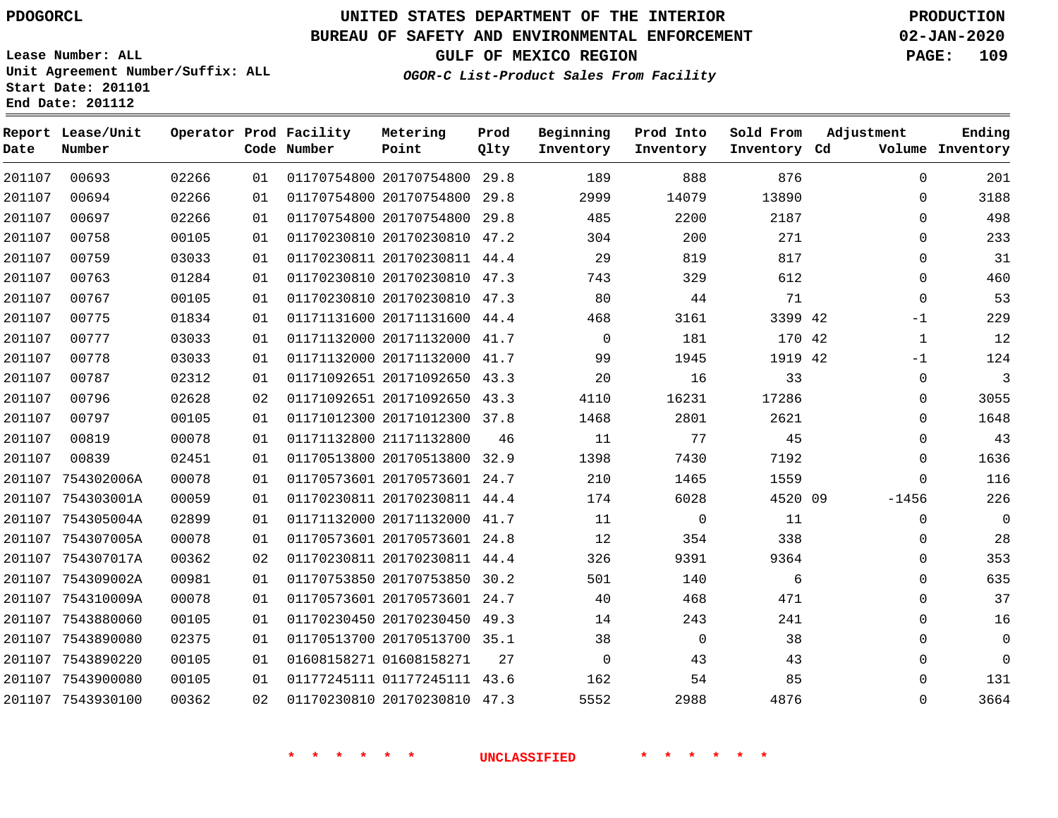# UNITED STATES DEPARTMENT OF THE INTERIOR
# BUREAU OF SAFETY AND ENVIRONMENTAL ENFORCEMENT
## GULF OF MEXICO REGION
### *OGOR-C List-Product Sales From Facility*

PDOGORCL

PRODUCTION
02-JAN-2020

Lease Number: ALL
Unit Agreement Number/Suffix: ALL
Start Date: 201101
End Date: 201112

| Report Date | Lease/Unit Number | Operator | Prod Code | Facility Number | Metering Point | Prod Qlty | Beginning Inventory | Prod Into Inventory | Sold From Inventory | Adjustment Cd | Adjustment Volume | Ending Inventory |
|---|---|---|---|---|---|---|---|---|---|---|---|---|
| 201107 | 00693 | 02266 | 01 | 01170754800 | 20170754800 | 29.8 | 189 | 888 | 876 | | 0 | 201 |
| 201107 | 00694 | 02266 | 01 | 01170754800 | 20170754800 | 29.8 | 2999 | 14079 | 13890 | | 0 | 3188 |
| 201107 | 00697 | 02266 | 01 | 01170754800 | 20170754800 | 29.8 | 485 | 2200 | 2187 | | 0 | 498 |
| 201107 | 00758 | 00105 | 01 | 01170230810 | 20170230810 | 47.2 | 304 | 200 | 271 | | 0 | 233 |
| 201107 | 00759 | 03033 | 01 | 01170230811 | 20170230811 | 44.4 | 29 | 819 | 817 | | 0 | 31 |
| 201107 | 00763 | 01284 | 01 | 01170230810 | 20170230810 | 47.3 | 743 | 329 | 612 | | 0 | 460 |
| 201107 | 00767 | 00105 | 01 | 01170230810 | 20170230810 | 47.3 | 80 | 44 | 71 | | 0 | 53 |
| 201107 | 00775 | 01834 | 01 | 01171131600 | 20171131600 | 44.4 | 468 | 3161 | 3399 | 42 | -1 | 229 |
| 201107 | 00777 | 03033 | 01 | 01171132000 | 20171132000 | 41.7 | 0 | 181 | 170 | 42 | 1 | 12 |
| 201107 | 00778 | 03033 | 01 | 01171132000 | 20171132000 | 41.7 | 99 | 1945 | 1919 | 42 | -1 | 124 |
| 201107 | 00787 | 02312 | 01 | 01171092651 | 20171092650 | 43.3 | 20 | 16 | 33 | | 0 | 3 |
| 201107 | 00796 | 02628 | 02 | 01171092651 | 20171092650 | 43.3 | 4110 | 16231 | 17286 | | 0 | 3055 |
| 201107 | 00797 | 00105 | 01 | 01171012300 | 20171012300 | 37.8 | 1468 | 2801 | 2621 | | 0 | 1648 |
| 201107 | 00819 | 00078 | 01 | 01171132800 | 21171132800 | 46 | 11 | 77 | 45 | | 0 | 43 |
| 201107 | 00839 | 02451 | 01 | 01170513800 | 20170513800 | 32.9 | 1398 | 7430 | 7192 | | 0 | 1636 |
| 201107 | 754302006A | 00078 | 01 | 01170573601 | 20170573601 | 24.7 | 210 | 1465 | 1559 | | 0 | 116 |
| 201107 | 754303001A | 00059 | 01 | 01170230811 | 20170230811 | 44.4 | 174 | 6028 | 4520 | 09 | -1456 | 226 |
| 201107 | 754305004A | 02899 | 01 | 01171132000 | 20171132000 | 41.7 | 11 | 0 | 11 | | 0 | 0 |
| 201107 | 754307005A | 00078 | 01 | 01170573601 | 20170573601 | 24.8 | 12 | 354 | 338 | | 0 | 28 |
| 201107 | 754307017A | 00362 | 02 | 01170230811 | 20170230811 | 44.4 | 326 | 9391 | 9364 | | 0 | 353 |
| 201107 | 754309002A | 00981 | 01 | 01170753850 | 20170753850 | 30.2 | 501 | 140 | 6 | | 0 | 635 |
| 201107 | 754310009A | 00078 | 01 | 01170573601 | 20170573601 | 24.7 | 40 | 468 | 471 | | 0 | 37 |
| 201107 | 7543880060 | 00105 | 01 | 01170230450 | 20170230450 | 49.3 | 14 | 243 | 241 | | 0 | 16 |
| 201107 | 7543890080 | 02375 | 01 | 01170513700 | 20170513700 | 35.1 | 38 | 0 | 38 | | 0 | 0 |
| 201107 | 7543890220 | 00105 | 01 | 01608158271 | 01608158271 | 27 | 0 | 43 | 43 | | 0 | 0 |
| 201107 | 7543900080 | 00105 | 01 | 01177245111 | 01177245111 | 43.6 | 162 | 54 | 85 | | 0 | 131 |
| 201107 | 7543930100 | 00362 | 02 | 01170230810 | 20170230810 | 47.3 | 5552 | 2988 | 4876 | | 0 | 3664 |

* * * * * * UNCLASSIFIED * * * * * *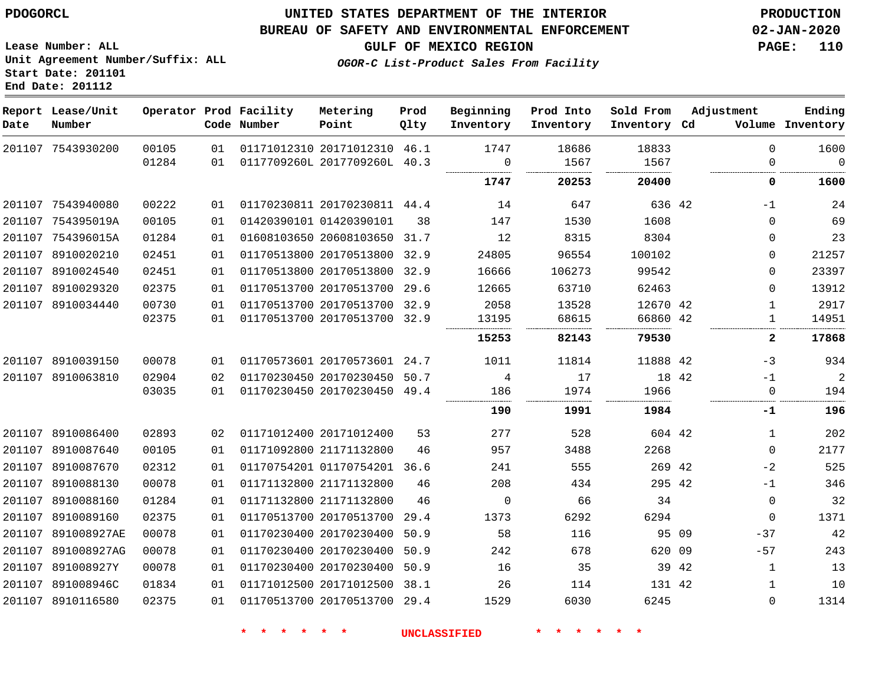PDOGORCL

# UNITED STATES DEPARTMENT OF THE INTERIOR
## BUREAU OF SAFETY AND ENVIRONMENTAL ENFORCEMENT
### GULF OF MEXICO REGION
*OGOR-C List-Product Sales From Facility*

PRODUCTION
02-JAN-2020

Lease Number: ALL
Unit Agreement Number/Suffix: ALL
Start Date: 201101
End Date: 201112

| Report Date | Lease/Unit Number | Operator | Prod Code | Facility Number | Metering Point | Prod Qlty | Beginning Inventory | Prod Into Inventory | Sold From Inventory | Adjustment Cd | Volume | Ending Inventory |
|---|---|---|---|---|---|---|---|---|---|---|---|---|
| 201107 | 7543930200 | 00105 | 01 | 01171012310 | 20171012310 | 46.1 | 1747 | 18686 | 18833 | | 0 | 1600 |
| | | 01284 | 01 | 0117709260L | 2017709260L | 40.3 | 0 | 1567 | 1567 | | 0 | 0 |
| | | | | | | | **1747** | **20253** | **20400** | | **0** | **1600** |
| 201107 | 7543940080 | 00222 | 01 | 01170230811 | 20170230811 | 44.4 | 14 | 647 | 636 | 42 | -1 | 24 |
| 201107 | 754395019A | 00105 | 01 | 01420390101 | 01420390101 | 38 | 147 | 1530 | 1608 | | 0 | 69 |
| 201107 | 754396015A | 01284 | 01 | 01608103650 | 20608103650 | 31.7 | 12 | 8315 | 8304 | | 0 | 23 |
| 201107 | 8910020210 | 02451 | 01 | 01170513800 | 20170513800 | 32.9 | 24805 | 96554 | 100102 | | 0 | 21257 |
| 201107 | 8910024540 | 02451 | 01 | 01170513800 | 20170513800 | 32.9 | 16666 | 106273 | 99542 | | 0 | 23397 |
| 201107 | 8910029320 | 02375 | 01 | 01170513700 | 20170513700 | 29.6 | 12665 | 63710 | 62463 | | 0 | 13912 |
| 201107 | 8910034440 | 00730 | 01 | 01170513700 | 20170513700 | 32.9 | 2058 | 13528 | 12670 | 42 | 1 | 2917 |
| | | 02375 | 01 | 01170513700 | 20170513700 | 32.9 | 13195 | 68615 | 66860 | 42 | 1 | 14951 |
| | | | | | | | **15253** | **82143** | **79530** | | **2** | **17868** |
| 201107 | 8910039150 | 00078 | 01 | 01170573601 | 20170573601 | 24.7 | 1011 | 11814 | 11888 | 42 | -3 | 934 |
| 201107 | 8910063810 | 02904 | 02 | 01170230450 | 20170230450 | 50.7 | 4 | 17 | 18 | 42 | -1 | 2 |
| | | 03035 | 01 | 01170230450 | 20170230450 | 49.4 | 186 | 1974 | 1966 | | 0 | 194 |
| | | | | | | | **190** | **1991** | **1984** | | **-1** | **196** |
| 201107 | 8910086400 | 02893 | 02 | 01171012400 | 20171012400 | 53 | 277 | 528 | 604 | 42 | 1 | 202 |
| 201107 | 8910087640 | 00105 | 01 | 01171092800 | 21171132800 | 46 | 957 | 3488 | 2268 | | 0 | 2177 |
| 201107 | 8910087670 | 02312 | 01 | 01170754201 | 01170754201 | 36.6 | 241 | 555 | 269 | 42 | -2 | 525 |
| 201107 | 8910088130 | 00078 | 01 | 01171132800 | 21171132800 | 46 | 208 | 434 | 295 | 42 | -1 | 346 |
| 201107 | 8910088160 | 01284 | 01 | 01171132800 | 21171132800 | 46 | 0 | 66 | 34 | | 0 | 32 |
| 201107 | 8910089160 | 02375 | 01 | 01170513700 | 20170513700 | 29.4 | 1373 | 6292 | 6294 | | 0 | 1371 |
| 201107 | 891008927AE | 00078 | 01 | 01170230400 | 20170230400 | 50.9 | 58 | 116 | 95 | 09 | -37 | 42 |
| 201107 | 891008927AG | 00078 | 01 | 01170230400 | 20170230400 | 50.9 | 242 | 678 | 620 | 09 | -57 | 243 |
| 201107 | 891008927Y | 00078 | 01 | 01170230400 | 20170230400 | 50.9 | 16 | 35 | 39 | 42 | 1 | 13 |
| 201107 | 891008946C | 01834 | 01 | 01171012500 | 20171012500 | 38.1 | 26 | 114 | 131 | 42 | 1 | 10 |
| 201107 | 8910116580 | 02375 | 01 | 01170513700 | 20170513700 | 29.4 | 1529 | 6030 | 6245 | | 0 | 1314 |

* * * * * * UNCLASSIFIED * * * * * *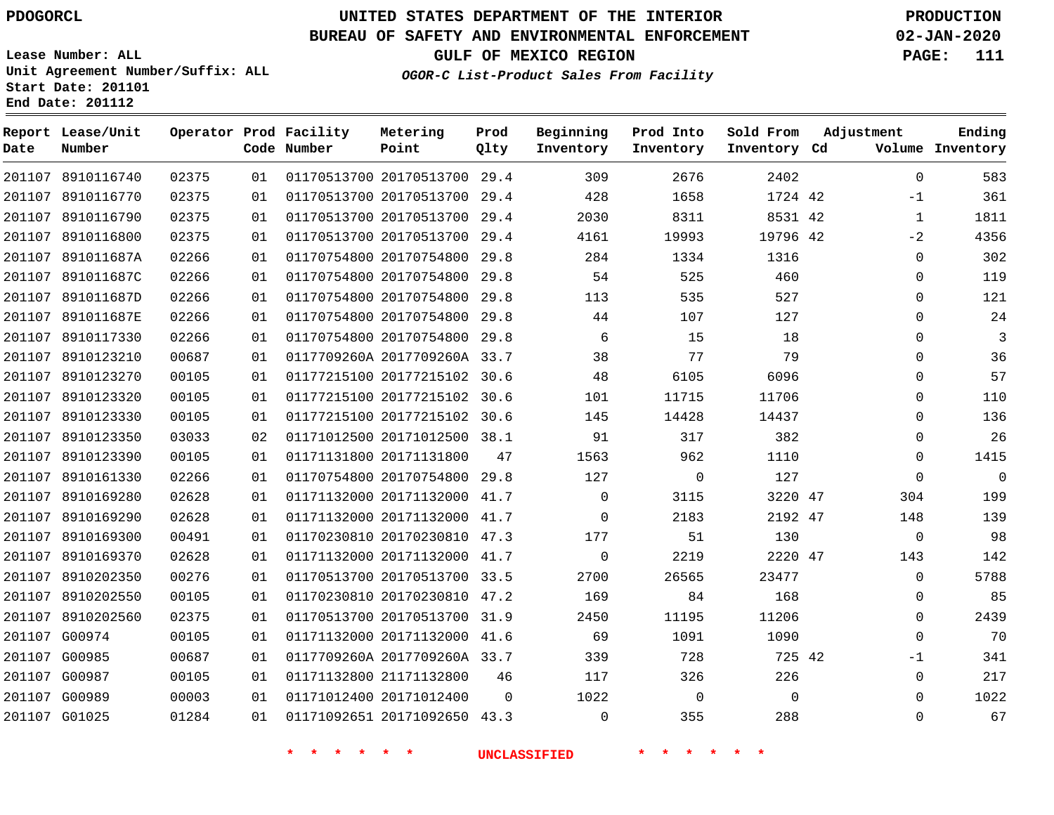PDOGORCL

Lease Number: ALL
Unit Agreement Number/Suffix: ALL
Start Date: 201101
End Date: 201112

# UNITED STATES DEPARTMENT OF THE INTERIOR
## BUREAU OF SAFETY AND ENVIRONMENTAL ENFORCEMENT
### GULF OF MEXICO REGION
*OGOR-C List-Product Sales From Facility*

PRODUCTION
02-JAN-2020

| Report Date | Lease/Unit Number | Operator | Prod Code | Facility Number | Metering Point | Prod Qlty | Beginning Inventory | Prod Into Inventory | Sold From Inventory | Adjustment Cd | Adjustment Volume | Ending Inventory |
|---|---|---|---|---|---|---|---|---|---|---|---|---|
| 201107 | 8910116740 | 02375 | 01 | 01170513700 | 20170513700 | 29.4 | 309 | 2676 | 2402 | | 0 | 583 |
| 201107 | 8910116770 | 02375 | 01 | 01170513700 | 20170513700 | 29.4 | 428 | 1658 | 1724 | 42 | -1 | 361 |
| 201107 | 8910116790 | 02375 | 01 | 01170513700 | 20170513700 | 29.4 | 2030 | 8311 | 8531 | 42 | 1 | 1811 |
| 201107 | 8910116800 | 02375 | 01 | 01170513700 | 20170513700 | 29.4 | 4161 | 19993 | 19796 | 42 | -2 | 4356 |
| 201107 | 891011687A | 02266 | 01 | 01170754800 | 20170754800 | 29.8 | 284 | 1334 | 1316 | | 0 | 302 |
| 201107 | 891011687C | 02266 | 01 | 01170754800 | 20170754800 | 29.8 | 54 | 525 | 460 | | 0 | 119 |
| 201107 | 891011687D | 02266 | 01 | 01170754800 | 20170754800 | 29.8 | 113 | 535 | 527 | | 0 | 121 |
| 201107 | 891011687E | 02266 | 01 | 01170754800 | 20170754800 | 29.8 | 44 | 107 | 127 | | 0 | 24 |
| 201107 | 8910117330 | 02266 | 01 | 01170754800 | 20170754800 | 29.8 | 6 | 15 | 18 | | 0 | 3 |
| 201107 | 8910123210 | 00687 | 01 | 0117709260A | 2017709260A | 33.7 | 38 | 77 | 79 | | 0 | 36 |
| 201107 | 8910123270 | 00105 | 01 | 01177215100 | 20177215102 | 30.6 | 48 | 6105 | 6096 | | 0 | 57 |
| 201107 | 8910123320 | 00105 | 01 | 01177215100 | 20177215102 | 30.6 | 101 | 11715 | 11706 | | 0 | 110 |
| 201107 | 8910123330 | 00105 | 01 | 01177215100 | 20177215102 | 30.6 | 145 | 14428 | 14437 | | 0 | 136 |
| 201107 | 8910123350 | 03033 | 02 | 01171012500 | 20171012500 | 38.1 | 91 | 317 | 382 | | 0 | 26 |
| 201107 | 8910123390 | 00105 | 01 | 01171131800 | 20171131800 | 47 | 1563 | 962 | 1110 | | 0 | 1415 |
| 201107 | 8910161330 | 02266 | 01 | 01170754800 | 20170754800 | 29.8 | 127 | 0 | 127 | | 0 | 0 |
| 201107 | 8910169280 | 02628 | 01 | 01171132000 | 20171132000 | 41.7 | 0 | 3115 | 3220 | 47 | 304 | 199 |
| 201107 | 8910169290 | 02628 | 01 | 01171132000 | 20171132000 | 41.7 | 0 | 2183 | 2192 | 47 | 148 | 139 |
| 201107 | 8910169300 | 00491 | 01 | 01170230810 | 20170230810 | 47.3 | 177 | 51 | 130 | | 0 | 98 |
| 201107 | 8910169370 | 02628 | 01 | 01171132000 | 20171132000 | 41.7 | 0 | 2219 | 2220 | 47 | 143 | 142 |
| 201107 | 8910202350 | 00276 | 01 | 01170513700 | 20170513700 | 33.5 | 2700 | 26565 | 23477 | | 0 | 5788 |
| 201107 | 8910202550 | 00105 | 01 | 01170230810 | 20170230810 | 47.2 | 169 | 84 | 168 | | 0 | 85 |
| 201107 | 8910202560 | 02375 | 01 | 01170513700 | 20170513700 | 31.9 | 2450 | 11195 | 11206 | | 0 | 2439 |
| 201107 | G00974 | 00105 | 01 | 01171132000 | 20171132000 | 41.6 | 69 | 1091 | 1090 | | 0 | 70 |
| 201107 | G00985 | 00687 | 01 | 0117709260A | 2017709260A | 33.7 | 339 | 728 | 725 | 42 | -1 | 341 |
| 201107 | G00987 | 00105 | 01 | 01171132800 | 21171132800 | 46 | 117 | 326 | 226 | | 0 | 217 |
| 201107 | G00989 | 00003 | 01 | 01171012400 | 20171012400 | 0 | 1022 | 0 | 0 | | 0 | 1022 |
| 201107 | G01025 | 01284 | 01 | 01171092651 | 20171092650 | 43.3 | 0 | 355 | 288 | | 0 | 67 |

* * * * * * UNCLASSIFIED * * * * * *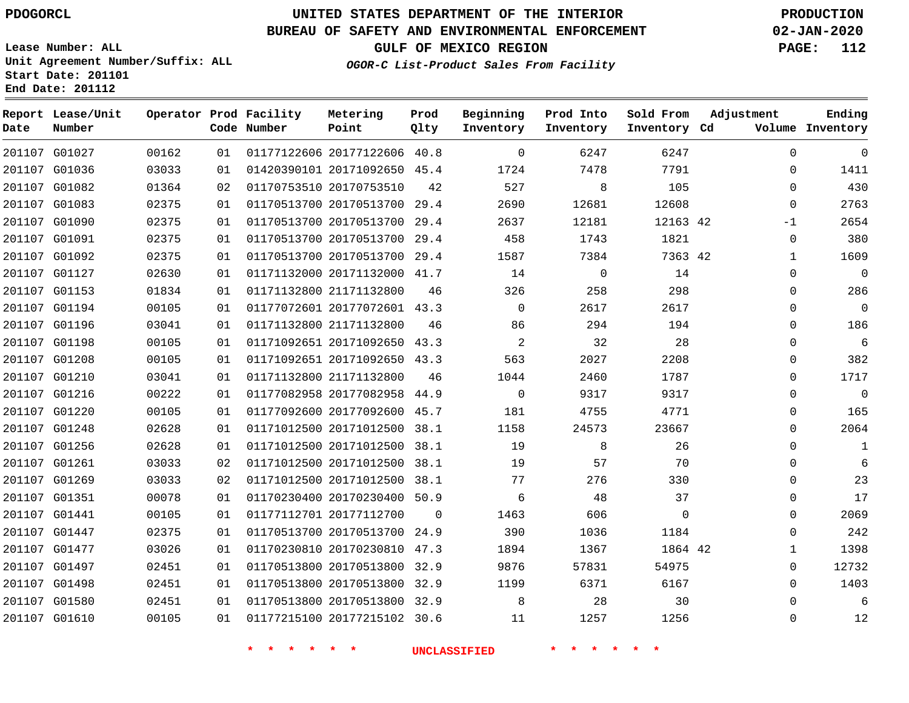PDOGORCL

# UNITED STATES DEPARTMENT OF THE INTERIOR
## BUREAU OF SAFETY AND ENVIRONMENTAL ENFORCEMENT
### GULF OF MEXICO REGION

PRODUCTION
02-JAN-2020

*OGOR-C List-Product Sales From Facility*

Lease Number: ALL
Unit Agreement Number/Suffix: ALL
Start Date: 201101
End Date: 201112

| Report Date | Lease/Unit Number | Operator | Prod Code | Facility Number | Metering Point | Prod Qlty | Beginning Inventory | Prod Into Inventory | Sold From Inventory | Adjustment Cd | Adjustment Volume | Ending Inventory |
|---|---|---|---|---|---|---|---|---|---|---|---|---|
| 201107 | G01027 | 00162 | 01 | 01177122606 | 20177122606 | 40.8 | 0 | 6247 | 6247 | | 0 | 0 |
| 201107 | G01036 | 03033 | 01 | 01420390101 | 20171092650 | 45.4 | 1724 | 7478 | 7791 | | 0 | 1411 |
| 201107 | G01082 | 01364 | 02 | 01170753510 | 20170753510 | 42 | 527 | 8 | 105 | | 0 | 430 |
| 201107 | G01083 | 02375 | 01 | 01170513700 | 20170513700 | 29.4 | 2690 | 12681 | 12608 | | 0 | 2763 |
| 201107 | G01090 | 02375 | 01 | 01170513700 | 20170513700 | 29.4 | 2637 | 12181 | 12163 | 42 | -1 | 2654 |
| 201107 | G01091 | 02375 | 01 | 01170513700 | 20170513700 | 29.4 | 458 | 1743 | 1821 | | 0 | 380 |
| 201107 | G01092 | 02375 | 01 | 01170513700 | 20170513700 | 29.4 | 1587 | 7384 | 7363 | 42 | 1 | 1609 |
| 201107 | G01127 | 02630 | 01 | 01171132000 | 20171132000 | 41.7 | 14 | 0 | 14 | | 0 | 0 |
| 201107 | G01153 | 01834 | 01 | 01171132800 | 21171132800 | 46 | 326 | 258 | 298 | | 0 | 286 |
| 201107 | G01194 | 00105 | 01 | 01177072601 | 20177072601 | 43.3 | 0 | 2617 | 2617 | | 0 | 0 |
| 201107 | G01196 | 03041 | 01 | 01171132800 | 21171132800 | 46 | 86 | 294 | 194 | | 0 | 186 |
| 201107 | G01198 | 00105 | 01 | 01171092651 | 20171092650 | 43.3 | 2 | 32 | 28 | | 0 | 6 |
| 201107 | G01208 | 00105 | 01 | 01171092651 | 20171092650 | 43.3 | 563 | 2027 | 2208 | | 0 | 382 |
| 201107 | G01210 | 03041 | 01 | 01171132800 | 21171132800 | 46 | 1044 | 2460 | 1787 | | 0 | 1717 |
| 201107 | G01216 | 00222 | 01 | 01177082958 | 20177082958 | 44.9 | 0 | 9317 | 9317 | | 0 | 0 |
| 201107 | G01220 | 00105 | 01 | 01177092600 | 20177092600 | 45.7 | 181 | 4755 | 4771 | | 0 | 165 |
| 201107 | G01248 | 02628 | 01 | 01171012500 | 20171012500 | 38.1 | 1158 | 24573 | 23667 | | 0 | 2064 |
| 201107 | G01256 | 02628 | 01 | 01171012500 | 20171012500 | 38.1 | 19 | 8 | 26 | | 0 | 1 |
| 201107 | G01261 | 03033 | 02 | 01171012500 | 20171012500 | 38.1 | 19 | 57 | 70 | | 0 | 6 |
| 201107 | G01269 | 03033 | 02 | 01171012500 | 20171012500 | 38.1 | 77 | 276 | 330 | | 0 | 23 |
| 201107 | G01351 | 00078 | 01 | 01170230400 | 20170230400 | 50.9 | 6 | 48 | 37 | | 0 | 17 |
| 201107 | G01441 | 00105 | 01 | 01177112701 | 20177112700 | 0 | 1463 | 606 | 0 | | 0 | 2069 |
| 201107 | G01447 | 02375 | 01 | 01170513700 | 20170513700 | 24.9 | 390 | 1036 | 1184 | | 0 | 242 |
| 201107 | G01477 | 03026 | 01 | 01170230810 | 20170230810 | 47.3 | 1894 | 1367 | 1864 | 42 | 1 | 1398 |
| 201107 | G01497 | 02451 | 01 | 01170513800 | 20170513800 | 32.9 | 9876 | 57831 | 54975 | | 0 | 12732 |
| 201107 | G01498 | 02451 | 01 | 01170513800 | 20170513800 | 32.9 | 1199 | 6371 | 6167 | | 0 | 1403 |
| 201107 | G01580 | 02451 | 01 | 01170513800 | 20170513800 | 32.9 | 8 | 28 | 30 | | 0 | 6 |
| 201107 | G01610 | 00105 | 01 | 01177215100 | 20177215102 | 30.6 | 11 | 1257 | 1256 | | 0 | 12 |

\* \* \* \* \* \* UNCLASSIFIED \* \* \* \* \* \*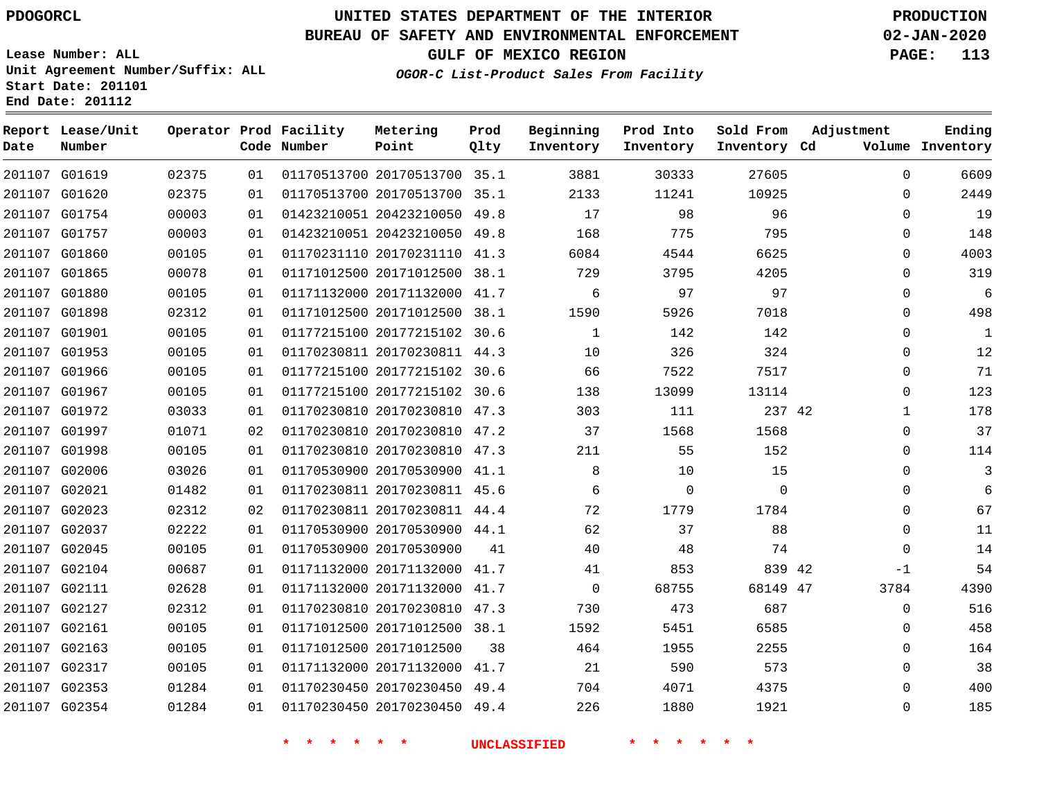PDOGORCL

# UNITED STATES DEPARTMENT OF THE INTERIOR
## BUREAU OF SAFETY AND ENVIRONMENTAL ENFORCEMENT
### GULF OF MEXICO REGION
*OGOR-C List-Product Sales From Facility*

PRODUCTION
02-JAN-2020

Lease Number: ALL
Unit Agreement Number/Suffix: ALL
Start Date: 201101
End Date: 201112

| Report Date | Lease/Unit Number | Operator | Prod Code | Facility Number | Metering Point | Prod Qlty | Beginning Inventory | Prod Into Inventory | Sold From Inventory | Adjustment Cd | Adjustment Volume | Ending Inventory |
|---|---|---|---|---|---|---|---|---|---|---|---|---|
| 201107 | G01619 | 02375 | 01 | 01170513700 | 20170513700 | 35.1 | 3881 | 30333 | 27605 | | 0 | 6609 |
| 201107 | G01620 | 02375 | 01 | 01170513700 | 20170513700 | 35.1 | 2133 | 11241 | 10925 | | 0 | 2449 |
| 201107 | G01754 | 00003 | 01 | 01423210051 | 20423210050 | 49.8 | 17 | 98 | 96 | | 0 | 19 |
| 201107 | G01757 | 00003 | 01 | 01423210051 | 20423210050 | 49.8 | 168 | 775 | 795 | | 0 | 148 |
| 201107 | G01860 | 00105 | 01 | 01170231110 | 20170231110 | 41.3 | 6084 | 4544 | 6625 | | 0 | 4003 |
| 201107 | G01865 | 00078 | 01 | 01171012500 | 20171012500 | 38.1 | 729 | 3795 | 4205 | | 0 | 319 |
| 201107 | G01880 | 00105 | 01 | 01171132000 | 20171132000 | 41.7 | 6 | 97 | 97 | | 0 | 6 |
| 201107 | G01898 | 02312 | 01 | 01171012500 | 20171012500 | 38.1 | 1590 | 5926 | 7018 | | 0 | 498 |
| 201107 | G01901 | 00105 | 01 | 01177215100 | 20177215102 | 30.6 | 1 | 142 | 142 | | 0 | 1 |
| 201107 | G01953 | 00105 | 01 | 01170230811 | 20170230811 | 44.3 | 10 | 326 | 324 | | 0 | 12 |
| 201107 | G01966 | 00105 | 01 | 01177215100 | 20177215102 | 30.6 | 66 | 7522 | 7517 | | 0 | 71 |
| 201107 | G01967 | 00105 | 01 | 01177215100 | 20177215102 | 30.6 | 138 | 13099 | 13114 | | 0 | 123 |
| 201107 | G01972 | 03033 | 01 | 01170230810 | 20170230810 | 47.3 | 303 | 111 | 237 | 42 | 1 | 178 |
| 201107 | G01997 | 01071 | 02 | 01170230810 | 20170230810 | 47.2 | 37 | 1568 | 1568 | | 0 | 37 |
| 201107 | G01998 | 00105 | 01 | 01170230810 | 20170230810 | 47.3 | 211 | 55 | 152 | | 0 | 114 |
| 201107 | G02006 | 03026 | 01 | 01170530900 | 20170530900 | 41.1 | 8 | 10 | 15 | | 0 | 3 |
| 201107 | G02021 | 01482 | 01 | 01170230811 | 20170230811 | 45.6 | 6 | 0 | 0 | | 0 | 6 |
| 201107 | G02023 | 02312 | 02 | 01170230811 | 20170230811 | 44.4 | 72 | 1779 | 1784 | | 0 | 67 |
| 201107 | G02037 | 02222 | 01 | 01170530900 | 20170530900 | 44.1 | 62 | 37 | 88 | | 0 | 11 |
| 201107 | G02045 | 00105 | 01 | 01170530900 | 20170530900 | 41 | 40 | 48 | 74 | | 0 | 14 |
| 201107 | G02104 | 00687 | 01 | 01171132000 | 20171132000 | 41.7 | 41 | 853 | 839 | 42 | -1 | 54 |
| 201107 | G02111 | 02628 | 01 | 01171132000 | 20171132000 | 41.7 | 0 | 68755 | 68149 | 47 | 3784 | 4390 |
| 201107 | G02127 | 02312 | 01 | 01170230810 | 20170230810 | 47.3 | 730 | 473 | 687 | | 0 | 516 |
| 201107 | G02161 | 00105 | 01 | 01171012500 | 20171012500 | 38.1 | 1592 | 5451 | 6585 | | 0 | 458 |
| 201107 | G02163 | 00105 | 01 | 01171012500 | 20171012500 | 38 | 464 | 1955 | 2255 | | 0 | 164 |
| 201107 | G02317 | 00105 | 01 | 01171132000 | 20171132000 | 41.7 | 21 | 590 | 573 | | 0 | 38 |
| 201107 | G02353 | 01284 | 01 | 01170230450 | 20170230450 | 49.4 | 704 | 4071 | 4375 | | 0 | 400 |
| 201107 | G02354 | 01284 | 01 | 01170230450 | 20170230450 | 49.4 | 226 | 1880 | 1921 | | 0 | 185 |

* * * * * * UNCLASSIFIED * * * * * *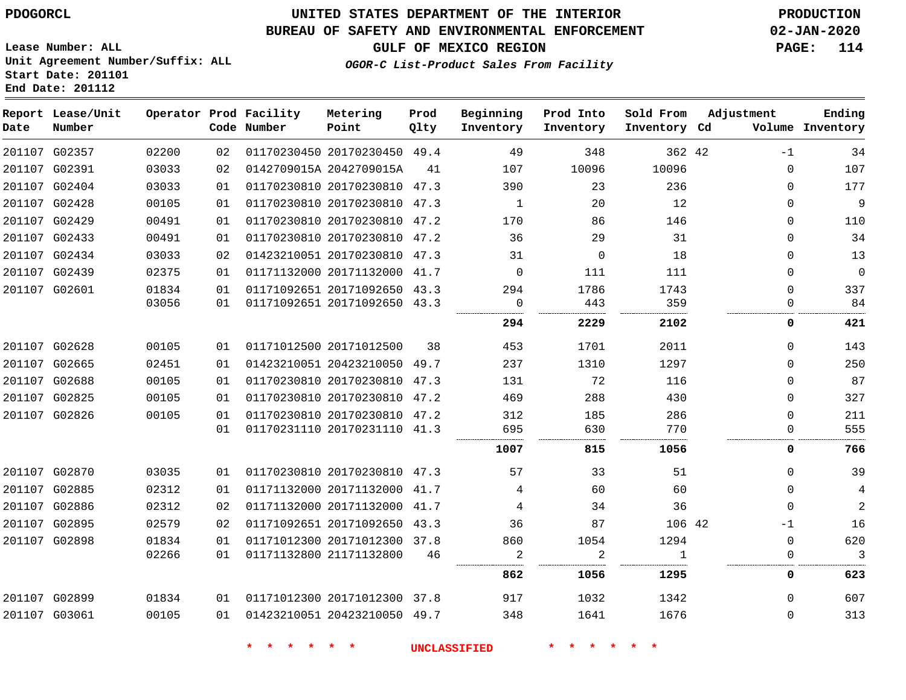PDOGORCL

# UNITED STATES DEPARTMENT OF THE INTERIOR
## BUREAU OF SAFETY AND ENVIRONMENTAL ENFORCEMENT
### GULF OF MEXICO REGION

PRODUCTION
02-JAN-2020

Lease Number: ALL
Unit Agreement Number/Suffix: ALL
Start Date: 201101
End Date: 201112

*OGOR-C List-Product Sales From Facility*

| Report Date | Lease/Unit Number | Operator | Prod Code | Facility Number | Metering Point | Prod Qlty | Beginning Inventory | Prod Into Inventory | Sold From Inventory | Adjustment Cd | Adjustment Volume | Ending Inventory |
|---|---|---|---|---|---|---|---|---|---|---|---|---|
| 201107 | G02357 | 02200 | 02 | 01170230450 | 20170230450 | 49.4 | 49 | 348 | 362 | 42 | -1 | 34 |
| 201107 | G02391 | 03033 | 02 | 0142709015A | 2042709015A | 41 | 107 | 10096 | 10096 | | 0 | 107 |
| 201107 | G02404 | 03033 | 01 | 01170230810 | 20170230810 | 47.3 | 390 | 23 | 236 | | 0 | 177 |
| 201107 | G02428 | 00105 | 01 | 01170230810 | 20170230810 | 47.3 | 1 | 20 | 12 | | 0 | 9 |
| 201107 | G02429 | 00491 | 01 | 01170230810 | 20170230810 | 47.2 | 170 | 86 | 146 | | 0 | 110 |
| 201107 | G02433 | 00491 | 01 | 01170230810 | 20170230810 | 47.2 | 36 | 29 | 31 | | 0 | 34 |
| 201107 | G02434 | 03033 | 02 | 01423210051 | 20170230810 | 47.3 | 31 | 0 | 18 | | 0 | 13 |
| 201107 | G02439 | 02375 | 01 | 01171132000 | 20171132000 | 41.7 | 0 | 111 | 111 | | 0 | 0 |
| 201107 | G02601 | 01834 | 01 | 01171092651 | 20171092650 | 43.3 | 294 | 1786 | 1743 | | 0 | 337 |
| | | 03056 | 01 | 01171092651 | 20171092650 | 43.3 | 0 | 443 | 359 | | 0 | 84 |
| | | | | | | | **294** | **2229** | **2102** | | **0** | **421** |
| 201107 | G02628 | 00105 | 01 | 01171012500 | 20171012500 | 38 | 453 | 1701 | 2011 | | 0 | 143 |
| 201107 | G02665 | 02451 | 01 | 01423210051 | 20423210050 | 49.7 | 237 | 1310 | 1297 | | 0 | 250 |
| 201107 | G02688 | 00105 | 01 | 01170230810 | 20170230810 | 47.3 | 131 | 72 | 116 | | 0 | 87 |
| 201107 | G02825 | 00105 | 01 | 01170230810 | 20170230810 | 47.2 | 469 | 288 | 430 | | 0 | 327 |
| 201107 | G02826 | 00105 | 01 | 01170230810 | 20170230810 | 47.2 | 312 | 185 | 286 | | 0 | 211 |
| | | | 01 | 01170231110 | 20170231110 | 41.3 | 695 | 630 | 770 | | 0 | 555 |
| | | | | | | | **1007** | **815** | **1056** | | **0** | **766** |
| 201107 | G02870 | 03035 | 01 | 01170230810 | 20170230810 | 47.3 | 57 | 33 | 51 | | 0 | 39 |
| 201107 | G02885 | 02312 | 01 | 01171132000 | 20171132000 | 41.7 | 4 | 60 | 60 | | 0 | 4 |
| 201107 | G02886 | 02312 | 02 | 01171132000 | 20171132000 | 41.7 | 4 | 34 | 36 | | 0 | 2 |
| 201107 | G02895 | 02579 | 02 | 01171092651 | 20171092650 | 43.3 | 36 | 87 | 106 | 42 | -1 | 16 |
| 201107 | G02898 | 01834 | 01 | 01171012300 | 20171012300 | 37.8 | 860 | 1054 | 1294 | | 0 | 620 |
| | | 02266 | 01 | 01171132800 | 21171132800 | 46 | 2 | 2 | 1 | | 0 | 3 |
| | | | | | | | **862** | **1056** | **1295** | | **0** | **623** |
| 201107 | G02899 | 01834 | 01 | 01171012300 | 20171012300 | 37.8 | 917 | 1032 | 1342 | | 0 | 607 |
| 201107 | G03061 | 00105 | 01 | 01423210051 | 20423210050 | 49.7 | 348 | 1641 | 1676 | | 0 | 313 |

\* \* \* \* \* \* UNCLASSIFIED \* \* \* \* \* \*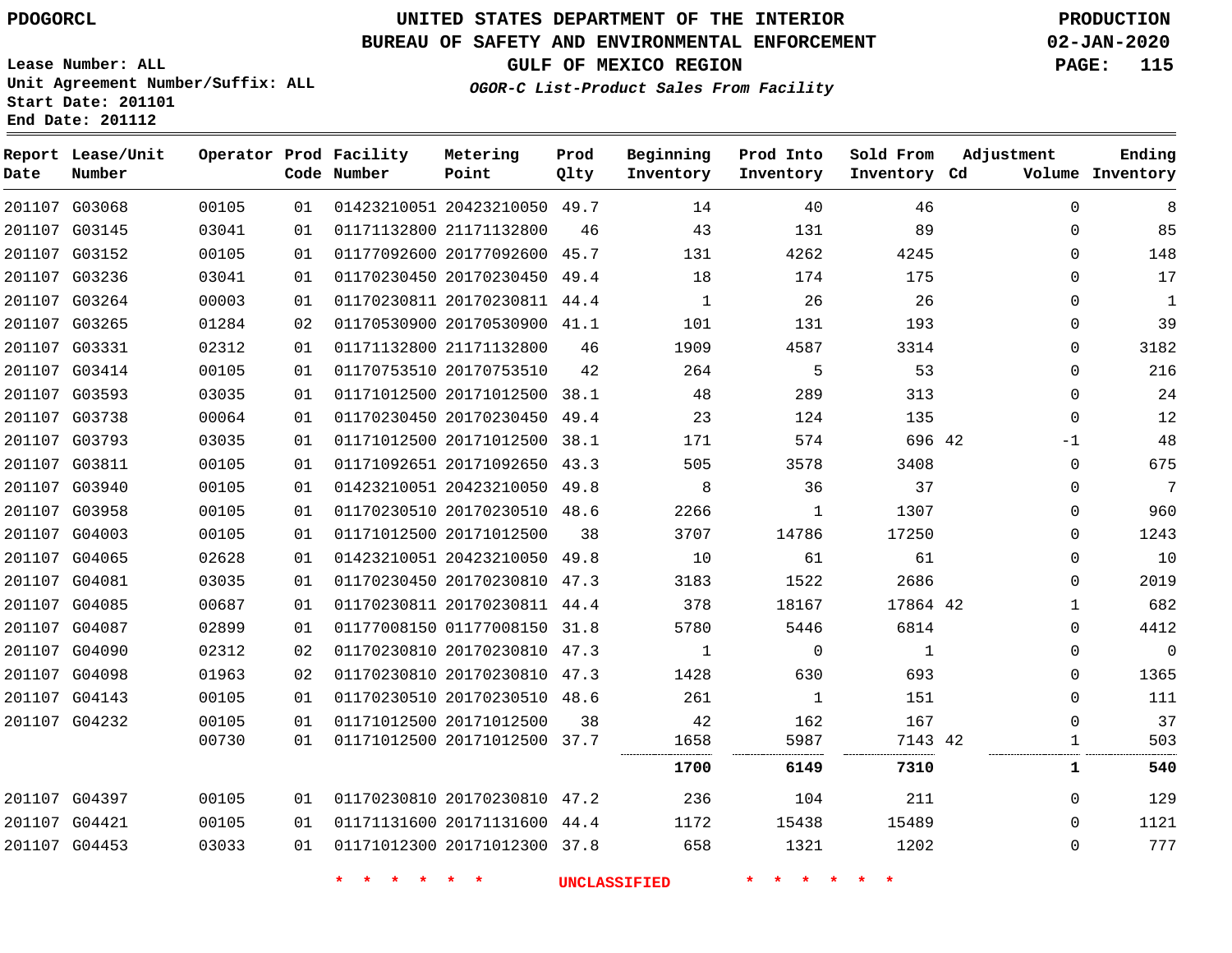PDOGORCL

# UNITED STATES DEPARTMENT OF THE INTERIOR
## BUREAU OF SAFETY AND ENVIRONMENTAL ENFORCEMENT
### GULF OF MEXICO REGION
***OGOR-C List-Product Sales From Facility***

PRODUCTION
02-JAN-2020

Lease Number: ALL
Unit Agreement Number/Suffix: ALL
Start Date: 201101
End Date: 201112

| Report Date | Lease/Unit Number | Operator | Prod Code | Facility Number | Metering Point | Prod Qlty | Beginning Inventory | Prod Into Inventory | Sold From Inventory | Adjustment Cd | Volume | Ending Inventory |
|---|---|---|---|---|---|---|---|---|---|---|---|---|
| 201107 | G03068 | 00105 | 01 | 01423210051 | 20423210050 | 49.7 | 14 | 40 | 46 | | 0 | 8 |
| 201107 | G03145 | 03041 | 01 | 01171132800 | 21171132800 | 46 | 43 | 131 | 89 | | 0 | 85 |
| 201107 | G03152 | 00105 | 01 | 01177092600 | 20177092600 | 45.7 | 131 | 4262 | 4245 | | 0 | 148 |
| 201107 | G03236 | 03041 | 01 | 01170230450 | 20170230450 | 49.4 | 18 | 174 | 175 | | 0 | 17 |
| 201107 | G03264 | 00003 | 01 | 01170230811 | 20170230811 | 44.4 | 1 | 26 | 26 | | 0 | 1 |
| 201107 | G03265 | 01284 | 02 | 01170530900 | 20170530900 | 41.1 | 101 | 131 | 193 | | 0 | 39 |
| 201107 | G03331 | 02312 | 01 | 01171132800 | 21171132800 | 46 | 1909 | 4587 | 3314 | | 0 | 3182 |
| 201107 | G03414 | 00105 | 01 | 01170753510 | 20170753510 | 42 | 264 | 5 | 53 | | 0 | 216 |
| 201107 | G03593 | 03035 | 01 | 01171012500 | 20171012500 | 38.1 | 48 | 289 | 313 | | 0 | 24 |
| 201107 | G03738 | 00064 | 01 | 01170230450 | 20170230450 | 49.4 | 23 | 124 | 135 | | 0 | 12 |
| 201107 | G03793 | 03035 | 01 | 01171012500 | 20171012500 | 38.1 | 171 | 574 | 696 | 42 | -1 | 48 |
| 201107 | G03811 | 00105 | 01 | 01171092651 | 20171092650 | 43.3 | 505 | 3578 | 3408 | | 0 | 675 |
| 201107 | G03940 | 00105 | 01 | 01423210051 | 20423210050 | 49.8 | 8 | 36 | 37 | | 0 | 7 |
| 201107 | G03958 | 00105 | 01 | 01170230510 | 20170230510 | 48.6 | 2266 | 1 | 1307 | | 0 | 960 |
| 201107 | G04003 | 00105 | 01 | 01171012500 | 20171012500 | 38 | 3707 | 14786 | 17250 | | 0 | 1243 |
| 201107 | G04065 | 02628 | 01 | 01423210051 | 20423210050 | 49.8 | 10 | 61 | 61 | | 0 | 10 |
| 201107 | G04081 | 03035 | 01 | 01170230450 | 20170230810 | 47.3 | 3183 | 1522 | 2686 | | 0 | 2019 |
| 201107 | G04085 | 00687 | 01 | 01170230811 | 20170230811 | 44.4 | 378 | 18167 | 17864 | 42 | 1 | 682 |
| 201107 | G04087 | 02899 | 01 | 01177008150 | 01177008150 | 31.8 | 5780 | 5446 | 6814 | | 0 | 4412 |
| 201107 | G04090 | 02312 | 02 | 01170230810 | 20170230810 | 47.3 | 1 | 0 | 1 | | 0 | 0 |
| 201107 | G04098 | 01963 | 02 | 01170230810 | 20170230810 | 47.3 | 1428 | 630 | 693 | | 0 | 1365 |
| 201107 | G04143 | 00105 | 01 | 01170230510 | 20170230510 | 48.6 | 261 | 1 | 151 | | 0 | 111 |
| 201107 | G04232 | 00105 | 01 | 01171012500 | 20171012500 | 38 | 42 | 162 | 167 | | 0 | 37 |
| | | 00730 | 01 | 01171012500 | 20171012500 | 37.7 | 1658 | 5987 | 7143 | 42 | 1 | 503 |
| | | | | | | | **1700** | **6149** | **7310** | | **1** | **540** |
| 201107 | G04397 | 00105 | 01 | 01170230810 | 20170230810 | 47.2 | 236 | 104 | 211 | | 0 | 129 |
| 201107 | G04421 | 00105 | 01 | 01171131600 | 20171131600 | 44.4 | 1172 | 15438 | 15489 | | 0 | 1121 |
| 201107 | G04453 | 03033 | 01 | 01171012300 | 20171012300 | 37.8 | 658 | 1321 | 1202 | | 0 | 777 |

* * * * * * UNCLASSIFIED * * * * * *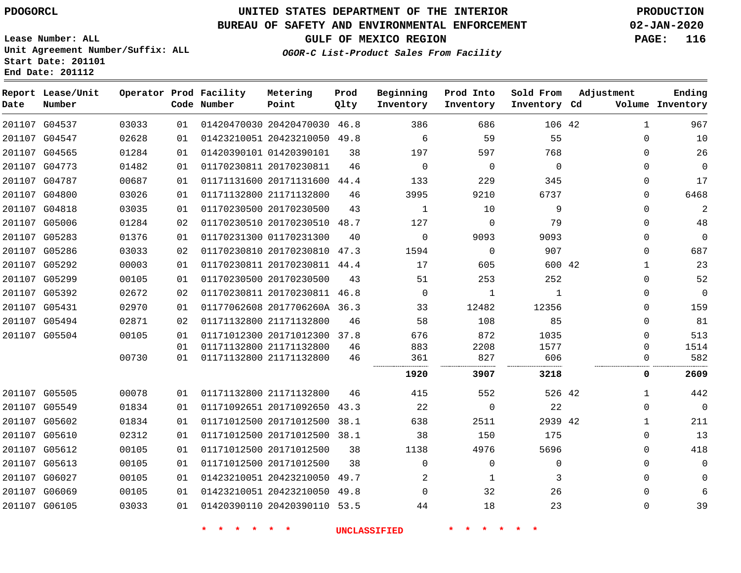PDOGORCL

# UNITED STATES DEPARTMENT OF THE INTERIOR
## BUREAU OF SAFETY AND ENVIRONMENTAL ENFORCEMENT
### GULF OF MEXICO REGION

*OGOR-C List-Product Sales From Facility*

PRODUCTION
02-JAN-2020

Lease Number: ALL
Unit Agreement Number/Suffix: ALL
Start Date: 201101
End Date: 201112

| Report Date | Lease/Unit Number | Operator | Prod Code | Facility Number | Metering Point | Prod Qlty | Beginning Inventory | Prod Into Inventory | Sold From Inventory | Adjustment Cd | Volume | Ending Inventory |
|---|---|---|---|---|---|---|---|---|---|---|---|---|
| 201107 | G04537 | 03033 | 01 | 01420470030 | 20420470030 | 46.8 | 386 | 686 | 106 | 42 | 1 | 967 |
| 201107 | G04547 | 02628 | 01 | 01423210051 | 20423210050 | 49.8 | 6 | 59 | 55 | | 0 | 10 |
| 201107 | G04565 | 01284 | 01 | 01420390101 | 01420390101 | 38 | 197 | 597 | 768 | | 0 | 26 |
| 201107 | G04773 | 01482 | 01 | 01170230811 | 20170230811 | 46 | 0 | 0 | 0 | | 0 | 0 |
| 201107 | G04787 | 00687 | 01 | 01171131600 | 20171131600 | 44.4 | 133 | 229 | 345 | | 0 | 17 |
| 201107 | G04800 | 03026 | 01 | 01171132800 | 21171132800 | 46 | 3995 | 9210 | 6737 | | 0 | 6468 |
| 201107 | G04818 | 03035 | 01 | 01170230500 | 20170230500 | 43 | 1 | 10 | 9 | | 0 | 2 |
| 201107 | G05006 | 01284 | 02 | 01170230510 | 20170230510 | 48.7 | 127 | 0 | 79 | | 0 | 48 |
| 201107 | G05283 | 01376 | 01 | 01170231300 | 01170231300 | 40 | 0 | 9093 | 9093 | | 0 | 0 |
| 201107 | G05286 | 03033 | 02 | 01170230810 | 20170230810 | 47.3 | 1594 | 0 | 907 | | 0 | 687 |
| 201107 | G05292 | 00003 | 01 | 01170230811 | 20170230811 | 44.4 | 17 | 605 | 600 | 42 | 1 | 23 |
| 201107 | G05299 | 00105 | 01 | 01170230500 | 20170230500 | 43 | 51 | 253 | 252 | | 0 | 52 |
| 201107 | G05392 | 02672 | 02 | 01170230811 | 20170230811 | 46.8 | 0 | 1 | 1 | | 0 | 0 |
| 201107 | G05431 | 02970 | 01 | 01177062608 | 2017706260A | 36.3 | 33 | 12482 | 12356 | | 0 | 159 |
| 201107 | G05494 | 02871 | 02 | 01171132800 | 21171132800 | 46 | 58 | 108 | 85 | | 0 | 81 |
| 201107 | G05504 | 00105 | 01 | 01171012300 | 20171012300 | 37.8 | 676 | 872 | 1035 | | 0 | 513 |
| | | | 01 | 01171132800 | 21171132800 | 46 | 883 | 2208 | 1577 | | 0 | 1514 |
| | | 00730 | 01 | 01171132800 | 21171132800 | 46 | 361 | 827 | 606 | | 0 | 582 |
| | | | | | | | **1920** | **3907** | **3218** | | **0** | **2609** |
| 201107 | G05505 | 00078 | 01 | 01171132800 | 21171132800 | 46 | 415 | 552 | 526 | 42 | 1 | 442 |
| 201107 | G05549 | 01834 | 01 | 01171092651 | 20171092650 | 43.3 | 22 | 0 | 22 | | 0 | 0 |
| 201107 | G05602 | 01834 | 01 | 01171012500 | 20171012500 | 38.1 | 638 | 2511 | 2939 | 42 | 1 | 211 |
| 201107 | G05610 | 02312 | 01 | 01171012500 | 20171012500 | 38.1 | 38 | 150 | 175 | | 0 | 13 |
| 201107 | G05612 | 00105 | 01 | 01171012500 | 20171012500 | 38 | 1138 | 4976 | 5696 | | 0 | 418 |
| 201107 | G05613 | 00105 | 01 | 01171012500 | 20171012500 | 38 | 0 | 0 | 0 | | 0 | 0 |
| 201107 | G06027 | 00105 | 01 | 01423210051 | 20423210050 | 49.7 | 2 | 1 | 3 | | 0 | 0 |
| 201107 | G06069 | 00105 | 01 | 01423210051 | 20423210050 | 49.8 | 0 | 32 | 26 | | 0 | 6 |
| 201107 | G06105 | 03033 | 01 | 01420390110 | 20420390110 | 53.5 | 44 | 18 | 23 | | 0 | 39 |

* * * * * * UNCLASSIFIED * * * * * *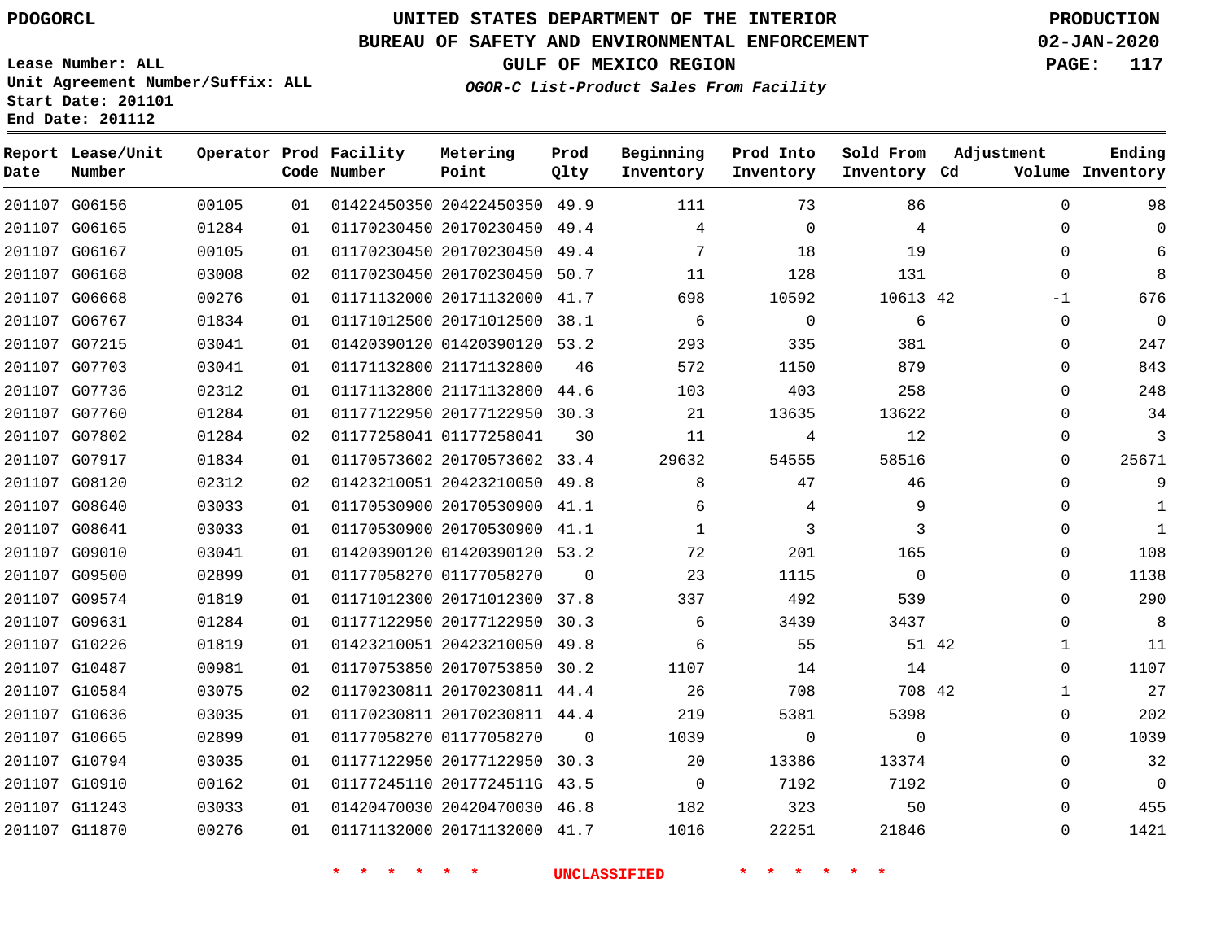PDOGORCL

# UNITED STATES DEPARTMENT OF THE INTERIOR
## BUREAU OF SAFETY AND ENVIRONMENTAL ENFORCEMENT
### GULF OF MEXICO REGION
*OGOR-C List-Product Sales From Facility*

PRODUCTION
02-JAN-2020

Lease Number: ALL
Unit Agreement Number/Suffix: ALL
Start Date: 201101
End Date: 201112

| Report Date | Lease/Unit Number | Operator | Prod Code | Facility Number | Metering Point | Prod Qlty | Beginning Inventory | Prod Into Inventory | Sold From Inventory | Adjustment Cd | Adjustment Volume | Ending Inventory |
|---|---|---|---|---|---|---|---|---|---|---|---|---|
| 201107 | G06156 | 00105 | 01 | 01422450350 | 20422450350 | 49.9 | 111 | 73 | 86 | | 0 | 98 |
| 201107 | G06165 | 01284 | 01 | 01170230450 | 20170230450 | 49.4 | 4 | 0 | 4 | | 0 | 0 |
| 201107 | G06167 | 00105 | 01 | 01170230450 | 20170230450 | 49.4 | 7 | 18 | 19 | | 0 | 6 |
| 201107 | G06168 | 03008 | 02 | 01170230450 | 20170230450 | 50.7 | 11 | 128 | 131 | | 0 | 8 |
| 201107 | G06668 | 00276 | 01 | 01171132000 | 20171132000 | 41.7 | 698 | 10592 | 10613 | 42 | -1 | 676 |
| 201107 | G06767 | 01834 | 01 | 01171012500 | 20171012500 | 38.1 | 6 | 0 | 6 | | 0 | 0 |
| 201107 | G07215 | 03041 | 01 | 01420390120 | 01420390120 | 53.2 | 293 | 335 | 381 | | 0 | 247 |
| 201107 | G07703 | 03041 | 01 | 01171132800 | 21171132800 | 46 | 572 | 1150 | 879 | | 0 | 843 |
| 201107 | G07736 | 02312 | 01 | 01171132800 | 21171132800 | 44.6 | 103 | 403 | 258 | | 0 | 248 |
| 201107 | G07760 | 01284 | 01 | 01177122950 | 20177122950 | 30.3 | 21 | 13635 | 13622 | | 0 | 34 |
| 201107 | G07802 | 01284 | 02 | 01177258041 | 01177258041 | 30 | 11 | 4 | 12 | | 0 | 3 |
| 201107 | G07917 | 01834 | 01 | 01170573602 | 20170573602 | 33.4 | 29632 | 54555 | 58516 | | 0 | 25671 |
| 201107 | G08120 | 02312 | 02 | 01423210051 | 20423210050 | 49.8 | 8 | 47 | 46 | | 0 | 9 |
| 201107 | G08640 | 03033 | 01 | 01170530900 | 20170530900 | 41.1 | 6 | 4 | 9 | | 0 | 1 |
| 201107 | G08641 | 03033 | 01 | 01170530900 | 20170530900 | 41.1 | 1 | 3 | 3 | | 0 | 1 |
| 201107 | G09010 | 03041 | 01 | 01420390120 | 01420390120 | 53.2 | 72 | 201 | 165 | | 0 | 108 |
| 201107 | G09500 | 02899 | 01 | 01177058270 | 01177058270 | 0 | 23 | 1115 | 0 | | 0 | 1138 |
| 201107 | G09574 | 01819 | 01 | 01171012300 | 20171012300 | 37.8 | 337 | 492 | 539 | | 0 | 290 |
| 201107 | G09631 | 01284 | 01 | 01177122950 | 20177122950 | 30.3 | 6 | 3439 | 3437 | | 0 | 8 |
| 201107 | G10226 | 01819 | 01 | 01423210051 | 20423210050 | 49.8 | 6 | 55 | 51 | 42 | 1 | 11 |
| 201107 | G10487 | 00981 | 01 | 01170753850 | 20170753850 | 30.2 | 1107 | 14 | 14 | | 0 | 1107 |
| 201107 | G10584 | 03075 | 02 | 01170230811 | 20170230811 | 44.4 | 26 | 708 | 708 | 42 | 1 | 27 |
| 201107 | G10636 | 03035 | 01 | 01170230811 | 20170230811 | 44.4 | 219 | 5381 | 5398 | | 0 | 202 |
| 201107 | G10665 | 02899 | 01 | 01177058270 | 01177058270 | 0 | 1039 | 0 | 0 | | 0 | 1039 |
| 201107 | G10794 | 03035 | 01 | 01177122950 | 20177122950 | 30.3 | 20 | 13386 | 13374 | | 0 | 32 |
| 201107 | G10910 | 00162 | 01 | 01177245110 | 2017724511G | 43.5 | 0 | 7192 | 7192 | | 0 | 0 |
| 201107 | G11243 | 03033 | 01 | 01420470030 | 20420470030 | 46.8 | 182 | 323 | 50 | | 0 | 455 |
| 201107 | G11870 | 00276 | 01 | 01171132000 | 20171132000 | 41.7 | 1016 | 22251 | 21846 | | 0 | 1421 |

* * * * * * UNCLASSIFIED * * * * * *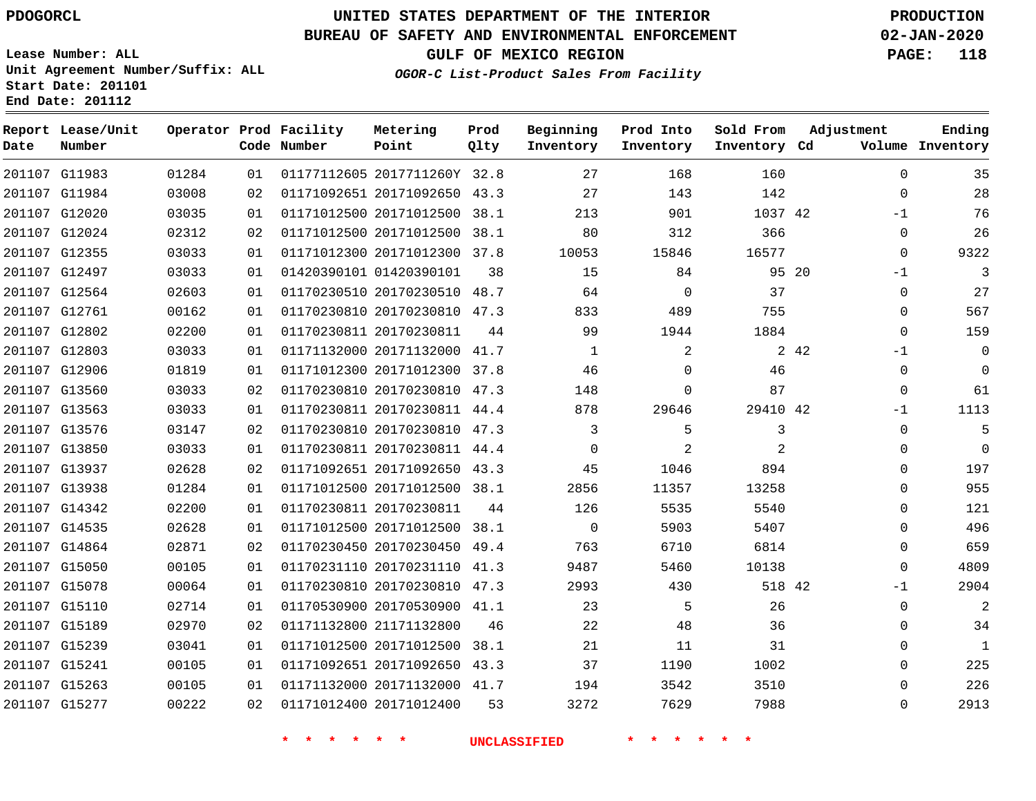PDOGORCL

# UNITED STATES DEPARTMENT OF THE INTERIOR
## BUREAU OF SAFETY AND ENVIRONMENTAL ENFORCEMENT
### GULF OF MEXICO REGION
*OGOR-C List-Product Sales From Facility*

PRODUCTION
02-JAN-2020

Lease Number: ALL
Unit Agreement Number/Suffix: ALL
Start Date: 201101
End Date: 201112

| Report Date | Lease/Unit Number | Operator | Prod Code | Facility Number | Metering Point | Prod Qlty | Beginning Inventory | Prod Into Inventory | Sold From Inventory | Adjustment Cd | Adjustment Volume | Ending Inventory |
|---|---|---|---|---|---|---|---|---|---|---|---|---|
| 201107 | G11983 | 01284 | 01 | 01177112605 | 2017711260Y | 32.8 | 27 | 168 | 160 | | 0 | 35 |
| 201107 | G11984 | 03008 | 02 | 01171092651 | 20171092650 | 43.3 | 27 | 143 | 142 | | 0 | 28 |
| 201107 | G12020 | 03035 | 01 | 01171012500 | 20171012500 | 38.1 | 213 | 901 | 1037 | 42 | -1 | 76 |
| 201107 | G12024 | 02312 | 02 | 01171012500 | 20171012500 | 38.1 | 80 | 312 | 366 | | 0 | 26 |
| 201107 | G12355 | 03033 | 01 | 01171012300 | 20171012300 | 37.8 | 10053 | 15846 | 16577 | | 0 | 9322 |
| 201107 | G12497 | 03033 | 01 | 01420390101 | 01420390101 | 38 | 15 | 84 | 95 | 20 | -1 | 3 |
| 201107 | G12564 | 02603 | 01 | 01170230510 | 20170230510 | 48.7 | 64 | 0 | 37 | | 0 | 27 |
| 201107 | G12761 | 00162 | 01 | 01170230810 | 20170230810 | 47.3 | 833 | 489 | 755 | | 0 | 567 |
| 201107 | G12802 | 02200 | 01 | 01170230811 | 20170230811 | 44 | 99 | 1944 | 1884 | | 0 | 159 |
| 201107 | G12803 | 03033 | 01 | 01171132000 | 20171132000 | 41.7 | 1 | 2 | 2 | 42 | -1 | 0 |
| 201107 | G12906 | 01819 | 01 | 01171012300 | 20171012300 | 37.8 | 46 | 0 | 46 | | 0 | 0 |
| 201107 | G13560 | 03033 | 02 | 01170230810 | 20170230810 | 47.3 | 148 | 0 | 87 | | 0 | 61 |
| 201107 | G13563 | 03033 | 01 | 01170230811 | 20170230811 | 44.4 | 878 | 29646 | 29410 | 42 | -1 | 1113 |
| 201107 | G13576 | 03147 | 02 | 01170230810 | 20170230810 | 47.3 | 3 | 5 | 3 | | 0 | 5 |
| 201107 | G13850 | 03033 | 01 | 01170230811 | 20170230811 | 44.4 | 0 | 2 | 2 | | 0 | 0 |
| 201107 | G13937 | 02628 | 02 | 01171092651 | 20171092650 | 43.3 | 45 | 1046 | 894 | | 0 | 197 |
| 201107 | G13938 | 01284 | 01 | 01171012500 | 20171012500 | 38.1 | 2856 | 11357 | 13258 | | 0 | 955 |
| 201107 | G14342 | 02200 | 01 | 01170230811 | 20170230811 | 44 | 126 | 5535 | 5540 | | 0 | 121 |
| 201107 | G14535 | 02628 | 01 | 01171012500 | 20171012500 | 38.1 | 0 | 5903 | 5407 | | 0 | 496 |
| 201107 | G14864 | 02871 | 02 | 01170230450 | 20170230450 | 49.4 | 763 | 6710 | 6814 | | 0 | 659 |
| 201107 | G15050 | 00105 | 01 | 01170231110 | 20170231110 | 41.3 | 9487 | 5460 | 10138 | | 0 | 4809 |
| 201107 | G15078 | 00064 | 01 | 01170230810 | 20170230810 | 47.3 | 2993 | 430 | 518 | 42 | -1 | 2904 |
| 201107 | G15110 | 02714 | 01 | 01170530900 | 20170530900 | 41.1 | 23 | 5 | 26 | | 0 | 2 |
| 201107 | G15189 | 02970 | 02 | 01171132800 | 21171132800 | 46 | 22 | 48 | 36 | | 0 | 34 |
| 201107 | G15239 | 03041 | 01 | 01171012500 | 20171012500 | 38.1 | 21 | 11 | 31 | | 0 | 1 |
| 201107 | G15241 | 00105 | 01 | 01171092651 | 20171092650 | 43.3 | 37 | 1190 | 1002 | | 0 | 225 |
| 201107 | G15263 | 00105 | 01 | 01171132000 | 20171132000 | 41.7 | 194 | 3542 | 3510 | | 0 | 226 |
| 201107 | G15277 | 00222 | 02 | 01171012400 | 20171012400 | 53 | 3272 | 7629 | 7988 | | 0 | 2913 |

* * * * * * UNCLASSIFIED * * * * * *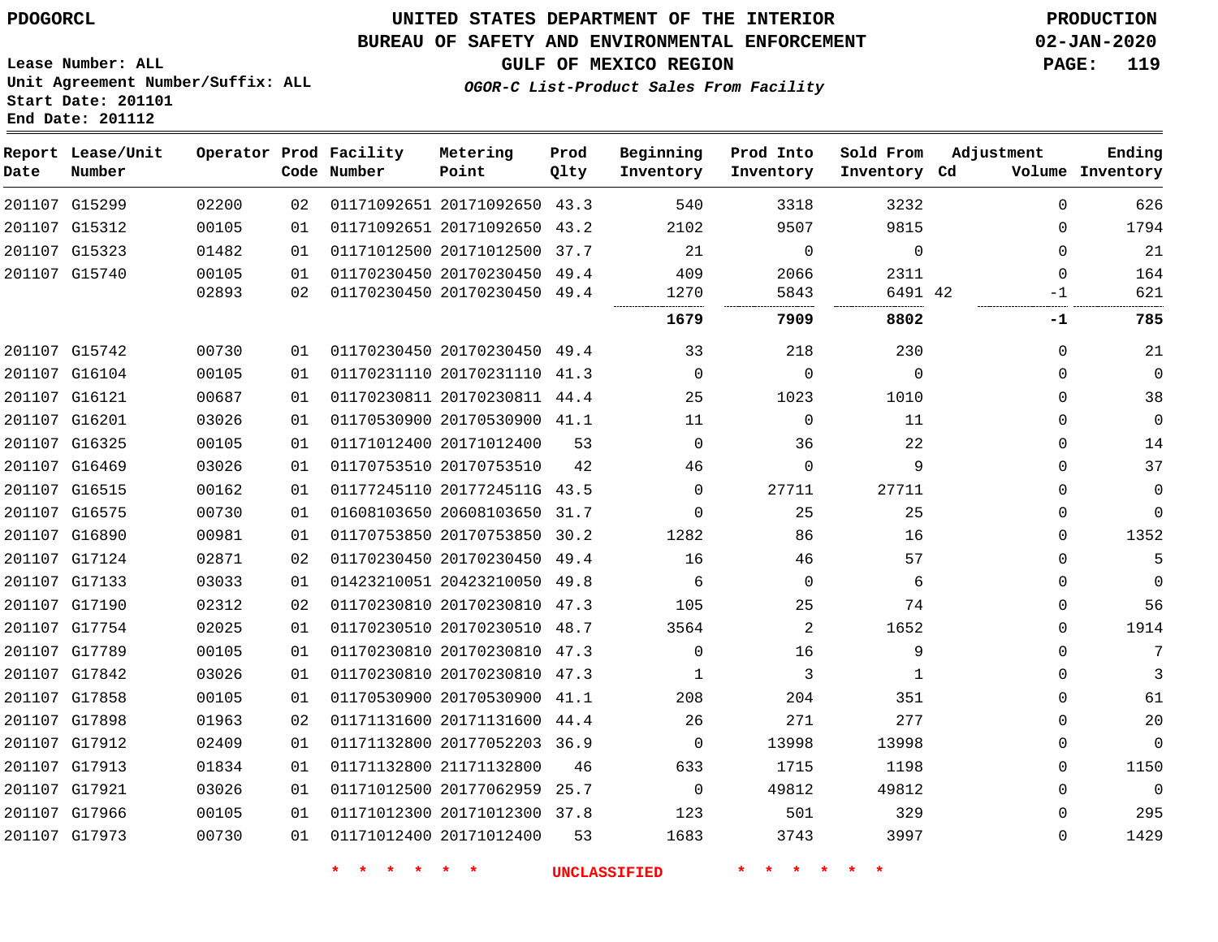**Lease Number: ALL**
**Unit Agreement Number/Suffix: ALL**
**Start Date: 201101**
**End Date: 201112**

# UNITED STATES DEPARTMENT OF THE INTERIOR
## BUREAU OF SAFETY AND ENVIRONMENTAL ENFORCEMENT
## GULF OF MEXICO REGION
### *OGOR-C List-Product Sales From Facility*

**PRODUCTION**
**02-JAN-2020**

| Report Date | Lease/Unit Number | Operator | Prod Code | Facility Number | Metering Point | Prod Qlty | Beginning Inventory | Prod Into Inventory | Sold From Inventory | Adjustment Cd | Adjustment Volume | Ending Inventory |
|---|---|---|---|---|---|---|---|---|---|---|---|---|
| 201107 | G15299 | 02200 | 02 | 01171092651 | 20171092650 | 43.3 | 540 | 3318 | 3232 | | 0 | 626 |
| 201107 | G15312 | 00105 | 01 | 01171092651 | 20171092650 | 43.2 | 2102 | 9507 | 9815 | | 0 | 1794 |
| 201107 | G15323 | 01482 | 01 | 01171012500 | 20171012500 | 37.7 | 21 | 0 | 0 | | 0 | 21 |
| 201107 | G15740 | 00105 | 01 | 01170230450 | 20170230450 | 49.4 | 409 | 2066 | 2311 | | 0 | 164 |
| | | 02893 | 02 | 01170230450 | 20170230450 | 49.4 | 1270 | 5843 | 6491 | 42 | -1 | 621 |
| | | | | | | | **1679** | **7909** | **8802** | | **-1** | **785** |
| 201107 | G15742 | 00730 | 01 | 01170230450 | 20170230450 | 49.4 | 33 | 218 | 230 | | 0 | 21 |
| 201107 | G16104 | 00105 | 01 | 01170231110 | 20170231110 | 41.3 | 0 | 0 | 0 | | 0 | 0 |
| 201107 | G16121 | 00687 | 01 | 01170230811 | 20170230811 | 44.4 | 25 | 1023 | 1010 | | 0 | 38 |
| 201107 | G16201 | 03026 | 01 | 01170530900 | 20170530900 | 41.1 | 11 | 0 | 11 | | 0 | 0 |
| 201107 | G16325 | 00105 | 01 | 01171012400 | 20171012400 | 53 | 0 | 36 | 22 | | 0 | 14 |
| 201107 | G16469 | 03026 | 01 | 01170753510 | 20170753510 | 42 | 46 | 0 | 9 | | 0 | 37 |
| 201107 | G16515 | 00162 | 01 | 01177245110 | 2017724511G | 43.5 | 0 | 27711 | 27711 | | 0 | 0 |
| 201107 | G16575 | 00730 | 01 | 01608103650 | 20608103650 | 31.7 | 0 | 25 | 25 | | 0 | 0 |
| 201107 | G16890 | 00981 | 01 | 01170753850 | 20170753850 | 30.2 | 1282 | 86 | 16 | | 0 | 1352 |
| 201107 | G17124 | 02871 | 02 | 01170230450 | 20170230450 | 49.4 | 16 | 46 | 57 | | 0 | 5 |
| 201107 | G17133 | 03033 | 01 | 01423210051 | 20423210050 | 49.8 | 6 | 0 | 6 | | 0 | 0 |
| 201107 | G17190 | 02312 | 02 | 01170230810 | 20170230810 | 47.3 | 105 | 25 | 74 | | 0 | 56 |
| 201107 | G17754 | 02025 | 01 | 01170230510 | 20170230510 | 48.7 | 3564 | 2 | 1652 | | 0 | 1914 |
| 201107 | G17789 | 00105 | 01 | 01170230810 | 20170230810 | 47.3 | 0 | 16 | 9 | | 0 | 7 |
| 201107 | G17842 | 03026 | 01 | 01170230810 | 20170230810 | 47.3 | 1 | 3 | 1 | | 0 | 3 |
| 201107 | G17858 | 00105 | 01 | 01170530900 | 20170530900 | 41.1 | 208 | 204 | 351 | | 0 | 61 |
| 201107 | G17898 | 01963 | 02 | 01171131600 | 20171131600 | 44.4 | 26 | 271 | 277 | | 0 | 20 |
| 201107 | G17912 | 02409 | 01 | 01171132800 | 20177052203 | 36.9 | 0 | 13998 | 13998 | | 0 | 0 |
| 201107 | G17913 | 01834 | 01 | 01171132800 | 21171132800 | 46 | 633 | 1715 | 1198 | | 0 | 1150 |
| 201107 | G17921 | 03026 | 01 | 01171012500 | 20177062959 | 25.7 | 0 | 49812 | 49812 | | 0 | 0 |
| 201107 | G17966 | 00105 | 01 | 01171012300 | 20171012300 | 37.8 | 123 | 501 | 329 | | 0 | 295 |
| 201107 | G17973 | 00730 | 01 | 01171012400 | 20171012400 | 53 | 1683 | 3743 | 3997 | | 0 | 1429 |

* * * * * * UNCLASSIFIED * * * * * *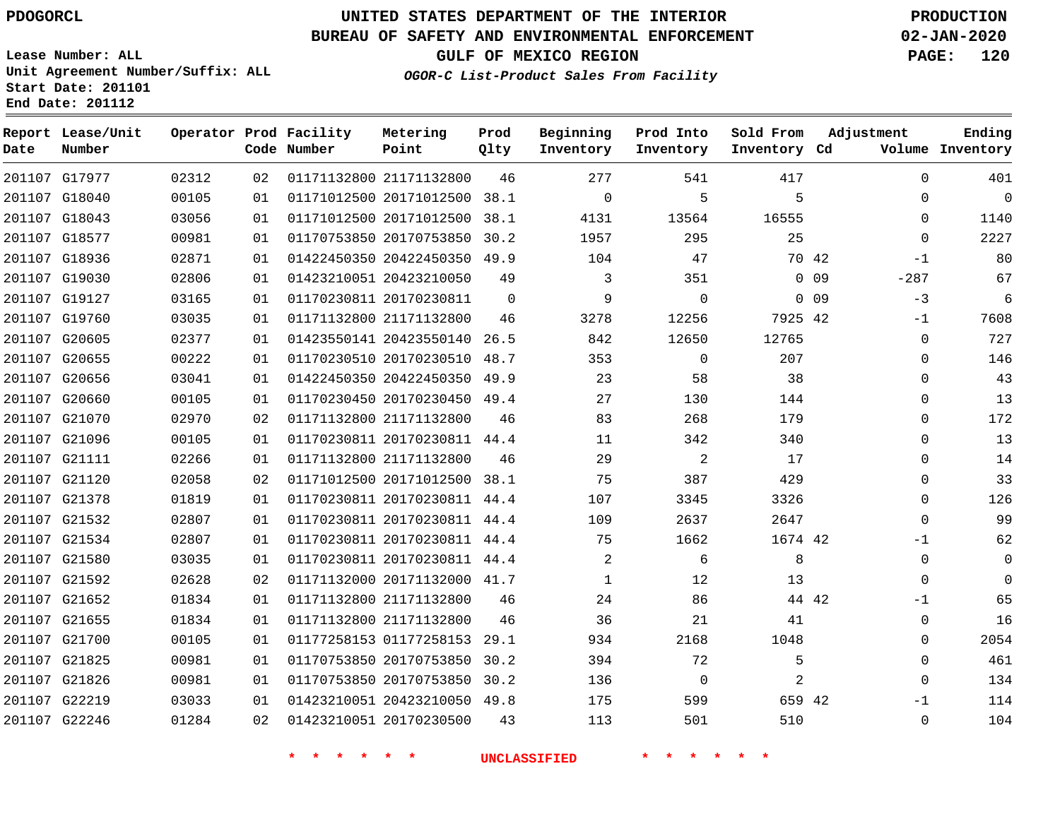PDOGORCL

# UNITED STATES DEPARTMENT OF THE INTERIOR
## BUREAU OF SAFETY AND ENVIRONMENTAL ENFORCEMENT
### GULF OF MEXICO REGION
*OGOR-C List-Product Sales From Facility*

PRODUCTION
02-JAN-2020

Lease Number: ALL
Unit Agreement Number/Suffix: ALL
Start Date: 201101
End Date: 201112

| Report Date | Lease/Unit Number | Operator | Prod Code | Facility Number | Metering Point | Prod Qlty | Beginning Inventory | Prod Into Inventory | Sold From Inventory | Adjustment Cd | Adjustment Volume | Ending Inventory |
|---|---|---|---|---|---|---|---|---|---|---|---|---|
| 201107 | G17977 | 02312 | 02 | 01171132800 | 21171132800 | 46 | 277 | 541 | 417 | | 0 | 401 |
| 201107 | G18040 | 00105 | 01 | 01171012500 | 20171012500 | 38.1 | 0 | 5 | 5 | | 0 | 0 |
| 201107 | G18043 | 03056 | 01 | 01171012500 | 20171012500 | 38.1 | 4131 | 13564 | 16555 | | 0 | 1140 |
| 201107 | G18577 | 00981 | 01 | 01170753850 | 20170753850 | 30.2 | 1957 | 295 | 25 | | 0 | 2227 |
| 201107 | G18936 | 02871 | 01 | 01422450350 | 20422450350 | 49.9 | 104 | 47 | 70 | 42 | -1 | 80 |
| 201107 | G19030 | 02806 | 01 | 01423210051 | 20423210050 | 49 | 3 | 351 | 0 | 09 | -287 | 67 |
| 201107 | G19127 | 03165 | 01 | 01170230811 | 20170230811 | 0 | 9 | 0 | 0 | 09 | -3 | 6 |
| 201107 | G19760 | 03035 | 01 | 01171132800 | 21171132800 | 46 | 3278 | 12256 | 7925 | 42 | -1 | 7608 |
| 201107 | G20605 | 02377 | 01 | 01423550141 | 20423550140 | 26.5 | 842 | 12650 | 12765 | | 0 | 727 |
| 201107 | G20655 | 00222 | 01 | 01170230510 | 20170230510 | 48.7 | 353 | 0 | 207 | | 0 | 146 |
| 201107 | G20656 | 03041 | 01 | 01422450350 | 20422450350 | 49.9 | 23 | 58 | 38 | | 0 | 43 |
| 201107 | G20660 | 00105 | 01 | 01170230450 | 20170230450 | 49.4 | 27 | 130 | 144 | | 0 | 13 |
| 201107 | G21070 | 02970 | 02 | 01171132800 | 21171132800 | 46 | 83 | 268 | 179 | | 0 | 172 |
| 201107 | G21096 | 00105 | 01 | 01170230811 | 20170230811 | 44.4 | 11 | 342 | 340 | | 0 | 13 |
| 201107 | G21111 | 02266 | 01 | 01171132800 | 21171132800 | 46 | 29 | 2 | 17 | | 0 | 14 |
| 201107 | G21120 | 02058 | 02 | 01171012500 | 20171012500 | 38.1 | 75 | 387 | 429 | | 0 | 33 |
| 201107 | G21378 | 01819 | 01 | 01170230811 | 20170230811 | 44.4 | 107 | 3345 | 3326 | | 0 | 126 |
| 201107 | G21532 | 02807 | 01 | 01170230811 | 20170230811 | 44.4 | 109 | 2637 | 2647 | | 0 | 99 |
| 201107 | G21534 | 02807 | 01 | 01170230811 | 20170230811 | 44.4 | 75 | 1662 | 1674 | 42 | -1 | 62 |
| 201107 | G21580 | 03035 | 01 | 01170230811 | 20170230811 | 44.4 | 2 | 6 | 8 | | 0 | 0 |
| 201107 | G21592 | 02628 | 02 | 01171132000 | 20171132000 | 41.7 | 1 | 12 | 13 | | 0 | 0 |
| 201107 | G21652 | 01834 | 01 | 01171132800 | 21171132800 | 46 | 24 | 86 | 44 | 42 | -1 | 65 |
| 201107 | G21655 | 01834 | 01 | 01171132800 | 21171132800 | 46 | 36 | 21 | 41 | | 0 | 16 |
| 201107 | G21700 | 00105 | 01 | 01177258153 | 01177258153 | 29.1 | 934 | 2168 | 1048 | | 0 | 2054 |
| 201107 | G21825 | 00981 | 01 | 01170753850 | 20170753850 | 30.2 | 394 | 72 | 5 | | 0 | 461 |
| 201107 | G21826 | 00981 | 01 | 01170753850 | 20170753850 | 30.2 | 136 | 0 | 2 | | 0 | 134 |
| 201107 | G22219 | 03033 | 01 | 01423210051 | 20423210050 | 49.8 | 175 | 599 | 659 | 42 | -1 | 114 |
| 201107 | G22246 | 01284 | 02 | 01423210051 | 20170230500 | 43 | 113 | 501 | 510 | | 0 | 104 |

* * * * * * UNCLASSIFIED * * * * * *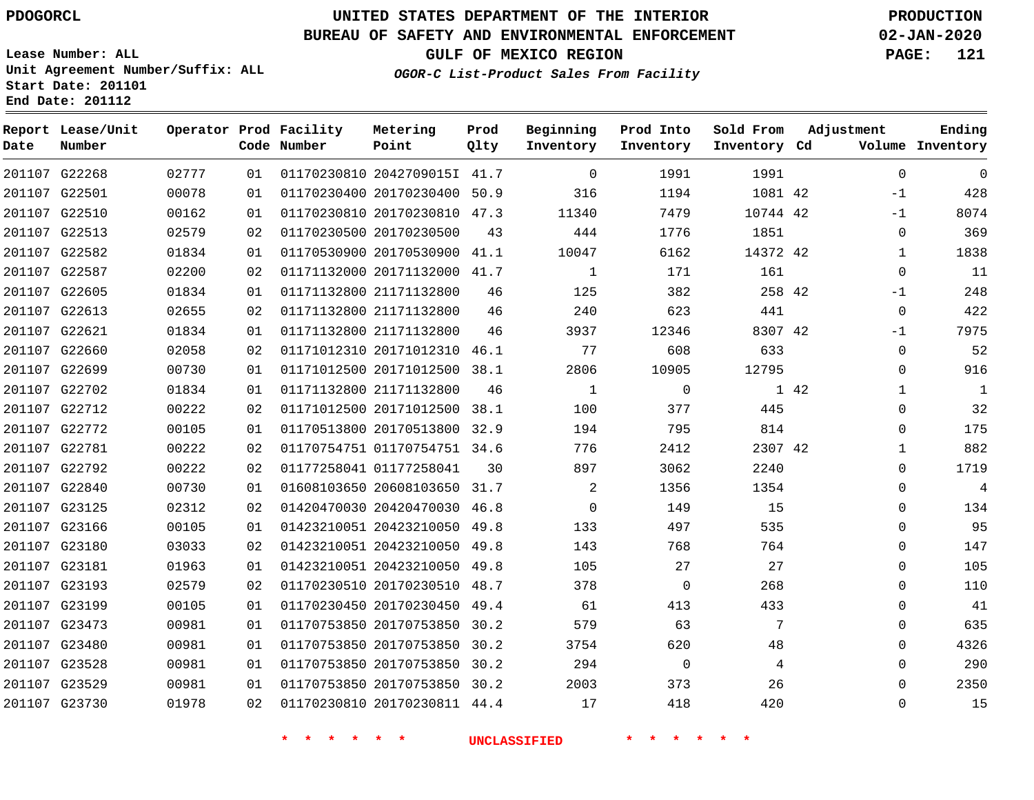PDOGORCL

# UNITED STATES DEPARTMENT OF THE INTERIOR
## BUREAU OF SAFETY AND ENVIRONMENTAL ENFORCEMENT
### GULF OF MEXICO REGION
*OGOR-C List-Product Sales From Facility*

PRODUCTION
02-JAN-2020

Lease Number: ALL
Unit Agreement Number/Suffix: ALL
Start Date: 201101
End Date: 201112

| Report Date | Lease/Unit Number | Operator | Prod Code | Facility Number | Metering Point | Prod Qlty | Beginning Inventory | Prod Into Inventory | Sold From Inventory | Adjustment Cd | Adjustment Volume | Ending Inventory |
|---|---|---|---|---|---|---|---|---|---|---|---|---|
| 201107 | G22268 | 02777 | 01 | 01170230810 | 2042709015I | 41.7 | 0 | 1991 | 1991 | | 0 | 0 |
| 201107 | G22501 | 00078 | 01 | 01170230400 | 20170230400 | 50.9 | 316 | 1194 | 1081 | 42 | -1 | 428 |
| 201107 | G22510 | 00162 | 01 | 01170230810 | 20170230810 | 47.3 | 11340 | 7479 | 10744 | 42 | -1 | 8074 |
| 201107 | G22513 | 02579 | 02 | 01170230500 | 20170230500 | 43 | 444 | 1776 | 1851 | | 0 | 369 |
| 201107 | G22582 | 01834 | 01 | 01170530900 | 20170530900 | 41.1 | 10047 | 6162 | 14372 | 42 | 1 | 1838 |
| 201107 | G22587 | 02200 | 02 | 01171132000 | 20171132000 | 41.7 | 1 | 171 | 161 | | 0 | 11 |
| 201107 | G22605 | 01834 | 01 | 01171132800 | 21171132800 | 46 | 125 | 382 | 258 | 42 | -1 | 248 |
| 201107 | G22613 | 02655 | 02 | 01171132800 | 21171132800 | 46 | 240 | 623 | 441 | | 0 | 422 |
| 201107 | G22621 | 01834 | 01 | 01171132800 | 21171132800 | 46 | 3937 | 12346 | 8307 | 42 | -1 | 7975 |
| 201107 | G22660 | 02058 | 02 | 01171012310 | 20171012310 | 46.1 | 77 | 608 | 633 | | 0 | 52 |
| 201107 | G22699 | 00730 | 01 | 01171012500 | 20171012500 | 38.1 | 2806 | 10905 | 12795 | | 0 | 916 |
| 201107 | G22702 | 01834 | 01 | 01171132800 | 21171132800 | 46 | 1 | 0 | 1 | 42 | 1 | 1 |
| 201107 | G22712 | 00222 | 02 | 01171012500 | 20171012500 | 38.1 | 100 | 377 | 445 | | 0 | 32 |
| 201107 | G22772 | 00105 | 01 | 01170513800 | 20170513800 | 32.9 | 194 | 795 | 814 | | 0 | 175 |
| 201107 | G22781 | 00222 | 02 | 01170754751 | 01170754751 | 34.6 | 776 | 2412 | 2307 | 42 | 1 | 882 |
| 201107 | G22792 | 00222 | 02 | 01177258041 | 01177258041 | 30 | 897 | 3062 | 2240 | | 0 | 1719 |
| 201107 | G22840 | 00730 | 01 | 01608103650 | 20608103650 | 31.7 | 2 | 1356 | 1354 | | 0 | 4 |
| 201107 | G23125 | 02312 | 02 | 01420470030 | 20420470030 | 46.8 | 0 | 149 | 15 | | 0 | 134 |
| 201107 | G23166 | 00105 | 01 | 01423210051 | 20423210050 | 49.8 | 133 | 497 | 535 | | 0 | 95 |
| 201107 | G23180 | 03033 | 02 | 01423210051 | 20423210050 | 49.8 | 143 | 768 | 764 | | 0 | 147 |
| 201107 | G23181 | 01963 | 01 | 01423210051 | 20423210050 | 49.8 | 105 | 27 | 27 | | 0 | 105 |
| 201107 | G23193 | 02579 | 02 | 01170230510 | 20170230510 | 48.7 | 378 | 0 | 268 | | 0 | 110 |
| 201107 | G23199 | 00105 | 01 | 01170230450 | 20170230450 | 49.4 | 61 | 413 | 433 | | 0 | 41 |
| 201107 | G23473 | 00981 | 01 | 01170753850 | 20170753850 | 30.2 | 579 | 63 | 7 | | 0 | 635 |
| 201107 | G23480 | 00981 | 01 | 01170753850 | 20170753850 | 30.2 | 3754 | 620 | 48 | | 0 | 4326 |
| 201107 | G23528 | 00981 | 01 | 01170753850 | 20170753850 | 30.2 | 294 | 0 | 4 | | 0 | 290 |
| 201107 | G23529 | 00981 | 01 | 01170753850 | 20170753850 | 30.2 | 2003 | 373 | 26 | | 0 | 2350 |
| 201107 | G23730 | 01978 | 02 | 01170230810 | 20170230811 | 44.4 | 17 | 418 | 420 | | 0 | 15 |

* * * * * * UNCLASSIFIED * * * * * *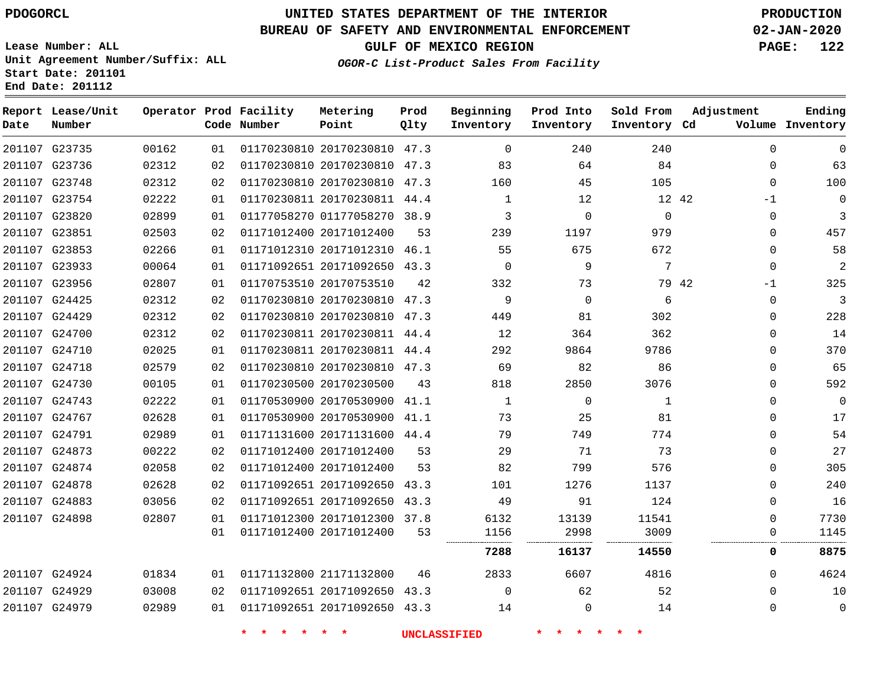PDOGORCL

# UNITED STATES DEPARTMENT OF THE INTERIOR
## BUREAU OF SAFETY AND ENVIRONMENTAL ENFORCEMENT
### GULF OF MEXICO REGION
*OGOR-C List-Product Sales From Facility*

PRODUCTION
02-JAN-2020

Lease Number: ALL
Unit Agreement Number/Suffix: ALL
Start Date: 201101
End Date: 201112

| Report Date | Lease/Unit Number | Operator | Prod Code | Facility Number | Metering Point | Prod Qlty | Beginning Inventory | Prod Into Inventory | Sold From Inventory | Adjustment Cd | Adjustment Volume | Ending Inventory |
|---|---|---|---|---|---|---|---|---|---|---|---|---|
| 201107 | G23735 | 00162 | 01 | 01170230810 | 20170230810 | 47.3 | 0 | 240 | 240 | | 0 | 0 |
| 201107 | G23736 | 02312 | 02 | 01170230810 | 20170230810 | 47.3 | 83 | 64 | 84 | | 0 | 63 |
| 201107 | G23748 | 02312 | 02 | 01170230810 | 20170230810 | 47.3 | 160 | 45 | 105 | | 0 | 100 |
| 201107 | G23754 | 02222 | 01 | 01170230811 | 20170230811 | 44.4 | 1 | 12 | 12 | 42 | -1 | 0 |
| 201107 | G23820 | 02899 | 01 | 01177058270 | 01177058270 | 38.9 | 3 | 0 | 0 | | 0 | 3 |
| 201107 | G23851 | 02503 | 02 | 01171012400 | 20171012400 | 53 | 239 | 1197 | 979 | | 0 | 457 |
| 201107 | G23853 | 02266 | 01 | 01171012310 | 20171012310 | 46.1 | 55 | 675 | 672 | | 0 | 58 |
| 201107 | G23933 | 00064 | 01 | 01171092651 | 20171092650 | 43.3 | 0 | 9 | 7 | | 0 | 2 |
| 201107 | G23956 | 02807 | 01 | 01170753510 | 20170753510 | 42 | 332 | 73 | 79 | 42 | -1 | 325 |
| 201107 | G24425 | 02312 | 02 | 01170230810 | 20170230810 | 47.3 | 9 | 0 | 6 | | 0 | 3 |
| 201107 | G24429 | 02312 | 02 | 01170230810 | 20170230810 | 47.3 | 449 | 81 | 302 | | 0 | 228 |
| 201107 | G24700 | 02312 | 02 | 01170230811 | 20170230811 | 44.4 | 12 | 364 | 362 | | 0 | 14 |
| 201107 | G24710 | 02025 | 01 | 01170230811 | 20170230811 | 44.4 | 292 | 9864 | 9786 | | 0 | 370 |
| 201107 | G24718 | 02579 | 02 | 01170230810 | 20170230810 | 47.3 | 69 | 82 | 86 | | 0 | 65 |
| 201107 | G24730 | 00105 | 01 | 01170230500 | 20170230500 | 43 | 818 | 2850 | 3076 | | 0 | 592 |
| 201107 | G24743 | 02222 | 01 | 01170530900 | 20170530900 | 41.1 | 1 | 0 | 1 | | 0 | 0 |
| 201107 | G24767 | 02628 | 01 | 01170530900 | 20170530900 | 41.1 | 73 | 25 | 81 | | 0 | 17 |
| 201107 | G24791 | 02989 | 01 | 01171131600 | 20171131600 | 44.4 | 79 | 749 | 774 | | 0 | 54 |
| 201107 | G24873 | 00222 | 02 | 01171012400 | 20171012400 | 53 | 29 | 71 | 73 | | 0 | 27 |
| 201107 | G24874 | 02058 | 02 | 01171012400 | 20171012400 | 53 | 82 | 799 | 576 | | 0 | 305 |
| 201107 | G24878 | 02628 | 02 | 01171092651 | 20171092650 | 43.3 | 101 | 1276 | 1137 | | 0 | 240 |
| 201107 | G24883 | 03056 | 02 | 01171092651 | 20171092650 | 43.3 | 49 | 91 | 124 | | 0 | 16 |
| 201107 | G24898 | 02807 | 01 | 01171012300 | 20171012300 | 37.8 | 6132 | 13139 | 11541 | | 0 | 7730 |
| | | | 01 | 01171012400 | 20171012400 | 53 | 1156 | 2998 | 3009 | | 0 | 1145 |
| | | | | | | | **7288** | **16137** | **14550** | | **0** | **8875** |
| 201107 | G24924 | 01834 | 01 | 01171132800 | 21171132800 | 46 | 2833 | 6607 | 4816 | | 0 | 4624 |
| 201107 | G24929 | 03008 | 02 | 01171092651 | 20171092650 | 43.3 | 0 | 62 | 52 | | 0 | 10 |
| 201107 | G24979 | 02989 | 01 | 01171092651 | 20171092650 | 43.3 | 14 | 0 | 14 | | 0 | 0 |

* * * * * * UNCLASSIFIED * * * * * *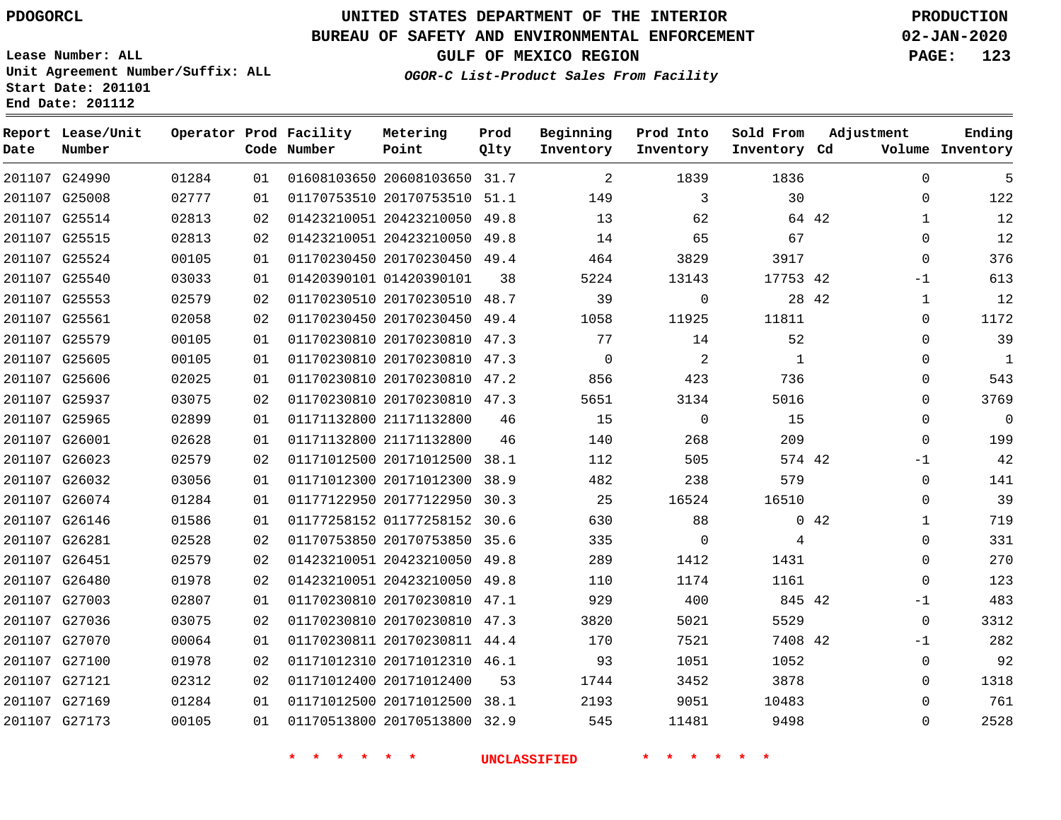# UNITED STATES DEPARTMENT OF THE INTERIOR
## BUREAU OF SAFETY AND ENVIRONMENTAL ENFORCEMENT
### GULF OF MEXICO REGION
*OGOR-C List-Product Sales From Facility*

PDOGORCL

PRODUCTION
02-JAN-2020

Lease Number: ALL
Unit Agreement Number/Suffix: ALL
Start Date: 201101
End Date: 201112

| Report Date | Lease/Unit Number | Operator | Prod Code | Facility Number | Metering Point | Prod Qlty | Beginning Inventory | Prod Into Inventory | Sold From Inventory | Adjustment Cd | Adjustment Volume | Ending Inventory |
|---|---|---|---|---|---|---|---|---|---|---|---|---|
| 201107 | G24990 | 01284 | 01 | 01608103650 | 20608103650 | 31.7 | 2 | 1839 | 1836 | | 0 | 5 |
| 201107 | G25008 | 02777 | 01 | 01170753510 | 20170753510 | 51.1 | 149 | 3 | 30 | | 0 | 122 |
| 201107 | G25514 | 02813 | 02 | 01423210051 | 20423210050 | 49.8 | 13 | 62 | 64 | 42 | 1 | 12 |
| 201107 | G25515 | 02813 | 02 | 01423210051 | 20423210050 | 49.8 | 14 | 65 | 67 | | 0 | 12 |
| 201107 | G25524 | 00105 | 01 | 01170230450 | 20170230450 | 49.4 | 464 | 3829 | 3917 | | 0 | 376 |
| 201107 | G25540 | 03033 | 01 | 01420390101 | 01420390101 | 38 | 5224 | 13143 | 17753 | 42 | -1 | 613 |
| 201107 | G25553 | 02579 | 02 | 01170230510 | 20170230510 | 48.7 | 39 | 0 | 28 | 42 | 1 | 12 |
| 201107 | G25561 | 02058 | 02 | 01170230450 | 20170230450 | 49.4 | 1058 | 11925 | 11811 | | 0 | 1172 |
| 201107 | G25579 | 00105 | 01 | 01170230810 | 20170230810 | 47.3 | 77 | 14 | 52 | | 0 | 39 |
| 201107 | G25605 | 00105 | 01 | 01170230810 | 20170230810 | 47.3 | 0 | 2 | 1 | | 0 | 1 |
| 201107 | G25606 | 02025 | 01 | 01170230810 | 20170230810 | 47.2 | 856 | 423 | 736 | | 0 | 543 |
| 201107 | G25937 | 03075 | 02 | 01170230810 | 20170230810 | 47.3 | 5651 | 3134 | 5016 | | 0 | 3769 |
| 201107 | G25965 | 02899 | 01 | 01171132800 | 21171132800 | 46 | 15 | 0 | 15 | | 0 | 0 |
| 201107 | G26001 | 02628 | 01 | 01171132800 | 21171132800 | 46 | 140 | 268 | 209 | | 0 | 199 |
| 201107 | G26023 | 02579 | 02 | 01171012500 | 20171012500 | 38.1 | 112 | 505 | 574 | 42 | -1 | 42 |
| 201107 | G26032 | 03056 | 01 | 01171012300 | 20171012300 | 38.9 | 482 | 238 | 579 | | 0 | 141 |
| 201107 | G26074 | 01284 | 01 | 01177122950 | 20177122950 | 30.3 | 25 | 16524 | 16510 | | 0 | 39 |
| 201107 | G26146 | 01586 | 01 | 01177258152 | 01177258152 | 30.6 | 630 | 88 | 0 | 42 | 1 | 719 |
| 201107 | G26281 | 02528 | 02 | 01170753850 | 20170753850 | 35.6 | 335 | 0 | 4 | | 0 | 331 |
| 201107 | G26451 | 02579 | 02 | 01423210051 | 20423210050 | 49.8 | 289 | 1412 | 1431 | | 0 | 270 |
| 201107 | G26480 | 01978 | 02 | 01423210051 | 20423210050 | 49.8 | 110 | 1174 | 1161 | | 0 | 123 |
| 201107 | G27003 | 02807 | 01 | 01170230810 | 20170230810 | 47.1 | 929 | 400 | 845 | 42 | -1 | 483 |
| 201107 | G27036 | 03075 | 02 | 01170230810 | 20170230810 | 47.3 | 3820 | 5021 | 5529 | | 0 | 3312 |
| 201107 | G27070 | 00064 | 01 | 01170230811 | 20170230811 | 44.4 | 170 | 7521 | 7408 | 42 | -1 | 282 |
| 201107 | G27100 | 01978 | 02 | 01171012310 | 20171012310 | 46.1 | 93 | 1051 | 1052 | | 0 | 92 |
| 201107 | G27121 | 02312 | 02 | 01171012400 | 20171012400 | 53 | 1744 | 3452 | 3878 | | 0 | 1318 |
| 201107 | G27169 | 01284 | 01 | 01171012500 | 20171012500 | 38.1 | 2193 | 9051 | 10483 | | 0 | 761 |
| 201107 | G27173 | 00105 | 01 | 01170513800 | 20170513800 | 32.9 | 545 | 11481 | 9498 | | 0 | 2528 |

* * * * * * UNCLASSIFIED * * * * * *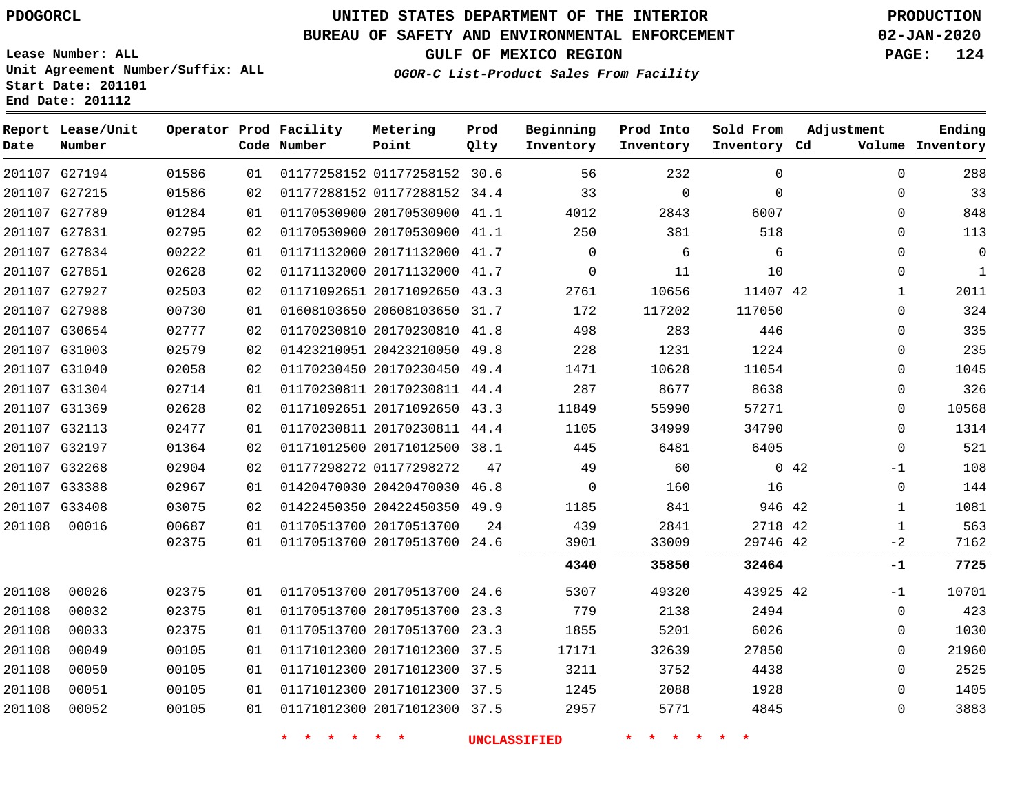PDOGORCL

# UNITED STATES DEPARTMENT OF THE INTERIOR
## BUREAU OF SAFETY AND ENVIRONMENTAL ENFORCEMENT
### GULF OF MEXICO REGION
*OGOR-C List-Product Sales From Facility*

PRODUCTION
02-JAN-2020

Lease Number: ALL
Unit Agreement Number/Suffix: ALL
Start Date: 201101
End Date: 201112

| Report Date | Lease/Unit Number | Operator | Prod Code | Facility Number | Metering Point | Prod Qlty | Beginning Inventory | Prod Into Inventory | Sold From Inventory | Adjustment Cd | Volume | Ending Inventory |
|---|---|---|---|---|---|---|---|---|---|---|---|---|
| 201107 | G27194 | 01586 | 01 | 01177258152 | 01177258152 | 30.6 | 56 | 232 | 0 | | 0 | 288 |
| 201107 | G27215 | 01586 | 02 | 01177288152 | 01177288152 | 34.4 | 33 | 0 | 0 | | 0 | 33 |
| 201107 | G27789 | 01284 | 01 | 01170530900 | 20170530900 | 41.1 | 4012 | 2843 | 6007 | | 0 | 848 |
| 201107 | G27831 | 02795 | 02 | 01170530900 | 20170530900 | 41.1 | 250 | 381 | 518 | | 0 | 113 |
| 201107 | G27834 | 00222 | 01 | 01171132000 | 20171132000 | 41.7 | 0 | 6 | 6 | | 0 | 0 |
| 201107 | G27851 | 02628 | 02 | 01171132000 | 20171132000 | 41.7 | 0 | 11 | 10 | | 0 | 1 |
| 201107 | G27927 | 02503 | 02 | 01171092651 | 20171092650 | 43.3 | 2761 | 10656 | 11407 | 42 | 1 | 2011 |
| 201107 | G27988 | 00730 | 01 | 01608103650 | 20608103650 | 31.7 | 172 | 117202 | 117050 | | 0 | 324 |
| 201107 | G30654 | 02777 | 02 | 01170230810 | 20170230810 | 41.8 | 498 | 283 | 446 | | 0 | 335 |
| 201107 | G31003 | 02579 | 02 | 01423210051 | 20423210050 | 49.8 | 228 | 1231 | 1224 | | 0 | 235 |
| 201107 | G31040 | 02058 | 02 | 01170230450 | 20170230450 | 49.4 | 1471 | 10628 | 11054 | | 0 | 1045 |
| 201107 | G31304 | 02714 | 01 | 01170230811 | 20170230811 | 44.4 | 287 | 8677 | 8638 | | 0 | 326 |
| 201107 | G31369 | 02628 | 02 | 01171092651 | 20171092650 | 43.3 | 11849 | 55990 | 57271 | | 0 | 10568 |
| 201107 | G32113 | 02477 | 01 | 01170230811 | 20170230811 | 44.4 | 1105 | 34999 | 34790 | | 0 | 1314 |
| 201107 | G32197 | 01364 | 02 | 01171012500 | 20171012500 | 38.1 | 445 | 6481 | 6405 | | 0 | 521 |
| 201107 | G32268 | 02904 | 02 | 01177298272 | 01177298272 | 47 | 49 | 60 | 0 | 42 | -1 | 108 |
| 201107 | G33388 | 02967 | 01 | 01420470030 | 20420470030 | 46.8 | 0 | 160 | 16 | | 0 | 144 |
| 201107 | G33408 | 03075 | 02 | 01422450350 | 20422450350 | 49.9 | 1185 | 841 | 946 | 42 | 1 | 1081 |
| 201108 | 00016 | 00687 | 01 | 01170513700 | 20170513700 | 24 | 439 | 2841 | 2718 | 42 | 1 | 563 |
| | | 02375 | 01 | 01170513700 | 20170513700 | 24.6 | 3901 | 33009 | 29746 | 42 | -2 | 7162 |
| | | | | | | | **4340** | **35850** | **32464** | | **-1** | **7725** |
| 201108 | 00026 | 02375 | 01 | 01170513700 | 20170513700 | 24.6 | 5307 | 49320 | 43925 | 42 | -1 | 10701 |
| 201108 | 00032 | 02375 | 01 | 01170513700 | 20170513700 | 23.3 | 779 | 2138 | 2494 | | 0 | 423 |
| 201108 | 00033 | 02375 | 01 | 01170513700 | 20170513700 | 23.3 | 1855 | 5201 | 6026 | | 0 | 1030 |
| 201108 | 00049 | 00105 | 01 | 01171012300 | 20171012300 | 37.5 | 17171 | 32639 | 27850 | | 0 | 21960 |
| 201108 | 00050 | 00105 | 01 | 01171012300 | 20171012300 | 37.5 | 3211 | 3752 | 4438 | | 0 | 2525 |
| 201108 | 00051 | 00105 | 01 | 01171012300 | 20171012300 | 37.5 | 1245 | 2088 | 1928 | | 0 | 1405 |
| 201108 | 00052 | 00105 | 01 | 01171012300 | 20171012300 | 37.5 | 2957 | 5771 | 4845 | | 0 | 3883 |

* * * * * * UNCLASSIFIED * * * * * *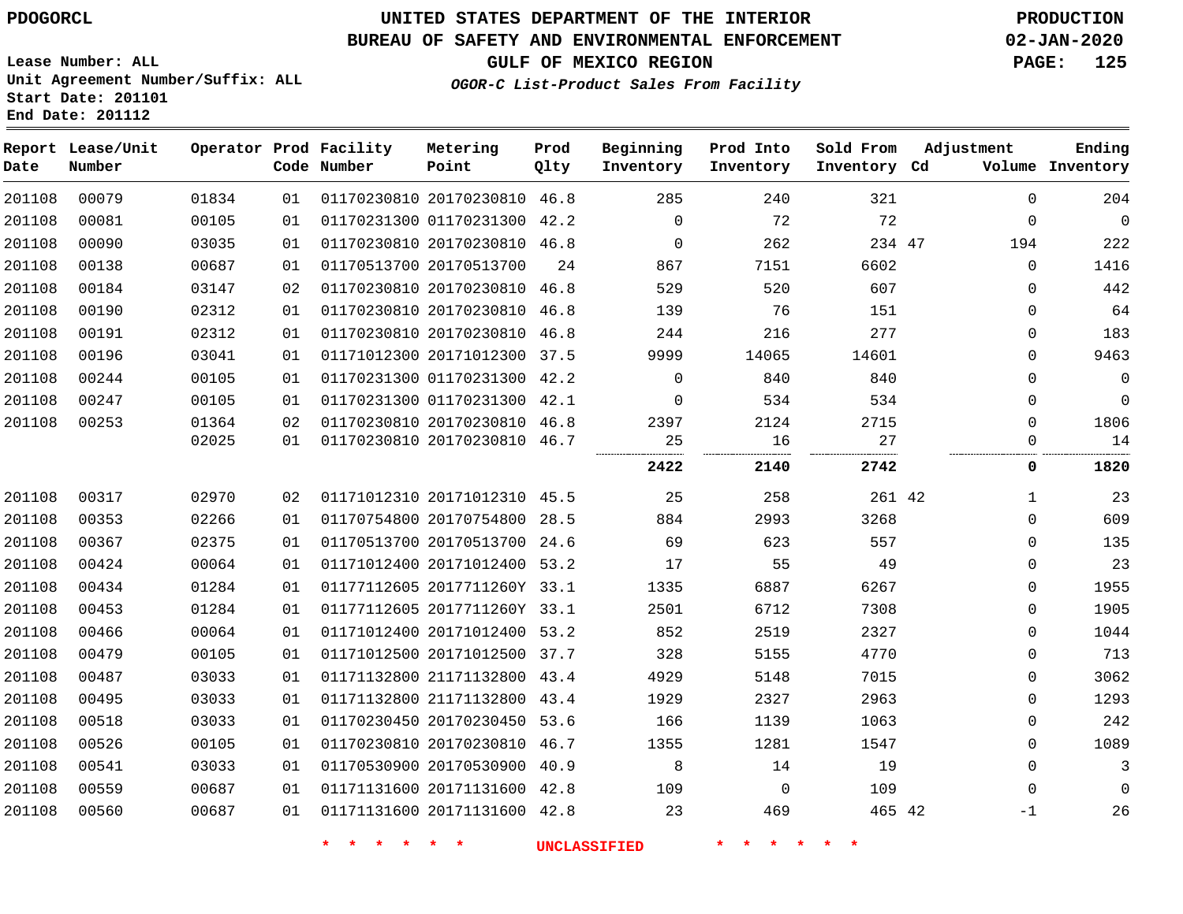PDOGORCL

# UNITED STATES DEPARTMENT OF THE INTERIOR
## BUREAU OF SAFETY AND ENVIRONMENTAL ENFORCEMENT
### GULF OF MEXICO REGION
*OGOR-C List-Product Sales From Facility*

PRODUCTION
02-JAN-2020

Lease Number: ALL
Unit Agreement Number/Suffix: ALL
Start Date: 201101
End Date: 201112

| Report Date | Lease/Unit Number | Operator | Prod Code | Facility Number | Metering Point | Prod Qlty | Beginning Inventory | Prod Into Inventory | Sold From Inventory | Adjustment Cd | Volume | Ending Inventory |
|---|---|---|---|---|---|---|---|---|---|---|---|---|
| 201108 | 00079 | 01834 | 01 | 01170230810 | 20170230810 | 46.8 | 285 | 240 | 321 | | 0 | 204 |
| 201108 | 00081 | 00105 | 01 | 01170231300 | 01170231300 | 42.2 | 0 | 72 | 72 | | 0 | 0 |
| 201108 | 00090 | 03035 | 01 | 01170230810 | 20170230810 | 46.8 | 0 | 262 | 234 | 47 | 194 | 222 |
| 201108 | 00138 | 00687 | 01 | 01170513700 | 20170513700 | 24 | 867 | 7151 | 6602 | | 0 | 1416 |
| 201108 | 00184 | 03147 | 02 | 01170230810 | 20170230810 | 46.8 | 529 | 520 | 607 | | 0 | 442 |
| 201108 | 00190 | 02312 | 01 | 01170230810 | 20170230810 | 46.8 | 139 | 76 | 151 | | 0 | 64 |
| 201108 | 00191 | 02312 | 01 | 01170230810 | 20170230810 | 46.8 | 244 | 216 | 277 | | 0 | 183 |
| 201108 | 00196 | 03041 | 01 | 01171012300 | 20171012300 | 37.5 | 9999 | 14065 | 14601 | | 0 | 9463 |
| 201108 | 00244 | 00105 | 01 | 01170231300 | 01170231300 | 42.2 | 0 | 840 | 840 | | 0 | 0 |
| 201108 | 00247 | 00105 | 01 | 01170231300 | 01170231300 | 42.1 | 0 | 534 | 534 | | 0 | 0 |
| 201108 | 00253 | 01364 | 02 | 01170230810 | 20170230810 | 46.8 | 2397 | 2124 | 2715 | | 0 | 1806 |
| | | 02025 | 01 | 01170230810 | 20170230810 | 46.7 | 25 | 16 | 27 | | 0 | 14 |
| | | | | | | | **2422** | **2140** | **2742** | | **0** | **1820** |
| 201108 | 00317 | 02970 | 02 | 01171012310 | 20171012310 | 45.5 | 25 | 258 | 261 | 42 | 1 | 23 |
| 201108 | 00353 | 02266 | 01 | 01170754800 | 20170754800 | 28.5 | 884 | 2993 | 3268 | | 0 | 609 |
| 201108 | 00367 | 02375 | 01 | 01170513700 | 20170513700 | 24.6 | 69 | 623 | 557 | | 0 | 135 |
| 201108 | 00424 | 00064 | 01 | 01171012400 | 20171012400 | 53.2 | 17 | 55 | 49 | | 0 | 23 |
| 201108 | 00434 | 01284 | 01 | 01177112605 | 2017711260Y | 33.1 | 1335 | 6887 | 6267 | | 0 | 1955 |
| 201108 | 00453 | 01284 | 01 | 01177112605 | 2017711260Y | 33.1 | 2501 | 6712 | 7308 | | 0 | 1905 |
| 201108 | 00466 | 00064 | 01 | 01171012400 | 20171012400 | 53.2 | 852 | 2519 | 2327 | | 0 | 1044 |
| 201108 | 00479 | 00105 | 01 | 01171012500 | 20171012500 | 37.7 | 328 | 5155 | 4770 | | 0 | 713 |
| 201108 | 00487 | 03033 | 01 | 01171132800 | 21171132800 | 43.4 | 4929 | 5148 | 7015 | | 0 | 3062 |
| 201108 | 00495 | 03033 | 01 | 01171132800 | 21171132800 | 43.4 | 1929 | 2327 | 2963 | | 0 | 1293 |
| 201108 | 00518 | 03033 | 01 | 01170230450 | 20170230450 | 53.6 | 166 | 1139 | 1063 | | 0 | 242 |
| 201108 | 00526 | 00105 | 01 | 01170230810 | 20170230810 | 46.7 | 1355 | 1281 | 1547 | | 0 | 1089 |
| 201108 | 00541 | 03033 | 01 | 01170530900 | 20170530900 | 40.9 | 8 | 14 | 19 | | 0 | 3 |
| 201108 | 00559 | 00687 | 01 | 01171131600 | 20171131600 | 42.8 | 109 | 0 | 109 | | 0 | 0 |
| 201108 | 00560 | 00687 | 01 | 01171131600 | 20171131600 | 42.8 | 23 | 469 | 465 | 42 | -1 | 26 |

* * * * * * UNCLASSIFIED * * * * * *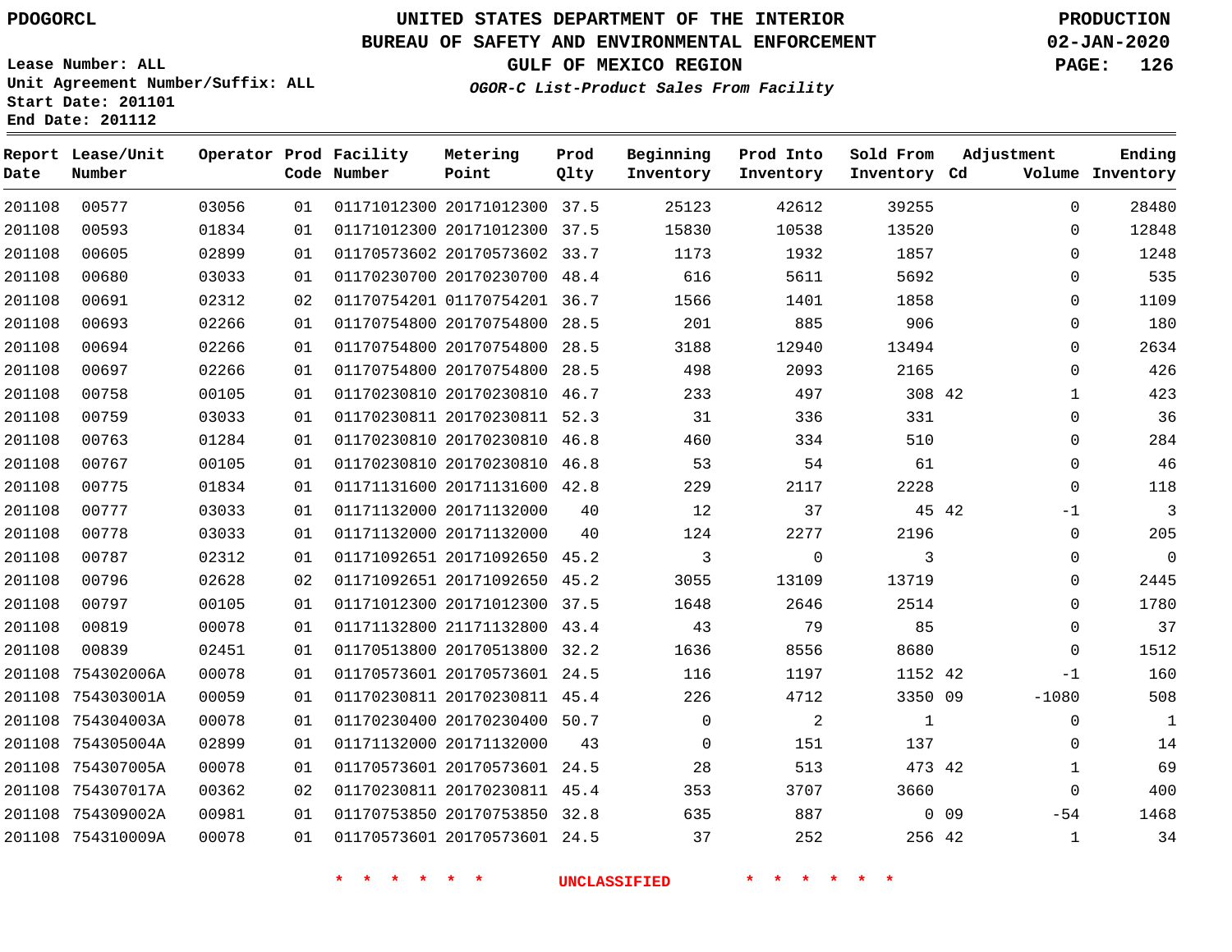PDOGORCL

Lease Number: ALL
Unit Agreement Number/Suffix: ALL
Start Date: 201101
End Date: 201112

# UNITED STATES DEPARTMENT OF THE INTERIOR
## BUREAU OF SAFETY AND ENVIRONMENTAL ENFORCEMENT
### GULF OF MEXICO REGION
*OGOR-C List-Product Sales From Facility*

PRODUCTION
02-JAN-2020

| Report Date | Lease/Unit Number | Operator | Prod Code | Facility Number | Metering Point | Prod Qlty | Beginning Inventory | Prod Into Inventory | Sold From Inventory | Adjustment Cd | Volume | Ending Inventory |
|---|---|---|---|---|---|---|---|---|---|---|---|---|
| 201108 | 00577 | 03056 | 01 | 01171012300 | 20171012300 | 37.5 | 25123 | 42612 | 39255 | | 0 | 28480 |
| 201108 | 00593 | 01834 | 01 | 01171012300 | 20171012300 | 37.5 | 15830 | 10538 | 13520 | | 0 | 12848 |
| 201108 | 00605 | 02899 | 01 | 01170573602 | 20170573602 | 33.7 | 1173 | 1932 | 1857 | | 0 | 1248 |
| 201108 | 00680 | 03033 | 01 | 01170230700 | 20170230700 | 48.4 | 616 | 5611 | 5692 | | 0 | 535 |
| 201108 | 00691 | 02312 | 02 | 01170754201 | 01170754201 | 36.7 | 1566 | 1401 | 1858 | | 0 | 1109 |
| 201108 | 00693 | 02266 | 01 | 01170754800 | 20170754800 | 28.5 | 201 | 885 | 906 | | 0 | 180 |
| 201108 | 00694 | 02266 | 01 | 01170754800 | 20170754800 | 28.5 | 3188 | 12940 | 13494 | | 0 | 2634 |
| 201108 | 00697 | 02266 | 01 | 01170754800 | 20170754800 | 28.5 | 498 | 2093 | 2165 | | 0 | 426 |
| 201108 | 00758 | 00105 | 01 | 01170230810 | 20170230810 | 46.7 | 233 | 497 | 308 | 42 | 1 | 423 |
| 201108 | 00759 | 03033 | 01 | 01170230811 | 20170230811 | 52.3 | 31 | 336 | 331 | | 0 | 36 |
| 201108 | 00763 | 01284 | 01 | 01170230810 | 20170230810 | 46.8 | 460 | 334 | 510 | | 0 | 284 |
| 201108 | 00767 | 00105 | 01 | 01170230810 | 20170230810 | 46.8 | 53 | 54 | 61 | | 0 | 46 |
| 201108 | 00775 | 01834 | 01 | 01171131600 | 20171131600 | 42.8 | 229 | 2117 | 2228 | | 0 | 118 |
| 201108 | 00777 | 03033 | 01 | 01171132000 | 20171132000 | 40 | 12 | 37 | 45 | 42 | -1 | 3 |
| 201108 | 00778 | 03033 | 01 | 01171132000 | 20171132000 | 40 | 124 | 2277 | 2196 | | 0 | 205 |
| 201108 | 00787 | 02312 | 01 | 01171092651 | 20171092650 | 45.2 | 3 | 0 | 3 | | 0 | 0 |
| 201108 | 00796 | 02628 | 02 | 01171092651 | 20171092650 | 45.2 | 3055 | 13109 | 13719 | | 0 | 2445 |
| 201108 | 00797 | 00105 | 01 | 01171012300 | 20171012300 | 37.5 | 1648 | 2646 | 2514 | | 0 | 1780 |
| 201108 | 00819 | 00078 | 01 | 01171132800 | 21171132800 | 43.4 | 43 | 79 | 85 | | 0 | 37 |
| 201108 | 00839 | 02451 | 01 | 01170513800 | 20170513800 | 32.2 | 1636 | 8556 | 8680 | | 0 | 1512 |
| 201108 | 754302006A | 00078 | 01 | 01170573601 | 20170573601 | 24.5 | 116 | 1197 | 1152 | 42 | -1 | 160 |
| 201108 | 754303001A | 00059 | 01 | 01170230811 | 20170230811 | 45.4 | 226 | 4712 | 3350 | 09 | -1080 | 508 |
| 201108 | 754304003A | 00078 | 01 | 01170230400 | 20170230400 | 50.7 | 0 | 2 | 1 | | 0 | 1 |
| 201108 | 754305004A | 02899 | 01 | 01171132000 | 20171132000 | 43 | 0 | 151 | 137 | | 0 | 14 |
| 201108 | 754307005A | 00078 | 01 | 01170573601 | 20170573601 | 24.5 | 28 | 513 | 473 | 42 | 1 | 69 |
| 201108 | 754307017A | 00362 | 02 | 01170230811 | 20170230811 | 45.4 | 353 | 3707 | 3660 | | 0 | 400 |
| 201108 | 754309002A | 00981 | 01 | 01170753850 | 20170753850 | 32.8 | 635 | 887 | 0 | 09 | -54 | 1468 |
| 201108 | 754310009A | 00078 | 01 | 01170573601 | 20170573601 | 24.5 | 37 | 252 | 256 | 42 | 1 | 34 |

* * * * * * UNCLASSIFIED * * * * * *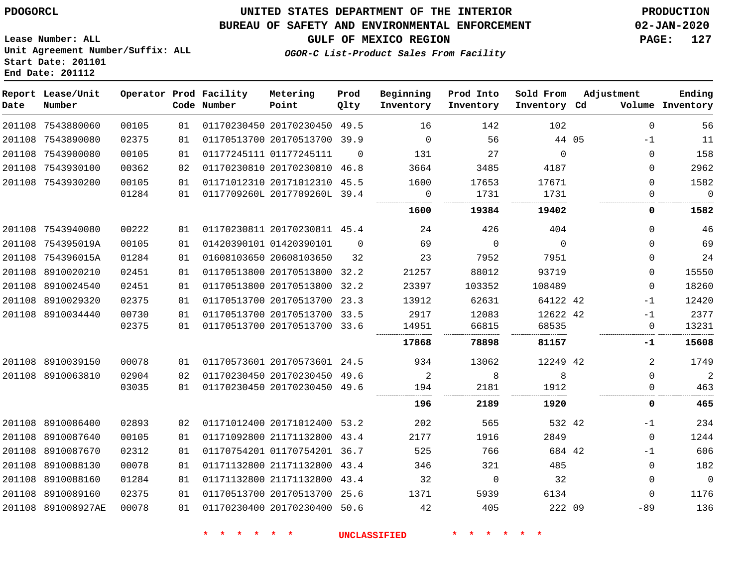PDOGORCL

# UNITED STATES DEPARTMENT OF THE INTERIOR
## BUREAU OF SAFETY AND ENVIRONMENTAL ENFORCEMENT
### GULF OF MEXICO REGION
*OGOR-C List-Product Sales From Facility*

PRODUCTION
02-JAN-2020

Lease Number: ALL
Unit Agreement Number/Suffix: ALL
Start Date: 201101
End Date: 201112

| Report Date | Lease/Unit Number | Operator | Prod Code | Facility Number | Metering Point | Prod Qlty | Beginning Inventory | Prod Into Inventory | Sold From Inventory | Adjustment Cd | Adjustment Volume | Ending Inventory |
|---|---|---|---|---|---|---|---|---|---|---|---|---|
| 201108 | 7543880060 | 00105 | 01 | 01170230450 | 20170230450 | 49.5 | 16 | 142 | 102 | | 0 | 56 |
| 201108 | 7543890080 | 02375 | 01 | 01170513700 | 20170513700 | 39.9 | 0 | 56 | 44 | 05 | -1 | 11 |
| 201108 | 7543900080 | 00105 | 01 | 01177245111 | 01177245111 | 0 | 131 | 27 | 0 | | 0 | 158 |
| 201108 | 7543930100 | 00362 | 02 | 01170230810 | 20170230810 | 46.8 | 3664 | 3485 | 4187 | | 0 | 2962 |
| 201108 | 7543930200 | 00105 | 01 | 01171012310 | 20171012310 | 45.5 | 1600 | 17653 | 17671 | | 0 | 1582 |
| | | 01284 | 01 | 0117709260L | 2017709260L | 39.4 | 0 | 1731 | 1731 | | 0 | 0 |
| | | | | | | | **1600** | **19384** | **19402** | | **0** | **1582** |
| 201108 | 7543940080 | 00222 | 01 | 01170230811 | 20170230811 | 45.4 | 24 | 426 | 404 | | 0 | 46 |
| 201108 | 754395019A | 00105 | 01 | 01420390101 | 01420390101 | 0 | 69 | 0 | 0 | | 0 | 69 |
| 201108 | 754396015A | 01284 | 01 | 01608103650 | 20608103650 | 32 | 23 | 7952 | 7951 | | 0 | 24 |
| 201108 | 8910020210 | 02451 | 01 | 01170513800 | 20170513800 | 32.2 | 21257 | 88012 | 93719 | | 0 | 15550 |
| 201108 | 8910024540 | 02451 | 01 | 01170513800 | 20170513800 | 32.2 | 23397 | 103352 | 108489 | | 0 | 18260 |
| 201108 | 8910029320 | 02375 | 01 | 01170513700 | 20170513700 | 23.3 | 13912 | 62631 | 64122 | 42 | -1 | 12420 |
| 201108 | 8910034440 | 00730 | 01 | 01170513700 | 20170513700 | 33.5 | 2917 | 12083 | 12622 | 42 | -1 | 2377 |
| | | 02375 | 01 | 01170513700 | 20170513700 | 33.6 | 14951 | 66815 | 68535 | | 0 | 13231 |
| | | | | | | | **17868** | **78898** | **81157** | | **-1** | **15608** |
| 201108 | 8910039150 | 00078 | 01 | 01170573601 | 20170573601 | 24.5 | 934 | 13062 | 12249 | 42 | 2 | 1749 |
| 201108 | 8910063810 | 02904 | 02 | 01170230450 | 20170230450 | 49.6 | 2 | 8 | 8 | | 0 | 2 |
| | | 03035 | 01 | 01170230450 | 20170230450 | 49.6 | 194 | 2181 | 1912 | | 0 | 463 |
| | | | | | | | **196** | **2189** | **1920** | | **0** | **465** |
| 201108 | 8910086400 | 02893 | 02 | 01171012400 | 20171012400 | 53.2 | 202 | 565 | 532 | 42 | -1 | 234 |
| 201108 | 8910087640 | 00105 | 01 | 01171092800 | 21171132800 | 43.4 | 2177 | 1916 | 2849 | | 0 | 1244 |
| 201108 | 8910087670 | 02312 | 01 | 01170754201 | 01170754201 | 36.7 | 525 | 766 | 684 | 42 | -1 | 606 |
| 201108 | 8910088130 | 00078 | 01 | 01171132800 | 21171132800 | 43.4 | 346 | 321 | 485 | | 0 | 182 |
| 201108 | 8910088160 | 01284 | 01 | 01171132800 | 21171132800 | 43.4 | 32 | 0 | 32 | | 0 | 0 |
| 201108 | 8910089160 | 02375 | 01 | 01170513700 | 20170513700 | 25.6 | 1371 | 5939 | 6134 | | 0 | 1176 |
| 201108 | 891008927AE | 00078 | 01 | 01170230400 | 20170230400 | 50.6 | 42 | 405 | 222 | 09 | -89 | 136 |

* * * * * * UNCLASSIFIED * * * * * *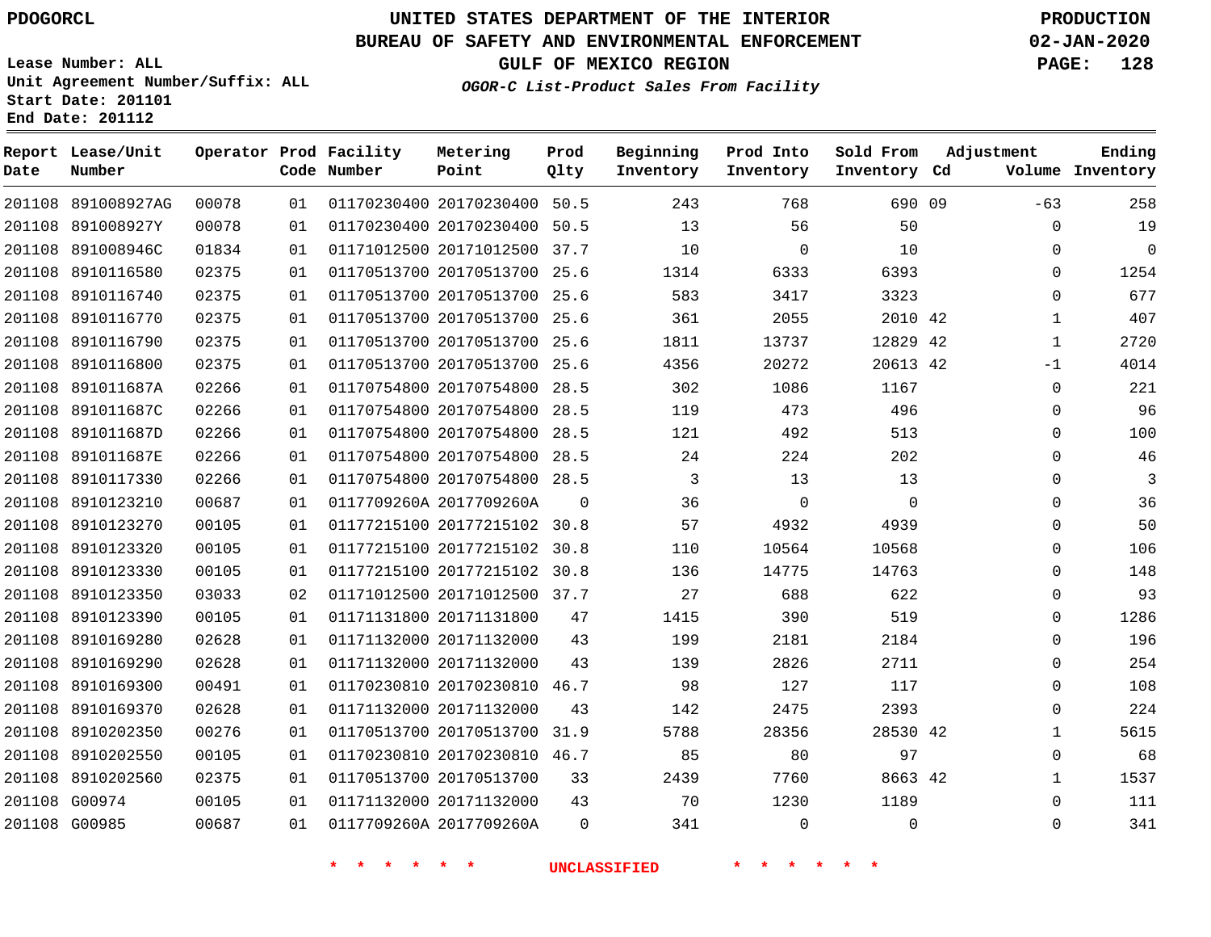PDOGORCL

# UNITED STATES DEPARTMENT OF THE INTERIOR
## BUREAU OF SAFETY AND ENVIRONMENTAL ENFORCEMENT
### GULF OF MEXICO REGION
*OGOR-C List-Product Sales From Facility*

PRODUCTION
02-JAN-2020

Lease Number: ALL
Unit Agreement Number/Suffix: ALL
Start Date: 201101
End Date: 201112

| Report Date | Lease/Unit Number | Operator | Prod Code | Facility Number | Metering Point | Prod Qlty | Beginning Inventory | Prod Into Inventory | Sold From Inventory | Adjustment Cd | Adjustment Volume | Ending Inventory |
|---|---|---|---|---|---|---|---|---|---|---|---|---|
| 201108 | 891008927AG | 00078 | 01 | 01170230400 | 20170230400 | 50.5 | 243 | 768 | 690 | 09 | -63 | 258 |
| 201108 | 891008927Y | 00078 | 01 | 01170230400 | 20170230400 | 50.5 | 13 | 56 | 50 | | 0 | 19 |
| 201108 | 891008946C | 01834 | 01 | 01171012500 | 20171012500 | 37.7 | 10 | 0 | 10 | | 0 | 0 |
| 201108 | 8910116580 | 02375 | 01 | 01170513700 | 20170513700 | 25.6 | 1314 | 6333 | 6393 | | 0 | 1254 |
| 201108 | 8910116740 | 02375 | 01 | 01170513700 | 20170513700 | 25.6 | 583 | 3417 | 3323 | | 0 | 677 |
| 201108 | 8910116770 | 02375 | 01 | 01170513700 | 20170513700 | 25.6 | 361 | 2055 | 2010 | 42 | 1 | 407 |
| 201108 | 8910116790 | 02375 | 01 | 01170513700 | 20170513700 | 25.6 | 1811 | 13737 | 12829 | 42 | 1 | 2720 |
| 201108 | 8910116800 | 02375 | 01 | 01170513700 | 20170513700 | 25.6 | 4356 | 20272 | 20613 | 42 | -1 | 4014 |
| 201108 | 891011687A | 02266 | 01 | 01170754800 | 20170754800 | 28.5 | 302 | 1086 | 1167 | | 0 | 221 |
| 201108 | 891011687C | 02266 | 01 | 01170754800 | 20170754800 | 28.5 | 119 | 473 | 496 | | 0 | 96 |
| 201108 | 891011687D | 02266 | 01 | 01170754800 | 20170754800 | 28.5 | 121 | 492 | 513 | | 0 | 100 |
| 201108 | 891011687E | 02266 | 01 | 01170754800 | 20170754800 | 28.5 | 24 | 224 | 202 | | 0 | 46 |
| 201108 | 8910117330 | 02266 | 01 | 01170754800 | 20170754800 | 28.5 | 3 | 13 | 13 | | 0 | 3 |
| 201108 | 8910123210 | 00687 | 01 | 0117709260A | 2017709260A | 0 | 36 | 0 | 0 | | 0 | 36 |
| 201108 | 8910123270 | 00105 | 01 | 01177215100 | 20177215102 | 30.8 | 57 | 4932 | 4939 | | 0 | 50 |
| 201108 | 8910123320 | 00105 | 01 | 01177215100 | 20177215102 | 30.8 | 110 | 10564 | 10568 | | 0 | 106 |
| 201108 | 8910123330 | 00105 | 01 | 01177215100 | 20177215102 | 30.8 | 136 | 14775 | 14763 | | 0 | 148 |
| 201108 | 8910123350 | 03033 | 02 | 01171012500 | 20171012500 | 37.7 | 27 | 688 | 622 | | 0 | 93 |
| 201108 | 8910123390 | 00105 | 01 | 01171131800 | 20171131800 | 47 | 1415 | 390 | 519 | | 0 | 1286 |
| 201108 | 8910169280 | 02628 | 01 | 01171132000 | 20171132000 | 43 | 199 | 2181 | 2184 | | 0 | 196 |
| 201108 | 8910169290 | 02628 | 01 | 01171132000 | 20171132000 | 43 | 139 | 2826 | 2711 | | 0 | 254 |
| 201108 | 8910169300 | 00491 | 01 | 01170230810 | 20170230810 | 46.7 | 98 | 127 | 117 | | 0 | 108 |
| 201108 | 8910169370 | 02628 | 01 | 01171132000 | 20171132000 | 43 | 142 | 2475 | 2393 | | 0 | 224 |
| 201108 | 8910202350 | 00276 | 01 | 01170513700 | 20170513700 | 31.9 | 5788 | 28356 | 28530 | 42 | 1 | 5615 |
| 201108 | 8910202550 | 00105 | 01 | 01170230810 | 20170230810 | 46.7 | 85 | 80 | 97 | | 0 | 68 |
| 201108 | 8910202560 | 02375 | 01 | 01170513700 | 20170513700 | 33 | 2439 | 7760 | 8663 | 42 | 1 | 1537 |
| 201108 | G00974 | 00105 | 01 | 01171132000 | 20171132000 | 43 | 70 | 1230 | 1189 | | 0 | 111 |
| 201108 | G00985 | 00687 | 01 | 0117709260A | 2017709260A | 0 | 341 | 0 | 0 | | 0 | 341 |

* * * * * * UNCLASSIFIED * * * * * *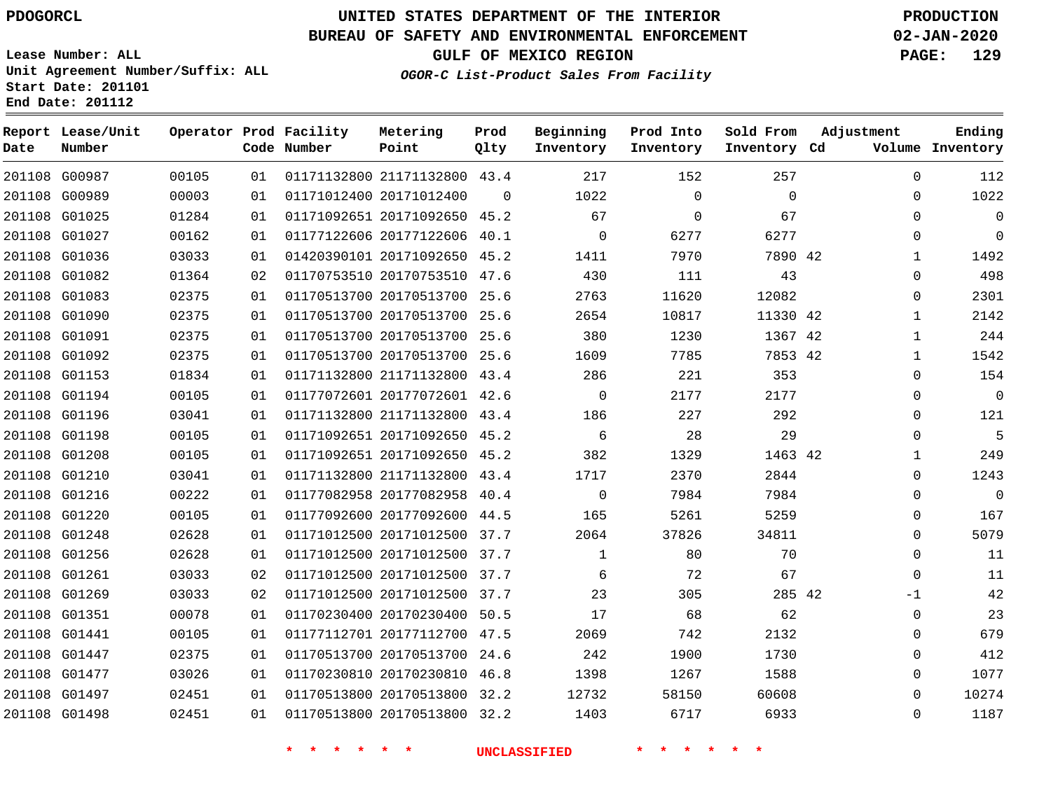# UNITED STATES DEPARTMENT OF THE INTERIOR
## BUREAU OF SAFETY AND ENVIRONMENTAL ENFORCEMENT
### GULF OF MEXICO REGION
*OGOR-C List-Product Sales From Facility*

PDOGORCL

Lease Number: ALL
Unit Agreement Number/Suffix: ALL
Start Date: 201101
End Date: 201112

PRODUCTION
02-JAN-2020

| Report Date | Lease/Unit Number | Operator | Prod Code | Facility Number | Metering Point | Prod Qlty | Beginning Inventory | Prod Into Inventory | Sold From Inventory | Adjustment Cd | Adjustment Volume | Ending Inventory |
|---|---|---|---|---|---|---|---|---|---|---|---|---|
| 201108 | G00987 | 00105 | 01 | 01171132800 | 21171132800 | 43.4 | 217 | 152 | 257 | | 0 | 112 |
| 201108 | G00989 | 00003 | 01 | 01171012400 | 20171012400 | 0 | 1022 | 0 | 0 | | 0 | 1022 |
| 201108 | G01025 | 01284 | 01 | 01171092651 | 20171092650 | 45.2 | 67 | 0 | 67 | | 0 | 0 |
| 201108 | G01027 | 00162 | 01 | 01177122606 | 20177122606 | 40.1 | 0 | 6277 | 6277 | | 0 | 0 |
| 201108 | G01036 | 03033 | 01 | 01420390101 | 20171092650 | 45.2 | 1411 | 7970 | 7890 | 42 | 1 | 1492 |
| 201108 | G01082 | 01364 | 02 | 01170753510 | 20170753510 | 47.6 | 430 | 111 | 43 | | 0 | 498 |
| 201108 | G01083 | 02375 | 01 | 01170513700 | 20170513700 | 25.6 | 2763 | 11620 | 12082 | | 0 | 2301 |
| 201108 | G01090 | 02375 | 01 | 01170513700 | 20170513700 | 25.6 | 2654 | 10817 | 11330 | 42 | 1 | 2142 |
| 201108 | G01091 | 02375 | 01 | 01170513700 | 20170513700 | 25.6 | 380 | 1230 | 1367 | 42 | 1 | 244 |
| 201108 | G01092 | 02375 | 01 | 01170513700 | 20170513700 | 25.6 | 1609 | 7785 | 7853 | 42 | 1 | 1542 |
| 201108 | G01153 | 01834 | 01 | 01171132800 | 21171132800 | 43.4 | 286 | 221 | 353 | | 0 | 154 |
| 201108 | G01194 | 00105 | 01 | 01177072601 | 20177072601 | 42.6 | 0 | 2177 | 2177 | | 0 | 0 |
| 201108 | G01196 | 03041 | 01 | 01171132800 | 21171132800 | 43.4 | 186 | 227 | 292 | | 0 | 121 |
| 201108 | G01198 | 00105 | 01 | 01171092651 | 20171092650 | 45.2 | 6 | 28 | 29 | | 0 | 5 |
| 201108 | G01208 | 00105 | 01 | 01171092651 | 20171092650 | 45.2 | 382 | 1329 | 1463 | 42 | 1 | 249 |
| 201108 | G01210 | 03041 | 01 | 01171132800 | 21171132800 | 43.4 | 1717 | 2370 | 2844 | | 0 | 1243 |
| 201108 | G01216 | 00222 | 01 | 01177082958 | 20177082958 | 40.4 | 0 | 7984 | 7984 | | 0 | 0 |
| 201108 | G01220 | 00105 | 01 | 01177092600 | 20177092600 | 44.5 | 165 | 5261 | 5259 | | 0 | 167 |
| 201108 | G01248 | 02628 | 01 | 01171012500 | 20171012500 | 37.7 | 2064 | 37826 | 34811 | | 0 | 5079 |
| 201108 | G01256 | 02628 | 01 | 01171012500 | 20171012500 | 37.7 | 1 | 80 | 70 | | 0 | 11 |
| 201108 | G01261 | 03033 | 02 | 01171012500 | 20171012500 | 37.7 | 6 | 72 | 67 | | 0 | 11 |
| 201108 | G01269 | 03033 | 02 | 01171012500 | 20171012500 | 37.7 | 23 | 305 | 285 | 42 | -1 | 42 |
| 201108 | G01351 | 00078 | 01 | 01170230400 | 20170230400 | 50.5 | 17 | 68 | 62 | | 0 | 23 |
| 201108 | G01441 | 00105 | 01 | 01177112701 | 20177112700 | 47.5 | 2069 | 742 | 2132 | | 0 | 679 |
| 201108 | G01447 | 02375 | 01 | 01170513700 | 20170513700 | 24.6 | 242 | 1900 | 1730 | | 0 | 412 |
| 201108 | G01477 | 03026 | 01 | 01170230810 | 20170230810 | 46.8 | 1398 | 1267 | 1588 | | 0 | 1077 |
| 201108 | G01497 | 02451 | 01 | 01170513800 | 20170513800 | 32.2 | 12732 | 58150 | 60608 | | 0 | 10274 |
| 201108 | G01498 | 02451 | 01 | 01170513800 | 20170513800 | 32.2 | 1403 | 6717 | 6933 | | 0 | 1187 |

\* \* \* \* \* \* UNCLASSIFIED \* \* \* \* \* \*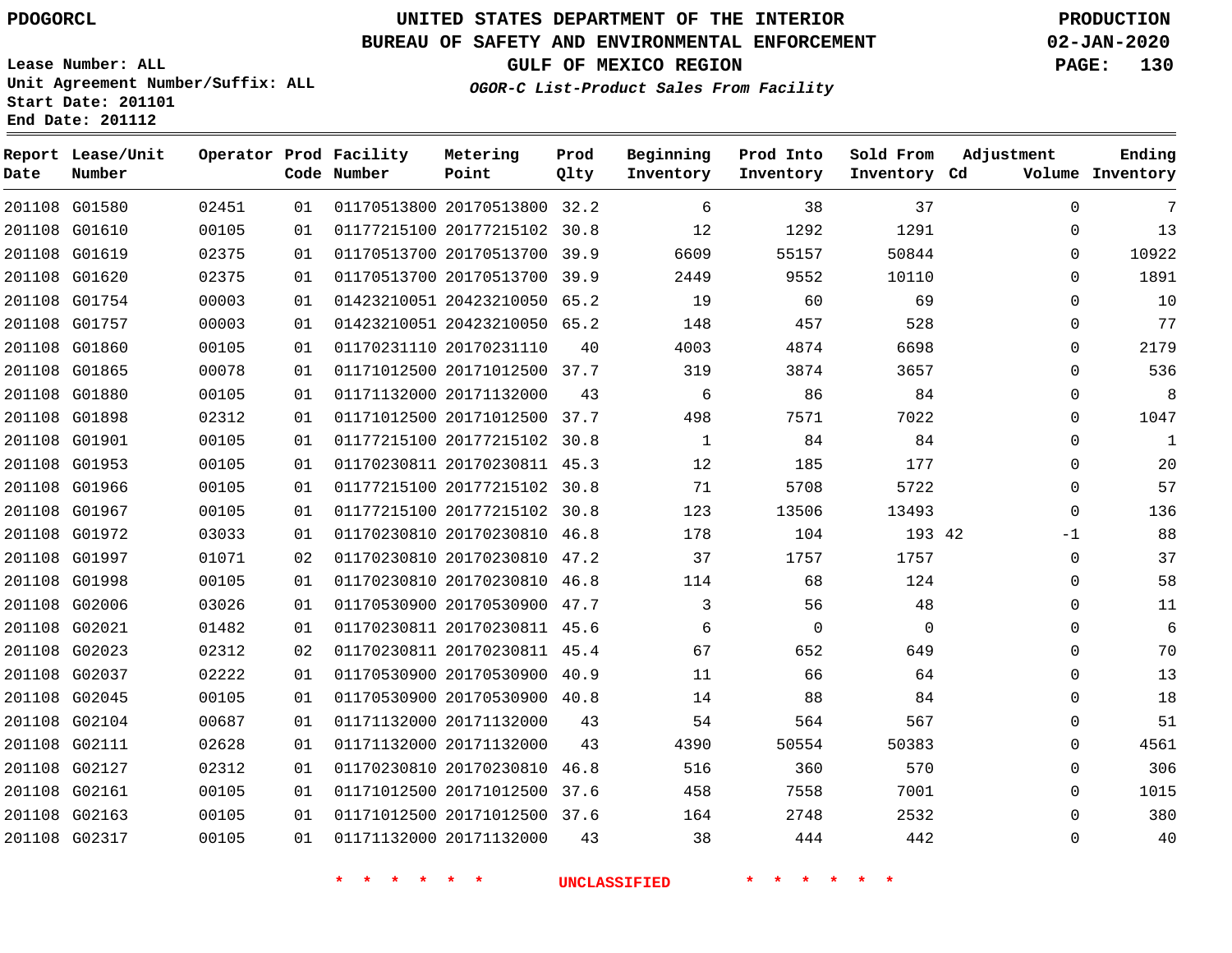PDOGORCL

# UNITED STATES DEPARTMENT OF THE INTERIOR
## BUREAU OF SAFETY AND ENVIRONMENTAL ENFORCEMENT
## GULF OF MEXICO REGION
### *OGOR-C List-Product Sales From Facility*

PRODUCTION
02-JAN-2020

Lease Number: ALL
Unit Agreement Number/Suffix: ALL
Start Date: 201101
End Date: 201112

| Report Date | Lease/Unit Number | Operator | Prod Code | Facility Number | Metering Point | Prod Qlty | Beginning Inventory | Prod Into Inventory | Sold From Inventory | Adjustment Cd | Adjustment Volume | Ending Inventory |
|---|---|---|---|---|---|---|---|---|---|---|---|---|
| 201108 | G01580 | 02451 | 01 | 01170513800 | 20170513800 | 32.2 | 6 | 38 | 37 | | 0 | 7 |
| 201108 | G01610 | 00105 | 01 | 01177215100 | 20177215102 | 30.8 | 12 | 1292 | 1291 | | 0 | 13 |
| 201108 | G01619 | 02375 | 01 | 01170513700 | 20170513700 | 39.9 | 6609 | 55157 | 50844 | | 0 | 10922 |
| 201108 | G01620 | 02375 | 01 | 01170513700 | 20170513700 | 39.9 | 2449 | 9552 | 10110 | | 0 | 1891 |
| 201108 | G01754 | 00003 | 01 | 01423210051 | 20423210050 | 65.2 | 19 | 60 | 69 | | 0 | 10 |
| 201108 | G01757 | 00003 | 01 | 01423210051 | 20423210050 | 65.2 | 148 | 457 | 528 | | 0 | 77 |
| 201108 | G01860 | 00105 | 01 | 01170231110 | 20170231110 | 40 | 4003 | 4874 | 6698 | | 0 | 2179 |
| 201108 | G01865 | 00078 | 01 | 01171012500 | 20171012500 | 37.7 | 319 | 3874 | 3657 | | 0 | 536 |
| 201108 | G01880 | 00105 | 01 | 01171132000 | 20171132000 | 43 | 6 | 86 | 84 | | 0 | 8 |
| 201108 | G01898 | 02312 | 01 | 01171012500 | 20171012500 | 37.7 | 498 | 7571 | 7022 | | 0 | 1047 |
| 201108 | G01901 | 00105 | 01 | 01177215100 | 20177215102 | 30.8 | 1 | 84 | 84 | | 0 | 1 |
| 201108 | G01953 | 00105 | 01 | 01170230811 | 20170230811 | 45.3 | 12 | 185 | 177 | | 0 | 20 |
| 201108 | G01966 | 00105 | 01 | 01177215100 | 20177215102 | 30.8 | 71 | 5708 | 5722 | | 0 | 57 |
| 201108 | G01967 | 00105 | 01 | 01177215100 | 20177215102 | 30.8 | 123 | 13506 | 13493 | | 0 | 136 |
| 201108 | G01972 | 03033 | 01 | 01170230810 | 20170230810 | 46.8 | 178 | 104 | 193 | 42 | -1 | 88 |
| 201108 | G01997 | 01071 | 02 | 01170230810 | 20170230810 | 47.2 | 37 | 1757 | 1757 | | 0 | 37 |
| 201108 | G01998 | 00105 | 01 | 01170230810 | 20170230810 | 46.8 | 114 | 68 | 124 | | 0 | 58 |
| 201108 | G02006 | 03026 | 01 | 01170530900 | 20170530900 | 47.7 | 3 | 56 | 48 | | 0 | 11 |
| 201108 | G02021 | 01482 | 01 | 01170230811 | 20170230811 | 45.6 | 6 | 0 | 0 | | 0 | 6 |
| 201108 | G02023 | 02312 | 02 | 01170230811 | 20170230811 | 45.4 | 67 | 652 | 649 | | 0 | 70 |
| 201108 | G02037 | 02222 | 01 | 01170530900 | 20170530900 | 40.9 | 11 | 66 | 64 | | 0 | 13 |
| 201108 | G02045 | 00105 | 01 | 01170530900 | 20170530900 | 40.8 | 14 | 88 | 84 | | 0 | 18 |
| 201108 | G02104 | 00687 | 01 | 01171132000 | 20171132000 | 43 | 54 | 564 | 567 | | 0 | 51 |
| 201108 | G02111 | 02628 | 01 | 01171132000 | 20171132000 | 43 | 4390 | 50554 | 50383 | | 0 | 4561 |
| 201108 | G02127 | 02312 | 01 | 01170230810 | 20170230810 | 46.8 | 516 | 360 | 570 | | 0 | 306 |
| 201108 | G02161 | 00105 | 01 | 01171012500 | 20171012500 | 37.6 | 458 | 7558 | 7001 | | 0 | 1015 |
| 201108 | G02163 | 00105 | 01 | 01171012500 | 20171012500 | 37.6 | 164 | 2748 | 2532 | | 0 | 380 |
| 201108 | G02317 | 00105 | 01 | 01171132000 | 20171132000 | 43 | 38 | 444 | 442 | | 0 | 40 |

* * * * * * UNCLASSIFIED * * * * * *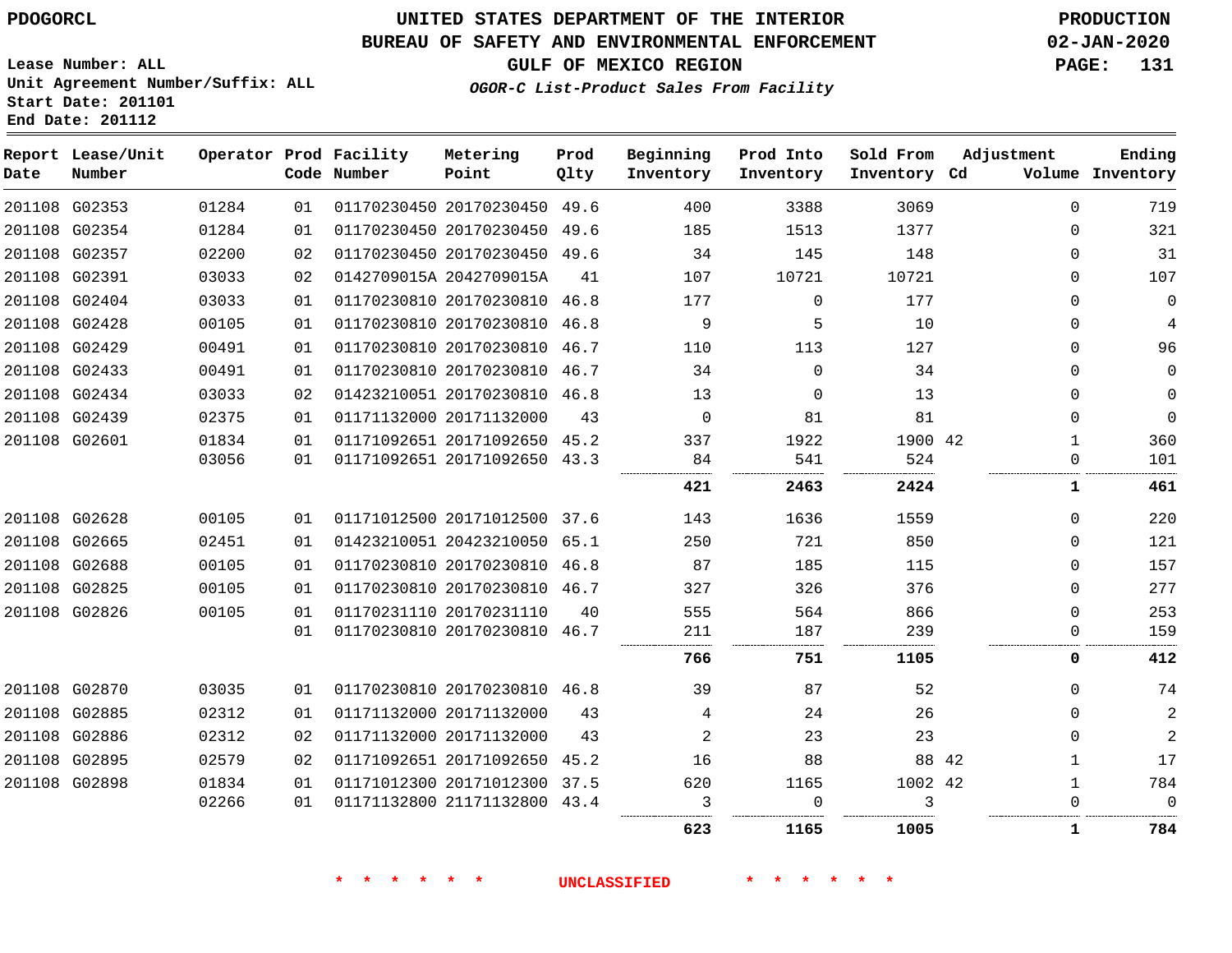# UNITED STATES DEPARTMENT OF THE INTERIOR
## BUREAU OF SAFETY AND ENVIRONMENTAL ENFORCEMENT
### GULF OF MEXICO REGION
*OGOR-C List-Product Sales From Facility*

PDOGORCL

Lease Number: ALL
Unit Agreement Number/Suffix: ALL
Start Date: 201101
End Date: 201112

PRODUCTION
02-JAN-2020

| Report Date | Lease/Unit Number | Operator | Prod Code | Facility Number | Metering Point | Prod Qlty | Beginning Inventory | Prod Into Inventory | Sold From Inventory | Adjustment Cd | Adjustment Volume | Ending Inventory |
|---|---|---|---|---|---|---|---|---|---|---|---|---|
| 201108 | G02353 | 01284 | 01 | 01170230450 | 20170230450 | 49.6 | 400 | 3388 | 3069 | | 0 | 719 |
| 201108 | G02354 | 01284 | 01 | 01170230450 | 20170230450 | 49.6 | 185 | 1513 | 1377 | | 0 | 321 |
| 201108 | G02357 | 02200 | 02 | 01170230450 | 20170230450 | 49.6 | 34 | 145 | 148 | | 0 | 31 |
| 201108 | G02391 | 03033 | 02 | 0142709015A | 2042709015A | 41 | 107 | 10721 | 10721 | | 0 | 107 |
| 201108 | G02404 | 03033 | 01 | 01170230810 | 20170230810 | 46.8 | 177 | 0 | 177 | | 0 | 0 |
| 201108 | G02428 | 00105 | 01 | 01170230810 | 20170230810 | 46.8 | 9 | 5 | 10 | | 0 | 4 |
| 201108 | G02429 | 00491 | 01 | 01170230810 | 20170230810 | 46.7 | 110 | 113 | 127 | | 0 | 96 |
| 201108 | G02433 | 00491 | 01 | 01170230810 | 20170230810 | 46.7 | 34 | 0 | 34 | | 0 | 0 |
| 201108 | G02434 | 03033 | 02 | 01423210051 | 20170230810 | 46.8 | 13 | 0 | 13 | | 0 | 0 |
| 201108 | G02439 | 02375 | 01 | 01171132000 | 20171132000 | 43 | 0 | 81 | 81 | | 0 | 0 |
| 201108 | G02601 | 01834 | 01 | 01171092651 | 20171092650 | 45.2 | 337 | 1922 | 1900 | 42 | 1 | 360 |
| | | 03056 | 01 | 01171092651 | 20171092650 | 43.3 | 84 | 541 | 524 | | 0 | 101 |
| | | | | | | | **421** | **2463** | **2424** | | **1** | **461** |
| 201108 | G02628 | 00105 | 01 | 01171012500 | 20171012500 | 37.6 | 143 | 1636 | 1559 | | 0 | 220 |
| 201108 | G02665 | 02451 | 01 | 01423210051 | 20423210050 | 65.1 | 250 | 721 | 850 | | 0 | 121 |
| 201108 | G02688 | 00105 | 01 | 01170230810 | 20170230810 | 46.8 | 87 | 185 | 115 | | 0 | 157 |
| 201108 | G02825 | 00105 | 01 | 01170230810 | 20170230810 | 46.7 | 327 | 326 | 376 | | 0 | 277 |
| 201108 | G02826 | 00105 | 01 | 01170231110 | 20170231110 | 40 | 555 | 564 | 866 | | 0 | 253 |
| | | | 01 | 01170230810 | 20170230810 | 46.7 | 211 | 187 | 239 | | 0 | 159 |
| | | | | | | | **766** | **751** | **1105** | | **0** | **412** |
| 201108 | G02870 | 03035 | 01 | 01170230810 | 20170230810 | 46.8 | 39 | 87 | 52 | | 0 | 74 |
| 201108 | G02885 | 02312 | 01 | 01171132000 | 20171132000 | 43 | 4 | 24 | 26 | | 0 | 2 |
| 201108 | G02886 | 02312 | 02 | 01171132000 | 20171132000 | 43 | 2 | 23 | 23 | | 0 | 2 |
| 201108 | G02895 | 02579 | 02 | 01171092651 | 20171092650 | 45.2 | 16 | 88 | 88 | 42 | 1 | 17 |
| 201108 | G02898 | 01834 | 01 | 01171012300 | 20171012300 | 37.5 | 620 | 1165 | 1002 | 42 | 1 | 784 |
| | | 02266 | 01 | 01171132800 | 21171132800 | 43.4 | 3 | 0 | 3 | | 0 | 0 |
| | | | | | | | **623** | **1165** | **1005** | | **1** | **784** |

\* \* \* \* \* \* UNCLASSIFIED \* \* \* \* \* \*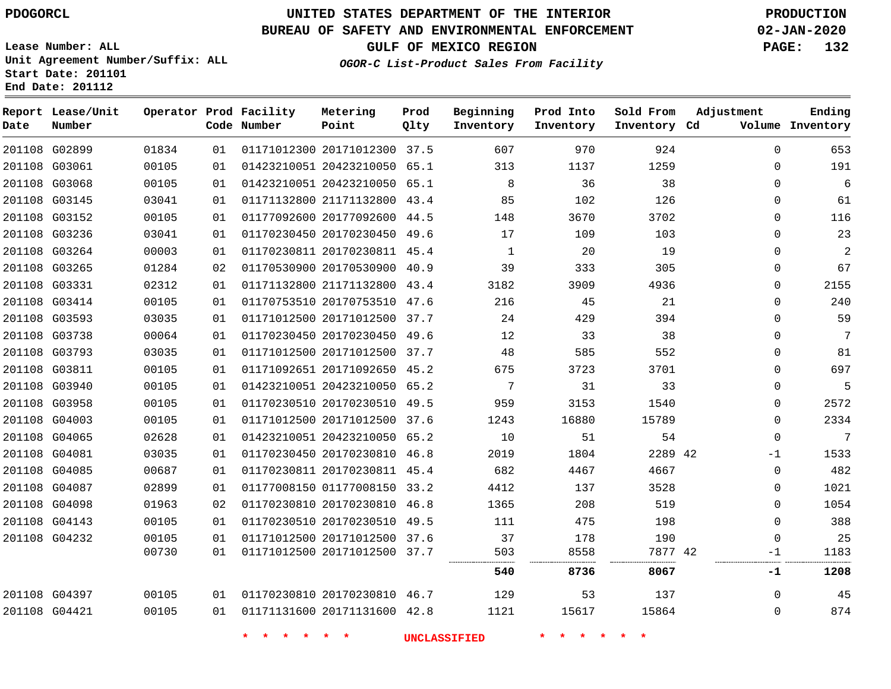PDOGORCL

# UNITED STATES DEPARTMENT OF THE INTERIOR
## BUREAU OF SAFETY AND ENVIRONMENTAL ENFORCEMENT
### GULF OF MEXICO REGION
*OGOR-C List-Product Sales From Facility*

PRODUCTION
02-JAN-2020

Lease Number: ALL
Unit Agreement Number/Suffix: ALL
Start Date: 201101
End Date: 201112

| Report Date | Lease/Unit Number | Operator | Prod Code | Facility Number | Metering Point | Prod Qlty | Beginning Inventory | Prod Into Inventory | Sold From Inventory | Adjustment Cd | Volume | Ending Inventory |
|---|---|---|---|---|---|---|---|---|---|---|---|---|
| 201108 | G02899 | 01834 | 01 | 01171012300 | 20171012300 | 37.5 | 607 | 970 | 924 | | 0 | 653 |
| 201108 | G03061 | 00105 | 01 | 01423210051 | 20423210050 | 65.1 | 313 | 1137 | 1259 | | 0 | 191 |
| 201108 | G03068 | 00105 | 01 | 01423210051 | 20423210050 | 65.1 | 8 | 36 | 38 | | 0 | 6 |
| 201108 | G03145 | 03041 | 01 | 01171132800 | 21171132800 | 43.4 | 85 | 102 | 126 | | 0 | 61 |
| 201108 | G03152 | 00105 | 01 | 01177092600 | 20177092600 | 44.5 | 148 | 3670 | 3702 | | 0 | 116 |
| 201108 | G03236 | 03041 | 01 | 01170230450 | 20170230450 | 49.6 | 17 | 109 | 103 | | 0 | 23 |
| 201108 | G03264 | 00003 | 01 | 01170230811 | 20170230811 | 45.4 | 1 | 20 | 19 | | 0 | 2 |
| 201108 | G03265 | 01284 | 02 | 01170530900 | 20170530900 | 40.9 | 39 | 333 | 305 | | 0 | 67 |
| 201108 | G03331 | 02312 | 01 | 01171132800 | 21171132800 | 43.4 | 3182 | 3909 | 4936 | | 0 | 2155 |
| 201108 | G03414 | 00105 | 01 | 01170753510 | 20170753510 | 47.6 | 216 | 45 | 21 | | 0 | 240 |
| 201108 | G03593 | 03035 | 01 | 01171012500 | 20171012500 | 37.7 | 24 | 429 | 394 | | 0 | 59 |
| 201108 | G03738 | 00064 | 01 | 01170230450 | 20170230450 | 49.6 | 12 | 33 | 38 | | 0 | 7 |
| 201108 | G03793 | 03035 | 01 | 01171012500 | 20171012500 | 37.7 | 48 | 585 | 552 | | 0 | 81 |
| 201108 | G03811 | 00105 | 01 | 01171092651 | 20171092650 | 45.2 | 675 | 3723 | 3701 | | 0 | 697 |
| 201108 | G03940 | 00105 | 01 | 01423210051 | 20423210050 | 65.2 | 7 | 31 | 33 | | 0 | 5 |
| 201108 | G03958 | 00105 | 01 | 01170230510 | 20170230510 | 49.5 | 959 | 3153 | 1540 | | 0 | 2572 |
| 201108 | G04003 | 00105 | 01 | 01171012500 | 20171012500 | 37.6 | 1243 | 16880 | 15789 | | 0 | 2334 |
| 201108 | G04065 | 02628 | 01 | 01423210051 | 20423210050 | 65.2 | 10 | 51 | 54 | | 0 | 7 |
| 201108 | G04081 | 03035 | 01 | 01170230450 | 20170230810 | 46.8 | 2019 | 1804 | 2289 | 42 | -1 | 1533 |
| 201108 | G04085 | 00687 | 01 | 01170230811 | 20170230811 | 45.4 | 682 | 4467 | 4667 | | 0 | 482 |
| 201108 | G04087 | 02899 | 01 | 01177008150 | 01177008150 | 33.2 | 4412 | 137 | 3528 | | 0 | 1021 |
| 201108 | G04098 | 01963 | 02 | 01170230810 | 20170230810 | 46.8 | 1365 | 208 | 519 | | 0 | 1054 |
| 201108 | G04143 | 00105 | 01 | 01170230510 | 20170230510 | 49.5 | 111 | 475 | 198 | | 0 | 388 |
| 201108 | G04232 | 00105 | 01 | 01171012500 | 20171012500 | 37.6 | 37 | 178 | 190 | | 0 | 25 |
| | | 00730 | 01 | 01171012500 | 20171012500 | 37.7 | 503 | 8558 | 7877 | 42 | -1 | 1183 |
| | | | | | | | **540** | **8736** | **8067** | | **-1** | **1208** |
| 201108 | G04397 | 00105 | 01 | 01170230810 | 20170230810 | 46.7 | 129 | 53 | 137 | | 0 | 45 |
| 201108 | G04421 | 00105 | 01 | 01171131600 | 20171131600 | 42.8 | 1121 | 15617 | 15864 | | 0 | 874 |

\* \* \* \* \* \* UNCLASSIFIED \* \* \* \* \* \*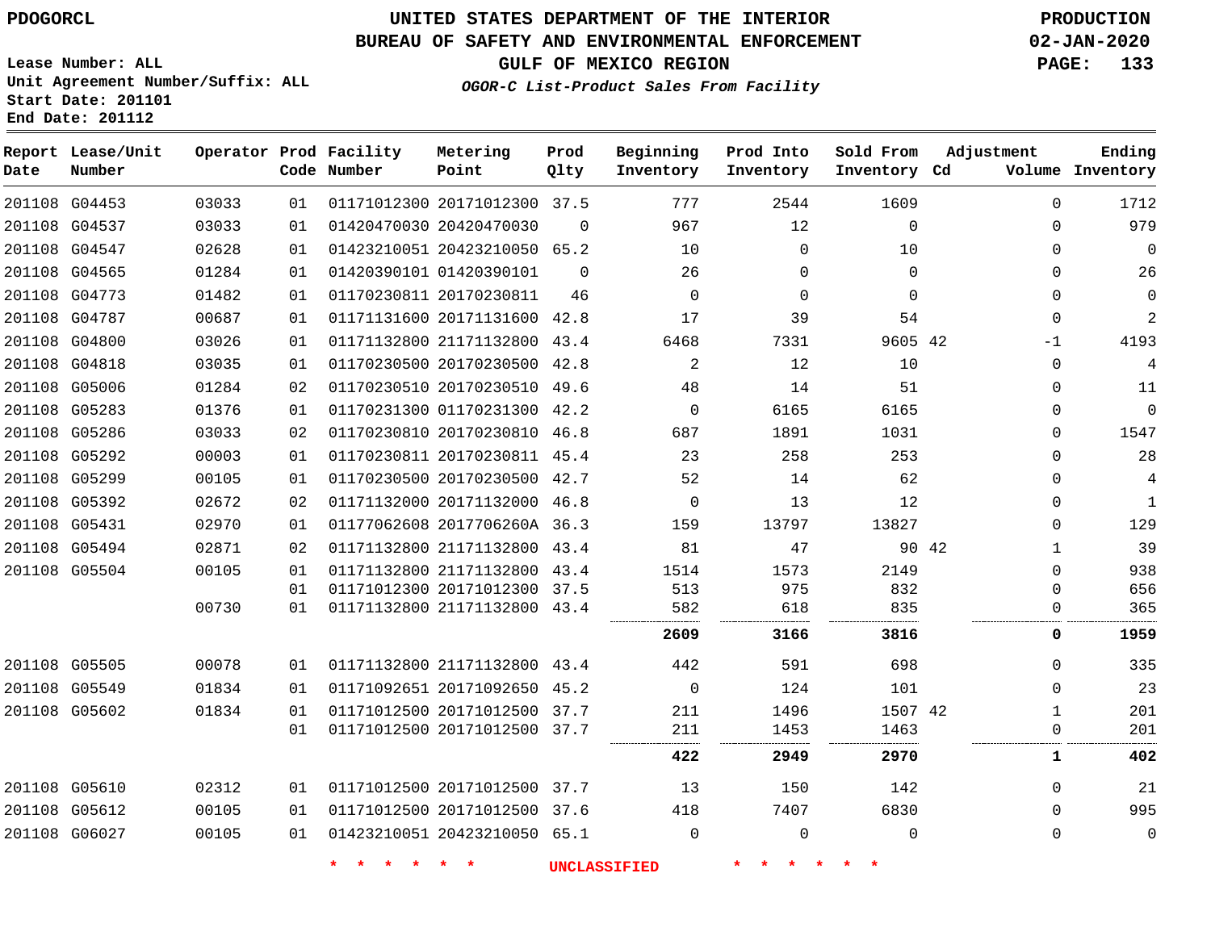PDOGORCL

# UNITED STATES DEPARTMENT OF THE INTERIOR
## BUREAU OF SAFETY AND ENVIRONMENTAL ENFORCEMENT
### GULF OF MEXICO REGION

PRODUCTION
02-JAN-2020

*OGOR-C List-Product Sales From Facility*

Lease Number: ALL
Unit Agreement Number/Suffix: ALL
Start Date: 201101
End Date: 201112

| Report Date | Lease/Unit Number | Operator | Prod Code | Facility Number | Metering Point | Prod Qlty | Beginning Inventory | Prod Into Inventory | Sold From Inventory | Adjustment Cd | Adjustment Volume | Ending Inventory |
|---|---|---|---|---|---|---|---|---|---|---|---|---|
| 201108 | G04453 | 03033 | 01 | 01171012300 | 20171012300 | 37.5 | 777 | 2544 | 1609 | | 0 | 1712 |
| 201108 | G04537 | 03033 | 01 | 01420470030 | 20420470030 | 0 | 967 | 12 | 0 | | 0 | 979 |
| 201108 | G04547 | 02628 | 01 | 01423210051 | 20423210050 | 65.2 | 10 | 0 | 10 | | 0 | 0 |
| 201108 | G04565 | 01284 | 01 | 01420390101 | 01420390101 | 0 | 26 | 0 | 0 | | 0 | 26 |
| 201108 | G04773 | 01482 | 01 | 01170230811 | 20170230811 | 46 | 0 | 0 | 0 | | 0 | 0 |
| 201108 | G04787 | 00687 | 01 | 01171131600 | 20171131600 | 42.8 | 17 | 39 | 54 | | 0 | 2 |
| 201108 | G04800 | 03026 | 01 | 01171132800 | 21171132800 | 43.4 | 6468 | 7331 | 9605 | 42 | -1 | 4193 |
| 201108 | G04818 | 03035 | 01 | 01170230500 | 20170230500 | 42.8 | 2 | 12 | 10 | | 0 | 4 |
| 201108 | G05006 | 01284 | 02 | 01170230510 | 20170230510 | 49.6 | 48 | 14 | 51 | | 0 | 11 |
| 201108 | G05283 | 01376 | 01 | 01170231300 | 01170231300 | 42.2 | 0 | 6165 | 6165 | | 0 | 0 |
| 201108 | G05286 | 03033 | 02 | 01170230810 | 20170230810 | 46.8 | 687 | 1891 | 1031 | | 0 | 1547 |
| 201108 | G05292 | 00003 | 01 | 01170230811 | 20170230811 | 45.4 | 23 | 258 | 253 | | 0 | 28 |
| 201108 | G05299 | 00105 | 01 | 01170230500 | 20170230500 | 42.7 | 52 | 14 | 62 | | 0 | 4 |
| 201108 | G05392 | 02672 | 02 | 01171132000 | 20171132000 | 46.8 | 0 | 13 | 12 | | 0 | 1 |
| 201108 | G05431 | 02970 | 01 | 01177062608 | 2017706260A | 36.3 | 159 | 13797 | 13827 | | 0 | 129 |
| 201108 | G05494 | 02871 | 02 | 01171132800 | 21171132800 | 43.4 | 81 | 47 | 90 | 42 | 1 | 39 |
| 201108 | G05504 | 00105 | 01 | 01171132800 | 21171132800 | 43.4 | 1514 | 1573 | 2149 | | 0 | 938 |
| | | | 01 | 01171012300 | 20171012300 | 37.5 | 513 | 975 | 832 | | 0 | 656 |
| | | 00730 | 01 | 01171132800 | 21171132800 | 43.4 | 582 | 618 | 835 | | 0 | 365 |
| | | | | | | | **2609** | **3166** | **3816** | | **0** | **1959** |
| 201108 | G05505 | 00078 | 01 | 01171132800 | 21171132800 | 43.4 | 442 | 591 | 698 | | 0 | 335 |
| 201108 | G05549 | 01834 | 01 | 01171092651 | 20171092650 | 45.2 | 0 | 124 | 101 | | 0 | 23 |
| 201108 | G05602 | 01834 | 01 | 01171012500 | 20171012500 | 37.7 | 211 | 1496 | 1507 | 42 | 1 | 201 |
| | | | 01 | 01171012500 | 20171012500 | 37.7 | 211 | 1453 | 1463 | | 0 | 201 |
| | | | | | | | **422** | **2949** | **2970** | | **1** | **402** |
| 201108 | G05610 | 02312 | 01 | 01171012500 | 20171012500 | 37.7 | 13 | 150 | 142 | | 0 | 21 |
| 201108 | G05612 | 00105 | 01 | 01171012500 | 20171012500 | 37.6 | 418 | 7407 | 6830 | | 0 | 995 |
| 201108 | G06027 | 00105 | 01 | 01423210051 | 20423210050 | 65.1 | 0 | 0 | 0 | | 0 | 0 |

* * * * * * UNCLASSIFIED * * * * * *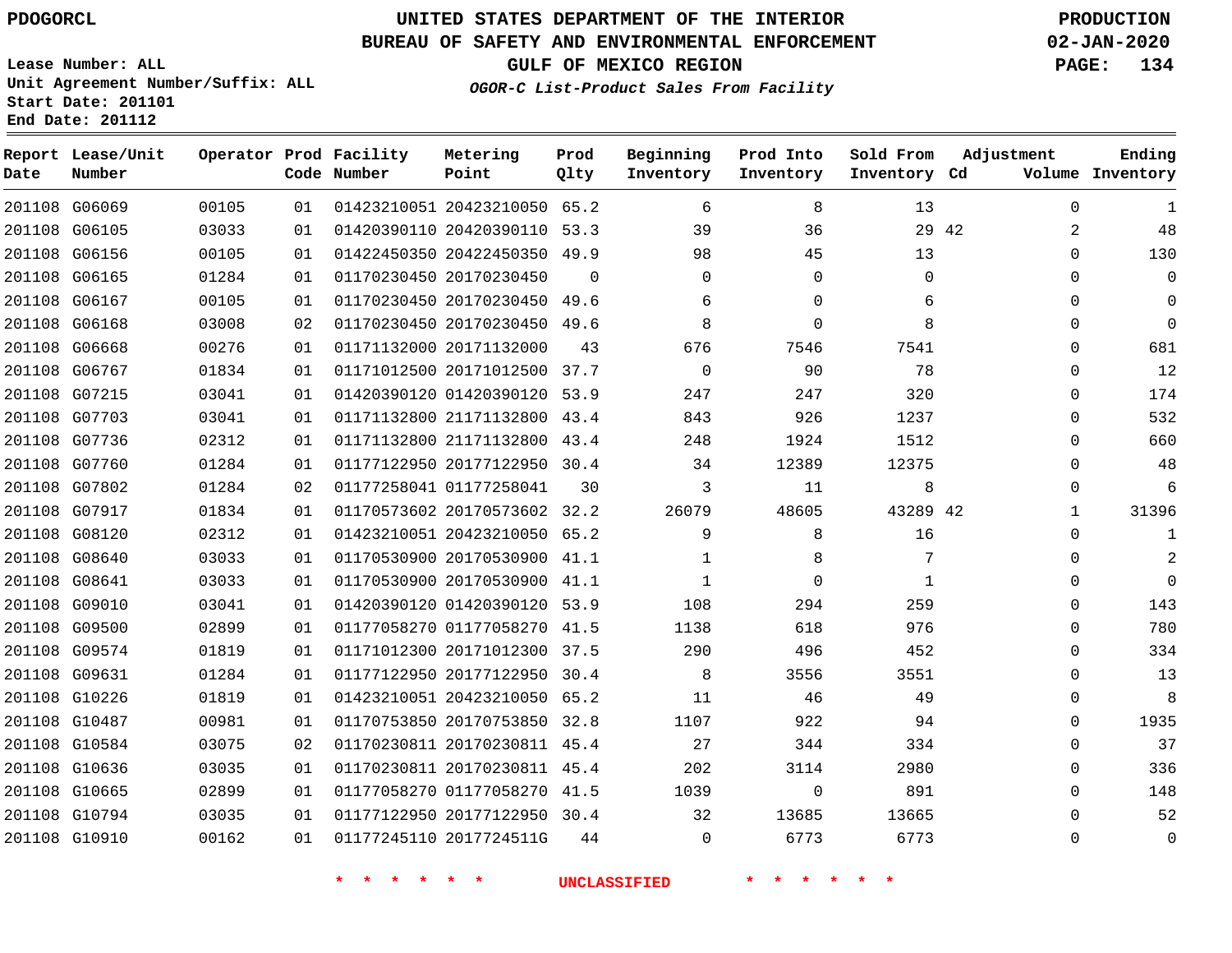PDOGORCL

# UNITED STATES DEPARTMENT OF THE INTERIOR
## BUREAU OF SAFETY AND ENVIRONMENTAL ENFORCEMENT
### GULF OF MEXICO REGION
*OGOR-C List-Product Sales From Facility*

PRODUCTION
02-JAN-2020

Lease Number: ALL
Unit Agreement Number/Suffix: ALL
Start Date: 201101
End Date: 201112

| Report Date | Lease/Unit Number | Operator | Prod Code | Facility Number | Metering Point | Prod Qlty | Beginning Inventory | Prod Into Inventory | Sold From Inventory | Adjustment Cd | Adjustment Volume | Ending Inventory |
|---|---|---|---|---|---|---|---|---|---|---|---|---|
| 201108 | G06069 | 00105 | 01 | 01423210051 | 20423210050 | 65.2 | 6 | 8 | 13 | | 0 | 1 |
| 201108 | G06105 | 03033 | 01 | 01420390110 | 20420390110 | 53.3 | 39 | 36 | 29 | 42 | 2 | 48 |
| 201108 | G06156 | 00105 | 01 | 01422450350 | 20422450350 | 49.9 | 98 | 45 | 13 | | 0 | 130 |
| 201108 | G06165 | 01284 | 01 | 01170230450 | 20170230450 | 0 | 0 | 0 | 0 | | 0 | 0 |
| 201108 | G06167 | 00105 | 01 | 01170230450 | 20170230450 | 49.6 | 6 | 0 | 6 | | 0 | 0 |
| 201108 | G06168 | 03008 | 02 | 01170230450 | 20170230450 | 49.6 | 8 | 0 | 8 | | 0 | 0 |
| 201108 | G06668 | 00276 | 01 | 01171132000 | 20171132000 | 43 | 676 | 7546 | 7541 | | 0 | 681 |
| 201108 | G06767 | 01834 | 01 | 01171012500 | 20171012500 | 37.7 | 0 | 90 | 78 | | 0 | 12 |
| 201108 | G07215 | 03041 | 01 | 01420390120 | 01420390120 | 53.9 | 247 | 247 | 320 | | 0 | 174 |
| 201108 | G07703 | 03041 | 01 | 01171132800 | 21171132800 | 43.4 | 843 | 926 | 1237 | | 0 | 532 |
| 201108 | G07736 | 02312 | 01 | 01171132800 | 21171132800 | 43.4 | 248 | 1924 | 1512 | | 0 | 660 |
| 201108 | G07760 | 01284 | 01 | 01177122950 | 20177122950 | 30.4 | 34 | 12389 | 12375 | | 0 | 48 |
| 201108 | G07802 | 01284 | 02 | 01177258041 | 01177258041 | 30 | 3 | 11 | 8 | | 0 | 6 |
| 201108 | G07917 | 01834 | 01 | 01170573602 | 20170573602 | 32.2 | 26079 | 48605 | 43289 | 42 | 1 | 31396 |
| 201108 | G08120 | 02312 | 01 | 01423210051 | 20423210050 | 65.2 | 9 | 8 | 16 | | 0 | 1 |
| 201108 | G08640 | 03033 | 01 | 01170530900 | 20170530900 | 41.1 | 1 | 8 | 7 | | 0 | 2 |
| 201108 | G08641 | 03033 | 01 | 01170530900 | 20170530900 | 41.1 | 1 | 0 | 1 | | 0 | 0 |
| 201108 | G09010 | 03041 | 01 | 01420390120 | 01420390120 | 53.9 | 108 | 294 | 259 | | 0 | 143 |
| 201108 | G09500 | 02899 | 01 | 01177058270 | 01177058270 | 41.5 | 1138 | 618 | 976 | | 0 | 780 |
| 201108 | G09574 | 01819 | 01 | 01171012300 | 20171012300 | 37.5 | 290 | 496 | 452 | | 0 | 334 |
| 201108 | G09631 | 01284 | 01 | 01177122950 | 20177122950 | 30.4 | 8 | 3556 | 3551 | | 0 | 13 |
| 201108 | G10226 | 01819 | 01 | 01423210051 | 20423210050 | 65.2 | 11 | 46 | 49 | | 0 | 8 |
| 201108 | G10487 | 00981 | 01 | 01170753850 | 20170753850 | 32.8 | 1107 | 922 | 94 | | 0 | 1935 |
| 201108 | G10584 | 03075 | 02 | 01170230811 | 20170230811 | 45.4 | 27 | 344 | 334 | | 0 | 37 |
| 201108 | G10636 | 03035 | 01 | 01170230811 | 20170230811 | 45.4 | 202 | 3114 | 2980 | | 0 | 336 |
| 201108 | G10665 | 02899 | 01 | 01177058270 | 01177058270 | 41.5 | 1039 | 0 | 891 | | 0 | 148 |
| 201108 | G10794 | 03035 | 01 | 01177122950 | 20177122950 | 30.4 | 32 | 13685 | 13665 | | 0 | 52 |
| 201108 | G10910 | 00162 | 01 | 01177245110 | 2017724511G | 44 | 0 | 6773 | 6773 | | 0 | 0 |

* * * * * * UNCLASSIFIED * * * * * *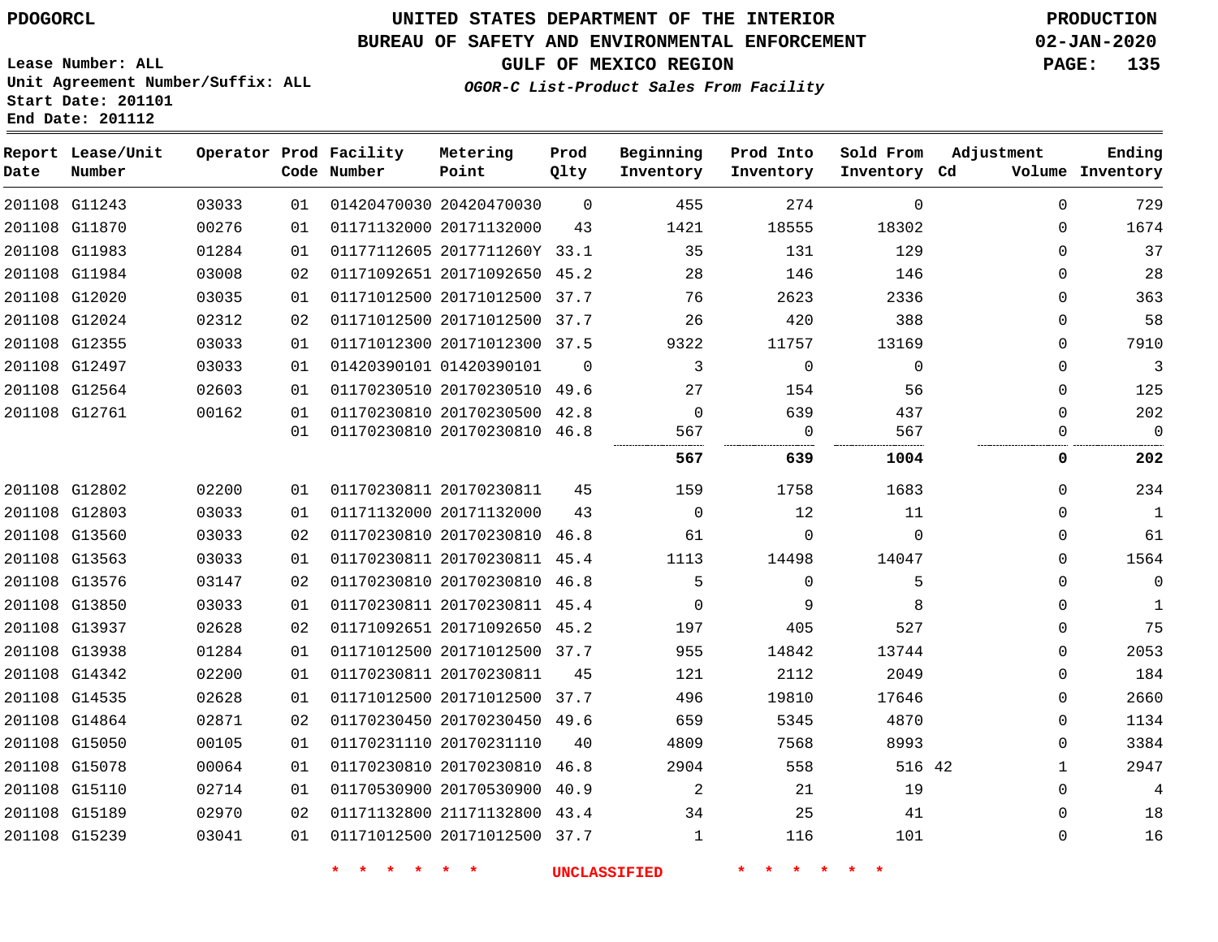PDOGORCL

# UNITED STATES DEPARTMENT OF THE INTERIOR
## BUREAU OF SAFETY AND ENVIRONMENTAL ENFORCEMENT
### GULF OF MEXICO REGION
*OGOR-C List-Product Sales From Facility*

PRODUCTION
02-JAN-2020

Lease Number: ALL
Unit Agreement Number/Suffix: ALL
Start Date: 201101
End Date: 201112

| Report Date | Lease/Unit Number | Operator | Prod Code | Facility Number | Metering Point | Prod Qlty | Beginning Inventory | Prod Into Inventory | Sold From Inventory | Adjustment Cd | Volume | Ending Inventory |
|---|---|---|---|---|---|---|---|---|---|---|---|---|
| 201108 | G11243 | 03033 | 01 | 01420470030 | 20420470030 | 0 | 455 | 274 | 0 | | 0 | 729 |
| 201108 | G11870 | 00276 | 01 | 01171132000 | 20171132000 | 43 | 1421 | 18555 | 18302 | | 0 | 1674 |
| 201108 | G11983 | 01284 | 01 | 01177112605 | 2017711260Y | 33.1 | 35 | 131 | 129 | | 0 | 37 |
| 201108 | G11984 | 03008 | 02 | 01171092651 | 20171092650 | 45.2 | 28 | 146 | 146 | | 0 | 28 |
| 201108 | G12020 | 03035 | 01 | 01171012500 | 20171012500 | 37.7 | 76 | 2623 | 2336 | | 0 | 363 |
| 201108 | G12024 | 02312 | 02 | 01171012500 | 20171012500 | 37.7 | 26 | 420 | 388 | | 0 | 58 |
| 201108 | G12355 | 03033 | 01 | 01171012300 | 20171012300 | 37.5 | 9322 | 11757 | 13169 | | 0 | 7910 |
| 201108 | G12497 | 03033 | 01 | 01420390101 | 01420390101 | 0 | 3 | 0 | 0 | | 0 | 3 |
| 201108 | G12564 | 02603 | 01 | 01170230510 | 20170230510 | 49.6 | 27 | 154 | 56 | | 0 | 125 |
| 201108 | G12761 | 00162 | 01 | 01170230810 | 20170230500 | 42.8 | 0 | 639 | 437 | | 0 | 202 |
| | | | 01 | 01170230810 | 20170230810 | 46.8 | 567 | 0 | 567 | | 0 | 0 |
| | | | | | | | **567** | **639** | **1004** | | **0** | **202** |
| 201108 | G12802 | 02200 | 01 | 01170230811 | 20170230811 | 45 | 159 | 1758 | 1683 | | 0 | 234 |
| 201108 | G12803 | 03033 | 01 | 01171132000 | 20171132000 | 43 | 0 | 12 | 11 | | 0 | 1 |
| 201108 | G13560 | 03033 | 02 | 01170230810 | 20170230810 | 46.8 | 61 | 0 | 0 | | 0 | 61 |
| 201108 | G13563 | 03033 | 01 | 01170230811 | 20170230811 | 45.4 | 1113 | 14498 | 14047 | | 0 | 1564 |
| 201108 | G13576 | 03147 | 02 | 01170230810 | 20170230810 | 46.8 | 5 | 0 | 5 | | 0 | 0 |
| 201108 | G13850 | 03033 | 01 | 01170230811 | 20170230811 | 45.4 | 0 | 9 | 8 | | 0 | 1 |
| 201108 | G13937 | 02628 | 02 | 01171092651 | 20171092650 | 45.2 | 197 | 405 | 527 | | 0 | 75 |
| 201108 | G13938 | 01284 | 01 | 01171012500 | 20171012500 | 37.7 | 955 | 14842 | 13744 | | 0 | 2053 |
| 201108 | G14342 | 02200 | 01 | 01170230811 | 20170230811 | 45 | 121 | 2112 | 2049 | | 0 | 184 |
| 201108 | G14535 | 02628 | 01 | 01171012500 | 20171012500 | 37.7 | 496 | 19810 | 17646 | | 0 | 2660 |
| 201108 | G14864 | 02871 | 02 | 01170230450 | 20170230450 | 49.6 | 659 | 5345 | 4870 | | 0 | 1134 |
| 201108 | G15050 | 00105 | 01 | 01170231110 | 20170231110 | 40 | 4809 | 7568 | 8993 | | 0 | 3384 |
| 201108 | G15078 | 00064 | 01 | 01170230810 | 20170230810 | 46.8 | 2904 | 558 | 516 | 42 | 1 | 2947 |
| 201108 | G15110 | 02714 | 01 | 01170530900 | 20170530900 | 40.9 | 2 | 21 | 19 | | 0 | 4 |
| 201108 | G15189 | 02970 | 02 | 01171132800 | 21171132800 | 43.4 | 34 | 25 | 41 | | 0 | 18 |
| 201108 | G15239 | 03041 | 01 | 01171012500 | 20171012500 | 37.7 | 1 | 116 | 101 | | 0 | 16 |

\* \* \* \* \* \* UNCLASSIFIED \* \* \* \* \* \*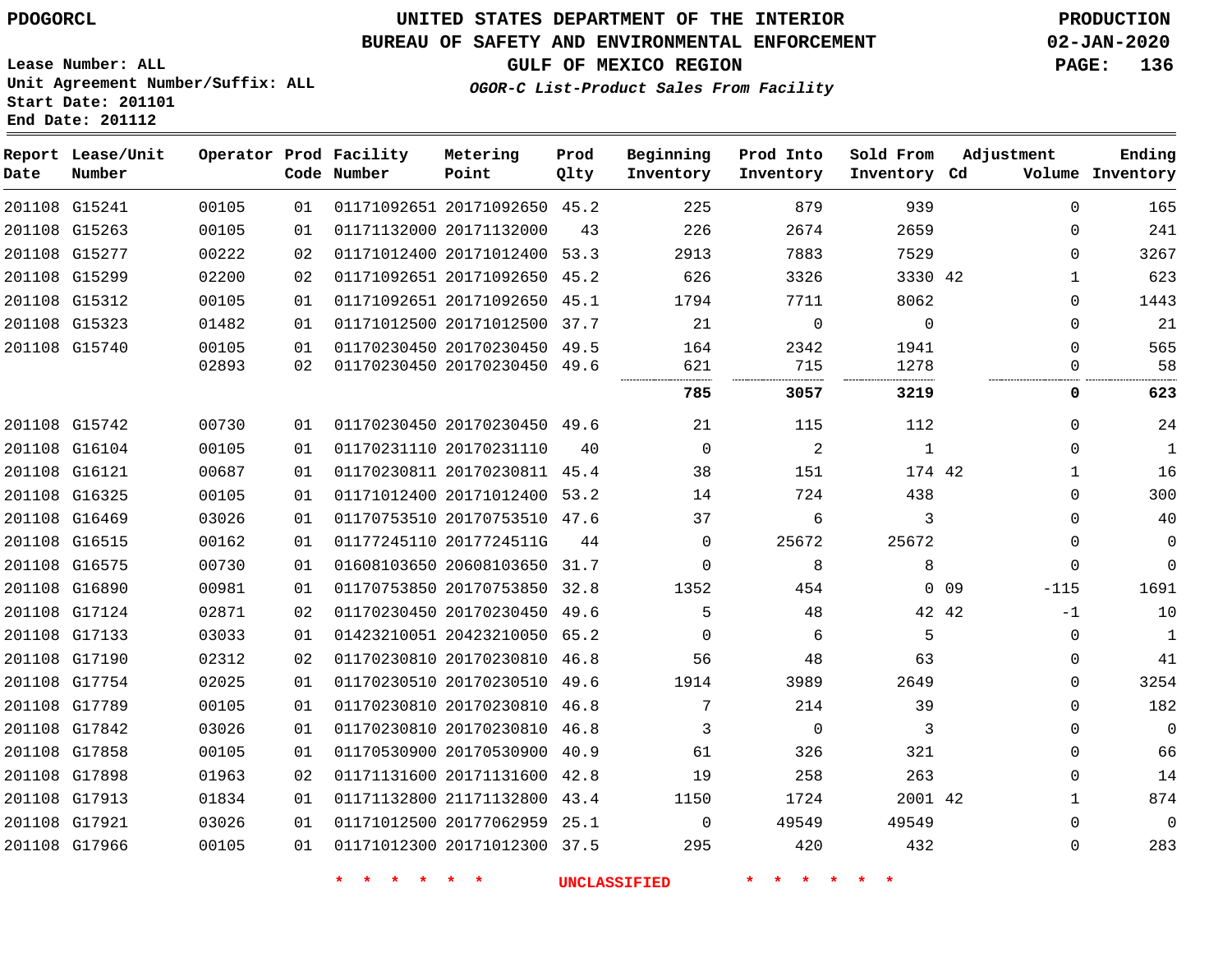PDOGORCL

# UNITED STATES DEPARTMENT OF THE INTERIOR
## BUREAU OF SAFETY AND ENVIRONMENTAL ENFORCEMENT
### GULF OF MEXICO REGION
*OGOR-C List-Product Sales From Facility*

PRODUCTION
02-JAN-2020

Lease Number: ALL
Unit Agreement Number/Suffix: ALL
Start Date: 201101
End Date: 201112

| Report Date | Lease/Unit Number | Operator | Prod Code | Facility Number | Metering Point | Prod Qlty | Beginning Inventory | Prod Into Inventory | Sold From Inventory | Adjustment Cd | Adjustment Volume | Ending Inventory |
|---|---|---|---|---|---|---|---|---|---|---|---|---|
| 201108 | G15241 | 00105 | 01 | 01171092651 | 20171092650 | 45.2 | 225 | 879 | 939 | | 0 | 165 |
| 201108 | G15263 | 00105 | 01 | 01171132000 | 20171132000 | 43 | 226 | 2674 | 2659 | | 0 | 241 |
| 201108 | G15277 | 00222 | 02 | 01171012400 | 20171012400 | 53.3 | 2913 | 7883 | 7529 | | 0 | 3267 |
| 201108 | G15299 | 02200 | 02 | 01171092651 | 20171092650 | 45.2 | 626 | 3326 | 3330 | 42 | 1 | 623 |
| 201108 | G15312 | 00105 | 01 | 01171092651 | 20171092650 | 45.1 | 1794 | 7711 | 8062 | | 0 | 1443 |
| 201108 | G15323 | 01482 | 01 | 01171012500 | 20171012500 | 37.7 | 21 | 0 | 0 | | 0 | 21 |
| 201108 | G15740 | 00105 | 01 | 01170230450 | 20170230450 | 49.5 | 164 | 2342 | 1941 | | 0 | 565 |
| | | 02893 | 02 | 01170230450 | 20170230450 | 49.6 | 621 | 715 | 1278 | | 0 | 58 |
| | | | | | | | **785** | **3057** | **3219** | | **0** | **623** |
| 201108 | G15742 | 00730 | 01 | 01170230450 | 20170230450 | 49.6 | 21 | 115 | 112 | | 0 | 24 |
| 201108 | G16104 | 00105 | 01 | 01170231110 | 20170231110 | 40 | 0 | 2 | 1 | | 0 | 1 |
| 201108 | G16121 | 00687 | 01 | 01170230811 | 20170230811 | 45.4 | 38 | 151 | 174 | 42 | 1 | 16 |
| 201108 | G16325 | 00105 | 01 | 01171012400 | 20171012400 | 53.2 | 14 | 724 | 438 | | 0 | 300 |
| 201108 | G16469 | 03026 | 01 | 01170753510 | 20170753510 | 47.6 | 37 | 6 | 3 | | 0 | 40 |
| 201108 | G16515 | 00162 | 01 | 01177245110 | 2017724511G | 44 | 0 | 25672 | 25672 | | 0 | 0 |
| 201108 | G16575 | 00730 | 01 | 01608103650 | 20608103650 | 31.7 | 0 | 8 | 8 | | 0 | 0 |
| 201108 | G16890 | 00981 | 01 | 01170753850 | 20170753850 | 32.8 | 1352 | 454 | 0 | 09 | -115 | 1691 |
| 201108 | G17124 | 02871 | 02 | 01170230450 | 20170230450 | 49.6 | 5 | 48 | 42 | 42 | -1 | 10 |
| 201108 | G17133 | 03033 | 01 | 01423210051 | 20423210050 | 65.2 | 0 | 6 | 5 | | 0 | 1 |
| 201108 | G17190 | 02312 | 02 | 01170230810 | 20170230810 | 46.8 | 56 | 48 | 63 | | 0 | 41 |
| 201108 | G17754 | 02025 | 01 | 01170230510 | 20170230510 | 49.6 | 1914 | 3989 | 2649 | | 0 | 3254 |
| 201108 | G17789 | 00105 | 01 | 01170230810 | 20170230810 | 46.8 | 7 | 214 | 39 | | 0 | 182 |
| 201108 | G17842 | 03026 | 01 | 01170230810 | 20170230810 | 46.8 | 3 | 0 | 3 | | 0 | 0 |
| 201108 | G17858 | 00105 | 01 | 01170530900 | 20170530900 | 40.9 | 61 | 326 | 321 | | 0 | 66 |
| 201108 | G17898 | 01963 | 02 | 01171131600 | 20171131600 | 42.8 | 19 | 258 | 263 | | 0 | 14 |
| 201108 | G17913 | 01834 | 01 | 01171132800 | 21171132800 | 43.4 | 1150 | 1724 | 2001 | 42 | 1 | 874 |
| 201108 | G17921 | 03026 | 01 | 01171012500 | 20177062959 | 25.1 | 0 | 49549 | 49549 | | 0 | 0 |
| 201108 | G17966 | 00105 | 01 | 01171012300 | 20171012300 | 37.5 | 295 | 420 | 432 | | 0 | 283 |

* * * * * * UNCLASSIFIED * * * * * *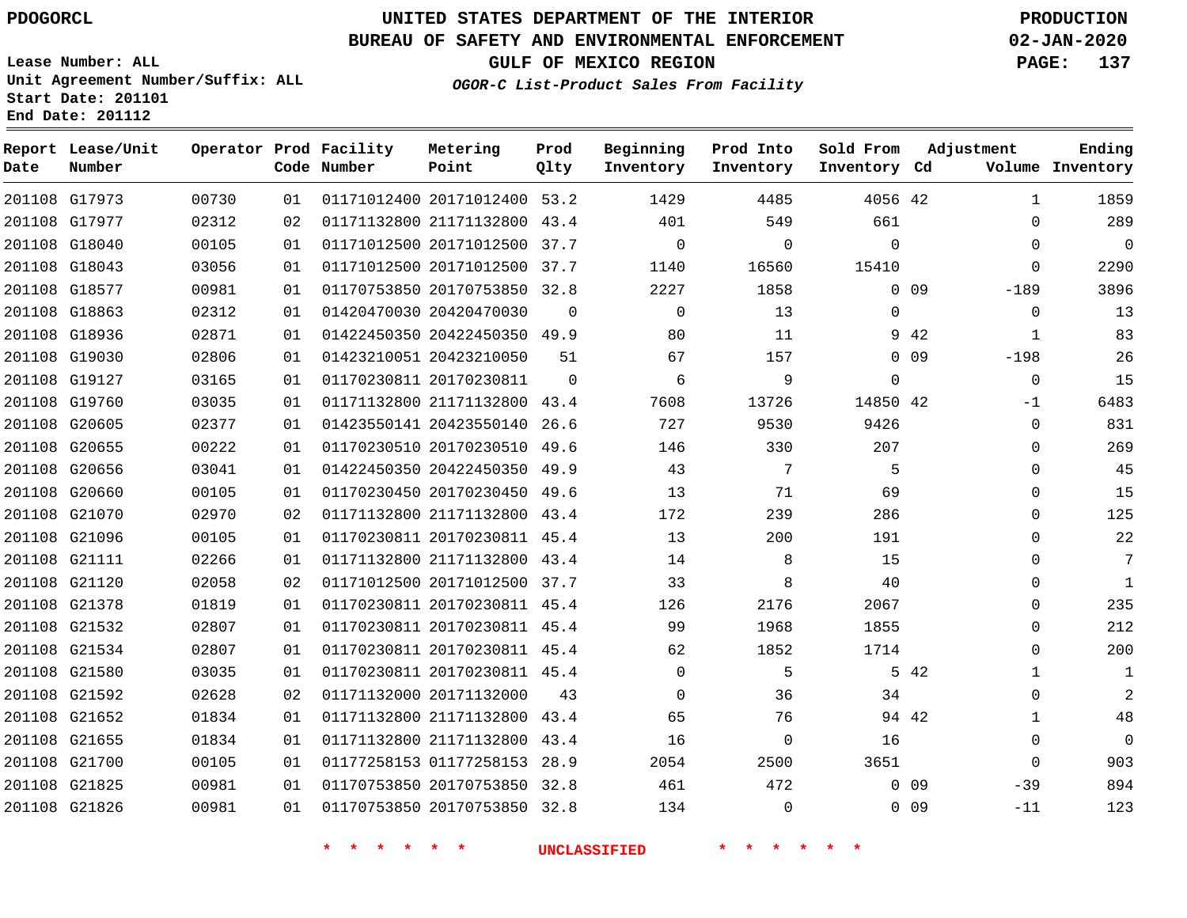PDOGORCL

# UNITED STATES DEPARTMENT OF THE INTERIOR
## BUREAU OF SAFETY AND ENVIRONMENTAL ENFORCEMENT
### GULF OF MEXICO REGION

PRODUCTION
02-JAN-2020

Lease Number: ALL
Unit Agreement Number/Suffix: ALL
Start Date: 201101
End Date: 201112

*OGOR-C List-Product Sales From Facility*

| Report Date | Lease/Unit Number | Operator | Prod Code | Facility Number | Metering Point | Prod Qlty | Beginning Inventory | Prod Into Inventory | Sold From Inventory | Adjustment Cd | Adjustment Volume | Ending Inventory |
|---|---|---|---|---|---|---|---|---|---|---|---|---|
| 201108 | G17973 | 00730 | 01 | 01171012400 | 20171012400 | 53.2 | 1429 | 4485 | 4056 | 42 | 1 | 1859 |
| 201108 | G17977 | 02312 | 02 | 01171132800 | 21171132800 | 43.4 | 401 | 549 | 661 | | 0 | 289 |
| 201108 | G18040 | 00105 | 01 | 01171012500 | 20171012500 | 37.7 | 0 | 0 | 0 | | 0 | 0 |
| 201108 | G18043 | 03056 | 01 | 01171012500 | 20171012500 | 37.7 | 1140 | 16560 | 15410 | | 0 | 2290 |
| 201108 | G18577 | 00981 | 01 | 01170753850 | 20170753850 | 32.8 | 2227 | 1858 | 0 | 09 | -189 | 3896 |
| 201108 | G18863 | 02312 | 01 | 01420470030 | 20420470030 | 0 | 0 | 13 | 0 | | 0 | 13 |
| 201108 | G18936 | 02871 | 01 | 01422450350 | 20422450350 | 49.9 | 80 | 11 | 9 | 42 | 1 | 83 |
| 201108 | G19030 | 02806 | 01 | 01423210051 | 20423210050 | 51 | 67 | 157 | 0 | 09 | -198 | 26 |
| 201108 | G19127 | 03165 | 01 | 01170230811 | 20170230811 | 0 | 6 | 9 | 0 | | 0 | 15 |
| 201108 | G19760 | 03035 | 01 | 01171132800 | 21171132800 | 43.4 | 7608 | 13726 | 14850 | 42 | -1 | 6483 |
| 201108 | G20605 | 02377 | 01 | 01423550141 | 20423550140 | 26.6 | 727 | 9530 | 9426 | | 0 | 831 |
| 201108 | G20655 | 00222 | 01 | 01170230510 | 20170230510 | 49.6 | 146 | 330 | 207 | | 0 | 269 |
| 201108 | G20656 | 03041 | 01 | 01422450350 | 20422450350 | 49.9 | 43 | 7 | 5 | | 0 | 45 |
| 201108 | G20660 | 00105 | 01 | 01170230450 | 20170230450 | 49.6 | 13 | 71 | 69 | | 0 | 15 |
| 201108 | G21070 | 02970 | 02 | 01171132800 | 21171132800 | 43.4 | 172 | 239 | 286 | | 0 | 125 |
| 201108 | G21096 | 00105 | 01 | 01170230811 | 20170230811 | 45.4 | 13 | 200 | 191 | | 0 | 22 |
| 201108 | G21111 | 02266 | 01 | 01171132800 | 21171132800 | 43.4 | 14 | 8 | 15 | | 0 | 7 |
| 201108 | G21120 | 02058 | 02 | 01171012500 | 20171012500 | 37.7 | 33 | 8 | 40 | | 0 | 1 |
| 201108 | G21378 | 01819 | 01 | 01170230811 | 20170230811 | 45.4 | 126 | 2176 | 2067 | | 0 | 235 |
| 201108 | G21532 | 02807 | 01 | 01170230811 | 20170230811 | 45.4 | 99 | 1968 | 1855 | | 0 | 212 |
| 201108 | G21534 | 02807 | 01 | 01170230811 | 20170230811 | 45.4 | 62 | 1852 | 1714 | | 0 | 200 |
| 201108 | G21580 | 03035 | 01 | 01170230811 | 20170230811 | 45.4 | 0 | 5 | 5 | 42 | 1 | 1 |
| 201108 | G21592 | 02628 | 02 | 01171132000 | 20171132000 | 43 | 0 | 36 | 34 | | 0 | 2 |
| 201108 | G21652 | 01834 | 01 | 01171132800 | 21171132800 | 43.4 | 65 | 76 | 94 | 42 | 1 | 48 |
| 201108 | G21655 | 01834 | 01 | 01171132800 | 21171132800 | 43.4 | 16 | 0 | 16 | | 0 | 0 |
| 201108 | G21700 | 00105 | 01 | 01177258153 | 01177258153 | 28.9 | 2054 | 2500 | 3651 | | 0 | 903 |
| 201108 | G21825 | 00981 | 01 | 01170753850 | 20170753850 | 32.8 | 461 | 472 | 0 | 09 | -39 | 894 |
| 201108 | G21826 | 00981 | 01 | 01170753850 | 20170753850 | 32.8 | 134 | 0 | 0 | 09 | -11 | 123 |

* * * * * * UNCLASSIFIED * * * * * *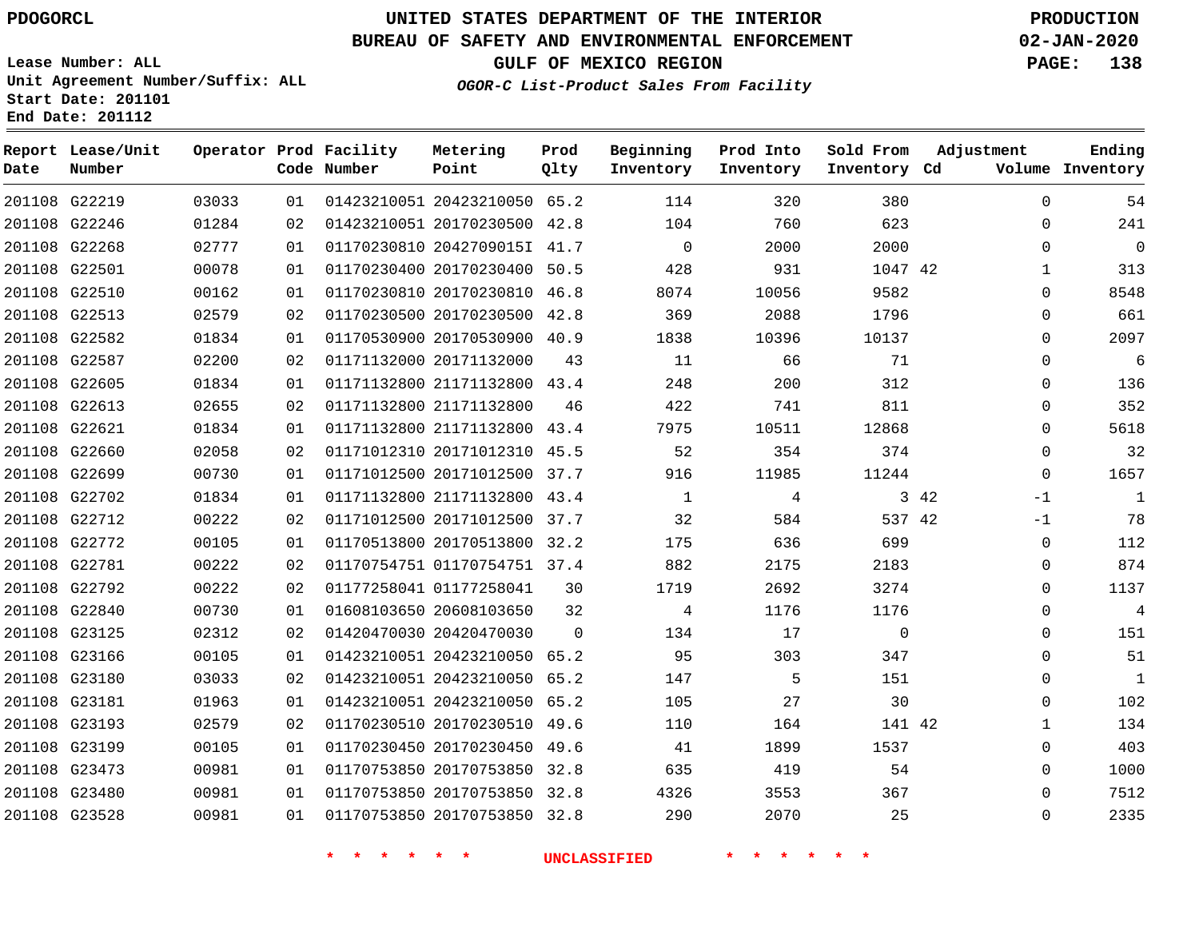# UNITED STATES DEPARTMENT OF THE INTERIOR
## BUREAU OF SAFETY AND ENVIRONMENTAL ENFORCEMENT
### GULF OF MEXICO REGION
*OGOR-C List-Product Sales From Facility*

PDOGORCL

Lease Number: ALL
Unit Agreement Number/Suffix: ALL
Start Date: 201101
End Date: 201112

PRODUCTION
02-JAN-2020

| Report Date | Lease/Unit Number | Operator | Prod Code | Facility Number | Metering Point | Prod Qlty | Beginning Inventory | Prod Into Inventory | Sold From Inventory | Adjustment Cd | Adjustment Volume | Ending Inventory |
|---|---|---|---|---|---|---|---|---|---|---|---|---|
| 201108 | G22219 | 03033 | 01 | 01423210051 | 20423210050 | 65.2 | 114 | 320 | 380 | | 0 | 54 |
| 201108 | G22246 | 01284 | 02 | 01423210051 | 20170230500 | 42.8 | 104 | 760 | 623 | | 0 | 241 |
| 201108 | G22268 | 02777 | 01 | 01170230810 | 2042709015I | 41.7 | 0 | 2000 | 2000 | | 0 | 0 |
| 201108 | G22501 | 00078 | 01 | 01170230400 | 20170230400 | 50.5 | 428 | 931 | 1047 | 42 | 1 | 313 |
| 201108 | G22510 | 00162 | 01 | 01170230810 | 20170230810 | 46.8 | 8074 | 10056 | 9582 | | 0 | 8548 |
| 201108 | G22513 | 02579 | 02 | 01170230500 | 20170230500 | 42.8 | 369 | 2088 | 1796 | | 0 | 661 |
| 201108 | G22582 | 01834 | 01 | 01170530900 | 20170530900 | 40.9 | 1838 | 10396 | 10137 | | 0 | 2097 |
| 201108 | G22587 | 02200 | 02 | 01171132000 | 20171132000 | 43 | 11 | 66 | 71 | | 0 | 6 |
| 201108 | G22605 | 01834 | 01 | 01171132800 | 21171132800 | 43.4 | 248 | 200 | 312 | | 0 | 136 |
| 201108 | G22613 | 02655 | 02 | 01171132800 | 21171132800 | 46 | 422 | 741 | 811 | | 0 | 352 |
| 201108 | G22621 | 01834 | 01 | 01171132800 | 21171132800 | 43.4 | 7975 | 10511 | 12868 | | 0 | 5618 |
| 201108 | G22660 | 02058 | 02 | 01171012310 | 20171012310 | 45.5 | 52 | 354 | 374 | | 0 | 32 |
| 201108 | G22699 | 00730 | 01 | 01171012500 | 20171012500 | 37.7 | 916 | 11985 | 11244 | | 0 | 1657 |
| 201108 | G22702 | 01834 | 01 | 01171132800 | 21171132800 | 43.4 | 1 | 4 | 3 | 42 | -1 | 1 |
| 201108 | G22712 | 00222 | 02 | 01171012500 | 20171012500 | 37.7 | 32 | 584 | 537 | 42 | -1 | 78 |
| 201108 | G22772 | 00105 | 01 | 01170513800 | 20170513800 | 32.2 | 175 | 636 | 699 | | 0 | 112 |
| 201108 | G22781 | 00222 | 02 | 01170754751 | 01170754751 | 37.4 | 882 | 2175 | 2183 | | 0 | 874 |
| 201108 | G22792 | 00222 | 02 | 01177258041 | 01177258041 | 30 | 1719 | 2692 | 3274 | | 0 | 1137 |
| 201108 | G22840 | 00730 | 01 | 01608103650 | 20608103650 | 32 | 4 | 1176 | 1176 | | 0 | 4 |
| 201108 | G23125 | 02312 | 02 | 01420470030 | 20420470030 | 0 | 134 | 17 | 0 | | 0 | 151 |
| 201108 | G23166 | 00105 | 01 | 01423210051 | 20423210050 | 65.2 | 95 | 303 | 347 | | 0 | 51 |
| 201108 | G23180 | 03033 | 02 | 01423210051 | 20423210050 | 65.2 | 147 | 5 | 151 | | 0 | 1 |
| 201108 | G23181 | 01963 | 01 | 01423210051 | 20423210050 | 65.2 | 105 | 27 | 30 | | 0 | 102 |
| 201108 | G23193 | 02579 | 02 | 01170230510 | 20170230510 | 49.6 | 110 | 164 | 141 | 42 | 1 | 134 |
| 201108 | G23199 | 00105 | 01 | 01170230450 | 20170230450 | 49.6 | 41 | 1899 | 1537 | | 0 | 403 |
| 201108 | G23473 | 00981 | 01 | 01170753850 | 20170753850 | 32.8 | 635 | 419 | 54 | | 0 | 1000 |
| 201108 | G23480 | 00981 | 01 | 01170753850 | 20170753850 | 32.8 | 4326 | 3553 | 367 | | 0 | 7512 |
| 201108 | G23528 | 00981 | 01 | 01170753850 | 20170753850 | 32.8 | 290 | 2070 | 25 | | 0 | 2335 |

* * * * * * UNCLASSIFIED * * * * * *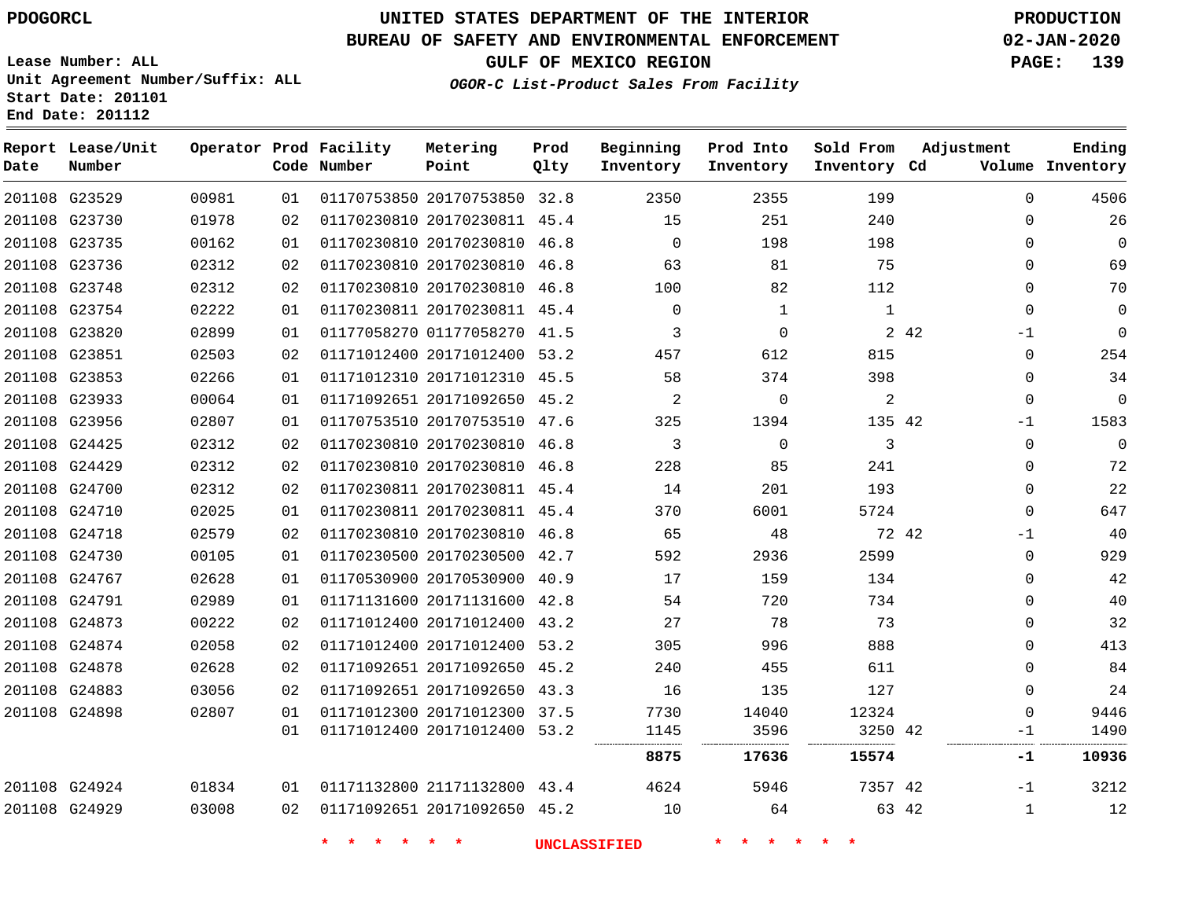**Lease Number: ALL**
**Unit Agreement Number/Suffix: ALL**
**Start Date: 201101**
**End Date: 201112**

# UNITED STATES DEPARTMENT OF THE INTERIOR
## BUREAU OF SAFETY AND ENVIRONMENTAL ENFORCEMENT
### GULF OF MEXICO REGION
*OGOR-C List-Product Sales From Facility*

PRODUCTION 02-JAN-2020

| Report Date | Lease/Unit Number | Operator | Prod Code | Facility Number | Metering Point | Prod Qlty | Beginning Inventory | Prod Into Inventory | Sold From Inventory | Adjustment Cd | Adjustment Volume | Ending Inventory |
|---|---|---|---|---|---|---|---|---|---|---|---|---|
| 201108 | G23529 | 00981 | 01 | 01170753850 | 20170753850 | 32.8 | 2350 | 2355 | 199 | | 0 | 4506 |
| 201108 | G23730 | 01978 | 02 | 01170230810 | 20170230811 | 45.4 | 15 | 251 | 240 | | 0 | 26 |
| 201108 | G23735 | 00162 | 01 | 01170230810 | 20170230810 | 46.8 | 0 | 198 | 198 | | 0 | 0 |
| 201108 | G23736 | 02312 | 02 | 01170230810 | 20170230810 | 46.8 | 63 | 81 | 75 | | 0 | 69 |
| 201108 | G23748 | 02312 | 02 | 01170230810 | 20170230810 | 46.8 | 100 | 82 | 112 | | 0 | 70 |
| 201108 | G23754 | 02222 | 01 | 01170230811 | 20170230811 | 45.4 | 0 | 1 | 1 | | 0 | 0 |
| 201108 | G23820 | 02899 | 01 | 01177058270 | 01177058270 | 41.5 | 3 | 0 | 2 | 42 | -1 | 0 |
| 201108 | G23851 | 02503 | 02 | 01171012400 | 20171012400 | 53.2 | 457 | 612 | 815 | | 0 | 254 |
| 201108 | G23853 | 02266 | 01 | 01171012310 | 20171012310 | 45.5 | 58 | 374 | 398 | | 0 | 34 |
| 201108 | G23933 | 00064 | 01 | 01171092651 | 20171092650 | 45.2 | 2 | 0 | 2 | | 0 | 0 |
| 201108 | G23956 | 02807 | 01 | 01170753510 | 20170753510 | 47.6 | 325 | 1394 | 135 | 42 | -1 | 1583 |
| 201108 | G24425 | 02312 | 02 | 01170230810 | 20170230810 | 46.8 | 3 | 0 | 3 | | 0 | 0 |
| 201108 | G24429 | 02312 | 02 | 01170230810 | 20170230810 | 46.8 | 228 | 85 | 241 | | 0 | 72 |
| 201108 | G24700 | 02312 | 02 | 01170230811 | 20170230811 | 45.4 | 14 | 201 | 193 | | 0 | 22 |
| 201108 | G24710 | 02025 | 01 | 01170230811 | 20170230811 | 45.4 | 370 | 6001 | 5724 | | 0 | 647 |
| 201108 | G24718 | 02579 | 02 | 01170230810 | 20170230810 | 46.8 | 65 | 48 | 72 | 42 | -1 | 40 |
| 201108 | G24730 | 00105 | 01 | 01170230500 | 20170230500 | 42.7 | 592 | 2936 | 2599 | | 0 | 929 |
| 201108 | G24767 | 02628 | 01 | 01170530900 | 20170530900 | 40.9 | 17 | 159 | 134 | | 0 | 42 |
| 201108 | G24791 | 02989 | 01 | 01171131600 | 20171131600 | 42.8 | 54 | 720 | 734 | | 0 | 40 |
| 201108 | G24873 | 00222 | 02 | 01171012400 | 20171012400 | 43.2 | 27 | 78 | 73 | | 0 | 32 |
| 201108 | G24874 | 02058 | 02 | 01171012400 | 20171012400 | 53.2 | 305 | 996 | 888 | | 0 | 413 |
| 201108 | G24878 | 02628 | 02 | 01171092651 | 20171092650 | 45.2 | 240 | 455 | 611 | | 0 | 84 |
| 201108 | G24883 | 03056 | 02 | 01171092651 | 20171092650 | 43.3 | 16 | 135 | 127 | | 0 | 24 |
| 201108 | G24898 | 02807 | 01 | 01171012300 | 20171012300 | 37.5 | 7730 | 14040 | 12324 | | 0 | 9446 |
| | | | 01 | 01171012400 | 20171012400 | 53.2 | 1145 | 3596 | 3250 | 42 | -1 | 1490 |
| | | | | | | | **8875** | **17636** | **15574** | | **-1** | **10936** |
| 201108 | G24924 | 01834 | 01 | 01171132800 | 21171132800 | 43.4 | 4624 | 5946 | 7357 | 42 | -1 | 3212 |
| 201108 | G24929 | 03008 | 02 | 01171092651 | 20171092650 | 45.2 | 10 | 64 | 63 | 42 | 1 | 12 |

* * * * * * UNCLASSIFIED * * * * * *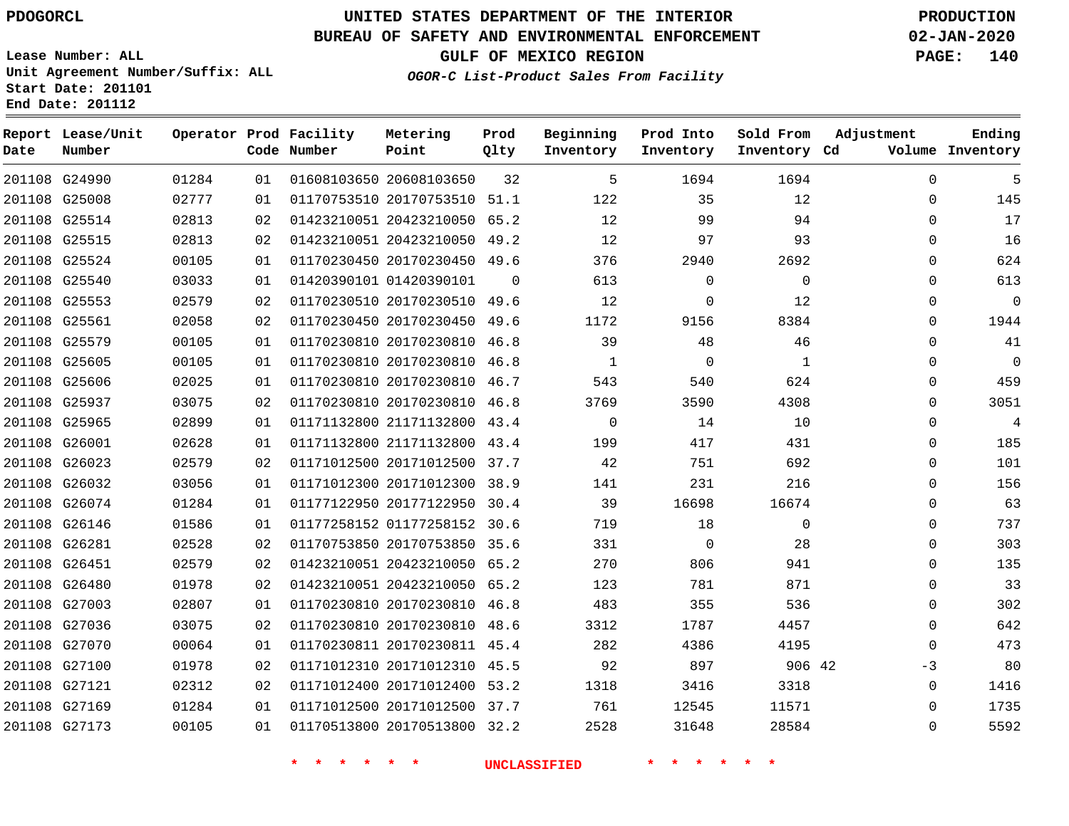PDOGORCL

# UNITED STATES DEPARTMENT OF THE INTERIOR
## BUREAU OF SAFETY AND ENVIRONMENTAL ENFORCEMENT
### GULF OF MEXICO REGION
*OGOR-C List-Product Sales From Facility*

PRODUCTION
02-JAN-2020

Lease Number: ALL
Unit Agreement Number/Suffix: ALL
Start Date: 201101
End Date: 201112

| Report Date | Lease/Unit Number | Operator | Prod Code | Facility Number | Metering Point | Prod Qlty | Beginning Inventory | Prod Into Inventory | Sold From Inventory | Adjustment Cd | Adjustment Volume | Ending Inventory |
|---|---|---|---|---|---|---|---|---|---|---|---|---|
| 201108 | G24990 | 01284 | 01 | 01608103650 | 20608103650 | 32 | 5 | 1694 | 1694 | | 0 | 5 |
| 201108 | G25008 | 02777 | 01 | 01170753510 | 20170753510 | 51.1 | 122 | 35 | 12 | | 0 | 145 |
| 201108 | G25514 | 02813 | 02 | 01423210051 | 20423210050 | 65.2 | 12 | 99 | 94 | | 0 | 17 |
| 201108 | G25515 | 02813 | 02 | 01423210051 | 20423210050 | 49.2 | 12 | 97 | 93 | | 0 | 16 |
| 201108 | G25524 | 00105 | 01 | 01170230450 | 20170230450 | 49.6 | 376 | 2940 | 2692 | | 0 | 624 |
| 201108 | G25540 | 03033 | 01 | 01420390101 | 01420390101 | 0 | 613 | 0 | 0 | | 0 | 613 |
| 201108 | G25553 | 02579 | 02 | 01170230510 | 20170230510 | 49.6 | 12 | 0 | 12 | | 0 | 0 |
| 201108 | G25561 | 02058 | 02 | 01170230450 | 20170230450 | 49.6 | 1172 | 9156 | 8384 | | 0 | 1944 |
| 201108 | G25579 | 00105 | 01 | 01170230810 | 20170230810 | 46.8 | 39 | 48 | 46 | | 0 | 41 |
| 201108 | G25605 | 00105 | 01 | 01170230810 | 20170230810 | 46.8 | 1 | 0 | 1 | | 0 | 0 |
| 201108 | G25606 | 02025 | 01 | 01170230810 | 20170230810 | 46.7 | 543 | 540 | 624 | | 0 | 459 |
| 201108 | G25937 | 03075 | 02 | 01170230810 | 20170230810 | 46.8 | 3769 | 3590 | 4308 | | 0 | 3051 |
| 201108 | G25965 | 02899 | 01 | 01171132800 | 21171132800 | 43.4 | 0 | 14 | 10 | | 0 | 4 |
| 201108 | G26001 | 02628 | 01 | 01171132800 | 21171132800 | 43.4 | 199 | 417 | 431 | | 0 | 185 |
| 201108 | G26023 | 02579 | 02 | 01171012500 | 20171012500 | 37.7 | 42 | 751 | 692 | | 0 | 101 |
| 201108 | G26032 | 03056 | 01 | 01171012300 | 20171012300 | 38.9 | 141 | 231 | 216 | | 0 | 156 |
| 201108 | G26074 | 01284 | 01 | 01177122950 | 20177122950 | 30.4 | 39 | 16698 | 16674 | | 0 | 63 |
| 201108 | G26146 | 01586 | 01 | 01177258152 | 01177258152 | 30.6 | 719 | 18 | 0 | | 0 | 737 |
| 201108 | G26281 | 02528 | 02 | 01170753850 | 20170753850 | 35.6 | 331 | 0 | 28 | | 0 | 303 |
| 201108 | G26451 | 02579 | 02 | 01423210051 | 20423210050 | 65.2 | 270 | 806 | 941 | | 0 | 135 |
| 201108 | G26480 | 01978 | 02 | 01423210051 | 20423210050 | 65.2 | 123 | 781 | 871 | | 0 | 33 |
| 201108 | G27003 | 02807 | 01 | 01170230810 | 20170230810 | 46.8 | 483 | 355 | 536 | | 0 | 302 |
| 201108 | G27036 | 03075 | 02 | 01170230810 | 20170230810 | 48.6 | 3312 | 1787 | 4457 | | 0 | 642 |
| 201108 | G27070 | 00064 | 01 | 01170230811 | 20170230811 | 45.4 | 282 | 4386 | 4195 | | 0 | 473 |
| 201108 | G27100 | 01978 | 02 | 01171012310 | 20171012310 | 45.5 | 92 | 897 | 906 | 42 | -3 | 80 |
| 201108 | G27121 | 02312 | 02 | 01171012400 | 20171012400 | 53.2 | 1318 | 3416 | 3318 | | 0 | 1416 |
| 201108 | G27169 | 01284 | 01 | 01171012500 | 20171012500 | 37.7 | 761 | 12545 | 11571 | | 0 | 1735 |
| 201108 | G27173 | 00105 | 01 | 01170513800 | 20170513800 | 32.2 | 2528 | 31648 | 28584 | | 0 | 5592 |

\* \* \* \* \* \* UNCLASSIFIED \* \* \* \* \* \*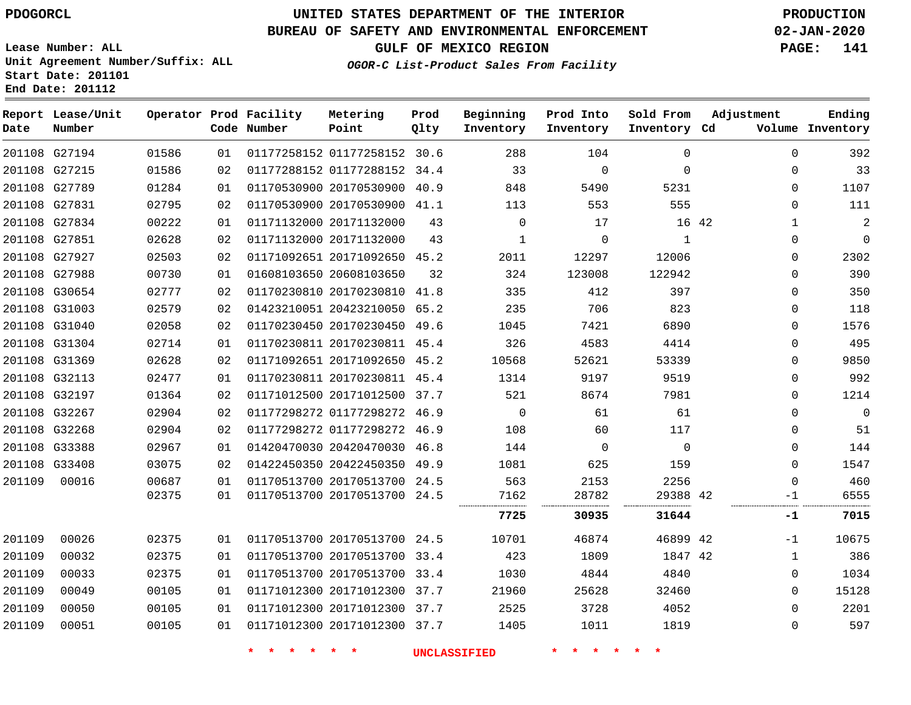PDOGORCL

# UNITED STATES DEPARTMENT OF THE INTERIOR
## BUREAU OF SAFETY AND ENVIRONMENTAL ENFORCEMENT
### GULF OF MEXICO REGION
*OGOR-C List-Product Sales From Facility*

PRODUCTION
02-JAN-2020

Lease Number: ALL
Unit Agreement Number/Suffix: ALL
Start Date: 201101
End Date: 201112

| Report Date | Lease/Unit Number | Operator | Prod Code | Facility Number | Metering Point | Prod Qlty | Beginning Inventory | Prod Into Inventory | Sold From Inventory | Adjustment Cd | Volume | Ending Inventory |
|---|---|---|---|---|---|---|---|---|---|---|---|---|
| 201108 | G27194 | 01586 | 01 | 01177258152 | 01177258152 | 30.6 | 288 | 104 | 0 | | 0 | 392 |
| 201108 | G27215 | 01586 | 02 | 01177288152 | 01177288152 | 34.4 | 33 | 0 | 0 | | 0 | 33 |
| 201108 | G27789 | 01284 | 01 | 01170530900 | 20170530900 | 40.9 | 848 | 5490 | 5231 | | 0 | 1107 |
| 201108 | G27831 | 02795 | 02 | 01170530900 | 20170530900 | 41.1 | 113 | 553 | 555 | | 0 | 111 |
| 201108 | G27834 | 00222 | 01 | 01171132000 | 20171132000 | 43 | 0 | 17 | 16 | 42 | 1 | 2 |
| 201108 | G27851 | 02628 | 02 | 01171132000 | 20171132000 | 43 | 1 | 0 | 1 | | 0 | 0 |
| 201108 | G27927 | 02503 | 02 | 01171092651 | 20171092650 | 45.2 | 2011 | 12297 | 12006 | | 0 | 2302 |
| 201108 | G27988 | 00730 | 01 | 01608103650 | 20608103650 | 32 | 324 | 123008 | 122942 | | 0 | 390 |
| 201108 | G30654 | 02777 | 02 | 01170230810 | 20170230810 | 41.8 | 335 | 412 | 397 | | 0 | 350 |
| 201108 | G31003 | 02579 | 02 | 01423210051 | 20423210050 | 65.2 | 235 | 706 | 823 | | 0 | 118 |
| 201108 | G31040 | 02058 | 02 | 01170230450 | 20170230450 | 49.6 | 1045 | 7421 | 6890 | | 0 | 1576 |
| 201108 | G31304 | 02714 | 01 | 01170230811 | 20170230811 | 45.4 | 326 | 4583 | 4414 | | 0 | 495 |
| 201108 | G31369 | 02628 | 02 | 01171092651 | 20171092650 | 45.2 | 10568 | 52621 | 53339 | | 0 | 9850 |
| 201108 | G32113 | 02477 | 01 | 01170230811 | 20170230811 | 45.4 | 1314 | 9197 | 9519 | | 0 | 992 |
| 201108 | G32197 | 01364 | 02 | 01171012500 | 20171012500 | 37.7 | 521 | 8674 | 7981 | | 0 | 1214 |
| 201108 | G32267 | 02904 | 02 | 01177298272 | 01177298272 | 46.9 | 0 | 61 | 61 | | 0 | 0 |
| 201108 | G32268 | 02904 | 02 | 01177298272 | 01177298272 | 46.9 | 108 | 60 | 117 | | 0 | 51 |
| 201108 | G33388 | 02967 | 01 | 01420470030 | 20420470030 | 46.8 | 144 | 0 | 0 | | 0 | 144 |
| 201108 | G33408 | 03075 | 02 | 01422450350 | 20422450350 | 49.9 | 1081 | 625 | 159 | | 0 | 1547 |
| 201109 | 00016 | 00687 | 01 | 01170513700 | 20170513700 | 24.5 | 563 | 2153 | 2256 | | 0 | 460 |
| | | 02375 | 01 | 01170513700 | 20170513700 | 24.5 | 7162 | 28782 | 29388 | 42 | -1 | 6555 |
| | | | | | | | **7725** | **30935** | **31644** | | **-1** | **7015** |
| 201109 | 00026 | 02375 | 01 | 01170513700 | 20170513700 | 24.5 | 10701 | 46874 | 46899 | 42 | -1 | 10675 |
| 201109 | 00032 | 02375 | 01 | 01170513700 | 20170513700 | 33.4 | 423 | 1809 | 1847 | 42 | 1 | 386 |
| 201109 | 00033 | 02375 | 01 | 01170513700 | 20170513700 | 33.4 | 1030 | 4844 | 4840 | | 0 | 1034 |
| 201109 | 00049 | 00105 | 01 | 01171012300 | 20171012300 | 37.7 | 21960 | 25628 | 32460 | | 0 | 15128 |
| 201109 | 00050 | 00105 | 01 | 01171012300 | 20171012300 | 37.7 | 2525 | 3728 | 4052 | | 0 | 2201 |
| 201109 | 00051 | 00105 | 01 | 01171012300 | 20171012300 | 37.7 | 1405 | 1011 | 1819 | | 0 | 597 |

* * * * * * UNCLASSIFIED * * * * * *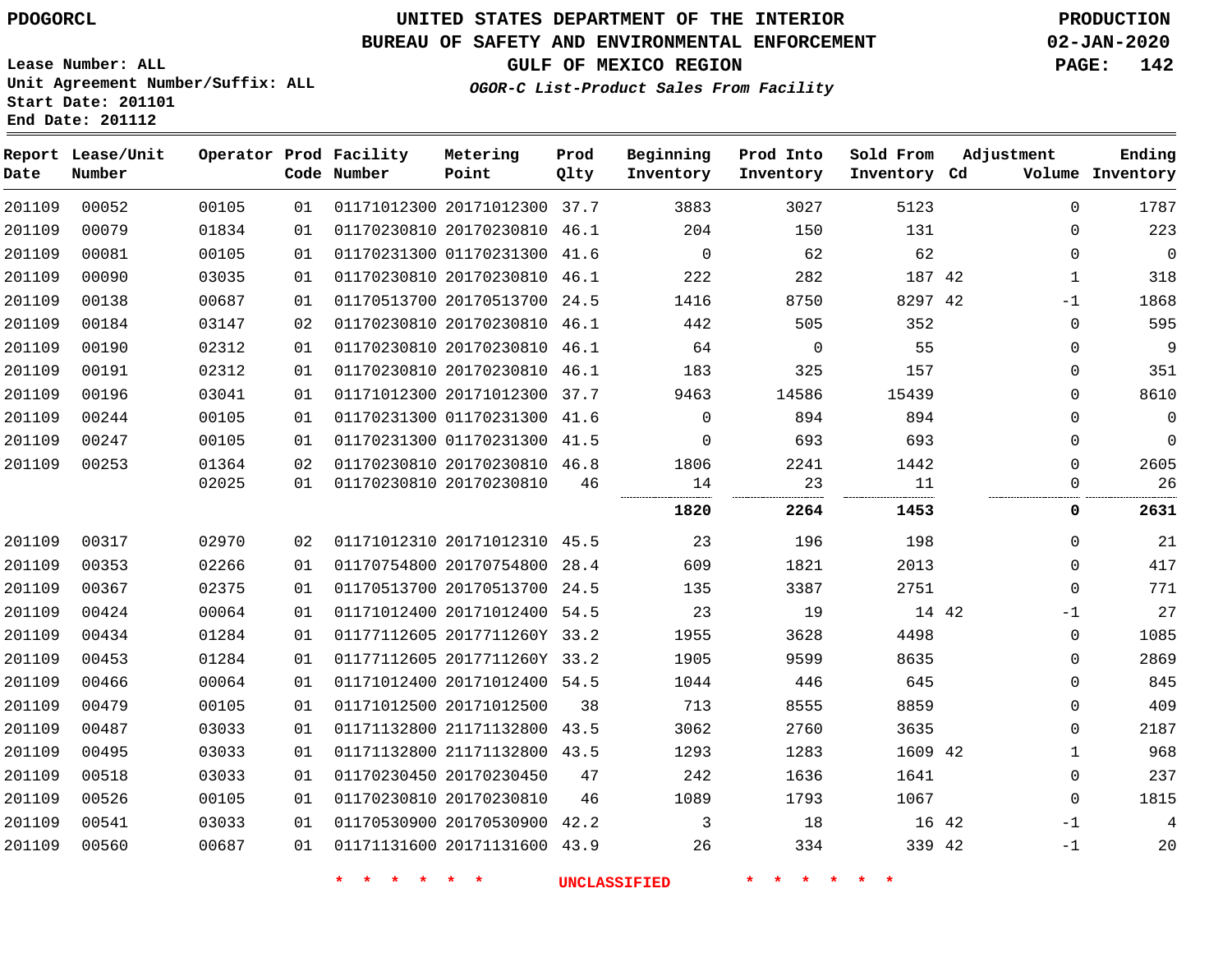PDOGORCL

# UNITED STATES DEPARTMENT OF THE INTERIOR
## BUREAU OF SAFETY AND ENVIRONMENTAL ENFORCEMENT
### GULF OF MEXICO REGION
*OGOR-C List-Product Sales From Facility*

PRODUCTION
02-JAN-2020

Lease Number: ALL
Unit Agreement Number/Suffix: ALL
Start Date: 201101
End Date: 201112

| Report Date | Lease/Unit Number | Operator | Prod Code | Facility Number | Metering Point | Prod Qlty | Beginning Inventory | Prod Into Inventory | Sold From Inventory | Adjustment Cd | Adjustment Volume | Ending Inventory |
|---|---|---|---|---|---|---|---|---|---|---|---|---|
| 201109 | 00052 | 00105 | 01 | 01171012300 | 20171012300 | 37.7 | 3883 | 3027 | 5123 | | 0 | 1787 |
| 201109 | 00079 | 01834 | 01 | 01170230810 | 20170230810 | 46.1 | 204 | 150 | 131 | | 0 | 223 |
| 201109 | 00081 | 00105 | 01 | 01170231300 | 01170231300 | 41.6 | 0 | 62 | 62 | | 0 | 0 |
| 201109 | 00090 | 03035 | 01 | 01170230810 | 20170230810 | 46.1 | 222 | 282 | 187 | 42 | 1 | 318 |
| 201109 | 00138 | 00687 | 01 | 01170513700 | 20170513700 | 24.5 | 1416 | 8750 | 8297 | 42 | -1 | 1868 |
| 201109 | 00184 | 03147 | 02 | 01170230810 | 20170230810 | 46.1 | 442 | 505 | 352 | | 0 | 595 |
| 201109 | 00190 | 02312 | 01 | 01170230810 | 20170230810 | 46.1 | 64 | 0 | 55 | | 0 | 9 |
| 201109 | 00191 | 02312 | 01 | 01170230810 | 20170230810 | 46.1 | 183 | 325 | 157 | | 0 | 351 |
| 201109 | 00196 | 03041 | 01 | 01171012300 | 20171012300 | 37.7 | 9463 | 14586 | 15439 | | 0 | 8610 |
| 201109 | 00244 | 00105 | 01 | 01170231300 | 01170231300 | 41.6 | 0 | 894 | 894 | | 0 | 0 |
| 201109 | 00247 | 00105 | 01 | 01170231300 | 01170231300 | 41.5 | 0 | 693 | 693 | | 0 | 0 |
| 201109 | 00253 | 01364 | 02 | 01170230810 | 20170230810 | 46.8 | 1806 | 2241 | 1442 | | 0 | 2605 |
| | | 02025 | 01 | 01170230810 | 20170230810 | 46 | 14 | 23 | 11 | | 0 | 26 |
| | | | | | | | **1820** | **2264** | **1453** | | **0** | **2631** |
| 201109 | 00317 | 02970 | 02 | 01171012310 | 20171012310 | 45.5 | 23 | 196 | 198 | | 0 | 21 |
| 201109 | 00353 | 02266 | 01 | 01170754800 | 20170754800 | 28.4 | 609 | 1821 | 2013 | | 0 | 417 |
| 201109 | 00367 | 02375 | 01 | 01170513700 | 20170513700 | 24.5 | 135 | 3387 | 2751 | | 0 | 771 |
| 201109 | 00424 | 00064 | 01 | 01171012400 | 20171012400 | 54.5 | 23 | 19 | 14 | 42 | -1 | 27 |
| 201109 | 00434 | 01284 | 01 | 01177112605 | 2017711260Y | 33.2 | 1955 | 3628 | 4498 | | 0 | 1085 |
| 201109 | 00453 | 01284 | 01 | 01177112605 | 2017711260Y | 33.2 | 1905 | 9599 | 8635 | | 0 | 2869 |
| 201109 | 00466 | 00064 | 01 | 01171012400 | 20171012400 | 54.5 | 1044 | 446 | 645 | | 0 | 845 |
| 201109 | 00479 | 00105 | 01 | 01171012500 | 20171012500 | 38 | 713 | 8555 | 8859 | | 0 | 409 |
| 201109 | 00487 | 03033 | 01 | 01171132800 | 21171132800 | 43.5 | 3062 | 2760 | 3635 | | 0 | 2187 |
| 201109 | 00495 | 03033 | 01 | 01171132800 | 21171132800 | 43.5 | 1293 | 1283 | 1609 | 42 | 1 | 968 |
| 201109 | 00518 | 03033 | 01 | 01170230450 | 20170230450 | 47 | 242 | 1636 | 1641 | | 0 | 237 |
| 201109 | 00526 | 00105 | 01 | 01170230810 | 20170230810 | 46 | 1089 | 1793 | 1067 | | 0 | 1815 |
| 201109 | 00541 | 03033 | 01 | 01170530900 | 20170530900 | 42.2 | 3 | 18 | 16 | 42 | -1 | 4 |
| 201109 | 00560 | 00687 | 01 | 01171131600 | 20171131600 | 43.9 | 26 | 334 | 339 | 42 | -1 | 20 |

* * * * * * UNCLASSIFIED * * * * * *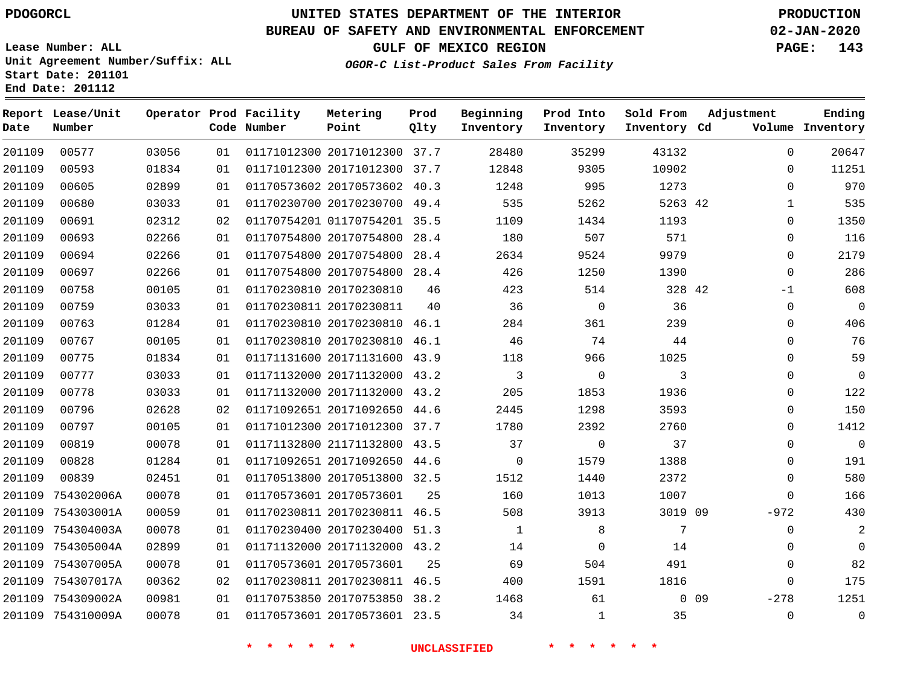# UNITED STATES DEPARTMENT OF THE INTERIOR
## BUREAU OF SAFETY AND ENVIRONMENTAL ENFORCEMENT
### GULF OF MEXICO REGION
*OGOR-C List-Product Sales From Facility*

PDOGORCL

PRODUCTION 02-JAN-2020

Lease Number: ALL
Unit Agreement Number/Suffix: ALL
Start Date: 201101
End Date: 201112

| Report Date | Lease/Unit Number | Operator | Prod Code | Facility Number | Metering Point | Prod Qlty | Beginning Inventory | Prod Into Inventory | Sold From Inventory | Adjustment Cd | Adjustment Volume | Ending Inventory |
|---|---|---|---|---|---|---|---|---|---|---|---|---|
| 201109 | 00577 | 03056 | 01 | 01171012300 | 20171012300 | 37.7 | 28480 | 35299 | 43132 | | 0 | 20647 |
| 201109 | 00593 | 01834 | 01 | 01171012300 | 20171012300 | 37.7 | 12848 | 9305 | 10902 | | 0 | 11251 |
| 201109 | 00605 | 02899 | 01 | 01170573602 | 20170573602 | 40.3 | 1248 | 995 | 1273 | | 0 | 970 |
| 201109 | 00680 | 03033 | 01 | 01170230700 | 20170230700 | 49.4 | 535 | 5262 | 5263 | 42 | 1 | 535 |
| 201109 | 00691 | 02312 | 02 | 01170754201 | 01170754201 | 35.5 | 1109 | 1434 | 1193 | | 0 | 1350 |
| 201109 | 00693 | 02266 | 01 | 01170754800 | 20170754800 | 28.4 | 180 | 507 | 571 | | 0 | 116 |
| 201109 | 00694 | 02266 | 01 | 01170754800 | 20170754800 | 28.4 | 2634 | 9524 | 9979 | | 0 | 2179 |
| 201109 | 00697 | 02266 | 01 | 01170754800 | 20170754800 | 28.4 | 426 | 1250 | 1390 | | 0 | 286 |
| 201109 | 00758 | 00105 | 01 | 01170230810 | 20170230810 | 46 | 423 | 514 | 328 | 42 | -1 | 608 |
| 201109 | 00759 | 03033 | 01 | 01170230811 | 20170230811 | 40 | 36 | 0 | 36 | | 0 | 0 |
| 201109 | 00763 | 01284 | 01 | 01170230810 | 20170230810 | 46.1 | 284 | 361 | 239 | | 0 | 406 |
| 201109 | 00767 | 00105 | 01 | 01170230810 | 20170230810 | 46.1 | 46 | 74 | 44 | | 0 | 76 |
| 201109 | 00775 | 01834 | 01 | 01171131600 | 20171131600 | 43.9 | 118 | 966 | 1025 | | 0 | 59 |
| 201109 | 00777 | 03033 | 01 | 01171132000 | 20171132000 | 43.2 | 3 | 0 | 3 | | 0 | 0 |
| 201109 | 00778 | 03033 | 01 | 01171132000 | 20171132000 | 43.2 | 205 | 1853 | 1936 | | 0 | 122 |
| 201109 | 00796 | 02628 | 02 | 01171092651 | 20171092650 | 44.6 | 2445 | 1298 | 3593 | | 0 | 150 |
| 201109 | 00797 | 00105 | 01 | 01171012300 | 20171012300 | 37.7 | 1780 | 2392 | 2760 | | 0 | 1412 |
| 201109 | 00819 | 00078 | 01 | 01171132800 | 21171132800 | 43.5 | 37 | 0 | 37 | | 0 | 0 |
| 201109 | 00828 | 01284 | 01 | 01171092651 | 20171092650 | 44.6 | 0 | 1579 | 1388 | | 0 | 191 |
| 201109 | 00839 | 02451 | 01 | 01170513800 | 20170513800 | 32.5 | 1512 | 1440 | 2372 | | 0 | 580 |
| 201109 | 754302006A | 00078 | 01 | 01170573601 | 20170573601 | 25 | 160 | 1013 | 1007 | | 0 | 166 |
| 201109 | 754303001A | 00059 | 01 | 01170230811 | 20170230811 | 46.5 | 508 | 3913 | 3019 | 09 | -972 | 430 |
| 201109 | 754304003A | 00078 | 01 | 01170230400 | 20170230400 | 51.3 | 1 | 8 | 7 | | 0 | 2 |
| 201109 | 754305004A | 02899 | 01 | 01171132000 | 20171132000 | 43.2 | 14 | 0 | 14 | | 0 | 0 |
| 201109 | 754307005A | 00078 | 01 | 01170573601 | 20170573601 | 25 | 69 | 504 | 491 | | 0 | 82 |
| 201109 | 754307017A | 00362 | 02 | 01170230811 | 20170230811 | 46.5 | 400 | 1591 | 1816 | | 0 | 175 |
| 201109 | 754309002A | 00981 | 01 | 01170753850 | 20170753850 | 38.2 | 1468 | 61 | 0 | 09 | -278 | 1251 |
| 201109 | 754310009A | 00078 | 01 | 01170573601 | 20170573601 | 23.5 | 34 | 1 | 35 | | 0 | 0 |

* * * * * * UNCLASSIFIED * * * * * *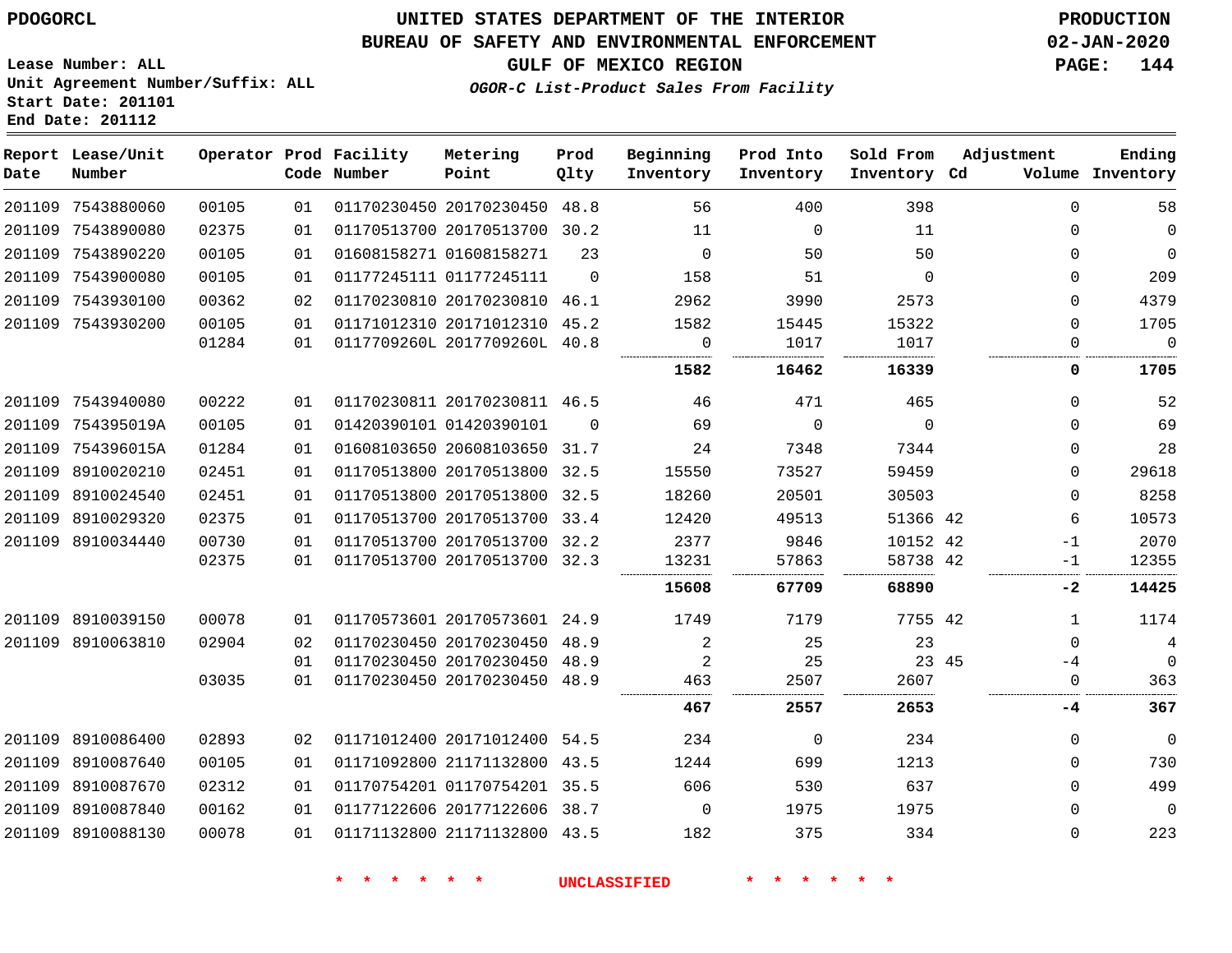PDOGORCL

# UNITED STATES DEPARTMENT OF THE INTERIOR
## BUREAU OF SAFETY AND ENVIRONMENTAL ENFORCEMENT
### GULF OF MEXICO REGION
*OGOR-C List-Product Sales From Facility*

PRODUCTION
02-JAN-2020

Lease Number: ALL
Unit Agreement Number/Suffix: ALL
Start Date: 201101
End Date: 201112

| Report Date | Lease/Unit Number | Operator | Prod Code | Facility Number | Metering Point | Prod Qlty | Beginning Inventory | Prod Into Inventory | Sold From Inventory | Adjustment Cd | Volume | Ending Inventory |
|---|---|---|---|---|---|---|---|---|---|---|---|---|
| 201109 | 7543880060 | 00105 | 01 | 01170230450 | 20170230450 | 48.8 | 56 | 400 | 398 | | 0 | 58 |
| 201109 | 7543890080 | 02375 | 01 | 01170513700 | 20170513700 | 30.2 | 11 | 0 | 11 | | 0 | 0 |
| 201109 | 7543890220 | 00105 | 01 | 01608158271 | 01608158271 | 23 | 0 | 50 | 50 | | 0 | 0 |
| 201109 | 7543900080 | 00105 | 01 | 01177245111 | 01177245111 | 0 | 158 | 51 | 0 | | 0 | 209 |
| 201109 | 7543930100 | 00362 | 02 | 01170230810 | 20170230810 | 46.1 | 2962 | 3990 | 2573 | | 0 | 4379 |
| 201109 | 7543930200 | 00105 | 01 | 01171012310 | 20171012310 | 45.2 | 1582 | 15445 | 15322 | | 0 | 1705 |
| | | 01284 | 01 | 0117709260L | 2017709260L | 40.8 | 0 | 1017 | 1017 | | 0 | 0 |
| | | | | | | | **1582** | **16462** | **16339** | | **0** | **1705** |
| 201109 | 7543940080 | 00222 | 01 | 01170230811 | 20170230811 | 46.5 | 46 | 471 | 465 | | 0 | 52 |
| 201109 | 754395019A | 00105 | 01 | 01420390101 | 01420390101 | 0 | 69 | 0 | 0 | | 0 | 69 |
| 201109 | 754396015A | 01284 | 01 | 01608103650 | 20608103650 | 31.7 | 24 | 7348 | 7344 | | 0 | 28 |
| 201109 | 8910020210 | 02451 | 01 | 01170513800 | 20170513800 | 32.5 | 15550 | 73527 | 59459 | | 0 | 29618 |
| 201109 | 8910024540 | 02451 | 01 | 01170513800 | 20170513800 | 32.5 | 18260 | 20501 | 30503 | | 0 | 8258 |
| 201109 | 8910029320 | 02375 | 01 | 01170513700 | 20170513700 | 33.4 | 12420 | 49513 | 51366 | 42 | 6 | 10573 |
| 201109 | 8910034440 | 00730 | 01 | 01170513700 | 20170513700 | 32.2 | 2377 | 9846 | 10152 | 42 | -1 | 2070 |
| | | 02375 | 01 | 01170513700 | 20170513700 | 32.3 | 13231 | 57863 | 58738 | 42 | -1 | 12355 |
| | | | | | | | **15608** | **67709** | **68890** | | **-2** | **14425** |
| 201109 | 8910039150 | 00078 | 01 | 01170573601 | 20170573601 | 24.9 | 1749 | 7179 | 7755 | 42 | 1 | 1174 |
| 201109 | 8910063810 | 02904 | 02 | 01170230450 | 20170230450 | 48.9 | 2 | 25 | 23 | | 0 | 4 |
| | | | 01 | 01170230450 | 20170230450 | 48.9 | 2 | 25 | 23 | 45 | -4 | 0 |
| | | 03035 | 01 | 01170230450 | 20170230450 | 48.9 | 463 | 2507 | 2607 | | 0 | 363 |
| | | | | | | | **467** | **2557** | **2653** | | **-4** | **367** |
| 201109 | 8910086400 | 02893 | 02 | 01171012400 | 20171012400 | 54.5 | 234 | 0 | 234 | | 0 | 0 |
| 201109 | 8910087640 | 00105 | 01 | 01171092800 | 21171132800 | 43.5 | 1244 | 699 | 1213 | | 0 | 730 |
| 201109 | 8910087670 | 02312 | 01 | 01170754201 | 01170754201 | 35.5 | 606 | 530 | 637 | | 0 | 499 |
| 201109 | 8910087840 | 00162 | 01 | 01177122606 | 20177122606 | 38.7 | 0 | 1975 | 1975 | | 0 | 0 |
| 201109 | 8910088130 | 00078 | 01 | 01171132800 | 21171132800 | 43.5 | 182 | 375 | 334 | | 0 | 223 |

* * * * * * UNCLASSIFIED * * * * * *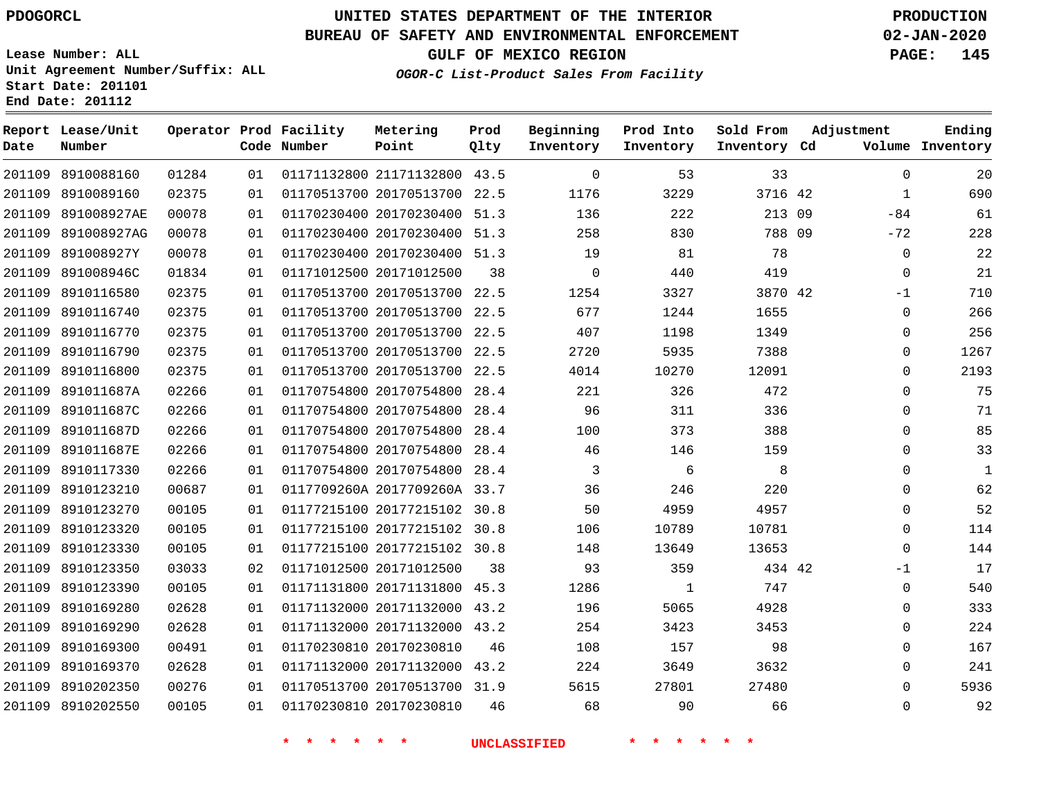PDOGORCL

# UNITED STATES DEPARTMENT OF THE INTERIOR
## BUREAU OF SAFETY AND ENVIRONMENTAL ENFORCEMENT
### GULF OF MEXICO REGION
*OGOR-C List-Product Sales From Facility*

PRODUCTION
02-JAN-2020

Lease Number: ALL
Unit Agreement Number/Suffix: ALL
Start Date: 201101
End Date: 201112

| Report Date | Lease/Unit Number | Operator | Prod Code | Facility Number | Metering Point | Prod Qlty | Beginning Inventory | Prod Into Inventory | Sold From Inventory | Adjustment Cd | Adjustment Volume | Ending Inventory |
|---|---|---|---|---|---|---|---|---|---|---|---|---|
| 201109 | 8910088160 | 01284 | 01 | 01171132800 | 21171132800 | 43.5 | 0 | 53 | 33 | | 0 | 20 |
| 201109 | 8910089160 | 02375 | 01 | 01170513700 | 20170513700 | 22.5 | 1176 | 3229 | 3716 | 42 | 1 | 690 |
| 201109 | 891008927AE | 00078 | 01 | 01170230400 | 20170230400 | 51.3 | 136 | 222 | 213 | 09 | -84 | 61 |
| 201109 | 891008927AG | 00078 | 01 | 01170230400 | 20170230400 | 51.3 | 258 | 830 | 788 | 09 | -72 | 228 |
| 201109 | 891008927Y | 00078 | 01 | 01170230400 | 20170230400 | 51.3 | 19 | 81 | 78 | | 0 | 22 |
| 201109 | 891008946C | 01834 | 01 | 01171012500 | 20171012500 | 38 | 0 | 440 | 419 | | 0 | 21 |
| 201109 | 8910116580 | 02375 | 01 | 01170513700 | 20170513700 | 22.5 | 1254 | 3327 | 3870 | 42 | -1 | 710 |
| 201109 | 8910116740 | 02375 | 01 | 01170513700 | 20170513700 | 22.5 | 677 | 1244 | 1655 | | 0 | 266 |
| 201109 | 8910116770 | 02375 | 01 | 01170513700 | 20170513700 | 22.5 | 407 | 1198 | 1349 | | 0 | 256 |
| 201109 | 8910116790 | 02375 | 01 | 01170513700 | 20170513700 | 22.5 | 2720 | 5935 | 7388 | | 0 | 1267 |
| 201109 | 8910116800 | 02375 | 01 | 01170513700 | 20170513700 | 22.5 | 4014 | 10270 | 12091 | | 0 | 2193 |
| 201109 | 891011687A | 02266 | 01 | 01170754800 | 20170754800 | 28.4 | 221 | 326 | 472 | | 0 | 75 |
| 201109 | 891011687C | 02266 | 01 | 01170754800 | 20170754800 | 28.4 | 96 | 311 | 336 | | 0 | 71 |
| 201109 | 891011687D | 02266 | 01 | 01170754800 | 20170754800 | 28.4 | 100 | 373 | 388 | | 0 | 85 |
| 201109 | 891011687E | 02266 | 01 | 01170754800 | 20170754800 | 28.4 | 46 | 146 | 159 | | 0 | 33 |
| 201109 | 8910117330 | 02266 | 01 | 01170754800 | 20170754800 | 28.4 | 3 | 6 | 8 | | 0 | 1 |
| 201109 | 8910123210 | 00687 | 01 | 0117709260A | 2017709260A | 33.7 | 36 | 246 | 220 | | 0 | 62 |
| 201109 | 8910123270 | 00105 | 01 | 01177215100 | 20177215102 | 30.8 | 50 | 4959 | 4957 | | 0 | 52 |
| 201109 | 8910123320 | 00105 | 01 | 01177215100 | 20177215102 | 30.8 | 106 | 10789 | 10781 | | 0 | 114 |
| 201109 | 8910123330 | 00105 | 01 | 01177215100 | 20177215102 | 30.8 | 148 | 13649 | 13653 | | 0 | 144 |
| 201109 | 8910123350 | 03033 | 02 | 01171012500 | 20171012500 | 38 | 93 | 359 | 434 | 42 | -1 | 17 |
| 201109 | 8910123390 | 00105 | 01 | 01171131800 | 20171131800 | 45.3 | 1286 | 1 | 747 | | 0 | 540 |
| 201109 | 8910169280 | 02628 | 01 | 01171132000 | 20171132000 | 43.2 | 196 | 5065 | 4928 | | 0 | 333 |
| 201109 | 8910169290 | 02628 | 01 | 01171132000 | 20171132000 | 43.2 | 254 | 3423 | 3453 | | 0 | 224 |
| 201109 | 8910169300 | 00491 | 01 | 01170230810 | 20170230810 | 46 | 108 | 157 | 98 | | 0 | 167 |
| 201109 | 8910169370 | 02628 | 01 | 01171132000 | 20171132000 | 43.2 | 224 | 3649 | 3632 | | 0 | 241 |
| 201109 | 8910202350 | 00276 | 01 | 01170513700 | 20170513700 | 31.9 | 5615 | 27801 | 27480 | | 0 | 5936 |
| 201109 | 8910202550 | 00105 | 01 | 01170230810 | 20170230810 | 46 | 68 | 90 | 66 | | 0 | 92 |

\* \* \* \* \* \* UNCLASSIFIED \* \* \* \* \* \*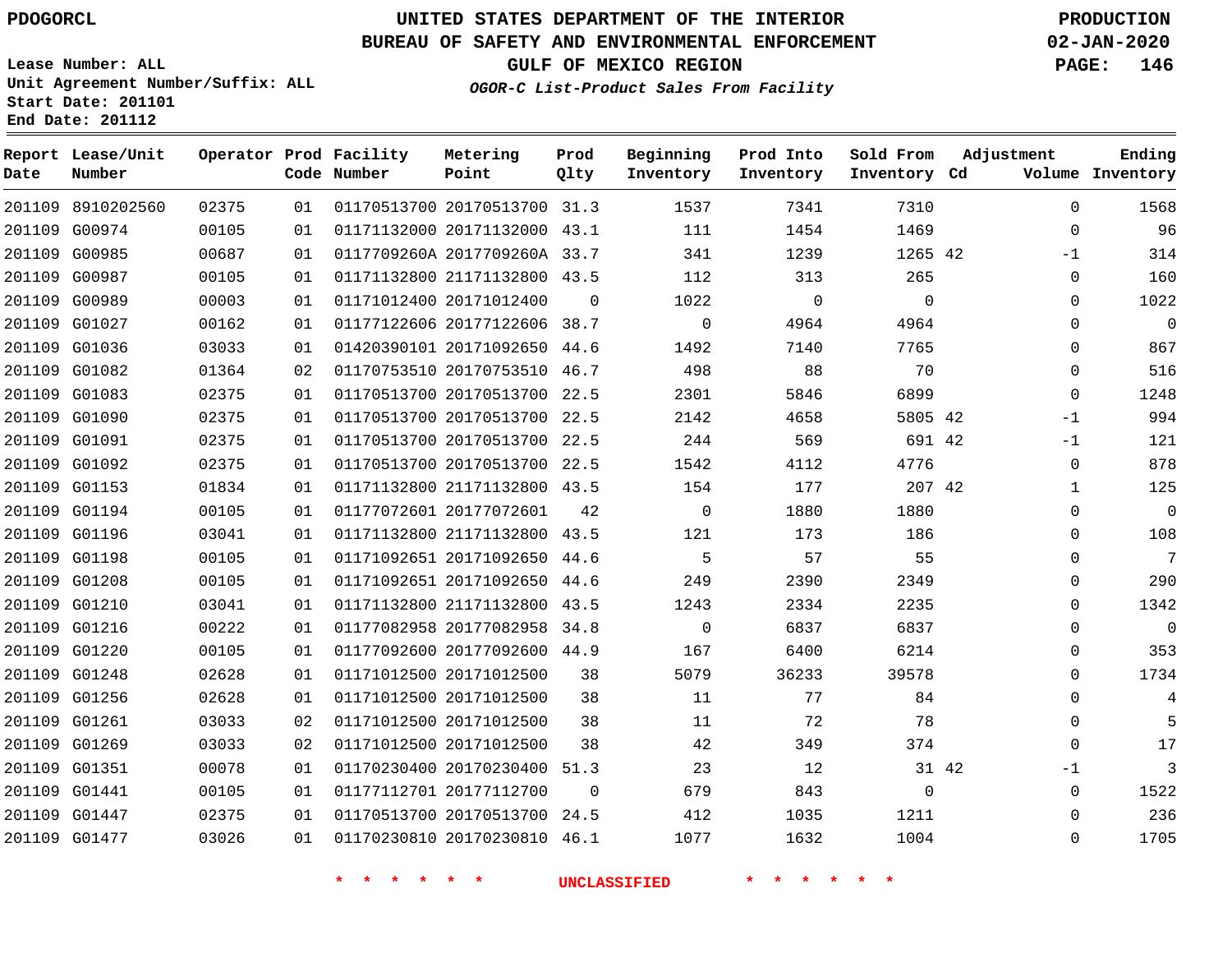PDOGORCL

# UNITED STATES DEPARTMENT OF THE INTERIOR
## BUREAU OF SAFETY AND ENVIRONMENTAL ENFORCEMENT
### GULF OF MEXICO REGION
*OGOR-C List-Product Sales From Facility*

PRODUCTION
02-JAN-2020

Lease Number: ALL
Unit Agreement Number/Suffix: ALL
Start Date: 201101
End Date: 201112

| Report Date | Lease/Unit Number | Operator | Prod Code | Facility Number | Metering Point | Prod Qlty | Beginning Inventory | Prod Into Inventory | Sold From Inventory | Adjustment Cd | Adjustment Volume | Ending Inventory |
|---|---|---|---|---|---|---|---|---|---|---|---|---|
| 201109 | 8910202560 | 02375 | 01 | 01170513700 | 20170513700 | 31.3 | 1537 | 7341 | 7310 | | 0 | 1568 |
| 201109 | G00974 | 00105 | 01 | 01171132000 | 20171132000 | 43.1 | 111 | 1454 | 1469 | | 0 | 96 |
| 201109 | G00985 | 00687 | 01 | 0117709260A | 2017709260A | 33.7 | 341 | 1239 | 1265 | 42 | -1 | 314 |
| 201109 | G00987 | 00105 | 01 | 01171132800 | 21171132800 | 43.5 | 112 | 313 | 265 | | 0 | 160 |
| 201109 | G00989 | 00003 | 01 | 01171012400 | 20171012400 | 0 | 1022 | 0 | 0 | | 0 | 1022 |
| 201109 | G01027 | 00162 | 01 | 01177122606 | 20177122606 | 38.7 | 0 | 4964 | 4964 | | 0 | 0 |
| 201109 | G01036 | 03033 | 01 | 01420390101 | 20171092650 | 44.6 | 1492 | 7140 | 7765 | | 0 | 867 |
| 201109 | G01082 | 01364 | 02 | 01170753510 | 20170753510 | 46.7 | 498 | 88 | 70 | | 0 | 516 |
| 201109 | G01083 | 02375 | 01 | 01170513700 | 20170513700 | 22.5 | 2301 | 5846 | 6899 | | 0 | 1248 |
| 201109 | G01090 | 02375 | 01 | 01170513700 | 20170513700 | 22.5 | 2142 | 4658 | 5805 | 42 | -1 | 994 |
| 201109 | G01091 | 02375 | 01 | 01170513700 | 20170513700 | 22.5 | 244 | 569 | 691 | 42 | -1 | 121 |
| 201109 | G01092 | 02375 | 01 | 01170513700 | 20170513700 | 22.5 | 1542 | 4112 | 4776 | | 0 | 878 |
| 201109 | G01153 | 01834 | 01 | 01171132800 | 21171132800 | 43.5 | 154 | 177 | 207 | 42 | 1 | 125 |
| 201109 | G01194 | 00105 | 01 | 01177072601 | 20177072601 | 42 | 0 | 1880 | 1880 | | 0 | 0 |
| 201109 | G01196 | 03041 | 01 | 01171132800 | 21171132800 | 43.5 | 121 | 173 | 186 | | 0 | 108 |
| 201109 | G01198 | 00105 | 01 | 01171092651 | 20171092650 | 44.6 | 5 | 57 | 55 | | 0 | 7 |
| 201109 | G01208 | 00105 | 01 | 01171092651 | 20171092650 | 44.6 | 249 | 2390 | 2349 | | 0 | 290 |
| 201109 | G01210 | 03041 | 01 | 01171132800 | 21171132800 | 43.5 | 1243 | 2334 | 2235 | | 0 | 1342 |
| 201109 | G01216 | 00222 | 01 | 01177082958 | 20177082958 | 34.8 | 0 | 6837 | 6837 | | 0 | 0 |
| 201109 | G01220 | 00105 | 01 | 01177092600 | 20177092600 | 44.9 | 167 | 6400 | 6214 | | 0 | 353 |
| 201109 | G01248 | 02628 | 01 | 01171012500 | 20171012500 | 38 | 5079 | 36233 | 39578 | | 0 | 1734 |
| 201109 | G01256 | 02628 | 01 | 01171012500 | 20171012500 | 38 | 11 | 77 | 84 | | 0 | 4 |
| 201109 | G01261 | 03033 | 02 | 01171012500 | 20171012500 | 38 | 11 | 72 | 78 | | 0 | 5 |
| 201109 | G01269 | 03033 | 02 | 01171012500 | 20171012500 | 38 | 42 | 349 | 374 | | 0 | 17 |
| 201109 | G01351 | 00078 | 01 | 01170230400 | 20170230400 | 51.3 | 23 | 12 | 31 | 42 | -1 | 3 |
| 201109 | G01441 | 00105 | 01 | 01177112701 | 20177112700 | 0 | 679 | 843 | 0 | | 0 | 1522 |
| 201109 | G01447 | 02375 | 01 | 01170513700 | 20170513700 | 24.5 | 412 | 1035 | 1211 | | 0 | 236 |
| 201109 | G01477 | 03026 | 01 | 01170230810 | 20170230810 | 46.1 | 1077 | 1632 | 1004 | | 0 | 1705 |

\* \* \* \* \* \* UNCLASSIFIED \* \* \* \* \* \*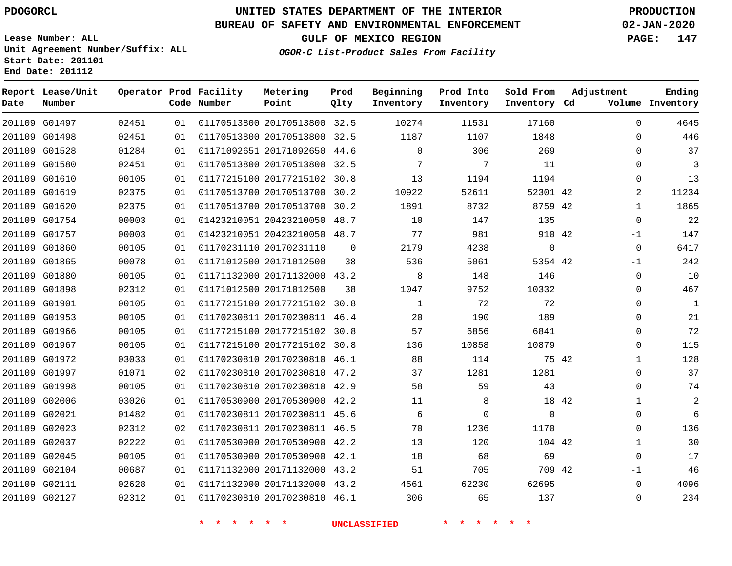PDOGORCL

Lease Number: ALL
Unit Agreement Number/Suffix: ALL
Start Date: 201101
End Date: 201112

# UNITED STATES DEPARTMENT OF THE INTERIOR
## BUREAU OF SAFETY AND ENVIRONMENTAL ENFORCEMENT
### GULF OF MEXICO REGION
*OGOR-C List-Product Sales From Facility*

PRODUCTION
02-JAN-2020

| Report Date | Lease/Unit Number | Operator | Prod Code | Facility Number | Metering Point | Prod Qlty | Beginning Inventory | Prod Into Inventory | Sold From Inventory | Adjustment Cd | Volume | Ending Inventory |
|---|---|---|---|---|---|---|---|---|---|---|---|---|
| 201109 | G01497 | 02451 | 01 | 01170513800 | 20170513800 | 32.5 | 10274 | 11531 | 17160 | | 0 | 4645 |
| 201109 | G01498 | 02451 | 01 | 01170513800 | 20170513800 | 32.5 | 1187 | 1107 | 1848 | | 0 | 446 |
| 201109 | G01528 | 01284 | 01 | 01171092651 | 20171092650 | 44.6 | 0 | 306 | 269 | | 0 | 37 |
| 201109 | G01580 | 02451 | 01 | 01170513800 | 20170513800 | 32.5 | 7 | 7 | 11 | | 0 | 3 |
| 201109 | G01610 | 00105 | 01 | 01177215100 | 20177215102 | 30.8 | 13 | 1194 | 1194 | | 0 | 13 |
| 201109 | G01619 | 02375 | 01 | 01170513700 | 20170513700 | 30.2 | 10922 | 52611 | 52301 | 42 | 2 | 11234 |
| 201109 | G01620 | 02375 | 01 | 01170513700 | 20170513700 | 30.2 | 1891 | 8732 | 8759 | 42 | 1 | 1865 |
| 201109 | G01754 | 00003 | 01 | 01423210051 | 20423210050 | 48.7 | 10 | 147 | 135 | | 0 | 22 |
| 201109 | G01757 | 00003 | 01 | 01423210051 | 20423210050 | 48.7 | 77 | 981 | 910 | 42 | -1 | 147 |
| 201109 | G01860 | 00105 | 01 | 01170231110 | 20170231110 | 0 | 2179 | 4238 | 0 | | 0 | 6417 |
| 201109 | G01865 | 00078 | 01 | 01171012500 | 20171012500 | 38 | 536 | 5061 | 5354 | 42 | -1 | 242 |
| 201109 | G01880 | 00105 | 01 | 01171132000 | 20171132000 | 43.2 | 8 | 148 | 146 | | 0 | 10 |
| 201109 | G01898 | 02312 | 01 | 01171012500 | 20171012500 | 38 | 1047 | 9752 | 10332 | | 0 | 467 |
| 201109 | G01901 | 00105 | 01 | 01177215100 | 20177215102 | 30.8 | 1 | 72 | 72 | | 0 | 1 |
| 201109 | G01953 | 00105 | 01 | 01170230811 | 20170230811 | 46.4 | 20 | 190 | 189 | | 0 | 21 |
| 201109 | G01966 | 00105 | 01 | 01177215100 | 20177215102 | 30.8 | 57 | 6856 | 6841 | | 0 | 72 |
| 201109 | G01967 | 00105 | 01 | 01177215100 | 20177215102 | 30.8 | 136 | 10858 | 10879 | | 0 | 115 |
| 201109 | G01972 | 03033 | 01 | 01170230810 | 20170230810 | 46.1 | 88 | 114 | 75 | 42 | 1 | 128 |
| 201109 | G01997 | 01071 | 02 | 01170230810 | 20170230810 | 47.2 | 37 | 1281 | 1281 | | 0 | 37 |
| 201109 | G01998 | 00105 | 01 | 01170230810 | 20170230810 | 42.9 | 58 | 59 | 43 | | 0 | 74 |
| 201109 | G02006 | 03026 | 01 | 01170530900 | 20170530900 | 42.2 | 11 | 8 | 18 | 42 | 1 | 2 |
| 201109 | G02021 | 01482 | 01 | 01170230811 | 20170230811 | 45.6 | 6 | 0 | 0 | | 0 | 6 |
| 201109 | G02023 | 02312 | 02 | 01170230811 | 20170230811 | 46.5 | 70 | 1236 | 1170 | | 0 | 136 |
| 201109 | G02037 | 02222 | 01 | 01170530900 | 20170530900 | 42.2 | 13 | 120 | 104 | 42 | 1 | 30 |
| 201109 | G02045 | 00105 | 01 | 01170530900 | 20170530900 | 42.1 | 18 | 68 | 69 | | 0 | 17 |
| 201109 | G02104 | 00687 | 01 | 01171132000 | 20171132000 | 43.2 | 51 | 705 | 709 | 42 | -1 | 46 |
| 201109 | G02111 | 02628 | 01 | 01171132000 | 20171132000 | 43.2 | 4561 | 62230 | 62695 | | 0 | 4096 |
| 201109 | G02127 | 02312 | 01 | 01170230810 | 20170230810 | 46.1 | 306 | 65 | 137 | | 0 | 234 |

* * * * * * UNCLASSIFIED * * * * * *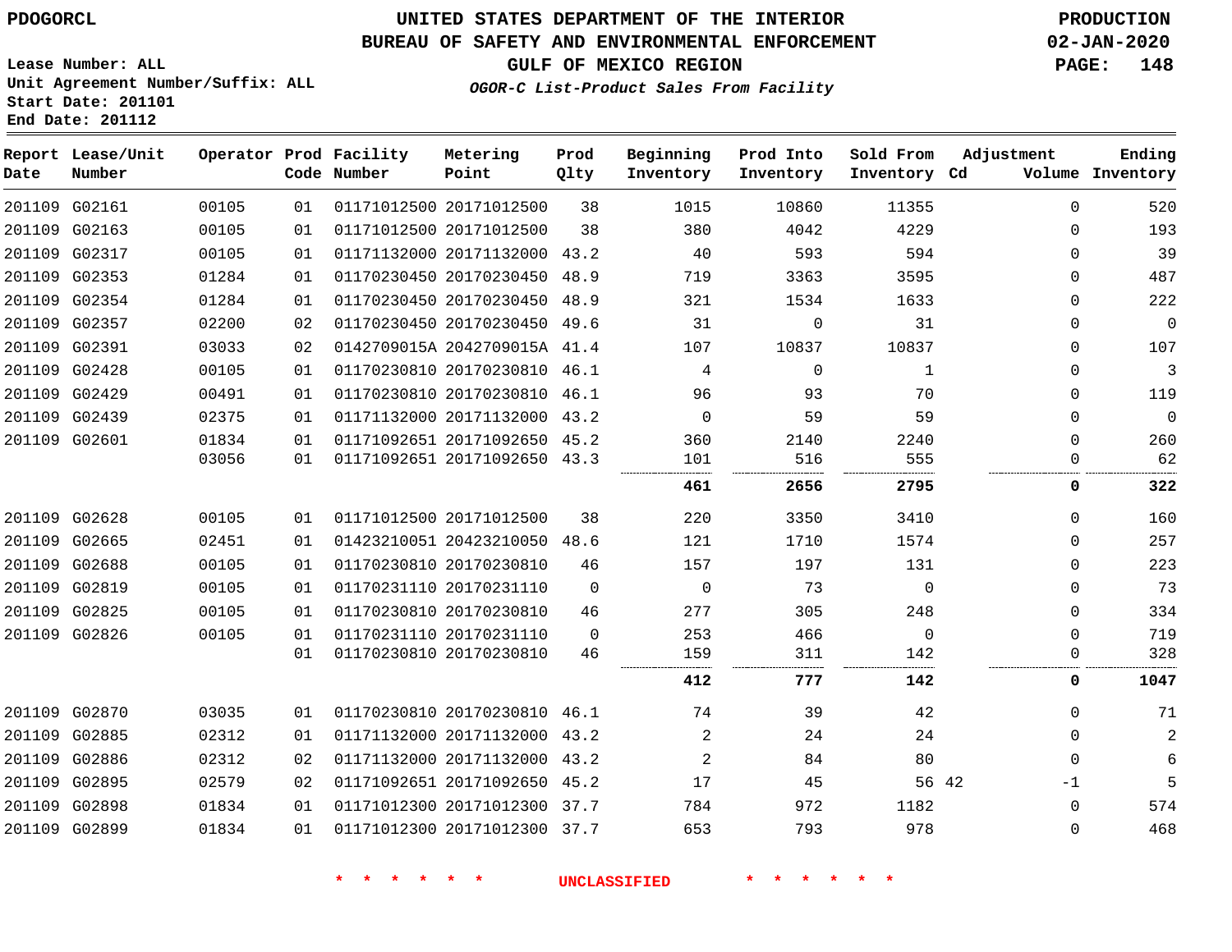PDOGORCL

# UNITED STATES DEPARTMENT OF THE INTERIOR
## BUREAU OF SAFETY AND ENVIRONMENTAL ENFORCEMENT
### GULF OF MEXICO REGION
*OGOR-C List-Product Sales From Facility*

PRODUCTION
02-JAN-2020

Lease Number: ALL
Unit Agreement Number/Suffix: ALL
Start Date: 201101
End Date: 201112

| Report Date | Lease/Unit Number | Operator | Prod Code | Facility Number | Metering Point | Prod Qlty | Beginning Inventory | Prod Into Inventory | Sold From Inventory | Adjustment Cd | Adjustment Volume | Ending Inventory |
|---|---|---|---|---|---|---|---|---|---|---|---|---|
| 201109 | G02161 | 00105 | 01 | 01171012500 | 20171012500 | 38 | 1015 | 10860 | 11355 | | 0 | 520 |
| 201109 | G02163 | 00105 | 01 | 01171012500 | 20171012500 | 38 | 380 | 4042 | 4229 | | 0 | 193 |
| 201109 | G02317 | 00105 | 01 | 01171132000 | 20171132000 | 43.2 | 40 | 593 | 594 | | 0 | 39 |
| 201109 | G02353 | 01284 | 01 | 01170230450 | 20170230450 | 48.9 | 719 | 3363 | 3595 | | 0 | 487 |
| 201109 | G02354 | 01284 | 01 | 01170230450 | 20170230450 | 48.9 | 321 | 1534 | 1633 | | 0 | 222 |
| 201109 | G02357 | 02200 | 02 | 01170230450 | 20170230450 | 49.6 | 31 | 0 | 31 | | 0 | 0 |
| 201109 | G02391 | 03033 | 02 | 0142709015A | 2042709015A | 41.4 | 107 | 10837 | 10837 | | 0 | 107 |
| 201109 | G02428 | 00105 | 01 | 01170230810 | 20170230810 | 46.1 | 4 | 0 | 1 | | 0 | 3 |
| 201109 | G02429 | 00491 | 01 | 01170230810 | 20170230810 | 46.1 | 96 | 93 | 70 | | 0 | 119 |
| 201109 | G02439 | 02375 | 01 | 01171132000 | 20171132000 | 43.2 | 0 | 59 | 59 | | 0 | 0 |
| 201109 | G02601 | 01834 | 01 | 01171092651 | 20171092650 | 45.2 | 360 | 2140 | 2240 | | 0 | 260 |
| | | 03056 | 01 | 01171092651 | 20171092650 | 43.3 | 101 | 516 | 555 | | 0 | 62 |
| | | | | | | | **461** | **2656** | **2795** | | **0** | **322** |
| 201109 | G02628 | 00105 | 01 | 01171012500 | 20171012500 | 38 | 220 | 3350 | 3410 | | 0 | 160 |
| 201109 | G02665 | 02451 | 01 | 01423210051 | 20423210050 | 48.6 | 121 | 1710 | 1574 | | 0 | 257 |
| 201109 | G02688 | 00105 | 01 | 01170230810 | 20170230810 | 46 | 157 | 197 | 131 | | 0 | 223 |
| 201109 | G02819 | 00105 | 01 | 01170231110 | 20170231110 | 0 | 0 | 73 | 0 | | 0 | 73 |
| 201109 | G02825 | 00105 | 01 | 01170230810 | 20170230810 | 46 | 277 | 305 | 248 | | 0 | 334 |
| 201109 | G02826 | 00105 | 01 | 01170231110 | 20170231110 | 0 | 253 | 466 | 0 | | 0 | 719 |
| | | | 01 | 01170230810 | 20170230810 | 46 | 159 | 311 | 142 | | 0 | 328 |
| | | | | | | | **412** | **777** | **142** | | **0** | **1047** |
| 201109 | G02870 | 03035 | 01 | 01170230810 | 20170230810 | 46.1 | 74 | 39 | 42 | | 0 | 71 |
| 201109 | G02885 | 02312 | 01 | 01171132000 | 20171132000 | 43.2 | 2 | 24 | 24 | | 0 | 2 |
| 201109 | G02886 | 02312 | 02 | 01171132000 | 20171132000 | 43.2 | 2 | 84 | 80 | | 0 | 6 |
| 201109 | G02895 | 02579 | 02 | 01171092651 | 20171092650 | 45.2 | 17 | 45 | 56 | 42 | -1 | 5 |
| 201109 | G02898 | 01834 | 01 | 01171012300 | 20171012300 | 37.7 | 784 | 972 | 1182 | | 0 | 574 |
| 201109 | G02899 | 01834 | 01 | 01171012300 | 20171012300 | 37.7 | 653 | 793 | 978 | | 0 | 468 |

* * * * * * UNCLASSIFIED * * * * * *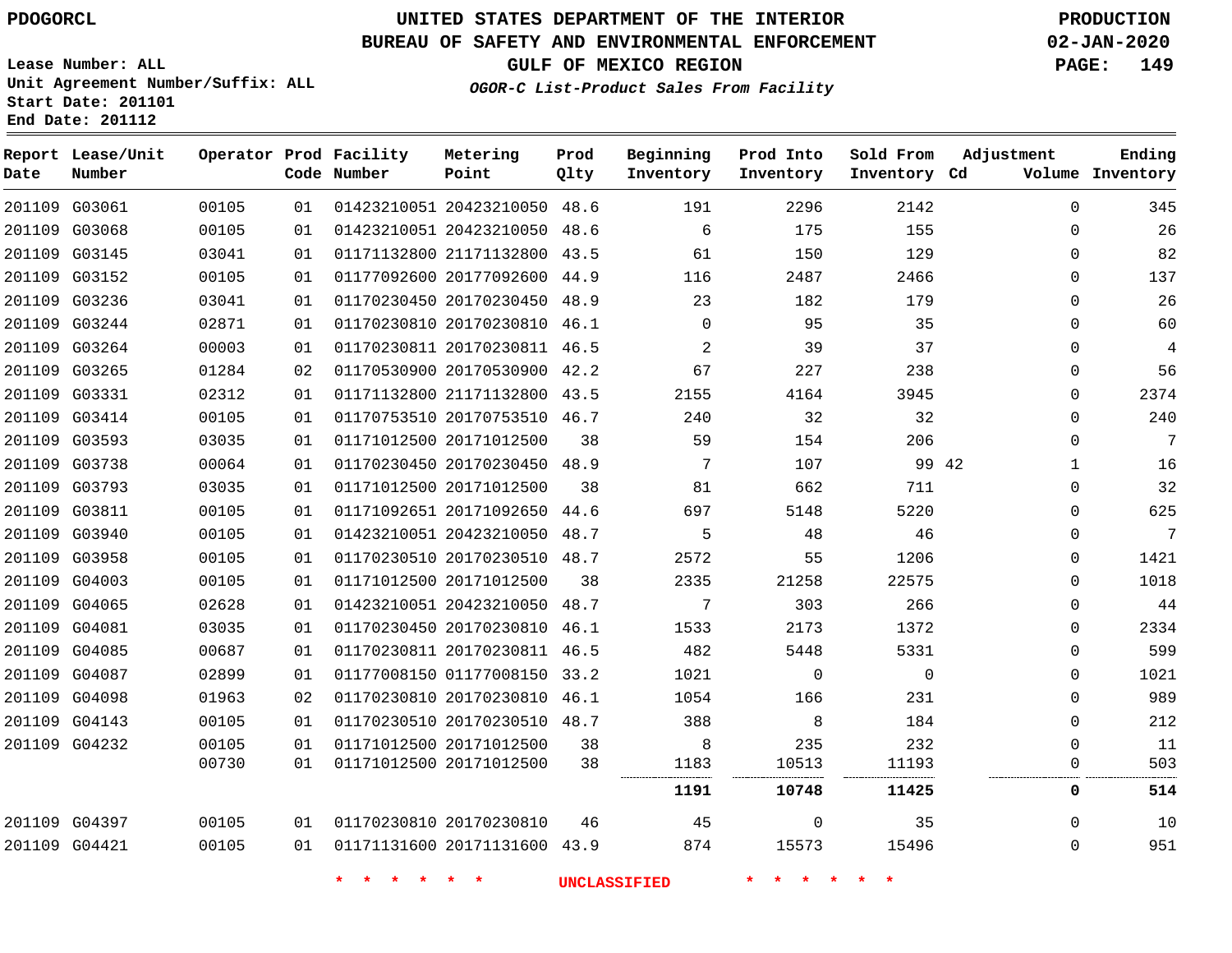PDOGORCL

# UNITED STATES DEPARTMENT OF THE INTERIOR
## BUREAU OF SAFETY AND ENVIRONMENTAL ENFORCEMENT
### GULF OF MEXICO REGION
*OGOR-C List-Product Sales From Facility*

PRODUCTION
02-JAN-2020

Lease Number: ALL
Unit Agreement Number/Suffix: ALL
Start Date: 201101
End Date: 201112

| Report Date | Lease/Unit Number | Operator | Prod Code | Facility Number | Metering Point | Prod Qlty | Beginning Inventory | Prod Into Inventory | Sold From Inventory | Adjustment Cd | Adjustment Volume | Ending Inventory |
|---|---|---|---|---|---|---|---|---|---|---|---|---|
| 201109 | G03061 | 00105 | 01 | 01423210051 | 20423210050 | 48.6 | 191 | 2296 | 2142 | | 0 | 345 |
| 201109 | G03068 | 00105 | 01 | 01423210051 | 20423210050 | 48.6 | 6 | 175 | 155 | | 0 | 26 |
| 201109 | G03145 | 03041 | 01 | 01171132800 | 21171132800 | 43.5 | 61 | 150 | 129 | | 0 | 82 |
| 201109 | G03152 | 00105 | 01 | 01177092600 | 20177092600 | 44.9 | 116 | 2487 | 2466 | | 0 | 137 |
| 201109 | G03236 | 03041 | 01 | 01170230450 | 20170230450 | 48.9 | 23 | 182 | 179 | | 0 | 26 |
| 201109 | G03244 | 02871 | 01 | 01170230810 | 20170230810 | 46.1 | 0 | 95 | 35 | | 0 | 60 |
| 201109 | G03264 | 00003 | 01 | 01170230811 | 20170230811 | 46.5 | 2 | 39 | 37 | | 0 | 4 |
| 201109 | G03265 | 01284 | 02 | 01170530900 | 20170530900 | 42.2 | 67 | 227 | 238 | | 0 | 56 |
| 201109 | G03331 | 02312 | 01 | 01171132800 | 21171132800 | 43.5 | 2155 | 4164 | 3945 | | 0 | 2374 |
| 201109 | G03414 | 00105 | 01 | 01170753510 | 20170753510 | 46.7 | 240 | 32 | 32 | | 0 | 240 |
| 201109 | G03593 | 03035 | 01 | 01171012500 | 20171012500 | 38 | 59 | 154 | 206 | | 0 | 7 |
| 201109 | G03738 | 00064 | 01 | 01170230450 | 20170230450 | 48.9 | 7 | 107 | 99 | 42 | 1 | 16 |
| 201109 | G03793 | 03035 | 01 | 01171012500 | 20171012500 | 38 | 81 | 662 | 711 | | 0 | 32 |
| 201109 | G03811 | 00105 | 01 | 01171092651 | 20171092650 | 44.6 | 697 | 5148 | 5220 | | 0 | 625 |
| 201109 | G03940 | 00105 | 01 | 01423210051 | 20423210050 | 48.7 | 5 | 48 | 46 | | 0 | 7 |
| 201109 | G03958 | 00105 | 01 | 01170230510 | 20170230510 | 48.7 | 2572 | 55 | 1206 | | 0 | 1421 |
| 201109 | G04003 | 00105 | 01 | 01171012500 | 20171012500 | 38 | 2335 | 21258 | 22575 | | 0 | 1018 |
| 201109 | G04065 | 02628 | 01 | 01423210051 | 20423210050 | 48.7 | 7 | 303 | 266 | | 0 | 44 |
| 201109 | G04081 | 03035 | 01 | 01170230450 | 20170230810 | 46.1 | 1533 | 2173 | 1372 | | 0 | 2334 |
| 201109 | G04085 | 00687 | 01 | 01170230811 | 20170230811 | 46.5 | 482 | 5448 | 5331 | | 0 | 599 |
| 201109 | G04087 | 02899 | 01 | 01177008150 | 01177008150 | 33.2 | 1021 | 0 | 0 | | 0 | 1021 |
| 201109 | G04098 | 01963 | 02 | 01170230810 | 20170230810 | 46.1 | 1054 | 166 | 231 | | 0 | 989 |
| 201109 | G04143 | 00105 | 01 | 01170230510 | 20170230510 | 48.7 | 388 | 8 | 184 | | 0 | 212 |
| 201109 | G04232 | 00105 | 01 | 01171012500 | 20171012500 | 38 | 8 | 235 | 232 | | 0 | 11 |
| | | 00730 | 01 | 01171012500 | 20171012500 | 38 | 1183 | 10513 | 11193 | | 0 | 503 |
| | | | | | | | **1191** | **10748** | **11425** | | **0** | **514** |
| 201109 | G04397 | 00105 | 01 | 01170230810 | 20170230810 | 46 | 45 | 0 | 35 | | 0 | 10 |
| 201109 | G04421 | 00105 | 01 | 01171131600 | 20171131600 | 43.9 | 874 | 15573 | 15496 | | 0 | 951 |

* * * * * * UNCLASSIFIED * * * * * *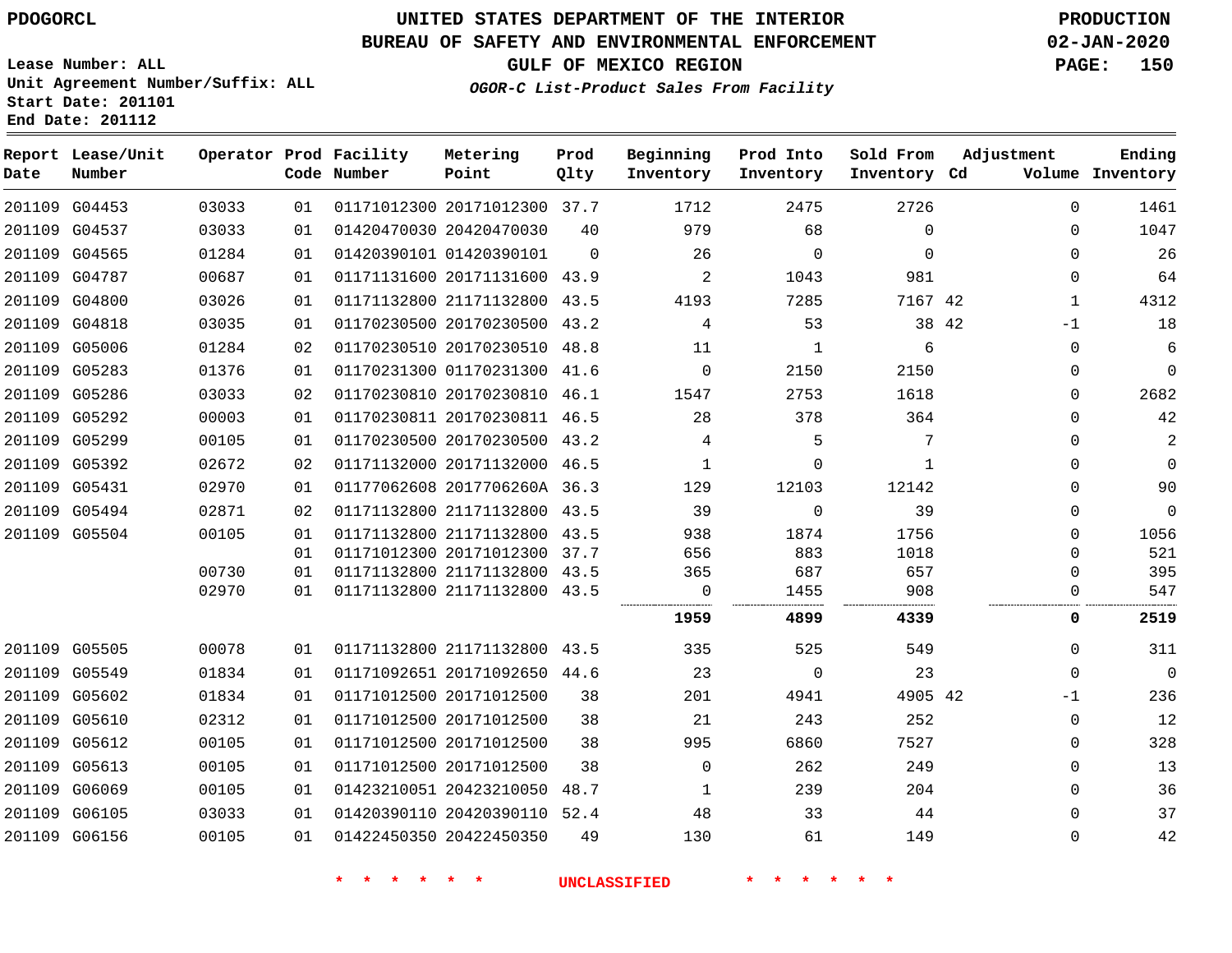PDOGORCL

# UNITED STATES DEPARTMENT OF THE INTERIOR
## BUREAU OF SAFETY AND ENVIRONMENTAL ENFORCEMENT
### GULF OF MEXICO REGION
*OGOR-C List-Product Sales From Facility*

PRODUCTION
02-JAN-2020

Lease Number: ALL
Unit Agreement Number/Suffix: ALL
Start Date: 201101
End Date: 201112

| Report Date | Lease/Unit Number | Operator | Prod Code | Facility Number | Metering Point | Prod Qlty | Beginning Inventory | Prod Into Inventory | Sold From Inventory | Adjustment Cd | Volume | Ending Inventory |
|---|---|---|---|---|---|---|---|---|---|---|---|---|
| 201109 | G04453 | 03033 | 01 | 01171012300 | 20171012300 | 37.7 | 1712 | 2475 | 2726 | | 0 | 1461 |
| 201109 | G04537 | 03033 | 01 | 01420470030 | 20420470030 | 40 | 979 | 68 | 0 | | 0 | 1047 |
| 201109 | G04565 | 01284 | 01 | 01420390101 | 01420390101 | 0 | 26 | 0 | 0 | | 0 | 26 |
| 201109 | G04787 | 00687 | 01 | 01171131600 | 20171131600 | 43.9 | 2 | 1043 | 981 | | 0 | 64 |
| 201109 | G04800 | 03026 | 01 | 01171132800 | 21171132800 | 43.5 | 4193 | 7285 | 7167 | 42 | 1 | 4312 |
| 201109 | G04818 | 03035 | 01 | 01170230500 | 20170230500 | 43.2 | 4 | 53 | 38 | 42 | -1 | 18 |
| 201109 | G05006 | 01284 | 02 | 01170230510 | 20170230510 | 48.8 | 11 | 1 | 6 | | 0 | 6 |
| 201109 | G05283 | 01376 | 01 | 01170231300 | 01170231300 | 41.6 | 0 | 2150 | 2150 | | 0 | 0 |
| 201109 | G05286 | 03033 | 02 | 01170230810 | 20170230810 | 46.1 | 1547 | 2753 | 1618 | | 0 | 2682 |
| 201109 | G05292 | 00003 | 01 | 01170230811 | 20170230811 | 46.5 | 28 | 378 | 364 | | 0 | 42 |
| 201109 | G05299 | 00105 | 01 | 01170230500 | 20170230500 | 43.2 | 4 | 5 | 7 | | 0 | 2 |
| 201109 | G05392 | 02672 | 02 | 01171132000 | 20171132000 | 46.5 | 1 | 0 | 1 | | 0 | 0 |
| 201109 | G05431 | 02970 | 01 | 01177062608 | 2017706260A | 36.3 | 129 | 12103 | 12142 | | 0 | 90 |
| 201109 | G05494 | 02871 | 02 | 01171132800 | 21171132800 | 43.5 | 39 | 0 | 39 | | 0 | 0 |
| 201109 | G05504 | 00105 | 01 | 01171132800 | 21171132800 | 43.5 | 938 | 1874 | 1756 | | 0 | 1056 |
| | | | 01 | 01171012300 | 20171012300 | 37.7 | 656 | 883 | 1018 | | 0 | 521 |
| | | 00730 | 01 | 01171132800 | 21171132800 | 43.5 | 365 | 687 | 657 | | 0 | 395 |
| | | 02970 | 01 | 01171132800 | 21171132800 | 43.5 | 0 | 1455 | 908 | | 0 | 547 |
| | | | | | | | **1959** | **4899** | **4339** | | **0** | **2519** |
| 201109 | G05505 | 00078 | 01 | 01171132800 | 21171132800 | 43.5 | 335 | 525 | 549 | | 0 | 311 |
| 201109 | G05549 | 01834 | 01 | 01171092651 | 20171092650 | 44.6 | 23 | 0 | 23 | | 0 | 0 |
| 201109 | G05602 | 01834 | 01 | 01171012500 | 20171012500 | 38 | 201 | 4941 | 4905 | 42 | -1 | 236 |
| 201109 | G05610 | 02312 | 01 | 01171012500 | 20171012500 | 38 | 21 | 243 | 252 | | 0 | 12 |
| 201109 | G05612 | 00105 | 01 | 01171012500 | 20171012500 | 38 | 995 | 6860 | 7527 | | 0 | 328 |
| 201109 | G05613 | 00105 | 01 | 01171012500 | 20171012500 | 38 | 0 | 262 | 249 | | 0 | 13 |
| 201109 | G06069 | 00105 | 01 | 01423210051 | 20423210050 | 48.7 | 1 | 239 | 204 | | 0 | 36 |
| 201109 | G06105 | 03033 | 01 | 01420390110 | 20420390110 | 52.4 | 48 | 33 | 44 | | 0 | 37 |
| 201109 | G06156 | 00105 | 01 | 01422450350 | 20422450350 | 49 | 130 | 61 | 149 | | 0 | 42 |

* * * * * * UNCLASSIFIED * * * * * *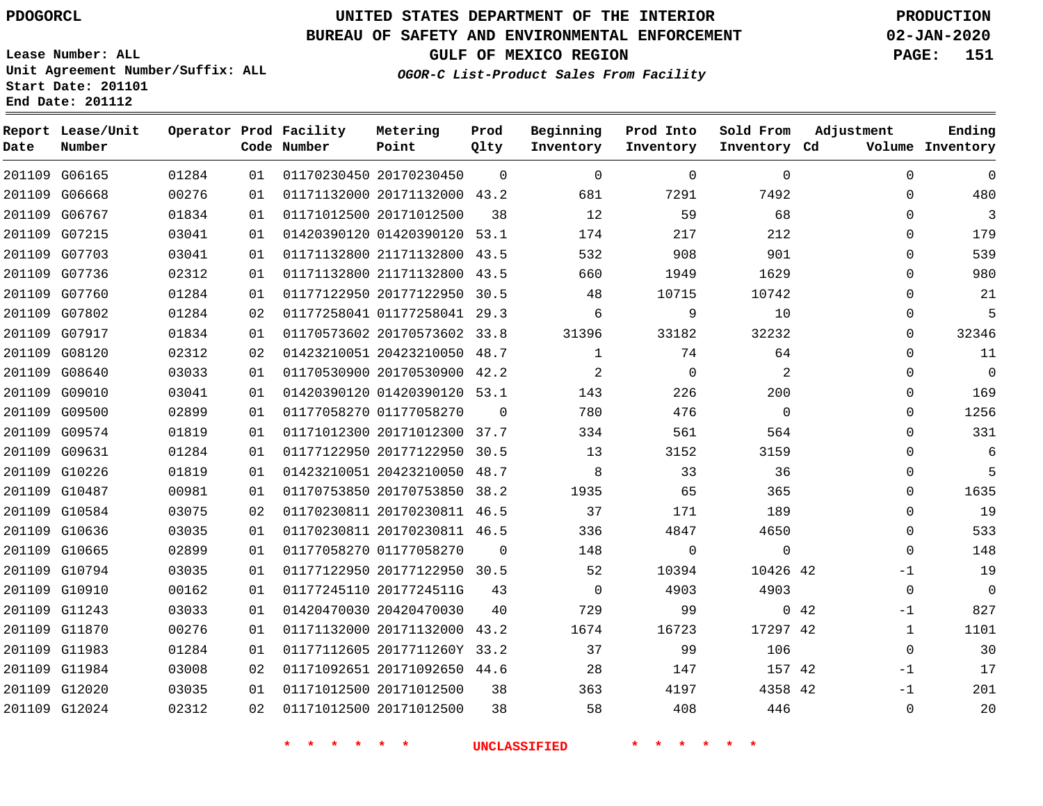# UNITED STATES DEPARTMENT OF THE INTERIOR
## BUREAU OF SAFETY AND ENVIRONMENTAL ENFORCEMENT
### GULF OF MEXICO REGION
*OGOR-C List-Product Sales From Facility*

PDOGORCL

Lease Number: ALL
Unit Agreement Number/Suffix: ALL
Start Date: 201101
End Date: 201112

PRODUCTION
02-JAN-2020

| Report Date | Lease/Unit Number | Operator | Prod Code | Facility Number | Metering Point | Prod Qlty | Beginning Inventory | Prod Into Inventory | Sold From Inventory | Adjustment Cd | Adjustment Volume | Ending Inventory |
|---|---|---|---|---|---|---|---|---|---|---|---|---|
| 201109 | G06165 | 01284 | 01 | 01170230450 | 20170230450 | 0 | 0 | 0 | 0 | | 0 | 0 |
| 201109 | G06668 | 00276 | 01 | 01171132000 | 20171132000 | 43.2 | 681 | 7291 | 7492 | | 0 | 480 |
| 201109 | G06767 | 01834 | 01 | 01171012500 | 20171012500 | 38 | 12 | 59 | 68 | | 0 | 3 |
| 201109 | G07215 | 03041 | 01 | 01420390120 | 01420390120 | 53.1 | 174 | 217 | 212 | | 0 | 179 |
| 201109 | G07703 | 03041 | 01 | 01171132800 | 21171132800 | 43.5 | 532 | 908 | 901 | | 0 | 539 |
| 201109 | G07736 | 02312 | 01 | 01171132800 | 21171132800 | 43.5 | 660 | 1949 | 1629 | | 0 | 980 |
| 201109 | G07760 | 01284 | 01 | 01177122950 | 20177122950 | 30.5 | 48 | 10715 | 10742 | | 0 | 21 |
| 201109 | G07802 | 01284 | 02 | 01177258041 | 01177258041 | 29.3 | 6 | 9 | 10 | | 0 | 5 |
| 201109 | G07917 | 01834 | 01 | 01170573602 | 20170573602 | 33.8 | 31396 | 33182 | 32232 | | 0 | 32346 |
| 201109 | G08120 | 02312 | 02 | 01423210051 | 20423210050 | 48.7 | 1 | 74 | 64 | | 0 | 11 |
| 201109 | G08640 | 03033 | 01 | 01170530900 | 20170530900 | 42.2 | 2 | 0 | 2 | | 0 | 0 |
| 201109 | G09010 | 03041 | 01 | 01420390120 | 01420390120 | 53.1 | 143 | 226 | 200 | | 0 | 169 |
| 201109 | G09500 | 02899 | 01 | 01177058270 | 01177058270 | 0 | 780 | 476 | 0 | | 0 | 1256 |
| 201109 | G09574 | 01819 | 01 | 01171012300 | 20171012300 | 37.7 | 334 | 561 | 564 | | 0 | 331 |
| 201109 | G09631 | 01284 | 01 | 01177122950 | 20177122950 | 30.5 | 13 | 3152 | 3159 | | 0 | 6 |
| 201109 | G10226 | 01819 | 01 | 01423210051 | 20423210050 | 48.7 | 8 | 33 | 36 | | 0 | 5 |
| 201109 | G10487 | 00981 | 01 | 01170753850 | 20170753850 | 38.2 | 1935 | 65 | 365 | | 0 | 1635 |
| 201109 | G10584 | 03075 | 02 | 01170230811 | 20170230811 | 46.5 | 37 | 171 | 189 | | 0 | 19 |
| 201109 | G10636 | 03035 | 01 | 01170230811 | 20170230811 | 46.5 | 336 | 4847 | 4650 | | 0 | 533 |
| 201109 | G10665 | 02899 | 01 | 01177058270 | 01177058270 | 0 | 148 | 0 | 0 | | 0 | 148 |
| 201109 | G10794 | 03035 | 01 | 01177122950 | 20177122950 | 30.5 | 52 | 10394 | 10426 | 42 | -1 | 19 |
| 201109 | G10910 | 00162 | 01 | 01177245110 | 2017724511G | 43 | 0 | 4903 | 4903 | | 0 | 0 |
| 201109 | G11243 | 03033 | 01 | 01420470030 | 20420470030 | 40 | 729 | 99 | 0 | 42 | -1 | 827 |
| 201109 | G11870 | 00276 | 01 | 01171132000 | 20171132000 | 43.2 | 1674 | 16723 | 17297 | 42 | 1 | 1101 |
| 201109 | G11983 | 01284 | 01 | 01177112605 | 2017711260Y | 33.2 | 37 | 99 | 106 | | 0 | 30 |
| 201109 | G11984 | 03008 | 02 | 01171092651 | 20171092650 | 44.6 | 28 | 147 | 157 | 42 | -1 | 17 |
| 201109 | G12020 | 03035 | 01 | 01171012500 | 20171012500 | 38 | 363 | 4197 | 4358 | 42 | -1 | 201 |
| 201109 | G12024 | 02312 | 02 | 01171012500 | 20171012500 | 38 | 58 | 408 | 446 | | 0 | 20 |

\* \* \* \* \* \* UNCLASSIFIED \* \* \* \* \* \*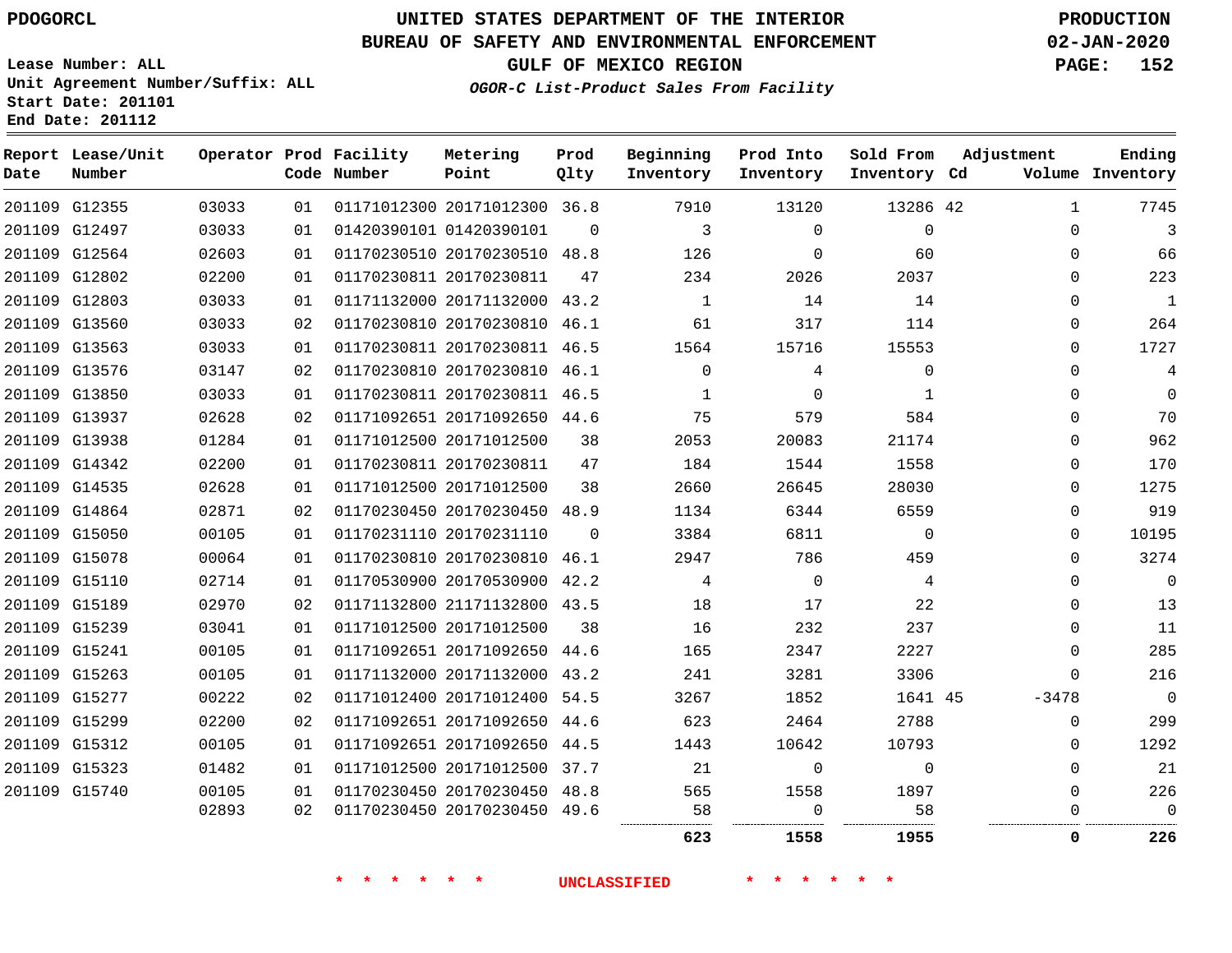# UNITED STATES DEPARTMENT OF THE INTERIOR
## BUREAU OF SAFETY AND ENVIRONMENTAL ENFORCEMENT
### GULF OF MEXICO REGION

PDOGORCL

PRODUCTION
02-JAN-2020

Lease Number: ALL
Unit Agreement Number/Suffix: ALL
Start Date: 201101
End Date: 201112

*OGOR-C List-Product Sales From Facility*

| Report Date | Lease/Unit Number | Operator | Prod Code | Facility Number | Metering Point | Prod Qlty | Beginning Inventory | Prod Into Inventory | Sold From Inventory | Adjustment Cd | Adjustment Volume | Ending Inventory |
|---|---|---|---|---|---|---|---|---|---|---|---|---|
| 201109 | G12355 | 03033 | 01 | 01171012300 | 20171012300 | 36.8 | 7910 | 13120 | 13286 | 42 | 1 | 7745 |
| 201109 | G12497 | 03033 | 01 | 01420390101 | 01420390101 | 0 | 3 | 0 | 0 | | 0 | 3 |
| 201109 | G12564 | 02603 | 01 | 01170230510 | 20170230510 | 48.8 | 126 | 0 | 60 | | 0 | 66 |
| 201109 | G12802 | 02200 | 01 | 01170230811 | 20170230811 | 47 | 234 | 2026 | 2037 | | 0 | 223 |
| 201109 | G12803 | 03033 | 01 | 01171132000 | 20171132000 | 43.2 | 1 | 14 | 14 | | 0 | 1 |
| 201109 | G13560 | 03033 | 02 | 01170230810 | 20170230810 | 46.1 | 61 | 317 | 114 | | 0 | 264 |
| 201109 | G13563 | 03033 | 01 | 01170230811 | 20170230811 | 46.5 | 1564 | 15716 | 15553 | | 0 | 1727 |
| 201109 | G13576 | 03147 | 02 | 01170230810 | 20170230810 | 46.1 | 0 | 4 | 0 | | 0 | 4 |
| 201109 | G13850 | 03033 | 01 | 01170230811 | 20170230811 | 46.5 | 1 | 0 | 1 | | 0 | 0 |
| 201109 | G13937 | 02628 | 02 | 01171092651 | 20171092650 | 44.6 | 75 | 579 | 584 | | 0 | 70 |
| 201109 | G13938 | 01284 | 01 | 01171012500 | 20171012500 | 38 | 2053 | 20083 | 21174 | | 0 | 962 |
| 201109 | G14342 | 02200 | 01 | 01170230811 | 20170230811 | 47 | 184 | 1544 | 1558 | | 0 | 170 |
| 201109 | G14535 | 02628 | 01 | 01171012500 | 20171012500 | 38 | 2660 | 26645 | 28030 | | 0 | 1275 |
| 201109 | G14864 | 02871 | 02 | 01170230450 | 20170230450 | 48.9 | 1134 | 6344 | 6559 | | 0 | 919 |
| 201109 | G15050 | 00105 | 01 | 01170231110 | 20170231110 | 0 | 3384 | 6811 | 0 | | 0 | 10195 |
| 201109 | G15078 | 00064 | 01 | 01170230810 | 20170230810 | 46.1 | 2947 | 786 | 459 | | 0 | 3274 |
| 201109 | G15110 | 02714 | 01 | 01170530900 | 20170530900 | 42.2 | 4 | 0 | 4 | | 0 | 0 |
| 201109 | G15189 | 02970 | 02 | 01171132800 | 21171132800 | 43.5 | 18 | 17 | 22 | | 0 | 13 |
| 201109 | G15239 | 03041 | 01 | 01171012500 | 20171012500 | 38 | 16 | 232 | 237 | | 0 | 11 |
| 201109 | G15241 | 00105 | 01 | 01171092651 | 20171092650 | 44.6 | 165 | 2347 | 2227 | | 0 | 285 |
| 201109 | G15263 | 00105 | 01 | 01171132000 | 20171132000 | 43.2 | 241 | 3281 | 3306 | | 0 | 216 |
| 201109 | G15277 | 00222 | 02 | 01171012400 | 20171012400 | 54.5 | 3267 | 1852 | 1641 | 45 | -3478 | 0 |
| 201109 | G15299 | 02200 | 02 | 01171092651 | 20171092650 | 44.6 | 623 | 2464 | 2788 | | 0 | 299 |
| 201109 | G15312 | 00105 | 01 | 01171092651 | 20171092650 | 44.5 | 1443 | 10642 | 10793 | | 0 | 1292 |
| 201109 | G15323 | 01482 | 01 | 01171012500 | 20171012500 | 37.7 | 21 | 0 | 0 | | 0 | 21 |
| 201109 | G15740 | 00105 | 01 | 01170230450 | 20170230450 | 48.8 | 565 | 1558 | 1897 | | 0 | 226 |
| | | 02893 | 02 | 01170230450 | 20170230450 | 49.6 | 58 | 0 | 58 | | 0 | 0 |
| | | | | | | | **623** | **1558** | **1955** | | **0** | **226** |

\* \* \* \* \* \* UNCLASSIFIED \* \* \* \* \* \*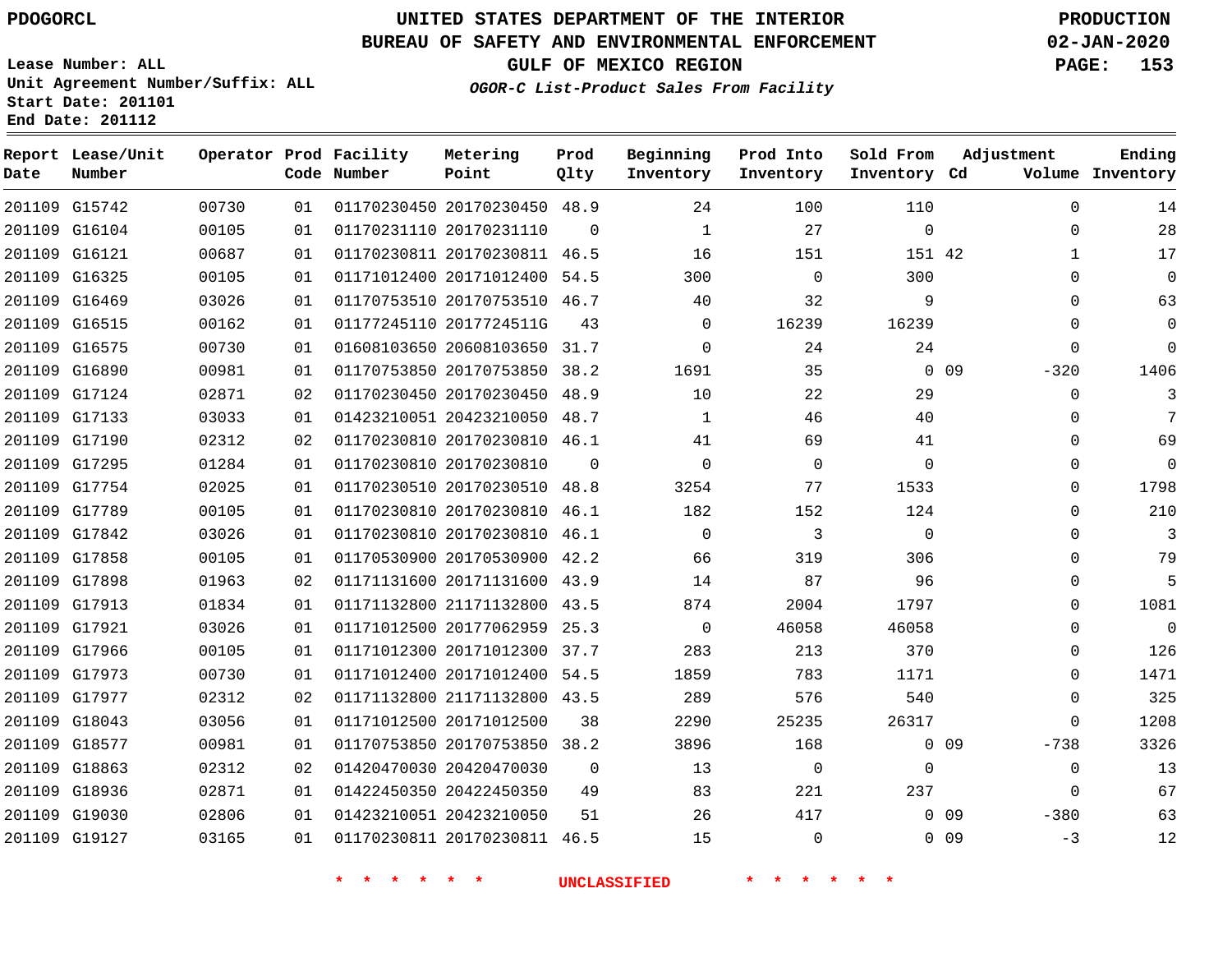PDOGORCL

# UNITED STATES DEPARTMENT OF THE INTERIOR
## BUREAU OF SAFETY AND ENVIRONMENTAL ENFORCEMENT
### GULF OF MEXICO REGION
*OGOR-C List-Product Sales From Facility*

PRODUCTION
02-JAN-2020

Lease Number: ALL
Unit Agreement Number/Suffix: ALL
Start Date: 201101
End Date: 201112

| Report Date | Lease/Unit Number | Operator | Prod Code | Facility Number | Metering Point | Prod Qlty | Beginning Inventory | Prod Into Inventory | Sold From Inventory | Adjustment Cd | Adjustment Volume | Ending Inventory |
|---|---|---|---|---|---|---|---|---|---|---|---|---|
| 201109 | G15742 | 00730 | 01 | 01170230450 | 20170230450 | 48.9 | 24 | 100 | 110 | | 0 | 14 |
| 201109 | G16104 | 00105 | 01 | 01170231110 | 20170231110 | 0 | 1 | 27 | 0 | | 0 | 28 |
| 201109 | G16121 | 00687 | 01 | 01170230811 | 20170230811 | 46.5 | 16 | 151 | 151 | 42 | 1 | 17 |
| 201109 | G16325 | 00105 | 01 | 01171012400 | 20171012400 | 54.5 | 300 | 0 | 300 | | 0 | 0 |
| 201109 | G16469 | 03026 | 01 | 01170753510 | 20170753510 | 46.7 | 40 | 32 | 9 | | 0 | 63 |
| 201109 | G16515 | 00162 | 01 | 01177245110 | 2017724511G | 43 | 0 | 16239 | 16239 | | 0 | 0 |
| 201109 | G16575 | 00730 | 01 | 01608103650 | 20608103650 | 31.7 | 0 | 24 | 24 | | 0 | 0 |
| 201109 | G16890 | 00981 | 01 | 01170753850 | 20170753850 | 38.2 | 1691 | 35 | 0 | 09 | -320 | 1406 |
| 201109 | G17124 | 02871 | 02 | 01170230450 | 20170230450 | 48.9 | 10 | 22 | 29 | | 0 | 3 |
| 201109 | G17133 | 03033 | 01 | 01423210051 | 20423210050 | 48.7 | 1 | 46 | 40 | | 0 | 7 |
| 201109 | G17190 | 02312 | 02 | 01170230810 | 20170230810 | 46.1 | 41 | 69 | 41 | | 0 | 69 |
| 201109 | G17295 | 01284 | 01 | 01170230810 | 20170230810 | 0 | 0 | 0 | 0 | | 0 | 0 |
| 201109 | G17754 | 02025 | 01 | 01170230510 | 20170230510 | 48.8 | 3254 | 77 | 1533 | | 0 | 1798 |
| 201109 | G17789 | 00105 | 01 | 01170230810 | 20170230810 | 46.1 | 182 | 152 | 124 | | 0 | 210 |
| 201109 | G17842 | 03026 | 01 | 01170230810 | 20170230810 | 46.1 | 0 | 3 | 0 | | 0 | 3 |
| 201109 | G17858 | 00105 | 01 | 01170530900 | 20170530900 | 42.2 | 66 | 319 | 306 | | 0 | 79 |
| 201109 | G17898 | 01963 | 02 | 01171131600 | 20171131600 | 43.9 | 14 | 87 | 96 | | 0 | 5 |
| 201109 | G17913 | 01834 | 01 | 01171132800 | 21171132800 | 43.5 | 874 | 2004 | 1797 | | 0 | 1081 |
| 201109 | G17921 | 03026 | 01 | 01171012500 | 20177062959 | 25.3 | 0 | 46058 | 46058 | | 0 | 0 |
| 201109 | G17966 | 00105 | 01 | 01171012300 | 20171012300 | 37.7 | 283 | 213 | 370 | | 0 | 126 |
| 201109 | G17973 | 00730 | 01 | 01171012400 | 20171012400 | 54.5 | 1859 | 783 | 1171 | | 0 | 1471 |
| 201109 | G17977 | 02312 | 02 | 01171132800 | 21171132800 | 43.5 | 289 | 576 | 540 | | 0 | 325 |
| 201109 | G18043 | 03056 | 01 | 01171012500 | 20171012500 | 38 | 2290 | 25235 | 26317 | | 0 | 1208 |
| 201109 | G18577 | 00981 | 01 | 01170753850 | 20170753850 | 38.2 | 3896 | 168 | 0 | 09 | -738 | 3326 |
| 201109 | G18863 | 02312 | 02 | 01420470030 | 20420470030 | 0 | 13 | 0 | 0 | | 0 | 13 |
| 201109 | G18936 | 02871 | 01 | 01422450350 | 20422450350 | 49 | 83 | 221 | 237 | | 0 | 67 |
| 201109 | G19030 | 02806 | 01 | 01423210051 | 20423210050 | 51 | 26 | 417 | 0 | 09 | -380 | 63 |
| 201109 | G19127 | 03165 | 01 | 01170230811 | 20170230811 | 46.5 | 15 | 0 | 0 | 09 | -3 | 12 |

* * * * * * UNCLASSIFIED * * * * * *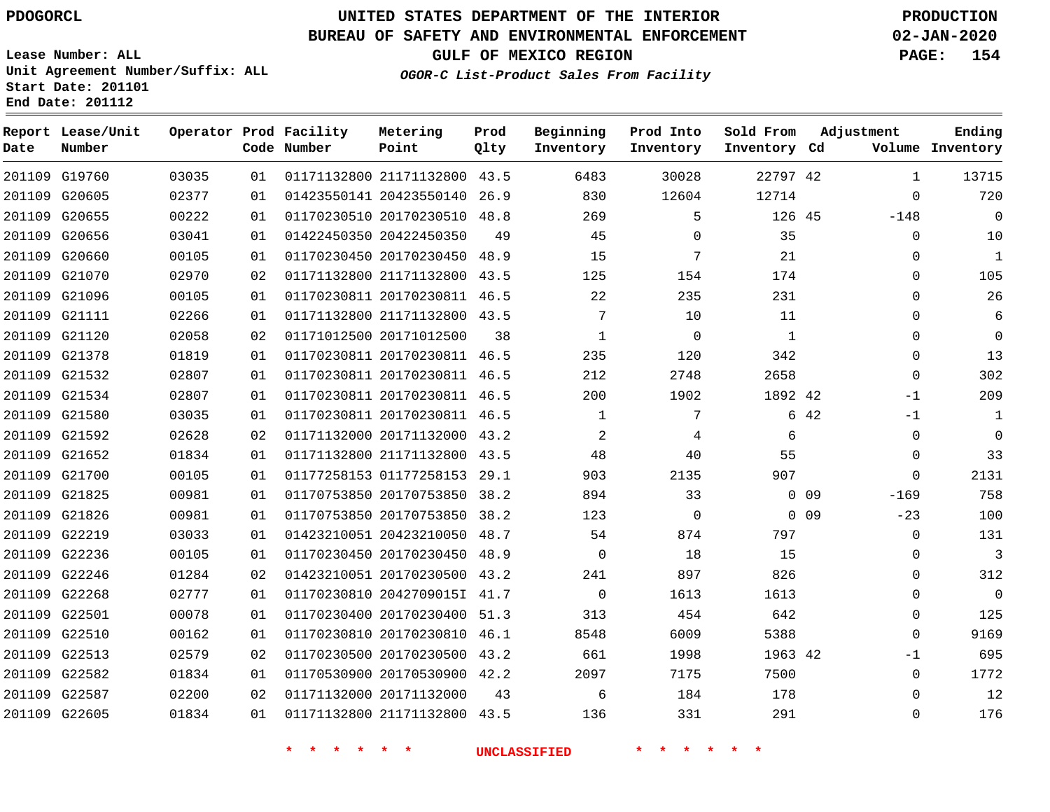PDOGORCL

# UNITED STATES DEPARTMENT OF THE INTERIOR
## BUREAU OF SAFETY AND ENVIRONMENTAL ENFORCEMENT
### GULF OF MEXICO REGION
*OGOR-C List-Product Sales From Facility*

PRODUCTION
02-JAN-2020

Lease Number: ALL
Unit Agreement Number/Suffix: ALL
Start Date: 201101
End Date: 201112

| Report Date | Lease/Unit Number | Operator | Prod Code | Facility Number | Metering Point | Prod Qlty | Beginning Inventory | Prod Into Inventory | Sold From Inventory | Adjustment Cd | Volume | Ending Inventory |
|---|---|---|---|---|---|---|---|---|---|---|---|---|
| 201109 | G19760 | 03035 | 01 | 01171132800 | 21171132800 | 43.5 | 6483 | 30028 | 22797 | 42 | 1 | 13715 |
| 201109 | G20605 | 02377 | 01 | 01423550141 | 20423550140 | 26.9 | 830 | 12604 | 12714 | | 0 | 720 |
| 201109 | G20655 | 00222 | 01 | 01170230510 | 20170230510 | 48.8 | 269 | 5 | 126 | 45 | -148 | 0 |
| 201109 | G20656 | 03041 | 01 | 01422450350 | 20422450350 | 49 | 45 | 0 | 35 | | 0 | 10 |
| 201109 | G20660 | 00105 | 01 | 01170230450 | 20170230450 | 48.9 | 15 | 7 | 21 | | 0 | 1 |
| 201109 | G21070 | 02970 | 02 | 01171132800 | 21171132800 | 43.5 | 125 | 154 | 174 | | 0 | 105 |
| 201109 | G21096 | 00105 | 01 | 01170230811 | 20170230811 | 46.5 | 22 | 235 | 231 | | 0 | 26 |
| 201109 | G21111 | 02266 | 01 | 01171132800 | 21171132800 | 43.5 | 7 | 10 | 11 | | 0 | 6 |
| 201109 | G21120 | 02058 | 02 | 01171012500 | 20171012500 | 38 | 1 | 0 | 1 | | 0 | 0 |
| 201109 | G21378 | 01819 | 01 | 01170230811 | 20170230811 | 46.5 | 235 | 120 | 342 | | 0 | 13 |
| 201109 | G21532 | 02807 | 01 | 01170230811 | 20170230811 | 46.5 | 212 | 2748 | 2658 | | 0 | 302 |
| 201109 | G21534 | 02807 | 01 | 01170230811 | 20170230811 | 46.5 | 200 | 1902 | 1892 | 42 | -1 | 209 |
| 201109 | G21580 | 03035 | 01 | 01170230811 | 20170230811 | 46.5 | 1 | 7 | 6 | 42 | -1 | 1 |
| 201109 | G21592 | 02628 | 02 | 01171132000 | 20171132000 | 43.2 | 2 | 4 | 6 | | 0 | 0 |
| 201109 | G21652 | 01834 | 01 | 01171132800 | 21171132800 | 43.5 | 48 | 40 | 55 | | 0 | 33 |
| 201109 | G21700 | 00105 | 01 | 01177258153 | 01177258153 | 29.1 | 903 | 2135 | 907 | | 0 | 2131 |
| 201109 | G21825 | 00981 | 01 | 01170753850 | 20170753850 | 38.2 | 894 | 33 | 0 | 09 | -169 | 758 |
| 201109 | G21826 | 00981 | 01 | 01170753850 | 20170753850 | 38.2 | 123 | 0 | 0 | 09 | -23 | 100 |
| 201109 | G22219 | 03033 | 01 | 01423210051 | 20423210050 | 48.7 | 54 | 874 | 797 | | 0 | 131 |
| 201109 | G22236 | 00105 | 01 | 01170230450 | 20170230450 | 48.9 | 0 | 18 | 15 | | 0 | 3 |
| 201109 | G22246 | 01284 | 02 | 01423210051 | 20170230500 | 43.2 | 241 | 897 | 826 | | 0 | 312 |
| 201109 | G22268 | 02777 | 01 | 01170230810 | 2042709015I | 41.7 | 0 | 1613 | 1613 | | 0 | 0 |
| 201109 | G22501 | 00078 | 01 | 01170230400 | 20170230400 | 51.3 | 313 | 454 | 642 | | 0 | 125 |
| 201109 | G22510 | 00162 | 01 | 01170230810 | 20170230810 | 46.1 | 8548 | 6009 | 5388 | | 0 | 9169 |
| 201109 | G22513 | 02579 | 02 | 01170230500 | 20170230500 | 43.2 | 661 | 1998 | 1963 | 42 | -1 | 695 |
| 201109 | G22582 | 01834 | 01 | 01170530900 | 20170530900 | 42.2 | 2097 | 7175 | 7500 | | 0 | 1772 |
| 201109 | G22587 | 02200 | 02 | 01171132000 | 20171132000 | 43 | 6 | 184 | 178 | | 0 | 12 |
| 201109 | G22605 | 01834 | 01 | 01171132800 | 21171132800 | 43.5 | 136 | 331 | 291 | | 0 | 176 |

\* \* \* \* \* \* UNCLASSIFIED \* \* \* \* \* \*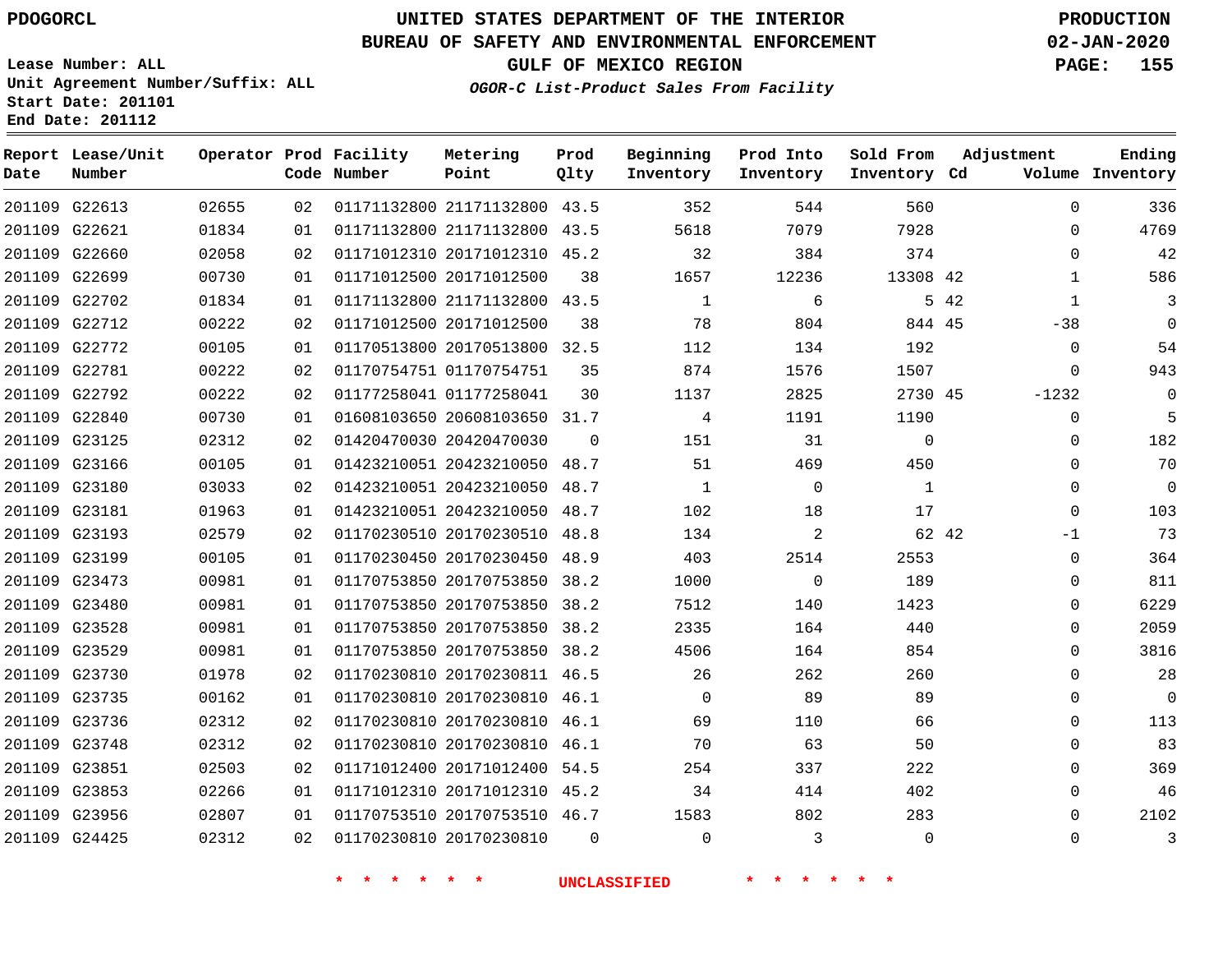PDOGORCL

# UNITED STATES DEPARTMENT OF THE INTERIOR
## BUREAU OF SAFETY AND ENVIRONMENTAL ENFORCEMENT
### GULF OF MEXICO REGION
*OGOR-C List-Product Sales From Facility*

PRODUCTION
02-JAN-2020

Lease Number: ALL
Unit Agreement Number/Suffix: ALL
Start Date: 201101
End Date: 201112

| Report Date | Lease/Unit Number | Operator | Prod Code | Facility Number | Metering Point | Prod Qlty | Beginning Inventory | Prod Into Inventory | Sold From Inventory | Adjustment Cd | Adjustment Volume | Ending Inventory |
|---|---|---|---|---|---|---|---|---|---|---|---|---|
| 201109 | G22613 | 02655 | 02 | 01171132800 | 21171132800 | 43.5 | 352 | 544 | 560 | | 0 | 336 |
| 201109 | G22621 | 01834 | 01 | 01171132800 | 21171132800 | 43.5 | 5618 | 7079 | 7928 | | 0 | 4769 |
| 201109 | G22660 | 02058 | 02 | 01171012310 | 20171012310 | 45.2 | 32 | 384 | 374 | | 0 | 42 |
| 201109 | G22699 | 00730 | 01 | 01171012500 | 20171012500 | 38 | 1657 | 12236 | 13308 | 42 | 1 | 586 |
| 201109 | G22702 | 01834 | 01 | 01171132800 | 21171132800 | 43.5 | 1 | 6 | 5 | 42 | 1 | 3 |
| 201109 | G22712 | 00222 | 02 | 01171012500 | 20171012500 | 38 | 78 | 804 | 844 | 45 | -38 | 0 |
| 201109 | G22772 | 00105 | 01 | 01170513800 | 20170513800 | 32.5 | 112 | 134 | 192 | | 0 | 54 |
| 201109 | G22781 | 00222 | 02 | 01170754751 | 01170754751 | 35 | 874 | 1576 | 1507 | | 0 | 943 |
| 201109 | G22792 | 00222 | 02 | 01177258041 | 01177258041 | 30 | 1137 | 2825 | 2730 | 45 | -1232 | 0 |
| 201109 | G22840 | 00730 | 01 | 01608103650 | 20608103650 | 31.7 | 4 | 1191 | 1190 | | 0 | 5 |
| 201109 | G23125 | 02312 | 02 | 01420470030 | 20420470030 | 0 | 151 | 31 | 0 | | 0 | 182 |
| 201109 | G23166 | 00105 | 01 | 01423210051 | 20423210050 | 48.7 | 51 | 469 | 450 | | 0 | 70 |
| 201109 | G23180 | 03033 | 02 | 01423210051 | 20423210050 | 48.7 | 1 | 0 | 1 | | 0 | 0 |
| 201109 | G23181 | 01963 | 01 | 01423210051 | 20423210050 | 48.7 | 102 | 18 | 17 | | 0 | 103 |
| 201109 | G23193 | 02579 | 02 | 01170230510 | 20170230510 | 48.8 | 134 | 2 | 62 | 42 | -1 | 73 |
| 201109 | G23199 | 00105 | 01 | 01170230450 | 20170230450 | 48.9 | 403 | 2514 | 2553 | | 0 | 364 |
| 201109 | G23473 | 00981 | 01 | 01170753850 | 20170753850 | 38.2 | 1000 | 0 | 189 | | 0 | 811 |
| 201109 | G23480 | 00981 | 01 | 01170753850 | 20170753850 | 38.2 | 7512 | 140 | 1423 | | 0 | 6229 |
| 201109 | G23528 | 00981 | 01 | 01170753850 | 20170753850 | 38.2 | 2335 | 164 | 440 | | 0 | 2059 |
| 201109 | G23529 | 00981 | 01 | 01170753850 | 20170753850 | 38.2 | 4506 | 164 | 854 | | 0 | 3816 |
| 201109 | G23730 | 01978 | 02 | 01170230810 | 20170230811 | 46.5 | 26 | 262 | 260 | | 0 | 28 |
| 201109 | G23735 | 00162 | 01 | 01170230810 | 20170230810 | 46.1 | 0 | 89 | 89 | | 0 | 0 |
| 201109 | G23736 | 02312 | 02 | 01170230810 | 20170230810 | 46.1 | 69 | 110 | 66 | | 0 | 113 |
| 201109 | G23748 | 02312 | 02 | 01170230810 | 20170230810 | 46.1 | 70 | 63 | 50 | | 0 | 83 |
| 201109 | G23851 | 02503 | 02 | 01171012400 | 20171012400 | 54.5 | 254 | 337 | 222 | | 0 | 369 |
| 201109 | G23853 | 02266 | 01 | 01171012310 | 20171012310 | 45.2 | 34 | 414 | 402 | | 0 | 46 |
| 201109 | G23956 | 02807 | 01 | 01170753510 | 20170753510 | 46.7 | 1583 | 802 | 283 | | 0 | 2102 |
| 201109 | G24425 | 02312 | 02 | 01170230810 | 20170230810 | 0 | 0 | 3 | 0 | | 0 | 3 |

\* \* \* \* \* \* UNCLASSIFIED \* \* \* \* \* \*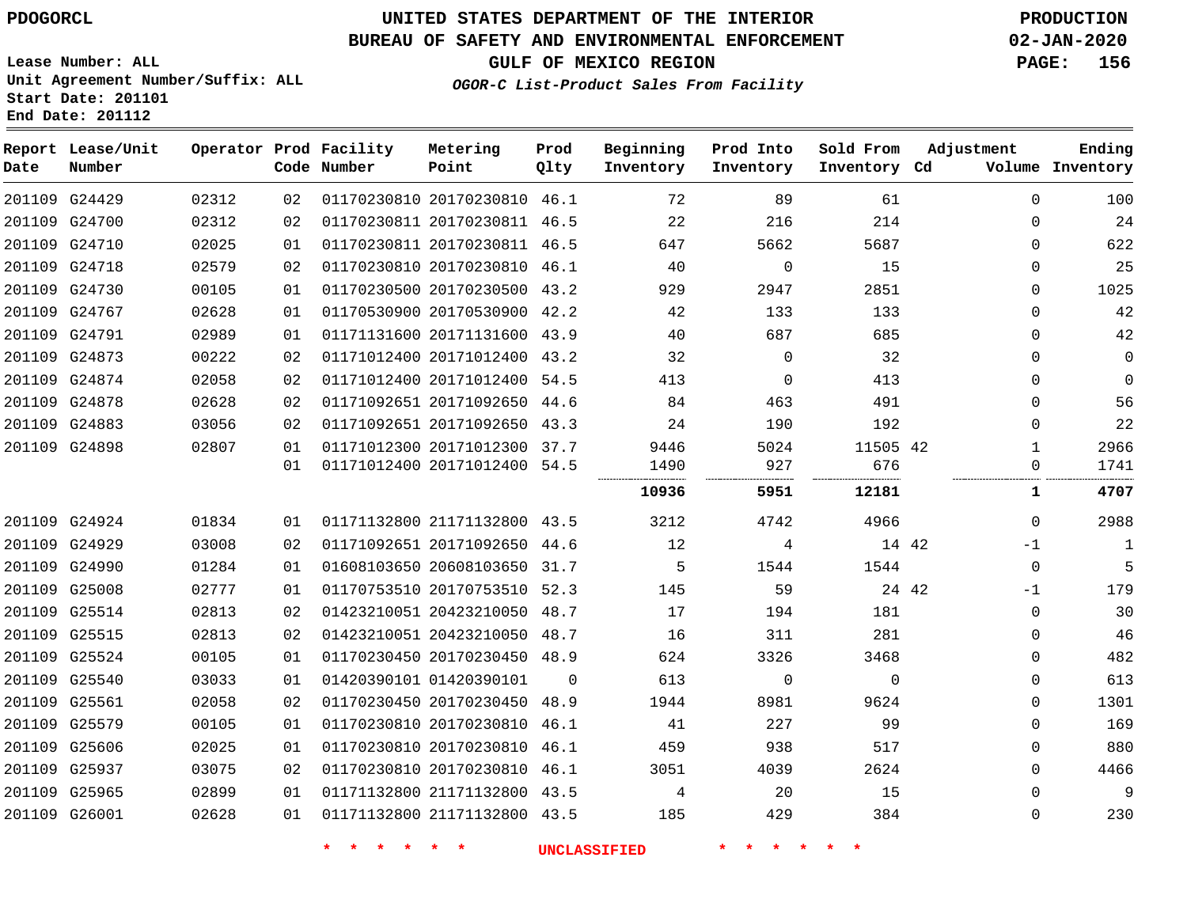PDOGORCL

# UNITED STATES DEPARTMENT OF THE INTERIOR
## BUREAU OF SAFETY AND ENVIRONMENTAL ENFORCEMENT
### GULF OF MEXICO REGION

PRODUCTION
02-JAN-2020

Lease Number: ALL
Unit Agreement Number/Suffix: ALL
Start Date: 201101
End Date: 201112

*OGOR-C List-Product Sales From Facility*

| Report Date | Lease/Unit Number | Operator | Prod Code | Facility Number | Metering Point | Prod Qlty | Beginning Inventory | Prod Into Inventory | Sold From Inventory | Adjustment Cd | Adjustment Volume | Ending Inventory |
|---|---|---|---|---|---|---|---|---|---|---|---|---|
| 201109 | G24429 | 02312 | 02 | 01170230810 | 20170230810 | 46.1 | 72 | 89 | 61 | | 0 | 100 |
| 201109 | G24700 | 02312 | 02 | 01170230811 | 20170230811 | 46.5 | 22 | 216 | 214 | | 0 | 24 |
| 201109 | G24710 | 02025 | 01 | 01170230811 | 20170230811 | 46.5 | 647 | 5662 | 5687 | | 0 | 622 |
| 201109 | G24718 | 02579 | 02 | 01170230810 | 20170230810 | 46.1 | 40 | 0 | 15 | | 0 | 25 |
| 201109 | G24730 | 00105 | 01 | 01170230500 | 20170230500 | 43.2 | 929 | 2947 | 2851 | | 0 | 1025 |
| 201109 | G24767 | 02628 | 01 | 01170530900 | 20170530900 | 42.2 | 42 | 133 | 133 | | 0 | 42 |
| 201109 | G24791 | 02989 | 01 | 01171131600 | 20171131600 | 43.9 | 40 | 687 | 685 | | 0 | 42 |
| 201109 | G24873 | 00222 | 02 | 01171012400 | 20171012400 | 43.2 | 32 | 0 | 32 | | 0 | 0 |
| 201109 | G24874 | 02058 | 02 | 01171012400 | 20171012400 | 54.5 | 413 | 0 | 413 | | 0 | 0 |
| 201109 | G24878 | 02628 | 02 | 01171092651 | 20171092650 | 44.6 | 84 | 463 | 491 | | 0 | 56 |
| 201109 | G24883 | 03056 | 02 | 01171092651 | 20171092650 | 43.3 | 24 | 190 | 192 | | 0 | 22 |
| 201109 | G24898 | 02807 | 01 | 01171012300 | 20171012300 | 37.7 | 9446 | 5024 | 11505 | 42 | 1 | 2966 |
| | | | 01 | 01171012400 | 20171012400 | 54.5 | 1490 | 927 | 676 | | 0 | 1741 |
| | | | | | | | **10936** | **5951** | **12181** | | **1** | **4707** |
| 201109 | G24924 | 01834 | 01 | 01171132800 | 21171132800 | 43.5 | 3212 | 4742 | 4966 | | 0 | 2988 |
| 201109 | G24929 | 03008 | 02 | 01171092651 | 20171092650 | 44.6 | 12 | 4 | 14 | 42 | -1 | 1 |
| 201109 | G24990 | 01284 | 01 | 01608103650 | 20608103650 | 31.7 | 5 | 1544 | 1544 | | 0 | 5 |
| 201109 | G25008 | 02777 | 01 | 01170753510 | 20170753510 | 52.3 | 145 | 59 | 24 | 42 | -1 | 179 |
| 201109 | G25514 | 02813 | 02 | 01423210051 | 20423210050 | 48.7 | 17 | 194 | 181 | | 0 | 30 |
| 201109 | G25515 | 02813 | 02 | 01423210051 | 20423210050 | 48.7 | 16 | 311 | 281 | | 0 | 46 |
| 201109 | G25524 | 00105 | 01 | 01170230450 | 20170230450 | 48.9 | 624 | 3326 | 3468 | | 0 | 482 |
| 201109 | G25540 | 03033 | 01 | 01420390101 | 01420390101 | 0 | 613 | 0 | 0 | | 0 | 613 |
| 201109 | G25561 | 02058 | 02 | 01170230450 | 20170230450 | 48.9 | 1944 | 8981 | 9624 | | 0 | 1301 |
| 201109 | G25579 | 00105 | 01 | 01170230810 | 20170230810 | 46.1 | 41 | 227 | 99 | | 0 | 169 |
| 201109 | G25606 | 02025 | 01 | 01170230810 | 20170230810 | 46.1 | 459 | 938 | 517 | | 0 | 880 |
| 201109 | G25937 | 03075 | 02 | 01170230810 | 20170230810 | 46.1 | 3051 | 4039 | 2624 | | 0 | 4466 |
| 201109 | G25965 | 02899 | 01 | 01171132800 | 21171132800 | 43.5 | 4 | 20 | 15 | | 0 | 9 |
| 201109 | G26001 | 02628 | 01 | 01171132800 | 21171132800 | 43.5 | 185 | 429 | 384 | | 0 | 230 |

\* \* \* \* \* \* UNCLASSIFIED \* \* \* \* \* \*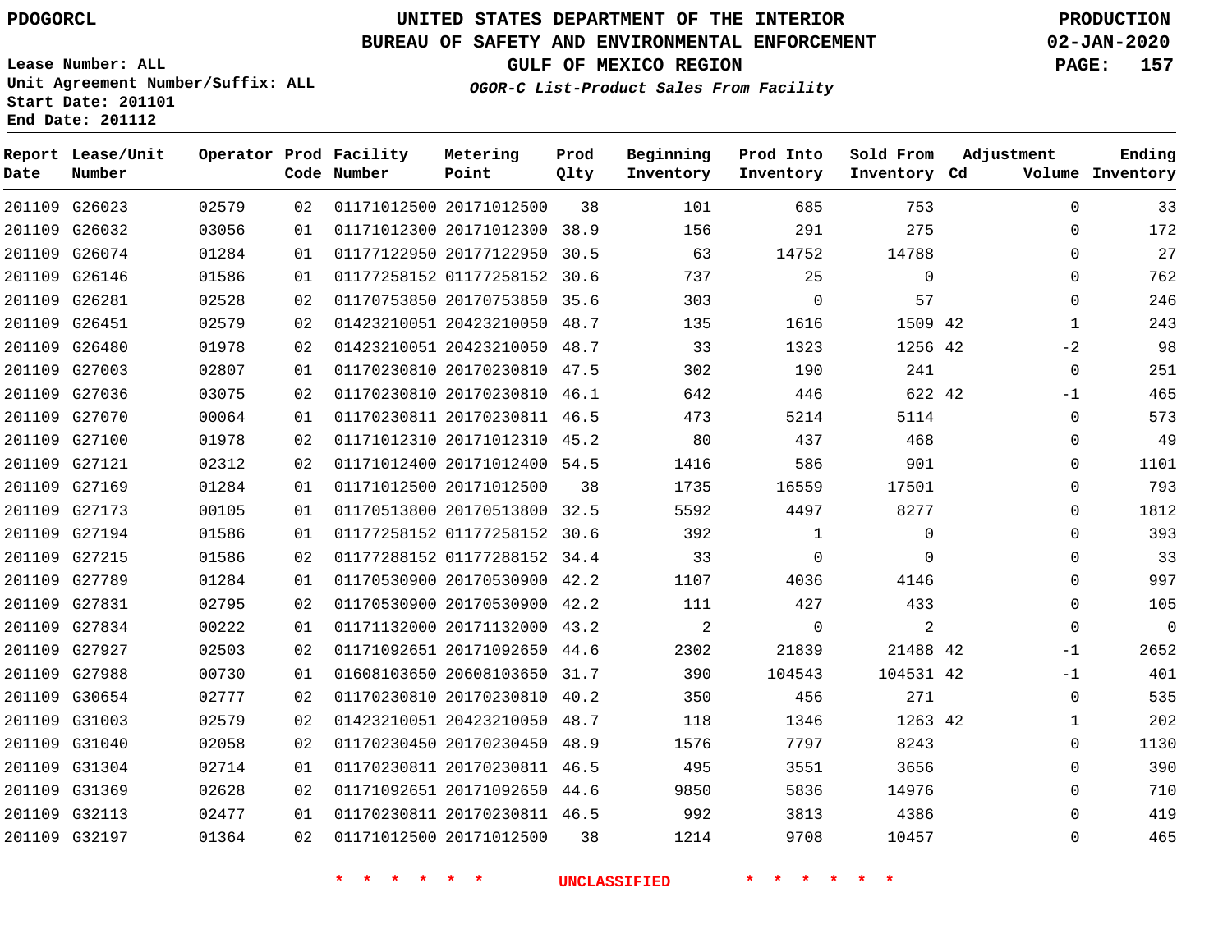PDOGORCL

# UNITED STATES DEPARTMENT OF THE INTERIOR
## BUREAU OF SAFETY AND ENVIRONMENTAL ENFORCEMENT
### GULF OF MEXICO REGION

*OGOR-C List-Product Sales From Facility*

PRODUCTION
02-JAN-2020

Lease Number: ALL
Unit Agreement Number/Suffix: ALL
Start Date: 201101
End Date: 201112

| Report Date | Lease/Unit Number | Operator | Prod Code | Facility Number | Metering Point | Prod Qlty | Beginning Inventory | Prod Into Inventory | Sold From Inventory | Adjustment Cd | Adjustment Volume | Ending Inventory |
|---|---|---|---|---|---|---|---|---|---|---|---|---|
| 201109 | G26023 | 02579 | 02 | 01171012500 | 20171012500 | 38 | 101 | 685 | 753 | | 0 | 33 |
| 201109 | G26032 | 03056 | 01 | 01171012300 | 20171012300 | 38.9 | 156 | 291 | 275 | | 0 | 172 |
| 201109 | G26074 | 01284 | 01 | 01177122950 | 20177122950 | 30.5 | 63 | 14752 | 14788 | | 0 | 27 |
| 201109 | G26146 | 01586 | 01 | 01177258152 | 01177258152 | 30.6 | 737 | 25 | 0 | | 0 | 762 |
| 201109 | G26281 | 02528 | 02 | 01170753850 | 20170753850 | 35.6 | 303 | 0 | 57 | | 0 | 246 |
| 201109 | G26451 | 02579 | 02 | 01423210051 | 20423210050 | 48.7 | 135 | 1616 | 1509 | 42 | 1 | 243 |
| 201109 | G26480 | 01978 | 02 | 01423210051 | 20423210050 | 48.7 | 33 | 1323 | 1256 | 42 | -2 | 98 |
| 201109 | G27003 | 02807 | 01 | 01170230810 | 20170230810 | 47.5 | 302 | 190 | 241 | | 0 | 251 |
| 201109 | G27036 | 03075 | 02 | 01170230810 | 20170230810 | 46.1 | 642 | 446 | 622 | 42 | -1 | 465 |
| 201109 | G27070 | 00064 | 01 | 01170230811 | 20170230811 | 46.5 | 473 | 5214 | 5114 | | 0 | 573 |
| 201109 | G27100 | 01978 | 02 | 01171012310 | 20171012310 | 45.2 | 80 | 437 | 468 | | 0 | 49 |
| 201109 | G27121 | 02312 | 02 | 01171012400 | 20171012400 | 54.5 | 1416 | 586 | 901 | | 0 | 1101 |
| 201109 | G27169 | 01284 | 01 | 01171012500 | 20171012500 | 38 | 1735 | 16559 | 17501 | | 0 | 793 |
| 201109 | G27173 | 00105 | 01 | 01170513800 | 20170513800 | 32.5 | 5592 | 4497 | 8277 | | 0 | 1812 |
| 201109 | G27194 | 01586 | 01 | 01177258152 | 01177258152 | 30.6 | 392 | 1 | 0 | | 0 | 393 |
| 201109 | G27215 | 01586 | 02 | 01177288152 | 01177288152 | 34.4 | 33 | 0 | 0 | | 0 | 33 |
| 201109 | G27789 | 01284 | 01 | 01170530900 | 20170530900 | 42.2 | 1107 | 4036 | 4146 | | 0 | 997 |
| 201109 | G27831 | 02795 | 02 | 01170530900 | 20170530900 | 42.2 | 111 | 427 | 433 | | 0 | 105 |
| 201109 | G27834 | 00222 | 01 | 01171132000 | 20171132000 | 43.2 | 2 | 0 | 2 | | 0 | 0 |
| 201109 | G27927 | 02503 | 02 | 01171092651 | 20171092650 | 44.6 | 2302 | 21839 | 21488 | 42 | -1 | 2652 |
| 201109 | G27988 | 00730 | 01 | 01608103650 | 20608103650 | 31.7 | 390 | 104543 | 104531 | 42 | -1 | 401 |
| 201109 | G30654 | 02777 | 02 | 01170230810 | 20170230810 | 40.2 | 350 | 456 | 271 | | 0 | 535 |
| 201109 | G31003 | 02579 | 02 | 01423210051 | 20423210050 | 48.7 | 118 | 1346 | 1263 | 42 | 1 | 202 |
| 201109 | G31040 | 02058 | 02 | 01170230450 | 20170230450 | 48.9 | 1576 | 7797 | 8243 | | 0 | 1130 |
| 201109 | G31304 | 02714 | 01 | 01170230811 | 20170230811 | 46.5 | 495 | 3551 | 3656 | | 0 | 390 |
| 201109 | G31369 | 02628 | 02 | 01171092651 | 20171092650 | 44.6 | 9850 | 5836 | 14976 | | 0 | 710 |
| 201109 | G32113 | 02477 | 01 | 01170230811 | 20170230811 | 46.5 | 992 | 3813 | 4386 | | 0 | 419 |
| 201109 | G32197 | 01364 | 02 | 01171012500 | 20171012500 | 38 | 1214 | 9708 | 10457 | | 0 | 465 |

\* \* \* \* \* \* UNCLASSIFIED \* \* \* \* \* \*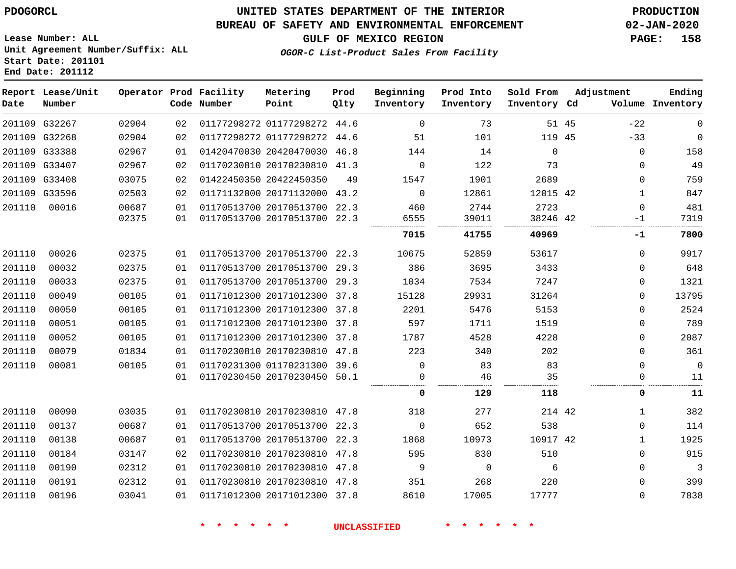PDOGORCL

# UNITED STATES DEPARTMENT OF THE INTERIOR
## BUREAU OF SAFETY AND ENVIRONMENTAL ENFORCEMENT
### GULF OF MEXICO REGION

*OGOR-C List-Product Sales From Facility*

PRODUCTION
02-JAN-2020

Lease Number: ALL
Unit Agreement Number/Suffix: ALL
Start Date: 201101
End Date: 201112

| Report Date | Lease/Unit Number | Operator | Prod Code | Facility Number | Metering Point | Prod Qlty | Beginning Inventory | Prod Into Inventory | Sold From Inventory | Cd | Adjustment Volume | Ending Inventory |
|---|---|---|---|---|---|---|---|---|---|---|---|---|
| 201109 | G32267 | 02904 | 02 | 01177298272 | 01177298272 | 44.6 | 0 | 73 | 51 | 45 | -22 | 0 |
| 201109 | G32268 | 02904 | 02 | 01177298272 | 01177298272 | 44.6 | 51 | 101 | 119 | 45 | -33 | 0 |
| 201109 | G33388 | 02967 | 01 | 01420470030 | 20420470030 | 46.8 | 144 | 14 | 0 | | 0 | 158 |
| 201109 | G33407 | 02967 | 02 | 01170230810 | 20170230810 | 41.3 | 0 | 122 | 73 | | 0 | 49 |
| 201109 | G33408 | 03075 | 02 | 01422450350 | 20422450350 | 49 | 1547 | 1901 | 2689 | | 0 | 759 |
| 201109 | G33596 | 02503 | 02 | 01171132000 | 20171132000 | 43.2 | 0 | 12861 | 12015 | 42 | 1 | 847 |
| 201110 | 00016 | 00687 | 01 | 01170513700 | 20170513700 | 22.3 | 460 | 2744 | 2723 | | 0 | 481 |
| | | 02375 | 01 | 01170513700 | 20170513700 | 22.3 | 6555 | 39011 | 38246 | 42 | -1 | 7319 |
| | | | | | | | **7015** | **41755** | **40969** | | **-1** | **7800** |
| 201110 | 00026 | 02375 | 01 | 01170513700 | 20170513700 | 22.3 | 10675 | 52859 | 53617 | | 0 | 9917 |
| 201110 | 00032 | 02375 | 01 | 01170513700 | 20170513700 | 29.3 | 386 | 3695 | 3433 | | 0 | 648 |
| 201110 | 00033 | 02375 | 01 | 01170513700 | 20170513700 | 29.3 | 1034 | 7534 | 7247 | | 0 | 1321 |
| 201110 | 00049 | 00105 | 01 | 01171012300 | 20171012300 | 37.8 | 15128 | 29931 | 31264 | | 0 | 13795 |
| 201110 | 00050 | 00105 | 01 | 01171012300 | 20171012300 | 37.8 | 2201 | 5476 | 5153 | | 0 | 2524 |
| 201110 | 00051 | 00105 | 01 | 01171012300 | 20171012300 | 37.8 | 597 | 1711 | 1519 | | 0 | 789 |
| 201110 | 00052 | 00105 | 01 | 01171012300 | 20171012300 | 37.8 | 1787 | 4528 | 4228 | | 0 | 2087 |
| 201110 | 00079 | 01834 | 01 | 01170230810 | 20170230810 | 47.8 | 223 | 340 | 202 | | 0 | 361 |
| 201110 | 00081 | 00105 | 01 | 01170231300 | 01170231300 | 39.6 | 0 | 83 | 83 | | 0 | 0 |
| | | | 01 | 01170230450 | 20170230450 | 50.1 | 0 | 46 | 35 | | 0 | 11 |
| | | | | | | | **0** | **129** | **118** | | **0** | **11** |
| 201110 | 00090 | 03035 | 01 | 01170230810 | 20170230810 | 47.8 | 318 | 277 | 214 | 42 | 1 | 382 |
| 201110 | 00137 | 00687 | 01 | 01170513700 | 20170513700 | 22.3 | 0 | 652 | 538 | | 0 | 114 |
| 201110 | 00138 | 00687 | 01 | 01170513700 | 20170513700 | 22.3 | 1868 | 10973 | 10917 | 42 | 1 | 1925 |
| 201110 | 00184 | 03147 | 02 | 01170230810 | 20170230810 | 47.8 | 595 | 830 | 510 | | 0 | 915 |
| 201110 | 00190 | 02312 | 01 | 01170230810 | 20170230810 | 47.8 | 9 | 0 | 6 | | 0 | 3 |
| 201110 | 00191 | 02312 | 01 | 01170230810 | 20170230810 | 47.8 | 351 | 268 | 220 | | 0 | 399 |
| 201110 | 00196 | 03041 | 01 | 01171012300 | 20171012300 | 37.8 | 8610 | 17005 | 17777 | | 0 | 7838 |

\* \* \* \* \* \* UNCLASSIFIED \* \* \* \* \* \*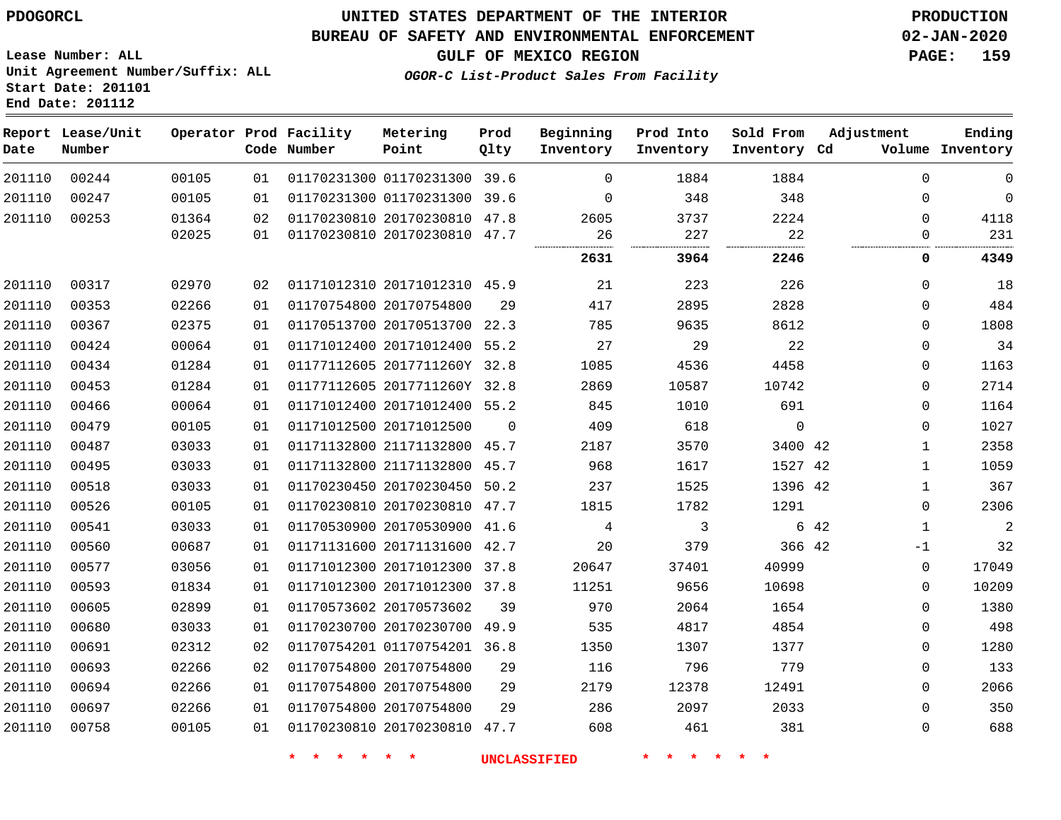PDOGORCL

# UNITED STATES DEPARTMENT OF THE INTERIOR
## BUREAU OF SAFETY AND ENVIRONMENTAL ENFORCEMENT
### GULF OF MEXICO REGION

*OGOR-C List-Product Sales From Facility*

PRODUCTION
02-JAN-2020

Lease Number: ALL
Unit Agreement Number/Suffix: ALL
Start Date: 201101
End Date: 201112

| Report Date | Lease/Unit Number | Operator | Prod Code | Facility Number | Metering Point | Prod Qlty | Beginning Inventory | Prod Into Inventory | Sold From Inventory | Adjustment Cd | Adjustment Volume | Ending Inventory |
|---|---|---|---|---|---|---|---|---|---|---|---|---|
| 201110 | 00244 | 00105 | 01 | 01170231300 | 01170231300 | 39.6 | 0 | 1884 | 1884 | | 0 | 0 |
| 201110 | 00247 | 00105 | 01 | 01170231300 | 01170231300 | 39.6 | 0 | 348 | 348 | | 0 | 0 |
| 201110 | 00253 | 01364 | 02 | 01170230810 | 20170230810 | 47.8 | 2605 | 3737 | 2224 | | 0 | 4118 |
| | | 02025 | 01 | 01170230810 | 20170230810 | 47.7 | 26 | 227 | 22 | | 0 | 231 |
| | | | | | | | **2631** | **3964** | **2246** | | **0** | **4349** |
| 201110 | 00317 | 02970 | 02 | 01171012310 | 20171012310 | 45.9 | 21 | 223 | 226 | | 0 | 18 |
| 201110 | 00353 | 02266 | 01 | 01170754800 | 20170754800 | 29 | 417 | 2895 | 2828 | | 0 | 484 |
| 201110 | 00367 | 02375 | 01 | 01170513700 | 20170513700 | 22.3 | 785 | 9635 | 8612 | | 0 | 1808 |
| 201110 | 00424 | 00064 | 01 | 01171012400 | 20171012400 | 55.2 | 27 | 29 | 22 | | 0 | 34 |
| 201110 | 00434 | 01284 | 01 | 01177112605 | 2017711260Y | 32.8 | 1085 | 4536 | 4458 | | 0 | 1163 |
| 201110 | 00453 | 01284 | 01 | 01177112605 | 2017711260Y | 32.8 | 2869 | 10587 | 10742 | | 0 | 2714 |
| 201110 | 00466 | 00064 | 01 | 01171012400 | 20171012400 | 55.2 | 845 | 1010 | 691 | | 0 | 1164 |
| 201110 | 00479 | 00105 | 01 | 01171012500 | 20171012500 | 0 | 409 | 618 | 0 | | 0 | 1027 |
| 201110 | 00487 | 03033 | 01 | 01171132800 | 21171132800 | 45.7 | 2187 | 3570 | 3400 | 42 | 1 | 2358 |
| 201110 | 00495 | 03033 | 01 | 01171132800 | 21171132800 | 45.7 | 968 | 1617 | 1527 | 42 | 1 | 1059 |
| 201110 | 00518 | 03033 | 01 | 01170230450 | 20170230450 | 50.2 | 237 | 1525 | 1396 | 42 | 1 | 367 |
| 201110 | 00526 | 00105 | 01 | 01170230810 | 20170230810 | 47.7 | 1815 | 1782 | 1291 | | 0 | 2306 |
| 201110 | 00541 | 03033 | 01 | 01170530900 | 20170530900 | 41.6 | 4 | 3 | 6 | 42 | 1 | 2 |
| 201110 | 00560 | 00687 | 01 | 01171131600 | 20171131600 | 42.7 | 20 | 379 | 366 | 42 | -1 | 32 |
| 201110 | 00577 | 03056 | 01 | 01171012300 | 20171012300 | 37.8 | 20647 | 37401 | 40999 | | 0 | 17049 |
| 201110 | 00593 | 01834 | 01 | 01171012300 | 20171012300 | 37.8 | 11251 | 9656 | 10698 | | 0 | 10209 |
| 201110 | 00605 | 02899 | 01 | 01170573602 | 20170573602 | 39 | 970 | 2064 | 1654 | | 0 | 1380 |
| 201110 | 00680 | 03033 | 01 | 01170230700 | 20170230700 | 49.9 | 535 | 4817 | 4854 | | 0 | 498 |
| 201110 | 00691 | 02312 | 02 | 01170754201 | 01170754201 | 36.8 | 1350 | 1307 | 1377 | | 0 | 1280 |
| 201110 | 00693 | 02266 | 02 | 01170754800 | 20170754800 | 29 | 116 | 796 | 779 | | 0 | 133 |
| 201110 | 00694 | 02266 | 01 | 01170754800 | 20170754800 | 29 | 2179 | 12378 | 12491 | | 0 | 2066 |
| 201110 | 00697 | 02266 | 01 | 01170754800 | 20170754800 | 29 | 286 | 2097 | 2033 | | 0 | 350 |
| 201110 | 00758 | 00105 | 01 | 01170230810 | 20170230810 | 47.7 | 608 | 461 | 381 | | 0 | 688 |

* * * * * * UNCLASSIFIED * * * * * *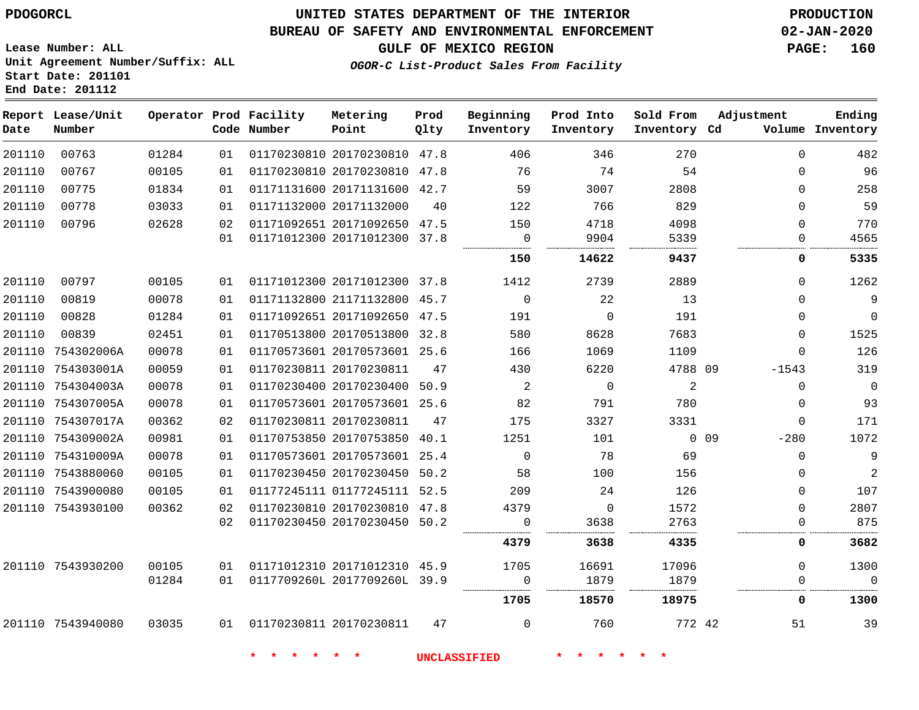# UNITED STATES DEPARTMENT OF THE INTERIOR
## BUREAU OF SAFETY AND ENVIRONMENTAL ENFORCEMENT
### GULF OF MEXICO REGION
*OGOR-C List-Product Sales From Facility*

PDOGORCL

Lease Number: ALL
Unit Agreement Number/Suffix: ALL
Start Date: 201101
End Date: 201112

PRODUCTION
02-JAN-2020

| Report Date | Lease/Unit Number | Operator | Prod Code | Facility Number | Metering Point | Prod Qlty | Beginning Inventory | Prod Into Inventory | Sold From Inventory | Adjustment Cd | Adjustment Volume | Ending Inventory |
|---|---|---|---|---|---|---|---|---|---|---|---|---|
| 201110 | 00763 | 01284 | 01 | 01170230810 | 20170230810 | 47.8 | 406 | 346 | 270 | | 0 | 482 |
| 201110 | 00767 | 00105 | 01 | 01170230810 | 20170230810 | 47.8 | 76 | 74 | 54 | | 0 | 96 |
| 201110 | 00775 | 01834 | 01 | 01171131600 | 20171131600 | 42.7 | 59 | 3007 | 2808 | | 0 | 258 |
| 201110 | 00778 | 03033 | 01 | 01171132000 | 20171132000 | 40 | 122 | 766 | 829 | | 0 | 59 |
| 201110 | 00796 | 02628 | 02 | 01171092651 | 20171092650 | 47.5 | 150 | 4718 | 4098 | | 0 | 770 |
| | | | 01 | 01171012300 | 20171012300 | 37.8 | 0 | 9904 | 5339 | | 0 | 4565 |
| | | | | | | | **150** | **14622** | **9437** | | **0** | **5335** |
| 201110 | 00797 | 00105 | 01 | 01171012300 | 20171012300 | 37.8 | 1412 | 2739 | 2889 | | 0 | 1262 |
| 201110 | 00819 | 00078 | 01 | 01171132800 | 21171132800 | 45.7 | 0 | 22 | 13 | | 0 | 9 |
| 201110 | 00828 | 01284 | 01 | 01171092651 | 20171092650 | 47.5 | 191 | 0 | 191 | | 0 | 0 |
| 201110 | 00839 | 02451 | 01 | 01170513800 | 20170513800 | 32.8 | 580 | 8628 | 7683 | | 0 | 1525 |
| 201110 | 754302006A | 00078 | 01 | 01170573601 | 20170573601 | 25.6 | 166 | 1069 | 1109 | | 0 | 126 |
| 201110 | 754303001A | 00059 | 01 | 01170230811 | 20170230811 | 47 | 430 | 6220 | 4788 | 09 | -1543 | 319 |
| 201110 | 754304003A | 00078 | 01 | 01170230400 | 20170230400 | 50.9 | 2 | 0 | 2 | | 0 | 0 |
| 201110 | 754307005A | 00078 | 01 | 01170573601 | 20170573601 | 25.6 | 82 | 791 | 780 | | 0 | 93 |
| 201110 | 754307017A | 00362 | 02 | 01170230811 | 20170230811 | 47 | 175 | 3327 | 3331 | | 0 | 171 |
| 201110 | 754309002A | 00981 | 01 | 01170753850 | 20170753850 | 40.1 | 1251 | 101 | 0 | 09 | -280 | 1072 |
| 201110 | 754310009A | 00078 | 01 | 01170573601 | 20170573601 | 25.4 | 0 | 78 | 69 | | 0 | 9 |
| 201110 | 7543880060 | 00105 | 01 | 01170230450 | 20170230450 | 50.2 | 58 | 100 | 156 | | 0 | 2 |
| 201110 | 7543900080 | 00105 | 01 | 01177245111 | 01177245111 | 52.5 | 209 | 24 | 126 | | 0 | 107 |
| 201110 | 7543930100 | 00362 | 02 | 01170230810 | 20170230810 | 47.8 | 4379 | 0 | 1572 | | 0 | 2807 |
| | | | 02 | 01170230450 | 20170230450 | 50.2 | 0 | 3638 | 2763 | | 0 | 875 |
| | | | | | | | **4379** | **3638** | **4335** | | **0** | **3682** |
| 201110 | 7543930200 | 00105 | 01 | 01171012310 | 20171012310 | 45.9 | 1705 | 16691 | 17096 | | 0 | 1300 |
| | | 01284 | 01 | 0117709260L | 2017709260L | 39.9 | 0 | 1879 | 1879 | | 0 | 0 |
| | | | | | | | **1705** | **18570** | **18975** | | **0** | **1300** |
| 201110 | 7543940080 | 03035 | 01 | 01170230811 | 20170230811 | 47 | 0 | 760 | 772 | 42 | 51 | 39 |

\* \* \* \* \* \* UNCLASSIFIED \* \* \* \* \* \*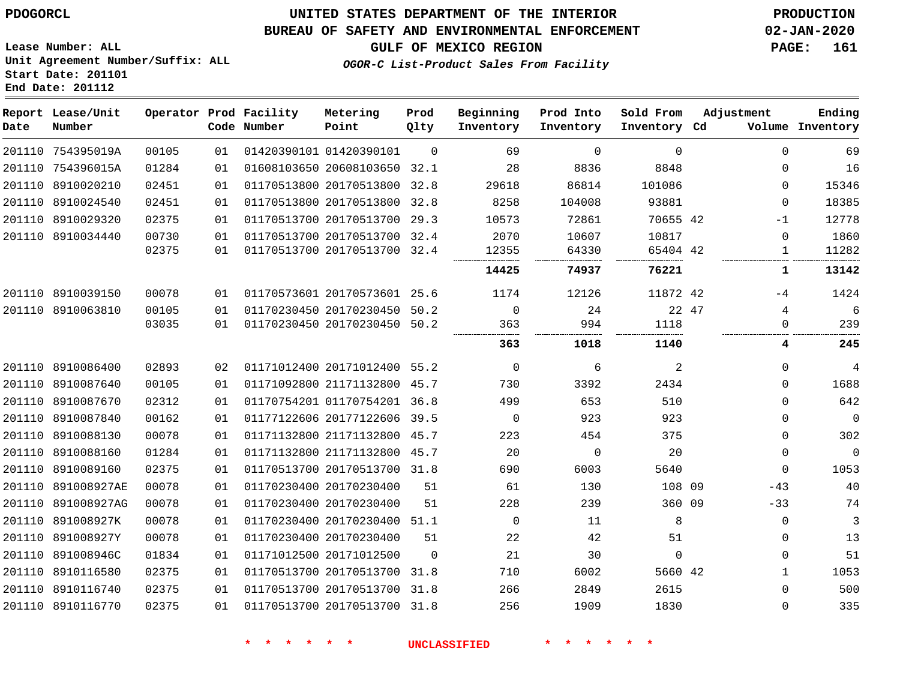PDOGORCL

Lease Number: ALL
Unit Agreement Number/Suffix: ALL
Start Date: 201101
End Date: 201112

# UNITED STATES DEPARTMENT OF THE INTERIOR
## BUREAU OF SAFETY AND ENVIRONMENTAL ENFORCEMENT
### GULF OF MEXICO REGION

*OGOR-C List-Product Sales From Facility*

PRODUCTION
02-JAN-2020

| Report Date | Lease/Unit Number | Operator | Prod Code | Facility Number | Metering Point | Prod Qlty | Beginning Inventory | Prod Into Inventory | Sold From Inventory | Adjustment Cd | Volume | Ending Inventory |
|---|---|---|---|---|---|---|---|---|---|---|---|---|
| 201110 | 754395019A | 00105 | 01 | 01420390101 | 01420390101 | 0 | 69 | 0 | 0 | | 0 | 69 |
| 201110 | 754396015A | 01284 | 01 | 01608103650 | 20608103650 | 32.1 | 28 | 8836 | 8848 | | 0 | 16 |
| 201110 | 8910020210 | 02451 | 01 | 01170513800 | 20170513800 | 32.8 | 29618 | 86814 | 101086 | | 0 | 15346 |
| 201110 | 8910024540 | 02451 | 01 | 01170513800 | 20170513800 | 32.8 | 8258 | 104008 | 93881 | | 0 | 18385 |
| 201110 | 8910029320 | 02375 | 01 | 01170513700 | 20170513700 | 29.3 | 10573 | 72861 | 70655 | 42 | -1 | 12778 |
| 201110 | 8910034440 | 00730 | 01 | 01170513700 | 20170513700 | 32.4 | 2070 | 10607 | 10817 | | 0 | 1860 |
| | | 02375 | 01 | 01170513700 | 20170513700 | 32.4 | 12355 | 64330 | 65404 | 42 | 1 | 11282 |
| | | | | | | | **14425** | **74937** | **76221** | | **1** | **13142** |
| 201110 | 8910039150 | 00078 | 01 | 01170573601 | 20170573601 | 25.6 | 1174 | 12126 | 11872 | 42 | -4 | 1424 |
| 201110 | 8910063810 | 00105 | 01 | 01170230450 | 20170230450 | 50.2 | 0 | 24 | 22 | 47 | 4 | 6 |
| | | 03035 | 01 | 01170230450 | 20170230450 | 50.2 | 363 | 994 | 1118 | | 0 | 239 |
| | | | | | | | **363** | **1018** | **1140** | | **4** | **245** |
| 201110 | 8910086400 | 02893 | 02 | 01171012400 | 20171012400 | 55.2 | 0 | 6 | 2 | | 0 | 4 |
| 201110 | 8910087640 | 00105 | 01 | 01171092800 | 21171132800 | 45.7 | 730 | 3392 | 2434 | | 0 | 1688 |
| 201110 | 8910087670 | 02312 | 01 | 01170754201 | 01170754201 | 36.8 | 499 | 653 | 510 | | 0 | 642 |
| 201110 | 8910087840 | 00162 | 01 | 01177122606 | 20177122606 | 39.5 | 0 | 923 | 923 | | 0 | 0 |
| 201110 | 8910088130 | 00078 | 01 | 01171132800 | 21171132800 | 45.7 | 223 | 454 | 375 | | 0 | 302 |
| 201110 | 8910088160 | 01284 | 01 | 01171132800 | 21171132800 | 45.7 | 20 | 0 | 20 | | 0 | 0 |
| 201110 | 8910089160 | 02375 | 01 | 01170513700 | 20170513700 | 31.8 | 690 | 6003 | 5640 | | 0 | 1053 |
| 201110 | 891008927AE | 00078 | 01 | 01170230400 | 20170230400 | 51 | 61 | 130 | 108 | 09 | -43 | 40 |
| 201110 | 891008927AG | 00078 | 01 | 01170230400 | 20170230400 | 51 | 228 | 239 | 360 | 09 | -33 | 74 |
| 201110 | 891008927K | 00078 | 01 | 01170230400 | 20170230400 | 51.1 | 0 | 11 | 8 | | 0 | 3 |
| 201110 | 891008927Y | 00078 | 01 | 01170230400 | 20170230400 | 51 | 22 | 42 | 51 | | 0 | 13 |
| 201110 | 891008946C | 01834 | 01 | 01171012500 | 20171012500 | 0 | 21 | 30 | 0 | | 0 | 51 |
| 201110 | 8910116580 | 02375 | 01 | 01170513700 | 20170513700 | 31.8 | 710 | 6002 | 5660 | 42 | 1 | 1053 |
| 201110 | 8910116740 | 02375 | 01 | 01170513700 | 20170513700 | 31.8 | 266 | 2849 | 2615 | | 0 | 500 |
| 201110 | 8910116770 | 02375 | 01 | 01170513700 | 20170513700 | 31.8 | 256 | 1909 | 1830 | | 0 | 335 |

\* \* \* \* \* \* UNCLASSIFIED \* \* \* \* \* \*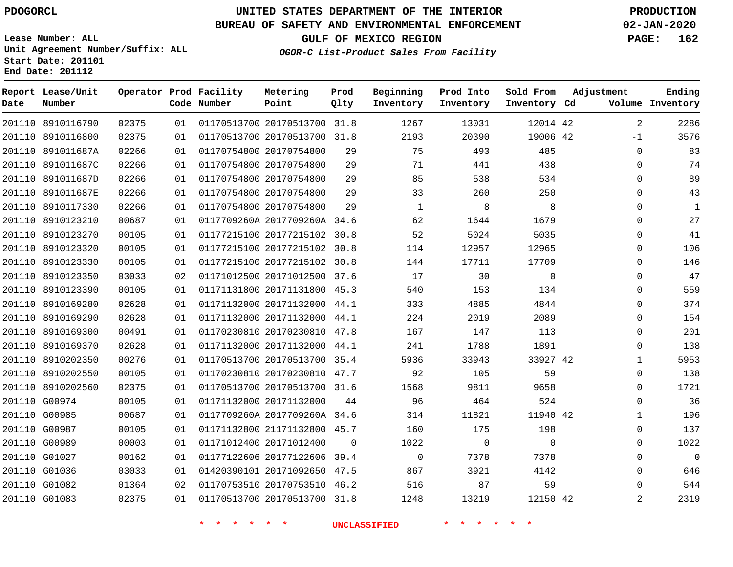PDOGORCL

UNITED STATES DEPARTMENT OF THE INTERIOR
BUREAU OF SAFETY AND ENVIRONMENTAL ENFORCEMENT
GULF OF MEXICO REGION
*OGOR-C List-Product Sales From Facility*

PRODUCTION
02-JAN-2020

Lease Number: ALL
Unit Agreement Number/Suffix: ALL
Start Date: 201101
End Date: 201112

| Report Date | Lease/Unit Number | Operator | Prod Code | Facility Number | Metering Point | Prod Qlty | Beginning Inventory | Prod Into Inventory | Sold From Inventory | Adjustment Cd | Volume | Ending Inventory |
|---|---|---|---|---|---|---|---|---|---|---|---|---|
| 201110 | 8910116790 | 02375 | 01 | 01170513700 | 20170513700 | 31.8 | 1267 | 13031 | 12014 | 42 | 2 | 2286 |
| 201110 | 8910116800 | 02375 | 01 | 01170513700 | 20170513700 | 31.8 | 2193 | 20390 | 19006 | 42 | -1 | 3576 |
| 201110 | 891011687A | 02266 | 01 | 01170754800 | 20170754800 | 29 | 75 | 493 | 485 | | 0 | 83 |
| 201110 | 891011687C | 02266 | 01 | 01170754800 | 20170754800 | 29 | 71 | 441 | 438 | | 0 | 74 |
| 201110 | 891011687D | 02266 | 01 | 01170754800 | 20170754800 | 29 | 85 | 538 | 534 | | 0 | 89 |
| 201110 | 891011687E | 02266 | 01 | 01170754800 | 20170754800 | 29 | 33 | 260 | 250 | | 0 | 43 |
| 201110 | 8910117330 | 02266 | 01 | 01170754800 | 20170754800 | 29 | 1 | 8 | 8 | | 0 | 1 |
| 201110 | 8910123210 | 00687 | 01 | 0117709260A | 2017709260A | 34.6 | 62 | 1644 | 1679 | | 0 | 27 |
| 201110 | 8910123270 | 00105 | 01 | 01177215100 | 20177215102 | 30.8 | 52 | 5024 | 5035 | | 0 | 41 |
| 201110 | 8910123320 | 00105 | 01 | 01177215100 | 20177215102 | 30.8 | 114 | 12957 | 12965 | | 0 | 106 |
| 201110 | 8910123330 | 00105 | 01 | 01177215100 | 20177215102 | 30.8 | 144 | 17711 | 17709 | | 0 | 146 |
| 201110 | 8910123350 | 03033 | 02 | 01171012500 | 20171012500 | 37.6 | 17 | 30 | 0 | | 0 | 47 |
| 201110 | 8910123390 | 00105 | 01 | 01171131800 | 20171131800 | 45.3 | 540 | 153 | 134 | | 0 | 559 |
| 201110 | 8910169280 | 02628 | 01 | 01171132000 | 20171132000 | 44.1 | 333 | 4885 | 4844 | | 0 | 374 |
| 201110 | 8910169290 | 02628 | 01 | 01171132000 | 20171132000 | 44.1 | 224 | 2019 | 2089 | | 0 | 154 |
| 201110 | 8910169300 | 00491 | 01 | 01170230810 | 20170230810 | 47.8 | 167 | 147 | 113 | | 0 | 201 |
| 201110 | 8910169370 | 02628 | 01 | 01171132000 | 20171132000 | 44.1 | 241 | 1788 | 1891 | | 0 | 138 |
| 201110 | 8910202350 | 00276 | 01 | 01170513700 | 20170513700 | 35.4 | 5936 | 33943 | 33927 | 42 | 1 | 5953 |
| 201110 | 8910202550 | 00105 | 01 | 01170230810 | 20170230810 | 47.7 | 92 | 105 | 59 | | 0 | 138 |
| 201110 | 8910202560 | 02375 | 01 | 01170513700 | 20170513700 | 31.6 | 1568 | 9811 | 9658 | | 0 | 1721 |
| 201110 | G00974 | 00105 | 01 | 01171132000 | 20171132000 | 44 | 96 | 464 | 524 | | 0 | 36 |
| 201110 | G00985 | 00687 | 01 | 0117709260A | 2017709260A | 34.6 | 314 | 11821 | 11940 | 42 | 1 | 196 |
| 201110 | G00987 | 00105 | 01 | 01171132800 | 21171132800 | 45.7 | 160 | 175 | 198 | | 0 | 137 |
| 201110 | G00989 | 00003 | 01 | 01171012400 | 20171012400 | 0 | 1022 | 0 | 0 | | 0 | 1022 |
| 201110 | G01027 | 00162 | 01 | 01177122606 | 20177122606 | 39.4 | 0 | 7378 | 7378 | | 0 | 0 |
| 201110 | G01036 | 03033 | 01 | 01420390101 | 20171092650 | 47.5 | 867 | 3921 | 4142 | | 0 | 646 |
| 201110 | G01082 | 01364 | 02 | 01170753510 | 20170753510 | 46.2 | 516 | 87 | 59 | | 0 | 544 |
| 201110 | G01083 | 02375 | 01 | 01170513700 | 20170513700 | 31.8 | 1248 | 13219 | 12150 | 42 | 2 | 2319 |

* * * * * * UNCLASSIFIED * * * * * *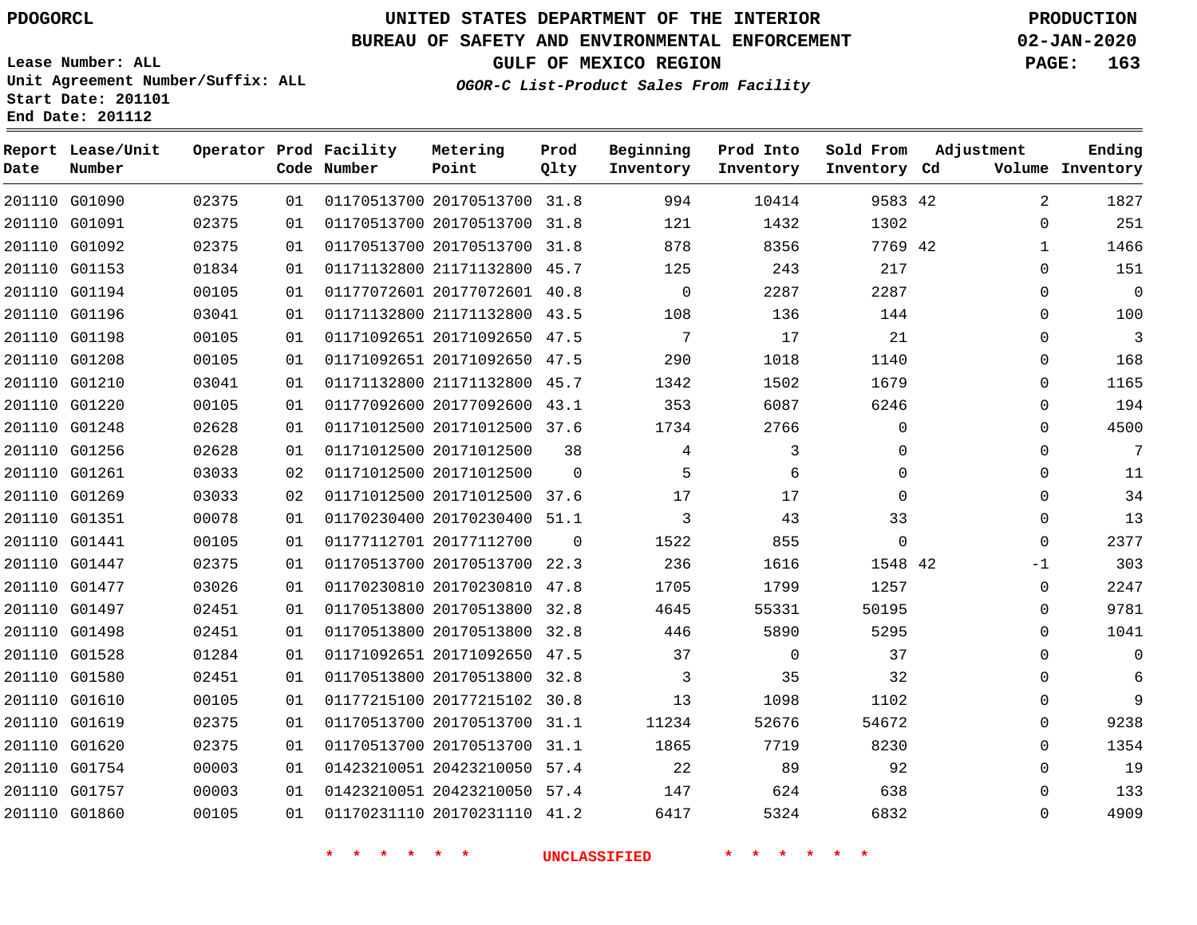PDOGORCL

Lease Number: ALL
Unit Agreement Number/Suffix: ALL
Start Date: 201101
End Date: 201112

# UNITED STATES DEPARTMENT OF THE INTERIOR
## BUREAU OF SAFETY AND ENVIRONMENTAL ENFORCEMENT
## GULF OF MEXICO REGION
### *OGOR-C List-Product Sales From Facility*

PRODUCTION
02-JAN-2020

| Report Date | Lease/Unit Number | Operator | Prod Code | Facility Number | Metering Point | Prod Qlty | Beginning Inventory | Prod Into Inventory | Sold From Inventory | Adjustment Cd | Volume | Ending Inventory |
|---|---|---|---|---|---|---|---|---|---|---|---|---|
| 201110 | G01090 | 02375 | 01 | 01170513700 | 20170513700 | 31.8 | 994 | 10414 | 9583 | 42 | 2 | 1827 |
| 201110 | G01091 | 02375 | 01 | 01170513700 | 20170513700 | 31.8 | 121 | 1432 | 1302 | | 0 | 251 |
| 201110 | G01092 | 02375 | 01 | 01170513700 | 20170513700 | 31.8 | 878 | 8356 | 7769 | 42 | 1 | 1466 |
| 201110 | G01153 | 01834 | 01 | 01171132800 | 21171132800 | 45.7 | 125 | 243 | 217 | | 0 | 151 |
| 201110 | G01194 | 00105 | 01 | 01177072601 | 20177072601 | 40.8 | 0 | 2287 | 2287 | | 0 | 0 |
| 201110 | G01196 | 03041 | 01 | 01171132800 | 21171132800 | 43.5 | 108 | 136 | 144 | | 0 | 100 |
| 201110 | G01198 | 00105 | 01 | 01171092651 | 20171092650 | 47.5 | 7 | 17 | 21 | | 0 | 3 |
| 201110 | G01208 | 00105 | 01 | 01171092651 | 20171092650 | 47.5 | 290 | 1018 | 1140 | | 0 | 168 |
| 201110 | G01210 | 03041 | 01 | 01171132800 | 21171132800 | 45.7 | 1342 | 1502 | 1679 | | 0 | 1165 |
| 201110 | G01220 | 00105 | 01 | 01177092600 | 20177092600 | 43.1 | 353 | 6087 | 6246 | | 0 | 194 |
| 201110 | G01248 | 02628 | 01 | 01171012500 | 20171012500 | 37.6 | 1734 | 2766 | 0 | | 0 | 4500 |
| 201110 | G01256 | 02628 | 01 | 01171012500 | 20171012500 | 38 | 4 | 3 | 0 | | 0 | 7 |
| 201110 | G01261 | 03033 | 02 | 01171012500 | 20171012500 | 0 | 5 | 6 | 0 | | 0 | 11 |
| 201110 | G01269 | 03033 | 02 | 01171012500 | 20171012500 | 37.6 | 17 | 17 | 0 | | 0 | 34 |
| 201110 | G01351 | 00078 | 01 | 01170230400 | 20170230400 | 51.1 | 3 | 43 | 33 | | 0 | 13 |
| 201110 | G01441 | 00105 | 01 | 01177112701 | 20177112700 | 0 | 1522 | 855 | 0 | | 0 | 2377 |
| 201110 | G01447 | 02375 | 01 | 01170513700 | 20170513700 | 22.3 | 236 | 1616 | 1548 | 42 | -1 | 303 |
| 201110 | G01477 | 03026 | 01 | 01170230810 | 20170230810 | 47.8 | 1705 | 1799 | 1257 | | 0 | 2247 |
| 201110 | G01497 | 02451 | 01 | 01170513800 | 20170513800 | 32.8 | 4645 | 55331 | 50195 | | 0 | 9781 |
| 201110 | G01498 | 02451 | 01 | 01170513800 | 20170513800 | 32.8 | 446 | 5890 | 5295 | | 0 | 1041 |
| 201110 | G01528 | 01284 | 01 | 01171092651 | 20171092650 | 47.5 | 37 | 0 | 37 | | 0 | 0 |
| 201110 | G01580 | 02451 | 01 | 01170513800 | 20170513800 | 32.8 | 3 | 35 | 32 | | 0 | 6 |
| 201110 | G01610 | 00105 | 01 | 01177215100 | 20177215102 | 30.8 | 13 | 1098 | 1102 | | 0 | 9 |
| 201110 | G01619 | 02375 | 01 | 01170513700 | 20170513700 | 31.1 | 11234 | 52676 | 54672 | | 0 | 9238 |
| 201110 | G01620 | 02375 | 01 | 01170513700 | 20170513700 | 31.1 | 1865 | 7719 | 8230 | | 0 | 1354 |
| 201110 | G01754 | 00003 | 01 | 01423210051 | 20423210050 | 57.4 | 22 | 89 | 92 | | 0 | 19 |
| 201110 | G01757 | 00003 | 01 | 01423210051 | 20423210050 | 57.4 | 147 | 624 | 638 | | 0 | 133 |
| 201110 | G01860 | 00105 | 01 | 01170231110 | 20170231110 | 41.2 | 6417 | 5324 | 6832 | | 0 | 4909 |

\* \* \* \* \* \* UNCLASSIFIED \* \* \* \* \* \*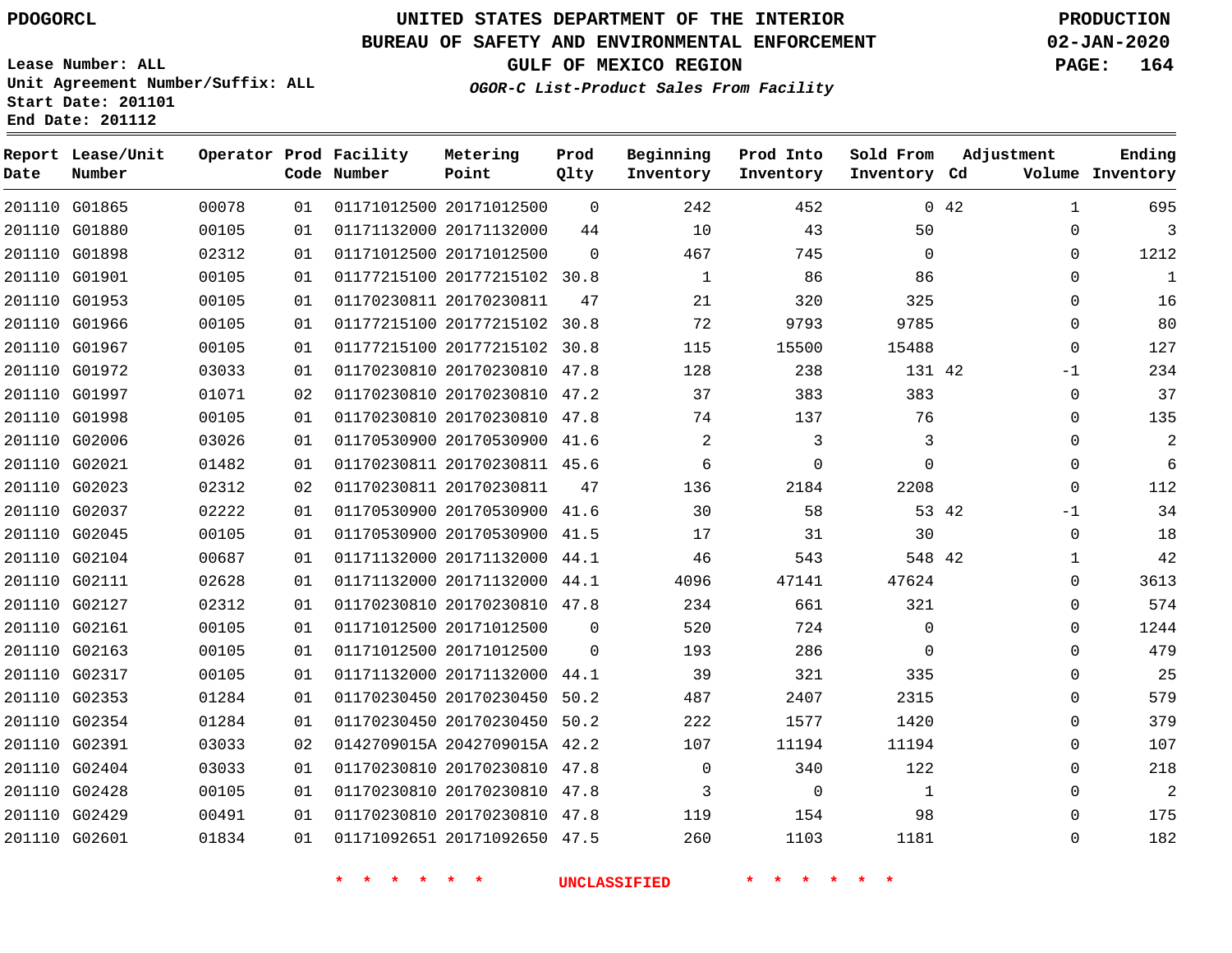PDOGORCL

Lease Number: ALL
Unit Agreement Number/Suffix: ALL
Start Date: 201101
End Date: 201112

# UNITED STATES DEPARTMENT OF THE INTERIOR
## BUREAU OF SAFETY AND ENVIRONMENTAL ENFORCEMENT
## GULF OF MEXICO REGION
### *OGOR-C List-Product Sales From Facility*

PRODUCTION
02-JAN-2020

| Report Date | Lease/Unit Number | Operator | Prod Code | Facility Number | Metering Point | Prod Qlty | Beginning Inventory | Prod Into Inventory | Sold From Inventory | Adjustment Cd | Adjustment Volume | Ending Inventory |
|---|---|---|---|---|---|---|---|---|---|---|---|---|
| 201110 | G01865 | 00078 | 01 | 01171012500 | 20171012500 | 0 | 242 | 452 | 0 | 42 | 1 | 695 |
| 201110 | G01880 | 00105 | 01 | 01171132000 | 20171132000 | 44 | 10 | 43 | 50 | | 0 | 3 |
| 201110 | G01898 | 02312 | 01 | 01171012500 | 20171012500 | 0 | 467 | 745 | 0 | | 0 | 1212 |
| 201110 | G01901 | 00105 | 01 | 01177215100 | 20177215102 | 30.8 | 1 | 86 | 86 | | 0 | 1 |
| 201110 | G01953 | 00105 | 01 | 01170230811 | 20170230811 | 47 | 21 | 320 | 325 | | 0 | 16 |
| 201110 | G01966 | 00105 | 01 | 01177215100 | 20177215102 | 30.8 | 72 | 9793 | 9785 | | 0 | 80 |
| 201110 | G01967 | 00105 | 01 | 01177215100 | 20177215102 | 30.8 | 115 | 15500 | 15488 | | 0 | 127 |
| 201110 | G01972 | 03033 | 01 | 01170230810 | 20170230810 | 47.8 | 128 | 238 | 131 | 42 | -1 | 234 |
| 201110 | G01997 | 01071 | 02 | 01170230810 | 20170230810 | 47.2 | 37 | 383 | 383 | | 0 | 37 |
| 201110 | G01998 | 00105 | 01 | 01170230810 | 20170230810 | 47.8 | 74 | 137 | 76 | | 0 | 135 |
| 201110 | G02006 | 03026 | 01 | 01170530900 | 20170530900 | 41.6 | 2 | 3 | 3 | | 0 | 2 |
| 201110 | G02021 | 01482 | 01 | 01170230811 | 20170230811 | 45.6 | 6 | 0 | 0 | | 0 | 6 |
| 201110 | G02023 | 02312 | 02 | 01170230811 | 20170230811 | 47 | 136 | 2184 | 2208 | | 0 | 112 |
| 201110 | G02037 | 02222 | 01 | 01170530900 | 20170530900 | 41.6 | 30 | 58 | 53 | 42 | -1 | 34 |
| 201110 | G02045 | 00105 | 01 | 01170530900 | 20170530900 | 41.5 | 17 | 31 | 30 | | 0 | 18 |
| 201110 | G02104 | 00687 | 01 | 01171132000 | 20171132000 | 44.1 | 46 | 543 | 548 | 42 | 1 | 42 |
| 201110 | G02111 | 02628 | 01 | 01171132000 | 20171132000 | 44.1 | 4096 | 47141 | 47624 | | 0 | 3613 |
| 201110 | G02127 | 02312 | 01 | 01170230810 | 20170230810 | 47.8 | 234 | 661 | 321 | | 0 | 574 |
| 201110 | G02161 | 00105 | 01 | 01171012500 | 20171012500 | 0 | 520 | 724 | 0 | | 0 | 1244 |
| 201110 | G02163 | 00105 | 01 | 01171012500 | 20171012500 | 0 | 193 | 286 | 0 | | 0 | 479 |
| 201110 | G02317 | 00105 | 01 | 01171132000 | 20171132000 | 44.1 | 39 | 321 | 335 | | 0 | 25 |
| 201110 | G02353 | 01284 | 01 | 01170230450 | 20170230450 | 50.2 | 487 | 2407 | 2315 | | 0 | 579 |
| 201110 | G02354 | 01284 | 01 | 01170230450 | 20170230450 | 50.2 | 222 | 1577 | 1420 | | 0 | 379 |
| 201110 | G02391 | 03033 | 02 | 0142709015A | 2042709015A | 42.2 | 107 | 11194 | 11194 | | 0 | 107 |
| 201110 | G02404 | 03033 | 01 | 01170230810 | 20170230810 | 47.8 | 0 | 340 | 122 | | 0 | 218 |
| 201110 | G02428 | 00105 | 01 | 01170230810 | 20170230810 | 47.8 | 3 | 0 | 1 | | 0 | 2 |
| 201110 | G02429 | 00491 | 01 | 01170230810 | 20170230810 | 47.8 | 119 | 154 | 98 | | 0 | 175 |
| 201110 | G02601 | 01834 | 01 | 01171092651 | 20171092650 | 47.5 | 260 | 1103 | 1181 | | 0 | 182 |

\* \* \* \* \* \* UNCLASSIFIED \* \* \* \* \* \*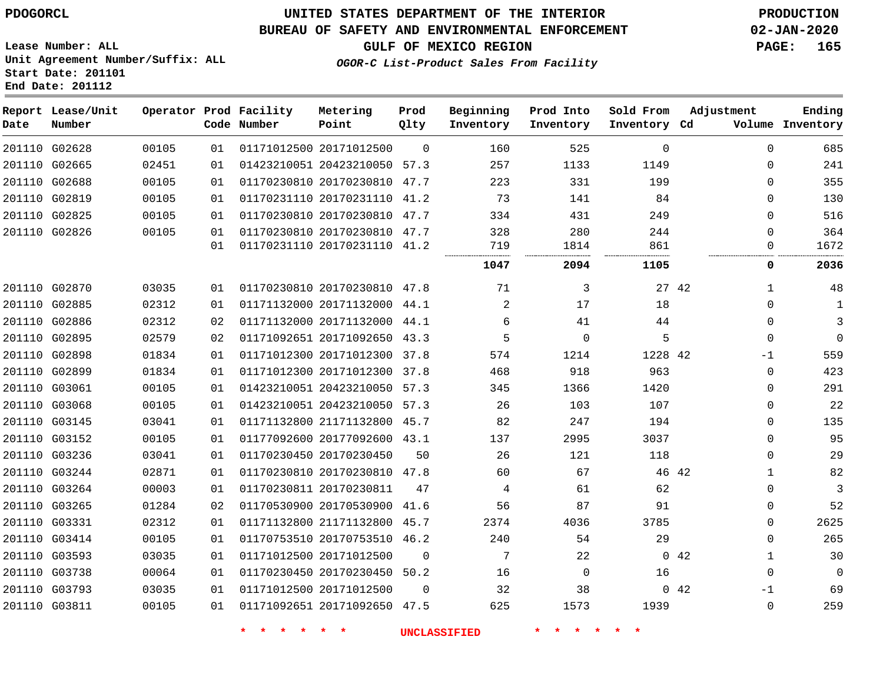PDOGORCL

# UNITED STATES DEPARTMENT OF THE INTERIOR
## BUREAU OF SAFETY AND ENVIRONMENTAL ENFORCEMENT
### GULF OF MEXICO REGION

PRODUCTION
02-JAN-2020

Lease Number: ALL
Unit Agreement Number/Suffix: ALL
Start Date: 201101
End Date: 201112

*OGOR-C List-Product Sales From Facility*

| Report Date | Lease/Unit Number | Operator | Prod Code | Facility Number | Metering Point | Prod Qlty | Beginning Inventory | Prod Into Inventory | Sold From Inventory | Adjustment Cd | Adjustment Volume | Ending Inventory |
|---|---|---|---|---|---|---|---|---|---|---|---|---|
| 201110 | G02628 | 00105 | 01 | 01171012500 | 20171012500 | 0 | 160 | 525 | 0 | | 0 | 685 |
| 201110 | G02665 | 02451 | 01 | 01423210051 | 20423210050 | 57.3 | 257 | 1133 | 1149 | | 0 | 241 |
| 201110 | G02688 | 00105 | 01 | 01170230810 | 20170230810 | 47.7 | 223 | 331 | 199 | | 0 | 355 |
| 201110 | G02819 | 00105 | 01 | 01170231110 | 20170231110 | 41.2 | 73 | 141 | 84 | | 0 | 130 |
| 201110 | G02825 | 00105 | 01 | 01170230810 | 20170230810 | 47.7 | 334 | 431 | 249 | | 0 | 516 |
| 201110 | G02826 | 00105 | 01 | 01170230810 | 20170230810 | 47.7 | 328 | 280 | 244 | | 0 | 364 |
| | | | 01 | 01170231110 | 20170231110 | 41.2 | 719 | 1814 | 861 | | 0 | 1672 |
| | | | | | | | **1047** | **2094** | **1105** | | **0** | **2036** |
| 201110 | G02870 | 03035 | 01 | 01170230810 | 20170230810 | 47.8 | 71 | 3 | 27 | 42 | 1 | 48 |
| 201110 | G02885 | 02312 | 01 | 01171132000 | 20171132000 | 44.1 | 2 | 17 | 18 | | 0 | 1 |
| 201110 | G02886 | 02312 | 02 | 01171132000 | 20171132000 | 44.1 | 6 | 41 | 44 | | 0 | 3 |
| 201110 | G02895 | 02579 | 02 | 01171092651 | 20171092650 | 43.3 | 5 | 0 | 5 | | 0 | 0 |
| 201110 | G02898 | 01834 | 01 | 01171012300 | 20171012300 | 37.8 | 574 | 1214 | 1228 | 42 | -1 | 559 |
| 201110 | G02899 | 01834 | 01 | 01171012300 | 20171012300 | 37.8 | 468 | 918 | 963 | | 0 | 423 |
| 201110 | G03061 | 00105 | 01 | 01423210051 | 20423210050 | 57.3 | 345 | 1366 | 1420 | | 0 | 291 |
| 201110 | G03068 | 00105 | 01 | 01423210051 | 20423210050 | 57.3 | 26 | 103 | 107 | | 0 | 22 |
| 201110 | G03145 | 03041 | 01 | 01171132800 | 21171132800 | 45.7 | 82 | 247 | 194 | | 0 | 135 |
| 201110 | G03152 | 00105 | 01 | 01177092600 | 20177092600 | 43.1 | 137 | 2995 | 3037 | | 0 | 95 |
| 201110 | G03236 | 03041 | 01 | 01170230450 | 20170230450 | 50 | 26 | 121 | 118 | | 0 | 29 |
| 201110 | G03244 | 02871 | 01 | 01170230810 | 20170230810 | 47.8 | 60 | 67 | 46 | 42 | 1 | 82 |
| 201110 | G03264 | 00003 | 01 | 01170230811 | 20170230811 | 47 | 4 | 61 | 62 | | 0 | 3 |
| 201110 | G03265 | 01284 | 02 | 01170530900 | 20170530900 | 41.6 | 56 | 87 | 91 | | 0 | 52 |
| 201110 | G03331 | 02312 | 01 | 01171132800 | 21171132800 | 45.7 | 2374 | 4036 | 3785 | | 0 | 2625 |
| 201110 | G03414 | 00105 | 01 | 01170753510 | 20170753510 | 46.2 | 240 | 54 | 29 | | 0 | 265 |
| 201110 | G03593 | 03035 | 01 | 01171012500 | 20171012500 | 0 | 7 | 22 | 0 | 42 | 1 | 30 |
| 201110 | G03738 | 00064 | 01 | 01170230450 | 20170230450 | 50.2 | 16 | 0 | 16 | | 0 | 0 |
| 201110 | G03793 | 03035 | 01 | 01171012500 | 20171012500 | 0 | 32 | 38 | 0 | 42 | -1 | 69 |
| 201110 | G03811 | 00105 | 01 | 01171092651 | 20171092650 | 47.5 | 625 | 1573 | 1939 | | 0 | 259 |

* * * * * * UNCLASSIFIED * * * * * *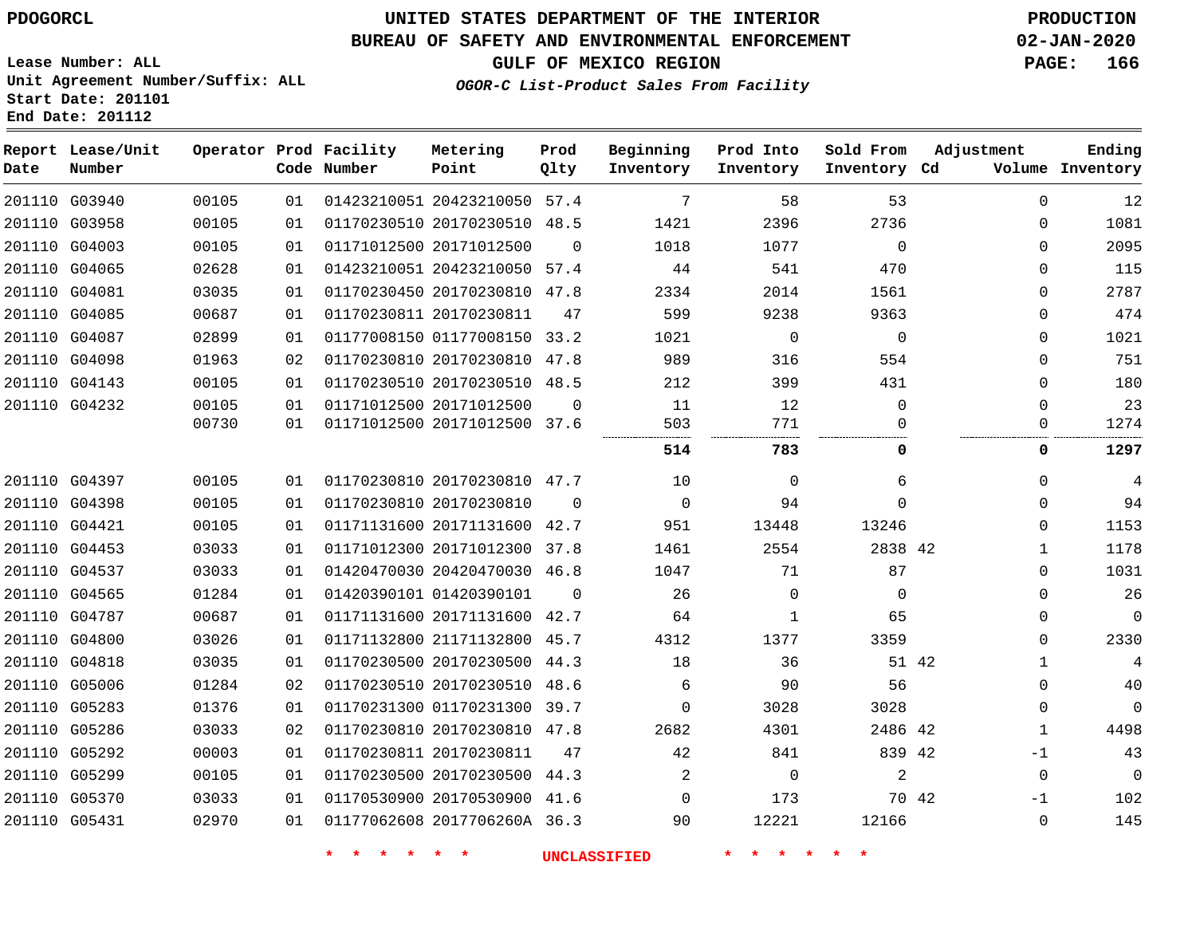PDOGORCL

# UNITED STATES DEPARTMENT OF THE INTERIOR
## BUREAU OF SAFETY AND ENVIRONMENTAL ENFORCEMENT
### GULF OF MEXICO REGION
*OGOR-C List-Product Sales From Facility*

PRODUCTION
02-JAN-2020

Lease Number: ALL
Unit Agreement Number/Suffix: ALL
Start Date: 201101
End Date: 201112

| Report Date | Lease/Unit Number | Operator | Prod Code | Facility Number | Metering Point | Prod Qlty | Beginning Inventory | Prod Into Inventory | Sold From Inventory | Adjustment Cd | Adjustment Volume | Ending Inventory |
|---|---|---|---|---|---|---|---|---|---|---|---|---|
| 201110 | G03940 | 00105 | 01 | 01423210051 | 20423210050 | 57.4 | 7 | 58 | 53 | | 0 | 12 |
| 201110 | G03958 | 00105 | 01 | 01170230510 | 20170230510 | 48.5 | 1421 | 2396 | 2736 | | 0 | 1081 |
| 201110 | G04003 | 00105 | 01 | 01171012500 | 20171012500 | 0 | 1018 | 1077 | 0 | | 0 | 2095 |
| 201110 | G04065 | 02628 | 01 | 01423210051 | 20423210050 | 57.4 | 44 | 541 | 470 | | 0 | 115 |
| 201110 | G04081 | 03035 | 01 | 01170230450 | 20170230810 | 47.8 | 2334 | 2014 | 1561 | | 0 | 2787 |
| 201110 | G04085 | 00687 | 01 | 01170230811 | 20170230811 | 47 | 599 | 9238 | 9363 | | 0 | 474 |
| 201110 | G04087 | 02899 | 01 | 01177008150 | 01177008150 | 33.2 | 1021 | 0 | 0 | | 0 | 1021 |
| 201110 | G04098 | 01963 | 02 | 01170230810 | 20170230810 | 47.8 | 989 | 316 | 554 | | 0 | 751 |
| 201110 | G04143 | 00105 | 01 | 01170230510 | 20170230510 | 48.5 | 212 | 399 | 431 | | 0 | 180 |
| 201110 | G04232 | 00105 | 01 | 01171012500 | 20171012500 | 0 | 11 | 12 | 0 | | 0 | 23 |
| | | 00730 | 01 | 01171012500 | 20171012500 | 37.6 | 503 | 771 | 0 | | 0 | 1274 |
| | | | | | | | **514** | **783** | **0** | | **0** | **1297** |
| 201110 | G04397 | 00105 | 01 | 01170230810 | 20170230810 | 47.7 | 10 | 0 | 6 | | 0 | 4 |
| 201110 | G04398 | 00105 | 01 | 01170230810 | 20170230810 | 0 | 0 | 94 | 0 | | 0 | 94 |
| 201110 | G04421 | 00105 | 01 | 01171131600 | 20171131600 | 42.7 | 951 | 13448 | 13246 | | 0 | 1153 |
| 201110 | G04453 | 03033 | 01 | 01171012300 | 20171012300 | 37.8 | 1461 | 2554 | 2838 | 42 | 1 | 1178 |
| 201110 | G04537 | 03033 | 01 | 01420470030 | 20420470030 | 46.8 | 1047 | 71 | 87 | | 0 | 1031 |
| 201110 | G04565 | 01284 | 01 | 01420390101 | 01420390101 | 0 | 26 | 0 | 0 | | 0 | 26 |
| 201110 | G04787 | 00687 | 01 | 01171131600 | 20171131600 | 42.7 | 64 | 1 | 65 | | 0 | 0 |
| 201110 | G04800 | 03026 | 01 | 01171132800 | 21171132800 | 45.7 | 4312 | 1377 | 3359 | | 0 | 2330 |
| 201110 | G04818 | 03035 | 01 | 01170230500 | 20170230500 | 44.3 | 18 | 36 | 51 | 42 | 1 | 4 |
| 201110 | G05006 | 01284 | 02 | 01170230510 | 20170230510 | 48.6 | 6 | 90 | 56 | | 0 | 40 |
| 201110 | G05283 | 01376 | 01 | 01170231300 | 01170231300 | 39.7 | 0 | 3028 | 3028 | | 0 | 0 |
| 201110 | G05286 | 03033 | 02 | 01170230810 | 20170230810 | 47.8 | 2682 | 4301 | 2486 | 42 | 1 | 4498 |
| 201110 | G05292 | 00003 | 01 | 01170230811 | 20170230811 | 47 | 42 | 841 | 839 | 42 | -1 | 43 |
| 201110 | G05299 | 00105 | 01 | 01170230500 | 20170230500 | 44.3 | 2 | 0 | 2 | | 0 | 0 |
| 201110 | G05370 | 03033 | 01 | 01170530900 | 20170530900 | 41.6 | 0 | 173 | 70 | 42 | -1 | 102 |
| 201110 | G05431 | 02970 | 01 | 01177062608 | 2017706260A | 36.3 | 90 | 12221 | 12166 | | 0 | 145 |

* * * * * * UNCLASSIFIED * * * * * *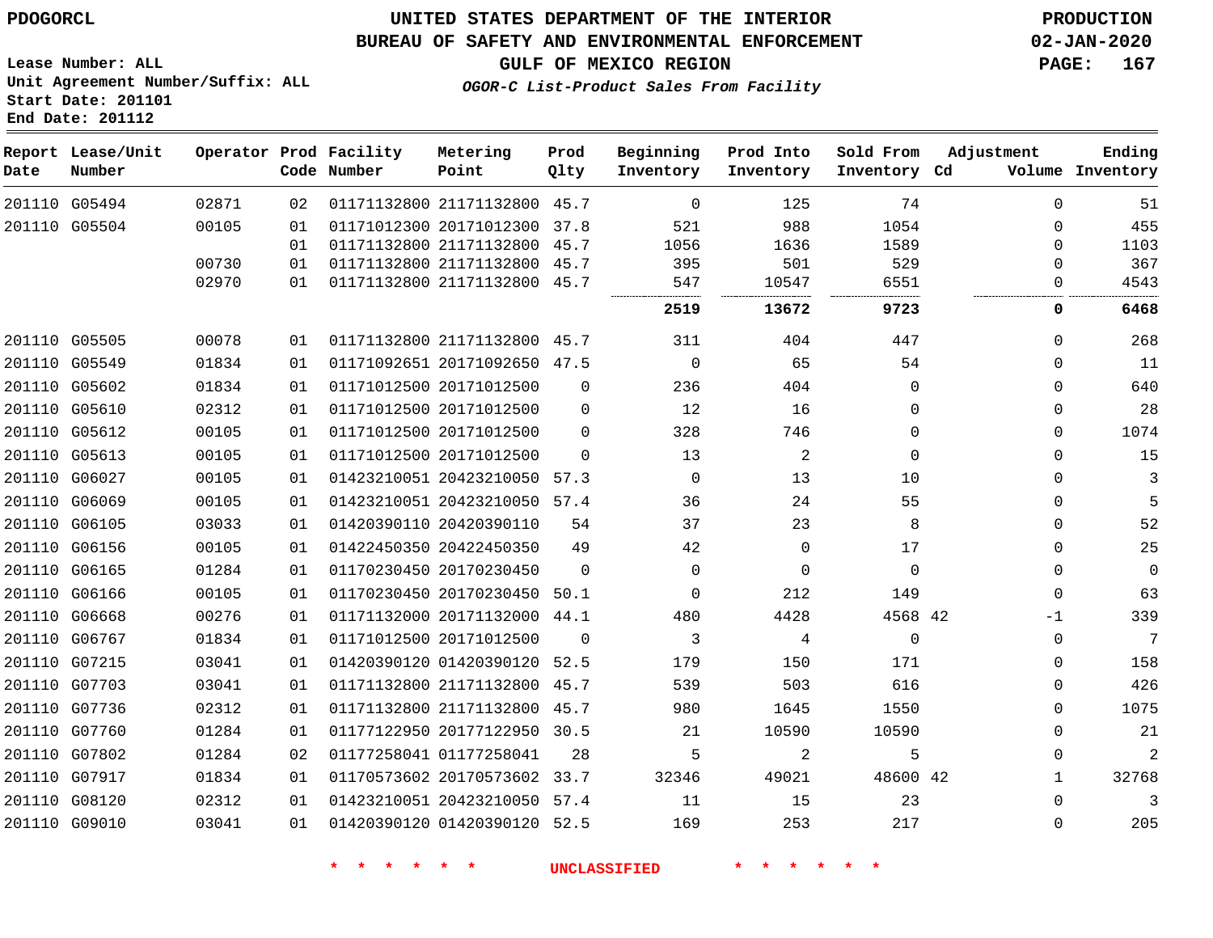PDOGORCL

# UNITED STATES DEPARTMENT OF THE INTERIOR
## BUREAU OF SAFETY AND ENVIRONMENTAL ENFORCEMENT
### GULF OF MEXICO REGION
*OGOR-C List-Product Sales From Facility*

PRODUCTION
02-JAN-2020

Lease Number: ALL
Unit Agreement Number/Suffix: ALL
Start Date: 201101
End Date: 201112

| Report Date | Lease/Unit Number | Operator | Prod Code | Facility Number | Metering Point | Prod Qlty | Beginning Inventory | Prod Into Inventory | Sold From Inventory | Adjustment Cd | Adjustment Volume | Ending Inventory |
|---|---|---|---|---|---|---|---|---|---|---|---|---|
| 201110 | G05494 | 02871 | 02 | 01171132800 | 21171132800 | 45.7 | 0 | 125 | 74 | | 0 | 51 |
| 201110 | G05504 | 00105 | 01 | 01171012300 | 20171012300 | 37.8 | 521 | 988 | 1054 | | 0 | 455 |
| | | | 01 | 01171132800 | 21171132800 | 45.7 | 1056 | 1636 | 1589 | | 0 | 1103 |
| | | 00730 | 01 | 01171132800 | 21171132800 | 45.7 | 395 | 501 | 529 | | 0 | 367 |
| | | 02970 | 01 | 01171132800 | 21171132800 | 45.7 | 547 | 10547 | 6551 | | 0 | 4543 |
| | | | | | | | **2519** | **13672** | **9723** | | **0** | **6468** |
| 201110 | G05505 | 00078 | 01 | 01171132800 | 21171132800 | 45.7 | 311 | 404 | 447 | | 0 | 268 |
| 201110 | G05549 | 01834 | 01 | 01171092651 | 20171092650 | 47.5 | 0 | 65 | 54 | | 0 | 11 |
| 201110 | G05602 | 01834 | 01 | 01171012500 | 20171012500 | 0 | 236 | 404 | 0 | | 0 | 640 |
| 201110 | G05610 | 02312 | 01 | 01171012500 | 20171012500 | 0 | 12 | 16 | 0 | | 0 | 28 |
| 201110 | G05612 | 00105 | 01 | 01171012500 | 20171012500 | 0 | 328 | 746 | 0 | | 0 | 1074 |
| 201110 | G05613 | 00105 | 01 | 01171012500 | 20171012500 | 0 | 13 | 2 | 0 | | 0 | 15 |
| 201110 | G06027 | 00105 | 01 | 01423210051 | 20423210050 | 57.3 | 0 | 13 | 10 | | 0 | 3 |
| 201110 | G06069 | 00105 | 01 | 01423210051 | 20423210050 | 57.4 | 36 | 24 | 55 | | 0 | 5 |
| 201110 | G06105 | 03033 | 01 | 01420390110 | 20420390110 | 54 | 37 | 23 | 8 | | 0 | 52 |
| 201110 | G06156 | 00105 | 01 | 01422450350 | 20422450350 | 49 | 42 | 0 | 17 | | 0 | 25 |
| 201110 | G06165 | 01284 | 01 | 01170230450 | 20170230450 | 0 | 0 | 0 | 0 | | 0 | 0 |
| 201110 | G06166 | 00105 | 01 | 01170230450 | 20170230450 | 50.1 | 0 | 212 | 149 | | 0 | 63 |
| 201110 | G06668 | 00276 | 01 | 01171132000 | 20171132000 | 44.1 | 480 | 4428 | 4568 | 42 | -1 | 339 |
| 201110 | G06767 | 01834 | 01 | 01171012500 | 20171012500 | 0 | 3 | 4 | 0 | | 0 | 7 |
| 201110 | G07215 | 03041 | 01 | 01420390120 | 01420390120 | 52.5 | 179 | 150 | 171 | | 0 | 158 |
| 201110 | G07703 | 03041 | 01 | 01171132800 | 21171132800 | 45.7 | 539 | 503 | 616 | | 0 | 426 |
| 201110 | G07736 | 02312 | 01 | 01171132800 | 21171132800 | 45.7 | 980 | 1645 | 1550 | | 0 | 1075 |
| 201110 | G07760 | 01284 | 01 | 01177122950 | 20177122950 | 30.5 | 21 | 10590 | 10590 | | 0 | 21 |
| 201110 | G07802 | 01284 | 02 | 01177258041 | 01177258041 | 28 | 5 | 2 | 5 | | 0 | 2 |
| 201110 | G07917 | 01834 | 01 | 01170573602 | 20170573602 | 33.7 | 32346 | 49021 | 48600 | 42 | 1 | 32768 |
| 201110 | G08120 | 02312 | 01 | 01423210051 | 20423210050 | 57.4 | 11 | 15 | 23 | | 0 | 3 |
| 201110 | G09010 | 03041 | 01 | 01420390120 | 01420390120 | 52.5 | 169 | 253 | 217 | | 0 | 205 |

\* \* \* \* \* \* UNCLASSIFIED \* \* \* \* \* \*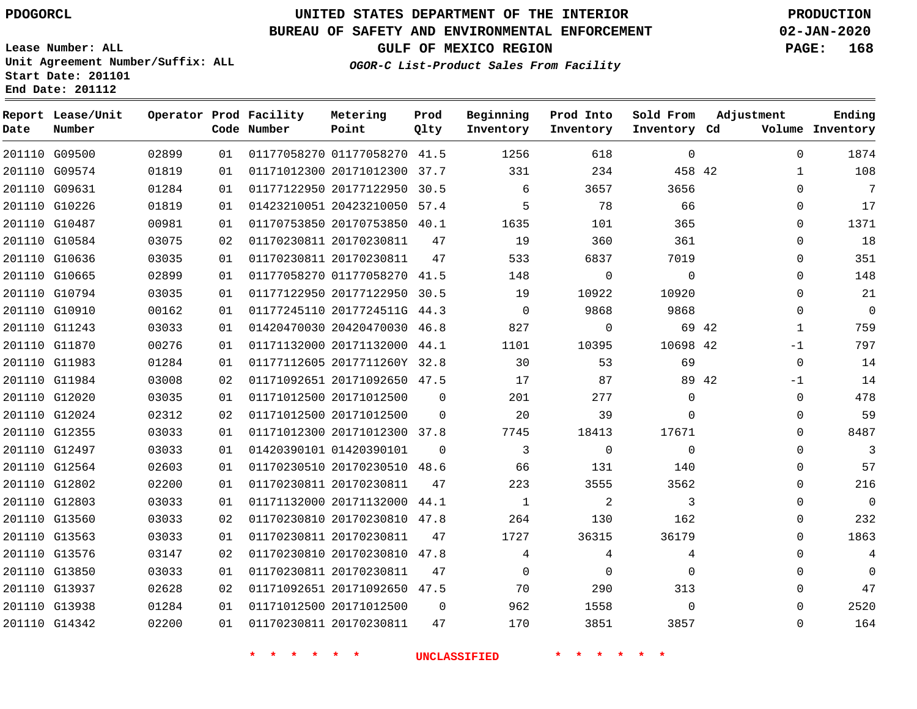PDOGORCL

# UNITED STATES DEPARTMENT OF THE INTERIOR
## BUREAU OF SAFETY AND ENVIRONMENTAL ENFORCEMENT
## GULF OF MEXICO REGION
### *OGOR-C List-Product Sales From Facility*

PRODUCTION
02-JAN-2020

Lease Number: ALL
Unit Agreement Number/Suffix: ALL
Start Date: 201101
End Date: 201112

| Report Date | Lease/Unit Number | Operator | Prod Code | Facility Number | Metering Point | Prod Qlty | Beginning Inventory | Prod Into Inventory | Sold From Inventory | Adjustment Cd | Adjustment Volume | Ending Inventory |
|---|---|---|---|---|---|---|---|---|---|---|---|---|
| 201110 | G09500 | 02899 | 01 | 01177058270 | 01177058270 | 41.5 | 1256 | 618 | 0 | | 0 | 1874 |
| 201110 | G09574 | 01819 | 01 | 01171012300 | 20171012300 | 37.7 | 331 | 234 | 458 | 42 | 1 | 108 |
| 201110 | G09631 | 01284 | 01 | 01177122950 | 20177122950 | 30.5 | 6 | 3657 | 3656 | | 0 | 7 |
| 201110 | G10226 | 01819 | 01 | 01423210051 | 20423210050 | 57.4 | 5 | 78 | 66 | | 0 | 17 |
| 201110 | G10487 | 00981 | 01 | 01170753850 | 20170753850 | 40.1 | 1635 | 101 | 365 | | 0 | 1371 |
| 201110 | G10584 | 03075 | 02 | 01170230811 | 20170230811 | 47 | 19 | 360 | 361 | | 0 | 18 |
| 201110 | G10636 | 03035 | 01 | 01170230811 | 20170230811 | 47 | 533 | 6837 | 7019 | | 0 | 351 |
| 201110 | G10665 | 02899 | 01 | 01177058270 | 01177058270 | 41.5 | 148 | 0 | 0 | | 0 | 148 |
| 201110 | G10794 | 03035 | 01 | 01177122950 | 20177122950 | 30.5 | 19 | 10922 | 10920 | | 0 | 21 |
| 201110 | G10910 | 00162 | 01 | 01177245110 | 2017724511G | 44.3 | 0 | 9868 | 9868 | | 0 | 0 |
| 201110 | G11243 | 03033 | 01 | 01420470030 | 20420470030 | 46.8 | 827 | 0 | 69 | 42 | 1 | 759 |
| 201110 | G11870 | 00276 | 01 | 01171132000 | 20171132000 | 44.1 | 1101 | 10395 | 10698 | 42 | -1 | 797 |
| 201110 | G11983 | 01284 | 01 | 01177112605 | 2017711260Y | 32.8 | 30 | 53 | 69 | | 0 | 14 |
| 201110 | G11984 | 03008 | 02 | 01171092651 | 20171092650 | 47.5 | 17 | 87 | 89 | 42 | -1 | 14 |
| 201110 | G12020 | 03035 | 01 | 01171012500 | 20171012500 | 0 | 201 | 277 | 0 | | 0 | 478 |
| 201110 | G12024 | 02312 | 02 | 01171012500 | 20171012500 | 0 | 20 | 39 | 0 | | 0 | 59 |
| 201110 | G12355 | 03033 | 01 | 01171012300 | 20171012300 | 37.8 | 7745 | 18413 | 17671 | | 0 | 8487 |
| 201110 | G12497 | 03033 | 01 | 01420390101 | 01420390101 | 0 | 3 | 0 | 0 | | 0 | 3 |
| 201110 | G12564 | 02603 | 01 | 01170230510 | 20170230510 | 48.6 | 66 | 131 | 140 | | 0 | 57 |
| 201110 | G12802 | 02200 | 01 | 01170230811 | 20170230811 | 47 | 223 | 3555 | 3562 | | 0 | 216 |
| 201110 | G12803 | 03033 | 01 | 01171132000 | 20171132000 | 44.1 | 1 | 2 | 3 | | 0 | 0 |
| 201110 | G13560 | 03033 | 02 | 01170230810 | 20170230810 | 47.8 | 264 | 130 | 162 | | 0 | 232 |
| 201110 | G13563 | 03033 | 01 | 01170230811 | 20170230811 | 47 | 1727 | 36315 | 36179 | | 0 | 1863 |
| 201110 | G13576 | 03147 | 02 | 01170230810 | 20170230810 | 47.8 | 4 | 4 | 4 | | 0 | 4 |
| 201110 | G13850 | 03033 | 01 | 01170230811 | 20170230811 | 47 | 0 | 0 | 0 | | 0 | 0 |
| 201110 | G13937 | 02628 | 02 | 01171092651 | 20171092650 | 47.5 | 70 | 290 | 313 | | 0 | 47 |
| 201110 | G13938 | 01284 | 01 | 01171012500 | 20171012500 | 0 | 962 | 1558 | 0 | | 0 | 2520 |
| 201110 | G14342 | 02200 | 01 | 01170230811 | 20170230811 | 47 | 170 | 3851 | 3857 | | 0 | 164 |

\* \* \* \* \* \* UNCLASSIFIED \* \* \* \* \* \*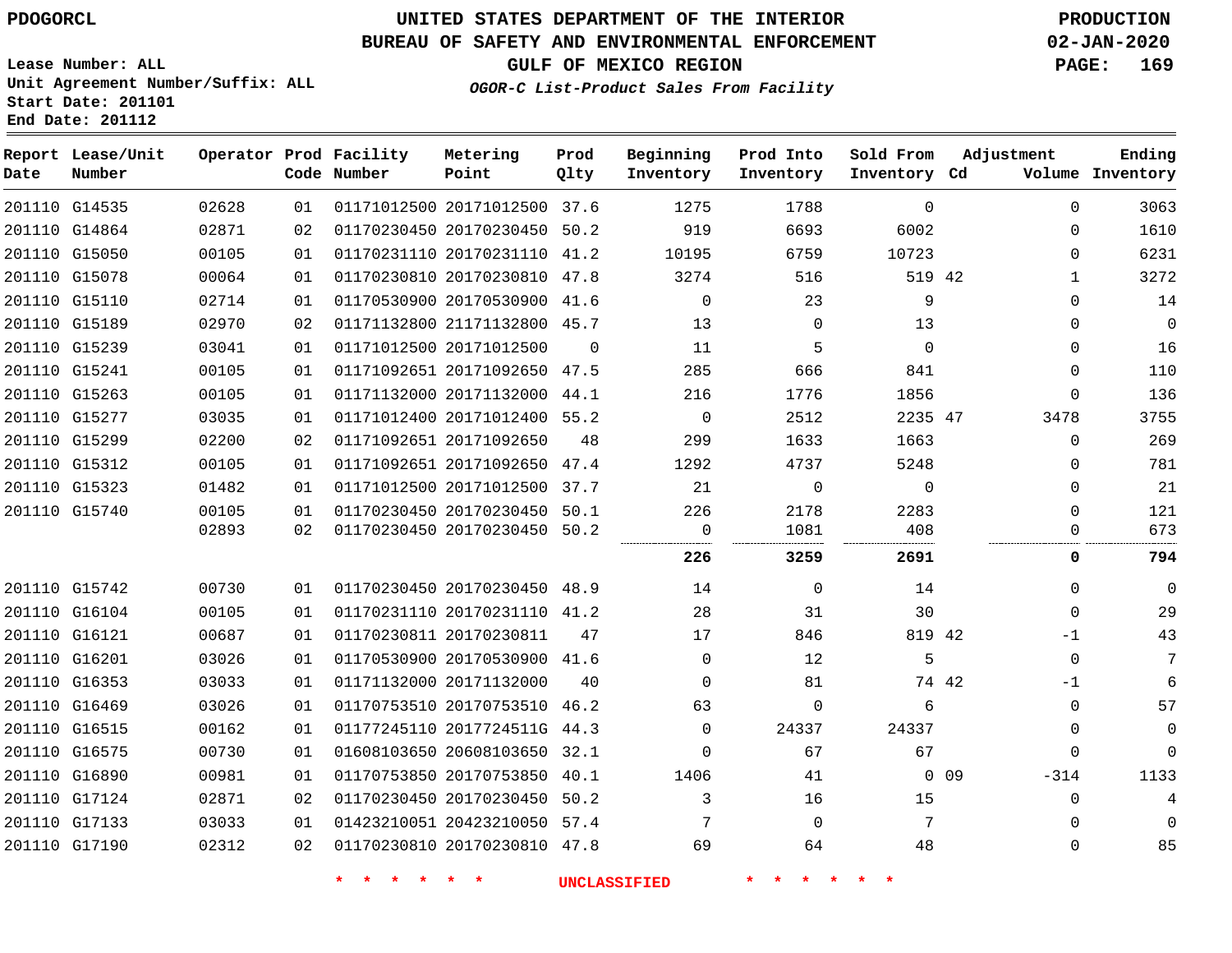PDOGORCL

# UNITED STATES DEPARTMENT OF THE INTERIOR
## BUREAU OF SAFETY AND ENVIRONMENTAL ENFORCEMENT
### GULF OF MEXICO REGION

*OGOR-C List-Product Sales From Facility*

PRODUCTION
02-JAN-2020

Lease Number: ALL
Unit Agreement Number/Suffix: ALL
Start Date: 201101
End Date: 201112

| Report Date | Lease/Unit Number | Operator | Prod Code | Facility Number | Metering Point | Prod Qlty | Beginning Inventory | Prod Into Inventory | Sold From Inventory | Adjustment Cd | Adjustment Volume | Ending Inventory |
|---|---|---|---|---|---|---|---|---|---|---|---|---|
| 201110 | G14535 | 02628 | 01 | 01171012500 | 20171012500 | 37.6 | 1275 | 1788 | 0 | | 0 | 3063 |
| 201110 | G14864 | 02871 | 02 | 01170230450 | 20170230450 | 50.2 | 919 | 6693 | 6002 | | 0 | 1610 |
| 201110 | G15050 | 00105 | 01 | 01170231110 | 20170231110 | 41.2 | 10195 | 6759 | 10723 | | 0 | 6231 |
| 201110 | G15078 | 00064 | 01 | 01170230810 | 20170230810 | 47.8 | 3274 | 516 | 519 | 42 | 1 | 3272 |
| 201110 | G15110 | 02714 | 01 | 01170530900 | 20170530900 | 41.6 | 0 | 23 | 9 | | 0 | 14 |
| 201110 | G15189 | 02970 | 02 | 01171132800 | 21171132800 | 45.7 | 13 | 0 | 13 | | 0 | 0 |
| 201110 | G15239 | 03041 | 01 | 01171012500 | 20171012500 | 0 | 11 | 5 | 0 | | 0 | 16 |
| 201110 | G15241 | 00105 | 01 | 01171092651 | 20171092650 | 47.5 | 285 | 666 | 841 | | 0 | 110 |
| 201110 | G15263 | 00105 | 01 | 01171132000 | 20171132000 | 44.1 | 216 | 1776 | 1856 | | 0 | 136 |
| 201110 | G15277 | 03035 | 01 | 01171012400 | 20171012400 | 55.2 | 0 | 2512 | 2235 | 47 | 3478 | 3755 |
| 201110 | G15299 | 02200 | 02 | 01171092651 | 20171092650 | 48 | 299 | 1633 | 1663 | | 0 | 269 |
| 201110 | G15312 | 00105 | 01 | 01171092651 | 20171092650 | 47.4 | 1292 | 4737 | 5248 | | 0 | 781 |
| 201110 | G15323 | 01482 | 01 | 01171012500 | 20171012500 | 37.7 | 21 | 0 | 0 | | 0 | 21 |
| 201110 | G15740 | 00105 | 01 | 01170230450 | 20170230450 | 50.1 | 226 | 2178 | 2283 | | 0 | 121 |
| | | 02893 | 02 | 01170230450 | 20170230450 | 50.2 | 0 | 1081 | 408 | | 0 | 673 |
| | | | | | | | **226** | **3259** | **2691** | | **0** | **794** |
| 201110 | G15742 | 00730 | 01 | 01170230450 | 20170230450 | 48.9 | 14 | 0 | 14 | | 0 | 0 |
| 201110 | G16104 | 00105 | 01 | 01170231110 | 20170231110 | 41.2 | 28 | 31 | 30 | | 0 | 29 |
| 201110 | G16121 | 00687 | 01 | 01170230811 | 20170230811 | 47 | 17 | 846 | 819 | 42 | -1 | 43 |
| 201110 | G16201 | 03026 | 01 | 01170530900 | 20170530900 | 41.6 | 0 | 12 | 5 | | 0 | 7 |
| 201110 | G16353 | 03033 | 01 | 01171132000 | 20171132000 | 40 | 0 | 81 | 74 | 42 | -1 | 6 |
| 201110 | G16469 | 03026 | 01 | 01170753510 | 20170753510 | 46.2 | 63 | 0 | 6 | | 0 | 57 |
| 201110 | G16515 | 00162 | 01 | 01177245110 | 2017724511G | 44.3 | 0 | 24337 | 24337 | | 0 | 0 |
| 201110 | G16575 | 00730 | 01 | 01608103650 | 20608103650 | 32.1 | 0 | 67 | 67 | | 0 | 0 |
| 201110 | G16890 | 00981 | 01 | 01170753850 | 20170753850 | 40.1 | 1406 | 41 | 0 | 09 | -314 | 1133 |
| 201110 | G17124 | 02871 | 02 | 01170230450 | 20170230450 | 50.2 | 3 | 16 | 15 | | 0 | 4 |
| 201110 | G17133 | 03033 | 01 | 01423210051 | 20423210050 | 57.4 | 7 | 0 | 7 | | 0 | 0 |
| 201110 | G17190 | 02312 | 02 | 01170230810 | 20170230810 | 47.8 | 69 | 64 | 48 | | 0 | 85 |

* * * * * * UNCLASSIFIED * * * * * *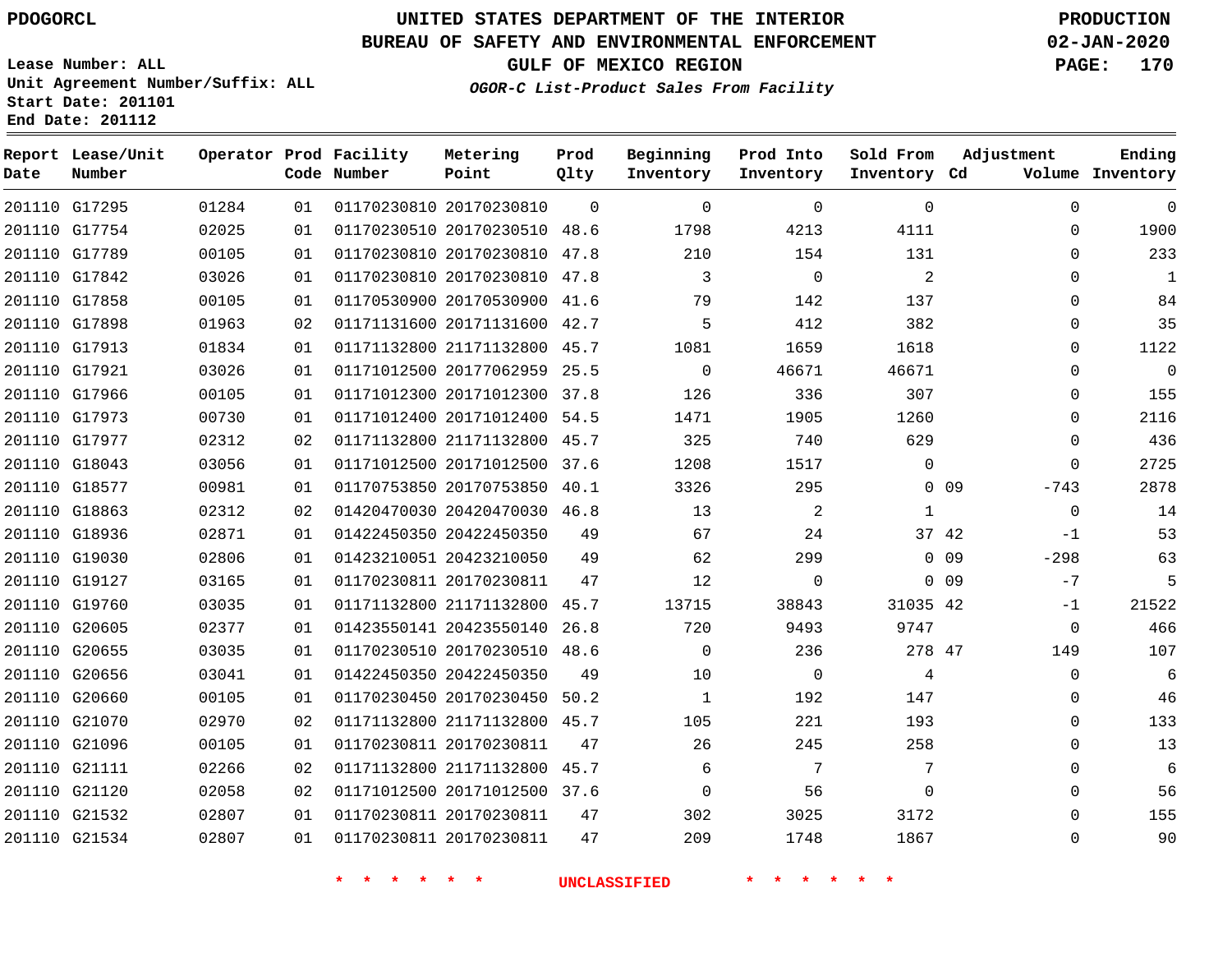PDOGORCL

# UNITED STATES DEPARTMENT OF THE INTERIOR
## BUREAU OF SAFETY AND ENVIRONMENTAL ENFORCEMENT
### GULF OF MEXICO REGION
*OGOR-C List-Product Sales From Facility*

PRODUCTION
02-JAN-2020

Lease Number: ALL
Unit Agreement Number/Suffix: ALL
Start Date: 201101
End Date: 201112

| Report Date | Lease/Unit Number | Operator | Prod Code | Facility Number | Metering Point | Prod Qlty | Beginning Inventory | Prod Into Inventory | Sold From Inventory | Adjustment Cd | Adjustment Volume | Ending Inventory |
|---|---|---|---|---|---|---|---|---|---|---|---|---|
| 201110 | G17295 | 01284 | 01 | 01170230810 | 20170230810 | 0 | 0 | 0 | 0 | | 0 | 0 |
| 201110 | G17754 | 02025 | 01 | 01170230510 | 20170230510 | 48.6 | 1798 | 4213 | 4111 | | 0 | 1900 |
| 201110 | G17789 | 00105 | 01 | 01170230810 | 20170230810 | 47.8 | 210 | 154 | 131 | | 0 | 233 |
| 201110 | G17842 | 03026 | 01 | 01170230810 | 20170230810 | 47.8 | 3 | 0 | 2 | | 0 | 1 |
| 201110 | G17858 | 00105 | 01 | 01170530900 | 20170530900 | 41.6 | 79 | 142 | 137 | | 0 | 84 |
| 201110 | G17898 | 01963 | 02 | 01171131600 | 20171131600 | 42.7 | 5 | 412 | 382 | | 0 | 35 |
| 201110 | G17913 | 01834 | 01 | 01171132800 | 21171132800 | 45.7 | 1081 | 1659 | 1618 | | 0 | 1122 |
| 201110 | G17921 | 03026 | 01 | 01171012500 | 20177062959 | 25.5 | 0 | 46671 | 46671 | | 0 | 0 |
| 201110 | G17966 | 00105 | 01 | 01171012300 | 20171012300 | 37.8 | 126 | 336 | 307 | | 0 | 155 |
| 201110 | G17973 | 00730 | 01 | 01171012400 | 20171012400 | 54.5 | 1471 | 1905 | 1260 | | 0 | 2116 |
| 201110 | G17977 | 02312 | 02 | 01171132800 | 21171132800 | 45.7 | 325 | 740 | 629 | | 0 | 436 |
| 201110 | G18043 | 03056 | 01 | 01171012500 | 20171012500 | 37.6 | 1208 | 1517 | 0 | | 0 | 2725 |
| 201110 | G18577 | 00981 | 01 | 01170753850 | 20170753850 | 40.1 | 3326 | 295 | 0 | 09 | -743 | 2878 |
| 201110 | G18863 | 02312 | 02 | 01420470030 | 20420470030 | 46.8 | 13 | 2 | 1 | | 0 | 14 |
| 201110 | G18936 | 02871 | 01 | 01422450350 | 20422450350 | 49 | 67 | 24 | 37 | 42 | -1 | 53 |
| 201110 | G19030 | 02806 | 01 | 01423210051 | 20423210050 | 49 | 62 | 299 | 0 | 09 | -298 | 63 |
| 201110 | G19127 | 03165 | 01 | 01170230811 | 20170230811 | 47 | 12 | 0 | 0 | 09 | -7 | 5 |
| 201110 | G19760 | 03035 | 01 | 01171132800 | 21171132800 | 45.7 | 13715 | 38843 | 31035 | 42 | -1 | 21522 |
| 201110 | G20605 | 02377 | 01 | 01423550141 | 20423550140 | 26.8 | 720 | 9493 | 9747 | | 0 | 466 |
| 201110 | G20655 | 03035 | 01 | 01170230510 | 20170230510 | 48.6 | 0 | 236 | 278 | 47 | 149 | 107 |
| 201110 | G20656 | 03041 | 01 | 01422450350 | 20422450350 | 49 | 10 | 0 | 4 | | 0 | 6 |
| 201110 | G20660 | 00105 | 01 | 01170230450 | 20170230450 | 50.2 | 1 | 192 | 147 | | 0 | 46 |
| 201110 | G21070 | 02970 | 02 | 01171132800 | 21171132800 | 45.7 | 105 | 221 | 193 | | 0 | 133 |
| 201110 | G21096 | 00105 | 01 | 01170230811 | 20170230811 | 47 | 26 | 245 | 258 | | 0 | 13 |
| 201110 | G21111 | 02266 | 02 | 01171132800 | 21171132800 | 45.7 | 6 | 7 | 7 | | 0 | 6 |
| 201110 | G21120 | 02058 | 02 | 01171012500 | 20171012500 | 37.6 | 0 | 56 | 0 | | 0 | 56 |
| 201110 | G21532 | 02807 | 01 | 01170230811 | 20170230811 | 47 | 302 | 3025 | 3172 | | 0 | 155 |
| 201110 | G21534 | 02807 | 01 | 01170230811 | 20170230811 | 47 | 209 | 1748 | 1867 | | 0 | 90 |

\* \* \* \* \* \* UNCLASSIFIED \* \* \* \* \* \*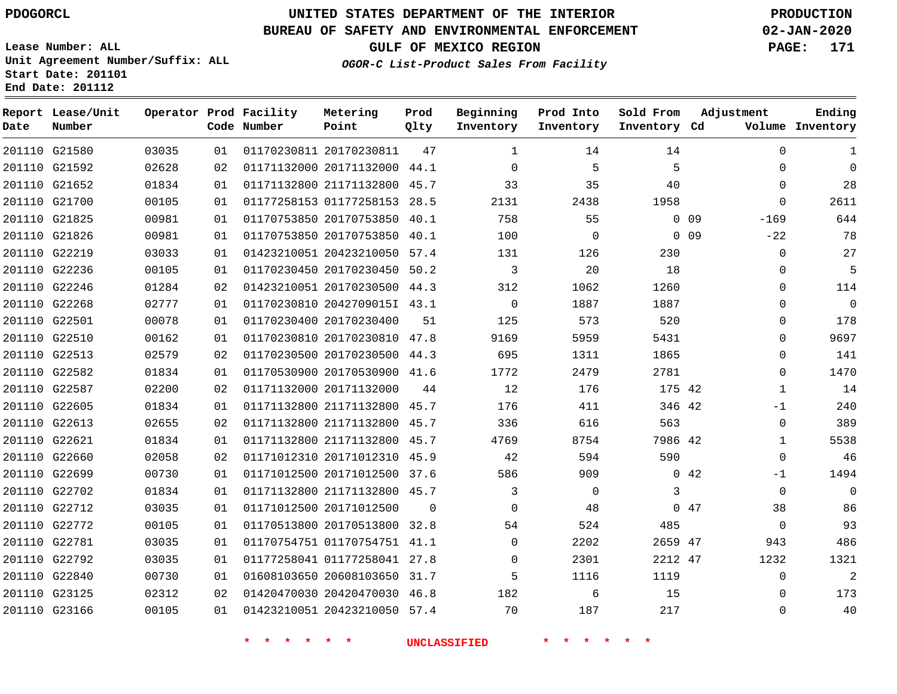PDOGORCL

Lease Number: ALL
Unit Agreement Number/Suffix: ALL
Start Date: 201101
End Date: 201112

# UNITED STATES DEPARTMENT OF THE INTERIOR
## BUREAU OF SAFETY AND ENVIRONMENTAL ENFORCEMENT
## GULF OF MEXICO REGION
### *OGOR-C List-Product Sales From Facility*

PRODUCTION
02-JAN-2020

| Report Date | Lease/Unit Number | Operator | Prod Code | Facility Number | Metering Point | Prod Qlty | Beginning Inventory | Prod Into Inventory | Sold From Inventory | Adjustment Cd | Adjustment Volume | Ending Inventory |
|---|---|---|---|---|---|---|---|---|---|---|---|---|
| 201110 | G21580 | 03035 | 01 | 01170230811 | 20170230811 | 47 | 1 | 14 | 14 | | 0 | 1 |
| 201110 | G21592 | 02628 | 02 | 01171132000 | 20171132000 | 44.1 | 0 | 5 | 5 | | 0 | 0 |
| 201110 | G21652 | 01834 | 01 | 01171132800 | 21171132800 | 45.7 | 33 | 35 | 40 | | 0 | 28 |
| 201110 | G21700 | 00105 | 01 | 01177258153 | 01177258153 | 28.5 | 2131 | 2438 | 1958 | | 0 | 2611 |
| 201110 | G21825 | 00981 | 01 | 01170753850 | 20170753850 | 40.1 | 758 | 55 | 0 | 09 | -169 | 644 |
| 201110 | G21826 | 00981 | 01 | 01170753850 | 20170753850 | 40.1 | 100 | 0 | 0 | 09 | -22 | 78 |
| 201110 | G22219 | 03033 | 01 | 01423210051 | 20423210050 | 57.4 | 131 | 126 | 230 | | 0 | 27 |
| 201110 | G22236 | 00105 | 01 | 01170230450 | 20170230450 | 50.2 | 3 | 20 | 18 | | 0 | 5 |
| 201110 | G22246 | 01284 | 02 | 01423210051 | 20170230500 | 44.3 | 312 | 1062 | 1260 | | 0 | 114 |
| 201110 | G22268 | 02777 | 01 | 01170230810 | 2042709015I | 43.1 | 0 | 1887 | 1887 | | 0 | 0 |
| 201110 | G22501 | 00078 | 01 | 01170230400 | 20170230400 | 51 | 125 | 573 | 520 | | 0 | 178 |
| 201110 | G22510 | 00162 | 01 | 01170230810 | 20170230810 | 47.8 | 9169 | 5959 | 5431 | | 0 | 9697 |
| 201110 | G22513 | 02579 | 02 | 01170230500 | 20170230500 | 44.3 | 695 | 1311 | 1865 | | 0 | 141 |
| 201110 | G22582 | 01834 | 01 | 01170530900 | 20170530900 | 41.6 | 1772 | 2479 | 2781 | | 0 | 1470 |
| 201110 | G22587 | 02200 | 02 | 01171132000 | 20171132000 | 44 | 12 | 176 | 175 | 42 | 1 | 14 |
| 201110 | G22605 | 01834 | 01 | 01171132800 | 21171132800 | 45.7 | 176 | 411 | 346 | 42 | -1 | 240 |
| 201110 | G22613 | 02655 | 02 | 01171132800 | 21171132800 | 45.7 | 336 | 616 | 563 | | 0 | 389 |
| 201110 | G22621 | 01834 | 01 | 01171132800 | 21171132800 | 45.7 | 4769 | 8754 | 7986 | 42 | 1 | 5538 |
| 201110 | G22660 | 02058 | 02 | 01171012310 | 20171012310 | 45.9 | 42 | 594 | 590 | | 0 | 46 |
| 201110 | G22699 | 00730 | 01 | 01171012500 | 20171012500 | 37.6 | 586 | 909 | 0 | 42 | -1 | 1494 |
| 201110 | G22702 | 01834 | 01 | 01171132800 | 21171132800 | 45.7 | 3 | 0 | 3 | | 0 | 0 |
| 201110 | G22712 | 03035 | 01 | 01171012500 | 20171012500 | 0 | 0 | 48 | 0 | 47 | 38 | 86 |
| 201110 | G22772 | 00105 | 01 | 01170513800 | 20170513800 | 32.8 | 54 | 524 | 485 | | 0 | 93 |
| 201110 | G22781 | 03035 | 01 | 01170754751 | 01170754751 | 41.1 | 0 | 2202 | 2659 | 47 | 943 | 486 |
| 201110 | G22792 | 03035 | 01 | 01177258041 | 01177258041 | 27.8 | 0 | 2301 | 2212 | 47 | 1232 | 1321 |
| 201110 | G22840 | 00730 | 01 | 01608103650 | 20608103650 | 31.7 | 5 | 1116 | 1119 | | 0 | 2 |
| 201110 | G23125 | 02312 | 02 | 01420470030 | 20420470030 | 46.8 | 182 | 6 | 15 | | 0 | 173 |
| 201110 | G23166 | 00105 | 01 | 01423210051 | 20423210050 | 57.4 | 70 | 187 | 217 | | 0 | 40 |

* * * * * * UNCLASSIFIED * * * * * *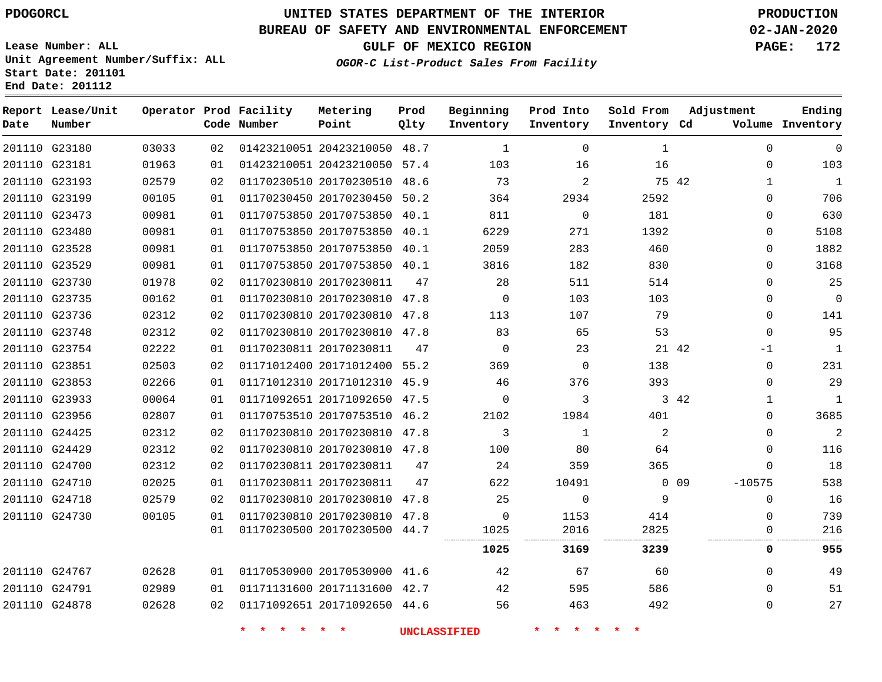# UNITED STATES DEPARTMENT OF THE INTERIOR
## BUREAU OF SAFETY AND ENVIRONMENTAL ENFORCEMENT
### GULF OF MEXICO REGION
#### *OGOR-C List-Product Sales From Facility*

PDOGORCL

PRODUCTION
02-JAN-2020

Lease Number: ALL
Unit Agreement Number/Suffix: ALL
Start Date: 201101
End Date: 201112

| Report Date | Lease/Unit Number | Operator | Prod Code | Facility Number | Metering Point | Prod Qlty | Beginning Inventory | Prod Into Inventory | Sold From Inventory | Adjustment Cd | Adjustment Volume | Ending Inventory |
|---|---|---|---|---|---|---|---|---|---|---|---|---|
| 201110 | G23180 | 03033 | 02 | 01423210051 | 20423210050 | 48.7 | 1 | 0 | 1 | | 0 | 0 |
| 201110 | G23181 | 01963 | 01 | 01423210051 | 20423210050 | 57.4 | 103 | 16 | 16 | | 0 | 103 |
| 201110 | G23193 | 02579 | 02 | 01170230510 | 20170230510 | 48.6 | 73 | 2 | 75 | 42 | 1 | 1 |
| 201110 | G23199 | 00105 | 01 | 01170230450 | 20170230450 | 50.2 | 364 | 2934 | 2592 | | 0 | 706 |
| 201110 | G23473 | 00981 | 01 | 01170753850 | 20170753850 | 40.1 | 811 | 0 | 181 | | 0 | 630 |
| 201110 | G23480 | 00981 | 01 | 01170753850 | 20170753850 | 40.1 | 6229 | 271 | 1392 | | 0 | 5108 |
| 201110 | G23528 | 00981 | 01 | 01170753850 | 20170753850 | 40.1 | 2059 | 283 | 460 | | 0 | 1882 |
| 201110 | G23529 | 00981 | 01 | 01170753850 | 20170753850 | 40.1 | 3816 | 182 | 830 | | 0 | 3168 |
| 201110 | G23730 | 01978 | 02 | 01170230810 | 20170230811 | 47 | 28 | 511 | 514 | | 0 | 25 |
| 201110 | G23735 | 00162 | 01 | 01170230810 | 20170230810 | 47.8 | 0 | 103 | 103 | | 0 | 0 |
| 201110 | G23736 | 02312 | 02 | 01170230810 | 20170230810 | 47.8 | 113 | 107 | 79 | | 0 | 141 |
| 201110 | G23748 | 02312 | 02 | 01170230810 | 20170230810 | 47.8 | 83 | 65 | 53 | | 0 | 95 |
| 201110 | G23754 | 02222 | 01 | 01170230811 | 20170230811 | 47 | 0 | 23 | 21 | 42 | -1 | 1 |
| 201110 | G23851 | 02503 | 02 | 01171012400 | 20171012400 | 55.2 | 369 | 0 | 138 | | 0 | 231 |
| 201110 | G23853 | 02266 | 01 | 01171012310 | 20171012310 | 45.9 | 46 | 376 | 393 | | 0 | 29 |
| 201110 | G23933 | 00064 | 01 | 01171092651 | 20171092650 | 47.5 | 0 | 3 | 3 | 42 | 1 | 1 |
| 201110 | G23956 | 02807 | 01 | 01170753510 | 20170753510 | 46.2 | 2102 | 1984 | 401 | | 0 | 3685 |
| 201110 | G24425 | 02312 | 02 | 01170230810 | 20170230810 | 47.8 | 3 | 1 | 2 | | 0 | 2 |
| 201110 | G24429 | 02312 | 02 | 01170230810 | 20170230810 | 47.8 | 100 | 80 | 64 | | 0 | 116 |
| 201110 | G24700 | 02312 | 02 | 01170230811 | 20170230811 | 47 | 24 | 359 | 365 | | 0 | 18 |
| 201110 | G24710 | 02025 | 01 | 01170230811 | 20170230811 | 47 | 622 | 10491 | 0 | 09 | -10575 | 538 |
| 201110 | G24718 | 02579 | 02 | 01170230810 | 20170230810 | 47.8 | 25 | 0 | 9 | | 0 | 16 |
| 201110 | G24730 | 00105 | 01 | 01170230810 | 20170230810 | 47.8 | 0 | 1153 | 414 | | 0 | 739 |
| | | | 01 | 01170230500 | 20170230500 | 44.7 | 1025 | 2016 | 2825 | | 0 | 216 |
| | | | | | | | **1025** | **3169** | **3239** | | **0** | **955** |
| 201110 | G24767 | 02628 | 01 | 01170530900 | 20170530900 | 41.6 | 42 | 67 | 60 | | 0 | 49 |
| 201110 | G24791 | 02989 | 01 | 01171131600 | 20171131600 | 42.7 | 42 | 595 | 586 | | 0 | 51 |
| 201110 | G24878 | 02628 | 02 | 01171092651 | 20171092650 | 44.6 | 56 | 463 | 492 | | 0 | 27 |

\* \* \* \* \* \* UNCLASSIFIED \* \* \* \* \* \*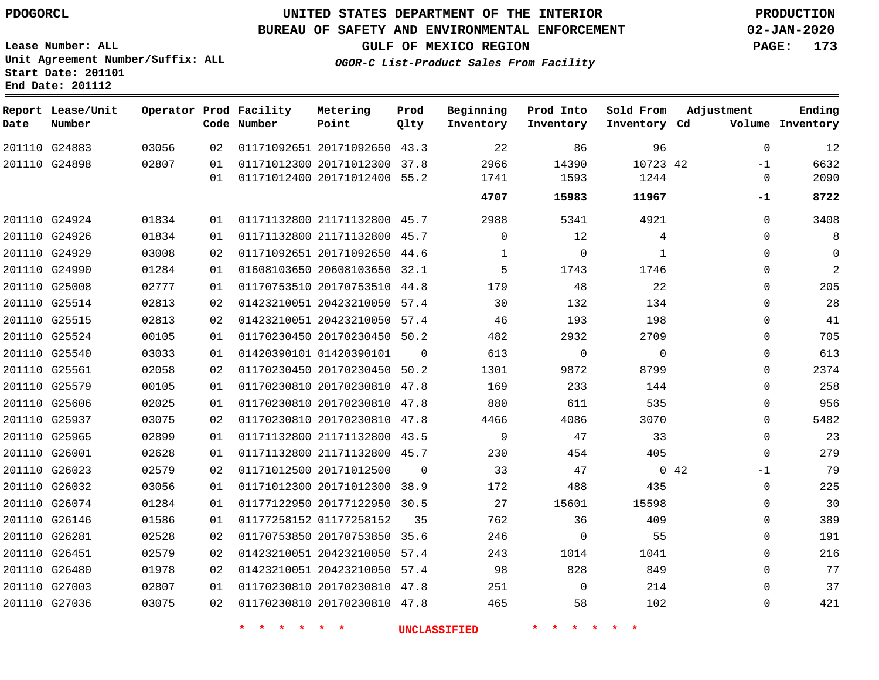# UNITED STATES DEPARTMENT OF THE INTERIOR
## BUREAU OF SAFETY AND ENVIRONMENTAL ENFORCEMENT
### GULF OF MEXICO REGION
*OGOR-C List-Product Sales From Facility*

PDOGORCL

Lease Number: ALL
Unit Agreement Number/Suffix: ALL
Start Date: 201101
End Date: 201112

PRODUCTION
02-JAN-2020

| Report Date | Lease/Unit Number | Operator | Prod Code | Facility Number | Metering Point | Prod Qlty | Beginning Inventory | Prod Into Inventory | Sold From Inventory | Adjustment Cd | Adjustment Volume | Ending Inventory |
|---|---|---|---|---|---|---|---|---|---|---|---|---|
| 201110 | G24883 | 03056 | 02 | 01171092651 | 20171092650 | 43.3 | 22 | 86 | 96 | | 0 | 12 |
| 201110 | G24898 | 02807 | 01 | 01171012300 | 20171012300 | 37.8 | 2966 | 14390 | 10723 | 42 | -1 | 6632 |
| | | | 01 | 01171012400 | 20171012400 | 55.2 | 1741 | 1593 | 1244 | | 0 | 2090 |
| | | | | | | | **4707** | **15983** | **11967** | | **-1** | **8722** |
| 201110 | G24924 | 01834 | 01 | 01171132800 | 21171132800 | 45.7 | 2988 | 5341 | 4921 | | 0 | 3408 |
| 201110 | G24926 | 01834 | 01 | 01171132800 | 21171132800 | 45.7 | 0 | 12 | 4 | | 0 | 8 |
| 201110 | G24929 | 03008 | 02 | 01171092651 | 20171092650 | 44.6 | 1 | 0 | 1 | | 0 | 0 |
| 201110 | G24990 | 01284 | 01 | 01608103650 | 20608103650 | 32.1 | 5 | 1743 | 1746 | | 0 | 2 |
| 201110 | G25008 | 02777 | 01 | 01170753510 | 20170753510 | 44.8 | 179 | 48 | 22 | | 0 | 205 |
| 201110 | G25514 | 02813 | 02 | 01423210051 | 20423210050 | 57.4 | 30 | 132 | 134 | | 0 | 28 |
| 201110 | G25515 | 02813 | 02 | 01423210051 | 20423210050 | 57.4 | 46 | 193 | 198 | | 0 | 41 |
| 201110 | G25524 | 00105 | 01 | 01170230450 | 20170230450 | 50.2 | 482 | 2932 | 2709 | | 0 | 705 |
| 201110 | G25540 | 03033 | 01 | 01420390101 | 01420390101 | 0 | 613 | 0 | 0 | | 0 | 613 |
| 201110 | G25561 | 02058 | 02 | 01170230450 | 20170230450 | 50.2 | 1301 | 9872 | 8799 | | 0 | 2374 |
| 201110 | G25579 | 00105 | 01 | 01170230810 | 20170230810 | 47.8 | 169 | 233 | 144 | | 0 | 258 |
| 201110 | G25606 | 02025 | 01 | 01170230810 | 20170230810 | 47.8 | 880 | 611 | 535 | | 0 | 956 |
| 201110 | G25937 | 03075 | 02 | 01170230810 | 20170230810 | 47.8 | 4466 | 4086 | 3070 | | 0 | 5482 |
| 201110 | G25965 | 02899 | 01 | 01171132800 | 21171132800 | 43.5 | 9 | 47 | 33 | | 0 | 23 |
| 201110 | G26001 | 02628 | 01 | 01171132800 | 21171132800 | 45.7 | 230 | 454 | 405 | | 0 | 279 |
| 201110 | G26023 | 02579 | 02 | 01171012500 | 20171012500 | 0 | 33 | 47 | 0 | 42 | -1 | 79 |
| 201110 | G26032 | 03056 | 01 | 01171012300 | 20171012300 | 38.9 | 172 | 488 | 435 | | 0 | 225 |
| 201110 | G26074 | 01284 | 01 | 01177122950 | 20177122950 | 30.5 | 27 | 15601 | 15598 | | 0 | 30 |
| 201110 | G26146 | 01586 | 01 | 01177258152 | 01177258152 | 35 | 762 | 36 | 409 | | 0 | 389 |
| 201110 | G26281 | 02528 | 02 | 01170753850 | 20170753850 | 35.6 | 246 | 0 | 55 | | 0 | 191 |
| 201110 | G26451 | 02579 | 02 | 01423210051 | 20423210050 | 57.4 | 243 | 1014 | 1041 | | 0 | 216 |
| 201110 | G26480 | 01978 | 02 | 01423210051 | 20423210050 | 57.4 | 98 | 828 | 849 | | 0 | 77 |
| 201110 | G27003 | 02807 | 01 | 01170230810 | 20170230810 | 47.8 | 251 | 0 | 214 | | 0 | 37 |
| 201110 | G27036 | 03075 | 02 | 01170230810 | 20170230810 | 47.8 | 465 | 58 | 102 | | 0 | 421 |

* * * * * * UNCLASSIFIED * * * * * *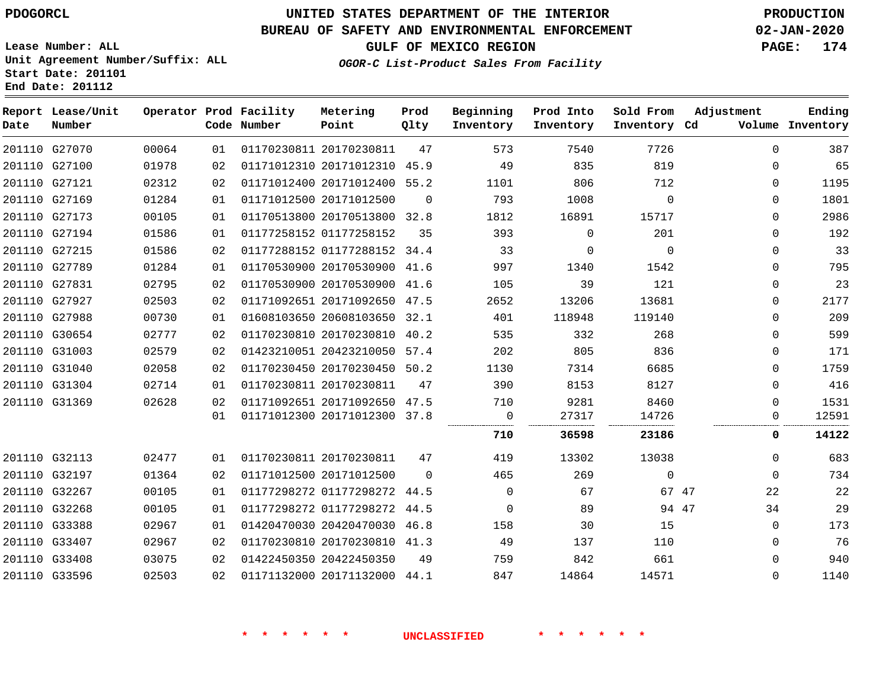PDOGORCL

# UNITED STATES DEPARTMENT OF THE INTERIOR
## BUREAU OF SAFETY AND ENVIRONMENTAL ENFORCEMENT
### GULF OF MEXICO REGION

PRODUCTION
02-JAN-2020

Lease Number: ALL
Unit Agreement Number/Suffix: ALL
Start Date: 201101
End Date: 201112

*OGOR-C List-Product Sales From Facility*

| Report Date | Lease/Unit Number | Operator | Prod Code | Facility Number | Metering Point | Prod Qlty | Beginning Inventory | Prod Into Inventory | Sold From Inventory | Adjustment Cd | Adjustment Volume | Ending Inventory |
|---|---|---|---|---|---|---|---|---|---|---|---|---|
| 201110 | G27070 | 00064 | 01 | 01170230811 | 20170230811 | 47 | 573 | 7540 | 7726 | | 0 | 387 |
| 201110 | G27100 | 01978 | 02 | 01171012310 | 20171012310 | 45.9 | 49 | 835 | 819 | | 0 | 65 |
| 201110 | G27121 | 02312 | 02 | 01171012400 | 20171012400 | 55.2 | 1101 | 806 | 712 | | 0 | 1195 |
| 201110 | G27169 | 01284 | 01 | 01171012500 | 20171012500 | 0 | 793 | 1008 | 0 | | 0 | 1801 |
| 201110 | G27173 | 00105 | 01 | 01170513800 | 20170513800 | 32.8 | 1812 | 16891 | 15717 | | 0 | 2986 |
| 201110 | G27194 | 01586 | 01 | 01177258152 | 01177258152 | 35 | 393 | 0 | 201 | | 0 | 192 |
| 201110 | G27215 | 01586 | 02 | 01177288152 | 01177288152 | 34.4 | 33 | 0 | 0 | | 0 | 33 |
| 201110 | G27789 | 01284 | 01 | 01170530900 | 20170530900 | 41.6 | 997 | 1340 | 1542 | | 0 | 795 |
| 201110 | G27831 | 02795 | 02 | 01170530900 | 20170530900 | 41.6 | 105 | 39 | 121 | | 0 | 23 |
| 201110 | G27927 | 02503 | 02 | 01171092651 | 20171092650 | 47.5 | 2652 | 13206 | 13681 | | 0 | 2177 |
| 201110 | G27988 | 00730 | 01 | 01608103650 | 20608103650 | 32.1 | 401 | 118948 | 119140 | | 0 | 209 |
| 201110 | G30654 | 02777 | 02 | 01170230810 | 20170230810 | 40.2 | 535 | 332 | 268 | | 0 | 599 |
| 201110 | G31003 | 02579 | 02 | 01423210051 | 20423210050 | 57.4 | 202 | 805 | 836 | | 0 | 171 |
| 201110 | G31040 | 02058 | 02 | 01170230450 | 20170230450 | 50.2 | 1130 | 7314 | 6685 | | 0 | 1759 |
| 201110 | G31304 | 02714 | 01 | 01170230811 | 20170230811 | 47 | 390 | 8153 | 8127 | | 0 | 416 |
| 201110 | G31369 | 02628 | 02 | 01171092651 | 20171092650 | 47.5 | 710 | 9281 | 8460 | | 0 | 1531 |
| | | | 01 | 01171012300 | 20171012300 | 37.8 | 0 | 27317 | 14726 | | 0 | 12591 |
| | | | | | | | **710** | **36598** | **23186** | | **0** | **14122** |
| 201110 | G32113 | 02477 | 01 | 01170230811 | 20170230811 | 47 | 419 | 13302 | 13038 | | 0 | 683 |
| 201110 | G32197 | 01364 | 02 | 01171012500 | 20171012500 | 0 | 465 | 269 | 0 | | 0 | 734 |
| 201110 | G32267 | 00105 | 01 | 01177298272 | 01177298272 | 44.5 | 0 | 67 | 67 | 47 | 22 | 22 |
| 201110 | G32268 | 00105 | 01 | 01177298272 | 01177298272 | 44.5 | 0 | 89 | 94 | 47 | 34 | 29 |
| 201110 | G33388 | 02967 | 01 | 01420470030 | 20420470030 | 46.8 | 158 | 30 | 15 | | 0 | 173 |
| 201110 | G33407 | 02967 | 02 | 01170230810 | 20170230810 | 41.3 | 49 | 137 | 110 | | 0 | 76 |
| 201110 | G33408 | 03075 | 02 | 01422450350 | 20422450350 | 49 | 759 | 842 | 661 | | 0 | 940 |
| 201110 | G33596 | 02503 | 02 | 01171132000 | 20171132000 | 44.1 | 847 | 14864 | 14571 | | 0 | 1140 |

\* \* \* \* \* \* UNCLASSIFIED \* \* \* \* \* \*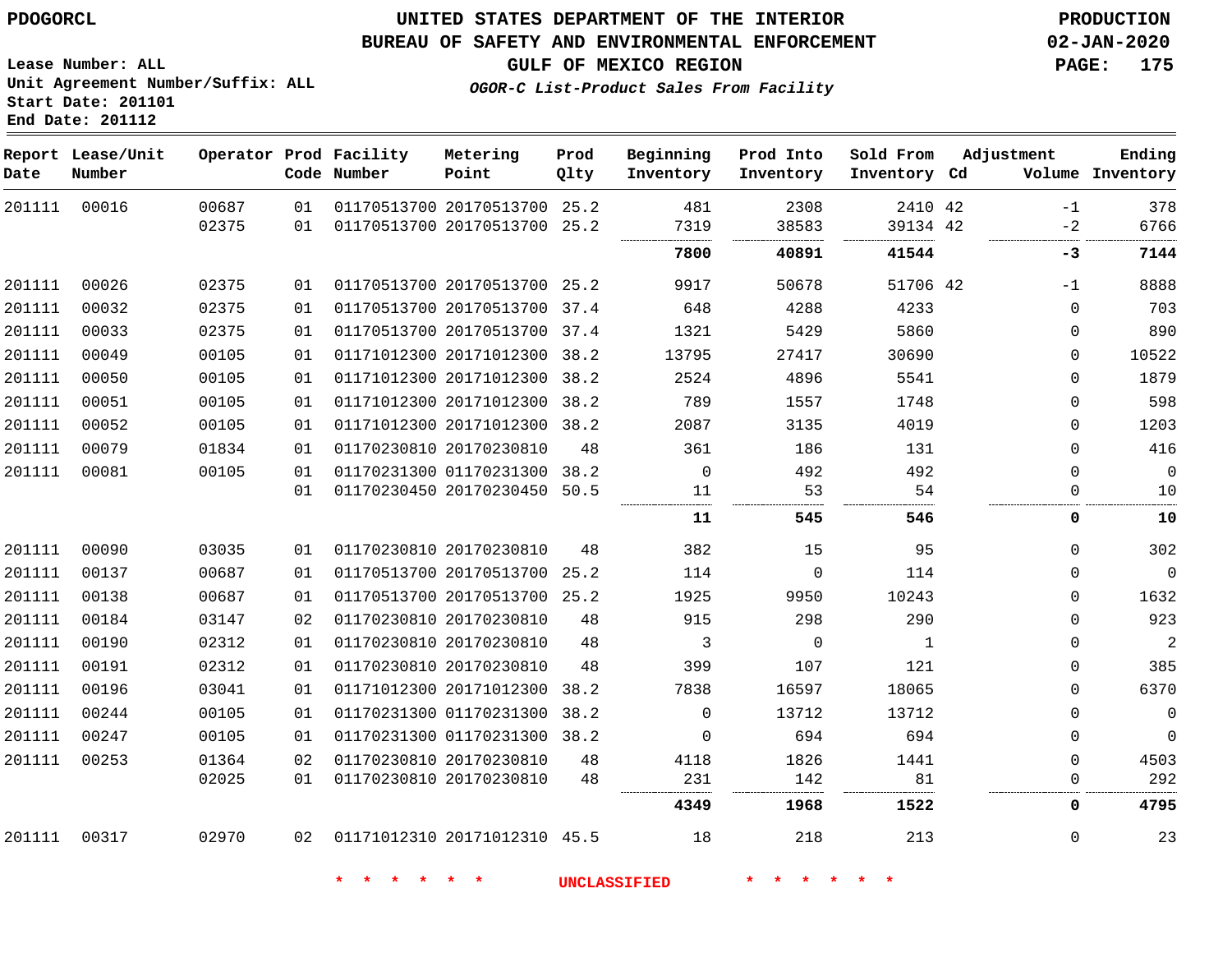PDOGORCL

# UNITED STATES DEPARTMENT OF THE INTERIOR
## BUREAU OF SAFETY AND ENVIRONMENTAL ENFORCEMENT
### GULF OF MEXICO REGION
*OGOR-C List-Product Sales From Facility*

PRODUCTION
02-JAN-2020

Lease Number: ALL
Unit Agreement Number/Suffix: ALL
Start Date: 201101
End Date: 201112

| Report Date | Lease/Unit Number | Operator | Prod Code | Facility Number | Metering Point | Prod Qlty | Beginning Inventory | Prod Into Inventory | Sold From Inventory | Adjustment Cd | Volume | Ending Inventory |
|---|---|---|---|---|---|---|---|---|---|---|---|---|
| 201111 | 00016 | 00687 | 01 | 01170513700 | 20170513700 | 25.2 | 481 | 2308 | 2410 | 42 | -1 | 378 |
| | | 02375 | 01 | 01170513700 | 20170513700 | 25.2 | 7319 | 38583 | 39134 | 42 | -2 | 6766 |
| | | | | | | | **7800** | **40891** | **41544** | | **-3** | **7144** |
| 201111 | 00026 | 02375 | 01 | 01170513700 | 20170513700 | 25.2 | 9917 | 50678 | 51706 | 42 | -1 | 8888 |
| 201111 | 00032 | 02375 | 01 | 01170513700 | 20170513700 | 37.4 | 648 | 4288 | 4233 | | 0 | 703 |
| 201111 | 00033 | 02375 | 01 | 01170513700 | 20170513700 | 37.4 | 1321 | 5429 | 5860 | | 0 | 890 |
| 201111 | 00049 | 00105 | 01 | 01171012300 | 20171012300 | 38.2 | 13795 | 27417 | 30690 | | 0 | 10522 |
| 201111 | 00050 | 00105 | 01 | 01171012300 | 20171012300 | 38.2 | 2524 | 4896 | 5541 | | 0 | 1879 |
| 201111 | 00051 | 00105 | 01 | 01171012300 | 20171012300 | 38.2 | 789 | 1557 | 1748 | | 0 | 598 |
| 201111 | 00052 | 00105 | 01 | 01171012300 | 20171012300 | 38.2 | 2087 | 3135 | 4019 | | 0 | 1203 |
| 201111 | 00079 | 01834 | 01 | 01170230810 | 20170230810 | 48 | 361 | 186 | 131 | | 0 | 416 |
| 201111 | 00081 | 00105 | 01 | 01170231300 | 01170231300 | 38.2 | 0 | 492 | 492 | | 0 | 0 |
| | | | 01 | 01170230450 | 20170230450 | 50.5 | 11 | 53 | 54 | | 0 | 10 |
| | | | | | | | **11** | **545** | **546** | | **0** | **10** |
| 201111 | 00090 | 03035 | 01 | 01170230810 | 20170230810 | 48 | 382 | 15 | 95 | | 0 | 302 |
| 201111 | 00137 | 00687 | 01 | 01170513700 | 20170513700 | 25.2 | 114 | 0 | 114 | | 0 | 0 |
| 201111 | 00138 | 00687 | 01 | 01170513700 | 20170513700 | 25.2 | 1925 | 9950 | 10243 | | 0 | 1632 |
| 201111 | 00184 | 03147 | 02 | 01170230810 | 20170230810 | 48 | 915 | 298 | 290 | | 0 | 923 |
| 201111 | 00190 | 02312 | 01 | 01170230810 | 20170230810 | 48 | 3 | 0 | 1 | | 0 | 2 |
| 201111 | 00191 | 02312 | 01 | 01170230810 | 20170230810 | 48 | 399 | 107 | 121 | | 0 | 385 |
| 201111 | 00196 | 03041 | 01 | 01171012300 | 20171012300 | 38.2 | 7838 | 16597 | 18065 | | 0 | 6370 |
| 201111 | 00244 | 00105 | 01 | 01170231300 | 01170231300 | 38.2 | 0 | 13712 | 13712 | | 0 | 0 |
| 201111 | 00247 | 00105 | 01 | 01170231300 | 01170231300 | 38.2 | 0 | 694 | 694 | | 0 | 0 |
| 201111 | 00253 | 01364 | 02 | 01170230810 | 20170230810 | 48 | 4118 | 1826 | 1441 | | 0 | 4503 |
| | | 02025 | 01 | 01170230810 | 20170230810 | 48 | 231 | 142 | 81 | | 0 | 292 |
| | | | | | | | **4349** | **1968** | **1522** | | **0** | **4795** |
| 201111 | 00317 | 02970 | 02 | 01171012310 | 20171012310 | 45.5 | 18 | 218 | 213 | | 0 | 23 |

* * * * * * UNCLASSIFIED * * * * * *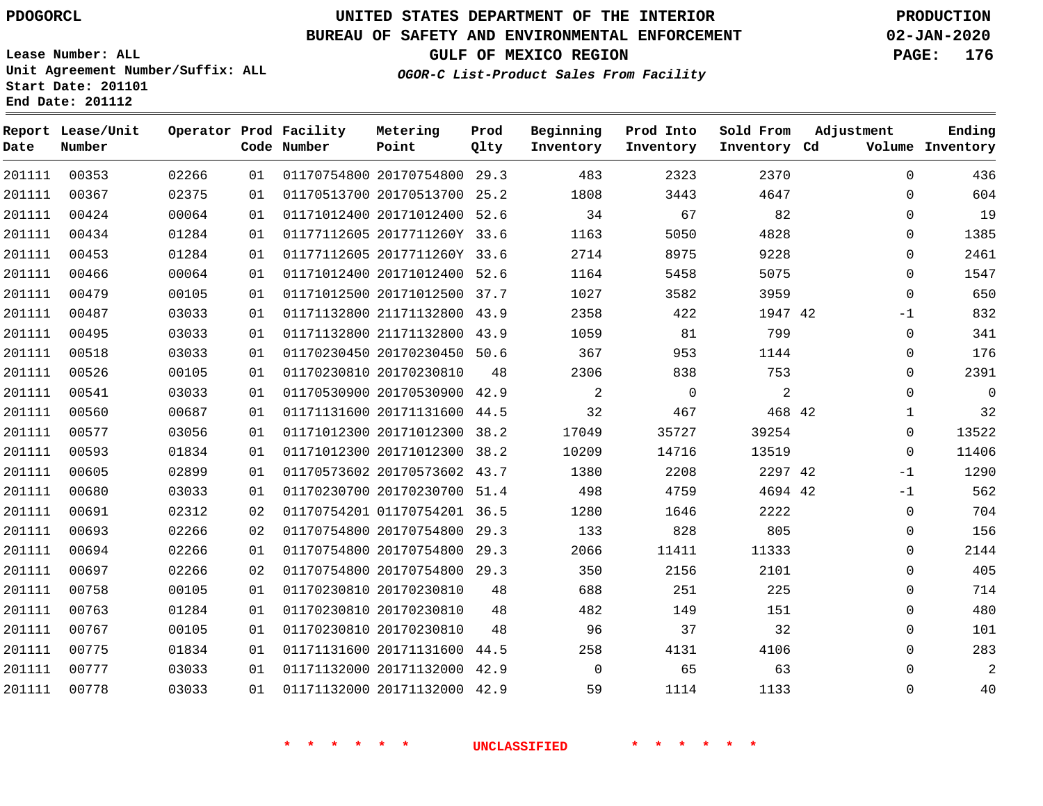PDOGORCL

# UNITED STATES DEPARTMENT OF THE INTERIOR
## BUREAU OF SAFETY AND ENVIRONMENTAL ENFORCEMENT
### GULF OF MEXICO REGION
*OGOR-C List-Product Sales From Facility*

PRODUCTION
02-JAN-2020

Lease Number: ALL
Unit Agreement Number/Suffix: ALL
Start Date: 201101
End Date: 201112

| Report Date | Lease/Unit Number | Operator | Prod Code | Facility Number | Metering Point | Prod Qlty | Beginning Inventory | Prod Into Inventory | Sold From Inventory | Adjustment Cd | Adjustment Volume | Ending Inventory |
|---|---|---|---|---|---|---|---|---|---|---|---|---|
| 201111 | 00353 | 02266 | 01 | 01170754800 | 20170754800 | 29.3 | 483 | 2323 | 2370 | | 0 | 436 |
| 201111 | 00367 | 02375 | 01 | 01170513700 | 20170513700 | 25.2 | 1808 | 3443 | 4647 | | 0 | 604 |
| 201111 | 00424 | 00064 | 01 | 01171012400 | 20171012400 | 52.6 | 34 | 67 | 82 | | 0 | 19 |
| 201111 | 00434 | 01284 | 01 | 01177112605 | 2017711260Y | 33.6 | 1163 | 5050 | 4828 | | 0 | 1385 |
| 201111 | 00453 | 01284 | 01 | 01177112605 | 2017711260Y | 33.6 | 2714 | 8975 | 9228 | | 0 | 2461 |
| 201111 | 00466 | 00064 | 01 | 01171012400 | 20171012400 | 52.6 | 1164 | 5458 | 5075 | | 0 | 1547 |
| 201111 | 00479 | 00105 | 01 | 01171012500 | 20171012500 | 37.7 | 1027 | 3582 | 3959 | | 0 | 650 |
| 201111 | 00487 | 03033 | 01 | 01171132800 | 21171132800 | 43.9 | 2358 | 422 | 1947 | 42 | -1 | 832 |
| 201111 | 00495 | 03033 | 01 | 01171132800 | 21171132800 | 43.9 | 1059 | 81 | 799 | | 0 | 341 |
| 201111 | 00518 | 03033 | 01 | 01170230450 | 20170230450 | 50.6 | 367 | 953 | 1144 | | 0 | 176 |
| 201111 | 00526 | 00105 | 01 | 01170230810 | 20170230810 | 48 | 2306 | 838 | 753 | | 0 | 2391 |
| 201111 | 00541 | 03033 | 01 | 01170530900 | 20170530900 | 42.9 | 2 | 0 | 2 | | 0 | 0 |
| 201111 | 00560 | 00687 | 01 | 01171131600 | 20171131600 | 44.5 | 32 | 467 | 468 | 42 | 1 | 32 |
| 201111 | 00577 | 03056 | 01 | 01171012300 | 20171012300 | 38.2 | 17049 | 35727 | 39254 | | 0 | 13522 |
| 201111 | 00593 | 01834 | 01 | 01171012300 | 20171012300 | 38.2 | 10209 | 14716 | 13519 | | 0 | 11406 |
| 201111 | 00605 | 02899 | 01 | 01170573602 | 20170573602 | 43.7 | 1380 | 2208 | 2297 | 42 | -1 | 1290 |
| 201111 | 00680 | 03033 | 01 | 01170230700 | 20170230700 | 51.4 | 498 | 4759 | 4694 | 42 | -1 | 562 |
| 201111 | 00691 | 02312 | 02 | 01170754201 | 01170754201 | 36.5 | 1280 | 1646 | 2222 | | 0 | 704 |
| 201111 | 00693 | 02266 | 02 | 01170754800 | 20170754800 | 29.3 | 133 | 828 | 805 | | 0 | 156 |
| 201111 | 00694 | 02266 | 01 | 01170754800 | 20170754800 | 29.3 | 2066 | 11411 | 11333 | | 0 | 2144 |
| 201111 | 00697 | 02266 | 02 | 01170754800 | 20170754800 | 29.3 | 350 | 2156 | 2101 | | 0 | 405 |
| 201111 | 00758 | 00105 | 01 | 01170230810 | 20170230810 | 48 | 688 | 251 | 225 | | 0 | 714 |
| 201111 | 00763 | 01284 | 01 | 01170230810 | 20170230810 | 48 | 482 | 149 | 151 | | 0 | 480 |
| 201111 | 00767 | 00105 | 01 | 01170230810 | 20170230810 | 48 | 96 | 37 | 32 | | 0 | 101 |
| 201111 | 00775 | 01834 | 01 | 01171131600 | 20171131600 | 44.5 | 258 | 4131 | 4106 | | 0 | 283 |
| 201111 | 00777 | 03033 | 01 | 01171132000 | 20171132000 | 42.9 | 0 | 65 | 63 | | 0 | 2 |
| 201111 | 00778 | 03033 | 01 | 01171132000 | 20171132000 | 42.9 | 59 | 1114 | 1133 | | 0 | 40 |

* * * * * * UNCLASSIFIED * * * * * *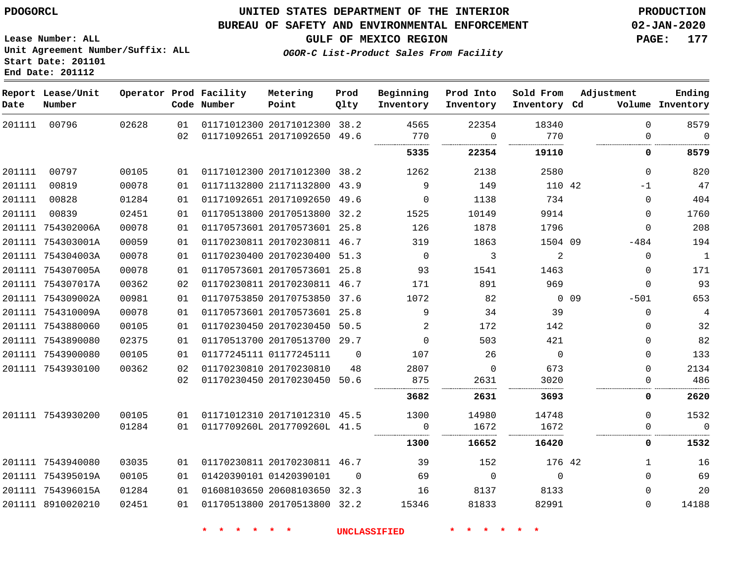PDOGORCL

# UNITED STATES DEPARTMENT OF THE INTERIOR
## BUREAU OF SAFETY AND ENVIRONMENTAL ENFORCEMENT
## GULF OF MEXICO REGION
### *OGOR-C List-Product Sales From Facility*

PRODUCTION
02-JAN-2020

Lease Number: ALL
Unit Agreement Number/Suffix: ALL
Start Date: 201101
End Date: 201112

| Report Date | Lease/Unit Number | Operator | Prod Code | Facility Number | Metering Point | Prod Qlty | Beginning Inventory | Prod Into Inventory | Sold From Inventory | Adjustment Cd | Adjustment Volume | Ending Inventory |
|---|---|---|---|---|---|---|---|---|---|---|---|---|
| 201111 | 00796 | 02628 | 01 | 01171012300 | 20171012300 | 38.2 | 4565 | 22354 | 18340 | | 0 | 8579 |
| | | | 02 | 01171092651 | 20171092650 | 49.6 | 770 | 0 | 770 | | 0 | 0 |
| | | | | | | | **5335** | **22354** | **19110** | | **0** | **8579** |
| 201111 | 00797 | 00105 | 01 | 01171012300 | 20171012300 | 38.2 | 1262 | 2138 | 2580 | | 0 | 820 |
| 201111 | 00819 | 00078 | 01 | 01171132800 | 21171132800 | 43.9 | 9 | 149 | 110 | 42 | -1 | 47 |
| 201111 | 00828 | 01284 | 01 | 01171092651 | 20171092650 | 49.6 | 0 | 1138 | 734 | | 0 | 404 |
| 201111 | 00839 | 02451 | 01 | 01170513800 | 20170513800 | 32.2 | 1525 | 10149 | 9914 | | 0 | 1760 |
| 201111 | 754302006A | 00078 | 01 | 01170573601 | 20170573601 | 25.8 | 126 | 1878 | 1796 | | 0 | 208 |
| 201111 | 754303001A | 00059 | 01 | 01170230811 | 20170230811 | 46.7 | 319 | 1863 | 1504 | 09 | -484 | 194 |
| 201111 | 754304003A | 00078 | 01 | 01170230400 | 20170230400 | 51.3 | 0 | 3 | 2 | | 0 | 1 |
| 201111 | 754307005A | 00078 | 01 | 01170573601 | 20170573601 | 25.8 | 93 | 1541 | 1463 | | 0 | 171 |
| 201111 | 754307017A | 00362 | 02 | 01170230811 | 20170230811 | 46.7 | 171 | 891 | 969 | | 0 | 93 |
| 201111 | 754309002A | 00981 | 01 | 01170753850 | 20170753850 | 37.6 | 1072 | 82 | 0 | 09 | -501 | 653 |
| 201111 | 754310009A | 00078 | 01 | 01170573601 | 20170573601 | 25.8 | 9 | 34 | 39 | | 0 | 4 |
| 201111 | 7543880060 | 00105 | 01 | 01170230450 | 20170230450 | 50.5 | 2 | 172 | 142 | | 0 | 32 |
| 201111 | 7543890080 | 02375 | 01 | 01170513700 | 20170513700 | 29.7 | 0 | 503 | 421 | | 0 | 82 |
| 201111 | 7543900080 | 00105 | 01 | 01177245111 | 01177245111 | 0 | 107 | 26 | 0 | | 0 | 133 |
| 201111 | 7543930100 | 00362 | 02 | 01170230810 | 20170230810 | 48 | 2807 | 0 | 673 | | 0 | 2134 |
| | | | 02 | 01170230450 | 20170230450 | 50.6 | 875 | 2631 | 3020 | | 0 | 486 |
| | | | | | | | **3682** | **2631** | **3693** | | **0** | **2620** |
| 201111 | 7543930200 | 00105 | 01 | 01171012310 | 20171012310 | 45.5 | 1300 | 14980 | 14748 | | 0 | 1532 |
| | | 01284 | 01 | 0117709260L | 2017709260L | 41.5 | 0 | 1672 | 1672 | | 0 | 0 |
| | | | | | | | **1300** | **16652** | **16420** | | **0** | **1532** |
| 201111 | 7543940080 | 03035 | 01 | 01170230811 | 20170230811 | 46.7 | 39 | 152 | 176 | 42 | 1 | 16 |
| 201111 | 754395019A | 00105 | 01 | 01420390101 | 01420390101 | 0 | 69 | 0 | 0 | | 0 | 69 |
| 201111 | 754396015A | 01284 | 01 | 01608103650 | 20608103650 | 32.3 | 16 | 8137 | 8133 | | 0 | 20 |
| 201111 | 8910020210 | 02451 | 01 | 01170513800 | 20170513800 | 32.2 | 15346 | 81833 | 82991 | | 0 | 14188 |

\* \* \* \* \* \* UNCLASSIFIED \* \* \* \* \* \*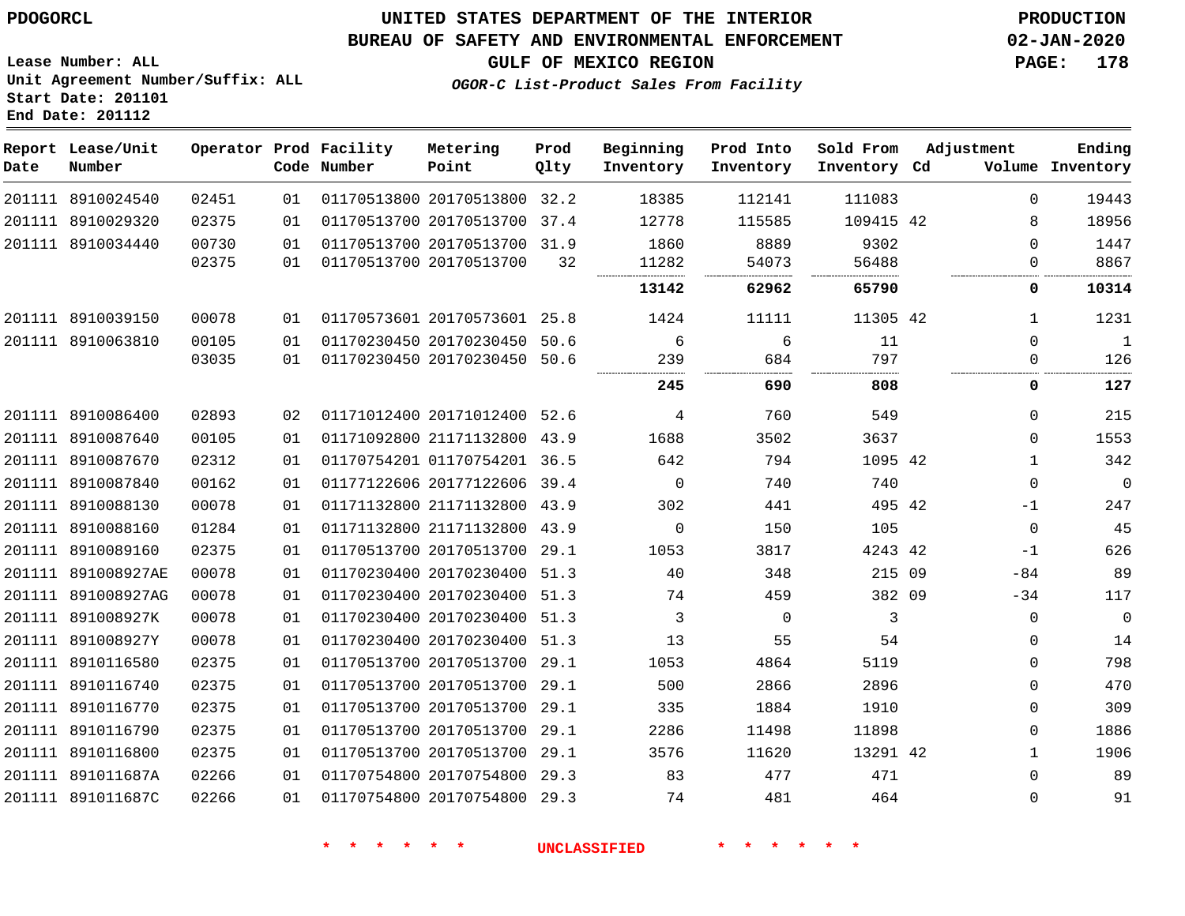PDOGORCL

Lease Number: ALL
Unit Agreement Number/Suffix: ALL
Start Date: 201101
End Date: 201112

# UNITED STATES DEPARTMENT OF THE INTERIOR
## BUREAU OF SAFETY AND ENVIRONMENTAL ENFORCEMENT
### GULF OF MEXICO REGION

*OGOR-C List-Product Sales From Facility*

PRODUCTION
02-JAN-2020

| Report Date | Lease/Unit Number | Operator | Prod Code | Facility Number | Metering Point | Prod Qlty | Beginning Inventory | Prod Into Inventory | Sold From Inventory | Adjustment Cd | Volume | Ending Inventory |
|---|---|---|---|---|---|---|---|---|---|---|---|---|
| 201111 | 8910024540 | 02451 | 01 | 01170513800 | 20170513800 | 32.2 | 18385 | 112141 | 111083 | | 0 | 19443 |
| 201111 | 8910029320 | 02375 | 01 | 01170513700 | 20170513700 | 37.4 | 12778 | 115585 | 109415 | 42 | 8 | 18956 |
| 201111 | 8910034440 | 00730 | 01 | 01170513700 | 20170513700 | 31.9 | 1860 | 8889 | 9302 | | 0 | 1447 |
| | | 02375 | 01 | 01170513700 | 20170513700 | 32 | 11282 | 54073 | 56488 | | 0 | 8867 |
| | | | | | | | **13142** | **62962** | **65790** | | **0** | **10314** |
| 201111 | 8910039150 | 00078 | 01 | 01170573601 | 20170573601 | 25.8 | 1424 | 11111 | 11305 | 42 | 1 | 1231 |
| 201111 | 8910063810 | 00105 | 01 | 01170230450 | 20170230450 | 50.6 | 6 | 6 | 11 | | 0 | 1 |
| | | 03035 | 01 | 01170230450 | 20170230450 | 50.6 | 239 | 684 | 797 | | 0 | 126 |
| | | | | | | | **245** | **690** | **808** | | **0** | **127** |
| 201111 | 8910086400 | 02893 | 02 | 01171012400 | 20171012400 | 52.6 | 4 | 760 | 549 | | 0 | 215 |
| 201111 | 8910087640 | 00105 | 01 | 01171092800 | 21171132800 | 43.9 | 1688 | 3502 | 3637 | | 0 | 1553 |
| 201111 | 8910087670 | 02312 | 01 | 01170754201 | 01170754201 | 36.5 | 642 | 794 | 1095 | 42 | 1 | 342 |
| 201111 | 8910087840 | 00162 | 01 | 01177122606 | 20177122606 | 39.4 | 0 | 740 | 740 | | 0 | 0 |
| 201111 | 8910088130 | 00078 | 01 | 01171132800 | 21171132800 | 43.9 | 302 | 441 | 495 | 42 | -1 | 247 |
| 201111 | 8910088160 | 01284 | 01 | 01171132800 | 21171132800 | 43.9 | 0 | 150 | 105 | | 0 | 45 |
| 201111 | 8910089160 | 02375 | 01 | 01170513700 | 20170513700 | 29.1 | 1053 | 3817 | 4243 | 42 | -1 | 626 |
| 201111 | 891008927AE | 00078 | 01 | 01170230400 | 20170230400 | 51.3 | 40 | 348 | 215 | 09 | -84 | 89 |
| 201111 | 891008927AG | 00078 | 01 | 01170230400 | 20170230400 | 51.3 | 74 | 459 | 382 | 09 | -34 | 117 |
| 201111 | 891008927K | 00078 | 01 | 01170230400 | 20170230400 | 51.3 | 3 | 0 | 3 | | 0 | 0 |
| 201111 | 891008927Y | 00078 | 01 | 01170230400 | 20170230400 | 51.3 | 13 | 55 | 54 | | 0 | 14 |
| 201111 | 8910116580 | 02375 | 01 | 01170513700 | 20170513700 | 29.1 | 1053 | 4864 | 5119 | | 0 | 798 |
| 201111 | 8910116740 | 02375 | 01 | 01170513700 | 20170513700 | 29.1 | 500 | 2866 | 2896 | | 0 | 470 |
| 201111 | 8910116770 | 02375 | 01 | 01170513700 | 20170513700 | 29.1 | 335 | 1884 | 1910 | | 0 | 309 |
| 201111 | 8910116790 | 02375 | 01 | 01170513700 | 20170513700 | 29.1 | 2286 | 11498 | 11898 | | 0 | 1886 |
| 201111 | 8910116800 | 02375 | 01 | 01170513700 | 20170513700 | 29.1 | 3576 | 11620 | 13291 | 42 | 1 | 1906 |
| 201111 | 891011687A | 02266 | 01 | 01170754800 | 20170754800 | 29.3 | 83 | 477 | 471 | | 0 | 89 |
| 201111 | 891011687C | 02266 | 01 | 01170754800 | 20170754800 | 29.3 | 74 | 481 | 464 | | 0 | 91 |

* * * * * * UNCLASSIFIED * * * * * *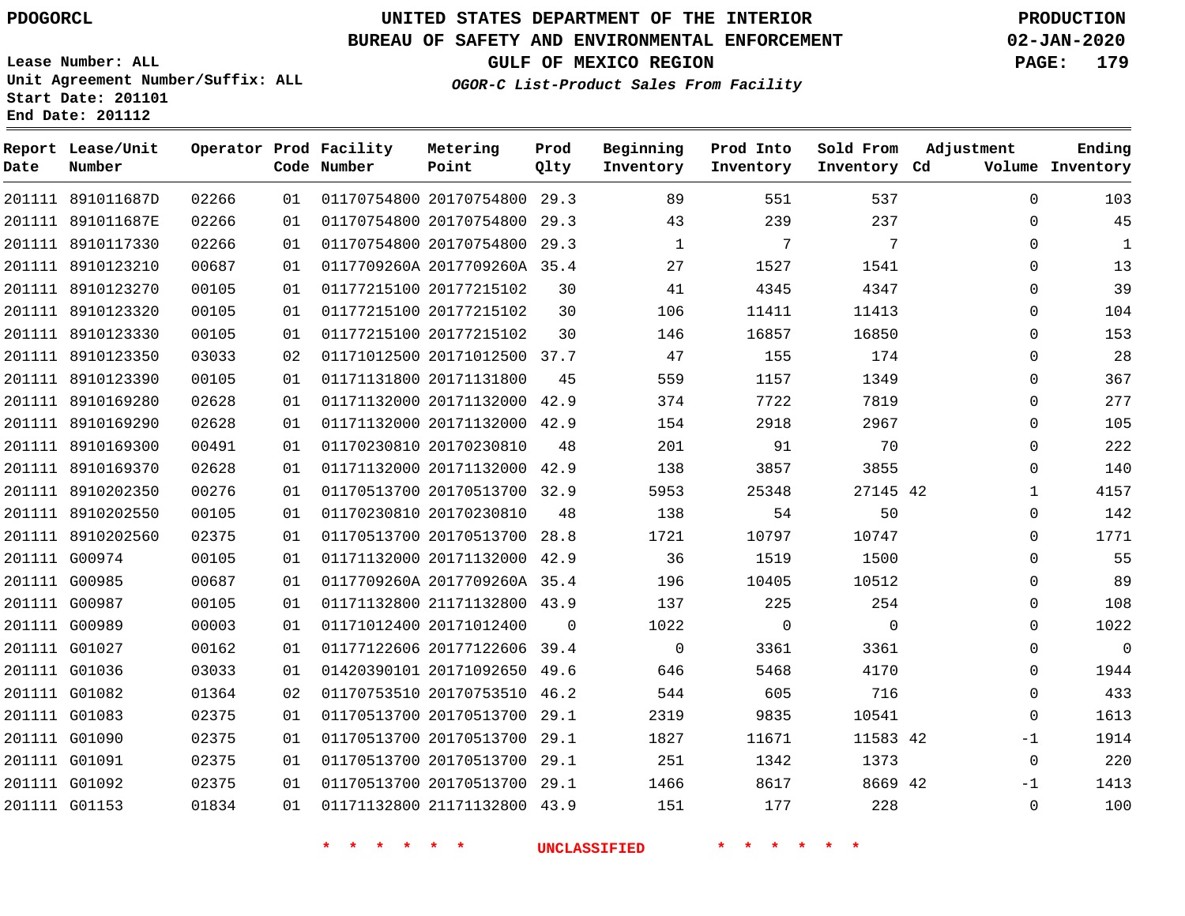PDOGORCL

# UNITED STATES DEPARTMENT OF THE INTERIOR
## BUREAU OF SAFETY AND ENVIRONMENTAL ENFORCEMENT
### GULF OF MEXICO REGION
*OGOR-C List-Product Sales From Facility*

PRODUCTION
02-JAN-2020

Lease Number: ALL
Unit Agreement Number/Suffix: ALL
Start Date: 201101
End Date: 201112

| Report Date | Lease/Unit Number | Operator | Prod Code | Facility Number | Metering Point | Prod Qlty | Beginning Inventory | Prod Into Inventory | Sold From Inventory | Adjustment Cd | Adjustment Volume | Ending Inventory |
|---|---|---|---|---|---|---|---|---|---|---|---|---|
| 201111 | 891011687D | 02266 | 01 | 01170754800 | 20170754800 | 29.3 | 89 | 551 | 537 | | 0 | 103 |
| 201111 | 891011687E | 02266 | 01 | 01170754800 | 20170754800 | 29.3 | 43 | 239 | 237 | | 0 | 45 |
| 201111 | 8910117330 | 02266 | 01 | 01170754800 | 20170754800 | 29.3 | 1 | 7 | 7 | | 0 | 1 |
| 201111 | 8910123210 | 00687 | 01 | 0117709260A | 2017709260A | 35.4 | 27 | 1527 | 1541 | | 0 | 13 |
| 201111 | 8910123270 | 00105 | 01 | 01177215100 | 20177215102 | 30 | 41 | 4345 | 4347 | | 0 | 39 |
| 201111 | 8910123320 | 00105 | 01 | 01177215100 | 20177215102 | 30 | 106 | 11411 | 11413 | | 0 | 104 |
| 201111 | 8910123330 | 00105 | 01 | 01177215100 | 20177215102 | 30 | 146 | 16857 | 16850 | | 0 | 153 |
| 201111 | 8910123350 | 03033 | 02 | 01171012500 | 20171012500 | 37.7 | 47 | 155 | 174 | | 0 | 28 |
| 201111 | 8910123390 | 00105 | 01 | 01171131800 | 20171131800 | 45 | 559 | 1157 | 1349 | | 0 | 367 |
| 201111 | 8910169280 | 02628 | 01 | 01171132000 | 20171132000 | 42.9 | 374 | 7722 | 7819 | | 0 | 277 |
| 201111 | 8910169290 | 02628 | 01 | 01171132000 | 20171132000 | 42.9 | 154 | 2918 | 2967 | | 0 | 105 |
| 201111 | 8910169300 | 00491 | 01 | 01170230810 | 20170230810 | 48 | 201 | 91 | 70 | | 0 | 222 |
| 201111 | 8910169370 | 02628 | 01 | 01171132000 | 20171132000 | 42.9 | 138 | 3857 | 3855 | | 0 | 140 |
| 201111 | 8910202350 | 00276 | 01 | 01170513700 | 20170513700 | 32.9 | 5953 | 25348 | 27145 | 42 | 1 | 4157 |
| 201111 | 8910202550 | 00105 | 01 | 01170230810 | 20170230810 | 48 | 138 | 54 | 50 | | 0 | 142 |
| 201111 | 8910202560 | 02375 | 01 | 01170513700 | 20170513700 | 28.8 | 1721 | 10797 | 10747 | | 0 | 1771 |
| 201111 | G00974 | 00105 | 01 | 01171132000 | 20171132000 | 42.9 | 36 | 1519 | 1500 | | 0 | 55 |
| 201111 | G00985 | 00687 | 01 | 0117709260A | 2017709260A | 35.4 | 196 | 10405 | 10512 | | 0 | 89 |
| 201111 | G00987 | 00105 | 01 | 01171132800 | 21171132800 | 43.9 | 137 | 225 | 254 | | 0 | 108 |
| 201111 | G00989 | 00003 | 01 | 01171012400 | 20171012400 | 0 | 1022 | 0 | 0 | | 0 | 1022 |
| 201111 | G01027 | 00162 | 01 | 01177122606 | 20177122606 | 39.4 | 0 | 3361 | 3361 | | 0 | 0 |
| 201111 | G01036 | 03033 | 01 | 01420390101 | 20171092650 | 49.6 | 646 | 5468 | 4170 | | 0 | 1944 |
| 201111 | G01082 | 01364 | 02 | 01170753510 | 20170753510 | 46.2 | 544 | 605 | 716 | | 0 | 433 |
| 201111 | G01083 | 02375 | 01 | 01170513700 | 20170513700 | 29.1 | 2319 | 9835 | 10541 | | 0 | 1613 |
| 201111 | G01090 | 02375 | 01 | 01170513700 | 20170513700 | 29.1 | 1827 | 11671 | 11583 | 42 | -1 | 1914 |
| 201111 | G01091 | 02375 | 01 | 01170513700 | 20170513700 | 29.1 | 251 | 1342 | 1373 | | 0 | 220 |
| 201111 | G01092 | 02375 | 01 | 01170513700 | 20170513700 | 29.1 | 1466 | 8617 | 8669 | 42 | -1 | 1413 |
| 201111 | G01153 | 01834 | 01 | 01171132800 | 21171132800 | 43.9 | 151 | 177 | 228 | | 0 | 100 |

\* \* \* \* \* \* UNCLASSIFIED \* \* \* \* \* \*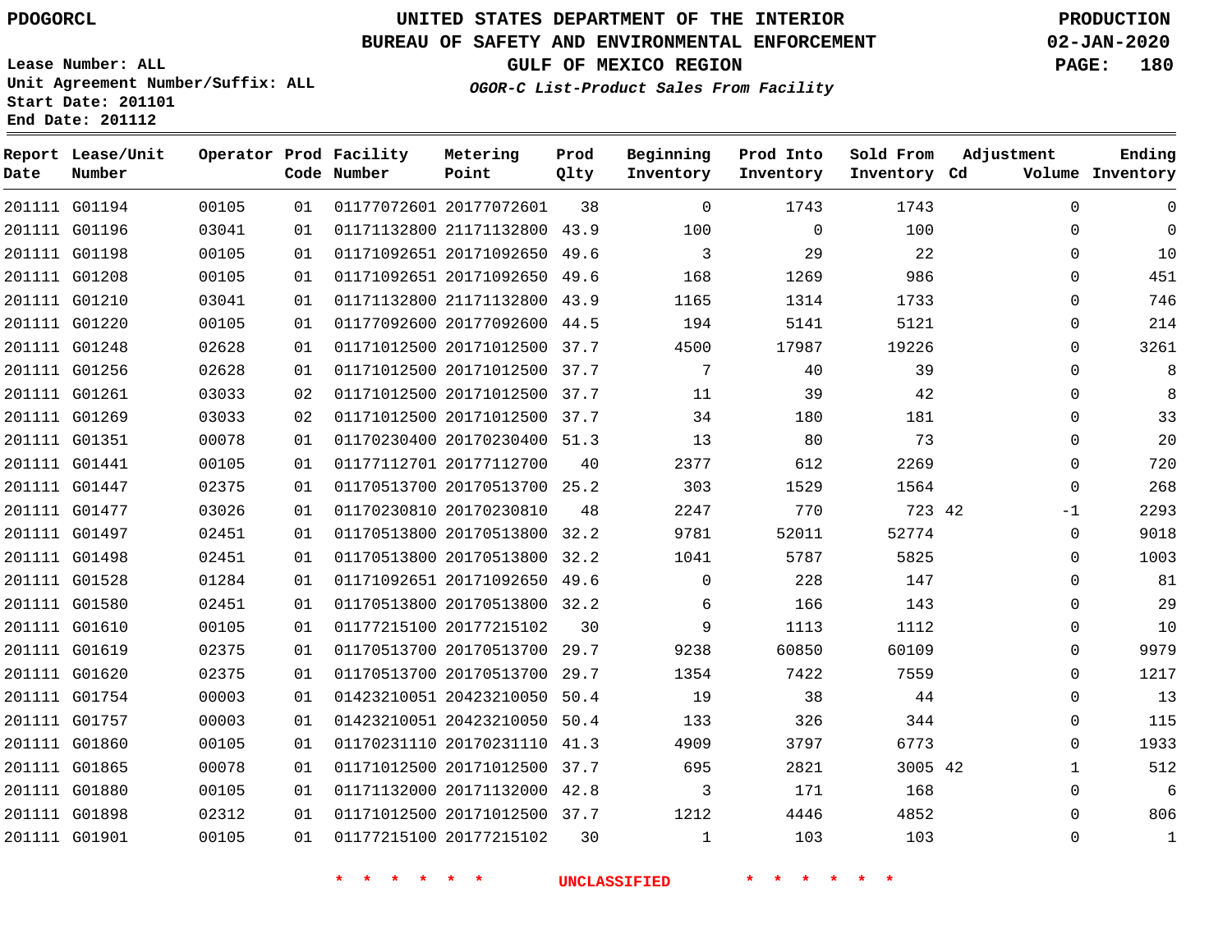PDOGORCL

# UNITED STATES DEPARTMENT OF THE INTERIOR
## BUREAU OF SAFETY AND ENVIRONMENTAL ENFORCEMENT
### GULF OF MEXICO REGION
*OGOR-C List-Product Sales From Facility*

PRODUCTION
02-JAN-2020

Lease Number: ALL
Unit Agreement Number/Suffix: ALL
Start Date: 201101
End Date: 201112

| Report Date | Lease/Unit Number | Operator | Prod Code | Facility Number | Metering Point | Prod Qlty | Beginning Inventory | Prod Into Inventory | Sold From Inventory | Adjustment Cd | Adjustment Volume | Ending Inventory |
|---|---|---|---|---|---|---|---|---|---|---|---|---|
| 201111 | G01194 | 00105 | 01 | 01177072601 | 20177072601 | 38 | 0 | 1743 | 1743 | | 0 | 0 |
| 201111 | G01196 | 03041 | 01 | 01171132800 | 21171132800 | 43.9 | 100 | 0 | 100 | | 0 | 0 |
| 201111 | G01198 | 00105 | 01 | 01171092651 | 20171092650 | 49.6 | 3 | 29 | 22 | | 0 | 10 |
| 201111 | G01208 | 00105 | 01 | 01171092651 | 20171092650 | 49.6 | 168 | 1269 | 986 | | 0 | 451 |
| 201111 | G01210 | 03041 | 01 | 01171132800 | 21171132800 | 43.9 | 1165 | 1314 | 1733 | | 0 | 746 |
| 201111 | G01220 | 00105 | 01 | 01177092600 | 20177092600 | 44.5 | 194 | 5141 | 5121 | | 0 | 214 |
| 201111 | G01248 | 02628 | 01 | 01171012500 | 20171012500 | 37.7 | 4500 | 17987 | 19226 | | 0 | 3261 |
| 201111 | G01256 | 02628 | 01 | 01171012500 | 20171012500 | 37.7 | 7 | 40 | 39 | | 0 | 8 |
| 201111 | G01261 | 03033 | 02 | 01171012500 | 20171012500 | 37.7 | 11 | 39 | 42 | | 0 | 8 |
| 201111 | G01269 | 03033 | 02 | 01171012500 | 20171012500 | 37.7 | 34 | 180 | 181 | | 0 | 33 |
| 201111 | G01351 | 00078 | 01 | 01170230400 | 20170230400 | 51.3 | 13 | 80 | 73 | | 0 | 20 |
| 201111 | G01441 | 00105 | 01 | 01177112701 | 20177112700 | 40 | 2377 | 612 | 2269 | | 0 | 720 |
| 201111 | G01447 | 02375 | 01 | 01170513700 | 20170513700 | 25.2 | 303 | 1529 | 1564 | | 0 | 268 |
| 201111 | G01477 | 03026 | 01 | 01170230810 | 20170230810 | 48 | 2247 | 770 | 723 | 42 | -1 | 2293 |
| 201111 | G01497 | 02451 | 01 | 01170513800 | 20170513800 | 32.2 | 9781 | 52011 | 52774 | | 0 | 9018 |
| 201111 | G01498 | 02451 | 01 | 01170513800 | 20170513800 | 32.2 | 1041 | 5787 | 5825 | | 0 | 1003 |
| 201111 | G01528 | 01284 | 01 | 01171092651 | 20171092650 | 49.6 | 0 | 228 | 147 | | 0 | 81 |
| 201111 | G01580 | 02451 | 01 | 01170513800 | 20170513800 | 32.2 | 6 | 166 | 143 | | 0 | 29 |
| 201111 | G01610 | 00105 | 01 | 01177215100 | 20177215102 | 30 | 9 | 1113 | 1112 | | 0 | 10 |
| 201111 | G01619 | 02375 | 01 | 01170513700 | 20170513700 | 29.7 | 9238 | 60850 | 60109 | | 0 | 9979 |
| 201111 | G01620 | 02375 | 01 | 01170513700 | 20170513700 | 29.7 | 1354 | 7422 | 7559 | | 0 | 1217 |
| 201111 | G01754 | 00003 | 01 | 01423210051 | 20423210050 | 50.4 | 19 | 38 | 44 | | 0 | 13 |
| 201111 | G01757 | 00003 | 01 | 01423210051 | 20423210050 | 50.4 | 133 | 326 | 344 | | 0 | 115 |
| 201111 | G01860 | 00105 | 01 | 01170231110 | 20170231110 | 41.3 | 4909 | 3797 | 6773 | | 0 | 1933 |
| 201111 | G01865 | 00078 | 01 | 01171012500 | 20171012500 | 37.7 | 695 | 2821 | 3005 | 42 | 1 | 512 |
| 201111 | G01880 | 00105 | 01 | 01171132000 | 20171132000 | 42.8 | 3 | 171 | 168 | | 0 | 6 |
| 201111 | G01898 | 02312 | 01 | 01171012500 | 20171012500 | 37.7 | 1212 | 4446 | 4852 | | 0 | 806 |
| 201111 | G01901 | 00105 | 01 | 01177215100 | 20177215102 | 30 | 1 | 103 | 103 | | 0 | 1 |

* * * * * * UNCLASSIFIED * * * * * *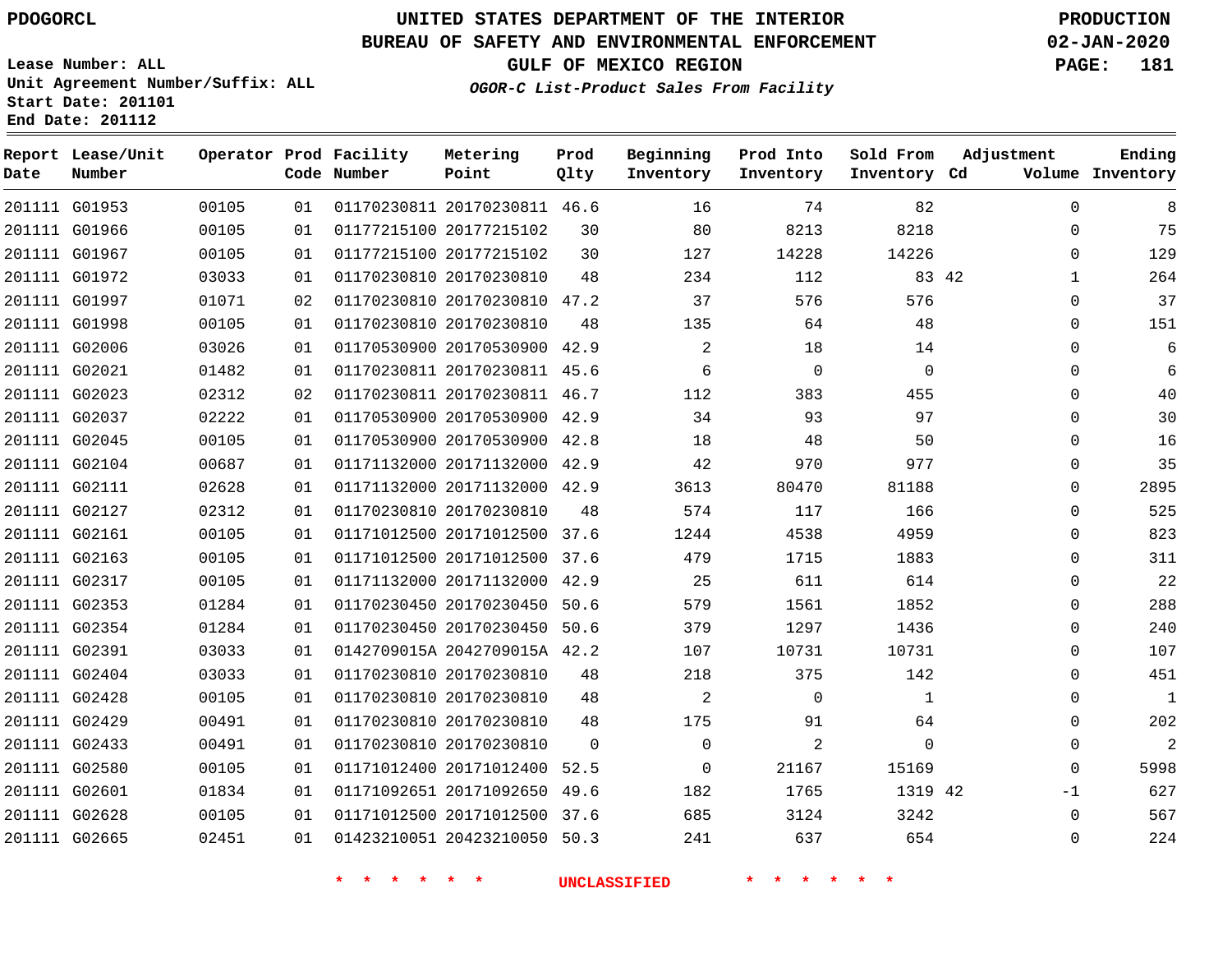PDOGORCL

# UNITED STATES DEPARTMENT OF THE INTERIOR
## BUREAU OF SAFETY AND ENVIRONMENTAL ENFORCEMENT
### GULF OF MEXICO REGION

*OGOR-C List-Product Sales From Facility*

PRODUCTION
02-JAN-2020

Lease Number: ALL
Unit Agreement Number/Suffix: ALL
Start Date: 201101
End Date: 201112

| Report Date | Lease/Unit Number | Operator | Prod Code | Facility Number | Metering Point | Prod Qlty | Beginning Inventory | Prod Into Inventory | Sold From Inventory | Adjustment Cd | Adjustment Volume | Ending Inventory |
|---|---|---|---|---|---|---|---|---|---|---|---|---|
| 201111 | G01953 | 00105 | 01 | 01170230811 | 20170230811 | 46.6 | 16 | 74 | 82 | | 0 | 8 |
| 201111 | G01966 | 00105 | 01 | 01177215100 | 20177215102 | 30 | 80 | 8213 | 8218 | | 0 | 75 |
| 201111 | G01967 | 00105 | 01 | 01177215100 | 20177215102 | 30 | 127 | 14228 | 14226 | | 0 | 129 |
| 201111 | G01972 | 03033 | 01 | 01170230810 | 20170230810 | 48 | 234 | 112 | 83 | 42 | 1 | 264 |
| 201111 | G01997 | 01071 | 02 | 01170230810 | 20170230810 | 47.2 | 37 | 576 | 576 | | 0 | 37 |
| 201111 | G01998 | 00105 | 01 | 01170230810 | 20170230810 | 48 | 135 | 64 | 48 | | 0 | 151 |
| 201111 | G02006 | 03026 | 01 | 01170530900 | 20170530900 | 42.9 | 2 | 18 | 14 | | 0 | 6 |
| 201111 | G02021 | 01482 | 01 | 01170230811 | 20170230811 | 45.6 | 6 | 0 | 0 | | 0 | 6 |
| 201111 | G02023 | 02312 | 02 | 01170230811 | 20170230811 | 46.7 | 112 | 383 | 455 | | 0 | 40 |
| 201111 | G02037 | 02222 | 01 | 01170530900 | 20170530900 | 42.9 | 34 | 93 | 97 | | 0 | 30 |
| 201111 | G02045 | 00105 | 01 | 01170530900 | 20170530900 | 42.8 | 18 | 48 | 50 | | 0 | 16 |
| 201111 | G02104 | 00687 | 01 | 01171132000 | 20171132000 | 42.9 | 42 | 970 | 977 | | 0 | 35 |
| 201111 | G02111 | 02628 | 01 | 01171132000 | 20171132000 | 42.9 | 3613 | 80470 | 81188 | | 0 | 2895 |
| 201111 | G02127 | 02312 | 01 | 01170230810 | 20170230810 | 48 | 574 | 117 | 166 | | 0 | 525 |
| 201111 | G02161 | 00105 | 01 | 01171012500 | 20171012500 | 37.6 | 1244 | 4538 | 4959 | | 0 | 823 |
| 201111 | G02163 | 00105 | 01 | 01171012500 | 20171012500 | 37.6 | 479 | 1715 | 1883 | | 0 | 311 |
| 201111 | G02317 | 00105 | 01 | 01171132000 | 20171132000 | 42.9 | 25 | 611 | 614 | | 0 | 22 |
| 201111 | G02353 | 01284 | 01 | 01170230450 | 20170230450 | 50.6 | 579 | 1561 | 1852 | | 0 | 288 |
| 201111 | G02354 | 01284 | 01 | 01170230450 | 20170230450 | 50.6 | 379 | 1297 | 1436 | | 0 | 240 |
| 201111 | G02391 | 03033 | 01 | 0142709015A | 2042709015A | 42.2 | 107 | 10731 | 10731 | | 0 | 107 |
| 201111 | G02404 | 03033 | 01 | 01170230810 | 20170230810 | 48 | 218 | 375 | 142 | | 0 | 451 |
| 201111 | G02428 | 00105 | 01 | 01170230810 | 20170230810 | 48 | 2 | 0 | 1 | | 0 | 1 |
| 201111 | G02429 | 00491 | 01 | 01170230810 | 20170230810 | 48 | 175 | 91 | 64 | | 0 | 202 |
| 201111 | G02433 | 00491 | 01 | 01170230810 | 20170230810 | 0 | 0 | 2 | 0 | | 0 | 2 |
| 201111 | G02580 | 00105 | 01 | 01171012400 | 20171012400 | 52.5 | 0 | 21167 | 15169 | | 0 | 5998 |
| 201111 | G02601 | 01834 | 01 | 01171092651 | 20171092650 | 49.6 | 182 | 1765 | 1319 | 42 | -1 | 627 |
| 201111 | G02628 | 00105 | 01 | 01171012500 | 20171012500 | 37.6 | 685 | 3124 | 3242 | | 0 | 567 |
| 201111 | G02665 | 02451 | 01 | 01423210051 | 20423210050 | 50.3 | 241 | 637 | 654 | | 0 | 224 |

* * * * * * UNCLASSIFIED * * * * * *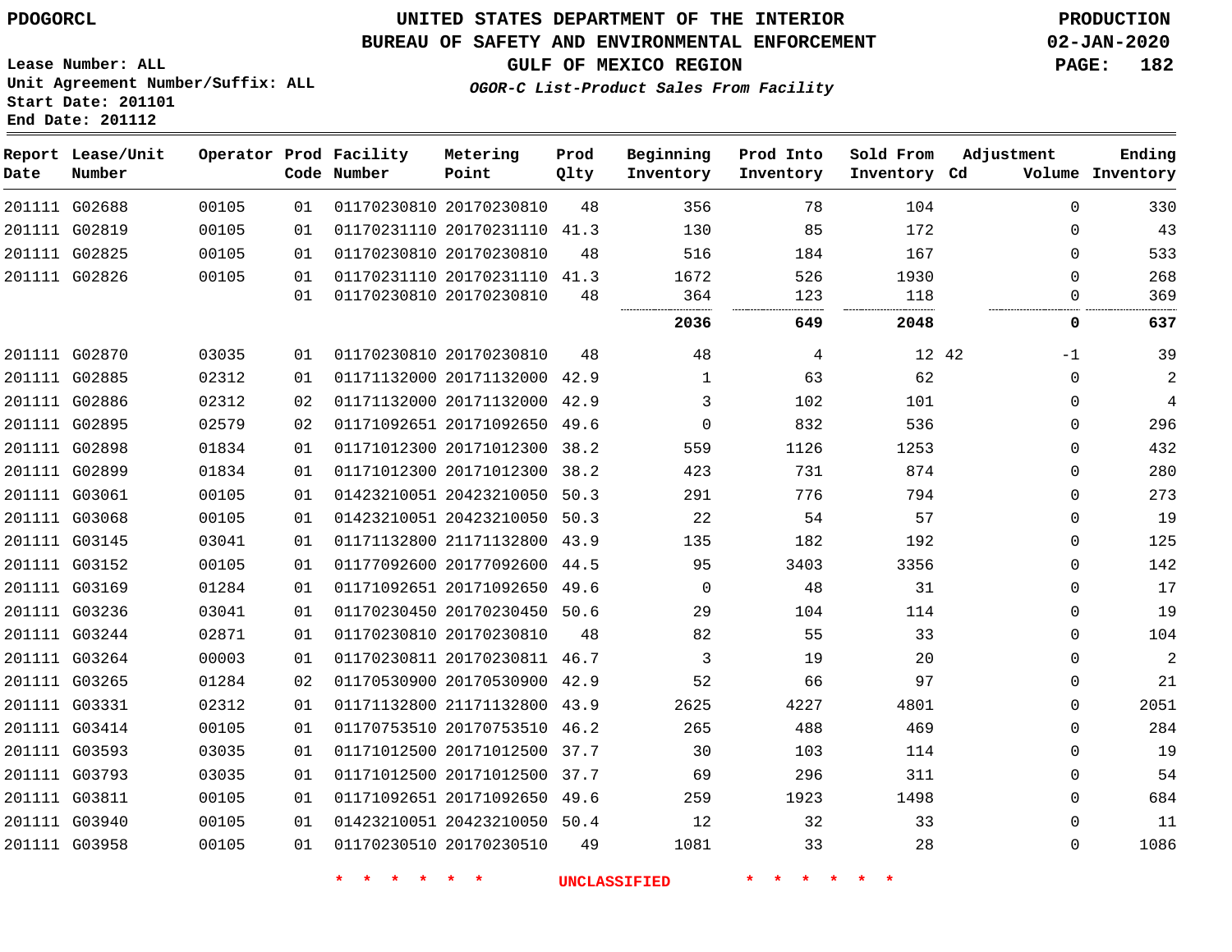PDOGORCL

# UNITED STATES DEPARTMENT OF THE INTERIOR
## BUREAU OF SAFETY AND ENVIRONMENTAL ENFORCEMENT
### GULF OF MEXICO REGION

*OGOR-C List-Product Sales From Facility*

PRODUCTION
02-JAN-2020

Lease Number: ALL
Unit Agreement Number/Suffix: ALL
Start Date: 201101
End Date: 201112

| Report Date | Lease/Unit Number | Operator | Prod Code | Facility Number | Metering Point | Prod Qlty | Beginning Inventory | Prod Into Inventory | Sold From Inventory | Adjustment Cd | Adjustment Volume | Ending Inventory |
|---|---|---|---|---|---|---|---|---|---|---|---|---|
| 201111 | G02688 | 00105 | 01 | 01170230810 | 20170230810 | 48 | 356 | 78 | 104 | | 0 | 330 |
| 201111 | G02819 | 00105 | 01 | 01170231110 | 20170231110 | 41.3 | 130 | 85 | 172 | | 0 | 43 |
| 201111 | G02825 | 00105 | 01 | 01170230810 | 20170230810 | 48 | 516 | 184 | 167 | | 0 | 533 |
| 201111 | G02826 | 00105 | 01 | 01170231110 | 20170231110 | 41.3 | 1672 | 526 | 1930 | | 0 | 268 |
| | | | 01 | 01170230810 | 20170230810 | 48 | 364 | 123 | 118 | | 0 | 369 |
| | | | | | | | **2036** | **649** | **2048** | | **0** | **637** |
| 201111 | G02870 | 03035 | 01 | 01170230810 | 20170230810 | 48 | 48 | 4 | 12 | 42 | -1 | 39 |
| 201111 | G02885 | 02312 | 01 | 01171132000 | 20171132000 | 42.9 | 1 | 63 | 62 | | 0 | 2 |
| 201111 | G02886 | 02312 | 02 | 01171132000 | 20171132000 | 42.9 | 3 | 102 | 101 | | 0 | 4 |
| 201111 | G02895 | 02579 | 02 | 01171092651 | 20171092650 | 49.6 | 0 | 832 | 536 | | 0 | 296 |
| 201111 | G02898 | 01834 | 01 | 01171012300 | 20171012300 | 38.2 | 559 | 1126 | 1253 | | 0 | 432 |
| 201111 | G02899 | 01834 | 01 | 01171012300 | 20171012300 | 38.2 | 423 | 731 | 874 | | 0 | 280 |
| 201111 | G03061 | 00105 | 01 | 01423210051 | 20423210050 | 50.3 | 291 | 776 | 794 | | 0 | 273 |
| 201111 | G03068 | 00105 | 01 | 01423210051 | 20423210050 | 50.3 | 22 | 54 | 57 | | 0 | 19 |
| 201111 | G03145 | 03041 | 01 | 01171132800 | 21171132800 | 43.9 | 135 | 182 | 192 | | 0 | 125 |
| 201111 | G03152 | 00105 | 01 | 01177092600 | 20177092600 | 44.5 | 95 | 3403 | 3356 | | 0 | 142 |
| 201111 | G03169 | 01284 | 01 | 01171092651 | 20171092650 | 49.6 | 0 | 48 | 31 | | 0 | 17 |
| 201111 | G03236 | 03041 | 01 | 01170230450 | 20170230450 | 50.6 | 29 | 104 | 114 | | 0 | 19 |
| 201111 | G03244 | 02871 | 01 | 01170230810 | 20170230810 | 48 | 82 | 55 | 33 | | 0 | 104 |
| 201111 | G03264 | 00003 | 01 | 01170230811 | 20170230811 | 46.7 | 3 | 19 | 20 | | 0 | 2 |
| 201111 | G03265 | 01284 | 02 | 01170530900 | 20170530900 | 42.9 | 52 | 66 | 97 | | 0 | 21 |
| 201111 | G03331 | 02312 | 01 | 01171132800 | 21171132800 | 43.9 | 2625 | 4227 | 4801 | | 0 | 2051 |
| 201111 | G03414 | 00105 | 01 | 01170753510 | 20170753510 | 46.2 | 265 | 488 | 469 | | 0 | 284 |
| 201111 | G03593 | 03035 | 01 | 01171012500 | 20171012500 | 37.7 | 30 | 103 | 114 | | 0 | 19 |
| 201111 | G03793 | 03035 | 01 | 01171012500 | 20171012500 | 37.7 | 69 | 296 | 311 | | 0 | 54 |
| 201111 | G03811 | 00105 | 01 | 01171092651 | 20171092650 | 49.6 | 259 | 1923 | 1498 | | 0 | 684 |
| 201111 | G03940 | 00105 | 01 | 01423210051 | 20423210050 | 50.4 | 12 | 32 | 33 | | 0 | 11 |
| 201111 | G03958 | 00105 | 01 | 01170230510 | 20170230510 | 49 | 1081 | 33 | 28 | | 0 | 1086 |

* * * * * * UNCLASSIFIED * * * * * *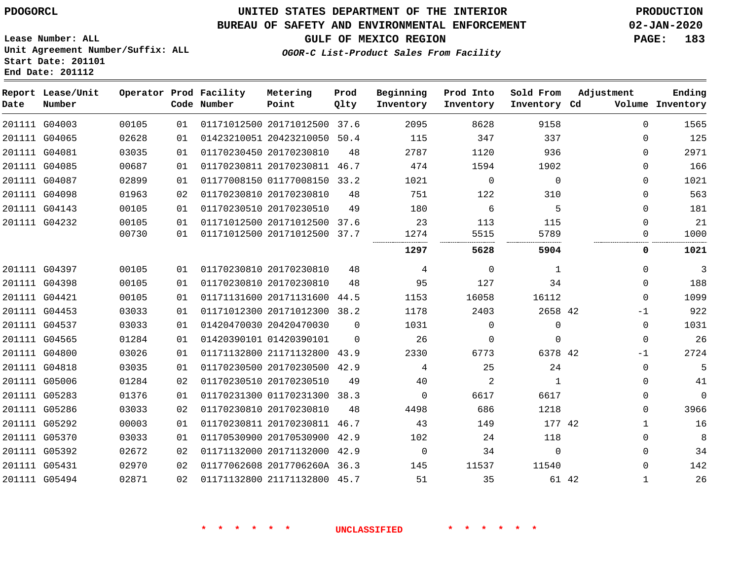**PDOGORCL**

**UNITED STATES DEPARTMENT OF THE INTERIOR**
**BUREAU OF SAFETY AND ENVIRONMENTAL ENFORCEMENT**
**GULF OF MEXICO REGION**
***OGOR-C List-Product Sales From Facility***

**PRODUCTION**
**02-JAN-2020**

**Lease Number: ALL**
**Unit Agreement Number/Suffix: ALL**
**Start Date: 201101**
**End Date: 201112**

| Report Date | Lease/Unit Number | Operator | Prod Code | Facility Number | Metering Point | Prod Qlty | Beginning Inventory | Prod Into Inventory | Sold From Inventory | Adjustment Cd | Adjustment Volume | Ending Inventory |
|---|---|---|---|---|---|---|---|---|---|---|---|---|
| 201111 | G04003 | 00105 | 01 | 01171012500 | 20171012500 | 37.6 | 2095 | 8628 | 9158 | | 0 | 1565 |
| 201111 | G04065 | 02628 | 01 | 01423210051 | 20423210050 | 50.4 | 115 | 347 | 337 | | 0 | 125 |
| 201111 | G04081 | 03035 | 01 | 01170230450 | 20170230810 | 48 | 2787 | 1120 | 936 | | 0 | 2971 |
| 201111 | G04085 | 00687 | 01 | 01170230811 | 20170230811 | 46.7 | 474 | 1594 | 1902 | | 0 | 166 |
| 201111 | G04087 | 02899 | 01 | 01177008150 | 01177008150 | 33.2 | 1021 | 0 | 0 | | 0 | 1021 |
| 201111 | G04098 | 01963 | 02 | 01170230810 | 20170230810 | 48 | 751 | 122 | 310 | | 0 | 563 |
| 201111 | G04143 | 00105 | 01 | 01170230510 | 20170230510 | 49 | 180 | 6 | 5 | | 0 | 181 |
| 201111 | G04232 | 00105 | 01 | 01171012500 | 20171012500 | 37.6 | 23 | 113 | 115 | | 0 | 21 |
| | | 00730 | 01 | 01171012500 | 20171012500 | 37.7 | 1274 | 5515 | 5789 | | 0 | 1000 |
| | | | | | | | **1297** | **5628** | **5904** | | **0** | **1021** |
| 201111 | G04397 | 00105 | 01 | 01170230810 | 20170230810 | 48 | 4 | 0 | 1 | | 0 | 3 |
| 201111 | G04398 | 00105 | 01 | 01170230810 | 20170230810 | 48 | 95 | 127 | 34 | | 0 | 188 |
| 201111 | G04421 | 00105 | 01 | 01171131600 | 20171131600 | 44.5 | 1153 | 16058 | 16112 | | 0 | 1099 |
| 201111 | G04453 | 03033 | 01 | 01171012300 | 20171012300 | 38.2 | 1178 | 2403 | 2658 | 42 | -1 | 922 |
| 201111 | G04537 | 03033 | 01 | 01420470030 | 20420470030 | 0 | 1031 | 0 | 0 | | 0 | 1031 |
| 201111 | G04565 | 01284 | 01 | 01420390101 | 01420390101 | 0 | 26 | 0 | 0 | | 0 | 26 |
| 201111 | G04800 | 03026 | 01 | 01171132800 | 21171132800 | 43.9 | 2330 | 6773 | 6378 | 42 | -1 | 2724 |
| 201111 | G04818 | 03035 | 01 | 01170230500 | 20170230500 | 42.9 | 4 | 25 | 24 | | 0 | 5 |
| 201111 | G05006 | 01284 | 02 | 01170230510 | 20170230510 | 49 | 40 | 2 | 1 | | 0 | 41 |
| 201111 | G05283 | 01376 | 01 | 01170231300 | 01170231300 | 38.3 | 0 | 6617 | 6617 | | 0 | 0 |
| 201111 | G05286 | 03033 | 02 | 01170230810 | 20170230810 | 48 | 4498 | 686 | 1218 | | 0 | 3966 |
| 201111 | G05292 | 00003 | 01 | 01170230811 | 20170230811 | 46.7 | 43 | 149 | 177 | 42 | 1 | 16 |
| 201111 | G05370 | 03033 | 01 | 01170530900 | 20170530900 | 42.9 | 102 | 24 | 118 | | 0 | 8 |
| 201111 | G05392 | 02672 | 02 | 01171132000 | 20171132000 | 42.9 | 0 | 34 | 0 | | 0 | 34 |
| 201111 | G05431 | 02970 | 02 | 01177062608 | 2017706260A | 36.3 | 145 | 11537 | 11540 | | 0 | 142 |
| 201111 | G05494 | 02871 | 02 | 01171132800 | 21171132800 | 45.7 | 51 | 35 | 61 | 42 | 1 | 26 |

\* \* \* \* \* \* UNCLASSIFIED \* \* \* \* \* \*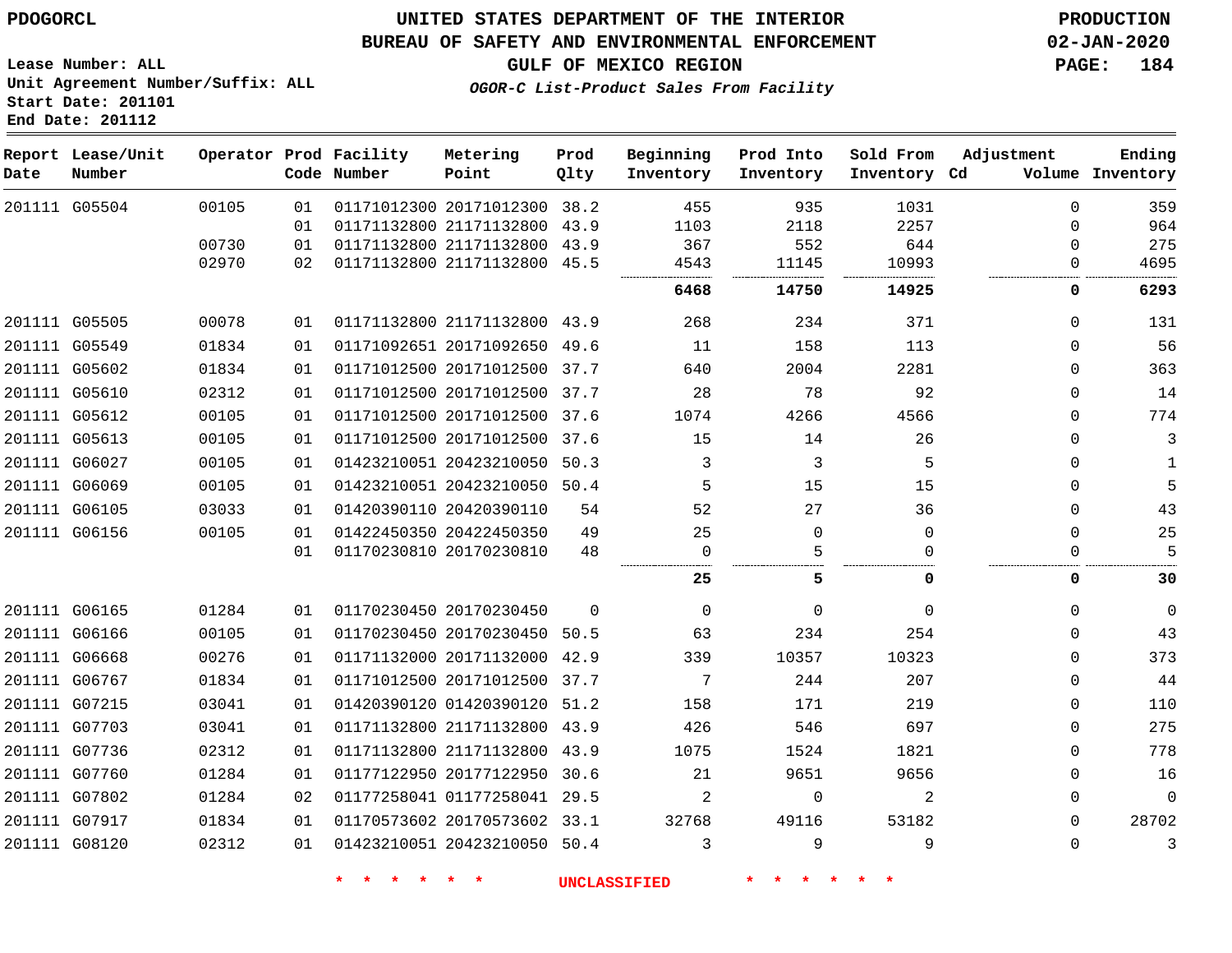PDOGORCL

# UNITED STATES DEPARTMENT OF THE INTERIOR
## BUREAU OF SAFETY AND ENVIRONMENTAL ENFORCEMENT
### GULF OF MEXICO REGION

*OGOR-C List-Product Sales From Facility*

PRODUCTION
02-JAN-2020

Lease Number: ALL
Unit Agreement Number/Suffix: ALL
Start Date: 201101
End Date: 201112

| Report Date | Lease/Unit Number | Operator | Prod Code | Facility Number | Metering Point | Prod Qlty | Beginning Inventory | Prod Into Inventory | Sold From Inventory | Adjustment Cd | Adjustment Volume | Ending Inventory |
|---|---|---|---|---|---|---|---|---|---|---|---|---|
| 201111 | G05504 | 00105 | 01 | 01171012300 | 20171012300 | 38.2 | 455 | 935 | 1031 | | 0 | 359 |
| | | | 01 | 01171132800 | 21171132800 | 43.9 | 1103 | 2118 | 2257 | | 0 | 964 |
| | | 00730 | 01 | 01171132800 | 21171132800 | 43.9 | 367 | 552 | 644 | | 0 | 275 |
| | | 02970 | 02 | 01171132800 | 21171132800 | 45.5 | 4543 | 11145 | 10993 | | 0 | 4695 |
| | | | | | | | **6468** | **14750** | **14925** | | **0** | **6293** |
| 201111 | G05505 | 00078 | 01 | 01171132800 | 21171132800 | 43.9 | 268 | 234 | 371 | | 0 | 131 |
| 201111 | G05549 | 01834 | 01 | 01171092651 | 20171092650 | 49.6 | 11 | 158 | 113 | | 0 | 56 |
| 201111 | G05602 | 01834 | 01 | 01171012500 | 20171012500 | 37.7 | 640 | 2004 | 2281 | | 0 | 363 |
| 201111 | G05610 | 02312 | 01 | 01171012500 | 20171012500 | 37.7 | 28 | 78 | 92 | | 0 | 14 |
| 201111 | G05612 | 00105 | 01 | 01171012500 | 20171012500 | 37.6 | 1074 | 4266 | 4566 | | 0 | 774 |
| 201111 | G05613 | 00105 | 01 | 01171012500 | 20171012500 | 37.6 | 15 | 14 | 26 | | 0 | 3 |
| 201111 | G06027 | 00105 | 01 | 01423210051 | 20423210050 | 50.3 | 3 | 3 | 5 | | 0 | 1 |
| 201111 | G06069 | 00105 | 01 | 01423210051 | 20423210050 | 50.4 | 5 | 15 | 15 | | 0 | 5 |
| 201111 | G06105 | 03033 | 01 | 01420390110 | 20420390110 | 54 | 52 | 27 | 36 | | 0 | 43 |
| 201111 | G06156 | 00105 | 01 | 01422450350 | 20422450350 | 49 | 25 | 0 | 0 | | 0 | 25 |
| | | | 01 | 01170230810 | 20170230810 | 48 | 0 | 5 | 0 | | 0 | 5 |
| | | | | | | | **25** | **5** | **0** | | **0** | **30** |
| 201111 | G06165 | 01284 | 01 | 01170230450 | 20170230450 | 0 | 0 | 0 | 0 | | 0 | 0 |
| 201111 | G06166 | 00105 | 01 | 01170230450 | 20170230450 | 50.5 | 63 | 234 | 254 | | 0 | 43 |
| 201111 | G06668 | 00276 | 01 | 01171132000 | 20171132000 | 42.9 | 339 | 10357 | 10323 | | 0 | 373 |
| 201111 | G06767 | 01834 | 01 | 01171012500 | 20171012500 | 37.7 | 7 | 244 | 207 | | 0 | 44 |
| 201111 | G07215 | 03041 | 01 | 01420390120 | 01420390120 | 51.2 | 158 | 171 | 219 | | 0 | 110 |
| 201111 | G07703 | 03041 | 01 | 01171132800 | 21171132800 | 43.9 | 426 | 546 | 697 | | 0 | 275 |
| 201111 | G07736 | 02312 | 01 | 01171132800 | 21171132800 | 43.9 | 1075 | 1524 | 1821 | | 0 | 778 |
| 201111 | G07760 | 01284 | 01 | 01177122950 | 20177122950 | 30.6 | 21 | 9651 | 9656 | | 0 | 16 |
| 201111 | G07802 | 01284 | 02 | 01177258041 | 01177258041 | 29.5 | 2 | 0 | 2 | | 0 | 0 |
| 201111 | G07917 | 01834 | 01 | 01170573602 | 20170573602 | 33.1 | 32768 | 49116 | 53182 | | 0 | 28702 |
| 201111 | G08120 | 02312 | 01 | 01423210051 | 20423210050 | 50.4 | 3 | 9 | 9 | | 0 | 3 |

* * * * * * UNCLASSIFIED * * * * * *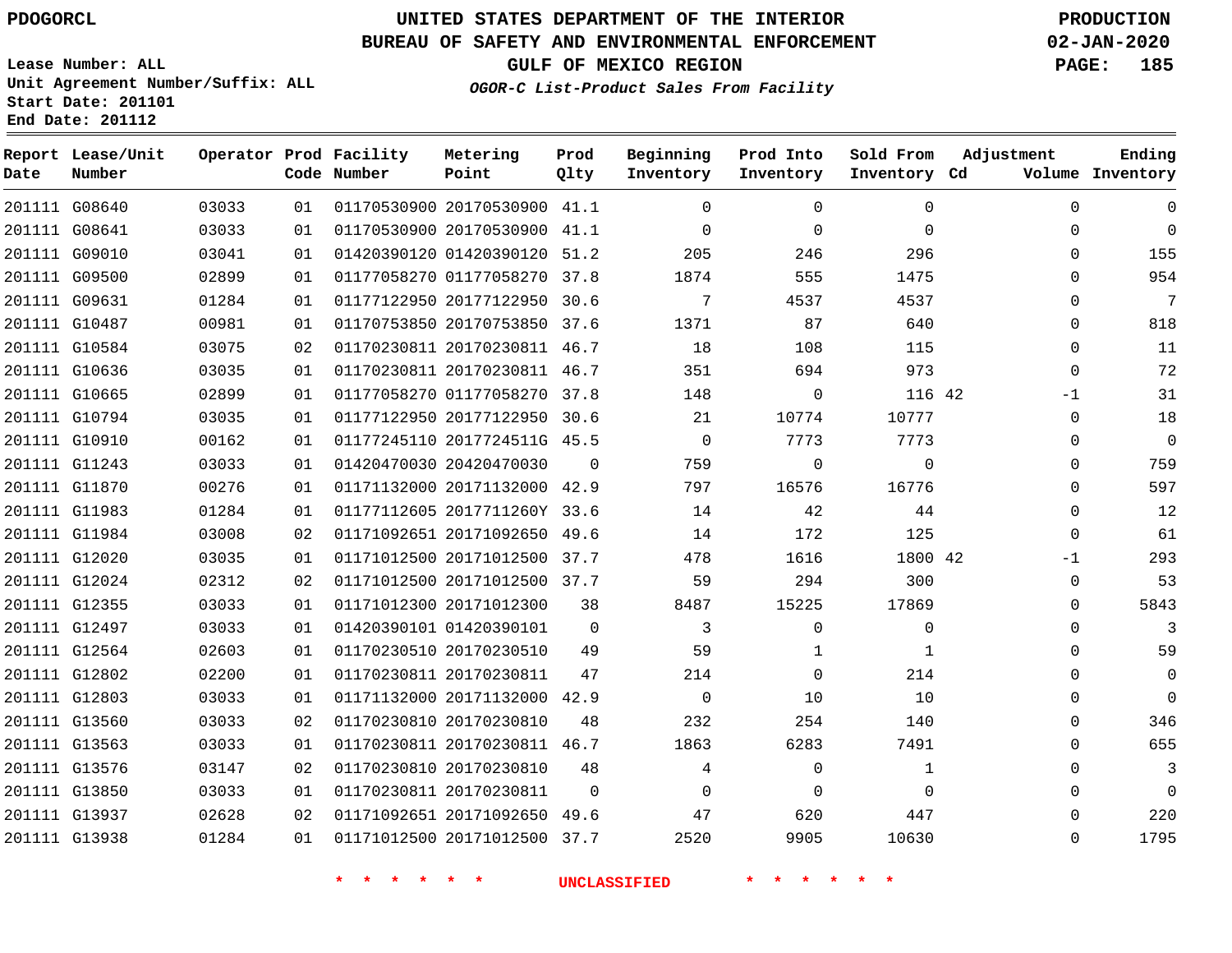PDOGORCL

# UNITED STATES DEPARTMENT OF THE INTERIOR
## BUREAU OF SAFETY AND ENVIRONMENTAL ENFORCEMENT
### GULF OF MEXICO REGION

PRODUCTION
02-JAN-2020

Lease Number: ALL
Unit Agreement Number/Suffix: ALL
Start Date: 201101
End Date: 201112

*OGOR-C List-Product Sales From Facility*

| Report Date | Lease/Unit Number | Operator | Prod Code | Facility Number | Metering Point | Prod Qlty | Beginning Inventory | Prod Into Inventory | Sold From Inventory | Adjustment Cd | Adjustment Volume | Ending Inventory |
|---|---|---|---|---|---|---|---|---|---|---|---|---|
| 201111 | G08640 | 03033 | 01 | 01170530900 | 20170530900 | 41.1 | 0 | 0 | 0 | | 0 | 0 |
| 201111 | G08641 | 03033 | 01 | 01170530900 | 20170530900 | 41.1 | 0 | 0 | 0 | | 0 | 0 |
| 201111 | G09010 | 03041 | 01 | 01420390120 | 01420390120 | 51.2 | 205 | 246 | 296 | | 0 | 155 |
| 201111 | G09500 | 02899 | 01 | 01177058270 | 01177058270 | 37.8 | 1874 | 555 | 1475 | | 0 | 954 |
| 201111 | G09631 | 01284 | 01 | 01177122950 | 20177122950 | 30.6 | 7 | 4537 | 4537 | | 0 | 7 |
| 201111 | G10487 | 00981 | 01 | 01170753850 | 20170753850 | 37.6 | 1371 | 87 | 640 | | 0 | 818 |
| 201111 | G10584 | 03075 | 02 | 01170230811 | 20170230811 | 46.7 | 18 | 108 | 115 | | 0 | 11 |
| 201111 | G10636 | 03035 | 01 | 01170230811 | 20170230811 | 46.7 | 351 | 694 | 973 | | 0 | 72 |
| 201111 | G10665 | 02899 | 01 | 01177058270 | 01177058270 | 37.8 | 148 | 0 | 116 | 42 | -1 | 31 |
| 201111 | G10794 | 03035 | 01 | 01177122950 | 20177122950 | 30.6 | 21 | 10774 | 10777 | | 0 | 18 |
| 201111 | G10910 | 00162 | 01 | 01177245110 | 2017724511G | 45.5 | 0 | 7773 | 7773 | | 0 | 0 |
| 201111 | G11243 | 03033 | 01 | 01420470030 | 20420470030 | 0 | 759 | 0 | 0 | | 0 | 759 |
| 201111 | G11870 | 00276 | 01 | 01171132000 | 20171132000 | 42.9 | 797 | 16576 | 16776 | | 0 | 597 |
| 201111 | G11983 | 01284 | 01 | 01177112605 | 2017711260Y | 33.6 | 14 | 42 | 44 | | 0 | 12 |
| 201111 | G11984 | 03008 | 02 | 01171092651 | 20171092650 | 49.6 | 14 | 172 | 125 | | 0 | 61 |
| 201111 | G12020 | 03035 | 01 | 01171012500 | 20171012500 | 37.7 | 478 | 1616 | 1800 | 42 | -1 | 293 |
| 201111 | G12024 | 02312 | 02 | 01171012500 | 20171012500 | 37.7 | 59 | 294 | 300 | | 0 | 53 |
| 201111 | G12355 | 03033 | 01 | 01171012300 | 20171012300 | 38 | 8487 | 15225 | 17869 | | 0 | 5843 |
| 201111 | G12497 | 03033 | 01 | 01420390101 | 01420390101 | 0 | 3 | 0 | 0 | | 0 | 3 |
| 201111 | G12564 | 02603 | 01 | 01170230510 | 20170230510 | 49 | 59 | 1 | 1 | | 0 | 59 |
| 201111 | G12802 | 02200 | 01 | 01170230811 | 20170230811 | 47 | 214 | 0 | 214 | | 0 | 0 |
| 201111 | G12803 | 03033 | 01 | 01171132000 | 20171132000 | 42.9 | 0 | 10 | 10 | | 0 | 0 |
| 201111 | G13560 | 03033 | 02 | 01170230810 | 20170230810 | 48 | 232 | 254 | 140 | | 0 | 346 |
| 201111 | G13563 | 03033 | 01 | 01170230811 | 20170230811 | 46.7 | 1863 | 6283 | 7491 | | 0 | 655 |
| 201111 | G13576 | 03147 | 02 | 01170230810 | 20170230810 | 48 | 4 | 0 | 1 | | 0 | 3 |
| 201111 | G13850 | 03033 | 01 | 01170230811 | 20170230811 | 0 | 0 | 0 | 0 | | 0 | 0 |
| 201111 | G13937 | 02628 | 02 | 01171092651 | 20171092650 | 49.6 | 47 | 620 | 447 | | 0 | 220 |
| 201111 | G13938 | 01284 | 01 | 01171012500 | 20171012500 | 37.7 | 2520 | 9905 | 10630 | | 0 | 1795 |

* * * * * * UNCLASSIFIED * * * * * *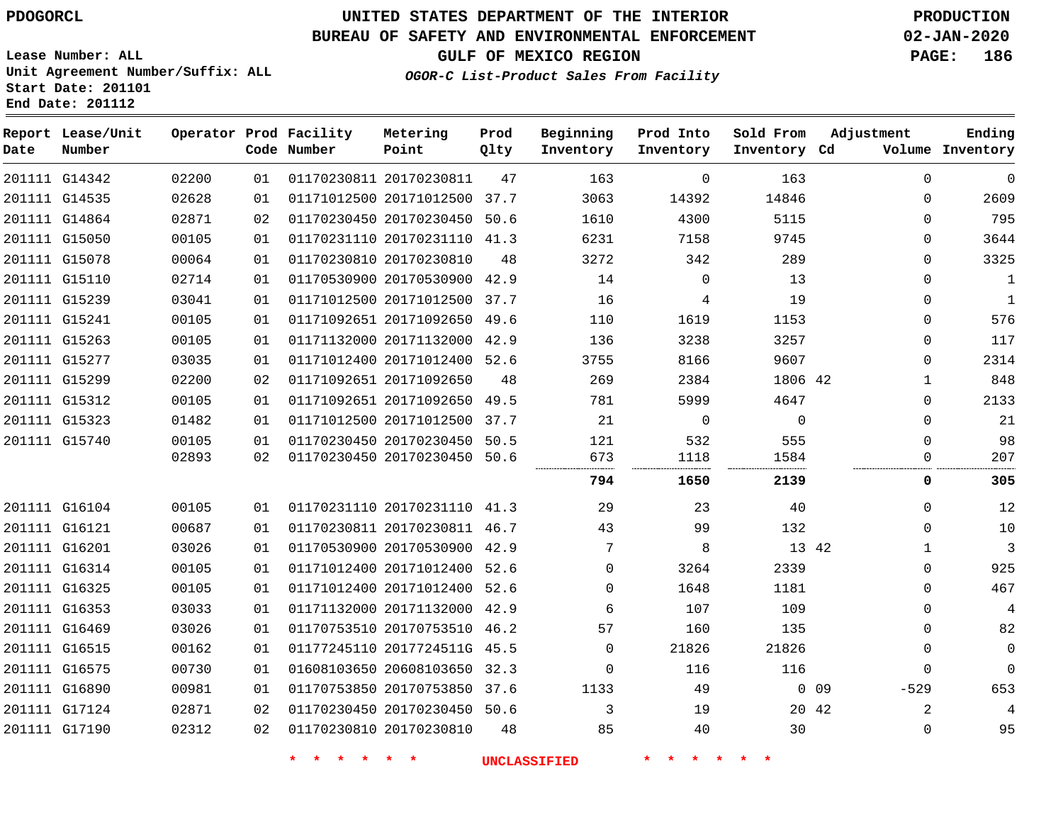PDOGORCL

# UNITED STATES DEPARTMENT OF THE INTERIOR
## BUREAU OF SAFETY AND ENVIRONMENTAL ENFORCEMENT
### GULF OF MEXICO REGION

*OGOR-C List-Product Sales From Facility*

PRODUCTION
02-JAN-2020

Lease Number: ALL
Unit Agreement Number/Suffix: ALL
Start Date: 201101
End Date: 201112

| Report Date | Lease/Unit Number | Operator | Prod Code | Facility Number | Metering Point | Prod Qlty | Beginning Inventory | Prod Into Inventory | Sold From Inventory | Adjustment Cd | Adjustment Volume | Ending Inventory |
|---|---|---|---|---|---|---|---|---|---|---|---|---|
| 201111 | G14342 | 02200 | 01 | 01170230811 | 20170230811 | 47 | 163 | 0 | 163 | | 0 | 0 |
| 201111 | G14535 | 02628 | 01 | 01171012500 | 20171012500 | 37.7 | 3063 | 14392 | 14846 | | 0 | 2609 |
| 201111 | G14864 | 02871 | 02 | 01170230450 | 20170230450 | 50.6 | 1610 | 4300 | 5115 | | 0 | 795 |
| 201111 | G15050 | 00105 | 01 | 01170231110 | 20170231110 | 41.3 | 6231 | 7158 | 9745 | | 0 | 3644 |
| 201111 | G15078 | 00064 | 01 | 01170230810 | 20170230810 | 48 | 3272 | 342 | 289 | | 0 | 3325 |
| 201111 | G15110 | 02714 | 01 | 01170530900 | 20170530900 | 42.9 | 14 | 0 | 13 | | 0 | 1 |
| 201111 | G15239 | 03041 | 01 | 01171012500 | 20171012500 | 37.7 | 16 | 4 | 19 | | 0 | 1 |
| 201111 | G15241 | 00105 | 01 | 01171092651 | 20171092650 | 49.6 | 110 | 1619 | 1153 | | 0 | 576 |
| 201111 | G15263 | 00105 | 01 | 01171132000 | 20171132000 | 42.9 | 136 | 3238 | 3257 | | 0 | 117 |
| 201111 | G15277 | 03035 | 01 | 01171012400 | 20171012400 | 52.6 | 3755 | 8166 | 9607 | | 0 | 2314 |
| 201111 | G15299 | 02200 | 02 | 01171092651 | 20171092650 | 48 | 269 | 2384 | 1806 | 42 | 1 | 848 |
| 201111 | G15312 | 00105 | 01 | 01171092651 | 20171092650 | 49.5 | 781 | 5999 | 4647 | | 0 | 2133 |
| 201111 | G15323 | 01482 | 01 | 01171012500 | 20171012500 | 37.7 | 21 | 0 | 0 | | 0 | 21 |
| 201111 | G15740 | 00105 | 01 | 01170230450 | 20170230450 | 50.5 | 121 | 532 | 555 | | 0 | 98 |
| | | 02893 | 02 | 01170230450 | 20170230450 | 50.6 | 673 | 1118 | 1584 | | 0 | 207 |
| | | | | | | | **794** | **1650** | **2139** | | **0** | **305** |
| 201111 | G16104 | 00105 | 01 | 01170231110 | 20170231110 | 41.3 | 29 | 23 | 40 | | 0 | 12 |
| 201111 | G16121 | 00687 | 01 | 01170230811 | 20170230811 | 46.7 | 43 | 99 | 132 | | 0 | 10 |
| 201111 | G16201 | 03026 | 01 | 01170530900 | 20170530900 | 42.9 | 7 | 8 | 13 | 42 | 1 | 3 |
| 201111 | G16314 | 00105 | 01 | 01171012400 | 20171012400 | 52.6 | 0 | 3264 | 2339 | | 0 | 925 |
| 201111 | G16325 | 00105 | 01 | 01171012400 | 20171012400 | 52.6 | 0 | 1648 | 1181 | | 0 | 467 |
| 201111 | G16353 | 03033 | 01 | 01171132000 | 20171132000 | 42.9 | 6 | 107 | 109 | | 0 | 4 |
| 201111 | G16469 | 03026 | 01 | 01170753510 | 20170753510 | 46.2 | 57 | 160 | 135 | | 0 | 82 |
| 201111 | G16515 | 00162 | 01 | 01177245110 | 2017724511G | 45.5 | 0 | 21826 | 21826 | | 0 | 0 |
| 201111 | G16575 | 00730 | 01 | 01608103650 | 20608103650 | 32.3 | 0 | 116 | 116 | | 0 | 0 |
| 201111 | G16890 | 00981 | 01 | 01170753850 | 20170753850 | 37.6 | 1133 | 49 | 0 | 09 | -529 | 653 |
| 201111 | G17124 | 02871 | 02 | 01170230450 | 20170230450 | 50.6 | 3 | 19 | 20 | 42 | 2 | 4 |
| 201111 | G17190 | 02312 | 02 | 01170230810 | 20170230810 | 48 | 85 | 40 | 30 | | 0 | 95 |

* * * * * * UNCLASSIFIED * * * * * *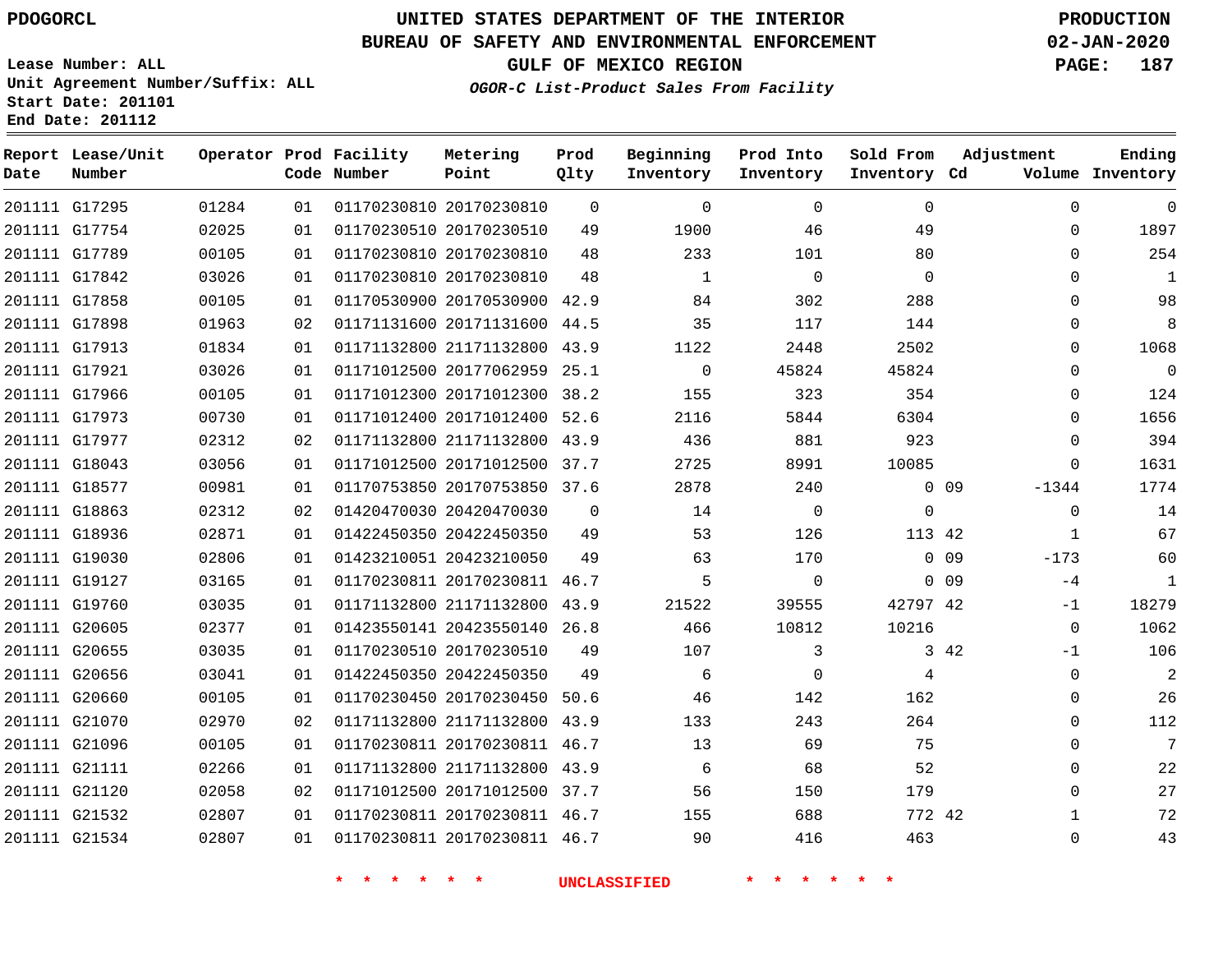PDOGORCL

# UNITED STATES DEPARTMENT OF THE INTERIOR
## BUREAU OF SAFETY AND ENVIRONMENTAL ENFORCEMENT
### GULF OF MEXICO REGION
*OGOR-C List-Product Sales From Facility*

PRODUCTION
02-JAN-2020

Lease Number: ALL
Unit Agreement Number/Suffix: ALL
Start Date: 201101
End Date: 201112

| Report Date | Lease/Unit Number | Operator | Prod Code | Facility Number | Metering Point | Prod Qlty | Beginning Inventory | Prod Into Inventory | Sold From Inventory | Adjustment Cd | Volume | Ending Inventory |
|---|---|---|---|---|---|---|---|---|---|---|---|---|
| 201111 | G17295 | 01284 | 01 | 01170230810 | 20170230810 | 0 | 0 | 0 | 0 | | 0 | 0 |
| 201111 | G17754 | 02025 | 01 | 01170230510 | 20170230510 | 49 | 1900 | 46 | 49 | | 0 | 1897 |
| 201111 | G17789 | 00105 | 01 | 01170230810 | 20170230810 | 48 | 233 | 101 | 80 | | 0 | 254 |
| 201111 | G17842 | 03026 | 01 | 01170230810 | 20170230810 | 48 | 1 | 0 | 0 | | 0 | 1 |
| 201111 | G17858 | 00105 | 01 | 01170530900 | 20170530900 | 42.9 | 84 | 302 | 288 | | 0 | 98 |
| 201111 | G17898 | 01963 | 02 | 01171131600 | 20171131600 | 44.5 | 35 | 117 | 144 | | 0 | 8 |
| 201111 | G17913 | 01834 | 01 | 01171132800 | 21171132800 | 43.9 | 1122 | 2448 | 2502 | | 0 | 1068 |
| 201111 | G17921 | 03026 | 01 | 01171012500 | 20177062959 | 25.1 | 0 | 45824 | 45824 | | 0 | 0 |
| 201111 | G17966 | 00105 | 01 | 01171012300 | 20171012300 | 38.2 | 155 | 323 | 354 | | 0 | 124 |
| 201111 | G17973 | 00730 | 01 | 01171012400 | 20171012400 | 52.6 | 2116 | 5844 | 6304 | | 0 | 1656 |
| 201111 | G17977 | 02312 | 02 | 01171132800 | 21171132800 | 43.9 | 436 | 881 | 923 | | 0 | 394 |
| 201111 | G18043 | 03056 | 01 | 01171012500 | 20171012500 | 37.7 | 2725 | 8991 | 10085 | | 0 | 1631 |
| 201111 | G18577 | 00981 | 01 | 01170753850 | 20170753850 | 37.6 | 2878 | 240 | 0 | 09 | -1344 | 1774 |
| 201111 | G18863 | 02312 | 02 | 01420470030 | 20420470030 | 0 | 14 | 0 | 0 | | 0 | 14 |
| 201111 | G18936 | 02871 | 01 | 01422450350 | 20422450350 | 49 | 53 | 126 | 113 | 42 | 1 | 67 |
| 201111 | G19030 | 02806 | 01 | 01423210051 | 20423210050 | 49 | 63 | 170 | 0 | 09 | -173 | 60 |
| 201111 | G19127 | 03165 | 01 | 01170230811 | 20170230811 | 46.7 | 5 | 0 | 0 | 09 | -4 | 1 |
| 201111 | G19760 | 03035 | 01 | 01171132800 | 21171132800 | 43.9 | 21522 | 39555 | 42797 | 42 | -1 | 18279 |
| 201111 | G20605 | 02377 | 01 | 01423550141 | 20423550140 | 26.8 | 466 | 10812 | 10216 | | 0 | 1062 |
| 201111 | G20655 | 03035 | 01 | 01170230510 | 20170230510 | 49 | 107 | 3 | 3 | 42 | -1 | 106 |
| 201111 | G20656 | 03041 | 01 | 01422450350 | 20422450350 | 49 | 6 | 0 | 4 | | 0 | 2 |
| 201111 | G20660 | 00105 | 01 | 01170230450 | 20170230450 | 50.6 | 46 | 142 | 162 | | 0 | 26 |
| 201111 | G21070 | 02970 | 02 | 01171132800 | 21171132800 | 43.9 | 133 | 243 | 264 | | 0 | 112 |
| 201111 | G21096 | 00105 | 01 | 01170230811 | 20170230811 | 46.7 | 13 | 69 | 75 | | 0 | 7 |
| 201111 | G21111 | 02266 | 01 | 01171132800 | 21171132800 | 43.9 | 6 | 68 | 52 | | 0 | 22 |
| 201111 | G21120 | 02058 | 02 | 01171012500 | 20171012500 | 37.7 | 56 | 150 | 179 | | 0 | 27 |
| 201111 | G21532 | 02807 | 01 | 01170230811 | 20170230811 | 46.7 | 155 | 688 | 772 | 42 | 1 | 72 |
| 201111 | G21534 | 02807 | 01 | 01170230811 | 20170230811 | 46.7 | 90 | 416 | 463 | | 0 | 43 |

\* \* \* \* \* \* UNCLASSIFIED \* \* \* \* \* \*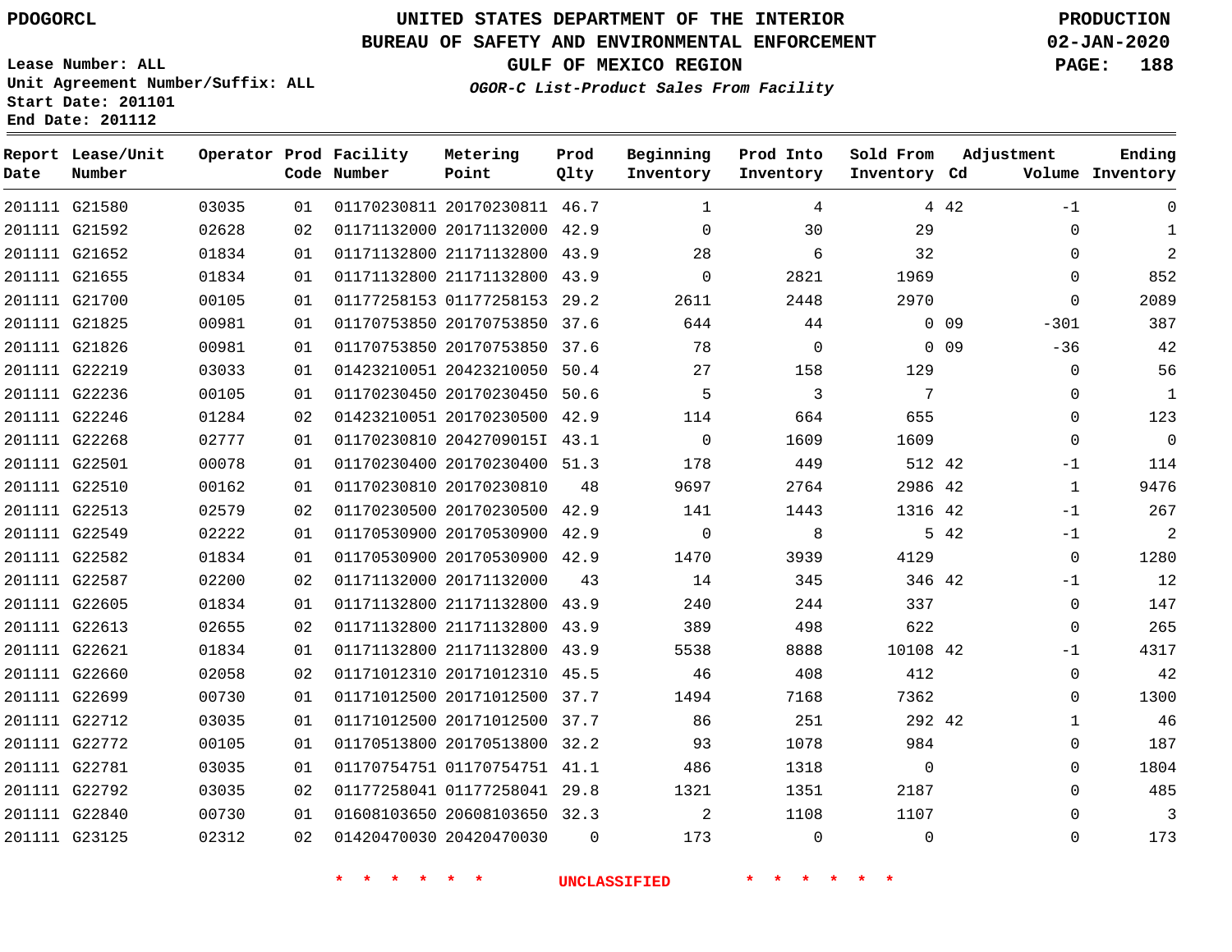# UNITED STATES DEPARTMENT OF THE INTERIOR
## BUREAU OF SAFETY AND ENVIRONMENTAL ENFORCEMENT
### GULF OF MEXICO REGION
*OGOR-C List-Product Sales From Facility*

PDOGORCL

PRODUCTION
02-JAN-2020

Lease Number: ALL
Unit Agreement Number/Suffix: ALL
Start Date: 201101
End Date: 201112

| Report Date | Lease/Unit Number | Operator | Prod Code | Facility Number | Metering Point | Prod Qlty | Beginning Inventory | Prod Into Inventory | Sold From Inventory | Adjustment Cd | Adjustment Volume | Ending Inventory |
|---|---|---|---|---|---|---|---|---|---|---|---|---|
| 201111 | G21580 | 03035 | 01 | 01170230811 | 20170230811 | 46.7 | 1 | 4 | 4 | 42 | -1 | 0 |
| 201111 | G21592 | 02628 | 02 | 01171132000 | 20171132000 | 42.9 | 0 | 30 | 29 | | 0 | 1 |
| 201111 | G21652 | 01834 | 01 | 01171132800 | 21171132800 | 43.9 | 28 | 6 | 32 | | 0 | 2 |
| 201111 | G21655 | 01834 | 01 | 01171132800 | 21171132800 | 43.9 | 0 | 2821 | 1969 | | 0 | 852 |
| 201111 | G21700 | 00105 | 01 | 01177258153 | 01177258153 | 29.2 | 2611 | 2448 | 2970 | | 0 | 2089 |
| 201111 | G21825 | 00981 | 01 | 01170753850 | 20170753850 | 37.6 | 644 | 44 | 0 | 09 | -301 | 387 |
| 201111 | G21826 | 00981 | 01 | 01170753850 | 20170753850 | 37.6 | 78 | 0 | 0 | 09 | -36 | 42 |
| 201111 | G22219 | 03033 | 01 | 01423210051 | 20423210050 | 50.4 | 27 | 158 | 129 | | 0 | 56 |
| 201111 | G22236 | 00105 | 01 | 01170230450 | 20170230450 | 50.6 | 5 | 3 | 7 | | 0 | 1 |
| 201111 | G22246 | 01284 | 02 | 01423210051 | 20170230500 | 42.9 | 114 | 664 | 655 | | 0 | 123 |
| 201111 | G22268 | 02777 | 01 | 01170230810 | 2042709015I | 43.1 | 0 | 1609 | 1609 | | 0 | 0 |
| 201111 | G22501 | 00078 | 01 | 01170230400 | 20170230400 | 51.3 | 178 | 449 | 512 | 42 | -1 | 114 |
| 201111 | G22510 | 00162 | 01 | 01170230810 | 20170230810 | 48 | 9697 | 2764 | 2986 | 42 | 1 | 9476 |
| 201111 | G22513 | 02579 | 02 | 01170230500 | 20170230500 | 42.9 | 141 | 1443 | 1316 | 42 | -1 | 267 |
| 201111 | G22549 | 02222 | 01 | 01170530900 | 20170530900 | 42.9 | 0 | 8 | 5 | 42 | -1 | 2 |
| 201111 | G22582 | 01834 | 01 | 01170530900 | 20170530900 | 42.9 | 1470 | 3939 | 4129 | | 0 | 1280 |
| 201111 | G22587 | 02200 | 02 | 01171132000 | 20171132000 | 43 | 14 | 345 | 346 | 42 | -1 | 12 |
| 201111 | G22605 | 01834 | 01 | 01171132800 | 21171132800 | 43.9 | 240 | 244 | 337 | | 0 | 147 |
| 201111 | G22613 | 02655 | 02 | 01171132800 | 21171132800 | 43.9 | 389 | 498 | 622 | | 0 | 265 |
| 201111 | G22621 | 01834 | 01 | 01171132800 | 21171132800 | 43.9 | 5538 | 8888 | 10108 | 42 | -1 | 4317 |
| 201111 | G22660 | 02058 | 02 | 01171012310 | 20171012310 | 45.5 | 46 | 408 | 412 | | 0 | 42 |
| 201111 | G22699 | 00730 | 01 | 01171012500 | 20171012500 | 37.7 | 1494 | 7168 | 7362 | | 0 | 1300 |
| 201111 | G22712 | 03035 | 01 | 01171012500 | 20171012500 | 37.7 | 86 | 251 | 292 | 42 | 1 | 46 |
| 201111 | G22772 | 00105 | 01 | 01170513800 | 20170513800 | 32.2 | 93 | 1078 | 984 | | 0 | 187 |
| 201111 | G22781 | 03035 | 01 | 01170754751 | 01170754751 | 41.1 | 486 | 1318 | 0 | | 0 | 1804 |
| 201111 | G22792 | 03035 | 02 | 01177258041 | 01177258041 | 29.8 | 1321 | 1351 | 2187 | | 0 | 485 |
| 201111 | G22840 | 00730 | 01 | 01608103650 | 20608103650 | 32.3 | 2 | 1108 | 1107 | | 0 | 3 |
| 201111 | G23125 | 02312 | 02 | 01420470030 | 20420470030 | 0 | 173 | 0 | 0 | | 0 | 173 |

\* \* \* \* \* \* UNCLASSIFIED \* \* \* \* \* \*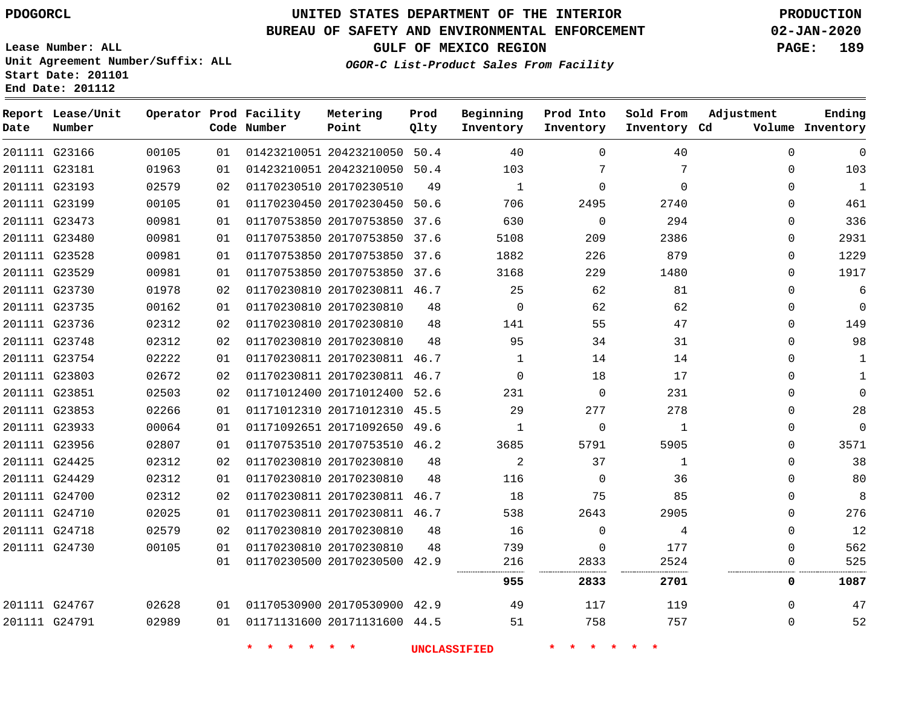PDOGORCL

# UNITED STATES DEPARTMENT OF THE INTERIOR
## BUREAU OF SAFETY AND ENVIRONMENTAL ENFORCEMENT
### GULF OF MEXICO REGION

PRODUCTION
02-JAN-2020

*OGOR-C List-Product Sales From Facility*

Lease Number: ALL
Unit Agreement Number/Suffix: ALL
Start Date: 201101
End Date: 201112

| Report Date | Lease/Unit Number | Operator | Prod Code | Facility Number | Metering Point | Prod Qlty | Beginning Inventory | Prod Into Inventory | Sold From Inventory | Adjustment Cd | Volume | Ending Inventory |
|---|---|---|---|---|---|---|---|---|---|---|---|---|
| 201111 | G23166 | 00105 | 01 | 01423210051 | 20423210050 | 50.4 | 40 | 0 | 40 | | 0 | 0 |
| 201111 | G23181 | 01963 | 01 | 01423210051 | 20423210050 | 50.4 | 103 | 7 | 7 | | 0 | 103 |
| 201111 | G23193 | 02579 | 02 | 01170230510 | 20170230510 | 49 | 1 | 0 | 0 | | 0 | 1 |
| 201111 | G23199 | 00105 | 01 | 01170230450 | 20170230450 | 50.6 | 706 | 2495 | 2740 | | 0 | 461 |
| 201111 | G23473 | 00981 | 01 | 01170753850 | 20170753850 | 37.6 | 630 | 0 | 294 | | 0 | 336 |
| 201111 | G23480 | 00981 | 01 | 01170753850 | 20170753850 | 37.6 | 5108 | 209 | 2386 | | 0 | 2931 |
| 201111 | G23528 | 00981 | 01 | 01170753850 | 20170753850 | 37.6 | 1882 | 226 | 879 | | 0 | 1229 |
| 201111 | G23529 | 00981 | 01 | 01170753850 | 20170753850 | 37.6 | 3168 | 229 | 1480 | | 0 | 1917 |
| 201111 | G23730 | 01978 | 02 | 01170230810 | 20170230811 | 46.7 | 25 | 62 | 81 | | 0 | 6 |
| 201111 | G23735 | 00162 | 01 | 01170230810 | 20170230810 | 48 | 0 | 62 | 62 | | 0 | 0 |
| 201111 | G23736 | 02312 | 02 | 01170230810 | 20170230810 | 48 | 141 | 55 | 47 | | 0 | 149 |
| 201111 | G23748 | 02312 | 02 | 01170230810 | 20170230810 | 48 | 95 | 34 | 31 | | 0 | 98 |
| 201111 | G23754 | 02222 | 01 | 01170230811 | 20170230811 | 46.7 | 1 | 14 | 14 | | 0 | 1 |
| 201111 | G23803 | 02672 | 02 | 01170230811 | 20170230811 | 46.7 | 0 | 18 | 17 | | 0 | 1 |
| 201111 | G23851 | 02503 | 02 | 01171012400 | 20171012400 | 52.6 | 231 | 0 | 231 | | 0 | 0 |
| 201111 | G23853 | 02266 | 01 | 01171012310 | 20171012310 | 45.5 | 29 | 277 | 278 | | 0 | 28 |
| 201111 | G23933 | 00064 | 01 | 01171092651 | 20171092650 | 49.6 | 1 | 0 | 1 | | 0 | 0 |
| 201111 | G23956 | 02807 | 01 | 01170753510 | 20170753510 | 46.2 | 3685 | 5791 | 5905 | | 0 | 3571 |
| 201111 | G24425 | 02312 | 02 | 01170230810 | 20170230810 | 48 | 2 | 37 | 1 | | 0 | 38 |
| 201111 | G24429 | 02312 | 01 | 01170230810 | 20170230810 | 48 | 116 | 0 | 36 | | 0 | 80 |
| 201111 | G24700 | 02312 | 02 | 01170230811 | 20170230811 | 46.7 | 18 | 75 | 85 | | 0 | 8 |
| 201111 | G24710 | 02025 | 01 | 01170230811 | 20170230811 | 46.7 | 538 | 2643 | 2905 | | 0 | 276 |
| 201111 | G24718 | 02579 | 02 | 01170230810 | 20170230810 | 48 | 16 | 0 | 4 | | 0 | 12 |
| 201111 | G24730 | 00105 | 01 | 01170230810 | 20170230810 | 48 | 739 | 0 | 177 | | 0 | 562 |
| | | | 01 | 01170230500 | 20170230500 | 42.9 | 216 | 2833 | 2524 | | 0 | 525 |
| | | | | | | | **955** | **2833** | **2701** | | **0** | **1087** |
| 201111 | G24767 | 02628 | 01 | 01170530900 | 20170530900 | 42.9 | 49 | 117 | 119 | | 0 | 47 |
| 201111 | G24791 | 02989 | 01 | 01171131600 | 20171131600 | 44.5 | 51 | 758 | 757 | | 0 | 52 |

* * * * * * UNCLASSIFIED * * * * * *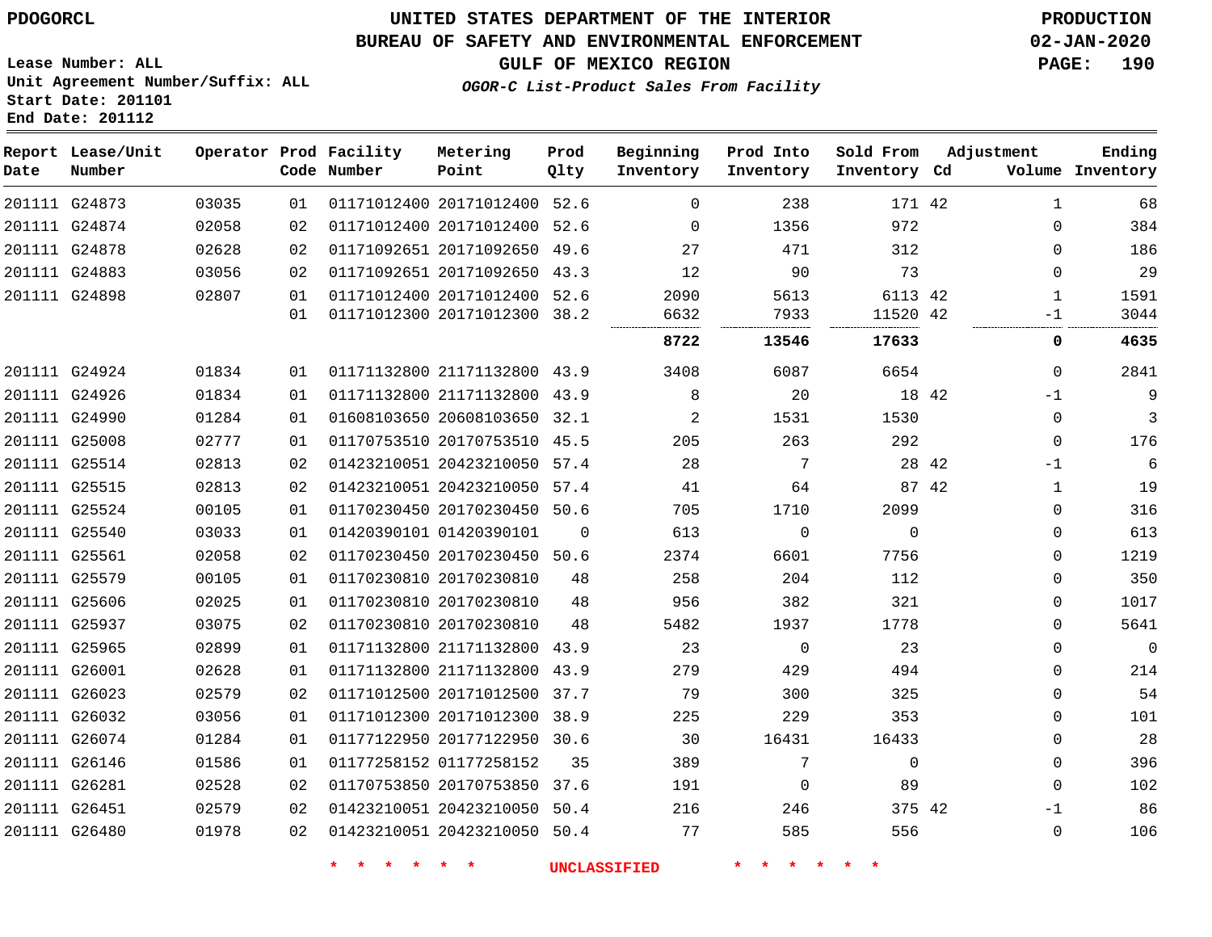PDOGORCL

# UNITED STATES DEPARTMENT OF THE INTERIOR
## BUREAU OF SAFETY AND ENVIRONMENTAL ENFORCEMENT
### GULF OF MEXICO REGION
*OGOR-C List-Product Sales From Facility*

PRODUCTION
02-JAN-2020

Lease Number: ALL
Unit Agreement Number/Suffix: ALL
Start Date: 201101
End Date: 201112

| Report Date | Lease/Unit Number | Operator | Prod Code | Facility Number | Metering Point | Prod Qlty | Beginning Inventory | Prod Into Inventory | Sold From Inventory | Adjustment Cd | Volume | Ending Inventory |
|---|---|---|---|---|---|---|---|---|---|---|---|---|
| 201111 | G24873 | 03035 | 01 | 01171012400 | 20171012400 | 52.6 | 0 | 238 | 171 | 42 | 1 | 68 |
| 201111 | G24874 | 02058 | 02 | 01171012400 | 20171012400 | 52.6 | 0 | 1356 | 972 | | 0 | 384 |
| 201111 | G24878 | 02628 | 02 | 01171092651 | 20171092650 | 49.6 | 27 | 471 | 312 | | 0 | 186 |
| 201111 | G24883 | 03056 | 02 | 01171092651 | 20171092650 | 43.3 | 12 | 90 | 73 | | 0 | 29 |
| 201111 | G24898 | 02807 | 01 | 01171012400 | 20171012400 | 52.6 | 2090 | 5613 | 6113 | 42 | 1 | 1591 |
| | | | 01 | 01171012300 | 20171012300 | 38.2 | 6632 | 7933 | 11520 | 42 | -1 | 3044 |
| | | | | | | | **8722** | **13546** | **17633** | | **0** | **4635** |
| 201111 | G24924 | 01834 | 01 | 01171132800 | 21171132800 | 43.9 | 3408 | 6087 | 6654 | | 0 | 2841 |
| 201111 | G24926 | 01834 | 01 | 01171132800 | 21171132800 | 43.9 | 8 | 20 | 18 | 42 | -1 | 9 |
| 201111 | G24990 | 01284 | 01 | 01608103650 | 20608103650 | 32.1 | 2 | 1531 | 1530 | | 0 | 3 |
| 201111 | G25008 | 02777 | 01 | 01170753510 | 20170753510 | 45.5 | 205 | 263 | 292 | | 0 | 176 |
| 201111 | G25514 | 02813 | 02 | 01423210051 | 20423210050 | 57.4 | 28 | 7 | 28 | 42 | -1 | 6 |
| 201111 | G25515 | 02813 | 02 | 01423210051 | 20423210050 | 57.4 | 41 | 64 | 87 | 42 | 1 | 19 |
| 201111 | G25524 | 00105 | 01 | 01170230450 | 20170230450 | 50.6 | 705 | 1710 | 2099 | | 0 | 316 |
| 201111 | G25540 | 03033 | 01 | 01420390101 | 01420390101 | 0 | 613 | 0 | 0 | | 0 | 613 |
| 201111 | G25561 | 02058 | 02 | 01170230450 | 20170230450 | 50.6 | 2374 | 6601 | 7756 | | 0 | 1219 |
| 201111 | G25579 | 00105 | 01 | 01170230810 | 20170230810 | 48 | 258 | 204 | 112 | | 0 | 350 |
| 201111 | G25606 | 02025 | 01 | 01170230810 | 20170230810 | 48 | 956 | 382 | 321 | | 0 | 1017 |
| 201111 | G25937 | 03075 | 02 | 01170230810 | 20170230810 | 48 | 5482 | 1937 | 1778 | | 0 | 5641 |
| 201111 | G25965 | 02899 | 01 | 01171132800 | 21171132800 | 43.9 | 23 | 0 | 23 | | 0 | 0 |
| 201111 | G26001 | 02628 | 01 | 01171132800 | 21171132800 | 43.9 | 279 | 429 | 494 | | 0 | 214 |
| 201111 | G26023 | 02579 | 02 | 01171012500 | 20171012500 | 37.7 | 79 | 300 | 325 | | 0 | 54 |
| 201111 | G26032 | 03056 | 01 | 01171012300 | 20171012300 | 38.9 | 225 | 229 | 353 | | 0 | 101 |
| 201111 | G26074 | 01284 | 01 | 01177122950 | 20177122950 | 30.6 | 30 | 16431 | 16433 | | 0 | 28 |
| 201111 | G26146 | 01586 | 01 | 01177258152 | 01177258152 | 35 | 389 | 7 | 0 | | 0 | 396 |
| 201111 | G26281 | 02528 | 02 | 01170753850 | 20170753850 | 37.6 | 191 | 0 | 89 | | 0 | 102 |
| 201111 | G26451 | 02579 | 02 | 01423210051 | 20423210050 | 50.4 | 216 | 246 | 375 | 42 | -1 | 86 |
| 201111 | G26480 | 01978 | 02 | 01423210051 | 20423210050 | 50.4 | 77 | 585 | 556 | | 0 | 106 |

\* \* \* \* \* \* UNCLASSIFIED \* \* \* \* \* \*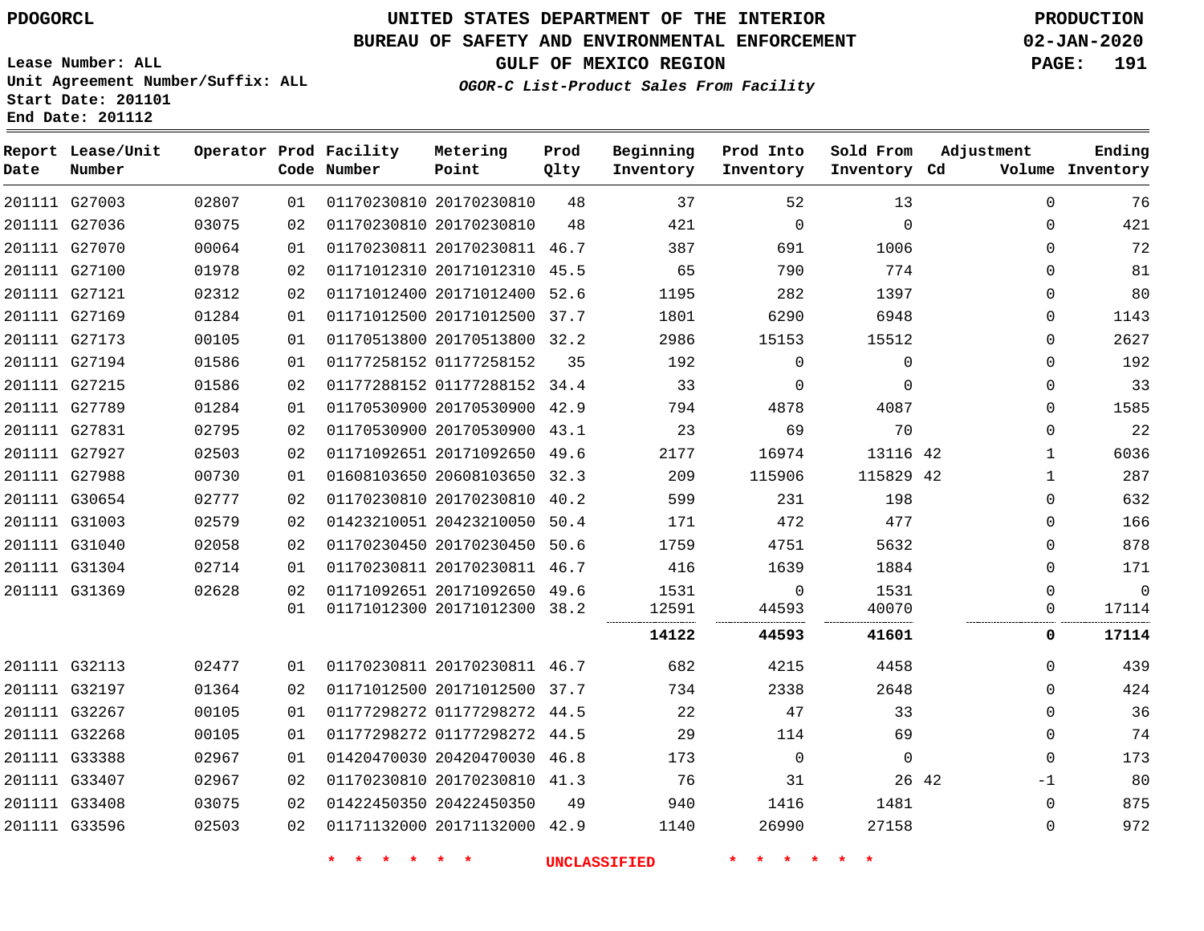# UNITED STATES DEPARTMENT OF THE INTERIOR
## BUREAU OF SAFETY AND ENVIRONMENTAL ENFORCEMENT
### GULF OF MEXICO REGION
*OGOR-C List-Product Sales From Facility*

PDOGORCL

PRODUCTION 02-JAN-2020

Lease Number: ALL
Unit Agreement Number/Suffix: ALL
Start Date: 201101
End Date: 201112

| Report Date | Lease/Unit Number | Operator | Prod Code | Facility Number | Metering Point | Prod Qlty | Beginning Inventory | Prod Into Inventory | Sold From Inventory | Adjustment Cd | Adjustment Volume | Ending Inventory |
|---|---|---|---|---|---|---|---|---|---|---|---|---|
| 201111 | G27003 | 02807 | 01 | 01170230810 | 20170230810 | 48 | 37 | 52 | 13 | | 0 | 76 |
| 201111 | G27036 | 03075 | 02 | 01170230810 | 20170230810 | 48 | 421 | 0 | 0 | | 0 | 421 |
| 201111 | G27070 | 00064 | 01 | 01170230811 | 20170230811 | 46.7 | 387 | 691 | 1006 | | 0 | 72 |
| 201111 | G27100 | 01978 | 02 | 01171012310 | 20171012310 | 45.5 | 65 | 790 | 774 | | 0 | 81 |
| 201111 | G27121 | 02312 | 02 | 01171012400 | 20171012400 | 52.6 | 1195 | 282 | 1397 | | 0 | 80 |
| 201111 | G27169 | 01284 | 01 | 01171012500 | 20171012500 | 37.7 | 1801 | 6290 | 6948 | | 0 | 1143 |
| 201111 | G27173 | 00105 | 01 | 01170513800 | 20170513800 | 32.2 | 2986 | 15153 | 15512 | | 0 | 2627 |
| 201111 | G27194 | 01586 | 01 | 01177258152 | 01177258152 | 35 | 192 | 0 | 0 | | 0 | 192 |
| 201111 | G27215 | 01586 | 02 | 01177288152 | 01177288152 | 34.4 | 33 | 0 | 0 | | 0 | 33 |
| 201111 | G27789 | 01284 | 01 | 01170530900 | 20170530900 | 42.9 | 794 | 4878 | 4087 | | 0 | 1585 |
| 201111 | G27831 | 02795 | 02 | 01170530900 | 20170530900 | 43.1 | 23 | 69 | 70 | | 0 | 22 |
| 201111 | G27927 | 02503 | 02 | 01171092651 | 20171092650 | 49.6 | 2177 | 16974 | 13116 | 42 | 1 | 6036 |
| 201111 | G27988 | 00730 | 01 | 01608103650 | 20608103650 | 32.3 | 209 | 115906 | 115829 | 42 | 1 | 287 |
| 201111 | G30654 | 02777 | 02 | 01170230810 | 20170230810 | 40.2 | 599 | 231 | 198 | | 0 | 632 |
| 201111 | G31003 | 02579 | 02 | 01423210051 | 20423210050 | 50.4 | 171 | 472 | 477 | | 0 | 166 |
| 201111 | G31040 | 02058 | 02 | 01170230450 | 20170230450 | 50.6 | 1759 | 4751 | 5632 | | 0 | 878 |
| 201111 | G31304 | 02714 | 01 | 01170230811 | 20170230811 | 46.7 | 416 | 1639 | 1884 | | 0 | 171 |
| 201111 | G31369 | 02628 | 02 | 01171092651 | 20171092650 | 49.6 | 1531 | 0 | 1531 | | 0 | 0 |
| | | | 01 | 01171012300 | 20171012300 | 38.2 | 12591 | 44593 | 40070 | | 0 | 17114 |
| | | | | | | | **14122** | **44593** | **41601** | | **0** | **17114** |
| 201111 | G32113 | 02477 | 01 | 01170230811 | 20170230811 | 46.7 | 682 | 4215 | 4458 | | 0 | 439 |
| 201111 | G32197 | 01364 | 02 | 01171012500 | 20171012500 | 37.7 | 734 | 2338 | 2648 | | 0 | 424 |
| 201111 | G32267 | 00105 | 01 | 01177298272 | 01177298272 | 44.5 | 22 | 47 | 33 | | 0 | 36 |
| 201111 | G32268 | 00105 | 01 | 01177298272 | 01177298272 | 44.5 | 29 | 114 | 69 | | 0 | 74 |
| 201111 | G33388 | 02967 | 01 | 01420470030 | 20420470030 | 46.8 | 173 | 0 | 0 | | 0 | 173 |
| 201111 | G33407 | 02967 | 02 | 01170230810 | 20170230810 | 41.3 | 76 | 31 | 26 | 42 | -1 | 80 |
| 201111 | G33408 | 03075 | 02 | 01422450350 | 20422450350 | 49 | 940 | 1416 | 1481 | | 0 | 875 |
| 201111 | G33596 | 02503 | 02 | 01171132000 | 20171132000 | 42.9 | 1140 | 26990 | 27158 | | 0 | 972 |

* * * * * * UNCLASSIFIED * * * * * *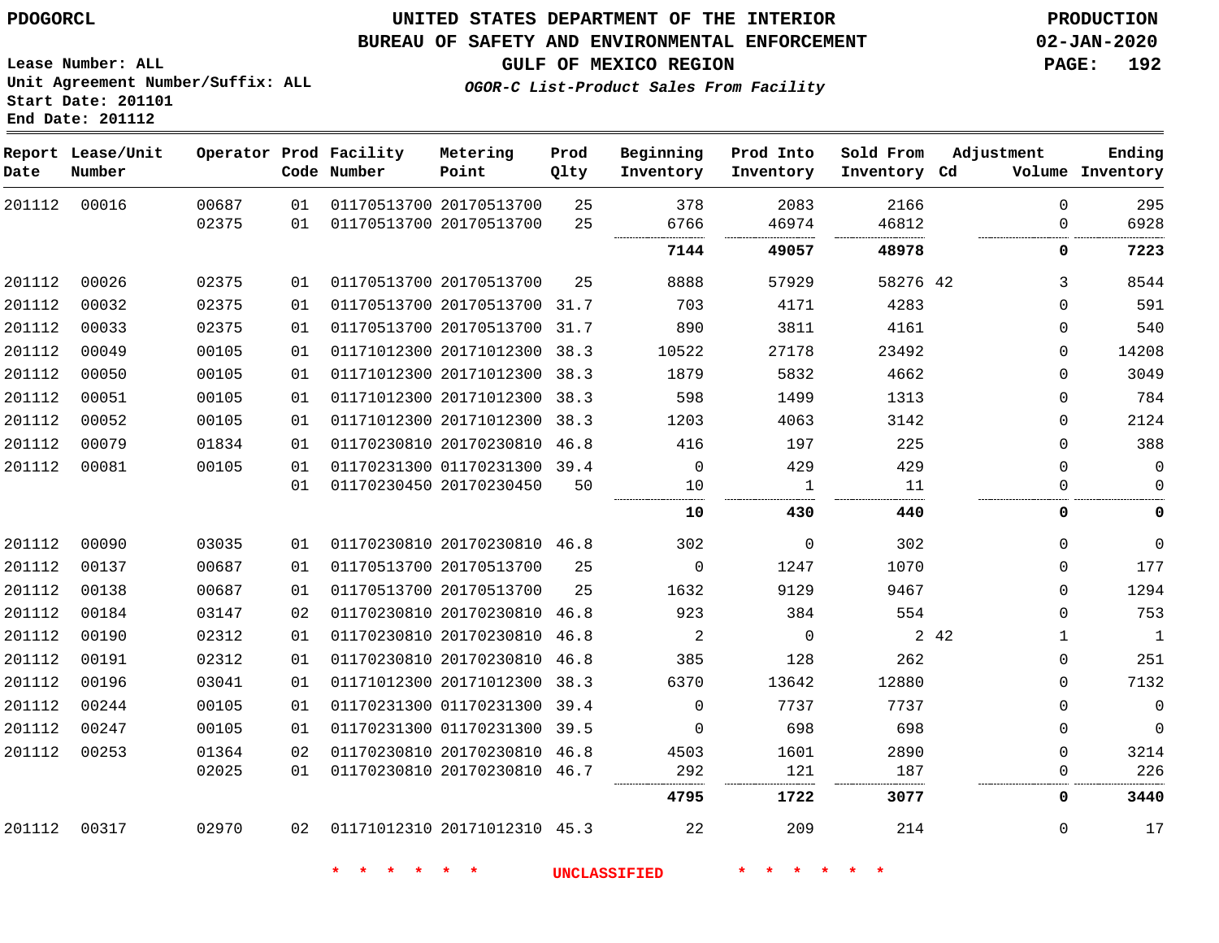PDOGORCL

# UNITED STATES DEPARTMENT OF THE INTERIOR
## BUREAU OF SAFETY AND ENVIRONMENTAL ENFORCEMENT
### GULF OF MEXICO REGION

*OGOR-C List-Product Sales From Facility*

PRODUCTION
02-JAN-2020

Lease Number: ALL
Unit Agreement Number/Suffix: ALL
Start Date: 201101
End Date: 201112

| Report Date | Lease/Unit Number | Operator | Prod Code | Facility Number | Metering Point | Prod Qlty | Beginning Inventory | Prod Into Inventory | Sold From Inventory | Adjustment Cd | Adjustment Volume | Ending Inventory |
|---|---|---|---|---|---|---|---|---|---|---|---|---|
| 201112 | 00016 | 00687 | 01 | 01170513700 | 20170513700 | 25 | 378 | 2083 | 2166 | | 0 | 295 |
| | | 02375 | 01 | 01170513700 | 20170513700 | 25 | 6766 | 46974 | 46812 | | 0 | 6928 |
| | | | | | | | **7144** | **49057** | **48978** | | **0** | **7223** |
| 201112 | 00026 | 02375 | 01 | 01170513700 | 20170513700 | 25 | 8888 | 57929 | 58276 | 42 | 3 | 8544 |
| 201112 | 00032 | 02375 | 01 | 01170513700 | 20170513700 | 31.7 | 703 | 4171 | 4283 | | 0 | 591 |
| 201112 | 00033 | 02375 | 01 | 01170513700 | 20170513700 | 31.7 | 890 | 3811 | 4161 | | 0 | 540 |
| 201112 | 00049 | 00105 | 01 | 01171012300 | 20171012300 | 38.3 | 10522 | 27178 | 23492 | | 0 | 14208 |
| 201112 | 00050 | 00105 | 01 | 01171012300 | 20171012300 | 38.3 | 1879 | 5832 | 4662 | | 0 | 3049 |
| 201112 | 00051 | 00105 | 01 | 01171012300 | 20171012300 | 38.3 | 598 | 1499 | 1313 | | 0 | 784 |
| 201112 | 00052 | 00105 | 01 | 01171012300 | 20171012300 | 38.3 | 1203 | 4063 | 3142 | | 0 | 2124 |
| 201112 | 00079 | 01834 | 01 | 01170230810 | 20170230810 | 46.8 | 416 | 197 | 225 | | 0 | 388 |
| 201112 | 00081 | 00105 | 01 | 01170231300 | 01170231300 | 39.4 | 0 | 429 | 429 | | 0 | 0 |
| | | | 01 | 01170230450 | 20170230450 | 50 | 10 | 1 | 11 | | 0 | 0 |
| | | | | | | | **10** | **430** | **440** | | **0** | **0** |
| 201112 | 00090 | 03035 | 01 | 01170230810 | 20170230810 | 46.8 | 302 | 0 | 302 | | 0 | 0 |
| 201112 | 00137 | 00687 | 01 | 01170513700 | 20170513700 | 25 | 0 | 1247 | 1070 | | 0 | 177 |
| 201112 | 00138 | 00687 | 01 | 01170513700 | 20170513700 | 25 | 1632 | 9129 | 9467 | | 0 | 1294 |
| 201112 | 00184 | 03147 | 02 | 01170230810 | 20170230810 | 46.8 | 923 | 384 | 554 | | 0 | 753 |
| 201112 | 00190 | 02312 | 01 | 01170230810 | 20170230810 | 46.8 | 2 | 0 | 2 | 42 | 1 | 1 |
| 201112 | 00191 | 02312 | 01 | 01170230810 | 20170230810 | 46.8 | 385 | 128 | 262 | | 0 | 251 |
| 201112 | 00196 | 03041 | 01 | 01171012300 | 20171012300 | 38.3 | 6370 | 13642 | 12880 | | 0 | 7132 |
| 201112 | 00244 | 00105 | 01 | 01170231300 | 01170231300 | 39.4 | 0 | 7737 | 7737 | | 0 | 0 |
| 201112 | 00247 | 00105 | 01 | 01170231300 | 01170231300 | 39.5 | 0 | 698 | 698 | | 0 | 0 |
| 201112 | 00253 | 01364 | 02 | 01170230810 | 20170230810 | 46.8 | 4503 | 1601 | 2890 | | 0 | 3214 |
| | | 02025 | 01 | 01170230810 | 20170230810 | 46.7 | 292 | 121 | 187 | | 0 | 226 |
| | | | | | | | **4795** | **1722** | **3077** | | **0** | **3440** |
| 201112 | 00317 | 02970 | 02 | 01171012310 | 20171012310 | 45.3 | 22 | 209 | 214 | | 0 | 17 |

\* \* \* \* \* \* UNCLASSIFIED \* \* \* \* \* \*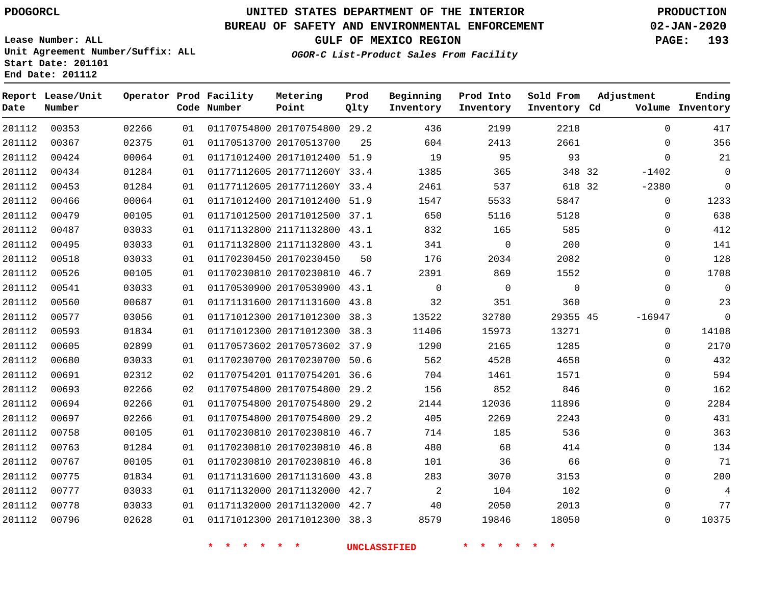PDOGORCL

# UNITED STATES DEPARTMENT OF THE INTERIOR
## BUREAU OF SAFETY AND ENVIRONMENTAL ENFORCEMENT
### GULF OF MEXICO REGION
*OGOR-C List-Product Sales From Facility*

PRODUCTION
02-JAN-2020

Lease Number: ALL
Unit Agreement Number/Suffix: ALL
Start Date: 201101
End Date: 201112

| Report Date | Lease/Unit Number | Operator | Prod Code | Facility Number | Metering Point | Prod Qlty | Beginning Inventory | Prod Into Inventory | Sold From Inventory | Adjustment Cd | Adjustment Volume | Ending Inventory |
|---|---|---|---|---|---|---|---|---|---|---|---|---|
| 201112 | 00353 | 02266 | 01 | 01170754800 | 20170754800 | 29.2 | 436 | 2199 | 2218 | | 0 | 417 |
| 201112 | 00367 | 02375 | 01 | 01170513700 | 20170513700 | 25 | 604 | 2413 | 2661 | | 0 | 356 |
| 201112 | 00424 | 00064 | 01 | 01171012400 | 20171012400 | 51.9 | 19 | 95 | 93 | | 0 | 21 |
| 201112 | 00434 | 01284 | 01 | 01177112605 | 2017711260Y | 33.4 | 1385 | 365 | 348 | 32 | -1402 | 0 |
| 201112 | 00453 | 01284 | 01 | 01177112605 | 2017711260Y | 33.4 | 2461 | 537 | 618 | 32 | -2380 | 0 |
| 201112 | 00466 | 00064 | 01 | 01171012400 | 20171012400 | 51.9 | 1547 | 5533 | 5847 | | 0 | 1233 |
| 201112 | 00479 | 00105 | 01 | 01171012500 | 20171012500 | 37.1 | 650 | 5116 | 5128 | | 0 | 638 |
| 201112 | 00487 | 03033 | 01 | 01171132800 | 21171132800 | 43.1 | 832 | 165 | 585 | | 0 | 412 |
| 201112 | 00495 | 03033 | 01 | 01171132800 | 21171132800 | 43.1 | 341 | 0 | 200 | | 0 | 141 |
| 201112 | 00518 | 03033 | 01 | 01170230450 | 20170230450 | 50 | 176 | 2034 | 2082 | | 0 | 128 |
| 201112 | 00526 | 00105 | 01 | 01170230810 | 20170230810 | 46.7 | 2391 | 869 | 1552 | | 0 | 1708 |
| 201112 | 00541 | 03033 | 01 | 01170530900 | 20170530900 | 43.1 | 0 | 0 | 0 | | 0 | 0 |
| 201112 | 00560 | 00687 | 01 | 01171131600 | 20171131600 | 43.8 | 32 | 351 | 360 | | 0 | 23 |
| 201112 | 00577 | 03056 | 01 | 01171012300 | 20171012300 | 38.3 | 13522 | 32780 | 29355 | 45 | -16947 | 0 |
| 201112 | 00593 | 01834 | 01 | 01171012300 | 20171012300 | 38.3 | 11406 | 15973 | 13271 | | 0 | 14108 |
| 201112 | 00605 | 02899 | 01 | 01170573602 | 20170573602 | 37.9 | 1290 | 2165 | 1285 | | 0 | 2170 |
| 201112 | 00680 | 03033 | 01 | 01170230700 | 20170230700 | 50.6 | 562 | 4528 | 4658 | | 0 | 432 |
| 201112 | 00691 | 02312 | 02 | 01170754201 | 01170754201 | 36.6 | 704 | 1461 | 1571 | | 0 | 594 |
| 201112 | 00693 | 02266 | 02 | 01170754800 | 20170754800 | 29.2 | 156 | 852 | 846 | | 0 | 162 |
| 201112 | 00694 | 02266 | 01 | 01170754800 | 20170754800 | 29.2 | 2144 | 12036 | 11896 | | 0 | 2284 |
| 201112 | 00697 | 02266 | 01 | 01170754800 | 20170754800 | 29.2 | 405 | 2269 | 2243 | | 0 | 431 |
| 201112 | 00758 | 00105 | 01 | 01170230810 | 20170230810 | 46.7 | 714 | 185 | 536 | | 0 | 363 |
| 201112 | 00763 | 01284 | 01 | 01170230810 | 20170230810 | 46.8 | 480 | 68 | 414 | | 0 | 134 |
| 201112 | 00767 | 00105 | 01 | 01170230810 | 20170230810 | 46.8 | 101 | 36 | 66 | | 0 | 71 |
| 201112 | 00775 | 01834 | 01 | 01171131600 | 20171131600 | 43.8 | 283 | 3070 | 3153 | | 0 | 200 |
| 201112 | 00777 | 03033 | 01 | 01171132000 | 20171132000 | 42.7 | 2 | 104 | 102 | | 0 | 4 |
| 201112 | 00778 | 03033 | 01 | 01171132000 | 20171132000 | 42.7 | 40 | 2050 | 2013 | | 0 | 77 |
| 201112 | 00796 | 02628 | 01 | 01171012300 | 20171012300 | 38.3 | 8579 | 19846 | 18050 | | 0 | 10375 |

* * * * * * UNCLASSIFIED * * * * * *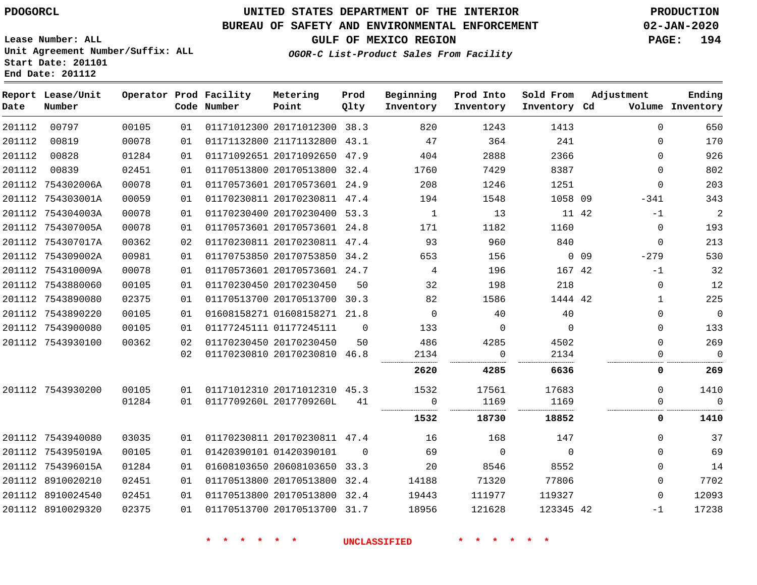PDOGORCL

# UNITED STATES DEPARTMENT OF THE INTERIOR
## BUREAU OF SAFETY AND ENVIRONMENTAL ENFORCEMENT
### GULF OF MEXICO REGION
*OGOR-C List-Product Sales From Facility*

PRODUCTION
02-JAN-2020

Lease Number: ALL
Unit Agreement Number/Suffix: ALL
Start Date: 201101
End Date: 201112

| Report Date | Lease/Unit Number | Operator | Prod Code | Facility Number | Metering Point | Prod Qlty | Beginning Inventory | Prod Into Inventory | Sold From Inventory | Adjustment Cd | Adjustment Volume | Ending Inventory |
|---|---|---|---|---|---|---|---|---|---|---|---|---|
| 201112 | 00797 | 00105 | 01 | 01171012300 | 20171012300 | 38.3 | 820 | 1243 | 1413 | | 0 | 650 |
| 201112 | 00819 | 00078 | 01 | 01171132800 | 21171132800 | 43.1 | 47 | 364 | 241 | | 0 | 170 |
| 201112 | 00828 | 01284 | 01 | 01171092651 | 20171092650 | 47.9 | 404 | 2888 | 2366 | | 0 | 926 |
| 201112 | 00839 | 02451 | 01 | 01170513800 | 20170513800 | 32.4 | 1760 | 7429 | 8387 | | 0 | 802 |
| 201112 | 754302006A | 00078 | 01 | 01170573601 | 20170573601 | 24.9 | 208 | 1246 | 1251 | | 0 | 203 |
| 201112 | 754303001A | 00059 | 01 | 01170230811 | 20170230811 | 47.4 | 194 | 1548 | 1058 | 09 | -341 | 343 |
| 201112 | 754304003A | 00078 | 01 | 01170230400 | 20170230400 | 53.3 | 1 | 13 | 11 | 42 | -1 | 2 |
| 201112 | 754307005A | 00078 | 01 | 01170573601 | 20170573601 | 24.8 | 171 | 1182 | 1160 | | 0 | 193 |
| 201112 | 754307017A | 00362 | 02 | 01170230811 | 20170230811 | 47.4 | 93 | 960 | 840 | | 0 | 213 |
| 201112 | 754309002A | 00981 | 01 | 01170753850 | 20170753850 | 34.2 | 653 | 156 | 0 | 09 | -279 | 530 |
| 201112 | 754310009A | 00078 | 01 | 01170573601 | 20170573601 | 24.7 | 4 | 196 | 167 | 42 | -1 | 32 |
| 201112 | 7543880060 | 00105 | 01 | 01170230450 | 20170230450 | 50 | 32 | 198 | 218 | | 0 | 12 |
| 201112 | 7543890080 | 02375 | 01 | 01170513700 | 20170513700 | 30.3 | 82 | 1586 | 1444 | 42 | 1 | 225 |
| 201112 | 7543890220 | 00105 | 01 | 01608158271 | 01608158271 | 21.8 | 0 | 40 | 40 | | 0 | 0 |
| 201112 | 7543900080 | 00105 | 01 | 01177245111 | 01177245111 | 0 | 133 | 0 | 0 | | 0 | 133 |
| 201112 | 7543930100 | 00362 | 02 | 01170230450 | 20170230450 | 50 | 486 | 4285 | 4502 | | 0 | 269 |
| | | | 02 | 01170230810 | 20170230810 | 46.8 | 2134 | 0 | 2134 | | 0 | 0 |
| | | | | | | | **2620** | **4285** | **6636** | | **0** | **269** |
| 201112 | 7543930200 | 00105 | 01 | 01171012310 | 20171012310 | 45.3 | 1532 | 17561 | 17683 | | 0 | 1410 |
| | | 01284 | 01 | 0117709260L | 2017709260L | 41 | 0 | 1169 | 1169 | | 0 | 0 |
| | | | | | | | **1532** | **18730** | **18852** | | **0** | **1410** |
| 201112 | 7543940080 | 03035 | 01 | 01170230811 | 20170230811 | 47.4 | 16 | 168 | 147 | | 0 | 37 |
| 201112 | 754395019A | 00105 | 01 | 01420390101 | 01420390101 | 0 | 69 | 0 | 0 | | 0 | 69 |
| 201112 | 754396015A | 01284 | 01 | 01608103650 | 20608103650 | 33.3 | 20 | 8546 | 8552 | | 0 | 14 |
| 201112 | 8910020210 | 02451 | 01 | 01170513800 | 20170513800 | 32.4 | 14188 | 71320 | 77806 | | 0 | 7702 |
| 201112 | 8910024540 | 02451 | 01 | 01170513800 | 20170513800 | 32.4 | 19443 | 111977 | 119327 | | 0 | 12093 |
| 201112 | 8910029320 | 02375 | 01 | 01170513700 | 20170513700 | 31.7 | 18956 | 121628 | 123345 | 42 | -1 | 17238 |

* * * * * * UNCLASSIFIED * * * * * *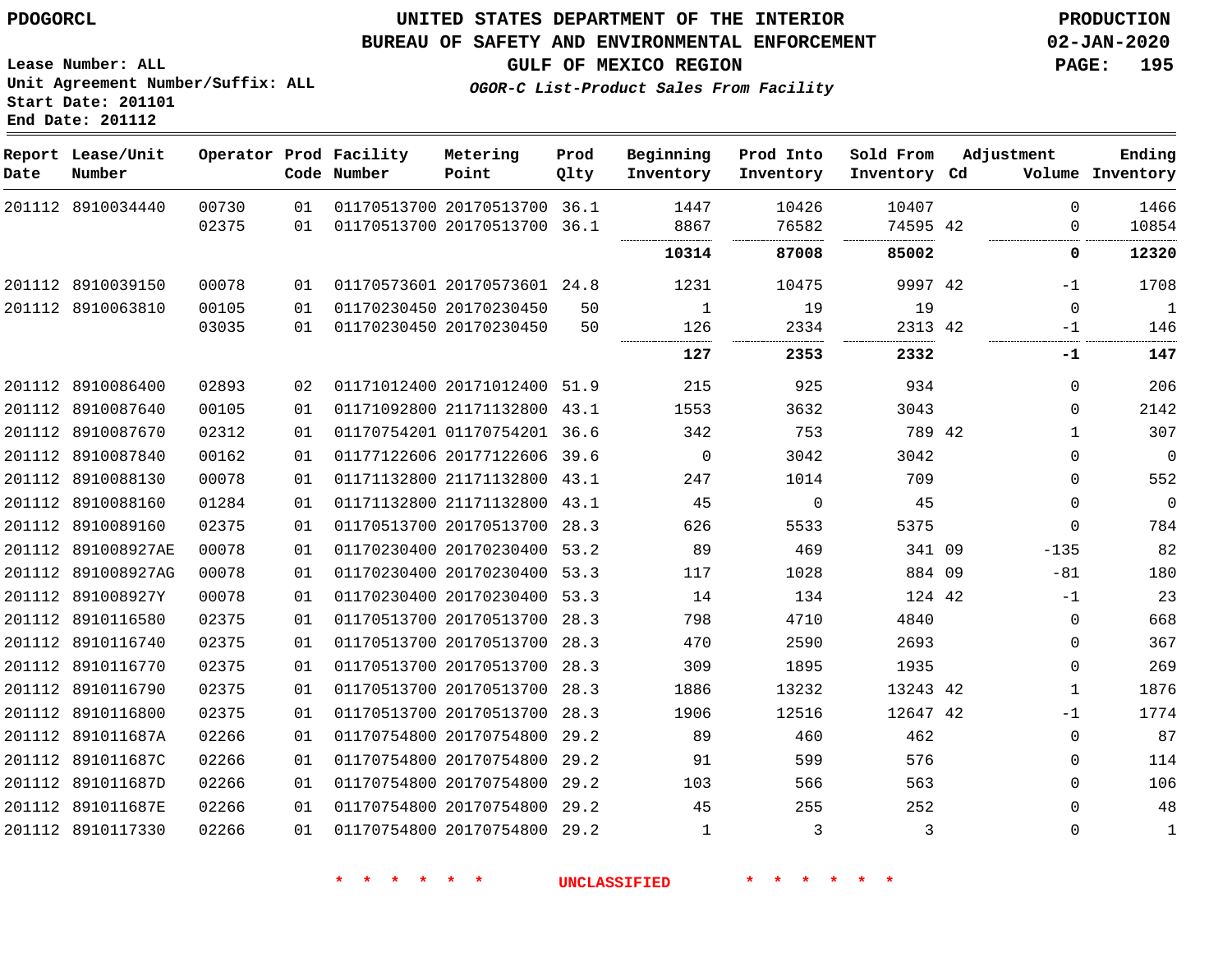**UNITED STATES DEPARTMENT OF THE INTERIOR**
**BUREAU OF SAFETY AND ENVIRONMENTAL ENFORCEMENT**
**GULF OF MEXICO REGION**
*OGOR-C List-Product Sales From Facility*

PDOGORCL

PRODUCTION
02-JAN-2020

Lease Number: ALL
Unit Agreement Number/Suffix: ALL
Start Date: 201101
End Date: 201112

| Report Date | Lease/Unit Number | Operator | Prod Code | Facility Number | Metering Point | Prod Qlty | Beginning Inventory | Prod Into Inventory | Sold From Inventory | Adjustment Cd | Adjustment Volume | Ending Inventory |
|---|---|---|---|---|---|---|---|---|---|---|---|---|
| 201112 | 8910034440 | 00730 | 01 | 01170513700 | 20170513700 | 36.1 | 1447 | 10426 | 10407 | | 0 | 1466 |
| | | 02375 | 01 | 01170513700 | 20170513700 | 36.1 | 8867 | 76582 | 74595 | 42 | 0 | 10854 |
| | | | | | | | **10314** | **87008** | **85002** | | **0** | **12320** |
| 201112 | 8910039150 | 00078 | 01 | 01170573601 | 20170573601 | 24.8 | 1231 | 10475 | 9997 | 42 | -1 | 1708 |
| 201112 | 8910063810 | 00105 | 01 | 01170230450 | 20170230450 | 50 | 1 | 19 | 19 | | 0 | 1 |
| | | 03035 | 01 | 01170230450 | 20170230450 | 50 | 126 | 2334 | 2313 | 42 | -1 | 146 |
| | | | | | | | **127** | **2353** | **2332** | | **-1** | **147** |
| 201112 | 8910086400 | 02893 | 02 | 01171012400 | 20171012400 | 51.9 | 215 | 925 | 934 | | 0 | 206 |
| 201112 | 8910087640 | 00105 | 01 | 01171092800 | 21171132800 | 43.1 | 1553 | 3632 | 3043 | | 0 | 2142 |
| 201112 | 8910087670 | 02312 | 01 | 01170754201 | 01170754201 | 36.6 | 342 | 753 | 789 | 42 | 1 | 307 |
| 201112 | 8910087840 | 00162 | 01 | 01177122606 | 20177122606 | 39.6 | 0 | 3042 | 3042 | | 0 | 0 |
| 201112 | 8910088130 | 00078 | 01 | 01171132800 | 21171132800 | 43.1 | 247 | 1014 | 709 | | 0 | 552 |
| 201112 | 8910088160 | 01284 | 01 | 01171132800 | 21171132800 | 43.1 | 45 | 0 | 45 | | 0 | 0 |
| 201112 | 8910089160 | 02375 | 01 | 01170513700 | 20170513700 | 28.3 | 626 | 5533 | 5375 | | 0 | 784 |
| 201112 | 891008927AE | 00078 | 01 | 01170230400 | 20170230400 | 53.2 | 89 | 469 | 341 | 09 | -135 | 82 |
| 201112 | 891008927AG | 00078 | 01 | 01170230400 | 20170230400 | 53.3 | 117 | 1028 | 884 | 09 | -81 | 180 |
| 201112 | 891008927Y | 00078 | 01 | 01170230400 | 20170230400 | 53.3 | 14 | 134 | 124 | 42 | -1 | 23 |
| 201112 | 8910116580 | 02375 | 01 | 01170513700 | 20170513700 | 28.3 | 798 | 4710 | 4840 | | 0 | 668 |
| 201112 | 8910116740 | 02375 | 01 | 01170513700 | 20170513700 | 28.3 | 470 | 2590 | 2693 | | 0 | 367 |
| 201112 | 8910116770 | 02375 | 01 | 01170513700 | 20170513700 | 28.3 | 309 | 1895 | 1935 | | 0 | 269 |
| 201112 | 8910116790 | 02375 | 01 | 01170513700 | 20170513700 | 28.3 | 1886 | 13232 | 13243 | 42 | 1 | 1876 |
| 201112 | 8910116800 | 02375 | 01 | 01170513700 | 20170513700 | 28.3 | 1906 | 12516 | 12647 | 42 | -1 | 1774 |
| 201112 | 891011687A | 02266 | 01 | 01170754800 | 20170754800 | 29.2 | 89 | 460 | 462 | | 0 | 87 |
| 201112 | 891011687C | 02266 | 01 | 01170754800 | 20170754800 | 29.2 | 91 | 599 | 576 | | 0 | 114 |
| 201112 | 891011687D | 02266 | 01 | 01170754800 | 20170754800 | 29.2 | 103 | 566 | 563 | | 0 | 106 |
| 201112 | 891011687E | 02266 | 01 | 01170754800 | 20170754800 | 29.2 | 45 | 255 | 252 | | 0 | 48 |
| 201112 | 8910117330 | 02266 | 01 | 01170754800 | 20170754800 | 29.2 | 1 | 3 | 3 | | 0 | 1 |

\* \* \* \* \* \* UNCLASSIFIED \* \* \* \* \* \*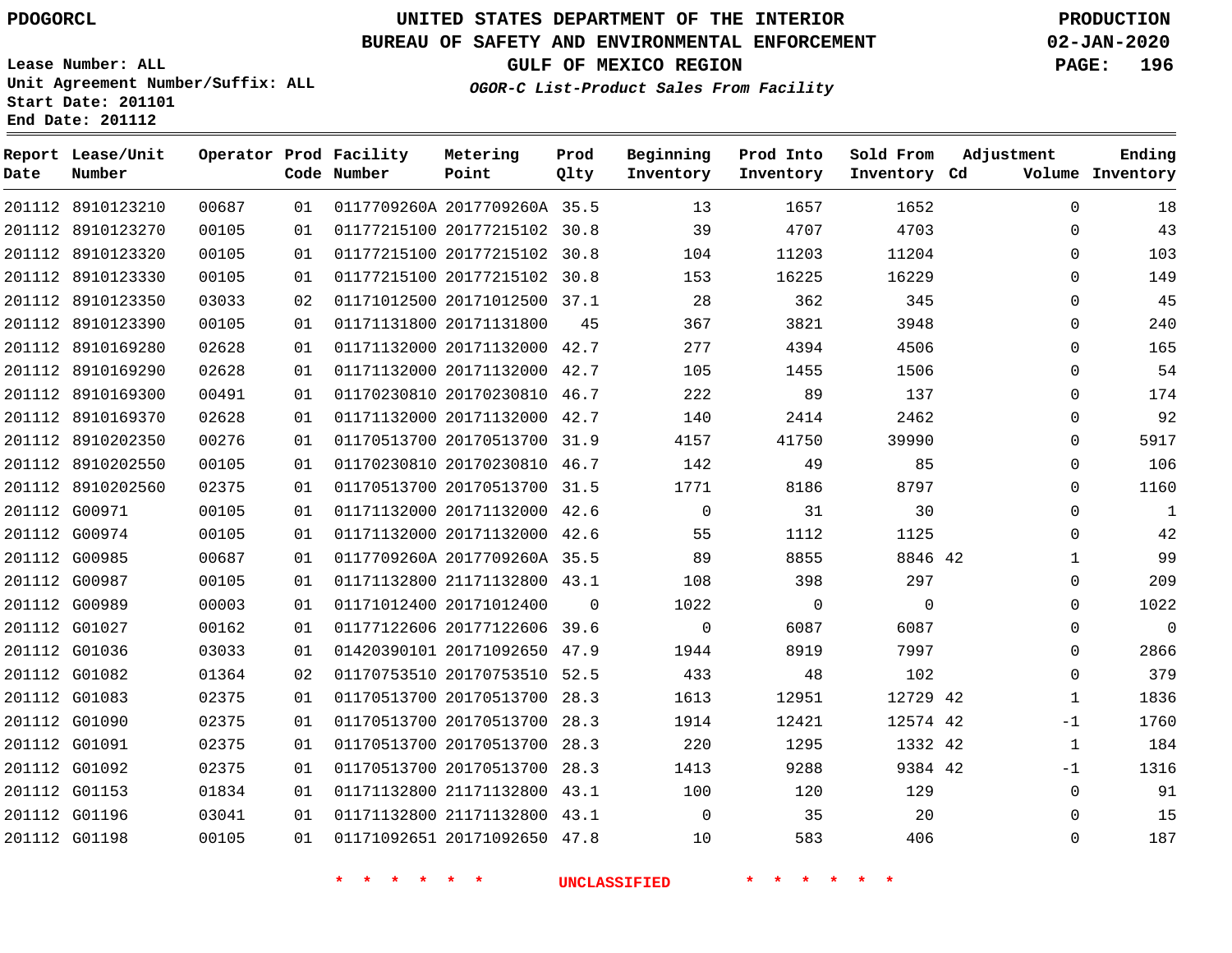PDOGORCL

# UNITED STATES DEPARTMENT OF THE INTERIOR
## BUREAU OF SAFETY AND ENVIRONMENTAL ENFORCEMENT
### GULF OF MEXICO REGION
*OGOR-C List-Product Sales From Facility*

PRODUCTION
02-JAN-2020

Lease Number: ALL
Unit Agreement Number/Suffix: ALL
Start Date: 201101
End Date: 201112

| Report Date | Lease/Unit Number | Operator | Prod Code | Facility Number | Metering Point | Prod Qlty | Beginning Inventory | Prod Into Inventory | Sold From Inventory | Adjustment Cd | Adjustment Volume | Ending Inventory |
|---|---|---|---|---|---|---|---|---|---|---|---|---|
| 201112 | 8910123210 | 00687 | 01 | 0117709260A | 2017709260A | 35.5 | 13 | 1657 | 1652 | | 0 | 18 |
| 201112 | 8910123270 | 00105 | 01 | 01177215100 | 20177215102 | 30.8 | 39 | 4707 | 4703 | | 0 | 43 |
| 201112 | 8910123320 | 00105 | 01 | 01177215100 | 20177215102 | 30.8 | 104 | 11203 | 11204 | | 0 | 103 |
| 201112 | 8910123330 | 00105 | 01 | 01177215100 | 20177215102 | 30.8 | 153 | 16225 | 16229 | | 0 | 149 |
| 201112 | 8910123350 | 03033 | 02 | 01171012500 | 20171012500 | 37.1 | 28 | 362 | 345 | | 0 | 45 |
| 201112 | 8910123390 | 00105 | 01 | 01171131800 | 20171131800 | 45 | 367 | 3821 | 3948 | | 0 | 240 |
| 201112 | 8910169280 | 02628 | 01 | 01171132000 | 20171132000 | 42.7 | 277 | 4394 | 4506 | | 0 | 165 |
| 201112 | 8910169290 | 02628 | 01 | 01171132000 | 20171132000 | 42.7 | 105 | 1455 | 1506 | | 0 | 54 |
| 201112 | 8910169300 | 00491 | 01 | 01170230810 | 20170230810 | 46.7 | 222 | 89 | 137 | | 0 | 174 |
| 201112 | 8910169370 | 02628 | 01 | 01171132000 | 20171132000 | 42.7 | 140 | 2414 | 2462 | | 0 | 92 |
| 201112 | 8910202350 | 00276 | 01 | 01170513700 | 20170513700 | 31.9 | 4157 | 41750 | 39990 | | 0 | 5917 |
| 201112 | 8910202550 | 00105 | 01 | 01170230810 | 20170230810 | 46.7 | 142 | 49 | 85 | | 0 | 106 |
| 201112 | 8910202560 | 02375 | 01 | 01170513700 | 20170513700 | 31.5 | 1771 | 8186 | 8797 | | 0 | 1160 |
| 201112 | G00971 | 00105 | 01 | 01171132000 | 20171132000 | 42.6 | 0 | 31 | 30 | | 0 | 1 |
| 201112 | G00974 | 00105 | 01 | 01171132000 | 20171132000 | 42.6 | 55 | 1112 | 1125 | | 0 | 42 |
| 201112 | G00985 | 00687 | 01 | 0117709260A | 2017709260A | 35.5 | 89 | 8855 | 8846 | 42 | 1 | 99 |
| 201112 | G00987 | 00105 | 01 | 01171132800 | 21171132800 | 43.1 | 108 | 398 | 297 | | 0 | 209 |
| 201112 | G00989 | 00003 | 01 | 01171012400 | 20171012400 | 0 | 1022 | 0 | 0 | | 0 | 1022 |
| 201112 | G01027 | 00162 | 01 | 01177122606 | 20177122606 | 39.6 | 0 | 6087 | 6087 | | 0 | 0 |
| 201112 | G01036 | 03033 | 01 | 01420390101 | 20171092650 | 47.9 | 1944 | 8919 | 7997 | | 0 | 2866 |
| 201112 | G01082 | 01364 | 02 | 01170753510 | 20170753510 | 52.5 | 433 | 48 | 102 | | 0 | 379 |
| 201112 | G01083 | 02375 | 01 | 01170513700 | 20170513700 | 28.3 | 1613 | 12951 | 12729 | 42 | 1 | 1836 |
| 201112 | G01090 | 02375 | 01 | 01170513700 | 20170513700 | 28.3 | 1914 | 12421 | 12574 | 42 | -1 | 1760 |
| 201112 | G01091 | 02375 | 01 | 01170513700 | 20170513700 | 28.3 | 220 | 1295 | 1332 | 42 | 1 | 184 |
| 201112 | G01092 | 02375 | 01 | 01170513700 | 20170513700 | 28.3 | 1413 | 9288 | 9384 | 42 | -1 | 1316 |
| 201112 | G01153 | 01834 | 01 | 01171132800 | 21171132800 | 43.1 | 100 | 120 | 129 | | 0 | 91 |
| 201112 | G01196 | 03041 | 01 | 01171132800 | 21171132800 | 43.1 | 0 | 35 | 20 | | 0 | 15 |
| 201112 | G01198 | 00105 | 01 | 01171092651 | 20171092650 | 47.8 | 10 | 583 | 406 | | 0 | 187 |

* * * * * * UNCLASSIFIED * * * * * *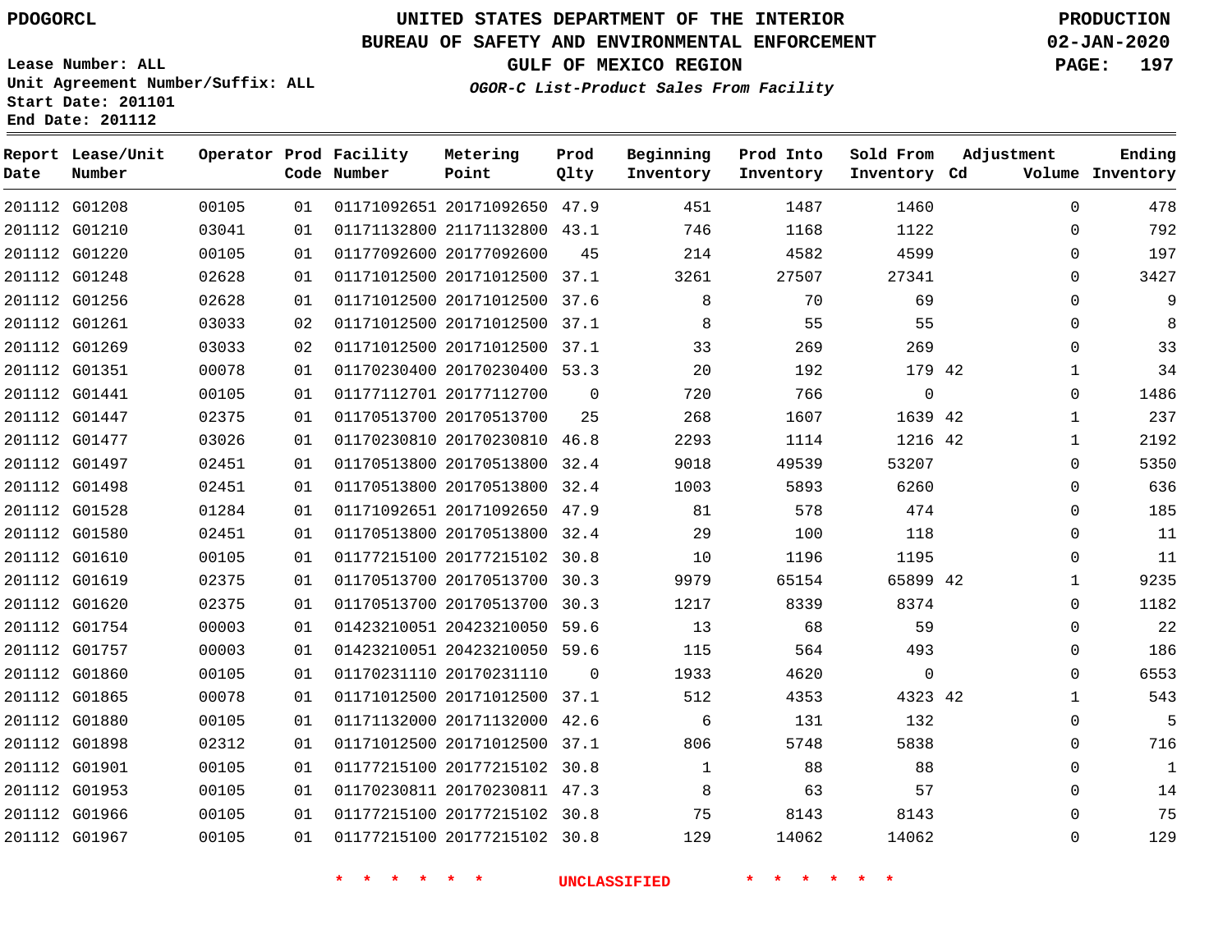PDOGORCL

# UNITED STATES DEPARTMENT OF THE INTERIOR
## BUREAU OF SAFETY AND ENVIRONMENTAL ENFORCEMENT
## GULF OF MEXICO REGION
### *OGOR-C List-Product Sales From Facility*

PRODUCTION
02-JAN-2020

Lease Number: ALL
Unit Agreement Number/Suffix: ALL
Start Date: 201101
End Date: 201112

| Report Date | Lease/Unit Number | Operator | Prod Code | Facility Number | Metering Point | Prod Qlty | Beginning Inventory | Prod Into Inventory | Sold From Inventory | Adjustment Cd | Adjustment Volume | Ending Inventory |
|---|---|---|---|---|---|---|---|---|---|---|---|---|
| 201112 | G01208 | 00105 | 01 | 01171092651 | 20171092650 | 47.9 | 451 | 1487 | 1460 | | 0 | 478 |
| 201112 | G01210 | 03041 | 01 | 01171132800 | 21171132800 | 43.1 | 746 | 1168 | 1122 | | 0 | 792 |
| 201112 | G01220 | 00105 | 01 | 01177092600 | 20177092600 | 45 | 214 | 4582 | 4599 | | 0 | 197 |
| 201112 | G01248 | 02628 | 01 | 01171012500 | 20171012500 | 37.1 | 3261 | 27507 | 27341 | | 0 | 3427 |
| 201112 | G01256 | 02628 | 01 | 01171012500 | 20171012500 | 37.6 | 8 | 70 | 69 | | 0 | 9 |
| 201112 | G01261 | 03033 | 02 | 01171012500 | 20171012500 | 37.1 | 8 | 55 | 55 | | 0 | 8 |
| 201112 | G01269 | 03033 | 02 | 01171012500 | 20171012500 | 37.1 | 33 | 269 | 269 | | 0 | 33 |
| 201112 | G01351 | 00078 | 01 | 01170230400 | 20170230400 | 53.3 | 20 | 192 | 179 | 42 | 1 | 34 |
| 201112 | G01441 | 00105 | 01 | 01177112701 | 20177112700 | 0 | 720 | 766 | 0 | | 0 | 1486 |
| 201112 | G01447 | 02375 | 01 | 01170513700 | 20170513700 | 25 | 268 | 1607 | 1639 | 42 | 1 | 237 |
| 201112 | G01477 | 03026 | 01 | 01170230810 | 20170230810 | 46.8 | 2293 | 1114 | 1216 | 42 | 1 | 2192 |
| 201112 | G01497 | 02451 | 01 | 01170513800 | 20170513800 | 32.4 | 9018 | 49539 | 53207 | | 0 | 5350 |
| 201112 | G01498 | 02451 | 01 | 01170513800 | 20170513800 | 32.4 | 1003 | 5893 | 6260 | | 0 | 636 |
| 201112 | G01528 | 01284 | 01 | 01171092651 | 20171092650 | 47.9 | 81 | 578 | 474 | | 0 | 185 |
| 201112 | G01580 | 02451 | 01 | 01170513800 | 20170513800 | 32.4 | 29 | 100 | 118 | | 0 | 11 |
| 201112 | G01610 | 00105 | 01 | 01177215100 | 20177215102 | 30.8 | 10 | 1196 | 1195 | | 0 | 11 |
| 201112 | G01619 | 02375 | 01 | 01170513700 | 20170513700 | 30.3 | 9979 | 65154 | 65899 | 42 | 1 | 9235 |
| 201112 | G01620 | 02375 | 01 | 01170513700 | 20170513700 | 30.3 | 1217 | 8339 | 8374 | | 0 | 1182 |
| 201112 | G01754 | 00003 | 01 | 01423210051 | 20423210050 | 59.6 | 13 | 68 | 59 | | 0 | 22 |
| 201112 | G01757 | 00003 | 01 | 01423210051 | 20423210050 | 59.6 | 115 | 564 | 493 | | 0 | 186 |
| 201112 | G01860 | 00105 | 01 | 01170231110 | 20170231110 | 0 | 1933 | 4620 | 0 | | 0 | 6553 |
| 201112 | G01865 | 00078 | 01 | 01171012500 | 20171012500 | 37.1 | 512 | 4353 | 4323 | 42 | 1 | 543 |
| 201112 | G01880 | 00105 | 01 | 01171132000 | 20171132000 | 42.6 | 6 | 131 | 132 | | 0 | 5 |
| 201112 | G01898 | 02312 | 01 | 01171012500 | 20171012500 | 37.1 | 806 | 5748 | 5838 | | 0 | 716 |
| 201112 | G01901 | 00105 | 01 | 01177215100 | 20177215102 | 30.8 | 1 | 88 | 88 | | 0 | 1 |
| 201112 | G01953 | 00105 | 01 | 01170230811 | 20170230811 | 47.3 | 8 | 63 | 57 | | 0 | 14 |
| 201112 | G01966 | 00105 | 01 | 01177215100 | 20177215102 | 30.8 | 75 | 8143 | 8143 | | 0 | 75 |
| 201112 | G01967 | 00105 | 01 | 01177215100 | 20177215102 | 30.8 | 129 | 14062 | 14062 | | 0 | 129 |

* * * * * * UNCLASSIFIED * * * * * *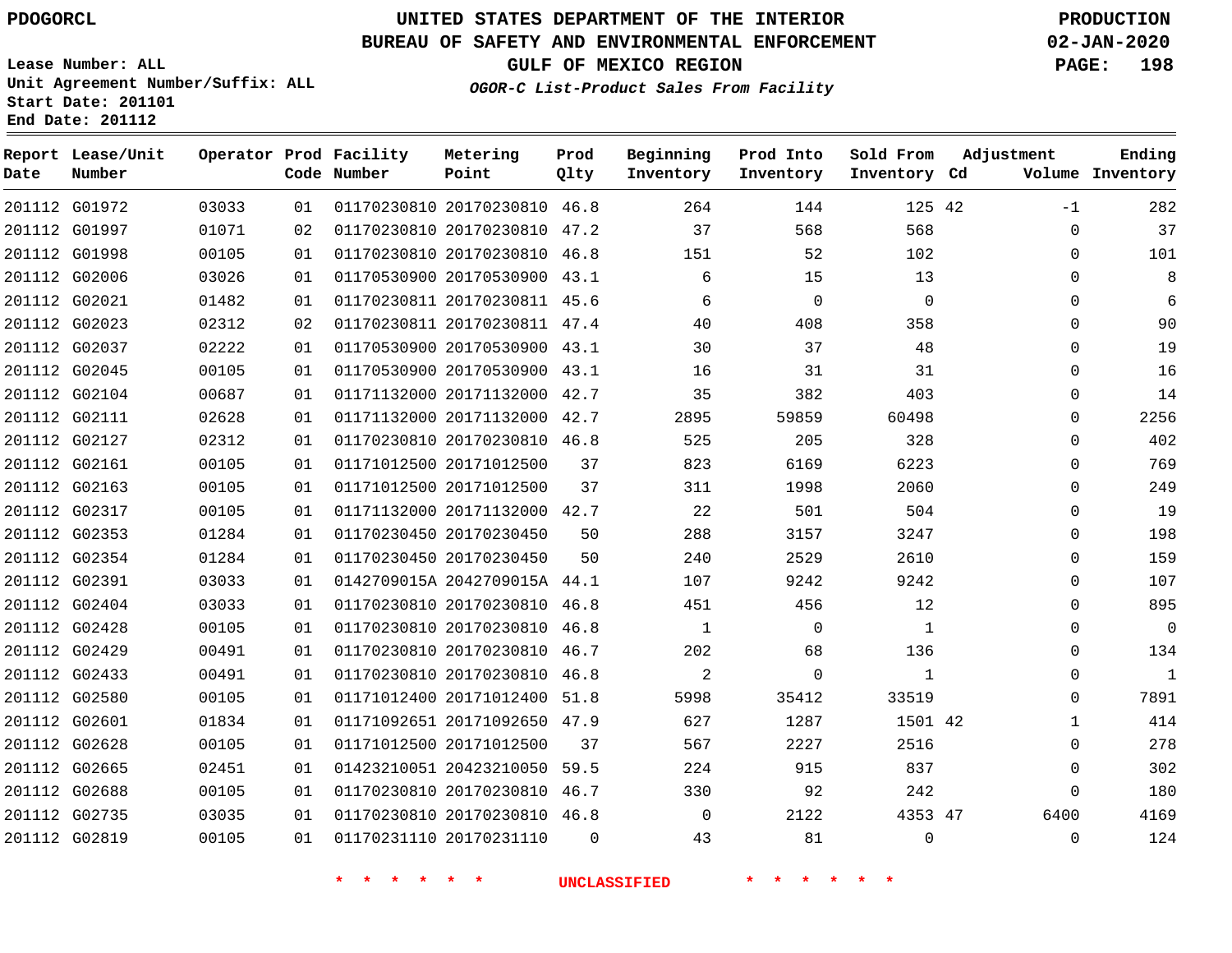PDOGORCL

Lease Number: ALL
Unit Agreement Number/Suffix: ALL
Start Date: 201101
End Date: 201112

# UNITED STATES DEPARTMENT OF THE INTERIOR
## BUREAU OF SAFETY AND ENVIRONMENTAL ENFORCEMENT
## GULF OF MEXICO REGION

*OGOR-C List-Product Sales From Facility*

PRODUCTION
02-JAN-2020

| Report Date | Lease/Unit Number | Operator | Prod Code | Facility Number | Metering Point | Prod Qlty | Beginning Inventory | Prod Into Inventory | Sold From Inventory | Adjustment Cd | Volume | Ending Inventory |
|---|---|---|---|---|---|---|---|---|---|---|---|---|
| 201112 | G01972 | 03033 | 01 | 01170230810 | 20170230810 | 46.8 | 264 | 144 | 125 | 42 | -1 | 282 |
| 201112 | G01997 | 01071 | 02 | 01170230810 | 20170230810 | 47.2 | 37 | 568 | 568 | | 0 | 37 |
| 201112 | G01998 | 00105 | 01 | 01170230810 | 20170230810 | 46.8 | 151 | 52 | 102 | | 0 | 101 |
| 201112 | G02006 | 03026 | 01 | 01170530900 | 20170530900 | 43.1 | 6 | 15 | 13 | | 0 | 8 |
| 201112 | G02021 | 01482 | 01 | 01170230811 | 20170230811 | 45.6 | 6 | 0 | 0 | | 0 | 6 |
| 201112 | G02023 | 02312 | 02 | 01170230811 | 20170230811 | 47.4 | 40 | 408 | 358 | | 0 | 90 |
| 201112 | G02037 | 02222 | 01 | 01170530900 | 20170530900 | 43.1 | 30 | 37 | 48 | | 0 | 19 |
| 201112 | G02045 | 00105 | 01 | 01170530900 | 20170530900 | 43.1 | 16 | 31 | 31 | | 0 | 16 |
| 201112 | G02104 | 00687 | 01 | 01171132000 | 20171132000 | 42.7 | 35 | 382 | 403 | | 0 | 14 |
| 201112 | G02111 | 02628 | 01 | 01171132000 | 20171132000 | 42.7 | 2895 | 59859 | 60498 | | 0 | 2256 |
| 201112 | G02127 | 02312 | 01 | 01170230810 | 20170230810 | 46.8 | 525 | 205 | 328 | | 0 | 402 |
| 201112 | G02161 | 00105 | 01 | 01171012500 | 20171012500 | 37 | 823 | 6169 | 6223 | | 0 | 769 |
| 201112 | G02163 | 00105 | 01 | 01171012500 | 20171012500 | 37 | 311 | 1998 | 2060 | | 0 | 249 |
| 201112 | G02317 | 00105 | 01 | 01171132000 | 20171132000 | 42.7 | 22 | 501 | 504 | | 0 | 19 |
| 201112 | G02353 | 01284 | 01 | 01170230450 | 20170230450 | 50 | 288 | 3157 | 3247 | | 0 | 198 |
| 201112 | G02354 | 01284 | 01 | 01170230450 | 20170230450 | 50 | 240 | 2529 | 2610 | | 0 | 159 |
| 201112 | G02391 | 03033 | 01 | 0142709015A | 2042709015A | 44.1 | 107 | 9242 | 9242 | | 0 | 107 |
| 201112 | G02404 | 03033 | 01 | 01170230810 | 20170230810 | 46.8 | 451 | 456 | 12 | | 0 | 895 |
| 201112 | G02428 | 00105 | 01 | 01170230810 | 20170230810 | 46.8 | 1 | 0 | 1 | | 0 | 0 |
| 201112 | G02429 | 00491 | 01 | 01170230810 | 20170230810 | 46.7 | 202 | 68 | 136 | | 0 | 134 |
| 201112 | G02433 | 00491 | 01 | 01170230810 | 20170230810 | 46.8 | 2 | 0 | 1 | | 0 | 1 |
| 201112 | G02580 | 00105 | 01 | 01171012400 | 20171012400 | 51.8 | 5998 | 35412 | 33519 | | 0 | 7891 |
| 201112 | G02601 | 01834 | 01 | 01171092651 | 20171092650 | 47.9 | 627 | 1287 | 1501 | 42 | 1 | 414 |
| 201112 | G02628 | 00105 | 01 | 01171012500 | 20171012500 | 37 | 567 | 2227 | 2516 | | 0 | 278 |
| 201112 | G02665 | 02451 | 01 | 01423210051 | 20423210050 | 59.5 | 224 | 915 | 837 | | 0 | 302 |
| 201112 | G02688 | 00105 | 01 | 01170230810 | 20170230810 | 46.7 | 330 | 92 | 242 | | 0 | 180 |
| 201112 | G02735 | 03035 | 01 | 01170230810 | 20170230810 | 46.8 | 0 | 2122 | 4353 | 47 | 6400 | 4169 |
| 201112 | G02819 | 00105 | 01 | 01170231110 | 20170231110 | 0 | 43 | 81 | 0 | | 0 | 124 |

\* \* \* \* \* \* UNCLASSIFIED \* \* \* \* \* \*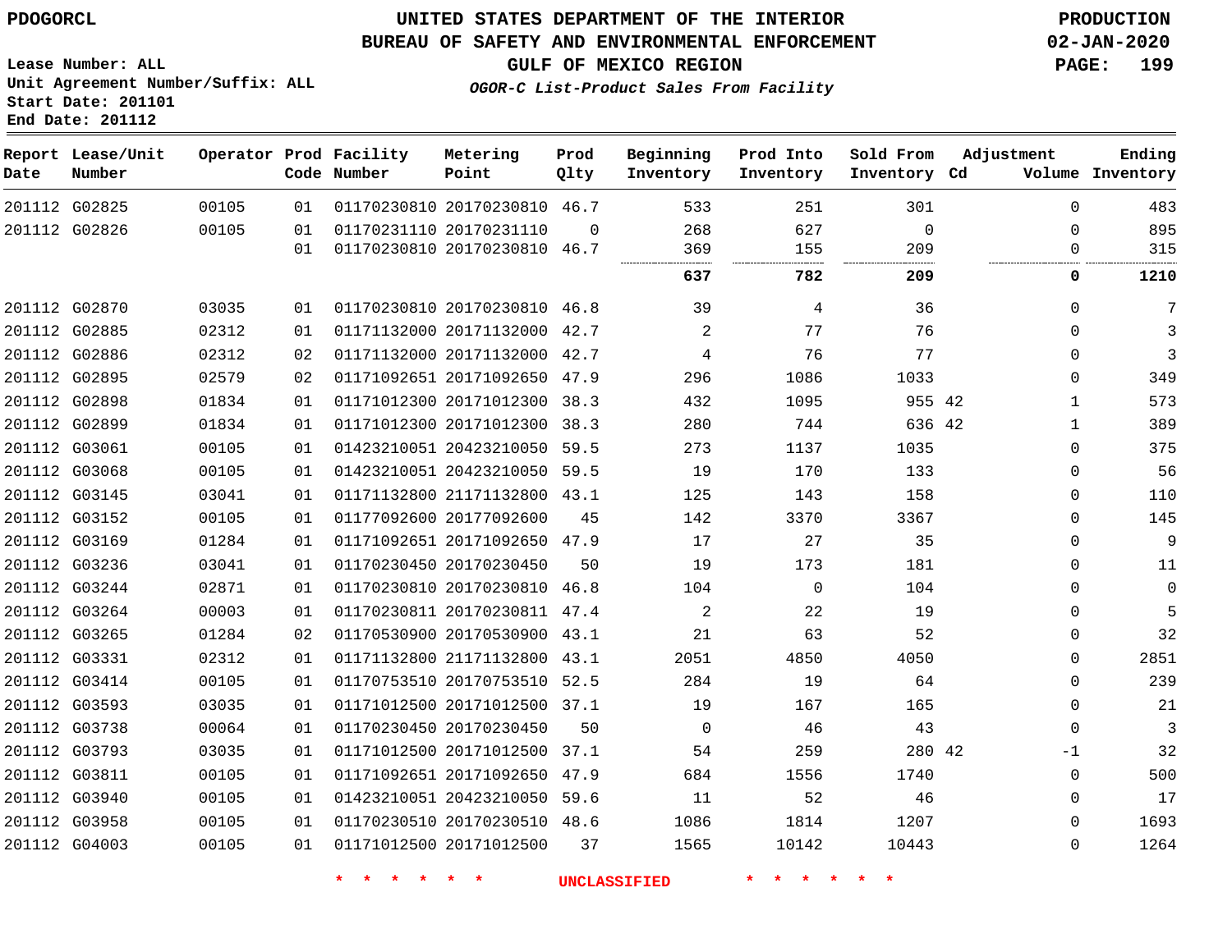UNITED STATES DEPARTMENT OF THE INTERIOR
BUREAU OF SAFETY AND ENVIRONMENTAL ENFORCEMENT
GULF OF MEXICO REGION

*OGOR-C List-Product Sales From Facility*

PDOGORCL

Lease Number: ALL
Unit Agreement Number/Suffix: ALL
Start Date: 201101
End Date: 201112

PRODUCTION
02-JAN-2020

| Report Date | Lease/Unit Number | Operator | Prod Code | Facility Number | Metering Point | Prod Qlty | Beginning Inventory | Prod Into Inventory | Sold From Inventory | Adjustment Cd | Adjustment Volume | Ending Inventory |
|---|---|---|---|---|---|---|---|---|---|---|---|---|
| 201112 | G02825 | 00105 | 01 | 01170230810 | 20170230810 | 46.7 | 533 | 251 | 301 | | 0 | 483 |
| 201112 | G02826 | 00105 | 01 | 01170231110 | 20170231110 | 0 | 268 | 627 | 0 | | 0 | 895 |
| | | | 01 | 01170230810 | 20170230810 | 46.7 | 369 | 155 | 209 | | 0 | 315 |
| | | | | | | | **637** | **782** | **209** | | **0** | **1210** |
| 201112 | G02870 | 03035 | 01 | 01170230810 | 20170230810 | 46.8 | 39 | 4 | 36 | | 0 | 7 |
| 201112 | G02885 | 02312 | 01 | 01171132000 | 20171132000 | 42.7 | 2 | 77 | 76 | | 0 | 3 |
| 201112 | G02886 | 02312 | 02 | 01171132000 | 20171132000 | 42.7 | 4 | 76 | 77 | | 0 | 3 |
| 201112 | G02895 | 02579 | 02 | 01171092651 | 20171092650 | 47.9 | 296 | 1086 | 1033 | | 0 | 349 |
| 201112 | G02898 | 01834 | 01 | 01171012300 | 20171012300 | 38.3 | 432 | 1095 | 955 | 42 | 1 | 573 |
| 201112 | G02899 | 01834 | 01 | 01171012300 | 20171012300 | 38.3 | 280 | 744 | 636 | 42 | 1 | 389 |
| 201112 | G03061 | 00105 | 01 | 01423210051 | 20423210050 | 59.5 | 273 | 1137 | 1035 | | 0 | 375 |
| 201112 | G03068 | 00105 | 01 | 01423210051 | 20423210050 | 59.5 | 19 | 170 | 133 | | 0 | 56 |
| 201112 | G03145 | 03041 | 01 | 01171132800 | 21171132800 | 43.1 | 125 | 143 | 158 | | 0 | 110 |
| 201112 | G03152 | 00105 | 01 | 01177092600 | 20177092600 | 45 | 142 | 3370 | 3367 | | 0 | 145 |
| 201112 | G03169 | 01284 | 01 | 01171092651 | 20171092650 | 47.9 | 17 | 27 | 35 | | 0 | 9 |
| 201112 | G03236 | 03041 | 01 | 01170230450 | 20170230450 | 50 | 19 | 173 | 181 | | 0 | 11 |
| 201112 | G03244 | 02871 | 01 | 01170230810 | 20170230810 | 46.8 | 104 | 0 | 104 | | 0 | 0 |
| 201112 | G03264 | 00003 | 01 | 01170230811 | 20170230811 | 47.4 | 2 | 22 | 19 | | 0 | 5 |
| 201112 | G03265 | 01284 | 02 | 01170530900 | 20170530900 | 43.1 | 21 | 63 | 52 | | 0 | 32 |
| 201112 | G03331 | 02312 | 01 | 01171132800 | 21171132800 | 43.1 | 2051 | 4850 | 4050 | | 0 | 2851 |
| 201112 | G03414 | 00105 | 01 | 01170753510 | 20170753510 | 52.5 | 284 | 19 | 64 | | 0 | 239 |
| 201112 | G03593 | 03035 | 01 | 01171012500 | 20171012500 | 37.1 | 19 | 167 | 165 | | 0 | 21 |
| 201112 | G03738 | 00064 | 01 | 01170230450 | 20170230450 | 50 | 0 | 46 | 43 | | 0 | 3 |
| 201112 | G03793 | 03035 | 01 | 01171012500 | 20171012500 | 37.1 | 54 | 259 | 280 | 42 | -1 | 32 |
| 201112 | G03811 | 00105 | 01 | 01171092651 | 20171092650 | 47.9 | 684 | 1556 | 1740 | | 0 | 500 |
| 201112 | G03940 | 00105 | 01 | 01423210051 | 20423210050 | 59.6 | 11 | 52 | 46 | | 0 | 17 |
| 201112 | G03958 | 00105 | 01 | 01170230510 | 20170230510 | 48.6 | 1086 | 1814 | 1207 | | 0 | 1693 |
| 201112 | G04003 | 00105 | 01 | 01171012500 | 20171012500 | 37 | 1565 | 10142 | 10443 | | 0 | 1264 |

* * * * * * UNCLASSIFIED * * * * * *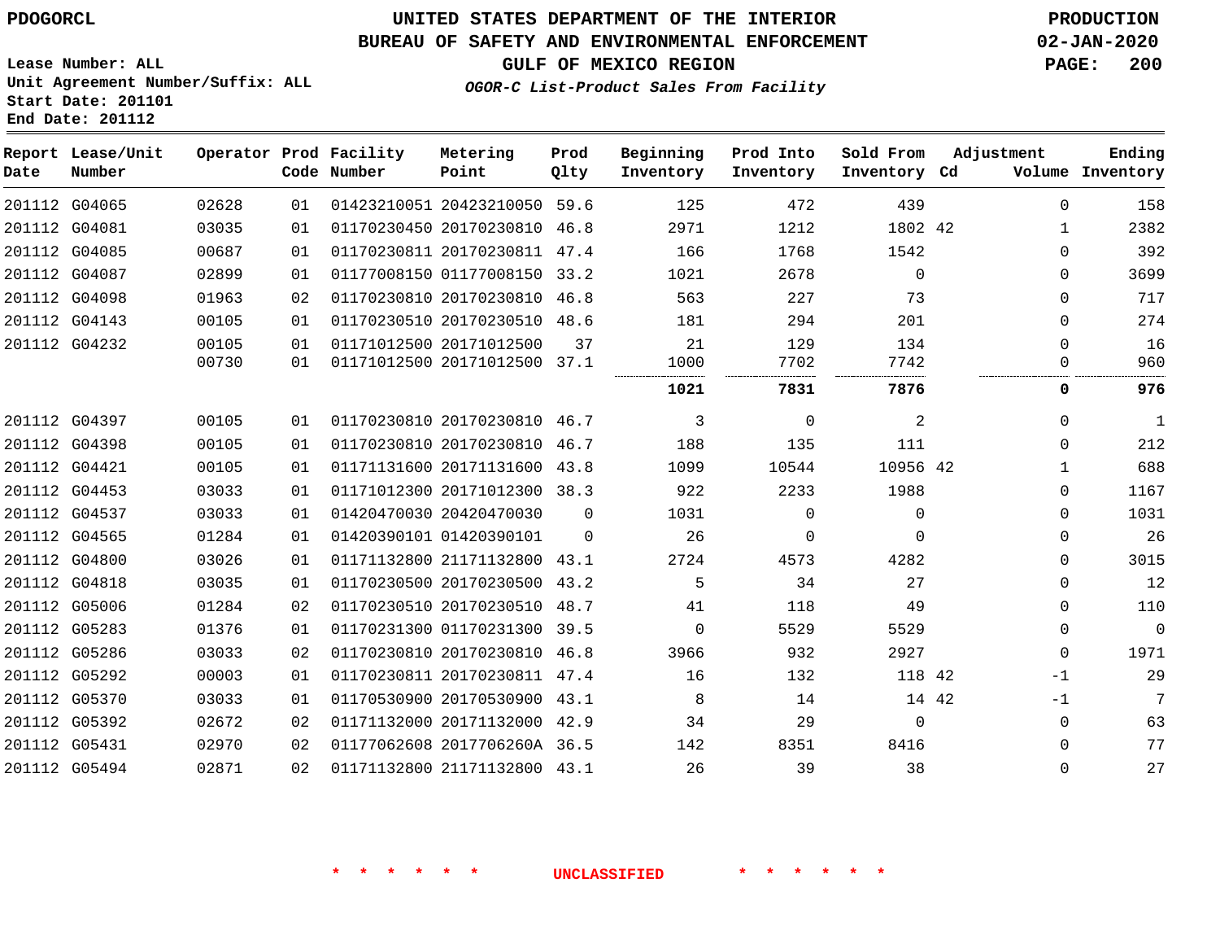PDOGORCL

# UNITED STATES DEPARTMENT OF THE INTERIOR
## BUREAU OF SAFETY AND ENVIRONMENTAL ENFORCEMENT
### GULF OF MEXICO REGION
*OGOR-C List-Product Sales From Facility*

PRODUCTION
02-JAN-2020

Lease Number: ALL
Unit Agreement Number/Suffix: ALL
Start Date: 201101
End Date: 201112

| Report Date | Lease/Unit Number | Operator | Prod Code | Facility Number | Metering Point | Prod Qlty | Beginning Inventory | Prod Into Inventory | Sold From Inventory | Adjustment Cd | Volume | Ending Inventory |
|---|---|---|---|---|---|---|---|---|---|---|---|---|
| 201112 | G04065 | 02628 | 01 | 01423210051 | 20423210050 | 59.6 | 125 | 472 | 439 | | 0 | 158 |
| 201112 | G04081 | 03035 | 01 | 01170230450 | 20170230810 | 46.8 | 2971 | 1212 | 1802 | 42 | 1 | 2382 |
| 201112 | G04085 | 00687 | 01 | 01170230811 | 20170230811 | 47.4 | 166 | 1768 | 1542 | | 0 | 392 |
| 201112 | G04087 | 02899 | 01 | 01177008150 | 01177008150 | 33.2 | 1021 | 2678 | 0 | | 0 | 3699 |
| 201112 | G04098 | 01963 | 02 | 01170230810 | 20170230810 | 46.8 | 563 | 227 | 73 | | 0 | 717 |
| 201112 | G04143 | 00105 | 01 | 01170230510 | 20170230510 | 48.6 | 181 | 294 | 201 | | 0 | 274 |
| 201112 | G04232 | 00105 | 01 | 01171012500 | 20171012500 | 37 | 21 | 129 | 134 | | 0 | 16 |
| | | 00730 | 01 | 01171012500 | 20171012500 | 37.1 | 1000 | 7702 | 7742 | | 0 | 960 |
| | | | | | | | **1021** | **7831** | **7876** | | **0** | **976** |
| 201112 | G04397 | 00105 | 01 | 01170230810 | 20170230810 | 46.7 | 3 | 0 | 2 | | 0 | 1 |
| 201112 | G04398 | 00105 | 01 | 01170230810 | 20170230810 | 46.7 | 188 | 135 | 111 | | 0 | 212 |
| 201112 | G04421 | 00105 | 01 | 01171131600 | 20171131600 | 43.8 | 1099 | 10544 | 10956 | 42 | 1 | 688 |
| 201112 | G04453 | 03033 | 01 | 01171012300 | 20171012300 | 38.3 | 922 | 2233 | 1988 | | 0 | 1167 |
| 201112 | G04537 | 03033 | 01 | 01420470030 | 20420470030 | 0 | 1031 | 0 | 0 | | 0 | 1031 |
| 201112 | G04565 | 01284 | 01 | 01420390101 | 01420390101 | 0 | 26 | 0 | 0 | | 0 | 26 |
| 201112 | G04800 | 03026 | 01 | 01171132800 | 21171132800 | 43.1 | 2724 | 4573 | 4282 | | 0 | 3015 |
| 201112 | G04818 | 03035 | 01 | 01170230500 | 20170230500 | 43.2 | 5 | 34 | 27 | | 0 | 12 |
| 201112 | G05006 | 01284 | 02 | 01170230510 | 20170230510 | 48.7 | 41 | 118 | 49 | | 0 | 110 |
| 201112 | G05283 | 01376 | 01 | 01170231300 | 01170231300 | 39.5 | 0 | 5529 | 5529 | | 0 | 0 |
| 201112 | G05286 | 03033 | 02 | 01170230810 | 20170230810 | 46.8 | 3966 | 932 | 2927 | | 0 | 1971 |
| 201112 | G05292 | 00003 | 01 | 01170230811 | 20170230811 | 47.4 | 16 | 132 | 118 | 42 | -1 | 29 |
| 201112 | G05370 | 03033 | 01 | 01170530900 | 20170530900 | 43.1 | 8 | 14 | 14 | 42 | -1 | 7 |
| 201112 | G05392 | 02672 | 02 | 01171132000 | 20171132000 | 42.9 | 34 | 29 | 0 | | 0 | 63 |
| 201112 | G05431 | 02970 | 02 | 01177062608 | 2017706260A | 36.5 | 142 | 8351 | 8416 | | 0 | 77 |
| 201112 | G05494 | 02871 | 02 | 01171132800 | 21171132800 | 43.1 | 26 | 39 | 38 | | 0 | 27 |

\* \* \* \* \* \* UNCLASSIFIED \* \* \* \* \* \*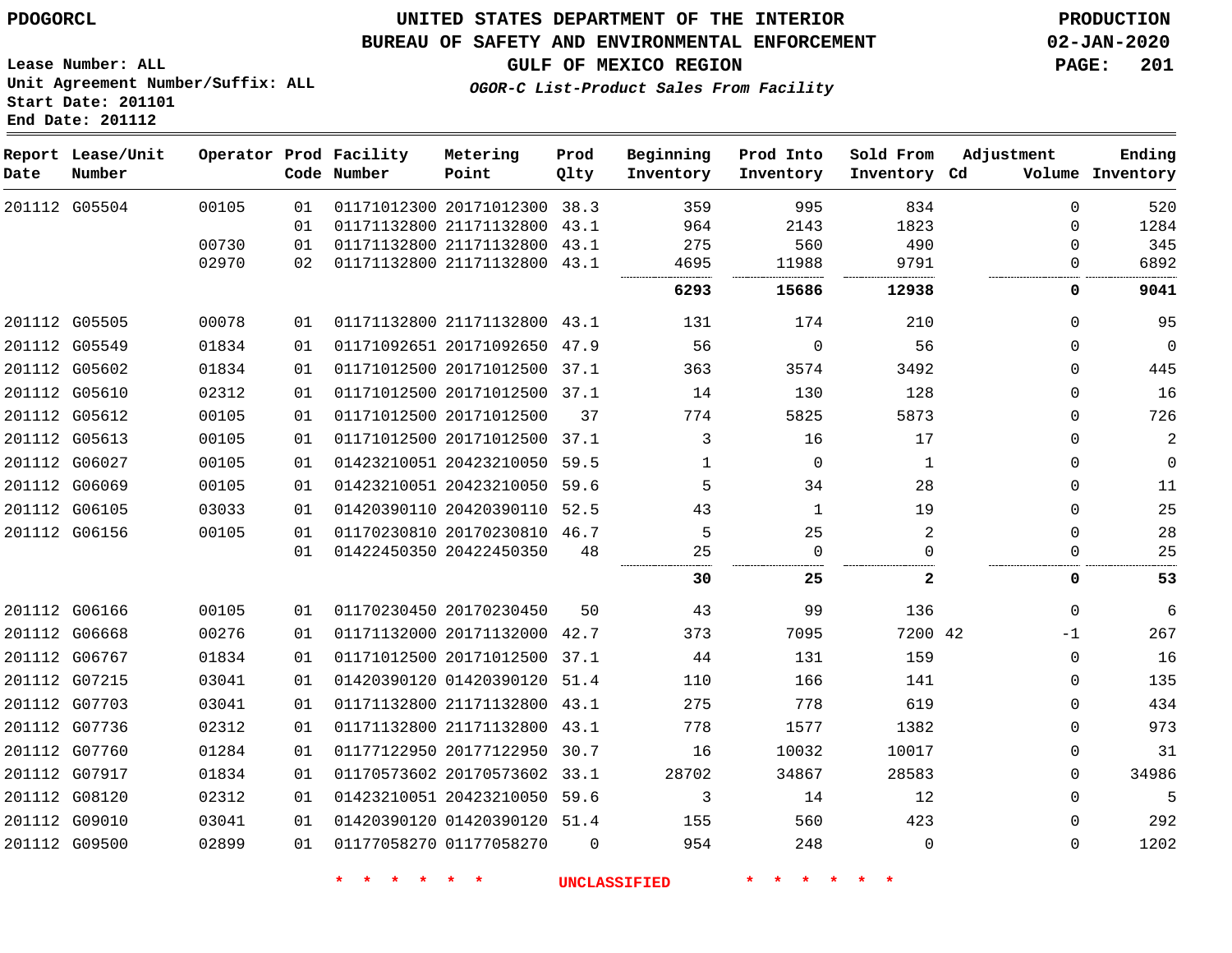PDOGORCL

# UNITED STATES DEPARTMENT OF THE INTERIOR
## BUREAU OF SAFETY AND ENVIRONMENTAL ENFORCEMENT
### GULF OF MEXICO REGION
*OGOR-C List-Product Sales From Facility*

PRODUCTION
02-JAN-2020

Lease Number: ALL
Unit Agreement Number/Suffix: ALL
Start Date: 201101
End Date: 201112

| Report Date | Lease/Unit Number | Operator | Prod Code | Facility Number | Metering Point | Prod Qlty | Beginning Inventory | Prod Into Inventory | Sold From Inventory | Adjustment Cd | Adjustment Volume | Ending Inventory |
|---|---|---|---|---|---|---|---|---|---|---|---|---|
| 201112 | G05504 | 00105 | 01 | 01171012300 | 20171012300 | 38.3 | 359 | 995 | 834 | | 0 | 520 |
| | | | 01 | 01171132800 | 21171132800 | 43.1 | 964 | 2143 | 1823 | | 0 | 1284 |
| | | 00730 | 01 | 01171132800 | 21171132800 | 43.1 | 275 | 560 | 490 | | 0 | 345 |
| | | 02970 | 02 | 01171132800 | 21171132800 | 43.1 | 4695 | 11988 | 9791 | | 0 | 6892 |
| | | | | | | | **6293** | **15686** | **12938** | | **0** | **9041** |
| 201112 | G05505 | 00078 | 01 | 01171132800 | 21171132800 | 43.1 | 131 | 174 | 210 | | 0 | 95 |
| 201112 | G05549 | 01834 | 01 | 01171092651 | 20171092650 | 47.9 | 56 | 0 | 56 | | 0 | 0 |
| 201112 | G05602 | 01834 | 01 | 01171012500 | 20171012500 | 37.1 | 363 | 3574 | 3492 | | 0 | 445 |
| 201112 | G05610 | 02312 | 01 | 01171012500 | 20171012500 | 37.1 | 14 | 130 | 128 | | 0 | 16 |
| 201112 | G05612 | 00105 | 01 | 01171012500 | 20171012500 | 37 | 774 | 5825 | 5873 | | 0 | 726 |
| 201112 | G05613 | 00105 | 01 | 01171012500 | 20171012500 | 37.1 | 3 | 16 | 17 | | 0 | 2 |
| 201112 | G06027 | 00105 | 01 | 01423210051 | 20423210050 | 59.5 | 1 | 0 | 1 | | 0 | 0 |
| 201112 | G06069 | 00105 | 01 | 01423210051 | 20423210050 | 59.6 | 5 | 34 | 28 | | 0 | 11 |
| 201112 | G06105 | 03033 | 01 | 01420390110 | 20420390110 | 52.5 | 43 | 1 | 19 | | 0 | 25 |
| 201112 | G06156 | 00105 | 01 | 01170230810 | 20170230810 | 46.7 | 5 | 25 | 2 | | 0 | 28 |
| | | | 01 | 01422450350 | 20422450350 | 48 | 25 | 0 | 0 | | 0 | 25 |
| | | | | | | | **30** | **25** | **2** | | **0** | **53** |
| 201112 | G06166 | 00105 | 01 | 01170230450 | 20170230450 | 50 | 43 | 99 | 136 | | 0 | 6 |
| 201112 | G06668 | 00276 | 01 | 01171132000 | 20171132000 | 42.7 | 373 | 7095 | 7200 | 42 | -1 | 267 |
| 201112 | G06767 | 01834 | 01 | 01171012500 | 20171012500 | 37.1 | 44 | 131 | 159 | | 0 | 16 |
| 201112 | G07215 | 03041 | 01 | 01420390120 | 01420390120 | 51.4 | 110 | 166 | 141 | | 0 | 135 |
| 201112 | G07703 | 03041 | 01 | 01171132800 | 21171132800 | 43.1 | 275 | 778 | 619 | | 0 | 434 |
| 201112 | G07736 | 02312 | 01 | 01171132800 | 21171132800 | 43.1 | 778 | 1577 | 1382 | | 0 | 973 |
| 201112 | G07760 | 01284 | 01 | 01177122950 | 20177122950 | 30.7 | 16 | 10032 | 10017 | | 0 | 31 |
| 201112 | G07917 | 01834 | 01 | 01170573602 | 20170573602 | 33.1 | 28702 | 34867 | 28583 | | 0 | 34986 |
| 201112 | G08120 | 02312 | 01 | 01423210051 | 20423210050 | 59.6 | 3 | 14 | 12 | | 0 | 5 |
| 201112 | G09010 | 03041 | 01 | 01420390120 | 01420390120 | 51.4 | 155 | 560 | 423 | | 0 | 292 |
| 201112 | G09500 | 02899 | 01 | 01177058270 | 01177058270 | 0 | 954 | 248 | 0 | | 0 | 1202 |

* * * * * * UNCLASSIFIED * * * * * *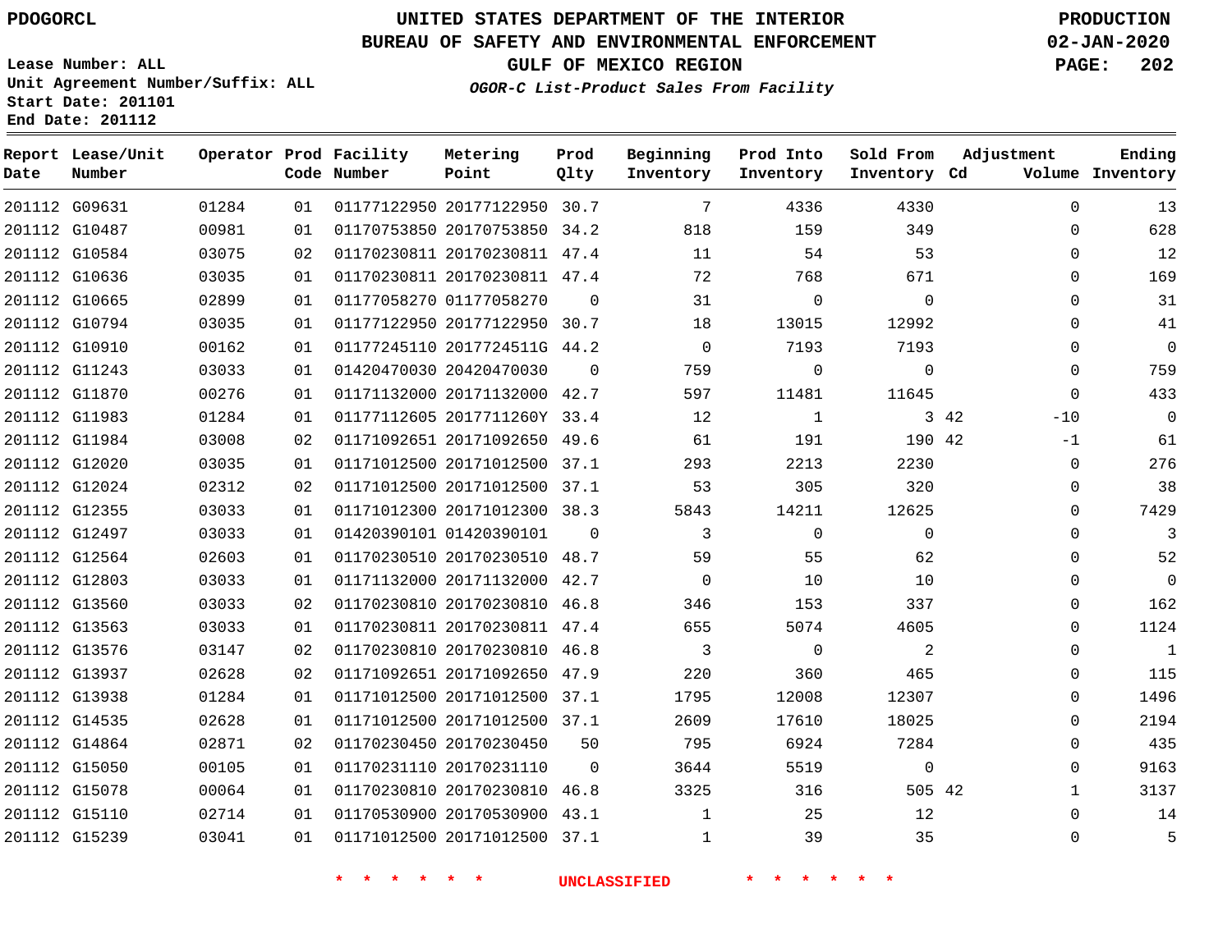# UNITED STATES DEPARTMENT OF THE INTERIOR
## BUREAU OF SAFETY AND ENVIRONMENTAL ENFORCEMENT
### GULF OF MEXICO REGION
### *OGOR-C List-Product Sales From Facility*

PDOGORCL

Lease Number: ALL
Unit Agreement Number/Suffix: ALL
Start Date: 201101
End Date: 201112

PRODUCTION
02-JAN-2020

| Report Date | Lease/Unit Number | Operator | Prod Code | Facility Number | Metering Point | Prod Qlty | Beginning Inventory | Prod Into Inventory | Sold From Inventory | Adjustment Cd | Adjustment Volume | Ending Inventory |
|---|---|---|---|---|---|---|---|---|---|---|---|---|
| 201112 | G09631 | 01284 | 01 | 01177122950 | 20177122950 | 30.7 | 7 | 4336 | 4330 | | 0 | 13 |
| 201112 | G10487 | 00981 | 01 | 01170753850 | 20170753850 | 34.2 | 818 | 159 | 349 | | 0 | 628 |
| 201112 | G10584 | 03075 | 02 | 01170230811 | 20170230811 | 47.4 | 11 | 54 | 53 | | 0 | 12 |
| 201112 | G10636 | 03035 | 01 | 01170230811 | 20170230811 | 47.4 | 72 | 768 | 671 | | 0 | 169 |
| 201112 | G10665 | 02899 | 01 | 01177058270 | 01177058270 | 0 | 31 | 0 | 0 | | 0 | 31 |
| 201112 | G10794 | 03035 | 01 | 01177122950 | 20177122950 | 30.7 | 18 | 13015 | 12992 | | 0 | 41 |
| 201112 | G10910 | 00162 | 01 | 01177245110 | 2017724511G | 44.2 | 0 | 7193 | 7193 | | 0 | 0 |
| 201112 | G11243 | 03033 | 01 | 01420470030 | 20420470030 | 0 | 759 | 0 | 0 | | 0 | 759 |
| 201112 | G11870 | 00276 | 01 | 01171132000 | 20171132000 | 42.7 | 597 | 11481 | 11645 | | 0 | 433 |
| 201112 | G11983 | 01284 | 01 | 01177112605 | 2017711260Y | 33.4 | 12 | 1 | 3 | 42 | -10 | 0 |
| 201112 | G11984 | 03008 | 02 | 01171092651 | 20171092650 | 49.6 | 61 | 191 | 190 | 42 | -1 | 61 |
| 201112 | G12020 | 03035 | 01 | 01171012500 | 20171012500 | 37.1 | 293 | 2213 | 2230 | | 0 | 276 |
| 201112 | G12024 | 02312 | 02 | 01171012500 | 20171012500 | 37.1 | 53 | 305 | 320 | | 0 | 38 |
| 201112 | G12355 | 03033 | 01 | 01171012300 | 20171012300 | 38.3 | 5843 | 14211 | 12625 | | 0 | 7429 |
| 201112 | G12497 | 03033 | 01 | 01420390101 | 01420390101 | 0 | 3 | 0 | 0 | | 0 | 3 |
| 201112 | G12564 | 02603 | 01 | 01170230510 | 20170230510 | 48.7 | 59 | 55 | 62 | | 0 | 52 |
| 201112 | G12803 | 03033 | 01 | 01171132000 | 20171132000 | 42.7 | 0 | 10 | 10 | | 0 | 0 |
| 201112 | G13560 | 03033 | 02 | 01170230810 | 20170230810 | 46.8 | 346 | 153 | 337 | | 0 | 162 |
| 201112 | G13563 | 03033 | 01 | 01170230811 | 20170230811 | 47.4 | 655 | 5074 | 4605 | | 0 | 1124 |
| 201112 | G13576 | 03147 | 02 | 01170230810 | 20170230810 | 46.8 | 3 | 0 | 2 | | 0 | 1 |
| 201112 | G13937 | 02628 | 02 | 01171092651 | 20171092650 | 47.9 | 220 | 360 | 465 | | 0 | 115 |
| 201112 | G13938 | 01284 | 01 | 01171012500 | 20171012500 | 37.1 | 1795 | 12008 | 12307 | | 0 | 1496 |
| 201112 | G14535 | 02628 | 01 | 01171012500 | 20171012500 | 37.1 | 2609 | 17610 | 18025 | | 0 | 2194 |
| 201112 | G14864 | 02871 | 02 | 01170230450 | 20170230450 | 50 | 795 | 6924 | 7284 | | 0 | 435 |
| 201112 | G15050 | 00105 | 01 | 01170231110 | 20170231110 | 0 | 3644 | 5519 | 0 | | 0 | 9163 |
| 201112 | G15078 | 00064 | 01 | 01170230810 | 20170230810 | 46.8 | 3325 | 316 | 505 | 42 | 1 | 3137 |
| 201112 | G15110 | 02714 | 01 | 01170530900 | 20170530900 | 43.1 | 1 | 25 | 12 | | 0 | 14 |
| 201112 | G15239 | 03041 | 01 | 01171012500 | 20171012500 | 37.1 | 1 | 39 | 35 | | 0 | 5 |

* * * * * * UNCLASSIFIED * * * * * *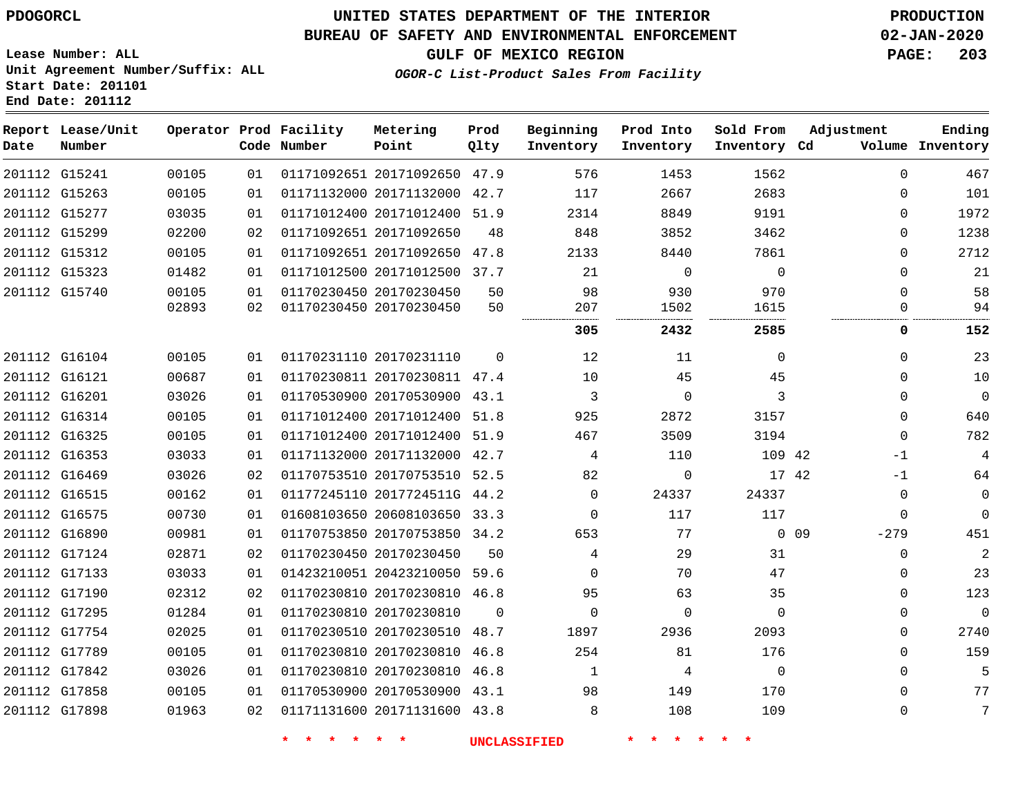PDOGORCL

# UNITED STATES DEPARTMENT OF THE INTERIOR
## BUREAU OF SAFETY AND ENVIRONMENTAL ENFORCEMENT
## GULF OF MEXICO REGION
### *OGOR-C List-Product Sales From Facility*

PRODUCTION
02-JAN-2020

Lease Number: ALL
Unit Agreement Number/Suffix: ALL
Start Date: 201101
End Date: 201112

| Report Date | Lease/Unit Number | Operator | Prod Code | Facility Number | Metering Point | Prod Qlty | Beginning Inventory | Prod Into Inventory | Sold From Inventory | Adjustment Cd | Adjustment Volume | Ending Inventory |
|---|---|---|---|---|---|---|---|---|---|---|---|---|
| 201112 | G15241 | 00105 | 01 | 01171092651 | 20171092650 | 47.9 | 576 | 1453 | 1562 | | 0 | 467 |
| 201112 | G15263 | 00105 | 01 | 01171132000 | 20171132000 | 42.7 | 117 | 2667 | 2683 | | 0 | 101 |
| 201112 | G15277 | 03035 | 01 | 01171012400 | 20171012400 | 51.9 | 2314 | 8849 | 9191 | | 0 | 1972 |
| 201112 | G15299 | 02200 | 02 | 01171092651 | 20171092650 | 48 | 848 | 3852 | 3462 | | 0 | 1238 |
| 201112 | G15312 | 00105 | 01 | 01171092651 | 20171092650 | 47.8 | 2133 | 8440 | 7861 | | 0 | 2712 |
| 201112 | G15323 | 01482 | 01 | 01171012500 | 20171012500 | 37.7 | 21 | 0 | 0 | | 0 | 21 |
| 201112 | G15740 | 00105 | 01 | 01170230450 | 20170230450 | 50 | 98 | 930 | 970 | | 0 | 58 |
| | | 02893 | 02 | 01170230450 | 20170230450 | 50 | 207 | 1502 | 1615 | | 0 | 94 |
| | | | | | | | **305** | **2432** | **2585** | | **0** | **152** |
| 201112 | G16104 | 00105 | 01 | 01170231110 | 20170231110 | 0 | 12 | 11 | 0 | | 0 | 23 |
| 201112 | G16121 | 00687 | 01 | 01170230811 | 20170230811 | 47.4 | 10 | 45 | 45 | | 0 | 10 |
| 201112 | G16201 | 03026 | 01 | 01170530900 | 20170530900 | 43.1 | 3 | 0 | 3 | | 0 | 0 |
| 201112 | G16314 | 00105 | 01 | 01171012400 | 20171012400 | 51.8 | 925 | 2872 | 3157 | | 0 | 640 |
| 201112 | G16325 | 00105 | 01 | 01171012400 | 20171012400 | 51.9 | 467 | 3509 | 3194 | | 0 | 782 |
| 201112 | G16353 | 03033 | 01 | 01171132000 | 20171132000 | 42.7 | 4 | 110 | 109 | 42 | -1 | 4 |
| 201112 | G16469 | 03026 | 02 | 01170753510 | 20170753510 | 52.5 | 82 | 0 | 17 | 42 | -1 | 64 |
| 201112 | G16515 | 00162 | 01 | 01177245110 | 2017724511G | 44.2 | 0 | 24337 | 24337 | | 0 | 0 |
| 201112 | G16575 | 00730 | 01 | 01608103650 | 20608103650 | 33.3 | 0 | 117 | 117 | | 0 | 0 |
| 201112 | G16890 | 00981 | 01 | 01170753850 | 20170753850 | 34.2 | 653 | 77 | 0 | 09 | -279 | 451 |
| 201112 | G17124 | 02871 | 02 | 01170230450 | 20170230450 | 50 | 4 | 29 | 31 | | 0 | 2 |
| 201112 | G17133 | 03033 | 01 | 01423210051 | 20423210050 | 59.6 | 0 | 70 | 47 | | 0 | 23 |
| 201112 | G17190 | 02312 | 02 | 01170230810 | 20170230810 | 46.8 | 95 | 63 | 35 | | 0 | 123 |
| 201112 | G17295 | 01284 | 01 | 01170230810 | 20170230810 | 0 | 0 | 0 | 0 | | 0 | 0 |
| 201112 | G17754 | 02025 | 01 | 01170230510 | 20170230510 | 48.7 | 1897 | 2936 | 2093 | | 0 | 2740 |
| 201112 | G17789 | 00105 | 01 | 01170230810 | 20170230810 | 46.8 | 254 | 81 | 176 | | 0 | 159 |
| 201112 | G17842 | 03026 | 01 | 01170230810 | 20170230810 | 46.8 | 1 | 4 | 0 | | 0 | 5 |
| 201112 | G17858 | 00105 | 01 | 01170530900 | 20170530900 | 43.1 | 98 | 149 | 170 | | 0 | 77 |
| 201112 | G17898 | 01963 | 02 | 01171131600 | 20171131600 | 43.8 | 8 | 108 | 109 | | 0 | 7 |

\* \* \* \* \* \* UNCLASSIFIED \* \* \* \* \* \*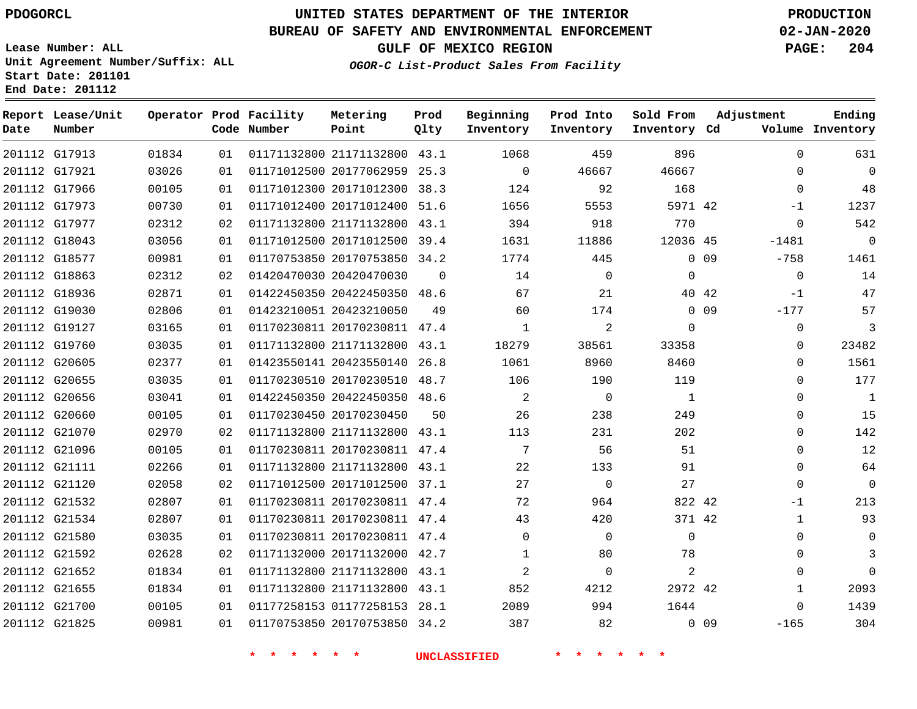PDOGORCL

# UNITED STATES DEPARTMENT OF THE INTERIOR
## BUREAU OF SAFETY AND ENVIRONMENTAL ENFORCEMENT
## GULF OF MEXICO REGION
### *OGOR-C List-Product Sales From Facility*

PRODUCTION
02-JAN-2020

Lease Number: ALL
Unit Agreement Number/Suffix: ALL
Start Date: 201101
End Date: 201112

| Report Date | Lease/Unit Number | Operator | Prod Code | Facility Number | Metering Point | Prod Qlty | Beginning Inventory | Prod Into Inventory | Sold From Inventory | Adjustment Cd | Volume | Ending Inventory |
|---|---|---|---|---|---|---|---|---|---|---|---|---|
| 201112 | G17913 | 01834 | 01 | 01171132800 | 21171132800 | 43.1 | 1068 | 459 | 896 | | 0 | 631 |
| 201112 | G17921 | 03026 | 01 | 01171012500 | 20177062959 | 25.3 | 0 | 46667 | 46667 | | 0 | 0 |
| 201112 | G17966 | 00105 | 01 | 01171012300 | 20171012300 | 38.3 | 124 | 92 | 168 | | 0 | 48 |
| 201112 | G17973 | 00730 | 01 | 01171012400 | 20171012400 | 51.6 | 1656 | 5553 | 5971 | 42 | -1 | 1237 |
| 201112 | G17977 | 02312 | 02 | 01171132800 | 21171132800 | 43.1 | 394 | 918 | 770 | | 0 | 542 |
| 201112 | G18043 | 03056 | 01 | 01171012500 | 20171012500 | 39.4 | 1631 | 11886 | 12036 | 45 | -1481 | 0 |
| 201112 | G18577 | 00981 | 01 | 01170753850 | 20170753850 | 34.2 | 1774 | 445 | 0 | 09 | -758 | 1461 |
| 201112 | G18863 | 02312 | 02 | 01420470030 | 20420470030 | 0 | 14 | 0 | 0 | | 0 | 14 |
| 201112 | G18936 | 02871 | 01 | 01422450350 | 20422450350 | 48.6 | 67 | 21 | 40 | 42 | -1 | 47 |
| 201112 | G19030 | 02806 | 01 | 01423210051 | 20423210050 | 49 | 60 | 174 | 0 | 09 | -177 | 57 |
| 201112 | G19127 | 03165 | 01 | 01170230811 | 20170230811 | 47.4 | 1 | 2 | 0 | | 0 | 3 |
| 201112 | G19760 | 03035 | 01 | 01171132800 | 21171132800 | 43.1 | 18279 | 38561 | 33358 | | 0 | 23482 |
| 201112 | G20605 | 02377 | 01 | 01423550141 | 20423550140 | 26.8 | 1061 | 8960 | 8460 | | 0 | 1561 |
| 201112 | G20655 | 03035 | 01 | 01170230510 | 20170230510 | 48.7 | 106 | 190 | 119 | | 0 | 177 |
| 201112 | G20656 | 03041 | 01 | 01422450350 | 20422450350 | 48.6 | 2 | 0 | 1 | | 0 | 1 |
| 201112 | G20660 | 00105 | 01 | 01170230450 | 20170230450 | 50 | 26 | 238 | 249 | | 0 | 15 |
| 201112 | G21070 | 02970 | 02 | 01171132800 | 21171132800 | 43.1 | 113 | 231 | 202 | | 0 | 142 |
| 201112 | G21096 | 00105 | 01 | 01170230811 | 20170230811 | 47.4 | 7 | 56 | 51 | | 0 | 12 |
| 201112 | G21111 | 02266 | 01 | 01171132800 | 21171132800 | 43.1 | 22 | 133 | 91 | | 0 | 64 |
| 201112 | G21120 | 02058 | 02 | 01171012500 | 20171012500 | 37.1 | 27 | 0 | 27 | | 0 | 0 |
| 201112 | G21532 | 02807 | 01 | 01170230811 | 20170230811 | 47.4 | 72 | 964 | 822 | 42 | -1 | 213 |
| 201112 | G21534 | 02807 | 01 | 01170230811 | 20170230811 | 47.4 | 43 | 420 | 371 | 42 | 1 | 93 |
| 201112 | G21580 | 03035 | 01 | 01170230811 | 20170230811 | 47.4 | 0 | 0 | 0 | | 0 | 0 |
| 201112 | G21592 | 02628 | 02 | 01171132000 | 20171132000 | 42.7 | 1 | 80 | 78 | | 0 | 3 |
| 201112 | G21652 | 01834 | 01 | 01171132800 | 21171132800 | 43.1 | 2 | 0 | 2 | | 0 | 0 |
| 201112 | G21655 | 01834 | 01 | 01171132800 | 21171132800 | 43.1 | 852 | 4212 | 2972 | 42 | 1 | 2093 |
| 201112 | G21700 | 00105 | 01 | 01177258153 | 01177258153 | 28.1 | 2089 | 994 | 1644 | | 0 | 1439 |
| 201112 | G21825 | 00981 | 01 | 01170753850 | 20170753850 | 34.2 | 387 | 82 | 0 | 09 | -165 | 304 |

\* \* \* \* \* \* UNCLASSIFIED \* \* \* \* \* \*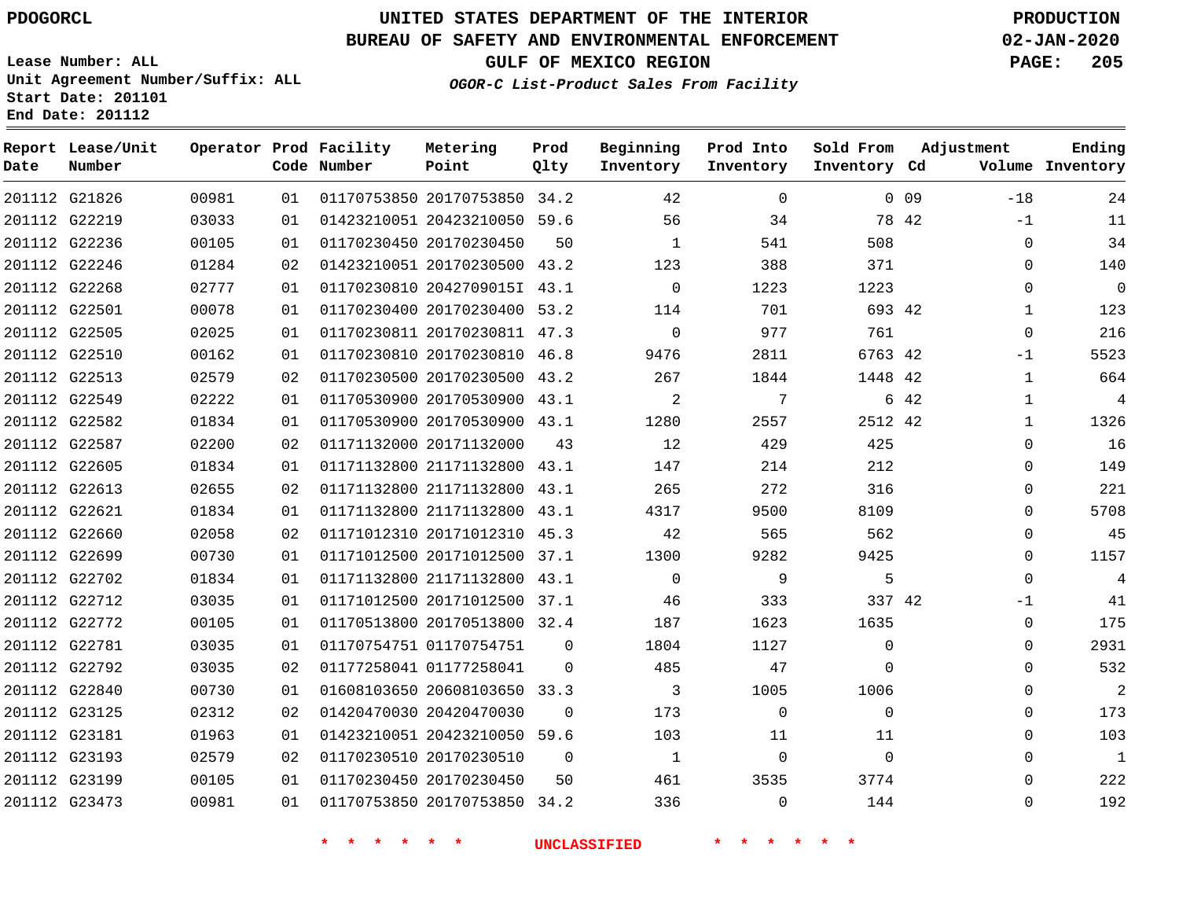PDOGORCL

# UNITED STATES DEPARTMENT OF THE INTERIOR
## BUREAU OF SAFETY AND ENVIRONMENTAL ENFORCEMENT
### GULF OF MEXICO REGION
*OGOR-C List-Product Sales From Facility*

PRODUCTION
02-JAN-2020

Lease Number: ALL
Unit Agreement Number/Suffix: ALL
Start Date: 201101
End Date: 201112

| Report Date | Lease/Unit Number | Operator | Prod Code | Facility Number | Metering Point | Prod Qlty | Beginning Inventory | Prod Into Inventory | Sold From Inventory | Adjustment Cd | Adjustment Volume | Ending Inventory |
|---|---|---|---|---|---|---|---|---|---|---|---|---|
| 201112 | G21826 | 00981 | 01 | 01170753850 | 20170753850 | 34.2 | 42 | 0 | 0 | 09 | -18 | 24 |
| 201112 | G22219 | 03033 | 01 | 01423210051 | 20423210050 | 59.6 | 56 | 34 | 78 | 42 | -1 | 11 |
| 201112 | G22236 | 00105 | 01 | 01170230450 | 20170230450 | 50 | 1 | 541 | 508 | | 0 | 34 |
| 201112 | G22246 | 01284 | 02 | 01423210051 | 20170230500 | 43.2 | 123 | 388 | 371 | | 0 | 140 |
| 201112 | G22268 | 02777 | 01 | 01170230810 | 2042709015I | 43.1 | 0 | 1223 | 1223 | | 0 | 0 |
| 201112 | G22501 | 00078 | 01 | 01170230400 | 20170230400 | 53.2 | 114 | 701 | 693 | 42 | 1 | 123 |
| 201112 | G22505 | 02025 | 01 | 01170230811 | 20170230811 | 47.3 | 0 | 977 | 761 | | 0 | 216 |
| 201112 | G22510 | 00162 | 01 | 01170230810 | 20170230810 | 46.8 | 9476 | 2811 | 6763 | 42 | -1 | 5523 |
| 201112 | G22513 | 02579 | 02 | 01170230500 | 20170230500 | 43.2 | 267 | 1844 | 1448 | 42 | 1 | 664 |
| 201112 | G22549 | 02222 | 01 | 01170530900 | 20170530900 | 43.1 | 2 | 7 | 6 | 42 | 1 | 4 |
| 201112 | G22582 | 01834 | 01 | 01170530900 | 20170530900 | 43.1 | 1280 | 2557 | 2512 | 42 | 1 | 1326 |
| 201112 | G22587 | 02200 | 02 | 01171132000 | 20171132000 | 43 | 12 | 429 | 425 | | 0 | 16 |
| 201112 | G22605 | 01834 | 01 | 01171132800 | 21171132800 | 43.1 | 147 | 214 | 212 | | 0 | 149 |
| 201112 | G22613 | 02655 | 02 | 01171132800 | 21171132800 | 43.1 | 265 | 272 | 316 | | 0 | 221 |
| 201112 | G22621 | 01834 | 01 | 01171132800 | 21171132800 | 43.1 | 4317 | 9500 | 8109 | | 0 | 5708 |
| 201112 | G22660 | 02058 | 02 | 01171012310 | 20171012310 | 45.3 | 42 | 565 | 562 | | 0 | 45 |
| 201112 | G22699 | 00730 | 01 | 01171012500 | 20171012500 | 37.1 | 1300 | 9282 | 9425 | | 0 | 1157 |
| 201112 | G22702 | 01834 | 01 | 01171132800 | 21171132800 | 43.1 | 0 | 9 | 5 | | 0 | 4 |
| 201112 | G22712 | 03035 | 01 | 01171012500 | 20171012500 | 37.1 | 46 | 333 | 337 | 42 | -1 | 41 |
| 201112 | G22772 | 00105 | 01 | 01170513800 | 20170513800 | 32.4 | 187 | 1623 | 1635 | | 0 | 175 |
| 201112 | G22781 | 03035 | 01 | 01170754751 | 01170754751 | 0 | 1804 | 1127 | 0 | | 0 | 2931 |
| 201112 | G22792 | 03035 | 02 | 01177258041 | 01177258041 | 0 | 485 | 47 | 0 | | 0 | 532 |
| 201112 | G22840 | 00730 | 01 | 01608103650 | 20608103650 | 33.3 | 3 | 1005 | 1006 | | 0 | 2 |
| 201112 | G23125 | 02312 | 02 | 01420470030 | 20420470030 | 0 | 173 | 0 | 0 | | 0 | 173 |
| 201112 | G23181 | 01963 | 01 | 01423210051 | 20423210050 | 59.6 | 103 | 11 | 11 | | 0 | 103 |
| 201112 | G23193 | 02579 | 02 | 01170230510 | 20170230510 | 0 | 1 | 0 | 0 | | 0 | 1 |
| 201112 | G23199 | 00105 | 01 | 01170230450 | 20170230450 | 50 | 461 | 3535 | 3774 | | 0 | 222 |
| 201112 | G23473 | 00981 | 01 | 01170753850 | 20170753850 | 34.2 | 336 | 0 | 144 | | 0 | 192 |

\* \* \* \* \* \* UNCLASSIFIED \* \* \* \* \* \*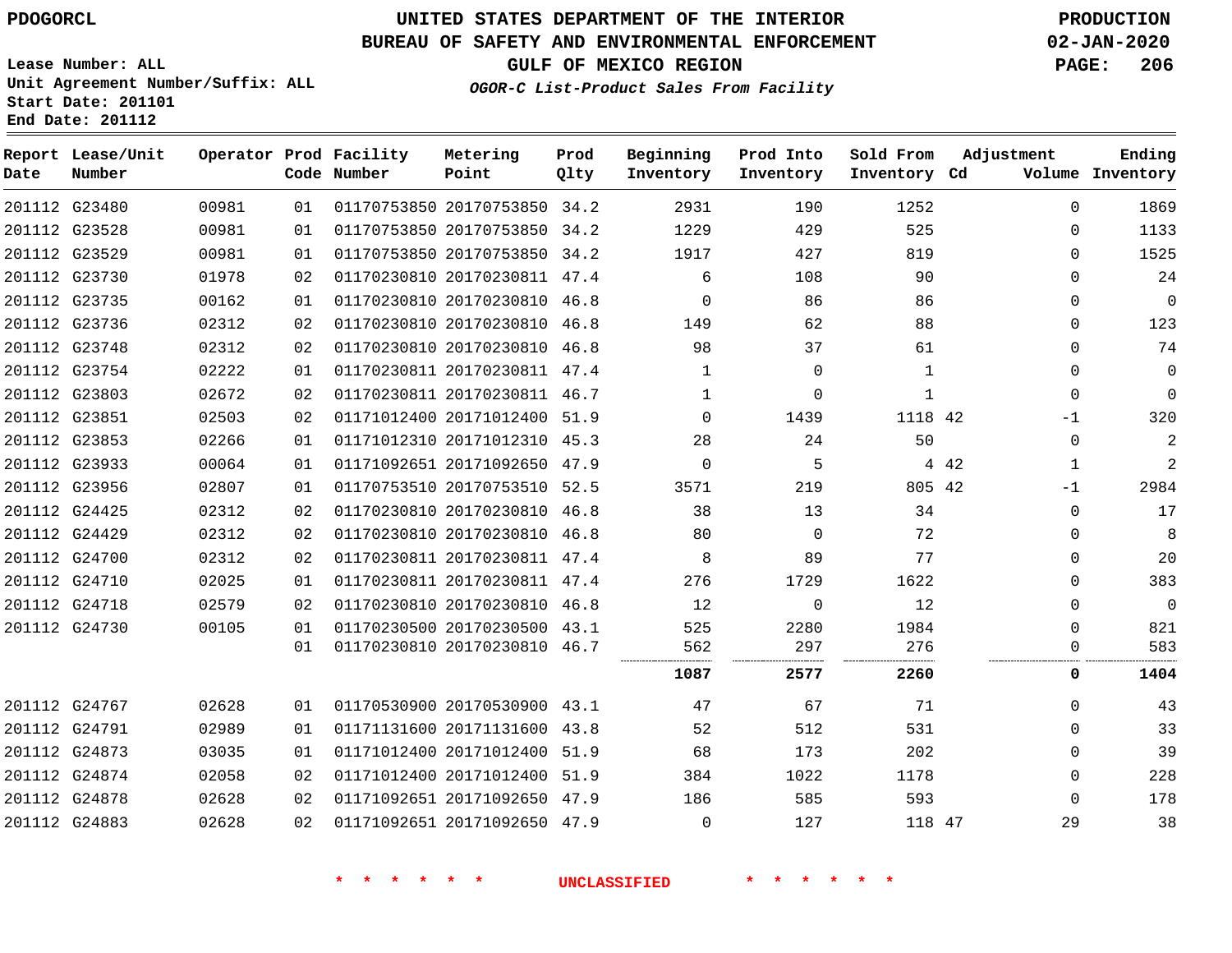PDOGORCL

Lease Number: ALL
Unit Agreement Number/Suffix: ALL
Start Date: 201101
End Date: 201112

# UNITED STATES DEPARTMENT OF THE INTERIOR
## BUREAU OF SAFETY AND ENVIRONMENTAL ENFORCEMENT
### GULF OF MEXICO REGION

*OGOR-C List-Product Sales From Facility*

PRODUCTION
02-JAN-2020

| Report Date | Lease/Unit Number | Operator | Prod Code | Facility Number | Metering Point | Prod Qlty | Beginning Inventory | Prod Into Inventory | Sold From Inventory | Adjustment Cd | Volume | Ending Inventory |
|---|---|---|---|---|---|---|---|---|---|---|---|---|
| 201112 | G23480 | 00981 | 01 | 01170753850 | 20170753850 | 34.2 | 2931 | 190 | 1252 | | 0 | 1869 |
| 201112 | G23528 | 00981 | 01 | 01170753850 | 20170753850 | 34.2 | 1229 | 429 | 525 | | 0 | 1133 |
| 201112 | G23529 | 00981 | 01 | 01170753850 | 20170753850 | 34.2 | 1917 | 427 | 819 | | 0 | 1525 |
| 201112 | G23730 | 01978 | 02 | 01170230810 | 20170230811 | 47.4 | 6 | 108 | 90 | | 0 | 24 |
| 201112 | G23735 | 00162 | 01 | 01170230810 | 20170230810 | 46.8 | 0 | 86 | 86 | | 0 | 0 |
| 201112 | G23736 | 02312 | 02 | 01170230810 | 20170230810 | 46.8 | 149 | 62 | 88 | | 0 | 123 |
| 201112 | G23748 | 02312 | 02 | 01170230810 | 20170230810 | 46.8 | 98 | 37 | 61 | | 0 | 74 |
| 201112 | G23754 | 02222 | 01 | 01170230811 | 20170230811 | 47.4 | 1 | 0 | 1 | | 0 | 0 |
| 201112 | G23803 | 02672 | 02 | 01170230811 | 20170230811 | 46.7 | 1 | 0 | 1 | | 0 | 0 |
| 201112 | G23851 | 02503 | 02 | 01171012400 | 20171012400 | 51.9 | 0 | 1439 | 1118 | 42 | -1 | 320 |
| 201112 | G23853 | 02266 | 01 | 01171012310 | 20171012310 | 45.3 | 28 | 24 | 50 | | 0 | 2 |
| 201112 | G23933 | 00064 | 01 | 01171092651 | 20171092650 | 47.9 | 0 | 5 | 4 | 42 | 1 | 2 |
| 201112 | G23956 | 02807 | 01 | 01170753510 | 20170753510 | 52.5 | 3571 | 219 | 805 | 42 | -1 | 2984 |
| 201112 | G24425 | 02312 | 02 | 01170230810 | 20170230810 | 46.8 | 38 | 13 | 34 | | 0 | 17 |
| 201112 | G24429 | 02312 | 02 | 01170230810 | 20170230810 | 46.8 | 80 | 0 | 72 | | 0 | 8 |
| 201112 | G24700 | 02312 | 02 | 01170230811 | 20170230811 | 47.4 | 8 | 89 | 77 | | 0 | 20 |
| 201112 | G24710 | 02025 | 01 | 01170230811 | 20170230811 | 47.4 | 276 | 1729 | 1622 | | 0 | 383 |
| 201112 | G24718 | 02579 | 02 | 01170230810 | 20170230810 | 46.8 | 12 | 0 | 12 | | 0 | 0 |
| 201112 | G24730 | 00105 | 01 | 01170230500 | 20170230500 | 43.1 | 525 | 2280 | 1984 | | 0 | 821 |
| | | | 01 | 01170230810 | 20170230810 | 46.7 | 562 | 297 | 276 | | 0 | 583 |
| | | | | | | | **1087** | **2577** | **2260** | | **0** | **1404** |
| 201112 | G24767 | 02628 | 01 | 01170530900 | 20170530900 | 43.1 | 47 | 67 | 71 | | 0 | 43 |
| 201112 | G24791 | 02989 | 01 | 01171131600 | 20171131600 | 43.8 | 52 | 512 | 531 | | 0 | 33 |
| 201112 | G24873 | 03035 | 01 | 01171012400 | 20171012400 | 51.9 | 68 | 173 | 202 | | 0 | 39 |
| 201112 | G24874 | 02058 | 02 | 01171012400 | 20171012400 | 51.9 | 384 | 1022 | 1178 | | 0 | 228 |
| 201112 | G24878 | 02628 | 02 | 01171092651 | 20171092650 | 47.9 | 186 | 585 | 593 | | 0 | 178 |
| 201112 | G24883 | 02628 | 02 | 01171092651 | 20171092650 | 47.9 | 0 | 127 | 118 | 47 | 29 | 38 |

* * * * * * UNCLASSIFIED * * * * * *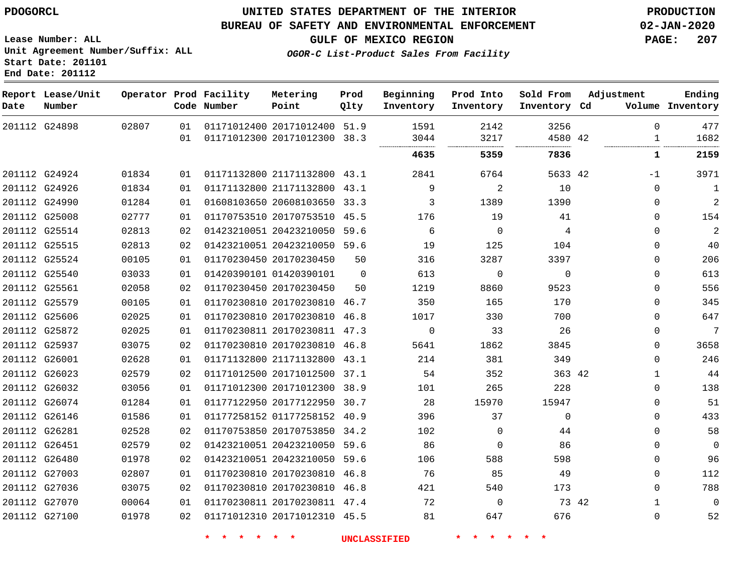PDOGORCL

# UNITED STATES DEPARTMENT OF THE INTERIOR
## BUREAU OF SAFETY AND ENVIRONMENTAL ENFORCEMENT
### GULF OF MEXICO REGION
*OGOR-C List-Product Sales From Facility*

PRODUCTION
02-JAN-2020

Lease Number: ALL
Unit Agreement Number/Suffix: ALL
Start Date: 201101
End Date: 201112

| Report Date | Lease/Unit Number | Operator | Prod Code | Facility Number | Metering Point | Prod Qlty | Beginning Inventory | Prod Into Inventory | Sold From Inventory | Adjustment Cd | Adjustment Volume | Ending Inventory |
|---|---|---|---|---|---|---|---|---|---|---|---|---|
| 201112 | G24898 | 02807 | 01 | 01171012400 | 20171012400 | 51.9 | 1591 | 2142 | 3256 | | 0 | 477 |
| | | | 01 | 01171012300 | 20171012300 | 38.3 | 3044 | 3217 | 4580 | 42 | 1 | 1682 |
| | | | | | | | **4635** | **5359** | **7836** | | **1** | **2159** |
| 201112 | G24924 | 01834 | 01 | 01171132800 | 21171132800 | 43.1 | 2841 | 6764 | 5633 | 42 | -1 | 3971 |
| 201112 | G24926 | 01834 | 01 | 01171132800 | 21171132800 | 43.1 | 9 | 2 | 10 | | 0 | 1 |
| 201112 | G24990 | 01284 | 01 | 01608103650 | 20608103650 | 33.3 | 3 | 1389 | 1390 | | 0 | 2 |
| 201112 | G25008 | 02777 | 01 | 01170753510 | 20170753510 | 45.5 | 176 | 19 | 41 | | 0 | 154 |
| 201112 | G25514 | 02813 | 02 | 01423210051 | 20423210050 | 59.6 | 6 | 0 | 4 | | 0 | 2 |
| 201112 | G25515 | 02813 | 02 | 01423210051 | 20423210050 | 59.6 | 19 | 125 | 104 | | 0 | 40 |
| 201112 | G25524 | 00105 | 01 | 01170230450 | 20170230450 | 50 | 316 | 3287 | 3397 | | 0 | 206 |
| 201112 | G25540 | 03033 | 01 | 01420390101 | 01420390101 | 0 | 613 | 0 | 0 | | 0 | 613 |
| 201112 | G25561 | 02058 | 02 | 01170230450 | 20170230450 | 50 | 1219 | 8860 | 9523 | | 0 | 556 |
| 201112 | G25579 | 00105 | 01 | 01170230810 | 20170230810 | 46.7 | 350 | 165 | 170 | | 0 | 345 |
| 201112 | G25606 | 02025 | 01 | 01170230810 | 20170230810 | 46.8 | 1017 | 330 | 700 | | 0 | 647 |
| 201112 | G25872 | 02025 | 01 | 01170230811 | 20170230811 | 47.3 | 0 | 33 | 26 | | 0 | 7 |
| 201112 | G25937 | 03075 | 02 | 01170230810 | 20170230810 | 46.8 | 5641 | 1862 | 3845 | | 0 | 3658 |
| 201112 | G26001 | 02628 | 01 | 01171132800 | 21171132800 | 43.1 | 214 | 381 | 349 | | 0 | 246 |
| 201112 | G26023 | 02579 | 02 | 01171012500 | 20171012500 | 37.1 | 54 | 352 | 363 | 42 | 1 | 44 |
| 201112 | G26032 | 03056 | 01 | 01171012300 | 20171012300 | 38.9 | 101 | 265 | 228 | | 0 | 138 |
| 201112 | G26074 | 01284 | 01 | 01177122950 | 20177122950 | 30.7 | 28 | 15970 | 15947 | | 0 | 51 |
| 201112 | G26146 | 01586 | 01 | 01177258152 | 01177258152 | 40.9 | 396 | 37 | 0 | | 0 | 433 |
| 201112 | G26281 | 02528 | 02 | 01170753850 | 20170753850 | 34.2 | 102 | 0 | 44 | | 0 | 58 |
| 201112 | G26451 | 02579 | 02 | 01423210051 | 20423210050 | 59.6 | 86 | 0 | 86 | | 0 | 0 |
| 201112 | G26480 | 01978 | 02 | 01423210051 | 20423210050 | 59.6 | 106 | 588 | 598 | | 0 | 96 |
| 201112 | G27003 | 02807 | 01 | 01170230810 | 20170230810 | 46.8 | 76 | 85 | 49 | | 0 | 112 |
| 201112 | G27036 | 03075 | 02 | 01170230810 | 20170230810 | 46.8 | 421 | 540 | 173 | | 0 | 788 |
| 201112 | G27070 | 00064 | 01 | 01170230811 | 20170230811 | 47.4 | 72 | 0 | 73 | 42 | 1 | 0 |
| 201112 | G27100 | 01978 | 02 | 01171012310 | 20171012310 | 45.5 | 81 | 647 | 676 | | 0 | 52 |

\* \* \* \* \* \* UNCLASSIFIED \* \* \* \* \* \*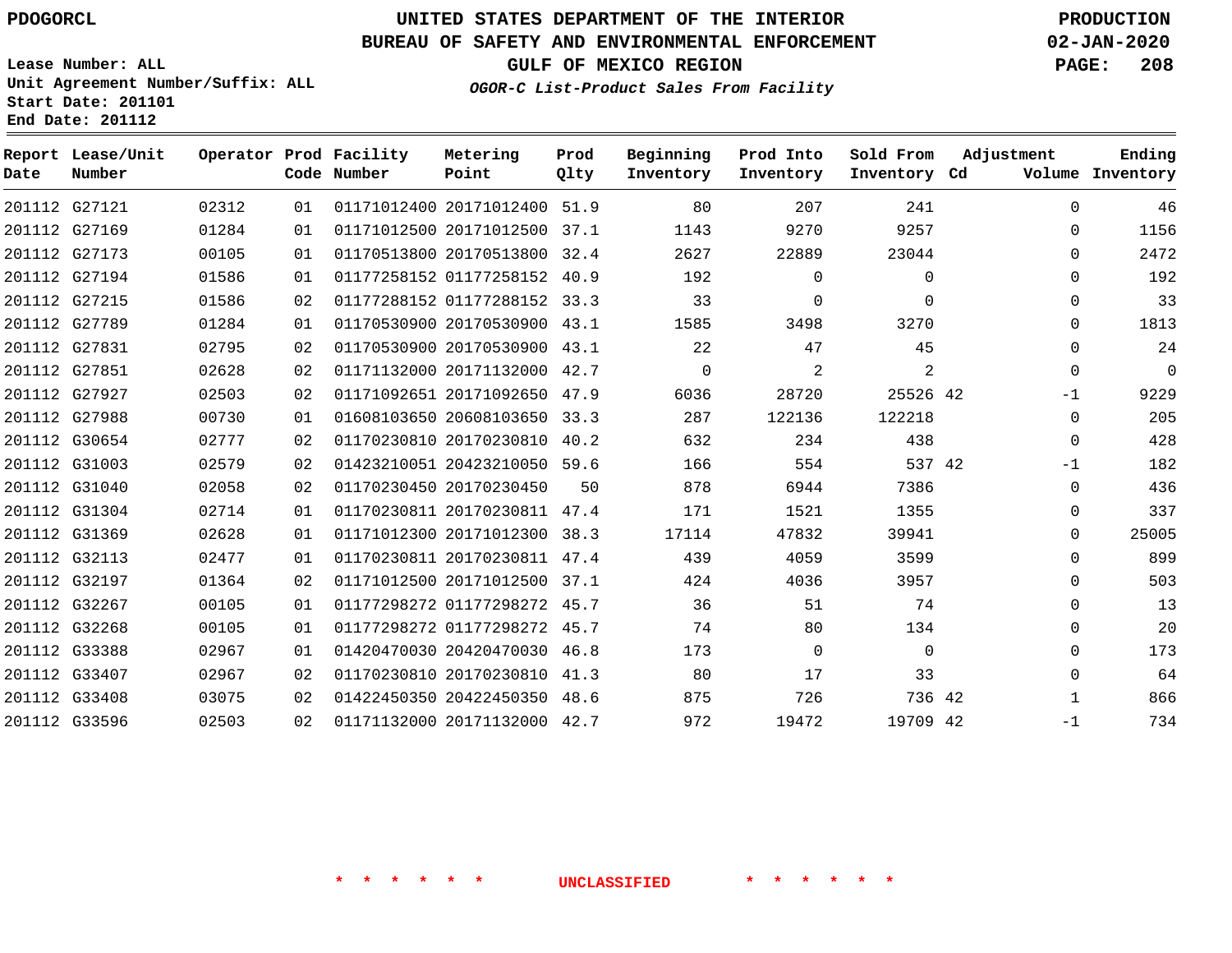PDOGORCL

# UNITED STATES DEPARTMENT OF THE INTERIOR
## BUREAU OF SAFETY AND ENVIRONMENTAL ENFORCEMENT
### GULF OF MEXICO REGION
*OGOR-C List-Product Sales From Facility*

PRODUCTION
02-JAN-2020

Lease Number: ALL
Unit Agreement Number/Suffix: ALL
Start Date: 201101
End Date: 201112

| Report Date | Lease/Unit Number | Operator | Prod Code | Facility Number | Metering Point | Prod Qlty | Beginning Inventory | Prod Into Inventory | Sold From Inventory | Adjustment Cd | Adjustment Volume | Ending Inventory |
|---|---|---|---|---|---|---|---|---|---|---|---|---|
| 201112 | G27121 | 02312 | 01 | 01171012400 | 20171012400 | 51.9 | 80 | 207 | 241 | | 0 | 46 |
| 201112 | G27169 | 01284 | 01 | 01171012500 | 20171012500 | 37.1 | 1143 | 9270 | 9257 | | 0 | 1156 |
| 201112 | G27173 | 00105 | 01 | 01170513800 | 20170513800 | 32.4 | 2627 | 22889 | 23044 | | 0 | 2472 |
| 201112 | G27194 | 01586 | 01 | 01177258152 | 01177258152 | 40.9 | 192 | 0 | 0 | | 0 | 192 |
| 201112 | G27215 | 01586 | 02 | 01177288152 | 01177288152 | 33.3 | 33 | 0 | 0 | | 0 | 33 |
| 201112 | G27789 | 01284 | 01 | 01170530900 | 20170530900 | 43.1 | 1585 | 3498 | 3270 | | 0 | 1813 |
| 201112 | G27831 | 02795 | 02 | 01170530900 | 20170530900 | 43.1 | 22 | 47 | 45 | | 0 | 24 |
| 201112 | G27851 | 02628 | 02 | 01171132000 | 20171132000 | 42.7 | 0 | 2 | 2 | | 0 | 0 |
| 201112 | G27927 | 02503 | 02 | 01171092651 | 20171092650 | 47.9 | 6036 | 28720 | 25526 | 42 | -1 | 9229 |
| 201112 | G27988 | 00730 | 01 | 01608103650 | 20608103650 | 33.3 | 287 | 122136 | 122218 | | 0 | 205 |
| 201112 | G30654 | 02777 | 02 | 01170230810 | 20170230810 | 40.2 | 632 | 234 | 438 | | 0 | 428 |
| 201112 | G31003 | 02579 | 02 | 01423210051 | 20423210050 | 59.6 | 166 | 554 | 537 | 42 | -1 | 182 |
| 201112 | G31040 | 02058 | 02 | 01170230450 | 20170230450 | 50 | 878 | 6944 | 7386 | | 0 | 436 |
| 201112 | G31304 | 02714 | 01 | 01170230811 | 20170230811 | 47.4 | 171 | 1521 | 1355 | | 0 | 337 |
| 201112 | G31369 | 02628 | 01 | 01171012300 | 20171012300 | 38.3 | 17114 | 47832 | 39941 | | 0 | 25005 |
| 201112 | G32113 | 02477 | 01 | 01170230811 | 20170230811 | 47.4 | 439 | 4059 | 3599 | | 0 | 899 |
| 201112 | G32197 | 01364 | 02 | 01171012500 | 20171012500 | 37.1 | 424 | 4036 | 3957 | | 0 | 503 |
| 201112 | G32267 | 00105 | 01 | 01177298272 | 01177298272 | 45.7 | 36 | 51 | 74 | | 0 | 13 |
| 201112 | G32268 | 00105 | 01 | 01177298272 | 01177298272 | 45.7 | 74 | 80 | 134 | | 0 | 20 |
| 201112 | G33388 | 02967 | 01 | 01420470030 | 20420470030 | 46.8 | 173 | 0 | 0 | | 0 | 173 |
| 201112 | G33407 | 02967 | 02 | 01170230810 | 20170230810 | 41.3 | 80 | 17 | 33 | | 0 | 64 |
| 201112 | G33408 | 03075 | 02 | 01422450350 | 20422450350 | 48.6 | 875 | 726 | 736 | 42 | 1 | 866 |
| 201112 | G33596 | 02503 | 02 | 01171132000 | 20171132000 | 42.7 | 972 | 19472 | 19709 | 42 | -1 | 734 |

\* \* \* \* \* \* UNCLASSIFIED \* \* \* \* \* \*